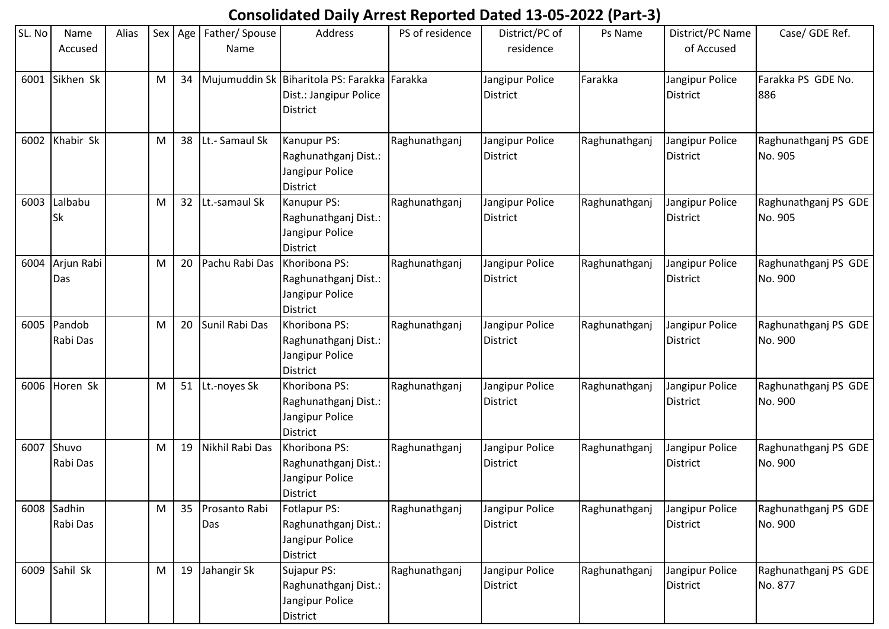# Consolidated Daily Arrest Reported Dated 13-05-2022 (Part-3)

| SL. No | Name Accused | Alias | Sex | Age | Father/ Spouse Name | Address | PS of residence | District/PC of residence | Ps Name | District/PC Name of Accused | Case/ GDE Ref. |
|---|---|---|---|---|---|---|---|---|---|---|---|
| 6001 | Sikhen Sk | | M | 34 | Mujumuddin Sk | Biharitola PS: Farakka Dist.: Jangipur Police District | Farakka | Jangipur Police District | Farakka | Jangipur Police District | Farakka PS GDE No. 886 |
| 6002 | Khabir Sk | | M | 38 | Lt.- Samaul Sk | Kanupur PS: Raghunathganj Dist.: Jangipur Police District | Raghunathganj | Jangipur Police District | Raghunathganj | Jangipur Police District | Raghunathganj PS GDE No. 905 |
| 6003 | Lalbabu Sk | | M | 32 | Lt.-samaul Sk | Kanupur PS: Raghunathganj Dist.: Jangipur Police District | Raghunathganj | Jangipur Police District | Raghunathganj | Jangipur Police District | Raghunathganj PS GDE No. 905 |
| 6004 | Arjun Rabi Das | | M | 20 | Pachu Rabi Das | Khoribona PS: Raghunathganj Dist.: Jangipur Police District | Raghunathganj | Jangipur Police District | Raghunathganj | Jangipur Police District | Raghunathganj PS GDE No. 900 |
| 6005 | Pandob Rabi Das | | M | 20 | Sunil Rabi Das | Khoribona PS: Raghunathganj Dist.: Jangipur Police District | Raghunathganj | Jangipur Police District | Raghunathganj | Jangipur Police District | Raghunathganj PS GDE No. 900 |
| 6006 | Horen Sk | | M | 51 | Lt.-noyes Sk | Khoribona PS: Raghunathganj Dist.: Jangipur Police District | Raghunathganj | Jangipur Police District | Raghunathganj | Jangipur Police District | Raghunathganj PS GDE No. 900 |
| 6007 | Shuvo Rabi Das | | M | 19 | Nikhil Rabi Das | Khoribona PS: Raghunathganj Dist.: Jangipur Police District | Raghunathganj | Jangipur Police District | Raghunathganj | Jangipur Police District | Raghunathganj PS GDE No. 900 |
| 6008 | Sadhin Rabi Das | | M | 35 | Prosanto Rabi Das | Fotlapur PS: Raghunathganj Dist.: Jangipur Police District | Raghunathganj | Jangipur Police District | Raghunathganj | Jangipur Police District | Raghunathganj PS GDE No. 900 |
| 6009 | Sahil Sk | | M | 19 | Jahangir Sk | Sujapur PS: Raghunathganj Dist.: Jangipur Police District | Raghunathganj | Jangipur Police District | Raghunathganj | Jangipur Police District | Raghunathganj PS GDE No. 877 |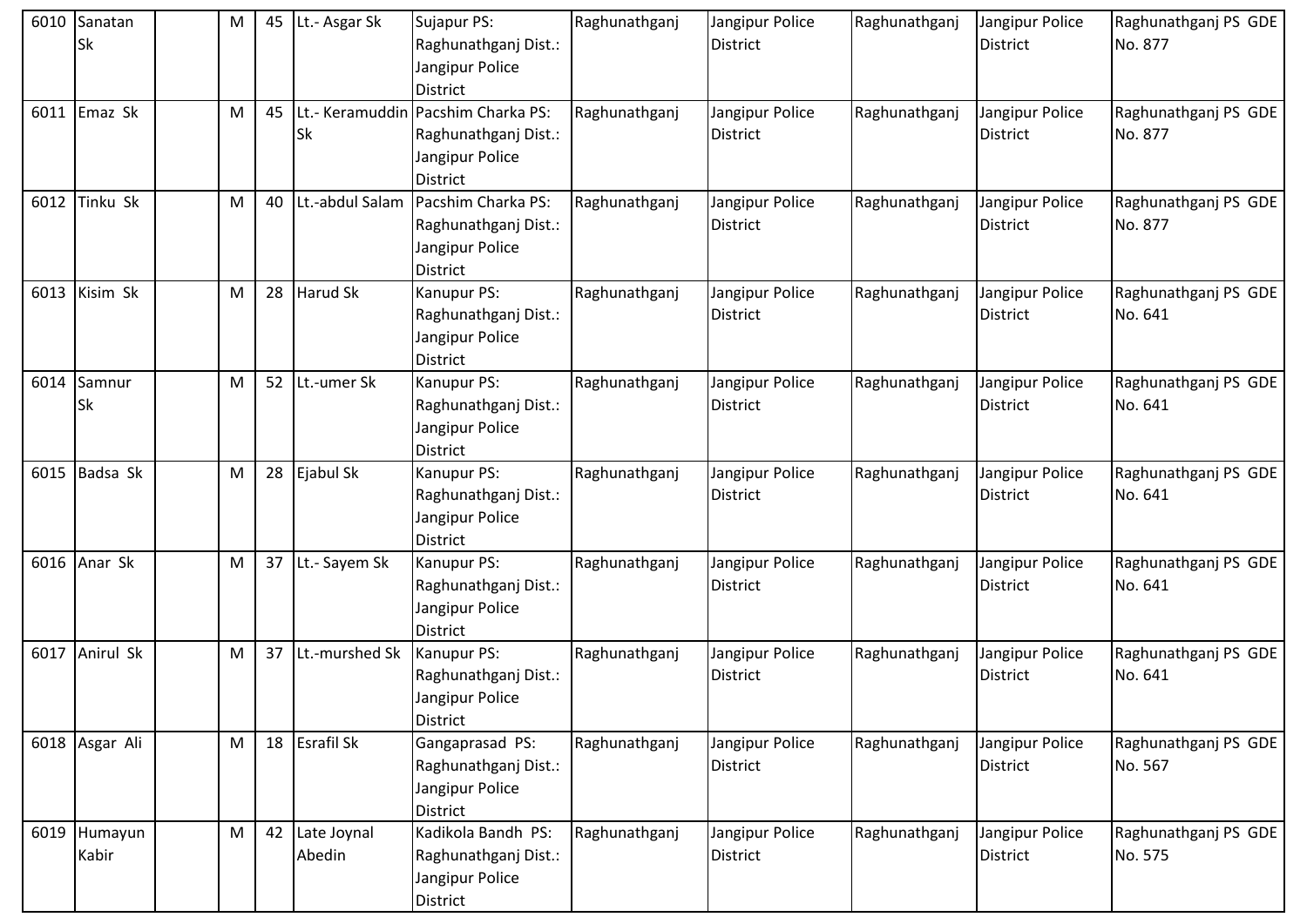| 6010 | Sanatan Sk | | M | 45 | Lt.- Asgar Sk | Sujapur PS: Raghunathganj Dist.: Jangipur Police District | Raghunathganj | Jangipur Police District | Raghunathganj | Jangipur Police District | Raghunathganj PS GDE No. 877 |
|---|---|---|---|---|---|---|---|---|---|---|---|
| 6011 | Emaz Sk | | M | 45 | Lt.- Keramuddin Sk | Pacshim Charka PS: Raghunathganj Dist.: Jangipur Police District | Raghunathganj | Jangipur Police District | Raghunathganj | Jangipur Police District | Raghunathganj PS GDE No. 877 |
| 6012 | Tinku Sk | | M | 40 | Lt.-abdul Salam | Pacshim Charka PS: Raghunathganj Dist.: Jangipur Police District | Raghunathganj | Jangipur Police District | Raghunathganj | Jangipur Police District | Raghunathganj PS GDE No. 877 |
| 6013 | Kisim Sk | | M | 28 | Harud Sk | Kanupur PS: Raghunathganj Dist.: Jangipur Police District | Raghunathganj | Jangipur Police District | Raghunathganj | Jangipur Police District | Raghunathganj PS GDE No. 641 |
| 6014 | Samnur Sk | | M | 52 | Lt.-umer Sk | Kanupur PS: Raghunathganj Dist.: Jangipur Police District | Raghunathganj | Jangipur Police District | Raghunathganj | Jangipur Police District | Raghunathganj PS GDE No. 641 |
| 6015 | Badsa Sk | | M | 28 | Ejabul Sk | Kanupur PS: Raghunathganj Dist.: Jangipur Police District | Raghunathganj | Jangipur Police District | Raghunathganj | Jangipur Police District | Raghunathganj PS GDE No. 641 |
| 6016 | Anar Sk | | M | 37 | Lt.- Sayem Sk | Kanupur PS: Raghunathganj Dist.: Jangipur Police District | Raghunathganj | Jangipur Police District | Raghunathganj | Jangipur Police District | Raghunathganj PS GDE No. 641 |
| 6017 | Anirul Sk | | M | 37 | Lt.-murshed Sk | Kanupur PS: Raghunathganj Dist.: Jangipur Police District | Raghunathganj | Jangipur Police District | Raghunathganj | Jangipur Police District | Raghunathganj PS GDE No. 641 |
| 6018 | Asgar Ali | | M | 18 | Esrafil Sk | Gangaprasad PS: Raghunathganj Dist.: Jangipur Police District | Raghunathganj | Jangipur Police District | Raghunathganj | Jangipur Police District | Raghunathganj PS GDE No. 567 |
| 6019 | Humayun Kabir | | M | 42 | Late Joynal Abedin | Kadikola Bandh PS: Raghunathganj Dist.: Jangipur Police District | Raghunathganj | Jangipur Police District | Raghunathganj | Jangipur Police District | Raghunathganj PS GDE No. 575 |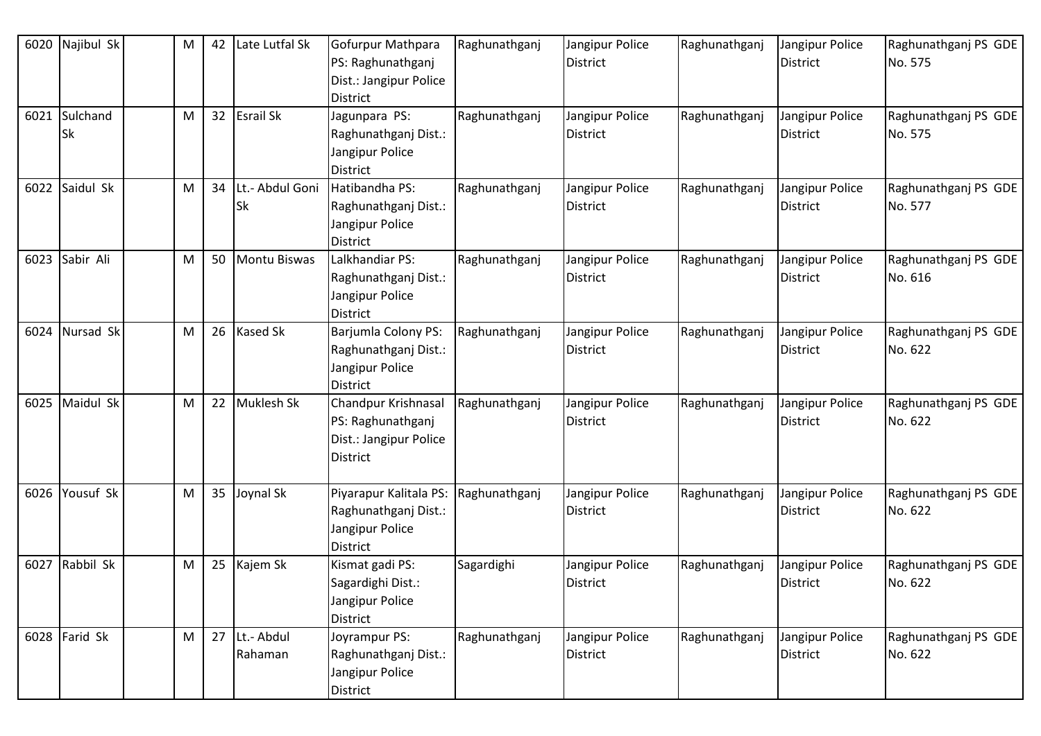| 6020 | Najibul Sk | | M | 42 | Late Lutfal Sk | Gofurpur Mathpara PS: Raghunathganj Dist.: Jangipur Police District | Raghunathganj | Jangipur Police District | Raghunathganj | Jangipur Police District | Raghunathganj PS GDE No. 575 |
|---|---|---|---|---|---|---|---|---|---|---|---|
| 6021 | Sulchand Sk | | M | 32 | Esrail Sk | Jagunpara PS: Raghunathganj Dist.: Jangipur Police District | Raghunathganj | Jangipur Police District | Raghunathganj | Jangipur Police District | Raghunathganj PS GDE No. 575 |
| 6022 | Saidul Sk | | M | 34 | Lt.- Abdul Goni Sk | Hatibandha PS: Raghunathganj Dist.: Jangipur Police District | Raghunathganj | Jangipur Police District | Raghunathganj | Jangipur Police District | Raghunathganj PS GDE No. 577 |
| 6023 | Sabir Ali | | M | 50 | Montu Biswas | Lalkhandiar PS: Raghunathganj Dist.: Jangipur Police District | Raghunathganj | Jangipur Police District | Raghunathganj | Jangipur Police District | Raghunathganj PS GDE No. 616 |
| 6024 | Nursad Sk | | M | 26 | Kased Sk | Barjumla Colony PS: Raghunathganj Dist.: Jangipur Police District | Raghunathganj | Jangipur Police District | Raghunathganj | Jangipur Police District | Raghunathganj PS GDE No. 622 |
| 6025 | Maidul Sk | | M | 22 | Muklesh Sk | Chandpur Krishnasal PS: Raghunathganj Dist.: Jangipur Police District | Raghunathganj | Jangipur Police District | Raghunathganj | Jangipur Police District | Raghunathganj PS GDE No. 622 |
| 6026 | Yousuf Sk | | M | 35 | Joynal Sk | Piyarapur Kalitala PS: Raghunathganj Dist.: Jangipur Police District | Raghunathganj | Jangipur Police District | Raghunathganj | Jangipur Police District | Raghunathganj PS GDE No. 622 |
| 6027 | Rabbil Sk | | M | 25 | Kajem Sk | Kismat gadi PS: Sagardighi Dist.: Jangipur Police District | Sagardighi | Jangipur Police District | Raghunathganj | Jangipur Police District | Raghunathganj PS GDE No. 622 |
| 6028 | Farid Sk | | M | 27 | Lt.- Abdul Rahaman | Joyrampur PS: Raghunathganj Dist.: Jangipur Police District | Raghunathganj | Jangipur Police District | Raghunathganj | Jangipur Police District | Raghunathganj PS GDE No. 622 |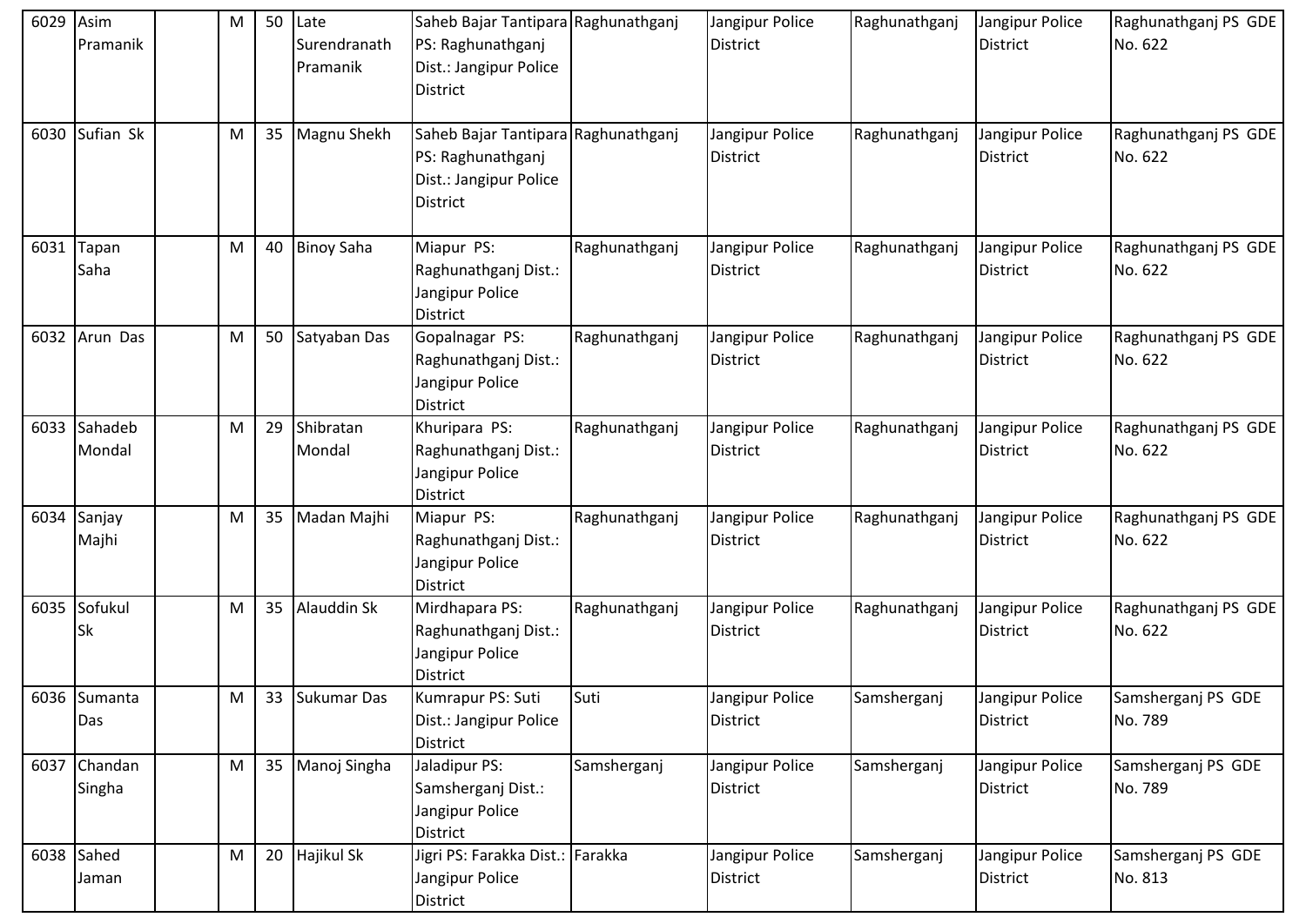| 6029 | Asim Pramanik | | M | 50 | Late Surendranath Pramanik | Saheb Bajar Tantipara PS: Raghunathganj Dist.: Jangipur Police District | Raghunathganj | Jangipur Police District | Raghunathganj | Jangipur Police District | Raghunathganj PS GDE No. 622 |
|---|---|---|---|---|---|---|---|---|---|---|---|
| 6030 | Sufian Sk | | M | 35 | Magnu Shekh | Saheb Bajar Tantipara PS: Raghunathganj Dist.: Jangipur Police District | Raghunathganj | Jangipur Police District | Raghunathganj | Jangipur Police District | Raghunathganj PS GDE No. 622 |
| 6031 | Tapan Saha | | M | 40 | Binoy Saha | Miapur PS: Raghunathganj Dist.: Jangipur Police District | Raghunathganj | Jangipur Police District | Raghunathganj | Jangipur Police District | Raghunathganj PS GDE No. 622 |
| 6032 | Arun Das | | M | 50 | Satyaban Das | Gopalnagar PS: Raghunathganj Dist.: Jangipur Police District | Raghunathganj | Jangipur Police District | Raghunathganj | Jangipur Police District | Raghunathganj PS GDE No. 622 |
| 6033 | Sahadeb Mondal | | M | 29 | Shibratan Mondal | Khuripara PS: Raghunathganj Dist.: Jangipur Police District | Raghunathganj | Jangipur Police District | Raghunathganj | Jangipur Police District | Raghunathganj PS GDE No. 622 |
| 6034 | Sanjay Majhi | | M | 35 | Madan Majhi | Miapur PS: Raghunathganj Dist.: Jangipur Police District | Raghunathganj | Jangipur Police District | Raghunathganj | Jangipur Police District | Raghunathganj PS GDE No. 622 |
| 6035 | Sofukul Sk | | M | 35 | Alauddin Sk | Mirdhapara PS: Raghunathganj Dist.: Jangipur Police District | Raghunathganj | Jangipur Police District | Raghunathganj | Jangipur Police District | Raghunathganj PS GDE No. 622 |
| 6036 | Sumanta Das | | M | 33 | Sukumar Das | Kumrapur PS: Suti Dist.: Jangipur Police District | Suti | Jangipur Police District | Samsherganj | Jangipur Police District | Samsherganj PS GDE No. 789 |
| 6037 | Chandan Singha | | M | 35 | Manoj Singha | Jaladipur PS: Samsherganj Dist.: Jangipur Police District | Samsherganj | Jangipur Police District | Samsherganj | Jangipur Police District | Samsherganj PS GDE No. 789 |
| 6038 | Sahed Jaman | | M | 20 | Hajikul Sk | Jigri PS: Farakka Dist.: Jangipur Police District | Farakka | Jangipur Police District | Samsherganj | Jangipur Police District | Samsherganj PS GDE No. 813 |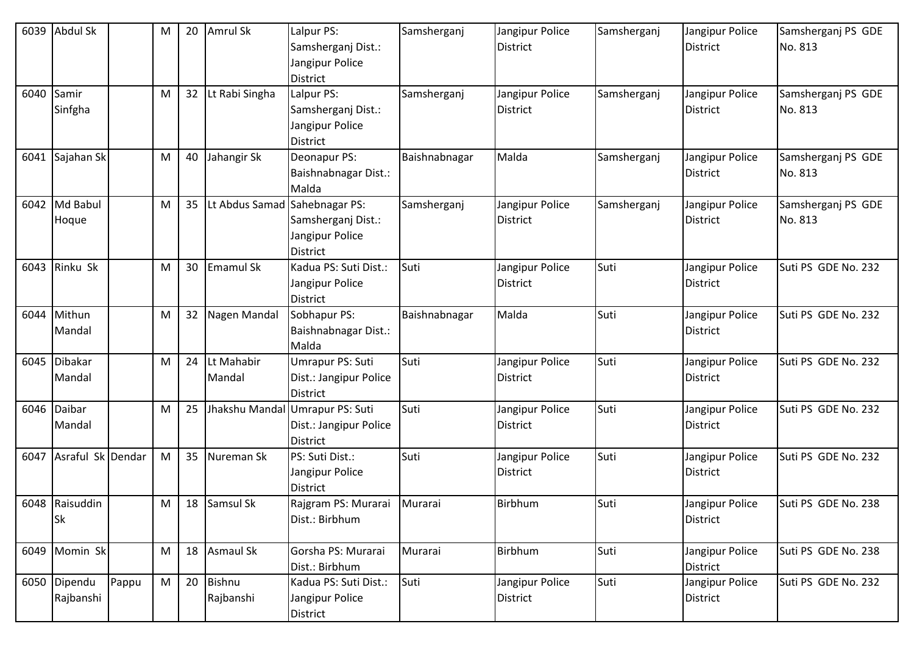| 6039 | Abdul Sk | | M | 20 | Amrul Sk | Lalpur PS: Samsherganj Dist.: Jangipur Police District | Samsherganj | Jangipur Police District | Samsherganj | Jangipur Police District | Samsherganj PS GDE No. 813 |
|---|---|---|---|---|---|---|---|---|---|---|---|
| 6040 | Samir Sinfgha | | M | 32 | Lt Rabi Singha | Lalpur PS: Samsherganj Dist.: Jangipur Police District | Samsherganj | Jangipur Police District | Samsherganj | Jangipur Police District | Samsherganj PS GDE No. 813 |
| 6041 | Sajahan Sk | | M | 40 | Jahangir Sk | Deonapur PS: Baishnabnagar Dist.: Malda | Baishnabnagar | Malda | Samsherganj | Jangipur Police District | Samsherganj PS GDE No. 813 |
| 6042 | Md Babul Hoque | | M | 35 | Lt Abdus Samad | Sahebnagar PS: Samsherganj Dist.: Jangipur Police District | Samsherganj | Jangipur Police District | Samsherganj | Jangipur Police District | Samsherganj PS GDE No. 813 |
| 6043 | Rinku Sk | | M | 30 | Emamul Sk | Kadua PS: Suti Dist.: Jangipur Police District | Suti | Jangipur Police District | Suti | Jangipur Police District | Suti PS GDE No. 232 |
| 6044 | Mithun Mandal | | M | 32 | Nagen Mandal | Sobhapur PS: Baishnabnagar Dist.: Malda | Baishnabnagar | Malda | Suti | Jangipur Police District | Suti PS GDE No. 232 |
| 6045 | Dibakar Mandal | | M | 24 | Lt Mahabir Mandal | Umrapur PS: Suti Dist.: Jangipur Police District | Suti | Jangipur Police District | Suti | Jangipur Police District | Suti PS GDE No. 232 |
| 6046 | Daibar Mandal | | M | 25 | Jhakshu Mandal | Umrapur PS: Suti Dist.: Jangipur Police District | Suti | Jangipur Police District | Suti | Jangipur Police District | Suti PS GDE No. 232 |
| 6047 | Asraful Sk | Dendar | M | 35 | Nureman Sk | PS: Suti Dist.: Jangipur Police District | Suti | Jangipur Police District | Suti | Jangipur Police District | Suti PS GDE No. 232 |
| 6048 | Raisuddin Sk | | M | 18 | Samsul Sk | Rajgram PS: Murarai Dist.: Birbhum | Murarai | Birbhum | Suti | Jangipur Police District | Suti PS GDE No. 238 |
| 6049 | Momin Sk | | M | 18 | Asmaul Sk | Gorsha PS: Murarai Dist.: Birbhum | Murarai | Birbhum | Suti | Jangipur Police District | Suti PS GDE No. 238 |
| 6050 | Dipendu Rajbanshi | Pappu | M | 20 | Bishnu Rajbanshi | Kadua PS: Suti Dist.: Jangipur Police District | Suti | Jangipur Police District | Suti | Jangipur Police District | Suti PS GDE No. 232 |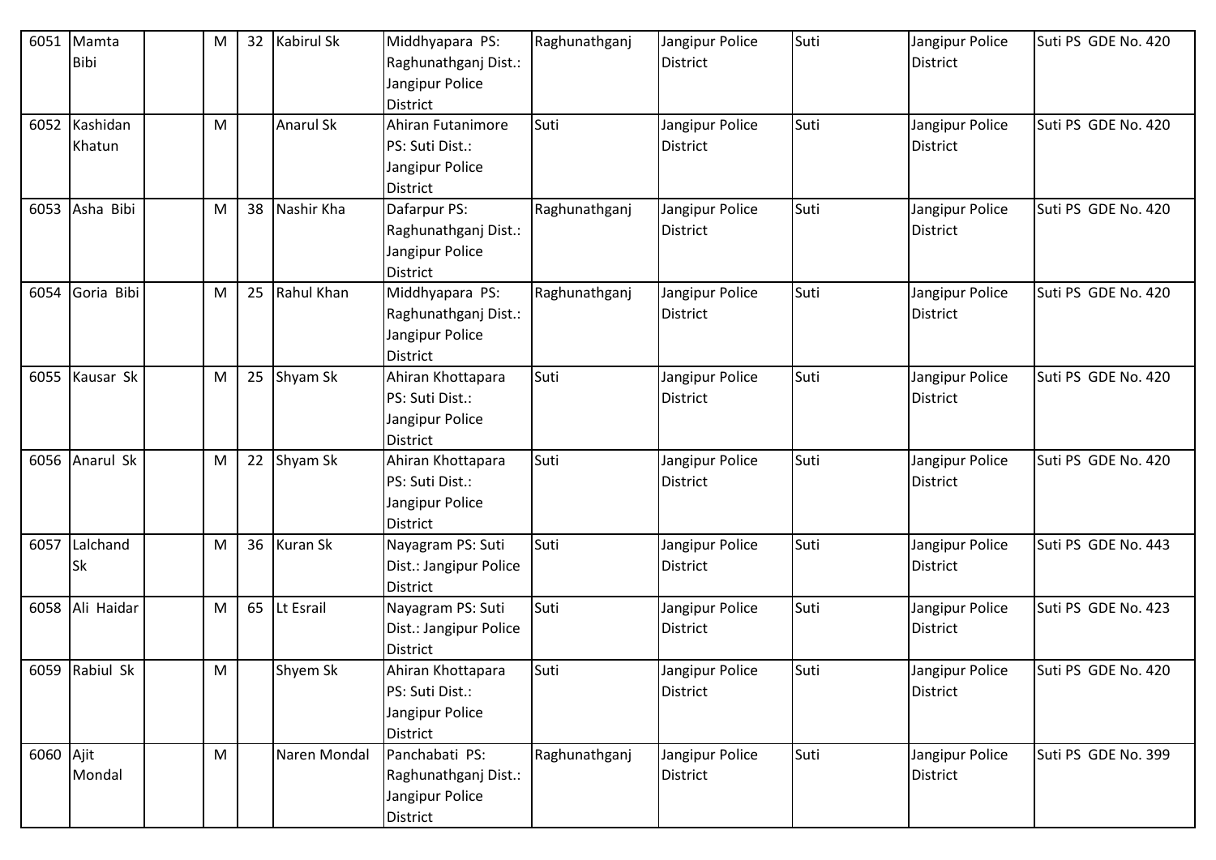| 6051 | Mamta Bibi | | M | 32 | Kabirul Sk | Middhyapara PS: Raghunathganj Dist.: Jangipur Police District | Raghunathganj | Jangipur Police District | Suti | Jangipur Police District | Suti PS GDE No. 420 |
|---|---|---|---|---|---|---|---|---|---|---|---|
| 6052 | Kashidan Khatun | | M | | Anarul Sk | Ahiran Futanimore PS: Suti Dist.: Jangipur Police District | Suti | Jangipur Police District | Suti | Jangipur Police District | Suti PS GDE No. 420 |
| 6053 | Asha Bibi | | M | 38 | Nashir Kha | Dafarpur PS: Raghunathganj Dist.: Jangipur Police District | Raghunathganj | Jangipur Police District | Suti | Jangipur Police District | Suti PS GDE No. 420 |
| 6054 | Goria Bibi | | M | 25 | Rahul Khan | Middhyapara PS: Raghunathganj Dist.: Jangipur Police District | Raghunathganj | Jangipur Police District | Suti | Jangipur Police District | Suti PS GDE No. 420 |
| 6055 | Kausar Sk | | M | 25 | Shyam Sk | Ahiran Khottapara PS: Suti Dist.: Jangipur Police District | Suti | Jangipur Police District | Suti | Jangipur Police District | Suti PS GDE No. 420 |
| 6056 | Anarul Sk | | M | 22 | Shyam Sk | Ahiran Khottapara PS: Suti Dist.: Jangipur Police District | Suti | Jangipur Police District | Suti | Jangipur Police District | Suti PS GDE No. 420 |
| 6057 | Lalchand Sk | | M | 36 | Kuran Sk | Nayagram PS: Suti Dist.: Jangipur Police District | Suti | Jangipur Police District | Suti | Jangipur Police District | Suti PS GDE No. 443 |
| 6058 | Ali Haidar | | M | 65 | Lt Esrail | Nayagram PS: Suti Dist.: Jangipur Police District | Suti | Jangipur Police District | Suti | Jangipur Police District | Suti PS GDE No. 423 |
| 6059 | Rabiul Sk | | M | | Shyem Sk | Ahiran Khottapara PS: Suti Dist.: Jangipur Police District | Suti | Jangipur Police District | Suti | Jangipur Police District | Suti PS GDE No. 420 |
| 6060 | Ajit Mondal | | M | | Naren Mondal | Panchabati PS: Raghunathganj Dist.: Jangipur Police District | Raghunathganj | Jangipur Police District | Suti | Jangipur Police District | Suti PS GDE No. 399 |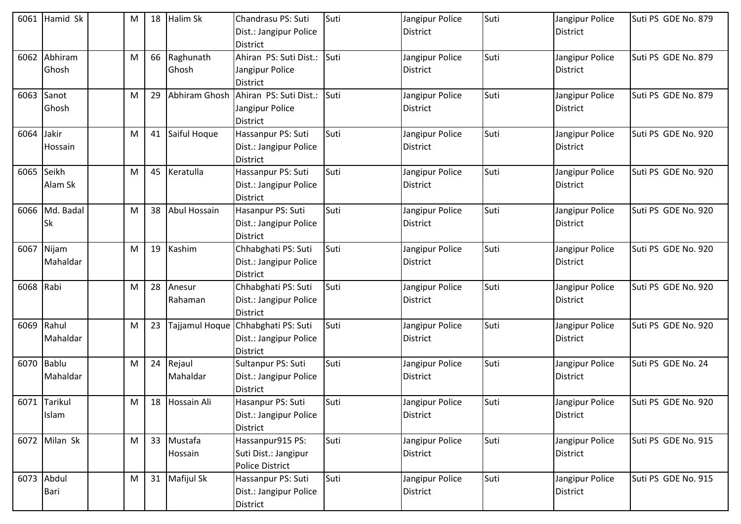| 6061 | Hamid Sk | | M | 18 | Halim Sk | Chandrasu PS: Suti Dist.: Jangipur Police District | Suti | Jangipur Police District | Suti | Jangipur Police District | Suti PS GDE No. 879 |
|---|---|---|---|---|---|---|---|---|---|---|---|
| 6062 | Abhiram Ghosh | | M | 66 | Raghunath Ghosh | Ahiran PS: Suti Dist.: Jangipur Police District | Suti | Jangipur Police District | Suti | Jangipur Police District | Suti PS GDE No. 879 |
| 6063 | Sanot Ghosh | | M | 29 | Abhiram Ghosh | Ahiran PS: Suti Dist.: Jangipur Police District | Suti | Jangipur Police District | Suti | Jangipur Police District | Suti PS GDE No. 879 |
| 6064 | Jakir Hossain | | M | 41 | Saiful Hoque | Hassanpur PS: Suti Dist.: Jangipur Police District | Suti | Jangipur Police District | Suti | Jangipur Police District | Suti PS GDE No. 920 |
| 6065 | Seikh Alam Sk | | M | 45 | Keratulla | Hassanpur PS: Suti Dist.: Jangipur Police District | Suti | Jangipur Police District | Suti | Jangipur Police District | Suti PS GDE No. 920 |
| 6066 | Md. Badal Sk | | M | 38 | Abul Hossain | Hasanpur PS: Suti Dist.: Jangipur Police District | Suti | Jangipur Police District | Suti | Jangipur Police District | Suti PS GDE No. 920 |
| 6067 | Nijam Mahaldar | | M | 19 | Kashim | Chhabghati PS: Suti Dist.: Jangipur Police District | Suti | Jangipur Police District | Suti | Jangipur Police District | Suti PS GDE No. 920 |
| 6068 | Rabi | | M | 28 | Anesur Rahaman | Chhabghati PS: Suti Dist.: Jangipur Police District | Suti | Jangipur Police District | Suti | Jangipur Police District | Suti PS GDE No. 920 |
| 6069 | Rahul Mahaldar | | M | 23 | Tajjamul Hoque | Chhabghati PS: Suti Dist.: Jangipur Police District | Suti | Jangipur Police District | Suti | Jangipur Police District | Suti PS GDE No. 920 |
| 6070 | Bablu Mahaldar | | M | 24 | Rejaul Mahaldar | Sultanpur PS: Suti Dist.: Jangipur Police District | Suti | Jangipur Police District | Suti | Jangipur Police District | Suti PS GDE No. 24 |
| 6071 | Tarikul Islam | | M | 18 | Hossain Ali | Hasanpur PS: Suti Dist.: Jangipur Police District | Suti | Jangipur Police District | Suti | Jangipur Police District | Suti PS GDE No. 920 |
| 6072 | Milan Sk | | M | 33 | Mustafa Hossain | Hassanpur915 PS: Suti Dist.: Jangipur Police District | Suti | Jangipur Police District | Suti | Jangipur Police District | Suti PS GDE No. 915 |
| 6073 | Abdul Bari | | M | 31 | Mafijul Sk | Hassanpur PS: Suti Dist.: Jangipur Police District | Suti | Jangipur Police District | Suti | Jangipur Police District | Suti PS GDE No. 915 |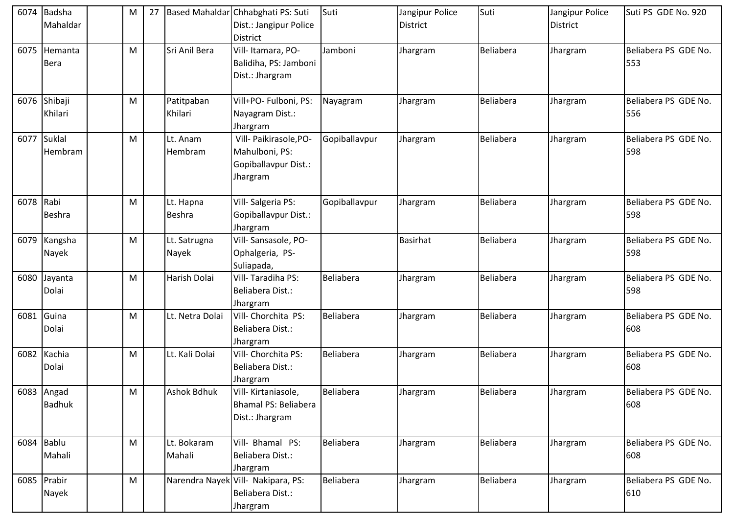| | | | | | | | | | | | |
|---|---|---|---|---|---|---|---|---|---|---|---|
| 6074 | Badsha Mahaldar | | M | 27 | Based Mahaldar | Chhabghati PS: Suti Dist.: Jangipur Police District | Suti | Jangipur Police District | Suti | Jangipur Police District | Suti PS GDE No. 920 |
| 6075 | Hemanta Bera | | M | | Sri Anil Bera | Vill- Itamara, PO- Balidiha, PS: Jamboni Dist.: Jhargram | Jamboni | Jhargram | Beliabera | Jhargram | Beliabera PS GDE No. 553 |
| 6076 | Shibaji Khilari | | M | | Patitpaban Khilari | Vill+PO- Fulboni, PS: Nayagram Dist.: Jhargram | Nayagram | Jhargram | Beliabera | Jhargram | Beliabera PS GDE No. 556 |
| 6077 | Suklal Hembram | | M | | Lt. Anam Hembram | Vill- Paikirasole,PO- Mahulboni, PS: Gopiballavpur Dist.: Jhargram | Gopiballavpur | Jhargram | Beliabera | Jhargram | Beliabera PS GDE No. 598 |
| 6078 | Rabi Beshra | | M | | Lt. Hapna Beshra | Vill- Salgeria PS: Gopiballavpur Dist.: Jhargram | Gopiballavpur | Jhargram | Beliabera | Jhargram | Beliabera PS GDE No. 598 |
| 6079 | Kangsha Nayek | | M | | Lt. Satrugna Nayek | Vill- Sansasole, PO- Ophalgeria, PS- Suliapada, | | Basirhat | Beliabera | Jhargram | Beliabera PS GDE No. 598 |
| 6080 | Jayanta Dolai | | M | | Harish Dolai | Vill- Taradiha PS: Beliabera Dist.: Jhargram | Beliabera | Jhargram | Beliabera | Jhargram | Beliabera PS GDE No. 598 |
| 6081 | Guina Dolai | | M | | Lt. Netra Dolai | Vill- Chorchita PS: Beliabera Dist.: Jhargram | Beliabera | Jhargram | Beliabera | Jhargram | Beliabera PS GDE No. 608 |
| 6082 | Kachia Dolai | | M | | Lt. Kali Dolai | Vill- Chorchita PS: Beliabera Dist.: Jhargram | Beliabera | Jhargram | Beliabera | Jhargram | Beliabera PS GDE No. 608 |
| 6083 | Angad Badhuk | | M | | Ashok Bdhuk | Vill- Kirtaniasole, Bhamal PS: Beliabera Dist.: Jhargram | Beliabera | Jhargram | Beliabera | Jhargram | Beliabera PS GDE No. 608 |
| 6084 | Bablu Mahali | | M | | Lt. Bokaram Mahali | Vill- Bhamal PS: Beliabera Dist.: Jhargram | Beliabera | Jhargram | Beliabera | Jhargram | Beliabera PS GDE No. 608 |
| 6085 | Prabir Nayek | | M | | Narendra Nayek | Vill- Nakipara, PS: Beliabera Dist.: Jhargram | Beliabera | Jhargram | Beliabera | Jhargram | Beliabera PS GDE No. 610 |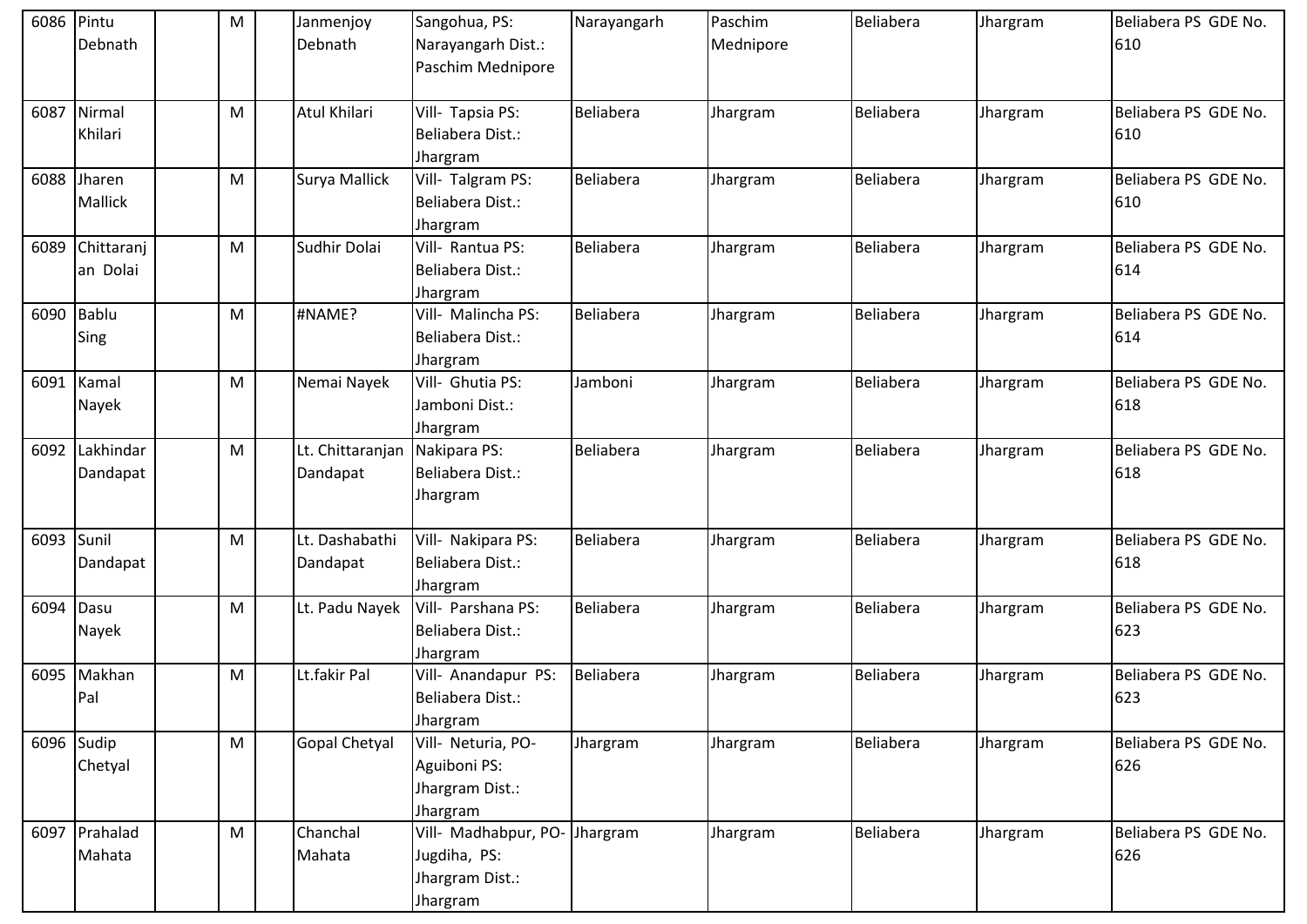| | | | | | | | | | | |
|---|---|---|---|---|---|---|---|---|---|---|
| 6086 | Pintu Debnath | | M | | Janmenjoy Debnath | Sangohua, PS: Narayangarh Dist.: Paschim Mednipore | Narayangarh | Paschim Mednipore | Beliabera | Jhargram | Beliabera PS GDE No. 610 |
| 6087 | Nirmal Khilari | | M | | Atul Khilari | Vill- Tapsia PS: Beliabera Dist.: Jhargram | Beliabera | Jhargram | Beliabera | Jhargram | Beliabera PS GDE No. 610 |
| 6088 | Jharen Mallick | | M | | Surya Mallick | Vill- Talgram PS: Beliabera Dist.: Jhargram | Beliabera | Jhargram | Beliabera | Jhargram | Beliabera PS GDE No. 610 |
| 6089 | Chittaranjan Dolai | | M | | Sudhir Dolai | Vill- Rantua PS: Beliabera Dist.: Jhargram | Beliabera | Jhargram | Beliabera | Jhargram | Beliabera PS GDE No. 614 |
| 6090 | Bablu Sing | | M | | #NAME? | Vill- Malincha PS: Beliabera Dist.: Jhargram | Beliabera | Jhargram | Beliabera | Jhargram | Beliabera PS GDE No. 614 |
| 6091 | Kamal Nayek | | M | | Nemai Nayek | Vill- Ghutia PS: Jamboni Dist.: Jhargram | Jamboni | Jhargram | Beliabera | Jhargram | Beliabera PS GDE No. 618 |
| 6092 | Lakhindar Dandapat | | M | | Lt. Chittaranjan Dandapat | Nakipara PS: Beliabera Dist.: Jhargram | Beliabera | Jhargram | Beliabera | Jhargram | Beliabera PS GDE No. 618 |
| 6093 | Sunil Dandapat | | M | | Lt. Dashabathi Dandapat | Vill- Nakipara PS: Beliabera Dist.: Jhargram | Beliabera | Jhargram | Beliabera | Jhargram | Beliabera PS GDE No. 618 |
| 6094 | Dasu Nayek | | M | | Lt. Padu Nayek | Vill- Parshana PS: Beliabera Dist.: Jhargram | Beliabera | Jhargram | Beliabera | Jhargram | Beliabera PS GDE No. 623 |
| 6095 | Makhan Pal | | M | | Lt.fakir Pal | Vill- Anandapur PS: Beliabera Dist.: Jhargram | Beliabera | Jhargram | Beliabera | Jhargram | Beliabera PS GDE No. 623 |
| 6096 | Sudip Chetyal | | M | | Gopal Chetyal | Vill- Neturia, PO- Aguiboni PS: Jhargram Dist.: Jhargram | Jhargram | Jhargram | Beliabera | Jhargram | Beliabera PS GDE No. 626 |
| 6097 | Prahalad Mahata | | M | | Chanchal Mahata | Vill- Madhabpur, PO- Jugdiha, PS: Jhargram Dist.: Jhargram | Jhargram | Jhargram | Beliabera | Jhargram | Beliabera PS GDE No. 626 |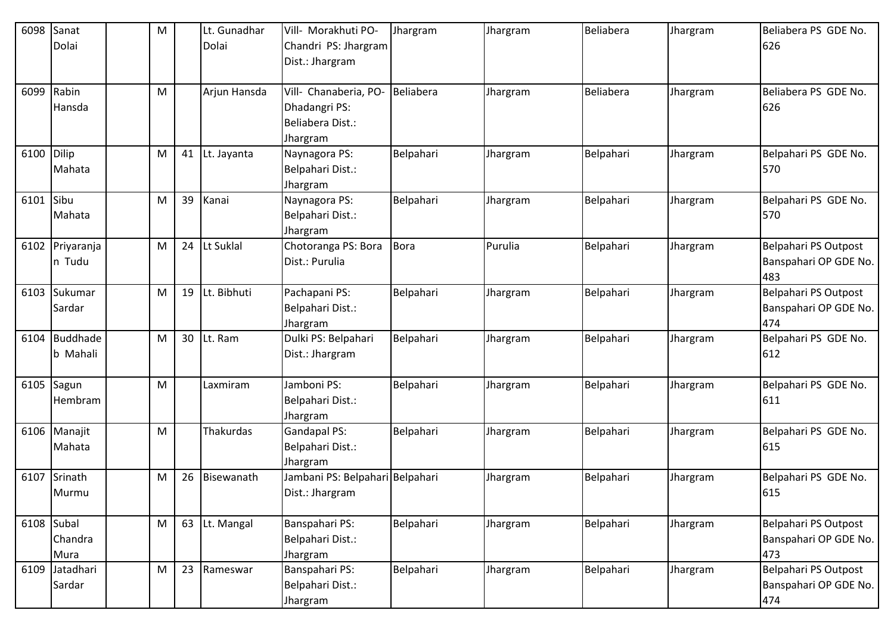| 6098 | Sanat Dolai | | M | | Lt. Gunadhar Dolai | Vill- Morakhuti PO- Chandri PS: Jhargram Dist.: Jhargram | Jhargram | Jhargram | Beliabera | Jhargram | Beliabera PS GDE No. 626 |
|---|---|---|---|---|---|---|---|---|---|---|---|
| 6099 | Rabin Hansda | | M | | Arjun Hansda | Vill- Chanaberia, PO- Dhadangri PS: Beliabera Dist.: Jhargram | Beliabera | Jhargram | Beliabera | Jhargram | Beliabera PS GDE No. 626 |
| 6100 | Dilip Mahata | | M | 41 | Lt. Jayanta | Naynagora PS: Belpahari Dist.: Jhargram | Belpahari | Jhargram | Belpahari | Jhargram | Belpahari PS GDE No. 570 |
| 6101 | Sibu Mahata | | M | 39 | Kanai | Naynagora PS: Belpahari Dist.: Jhargram | Belpahari | Jhargram | Belpahari | Jhargram | Belpahari PS GDE No. 570 |
| 6102 | Priyaranjan Tudu | | M | 24 | Lt Suklal | Chotoranga PS: Bora Dist.: Purulia | Bora | Purulia | Belpahari | Jhargram | Belpahari PS Outpost Banspahari OP GDE No. 483 |
| 6103 | Sukumar Sardar | | M | 19 | Lt. Bibhuti | Pachapani PS: Belpahari Dist.: Jhargram | Belpahari | Jhargram | Belpahari | Jhargram | Belpahari PS Outpost Banspahari OP GDE No. 474 |
| 6104 | Buddhadeb Mahali | | M | 30 | Lt. Ram | Dulki PS: Belpahari Dist.: Jhargram | Belpahari | Jhargram | Belpahari | Jhargram | Belpahari PS GDE No. 612 |
| 6105 | Sagun Hembram | | M | | Laxmiram | Jamboni PS: Belpahari Dist.: Jhargram | Belpahari | Jhargram | Belpahari | Jhargram | Belpahari PS GDE No. 611 |
| 6106 | Manajit Mahata | | M | | Thakurdas | Gandapal PS: Belpahari Dist.: Jhargram | Belpahari | Jhargram | Belpahari | Jhargram | Belpahari PS GDE No. 615 |
| 6107 | Srinath Murmu | | M | 26 | Bisewanath | Jambani PS: Belpahari Dist.: Jhargram | Belpahari | Jhargram | Belpahari | Jhargram | Belpahari PS GDE No. 615 |
| 6108 | Subal Chandra Mura | | M | 63 | Lt. Mangal | Banspahari PS: Belpahari Dist.: Jhargram | Belpahari | Jhargram | Belpahari | Jhargram | Belpahari PS Outpost Banspahari OP GDE No. 473 |
| 6109 | Jatadhari Sardar | | M | 23 | Rameswar | Banspahari PS: Belpahari Dist.: Jhargram | Belpahari | Jhargram | Belpahari | Jhargram | Belpahari PS Outpost Banspahari OP GDE No. 474 |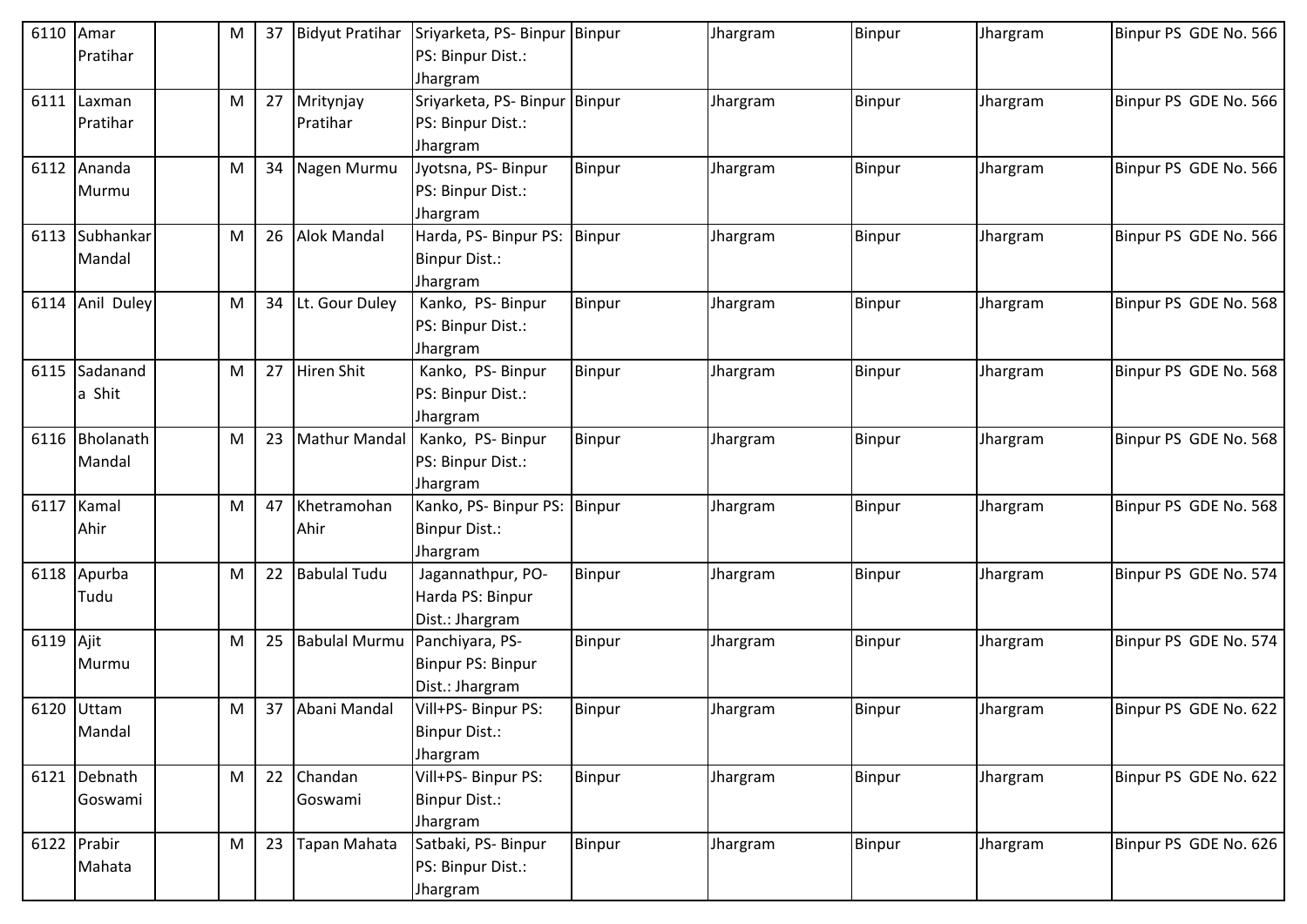| 6110 | Amar Pratihar | | M | 37 | Bidyut Pratihar | Sriyarketa, PS- Binpur PS: Binpur Dist.: Jhargram | Binpur | Jhargram | Binpur | Jhargram | Binpur PS GDE No. 566 |
|---|---|---|---|---|---|---|---|---|---|---|---|
| 6111 | Laxman Pratihar | | M | 27 | Mritynjay Pratihar | Sriyarketa, PS- Binpur PS: Binpur Dist.: Jhargram | Binpur | Jhargram | Binpur | Jhargram | Binpur PS GDE No. 566 |
| 6112 | Ananda Murmu | | M | 34 | Nagen Murmu | Jyotsna, PS- Binpur PS: Binpur Dist.: Jhargram | Binpur | Jhargram | Binpur | Jhargram | Binpur PS GDE No. 566 |
| 6113 | Subhankar Mandal | | M | 26 | Alok Mandal | Harda, PS- Binpur PS: Binpur Dist.: Jhargram | Binpur | Jhargram | Binpur | Jhargram | Binpur PS GDE No. 566 |
| 6114 | Anil Duley | | M | 34 | Lt. Gour Duley | Kanko, PS- Binpur PS: Binpur Dist.: Jhargram | Binpur | Jhargram | Binpur | Jhargram | Binpur PS GDE No. 568 |
| 6115 | Sadanand a Shit | | M | 27 | Hiren Shit | Kanko, PS- Binpur PS: Binpur Dist.: Jhargram | Binpur | Jhargram | Binpur | Jhargram | Binpur PS GDE No. 568 |
| 6116 | Bholanath Mandal | | M | 23 | Mathur Mandal | Kanko, PS- Binpur PS: Binpur Dist.: Jhargram | Binpur | Jhargram | Binpur | Jhargram | Binpur PS GDE No. 568 |
| 6117 | Kamal Ahir | | M | 47 | Khetramohan Ahir | Kanko, PS- Binpur PS: Binpur Dist.: Jhargram | Binpur | Jhargram | Binpur | Jhargram | Binpur PS GDE No. 568 |
| 6118 | Apurba Tudu | | M | 22 | Babulal Tudu | Jagannathpur, PO- Harda PS: Binpur Dist.: Jhargram | Binpur | Jhargram | Binpur | Jhargram | Binpur PS GDE No. 574 |
| 6119 | Ajit Murmu | | M | 25 | Babulal Murmu | Panchiyara, PS- Binpur PS: Binpur Dist.: Jhargram | Binpur | Jhargram | Binpur | Jhargram | Binpur PS GDE No. 574 |
| 6120 | Uttam Mandal | | M | 37 | Abani Mandal | Vill+PS- Binpur PS: Binpur Dist.: Jhargram | Binpur | Jhargram | Binpur | Jhargram | Binpur PS GDE No. 622 |
| 6121 | Debnath Goswami | | M | 22 | Chandan Goswami | Vill+PS- Binpur PS: Binpur Dist.: Jhargram | Binpur | Jhargram | Binpur | Jhargram | Binpur PS GDE No. 622 |
| 6122 | Prabir Mahata | | M | 23 | Tapan Mahata | Satbaki, PS- Binpur PS: Binpur Dist.: Jhargram | Binpur | Jhargram | Binpur | Jhargram | Binpur PS GDE No. 626 |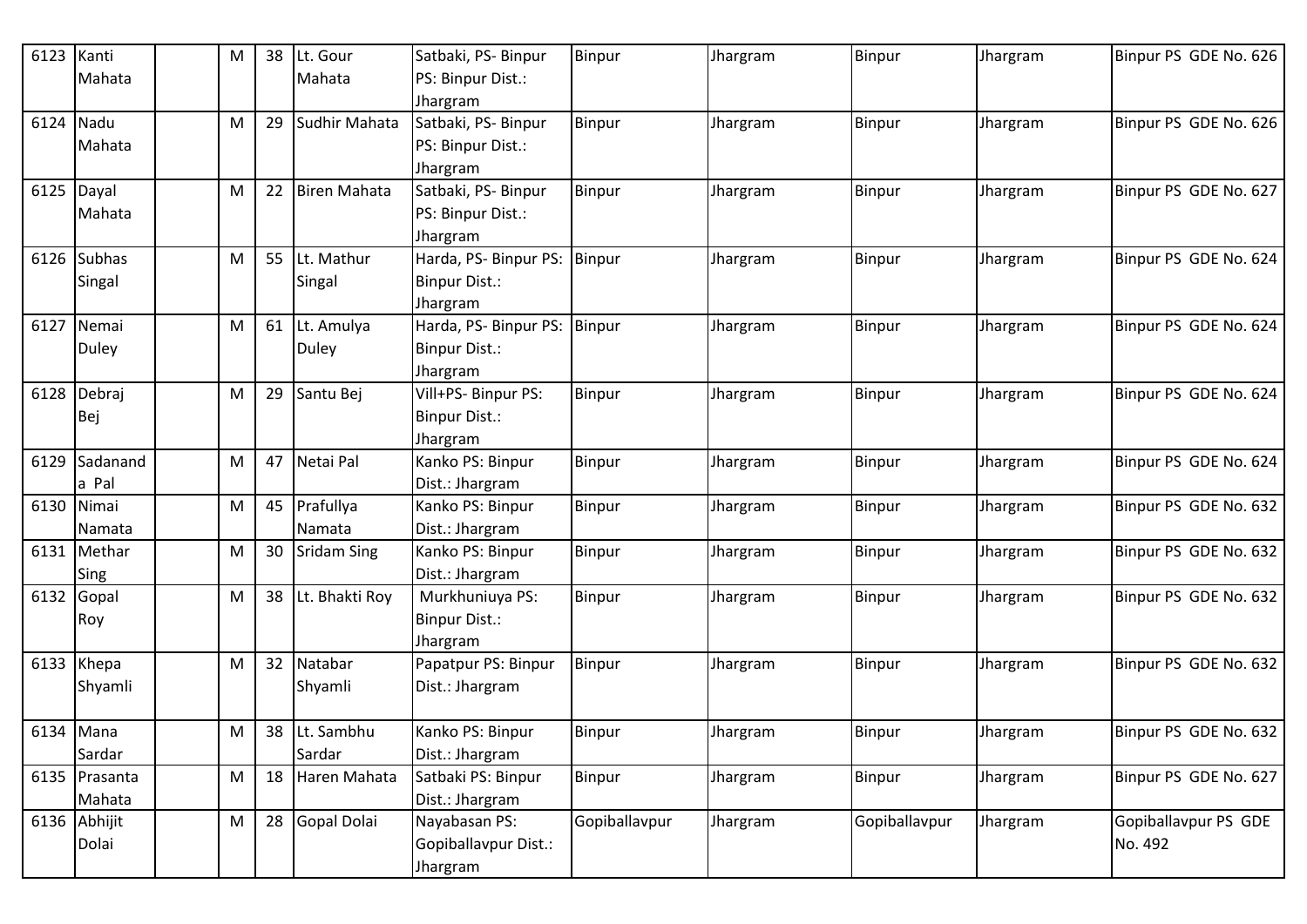| 6123 | Kanti Mahata | | M | 38 | Lt. Gour Mahata | Satbaki, PS- Binpur PS: Binpur Dist.: Jhargram | Binpur | Jhargram | Binpur | Jhargram | Binpur PS GDE No. 626 |
|---|---|---|---|---|---|---|---|---|---|---|---|
| 6124 | Nadu Mahata | | M | 29 | Sudhir Mahata | Satbaki, PS- Binpur PS: Binpur Dist.: Jhargram | Binpur | Jhargram | Binpur | Jhargram | Binpur PS GDE No. 626 |
| 6125 | Dayal Mahata | | M | 22 | Biren Mahata | Satbaki, PS- Binpur PS: Binpur Dist.: Jhargram | Binpur | Jhargram | Binpur | Jhargram | Binpur PS GDE No. 627 |
| 6126 | Subhas Singal | | M | 55 | Lt. Mathur Singal | Harda, PS- Binpur PS: Binpur Dist.: Jhargram | Binpur | Jhargram | Binpur | Jhargram | Binpur PS GDE No. 624 |
| 6127 | Nemai Duley | | M | 61 | Lt. Amulya Duley | Harda, PS- Binpur PS: Binpur Dist.: Jhargram | Binpur | Jhargram | Binpur | Jhargram | Binpur PS GDE No. 624 |
| 6128 | Debraj Bej | | M | 29 | Santu Bej | Vill+PS- Binpur PS: Binpur Dist.: Jhargram | Binpur | Jhargram | Binpur | Jhargram | Binpur PS GDE No. 624 |
| 6129 | Sadananda Pal | | M | 47 | Netai Pal | Kanko PS: Binpur Dist.: Jhargram | Binpur | Jhargram | Binpur | Jhargram | Binpur PS GDE No. 624 |
| 6130 | Nimai Namata | | M | 45 | Prafullya Namata | Kanko PS: Binpur Dist.: Jhargram | Binpur | Jhargram | Binpur | Jhargram | Binpur PS GDE No. 632 |
| 6131 | Methar Sing | | M | 30 | Sridam Sing | Kanko PS: Binpur Dist.: Jhargram | Binpur | Jhargram | Binpur | Jhargram | Binpur PS GDE No. 632 |
| 6132 | Gopal Roy | | M | 38 | Lt. Bhakti Roy | Murkhuniuya PS: Binpur Dist.: Jhargram | Binpur | Jhargram | Binpur | Jhargram | Binpur PS GDE No. 632 |
| 6133 | Khepa Shyamli | | M | 32 | Natabar Shyamli | Papatpur PS: Binpur Dist.: Jhargram | Binpur | Jhargram | Binpur | Jhargram | Binpur PS GDE No. 632 |
| 6134 | Mana Sardar | | M | 38 | Lt. Sambhu Sardar | Kanko PS: Binpur Dist.: Jhargram | Binpur | Jhargram | Binpur | Jhargram | Binpur PS GDE No. 632 |
| 6135 | Prasanta Mahata | | M | 18 | Haren Mahata | Satbaki PS: Binpur Dist.: Jhargram | Binpur | Jhargram | Binpur | Jhargram | Binpur PS GDE No. 627 |
| 6136 | Abhijit Dolai | | M | 28 | Gopal Dolai | Nayabasan PS: Gopiballavpur Dist.: Jhargram | Gopiballavpur | Jhargram | Gopiballavpur | Jhargram | Gopiballavpur PS GDE No. 492 |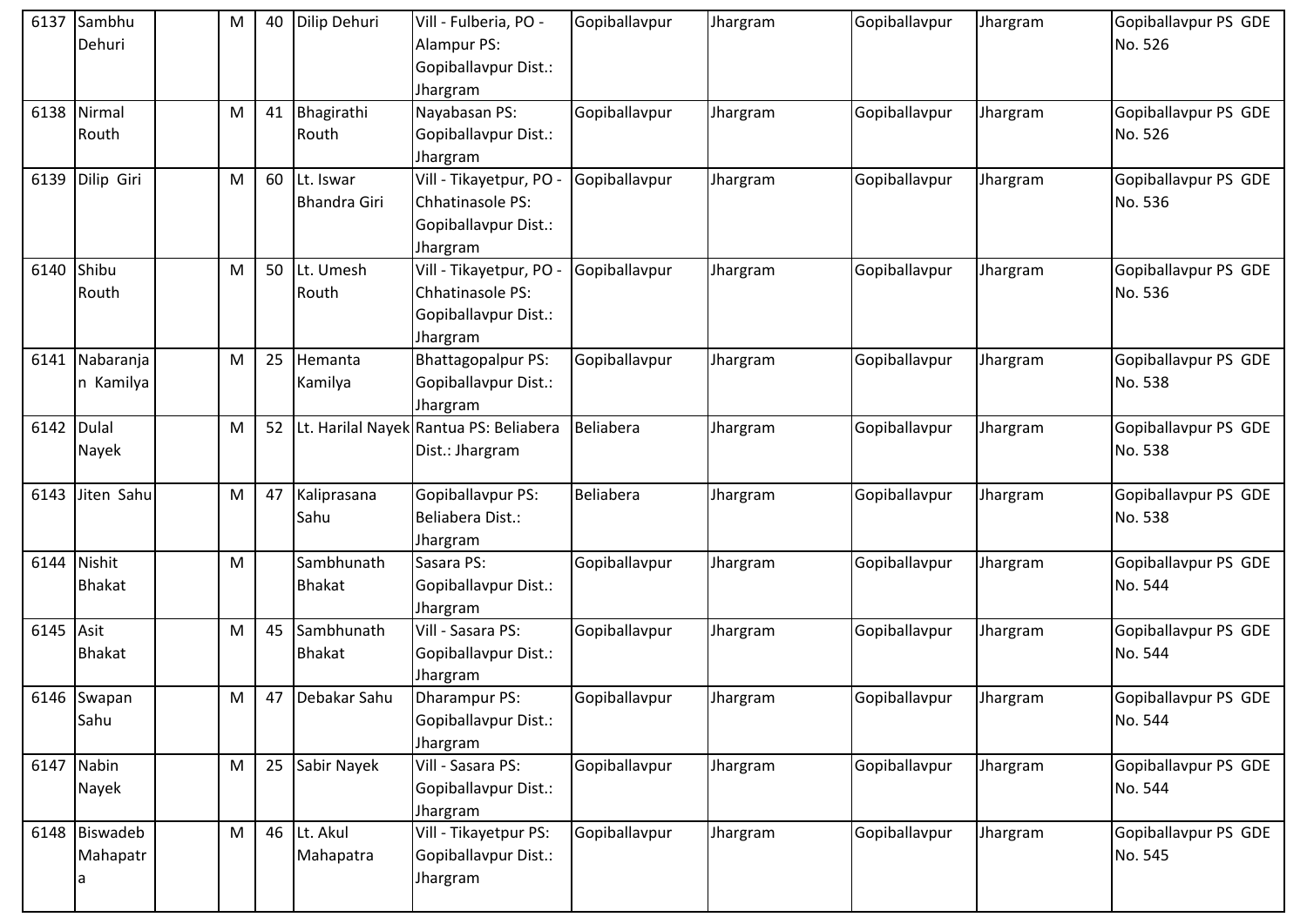| 6137 | Sambhu Dehuri | | M | 40 | Dilip Dehuri | Vill - Fulberia, PO - Alampur PS: Gopiballavpur Dist.: Jhargram | Gopiballavpur | Jhargram | Gopiballavpur | Jhargram | Gopiballavpur PS GDE No. 526 |
|---|---|---|---|---|---|---|---|---|---|---|---|
| 6138 | Nirmal Routh | | M | 41 | Bhagirathi Routh | Nayabasan PS: Gopiballavpur Dist.: Jhargram | Gopiballavpur | Jhargram | Gopiballavpur | Jhargram | Gopiballavpur PS GDE No. 526 |
| 6139 | Dilip Giri | | M | 60 | Lt. Iswar Bhandra Giri | Vill - Tikayetpur, PO - Chhatinasole PS: Gopiballavpur Dist.: Jhargram | Gopiballavpur | Jhargram | Gopiballavpur | Jhargram | Gopiballavpur PS GDE No. 536 |
| 6140 | Shibu Routh | | M | 50 | Lt. Umesh Routh | Vill - Tikayetpur, PO - Chhatinasole PS: Gopiballavpur Dist.: Jhargram | Gopiballavpur | Jhargram | Gopiballavpur | Jhargram | Gopiballavpur PS GDE No. 536 |
| 6141 | Nabaranjan Kamilya | | M | 25 | Hemanta Kamilya | Bhattagopalpur PS: Gopiballavpur Dist.: Jhargram | Gopiballavpur | Jhargram | Gopiballavpur | Jhargram | Gopiballavpur PS GDE No. 538 |
| 6142 | Dulal Nayek | | M | 52 | Lt. Harilal Nayek | Rantua PS: Beliabera Dist.: Jhargram | Beliabera | Jhargram | Gopiballavpur | Jhargram | Gopiballavpur PS GDE No. 538 |
| 6143 | Jiten Sahu | | M | 47 | Kaliprasana Sahu | Gopiballavpur PS: Beliabera Dist.: Jhargram | Beliabera | Jhargram | Gopiballavpur | Jhargram | Gopiballavpur PS GDE No. 538 |
| 6144 | Nishit Bhakat | | M | | Sambhunath Bhakat | Sasara PS: Gopiballavpur Dist.: Jhargram | Gopiballavpur | Jhargram | Gopiballavpur | Jhargram | Gopiballavpur PS GDE No. 544 |
| 6145 | Asit Bhakat | | M | 45 | Sambhunath Bhakat | Vill - Sasara PS: Gopiballavpur Dist.: Jhargram | Gopiballavpur | Jhargram | Gopiballavpur | Jhargram | Gopiballavpur PS GDE No. 544 |
| 6146 | Swapan Sahu | | M | 47 | Debakar Sahu | Dharampur PS: Gopiballavpur Dist.: Jhargram | Gopiballavpur | Jhargram | Gopiballavpur | Jhargram | Gopiballavpur PS GDE No. 544 |
| 6147 | Nabin Nayek | | M | 25 | Sabir Nayek | Vill - Sasara PS: Gopiballavpur Dist.: Jhargram | Gopiballavpur | Jhargram | Gopiballavpur | Jhargram | Gopiballavpur PS GDE No. 544 |
| 6148 | Biswadeb Mahapatra | | M | 46 | Lt. Akul Mahapatra | Vill - Tikayetpur PS: Gopiballavpur Dist.: Jhargram | Gopiballavpur | Jhargram | Gopiballavpur | Jhargram | Gopiballavpur PS GDE No. 545 |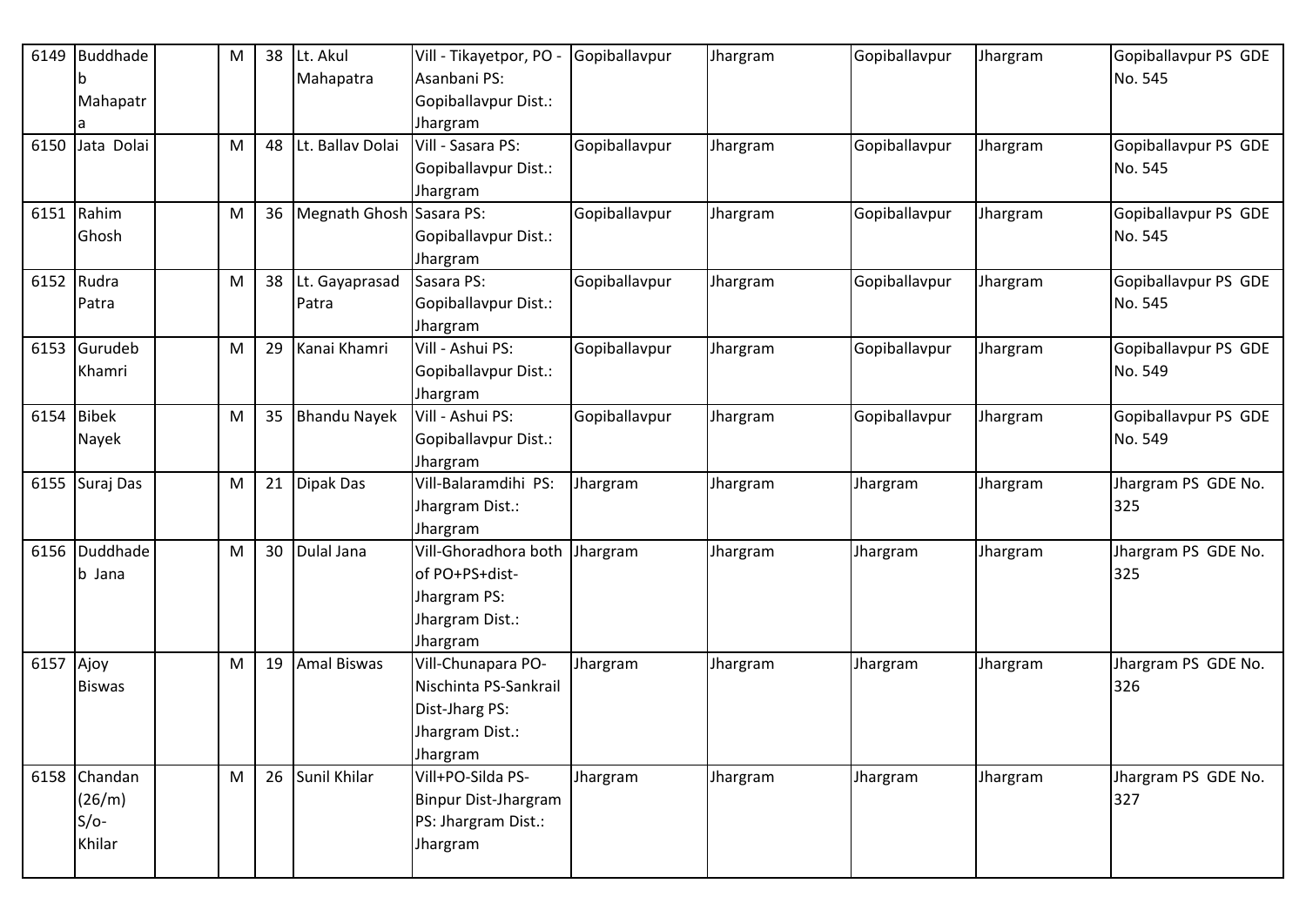| | | | | | | | | | | |
|---|---|---|---|---|---|---|---|---|---|---|
| 6149 | Buddhadeb Mahapatra | | M | 38 | Lt. Akul Mahapatra | Vill - Tikayetpor, PO - Asanbani PS: Gopiballavpur Dist.: Jhargram | Gopiballavpur | Jhargram | Gopiballavpur | Jhargram | Gopiballavpur PS GDE No. 545 |
| 6150 | Jata Dolai | | M | 48 | Lt. Ballav Dolai | Vill - Sasara PS: Gopiballavpur Dist.: Jhargram | Gopiballavpur | Jhargram | Gopiballavpur | Jhargram | Gopiballavpur PS GDE No. 545 |
| 6151 | Rahim Ghosh | | M | 36 | Megnath Ghosh | Sasara PS: Gopiballavpur Dist.: Jhargram | Gopiballavpur | Jhargram | Gopiballavpur | Jhargram | Gopiballavpur PS GDE No. 545 |
| 6152 | Rudra Patra | | M | 38 | Lt. Gayaprasad Patra | Sasara PS: Gopiballavpur Dist.: Jhargram | Gopiballavpur | Jhargram | Gopiballavpur | Jhargram | Gopiballavpur PS GDE No. 545 |
| 6153 | Gurudeb Khamri | | M | 29 | Kanai Khamri | Vill - Ashui PS: Gopiballavpur Dist.: Jhargram | Gopiballavpur | Jhargram | Gopiballavpur | Jhargram | Gopiballavpur PS GDE No. 549 |
| 6154 | Bibek Nayek | | M | 35 | Bhandu Nayek | Vill - Ashui PS: Gopiballavpur Dist.: Jhargram | Gopiballavpur | Jhargram | Gopiballavpur | Jhargram | Gopiballavpur PS GDE No. 549 |
| 6155 | Suraj Das | | M | 21 | Dipak Das | Vill-Balaramdihi PS: Jhargram Dist.: Jhargram | Jhargram | Jhargram | Jhargram | Jhargram | Jhargram PS GDE No. 325 |
| 6156 | Duddhadeb Jana | | M | 30 | Dulal Jana | Vill-Ghoradhora both of PO+PS+dist-Jhargram PS: Jhargram Dist.: Jhargram | Jhargram | Jhargram | Jhargram | Jhargram | Jhargram PS GDE No. 325 |
| 6157 | Ajoy Biswas | | M | 19 | Amal Biswas | Vill-Chunapara PO-Nischinta PS-Sankrail Dist-Jharg PS: Jhargram Dist.: Jhargram | Jhargram | Jhargram | Jhargram | Jhargram | Jhargram PS GDE No. 326 |
| 6158 | Chandan (26/m) S/o-Khilar | | M | 26 | Sunil Khilar | Vill+PO-Silda PS-Binpur Dist-Jhargram PS: Jhargram Dist.: Jhargram | Jhargram | Jhargram | Jhargram | Jhargram | Jhargram PS GDE No. 327 |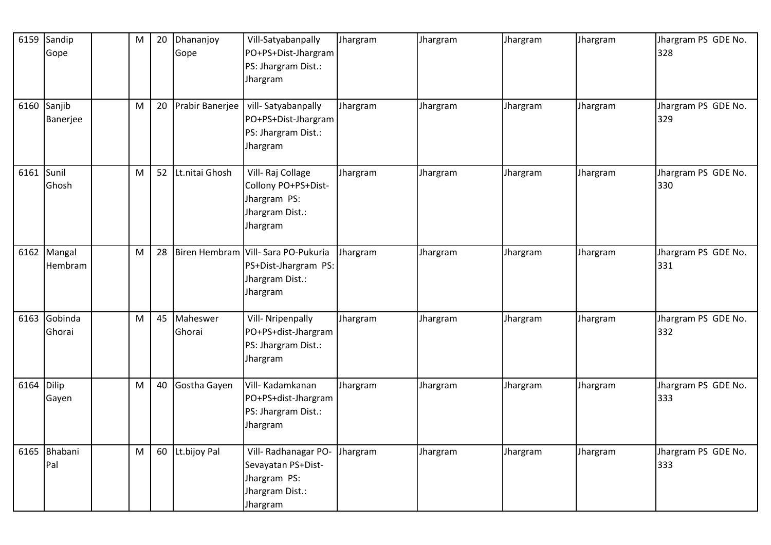| 6159 | Sandip Gope | | M | 20 | Dhananjoy Gope | Vill-Satyabanpally PO+PS+Dist-Jhargram PS: Jhargram Dist.: Jhargram | Jhargram | Jhargram | Jhargram | Jhargram | Jhargram PS GDE No. 328 |
|---|---|---|---|---|---|---|---|---|---|---|---|
| 6160 | Sanjib Banerjee | | M | 20 | Prabir Banerjee | vill- Satyabanpally PO+PS+Dist-Jhargram PS: Jhargram Dist.: Jhargram | Jhargram | Jhargram | Jhargram | Jhargram | Jhargram PS GDE No. 329 |
| 6161 | Sunil Ghosh | | M | 52 | Lt.nitai Ghosh | Vill- Raj Collage Collony PO+PS+Dist-Jhargram PS: Jhargram Dist.: Jhargram | Jhargram | Jhargram | Jhargram | Jhargram | Jhargram PS GDE No. 330 |
| 6162 | Mangal Hembram | | M | 28 | Biren Hembram | Vill- Sara PO-Pukuria PS+Dist-Jhargram PS: Jhargram Dist.: Jhargram | Jhargram | Jhargram | Jhargram | Jhargram | Jhargram PS GDE No. 331 |
| 6163 | Gobinda Ghorai | | M | 45 | Maheswer Ghorai | Vill- Nripenpally PO+PS+dist-Jhargram PS: Jhargram Dist.: Jhargram | Jhargram | Jhargram | Jhargram | Jhargram | Jhargram PS GDE No. 332 |
| 6164 | Dilip Gayen | | M | 40 | Gostha Gayen | Vill- Kadamkanan PO+PS+dist-Jhargram PS: Jhargram Dist.: Jhargram | Jhargram | Jhargram | Jhargram | Jhargram | Jhargram PS GDE No. 333 |
| 6165 | Bhabani Pal | | M | 60 | Lt.bijoy Pal | Vill- Radhanagar PO-Sevayatan PS+Dist-Jhargram PS: Jhargram Dist.: Jhargram | Jhargram | Jhargram | Jhargram | Jhargram | Jhargram PS GDE No. 333 |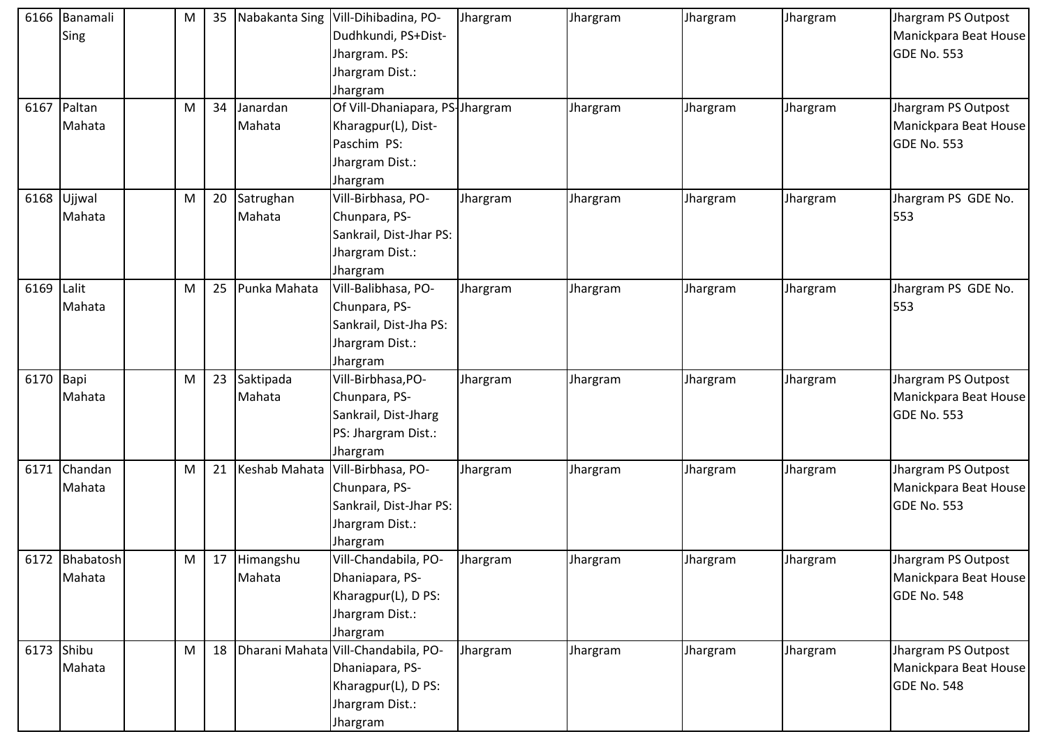| | | | | | | | | | | | |
|---|---|---|---|---|---|---|---|---|---|---|---|
| 6166 | Banamali Sing | | M | 35 | Nabakanta Sing | Vill-Dihibadina, PO-Dudhkundi, PS+Dist-Jhargram. PS: Jhargram Dist.: Jhargram | Jhargram | Jhargram | Jhargram | Jhargram | Jhargram PS Outpost Manickpara Beat House GDE No. 553 |
| 6167 | Paltan Mahata | | M | 34 | Janardan Mahata | Of Vill-Dhaniapara, PS-Kharagpur(L), Dist-Paschim PS: Jhargram Dist.: Jhargram | Jhargram | Jhargram | Jhargram | Jhargram | Jhargram PS Outpost Manickpara Beat House GDE No. 553 |
| 6168 | Ujjwal Mahata | | M | 20 | Satrughan Mahata | Vill-Birbhasa, PO-Chunpara, PS-Sankrail, Dist-Jhar PS: Jhargram Dist.: Jhargram | Jhargram | Jhargram | Jhargram | Jhargram | Jhargram PS GDE No. 553 |
| 6169 | Lalit Mahata | | M | 25 | Punka Mahata | Vill-Balibhasa, PO-Chunpara, PS-Sankrail, Dist-Jha PS: Jhargram Dist.: Jhargram | Jhargram | Jhargram | Jhargram | Jhargram | Jhargram PS GDE No. 553 |
| 6170 | Bapi Mahata | | M | 23 | Saktipada Mahata | Vill-Birbhasa,PO-Chunpara, PS-Sankrail, Dist-Jharg PS: Jhargram Dist.: Jhargram | Jhargram | Jhargram | Jhargram | Jhargram | Jhargram PS Outpost Manickpara Beat House GDE No. 553 |
| 6171 | Chandan Mahata | | M | 21 | Keshab Mahata | Vill-Birbhasa, PO-Chunpara, PS-Sankrail, Dist-Jhar PS: Jhargram Dist.: Jhargram | Jhargram | Jhargram | Jhargram | Jhargram | Jhargram PS Outpost Manickpara Beat House GDE No. 553 |
| 6172 | Bhabatosh Mahata | | M | 17 | Himangshu Mahata | Vill-Chandabila, PO-Dhaniapara, PS-Kharagpur(L), D PS: Jhargram Dist.: Jhargram | Jhargram | Jhargram | Jhargram | Jhargram | Jhargram PS Outpost Manickpara Beat House GDE No. 548 |
| 6173 | Shibu Mahata | | M | 18 | Dharani Mahata | Vill-Chandabila, PO-Dhaniapara, PS-Kharagpur(L), D PS: Jhargram Dist.: Jhargram | Jhargram | Jhargram | Jhargram | Jhargram | Jhargram PS Outpost Manickpara Beat House GDE No. 548 |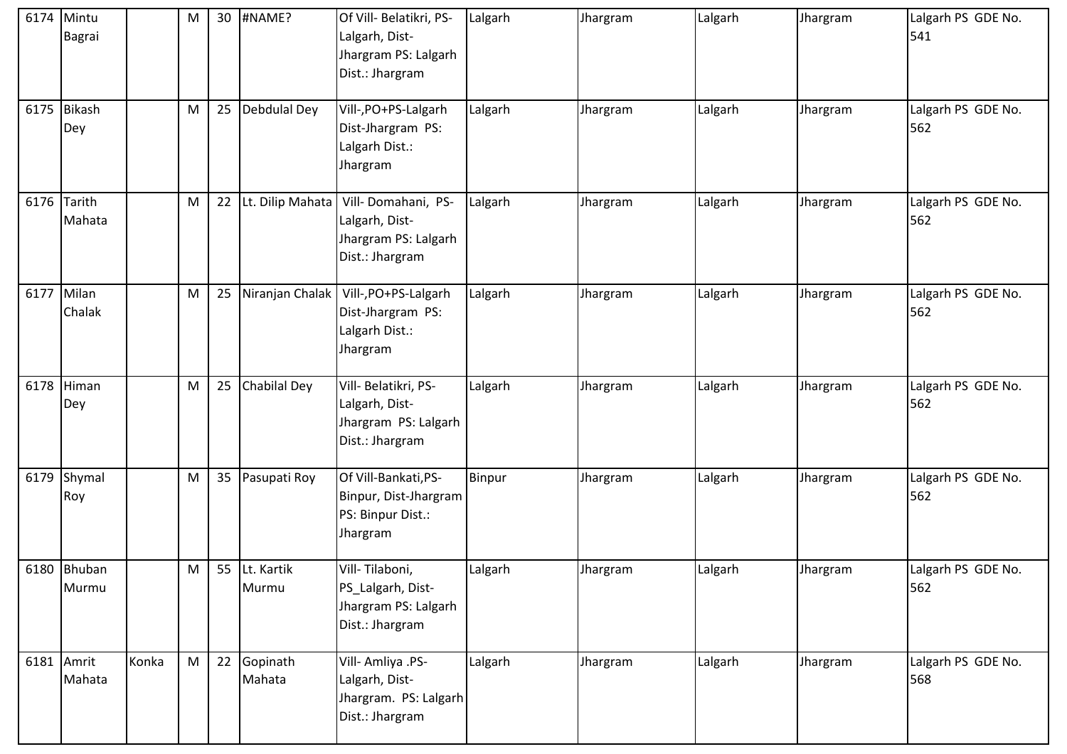| 6174 | Mintu Bagrai | | M | 30 | #NAME? | Of Vill- Belatikri, PS-Lalgarh, Dist-Jhargram PS: Lalgarh Dist.: Jhargram | Lalgarh | Jhargram | Lalgarh | Jhargram | Lalgarh PS GDE No. 541 |
|---|---|---|---|---|---|---|---|---|---|---|---|
| 6175 | Bikash Dey | | M | 25 | Debdulal Dey | Vill-,PO+PS-Lalgarh Dist-Jhargram PS: Lalgarh Dist.: Jhargram | Lalgarh | Jhargram | Lalgarh | Jhargram | Lalgarh PS GDE No. 562 |
| 6176 | Tarith Mahata | | M | 22 | Lt. Dilip Mahata | Vill- Domahani, PS-Lalgarh, Dist-Jhargram PS: Lalgarh Dist.: Jhargram | Lalgarh | Jhargram | Lalgarh | Jhargram | Lalgarh PS GDE No. 562 |
| 6177 | Milan Chalak | | M | 25 | Niranjan Chalak | Vill-,PO+PS-Lalgarh Dist-Jhargram PS: Lalgarh Dist.: Jhargram | Lalgarh | Jhargram | Lalgarh | Jhargram | Lalgarh PS GDE No. 562 |
| 6178 | Himan Dey | | M | 25 | Chabilal Dey | Vill- Belatikri, PS-Lalgarh, Dist-Jhargram PS: Lalgarh Dist.: Jhargram | Lalgarh | Jhargram | Lalgarh | Jhargram | Lalgarh PS GDE No. 562 |
| 6179 | Shymal Roy | | M | 35 | Pasupati Roy | Of Vill-Bankati,PS-Binpur, Dist-Jhargram PS: Binpur Dist.: Jhargram | Binpur | Jhargram | Lalgarh | Jhargram | Lalgarh PS GDE No. 562 |
| 6180 | Bhuban Murmu | | M | 55 | Lt. Kartik Murmu | Vill- Tilaboni, PS_Lalgarh, Dist-Jhargram PS: Lalgarh Dist.: Jhargram | Lalgarh | Jhargram | Lalgarh | Jhargram | Lalgarh PS GDE No. 562 |
| 6181 | Amrit Mahata | Konka | M | 22 | Gopinath Mahata | Vill- Amliya .PS-Lalgarh, Dist-Jhargram. PS: Lalgarh Dist.: Jhargram | Lalgarh | Jhargram | Lalgarh | Jhargram | Lalgarh PS GDE No. 568 |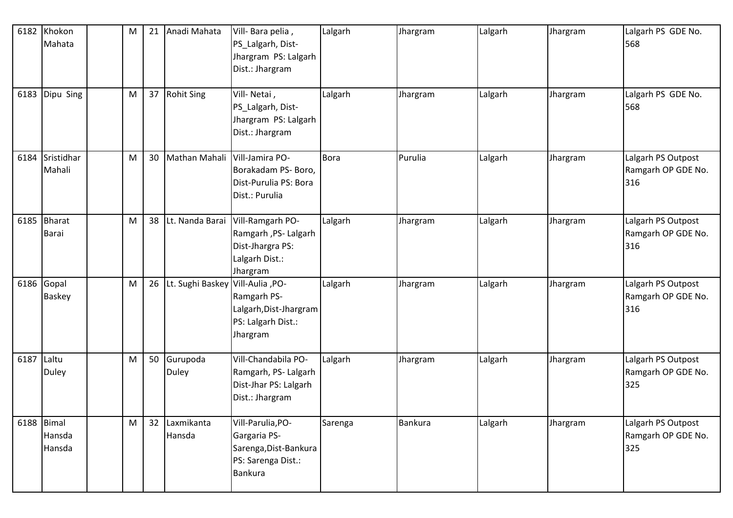| 6182 | Khokon Mahata | | M | 21 | Anadi Mahata | Vill- Bara pelia , PS_Lalgarh, Dist- Jhargram PS: Lalgarh Dist.: Jhargram | Lalgarh | Jhargram | Lalgarh | Jhargram | Lalgarh PS GDE No. 568 |
|---|---|---|---|---|---|---|---|---|---|---|---|
| 6183 | Dipu Sing | | M | 37 | Rohit Sing | Vill- Netai , PS_Lalgarh, Dist- Jhargram PS: Lalgarh Dist.: Jhargram | Lalgarh | Jhargram | Lalgarh | Jhargram | Lalgarh PS GDE No. 568 |
| 6184 | Sristidhar Mahali | | M | 30 | Mathan Mahali | Vill-Jamira PO- Borakadam PS- Boro, Dist-Purulia PS: Bora Dist.: Purulia | Bora | Purulia | Lalgarh | Jhargram | Lalgarh PS Outpost Ramgarh OP GDE No. 316 |
| 6185 | Bharat Barai | | M | 38 | Lt. Nanda Barai | Vill-Ramgarh PO- Ramgarh ,PS- Lalgarh Dist-Jhargra PS: Lalgarh Dist.: Jhargram | Lalgarh | Jhargram | Lalgarh | Jhargram | Lalgarh PS Outpost Ramgarh OP GDE No. 316 |
| 6186 | Gopal Baskey | | M | 26 | Lt. Sughi Baskey | Vill-Aulia ,PO- Ramgarh PS- Lalgarh,Dist-Jhargram PS: Lalgarh Dist.: Jhargram | Lalgarh | Jhargram | Lalgarh | Jhargram | Lalgarh PS Outpost Ramgarh OP GDE No. 316 |
| 6187 | Laltu Duley | | M | 50 | Gurupoda Duley | Vill-Chandabila PO- Ramgarh, PS- Lalgarh Dist-Jhar PS: Lalgarh Dist.: Jhargram | Lalgarh | Jhargram | Lalgarh | Jhargram | Lalgarh PS Outpost Ramgarh OP GDE No. 325 |
| 6188 | Bimal Hansda Hansda | | M | 32 | Laxmikanta Hansda | Vill-Parulia,PO- Gargaria PS- Sarenga,Dist-Bankura PS: Sarenga Dist.: Bankura | Sarenga | Bankura | Lalgarh | Jhargram | Lalgarh PS Outpost Ramgarh OP GDE No. 325 |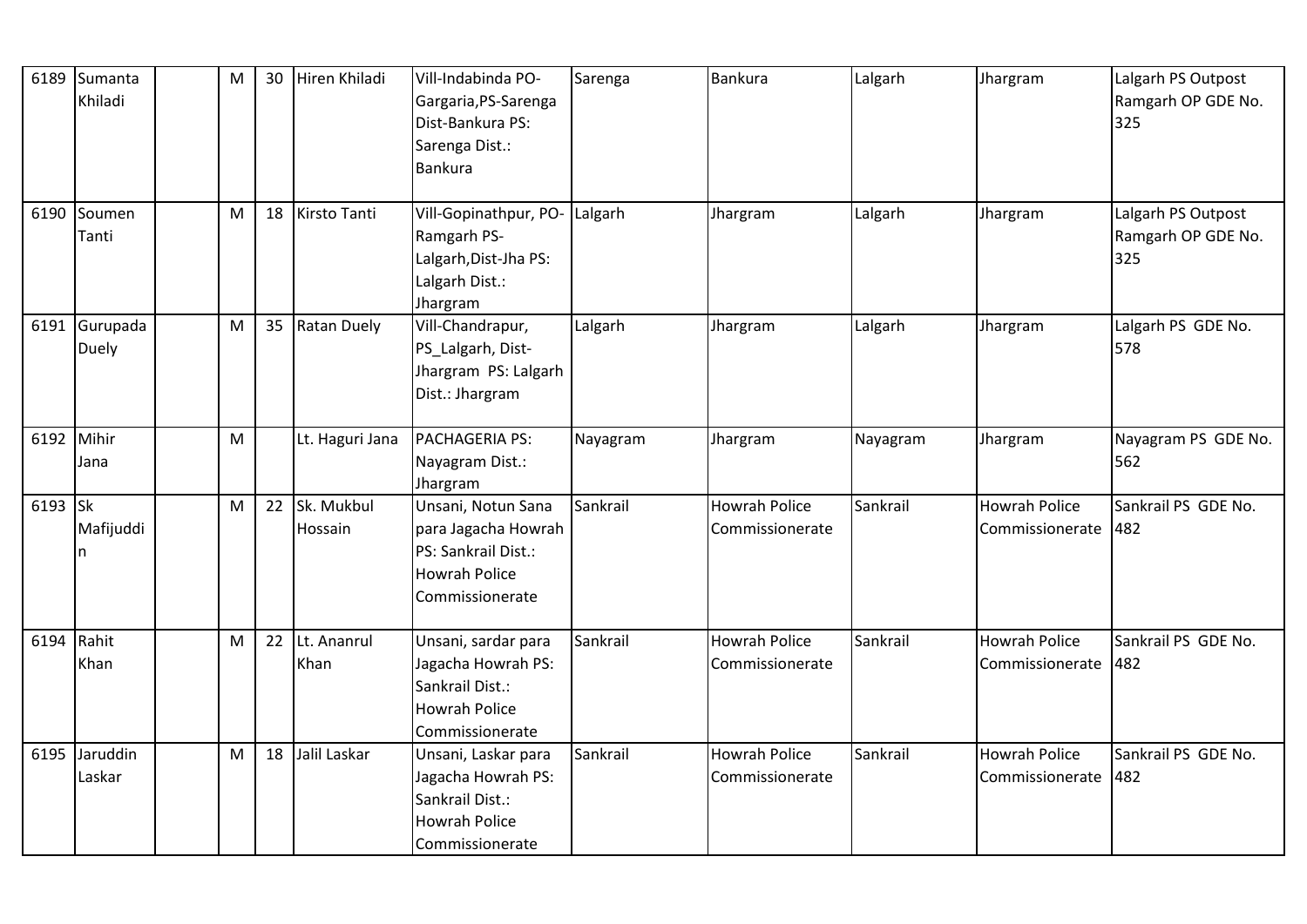| 6189 | Sumanta Khiladi | | M | 30 | Hiren Khiladi | Vill-Indabinda PO-Gargaria,PS-Sarenga Dist-Bankura PS: Sarenga Dist.: Bankura | Sarenga | Bankura | Lalgarh | Jhargram | Lalgarh PS Outpost Ramgarh OP GDE No. 325 |
|---|---|---|---|---|---|---|---|---|---|---|---|
| 6190 | Soumen Tanti | | M | 18 | Kirsto Tanti | Vill-Gopinathpur, PO-Ramgarh PS-Lalgarh,Dist-Jha PS: Lalgarh Dist.: Jhargram | Lalgarh | Jhargram | Lalgarh | Jhargram | Lalgarh PS Outpost Ramgarh OP GDE No. 325 |
| 6191 | Gurupada Duely | | M | 35 | Ratan Duely | Vill-Chandrapur, PS_Lalgarh, Dist-Jhargram PS: Lalgarh Dist.: Jhargram | Lalgarh | Jhargram | Lalgarh | Jhargram | Lalgarh PS GDE No. 578 |
| 6192 | Mihir Jana | | M | | Lt. Haguri Jana | PACHAGERIA PS: Nayagram Dist.: Jhargram | Nayagram | Jhargram | Nayagram | Jhargram | Nayagram PS GDE No. 562 |
| 6193 | Sk Mafijuddin | | M | 22 | Sk. Mukbul Hossain | Unsani, Notun Sana para Jagacha Howrah PS: Sankrail Dist.: Howrah Police Commissionerate | Sankrail | Howrah Police Commissionerate | Sankrail | Howrah Police Commissionerate | Sankrail PS GDE No. 482 |
| 6194 | Rahit Khan | | M | 22 | Lt. Ananrul Khan | Unsani, sardar para Jagacha Howrah PS: Sankrail Dist.: Howrah Police Commissionerate | Sankrail | Howrah Police Commissionerate | Sankrail | Howrah Police Commissionerate | Sankrail PS GDE No. 482 |
| 6195 | Jaruddin Laskar | | M | 18 | Jalil Laskar | Unsani, Laskar para Jagacha Howrah PS: Sankrail Dist.: Howrah Police Commissionerate | Sankrail | Howrah Police Commissionerate | Sankrail | Howrah Police Commissionerate | Sankrail PS GDE No. 482 |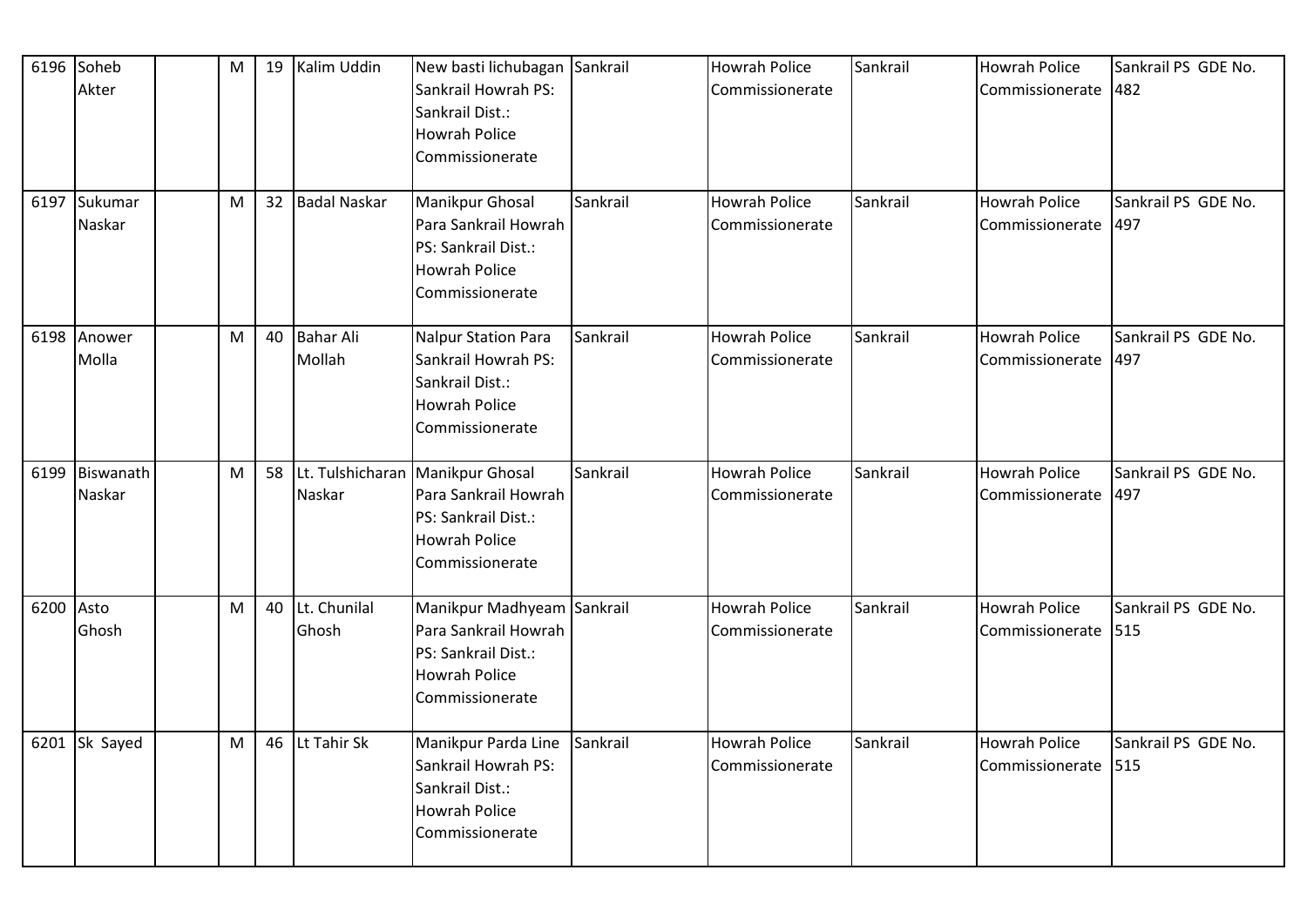| 6196 | Soheb Akter | | M | 19 | Kalim Uddin | New basti lichubagan Sankrail Howrah PS: Sankrail Dist.: Howrah Police Commissionerate | Sankrail | Howrah Police Commissionerate | Sankrail | Howrah Police Commissionerate | Sankrail PS GDE No. 482 |
|---|---|---|---|---|---|---|---|---|---|---|---|
| 6197 | Sukumar Naskar | | M | 32 | Badal Naskar | Manikpur Ghosal Para Sankrail Howrah PS: Sankrail Dist.: Howrah Police Commissionerate | Sankrail | Howrah Police Commissionerate | Sankrail | Howrah Police Commissionerate | Sankrail PS GDE No. 497 |
| 6198 | Anower Molla | | M | 40 | Bahar Ali Mollah | Nalpur Station Para Sankrail Howrah PS: Sankrail Dist.: Howrah Police Commissionerate | Sankrail | Howrah Police Commissionerate | Sankrail | Howrah Police Commissionerate | Sankrail PS GDE No. 497 |
| 6199 | Biswanath Naskar | | M | 58 | Lt. Tulshicharan Naskar | Manikpur Ghosal Para Sankrail Howrah PS: Sankrail Dist.: Howrah Police Commissionerate | Sankrail | Howrah Police Commissionerate | Sankrail | Howrah Police Commissionerate | Sankrail PS GDE No. 497 |
| 6200 | Asto Ghosh | | M | 40 | Lt. Chunilal Ghosh | Manikpur Madhyeam Para Sankrail Howrah PS: Sankrail Dist.: Howrah Police Commissionerate | Sankrail | Howrah Police Commissionerate | Sankrail | Howrah Police Commissionerate | Sankrail PS GDE No. 515 |
| 6201 | Sk Sayed | | M | 46 | Lt Tahir Sk | Manikpur Parda Line Sankrail Howrah PS: Sankrail Dist.: Howrah Police Commissionerate | Sankrail | Howrah Police Commissionerate | Sankrail | Howrah Police Commissionerate | Sankrail PS GDE No. 515 |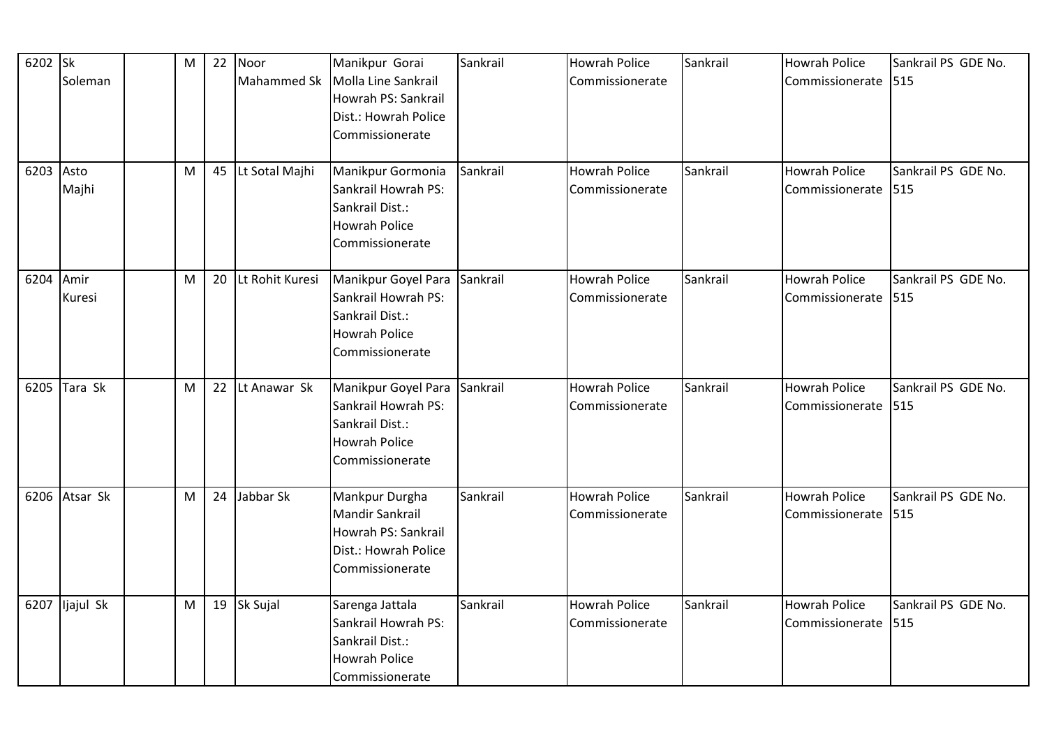| 6202 | Sk Soleman | | M | 22 | Noor Mahammed Sk | Manikpur Gorai Molla Line Sankrail Howrah PS: Sankrail Dist.: Howrah Police Commissionerate | Sankrail | Howrah Police Commissionerate | Sankrail | Howrah Police Commissionerate | Sankrail PS GDE No. 515 |
|---|---|---|---|---|---|---|---|---|---|---|---|
| 6203 | Asto Majhi | | M | 45 | Lt Sotal Majhi | Manikpur Gormonia Sankrail Howrah PS: Sankrail Dist.: Howrah Police Commissionerate | Sankrail | Howrah Police Commissionerate | Sankrail | Howrah Police Commissionerate | Sankrail PS GDE No. 515 |
| 6204 | Amir Kuresi | | M | 20 | Lt Rohit Kuresi | Manikpur Goyel Para Sankrail Howrah PS: Sankrail Dist.: Howrah Police Commissionerate | Sankrail | Howrah Police Commissionerate | Sankrail | Howrah Police Commissionerate | Sankrail PS GDE No. 515 |
| 6205 | Tara Sk | | M | 22 | Lt Anawar Sk | Manikpur Goyel Para Sankrail Howrah PS: Sankrail Dist.: Howrah Police Commissionerate | Sankrail | Howrah Police Commissionerate | Sankrail | Howrah Police Commissionerate | Sankrail PS GDE No. 515 |
| 6206 | Atsar Sk | | M | 24 | Jabbar Sk | Mankpur Durgha Mandir Sankrail Howrah PS: Sankrail Dist.: Howrah Police Commissionerate | Sankrail | Howrah Police Commissionerate | Sankrail | Howrah Police Commissionerate | Sankrail PS GDE No. 515 |
| 6207 | Ijajul Sk | | M | 19 | Sk Sujal | Sarenga Jattala Sankrail Howrah PS: Sankrail Dist.: Howrah Police Commissionerate | Sankrail | Howrah Police Commissionerate | Sankrail | Howrah Police Commissionerate | Sankrail PS GDE No. 515 |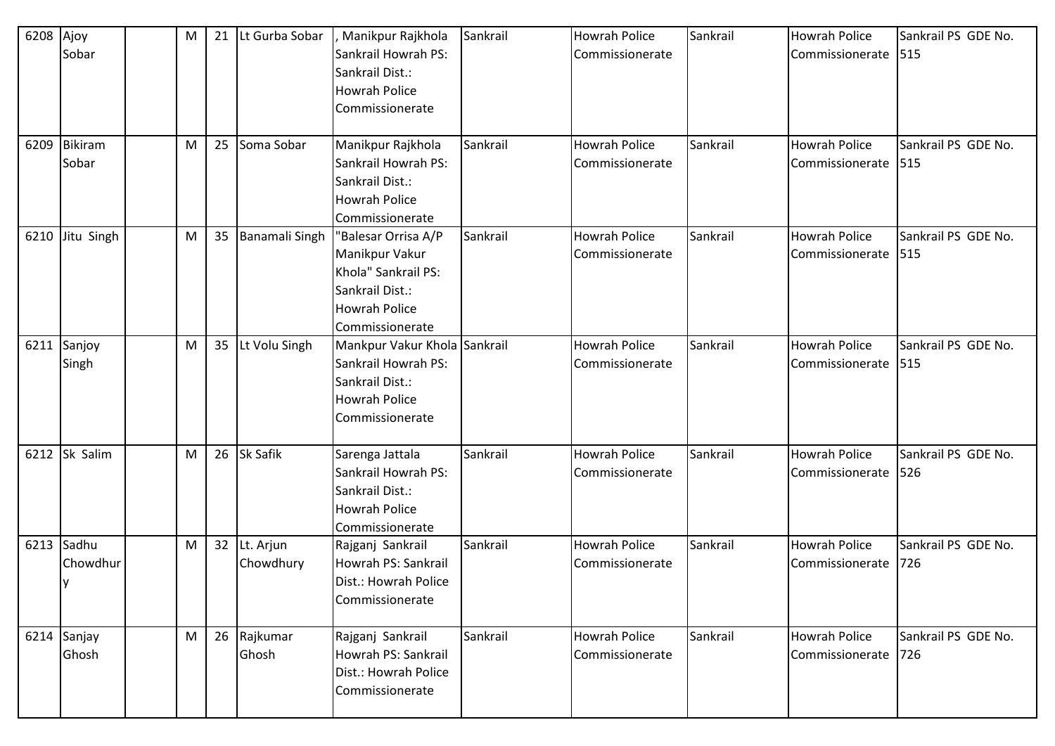| 6208 | Ajoy Sobar | | M | 21 | Lt Gurba Sobar | , Manikpur Rajkhola Sankrail Howrah PS: Sankrail Dist.: Howrah Police Commissionerate | Sankrail | Howrah Police Commissionerate | Sankrail | Howrah Police Commissionerate | Sankrail PS GDE No. 515 |
|---|---|---|---|---|---|---|---|---|---|---|---|
| 6209 | Bikiram Sobar | | M | 25 | Soma Sobar | Manikpur Rajkhola Sankrail Howrah PS: Sankrail Dist.: Howrah Police Commissionerate | Sankrail | Howrah Police Commissionerate | Sankrail | Howrah Police Commissionerate | Sankrail PS GDE No. 515 |
| 6210 | Jitu Singh | | M | 35 | Banamali Singh | "Balesar Orrisa A/P Manikpur Vakur Khola" Sankrail PS: Sankrail Dist.: Howrah Police Commissionerate | Sankrail | Howrah Police Commissionerate | Sankrail | Howrah Police Commissionerate | Sankrail PS GDE No. 515 |
| 6211 | Sanjoy Singh | | M | 35 | Lt Volu Singh | Mankpur Vakur Khola Sankrail Howrah PS: Sankrail Dist.: Howrah Police Commissionerate | Sankrail | Howrah Police Commissionerate | Sankrail | Howrah Police Commissionerate | Sankrail PS GDE No. 515 |
| 6212 | Sk Salim | | M | 26 | Sk Safik | Sarenga Jattala Sankrail Howrah PS: Sankrail Dist.: Howrah Police Commissionerate | Sankrail | Howrah Police Commissionerate | Sankrail | Howrah Police Commissionerate | Sankrail PS GDE No. 526 |
| 6213 | Sadhu Chowdhury | | M | 32 | Lt. Arjun Chowdhury | Rajganj Sankrail Howrah PS: Sankrail Dist.: Howrah Police Commissionerate | Sankrail | Howrah Police Commissionerate | Sankrail | Howrah Police Commissionerate | Sankrail PS GDE No. 726 |
| 6214 | Sanjay Ghosh | | M | 26 | Rajkumar Ghosh | Rajganj Sankrail Howrah PS: Sankrail Dist.: Howrah Police Commissionerate | Sankrail | Howrah Police Commissionerate | Sankrail | Howrah Police Commissionerate | Sankrail PS GDE No. 726 |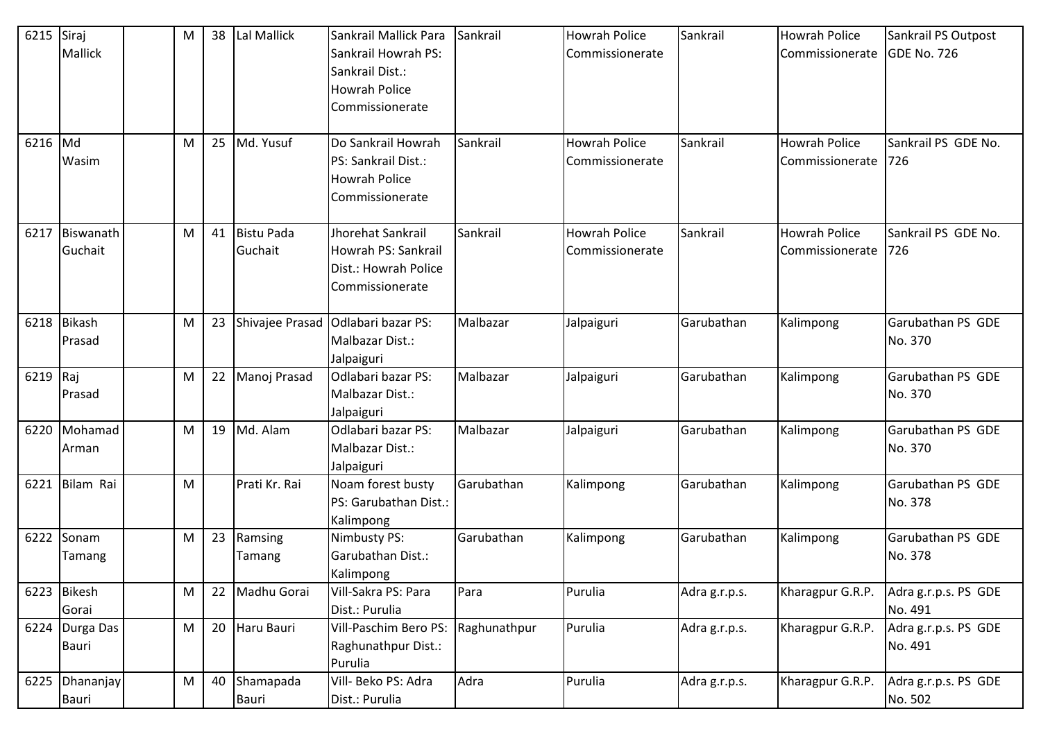| 6215 | Siraj Mallick | | M | 38 | Lal Mallick | Sankrail Mallick Para Sankrail Howrah PS: Sankrail Dist.: Howrah Police Commissionerate | Sankrail | Howrah Police Commissionerate | Sankrail | Howrah Police Commissionerate | Sankrail PS Outpost GDE No. 726 |
|---|---|---|---|---|---|---|---|---|---|---|---|
| 6216 | Md Wasim | | M | 25 | Md. Yusuf | Do Sankrail Howrah PS: Sankrail Dist.: Howrah Police Commissionerate | Sankrail | Howrah Police Commissionerate | Sankrail | Howrah Police Commissionerate | Sankrail PS GDE No. 726 |
| 6217 | Biswanath Guchait | | M | 41 | Bistu Pada Guchait | Jhorehat Sankrail Howrah PS: Sankrail Dist.: Howrah Police Commissionerate | Sankrail | Howrah Police Commissionerate | Sankrail | Howrah Police Commissionerate | Sankrail PS GDE No. 726 |
| 6218 | Bikash Prasad | | M | 23 | Shivajee Prasad | Odlabari bazar PS: Malbazar Dist.: Jalpaiguri | Malbazar | Jalpaiguri | Garubathan | Kalimpong | Garubathan PS GDE No. 370 |
| 6219 | Raj Prasad | | M | 22 | Manoj Prasad | Odlabari bazar PS: Malbazar Dist.: Jalpaiguri | Malbazar | Jalpaiguri | Garubathan | Kalimpong | Garubathan PS GDE No. 370 |
| 6220 | Mohamad Arman | | M | 19 | Md. Alam | Odlabari bazar PS: Malbazar Dist.: Jalpaiguri | Malbazar | Jalpaiguri | Garubathan | Kalimpong | Garubathan PS GDE No. 370 |
| 6221 | Bilam Rai | | M | | Prati Kr. Rai | Noam forest busty PS: Garubathan Dist.: Kalimpong | Garubathan | Kalimpong | Garubathan | Kalimpong | Garubathan PS GDE No. 378 |
| 6222 | Sonam Tamang | | M | 23 | Ramsing Tamang | Nimbusty PS: Garubathan Dist.: Kalimpong | Garubathan | Kalimpong | Garubathan | Kalimpong | Garubathan PS GDE No. 378 |
| 6223 | Bikesh Gorai | | M | 22 | Madhu Gorai | Vill-Sakra PS: Para Dist.: Purulia | Para | Purulia | Adra g.r.p.s. | Kharagpur G.R.P. | Adra g.r.p.s. PS GDE No. 491 |
| 6224 | Durga Das Bauri | | M | 20 | Haru Bauri | Vill-Paschim Bero PS: Raghunathpur Dist.: Purulia | Raghunathpur | Purulia | Adra g.r.p.s. | Kharagpur G.R.P. | Adra g.r.p.s. PS GDE No. 491 |
| 6225 | Dhananjay Bauri | | M | 40 | Shamapada Bauri | Vill- Beko PS: Adra Dist.: Purulia | Adra | Purulia | Adra g.r.p.s. | Kharagpur G.R.P. | Adra g.r.p.s. PS GDE No. 502 |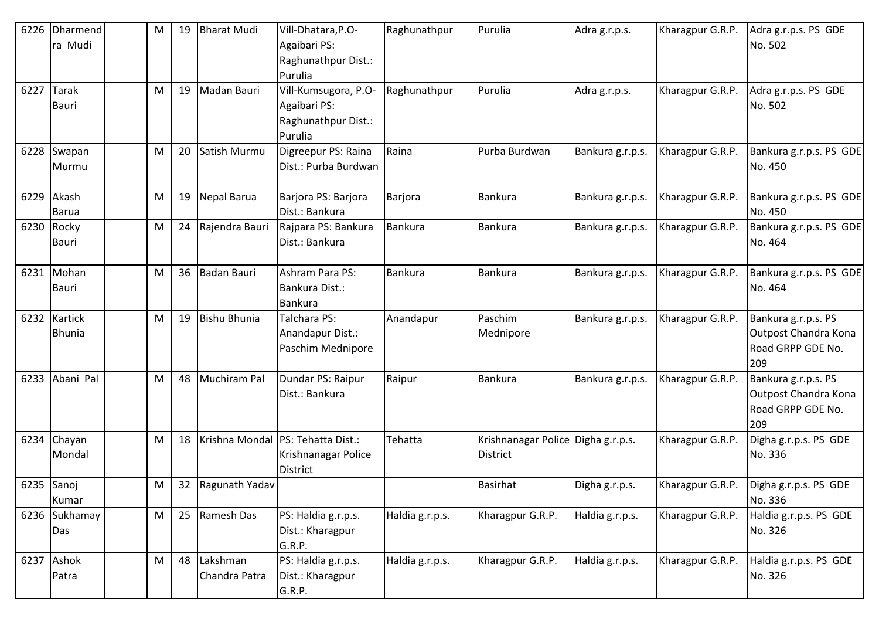| 6226 | Dharmendra Mudi | | M | 19 | Bharat Mudi | Vill-Dhatara,P.O-Agaibari PS: Raghunathpur Dist.: Purulia | Raghunathpur | Purulia | Adra g.r.p.s. | Kharagpur G.R.P. | Adra g.r.p.s. PS GDE No. 502 |
|---|---|---|---|---|---|---|---|---|---|---|---|
| 6227 | Tarak Bauri | | M | 19 | Madan Bauri | Vill-Kumsugora, P.O-Agaibari PS: Raghunathpur Dist.: Purulia | Raghunathpur | Purulia | Adra g.r.p.s. | Kharagpur G.R.P. | Adra g.r.p.s. PS GDE No. 502 |
| 6228 | Swapan Murmu | | M | 20 | Satish Murmu | Digreepur PS: Raina Dist.: Purba Burdwan | Raina | Purba Burdwan | Bankura g.r.p.s. | Kharagpur G.R.P. | Bankura g.r.p.s. PS GDE No. 450 |
| 6229 | Akash Barua | | M | 19 | Nepal Barua | Barjora PS: Barjora Dist.: Bankura | Barjora | Bankura | Bankura g.r.p.s. | Kharagpur G.R.P. | Bankura g.r.p.s. PS GDE No. 450 |
| 6230 | Rocky Bauri | | M | 24 | Rajendra Bauri | Rajpara PS: Bankura Dist.: Bankura | Bankura | Bankura | Bankura g.r.p.s. | Kharagpur G.R.P. | Bankura g.r.p.s. PS GDE No. 464 |
| 6231 | Mohan Bauri | | M | 36 | Badan Bauri | Ashram Para PS: Bankura Dist.: Bankura | Bankura | Bankura | Bankura g.r.p.s. | Kharagpur G.R.P. | Bankura g.r.p.s. PS GDE No. 464 |
| 6232 | Kartick Bhunia | | M | 19 | Bishu Bhunia | Talchara PS: Anandapur Dist.: Paschim Mednipore | Anandapur | Paschim Mednipore | Bankura g.r.p.s. | Kharagpur G.R.P. | Bankura g.r.p.s. PS Outpost Chandra Kona Road GRPP GDE No. 209 |
| 6233 | Abani Pal | | M | 48 | Muchiram Pal | Dundar PS: Raipur Dist.: Bankura | Raipur | Bankura | Bankura g.r.p.s. | Kharagpur G.R.P. | Bankura g.r.p.s. PS Outpost Chandra Kona Road GRPP GDE No. 209 |
| 6234 | Chayan Mondal | | M | 18 | Krishna Mondal | PS: Tehatta Dist.: Krishnanagar Police District | Tehatta | Krishnanagar Police District | Digha g.r.p.s. | Kharagpur G.R.P. | Digha g.r.p.s. PS GDE No. 336 |
| 6235 | Sanoj Kumar | | M | 32 | Ragunath Yadav | | | Basirhat | Digha g.r.p.s. | Kharagpur G.R.P. | Digha g.r.p.s. PS GDE No. 336 |
| 6236 | Sukhamay Das | | M | 25 | Ramesh Das | PS: Haldia g.r.p.s. Dist.: Kharagpur G.R.P. | Haldia g.r.p.s. | Kharagpur G.R.P. | Haldia g.r.p.s. | Kharagpur G.R.P. | Haldia g.r.p.s. PS GDE No. 326 |
| 6237 | Ashok Patra | | M | 48 | Lakshman Chandra Patra | PS: Haldia g.r.p.s. Dist.: Kharagpur G.R.P. | Haldia g.r.p.s. | Kharagpur G.R.P. | Haldia g.r.p.s. | Kharagpur G.R.P. | Haldia g.r.p.s. PS GDE No. 326 |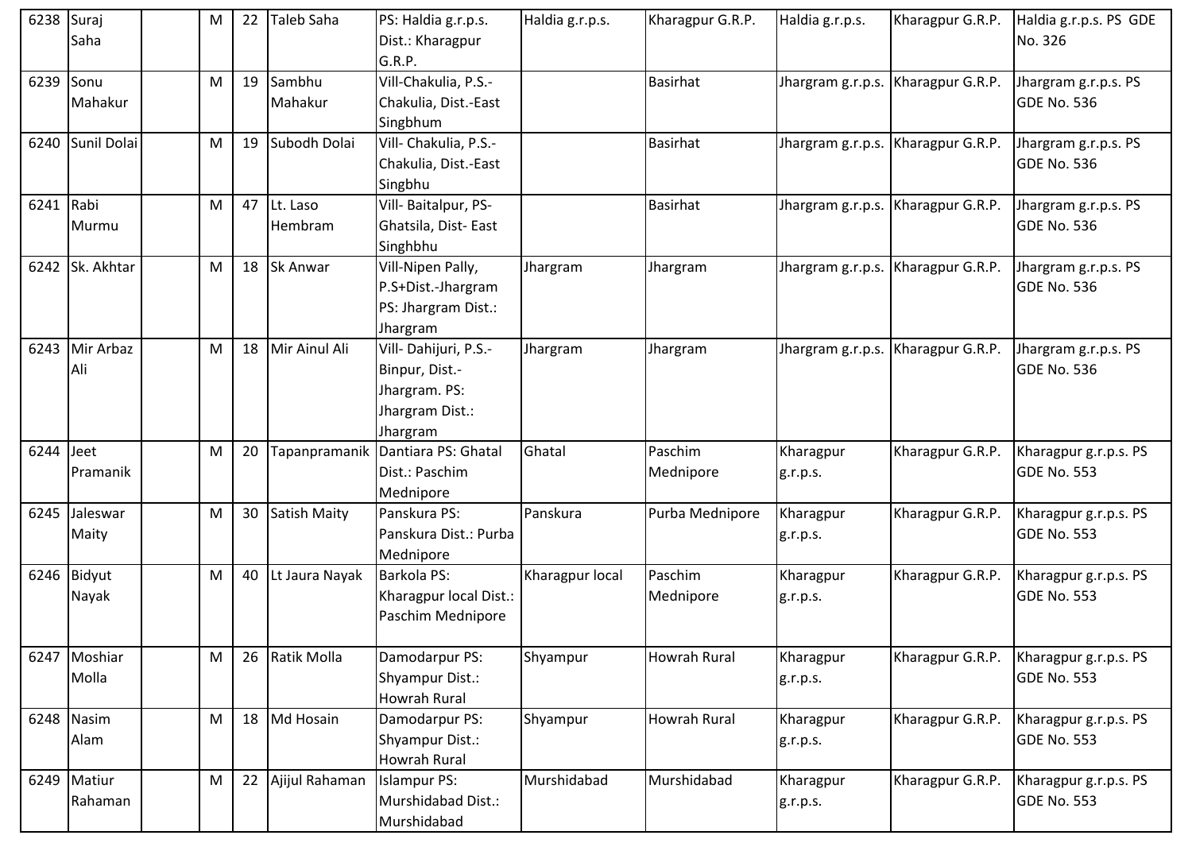| 6238 | Suraj Saha | | M | 22 | Taleb Saha | PS: Haldia g.r.p.s. Dist.: Kharagpur G.R.P. | Haldia g.r.p.s. | Kharagpur G.R.P. | Haldia g.r.p.s. | Kharagpur G.R.P. | Haldia g.r.p.s. PS GDE No. 326 |
|---|---|---|---|---|---|---|---|---|---|---|---|
| 6239 | Sonu Mahakur | | M | 19 | Sambhu Mahakur | Vill-Chakulia, P.S.-Chakulia, Dist.-East Singbhum | | Basirhat | Jhargram g.r.p.s. | Kharagpur G.R.P. | Jhargram g.r.p.s. PS GDE No. 536 |
| 6240 | Sunil Dolai | | M | 19 | Subodh Dolai | Vill- Chakulia, P.S.-Chakulia, Dist.-East Singbhu | | Basirhat | Jhargram g.r.p.s. | Kharagpur G.R.P. | Jhargram g.r.p.s. PS GDE No. 536 |
| 6241 | Rabi Murmu | | M | 47 | Lt. Laso Hembram | Vill- Baitalpur, PS-Ghatsila, Dist- East Singhbhu | | Basirhat | Jhargram g.r.p.s. | Kharagpur G.R.P. | Jhargram g.r.p.s. PS GDE No. 536 |
| 6242 | Sk. Akhtar | | M | 18 | Sk Anwar | Vill-Nipen Pally, P.S+Dist.-Jhargram PS: Jhargram Dist.: Jhargram | Jhargram | Jhargram | Jhargram g.r.p.s. | Kharagpur G.R.P. | Jhargram g.r.p.s. PS GDE No. 536 |
| 6243 | Mir Arbaz Ali | | M | 18 | Mir Ainul Ali | Vill- Dahijuri, P.S.-Binpur, Dist.-Jhargram. PS: Jhargram Dist.: Jhargram | Jhargram | Jhargram | Jhargram g.r.p.s. | Kharagpur G.R.P. | Jhargram g.r.p.s. PS GDE No. 536 |
| 6244 | Jeet Pramanik | | M | 20 | Tapanpramanik | Dantiara PS: Ghatal Dist.: Paschim Mednipore | Ghatal | Paschim Mednipore | Kharagpur g.r.p.s. | Kharagpur G.R.P. | Kharagpur g.r.p.s. PS GDE No. 553 |
| 6245 | Jaleswar Maity | | M | 30 | Satish Maity | Panskura PS: Panskura Dist.: Purba Mednipore | Panskura | Purba Mednipore | Kharagpur g.r.p.s. | Kharagpur G.R.P. | Kharagpur g.r.p.s. PS GDE No. 553 |
| 6246 | Bidyut Nayak | | M | 40 | Lt Jaura Nayak | Barkola PS: Kharagpur local Dist.: Paschim Mednipore | Kharagpur local | Paschim Mednipore | Kharagpur g.r.p.s. | Kharagpur G.R.P. | Kharagpur g.r.p.s. PS GDE No. 553 |
| 6247 | Moshiar Molla | | M | 26 | Ratik Molla | Damodarpur PS: Shyampur Dist.: Howrah Rural | Shyampur | Howrah Rural | Kharagpur g.r.p.s. | Kharagpur G.R.P. | Kharagpur g.r.p.s. PS GDE No. 553 |
| 6248 | Nasim Alam | | M | 18 | Md Hosain | Damodarpur PS: Shyampur Dist.: Howrah Rural | Shyampur | Howrah Rural | Kharagpur g.r.p.s. | Kharagpur G.R.P. | Kharagpur g.r.p.s. PS GDE No. 553 |
| 6249 | Matiur Rahaman | | M | 22 | Ajijul Rahaman | Islampur PS: Murshidabad Dist.: Murshidabad | Murshidabad | Murshidabad | Kharagpur g.r.p.s. | Kharagpur G.R.P. | Kharagpur g.r.p.s. PS GDE No. 553 |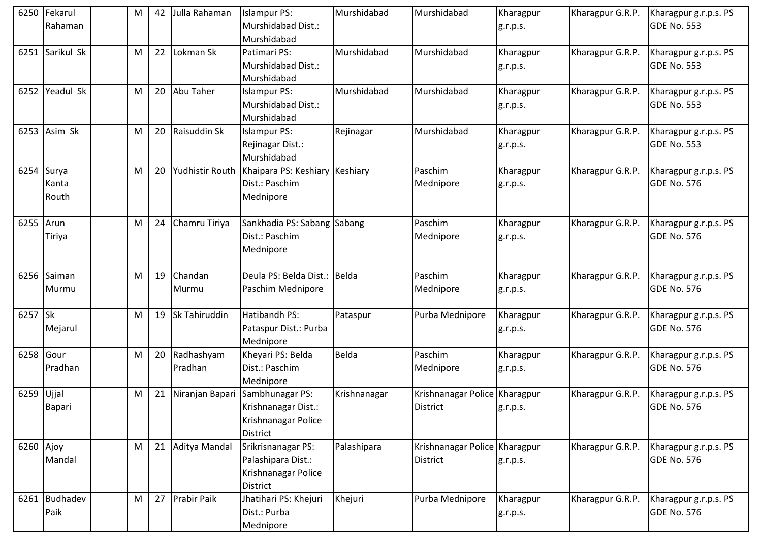| | | | | | | | | | | | |
|---|---|---|---|---|---|---|---|---|---|---|---|
| 6250 | Fekarul Rahaman | | M | 42 | Julla Rahaman | Islampur PS: Murshidabad Dist.: Murshidabad | Murshidabad | Murshidabad | Kharagpur g.r.p.s. | Kharagpur G.R.P. | Kharagpur g.r.p.s. PS GDE No. 553 |
| 6251 | Sarikul Sk | | M | 22 | Lokman Sk | Patimari PS: Murshidabad Dist.: Murshidabad | Murshidabad | Murshidabad | Kharagpur g.r.p.s. | Kharagpur G.R.P. | Kharagpur g.r.p.s. PS GDE No. 553 |
| 6252 | Yeadul Sk | | M | 20 | Abu Taher | Islampur PS: Murshidabad Dist.: Murshidabad | Murshidabad | Murshidabad | Kharagpur g.r.p.s. | Kharagpur G.R.P. | Kharagpur g.r.p.s. PS GDE No. 553 |
| 6253 | Asim Sk | | M | 20 | Raisuddin Sk | Islampur PS: Rejinagar Dist.: Murshidabad | Rejinagar | Murshidabad | Kharagpur g.r.p.s. | Kharagpur G.R.P. | Kharagpur g.r.p.s. PS GDE No. 553 |
| 6254 | Surya Kanta Routh | | M | 20 | Yudhistir Routh | Khaipara PS: Keshiary Dist.: Paschim Mednipore | Keshiary | Paschim Mednipore | Kharagpur g.r.p.s. | Kharagpur G.R.P. | Kharagpur g.r.p.s. PS GDE No. 576 |
| 6255 | Arun Tiriya | | M | 24 | Chamru Tiriya | Sankhadia PS: Sabang Dist.: Paschim Mednipore | Sabang | Paschim Mednipore | Kharagpur g.r.p.s. | Kharagpur G.R.P. | Kharagpur g.r.p.s. PS GDE No. 576 |
| 6256 | Saiman Murmu | | M | 19 | Chandan Murmu | Deula PS: Belda Dist.: Paschim Mednipore | Belda | Paschim Mednipore | Kharagpur g.r.p.s. | Kharagpur G.R.P. | Kharagpur g.r.p.s. PS GDE No. 576 |
| 6257 | Sk Mejarul | | M | 19 | Sk Tahiruddin | Hatibandh PS: Pataspur Dist.: Purba Mednipore | Pataspur | Purba Mednipore | Kharagpur g.r.p.s. | Kharagpur G.R.P. | Kharagpur g.r.p.s. PS GDE No. 576 |
| 6258 | Gour Pradhan | | M | 20 | Radhashyam Pradhan | Kheyari PS: Belda Dist.: Paschim Mednipore | Belda | Paschim Mednipore | Kharagpur g.r.p.s. | Kharagpur G.R.P. | Kharagpur g.r.p.s. PS GDE No. 576 |
| 6259 | Ujjal Bapari | | M | 21 | Niranjan Bapari | Sambhunagar PS: Krishnanagar Dist.: Krishnanagar Police District | Krishnanagar | Krishnanagar Police District | Kharagpur g.r.p.s. | Kharagpur G.R.P. | Kharagpur g.r.p.s. PS GDE No. 576 |
| 6260 | Ajoy Mandal | | M | 21 | Aditya Mandal | Srikrisnanagar PS: Palashipara Dist.: Krishnanagar Police District | Palashipara | Krishnanagar Police District | Kharagpur g.r.p.s. | Kharagpur G.R.P. | Kharagpur g.r.p.s. PS GDE No. 576 |
| 6261 | Budhadev Paik | | M | 27 | Prabir Paik | Jhatihari PS: Khejuri Dist.: Purba Mednipore | Khejuri | Purba Mednipore | Kharagpur g.r.p.s. | Kharagpur G.R.P. | Kharagpur g.r.p.s. PS GDE No. 576 |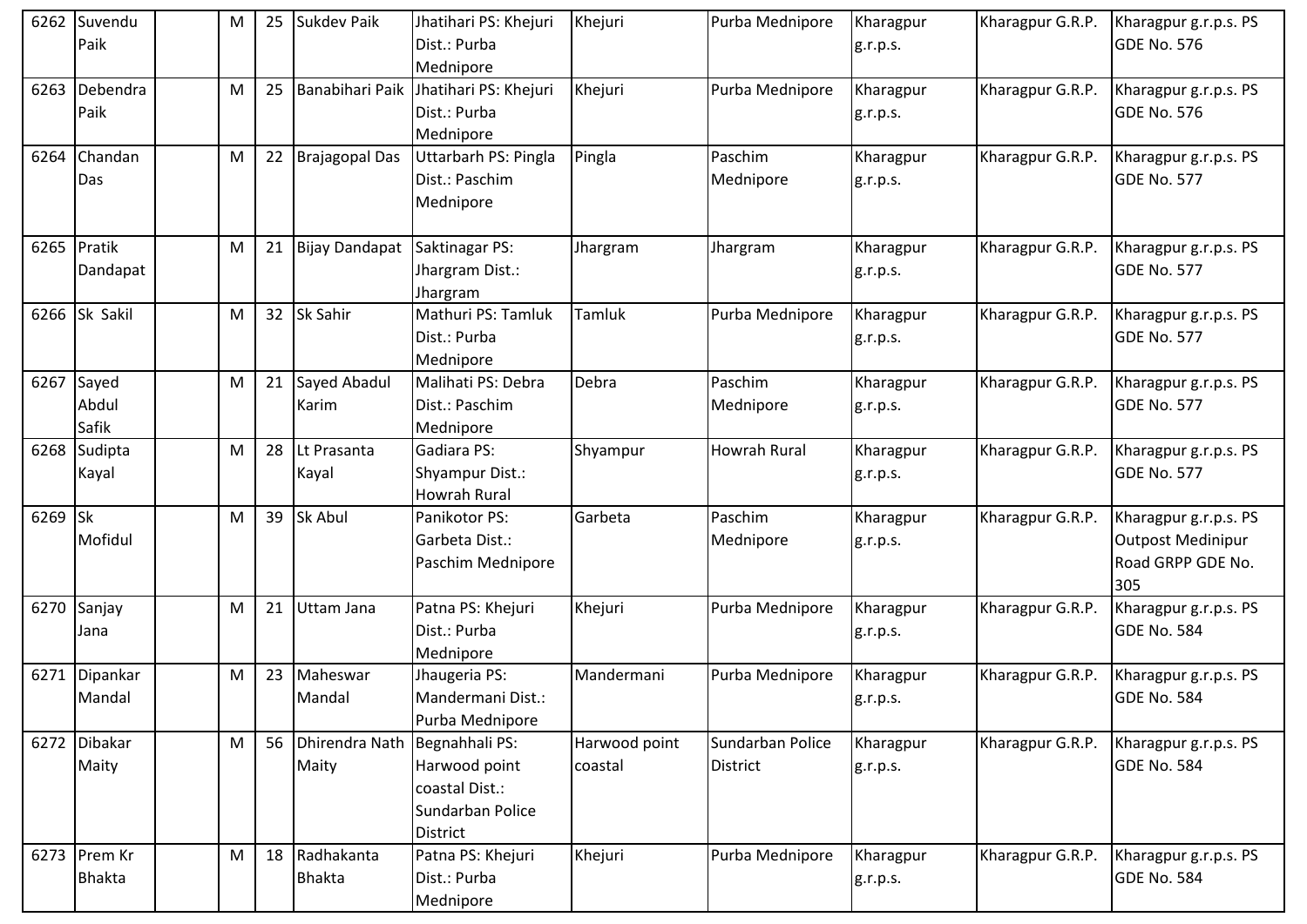| | | | | | | | | | | |
|---|---|---|---|---|---|---|---|---|---|---|
| 6262 | Suvendu Paik | | M | 25 | Sukdev Paik | Jhatihari PS: Khejuri Dist.: Purba Mednipore | Khejuri | Purba Mednipore | Kharagpur g.r.p.s. | Kharagpur G.R.P. | Kharagpur g.r.p.s. PS GDE No. 576 |
| 6263 | Debendra Paik | | M | 25 | Banabihari Paik | Jhatihari PS: Khejuri Dist.: Purba Mednipore | Khejuri | Purba Mednipore | Kharagpur g.r.p.s. | Kharagpur G.R.P. | Kharagpur g.r.p.s. PS GDE No. 576 |
| 6264 | Chandan Das | | M | 22 | Brajagopal Das | Uttarbarh PS: Pingla Dist.: Paschim Mednipore | Pingla | Paschim Mednipore | Kharagpur g.r.p.s. | Kharagpur G.R.P. | Kharagpur g.r.p.s. PS GDE No. 577 |
| 6265 | Pratik Dandapat | | M | 21 | Bijay Dandapat | Saktinagar PS: Jhargram Dist.: Jhargram | Jhargram | Jhargram | Kharagpur g.r.p.s. | Kharagpur G.R.P. | Kharagpur g.r.p.s. PS GDE No. 577 |
| 6266 | Sk Sakil | | M | 32 | Sk Sahir | Mathuri PS: Tamluk Dist.: Purba Mednipore | Tamluk | Purba Mednipore | Kharagpur g.r.p.s. | Kharagpur G.R.P. | Kharagpur g.r.p.s. PS GDE No. 577 |
| 6267 | Sayed Abdul Safik | | M | 21 | Sayed Abadul Karim | Malihati PS: Debra Dist.: Paschim Mednipore | Debra | Paschim Mednipore | Kharagpur g.r.p.s. | Kharagpur G.R.P. | Kharagpur g.r.p.s. PS GDE No. 577 |
| 6268 | Sudipta Kayal | | M | 28 | Lt Prasanta Kayal | Gadiara PS: Shyampur Dist.: Howrah Rural | Shyampur | Howrah Rural | Kharagpur g.r.p.s. | Kharagpur G.R.P. | Kharagpur g.r.p.s. PS GDE No. 577 |
| 6269 | Sk Mofidul | | M | 39 | Sk Abul | Panikotor PS: Garbeta Dist.: Paschim Mednipore | Garbeta | Paschim Mednipore | Kharagpur g.r.p.s. | Kharagpur G.R.P. | Kharagpur g.r.p.s. PS Outpost Medinipur Road GRPP GDE No. 305 |
| 6270 | Sanjay Jana | | M | 21 | Uttam Jana | Patna PS: Khejuri Dist.: Purba Mednipore | Khejuri | Purba Mednipore | Kharagpur g.r.p.s. | Kharagpur G.R.P. | Kharagpur g.r.p.s. PS GDE No. 584 |
| 6271 | Dipankar Mandal | | M | 23 | Maheswar Mandal | Jhaugeria PS: Mandermani Dist.: Purba Mednipore | Mandermani | Purba Mednipore | Kharagpur g.r.p.s. | Kharagpur G.R.P. | Kharagpur g.r.p.s. PS GDE No. 584 |
| 6272 | Dibakar Maity | | M | 56 | Dhirendra Nath Maity | Begnahhali PS: Harwood point coastal Dist.: Sundarban Police District | Harwood point coastal | Sundarban Police District | Kharagpur g.r.p.s. | Kharagpur G.R.P. | Kharagpur g.r.p.s. PS GDE No. 584 |
| 6273 | Prem Kr Bhakta | | M | 18 | Radhakanta Bhakta | Patna PS: Khejuri Dist.: Purba Mednipore | Khejuri | Purba Mednipore | Kharagpur g.r.p.s. | Kharagpur G.R.P. | Kharagpur g.r.p.s. PS GDE No. 584 |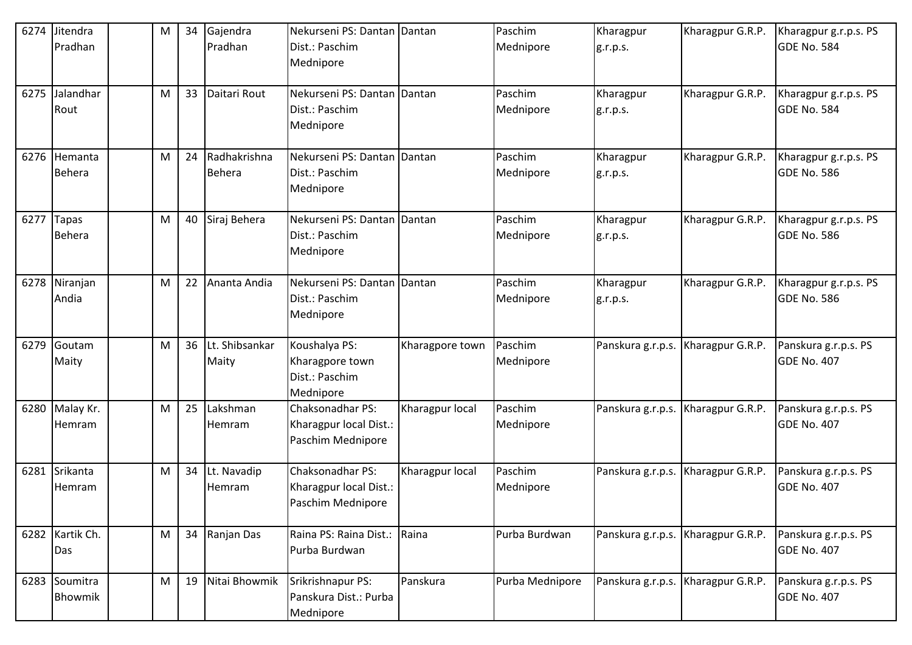| 6274 | Jitendra Pradhan | | M | 34 | Gajendra Pradhan | Nekurseni PS: Dantan Dist.: Paschim Mednipore | Dantan | Paschim Mednipore | Kharagpur g.r.p.s. | Kharagpur G.R.P. | Kharagpur g.r.p.s. PS GDE No. 584 |
|---|---|---|---|---|---|---|---|---|---|---|---|
| 6275 | Jalandhar Rout | | M | 33 | Daitari Rout | Nekurseni PS: Dantan Dist.: Paschim Mednipore | Dantan | Paschim Mednipore | Kharagpur g.r.p.s. | Kharagpur G.R.P. | Kharagpur g.r.p.s. PS GDE No. 584 |
| 6276 | Hemanta Behera | | M | 24 | Radhakrishna Behera | Nekurseni PS: Dantan Dist.: Paschim Mednipore | Dantan | Paschim Mednipore | Kharagpur g.r.p.s. | Kharagpur G.R.P. | Kharagpur g.r.p.s. PS GDE No. 586 |
| 6277 | Tapas Behera | | M | 40 | Siraj Behera | Nekurseni PS: Dantan Dist.: Paschim Mednipore | Dantan | Paschim Mednipore | Kharagpur g.r.p.s. | Kharagpur G.R.P. | Kharagpur g.r.p.s. PS GDE No. 586 |
| 6278 | Niranjan Andia | | M | 22 | Ananta Andia | Nekurseni PS: Dantan Dist.: Paschim Mednipore | Dantan | Paschim Mednipore | Kharagpur g.r.p.s. | Kharagpur G.R.P. | Kharagpur g.r.p.s. PS GDE No. 586 |
| 6279 | Goutam Maity | | M | 36 | Lt. Shibsankar Maity | Koushalya PS: Kharagpore town Dist.: Paschim Mednipore | Kharagpore town | Paschim Mednipore | Panskura g.r.p.s. | Kharagpur G.R.P. | Panskura g.r.p.s. PS GDE No. 407 |
| 6280 | Malay Kr. Hemram | | M | 25 | Lakshman Hemram | Chaksonadhar PS: Kharagpur local Dist.: Paschim Mednipore | Kharagpur local | Paschim Mednipore | Panskura g.r.p.s. | Kharagpur G.R.P. | Panskura g.r.p.s. PS GDE No. 407 |
| 6281 | Srikanta Hemram | | M | 34 | Lt. Navadip Hemram | Chaksonadhar PS: Kharagpur local Dist.: Paschim Mednipore | Kharagpur local | Paschim Mednipore | Panskura g.r.p.s. | Kharagpur G.R.P. | Panskura g.r.p.s. PS GDE No. 407 |
| 6282 | Kartik Ch. Das | | M | 34 | Ranjan Das | Raina PS: Raina Dist.: Purba Burdwan | Raina | Purba Burdwan | Panskura g.r.p.s. | Kharagpur G.R.P. | Panskura g.r.p.s. PS GDE No. 407 |
| 6283 | Soumitra Bhowmik | | M | 19 | Nitai Bhowmik | Srikrishnapur PS: Panskura Dist.: Purba Mednipore | Panskura | Purba Mednipore | Panskura g.r.p.s. | Kharagpur G.R.P. | Panskura g.r.p.s. PS GDE No. 407 |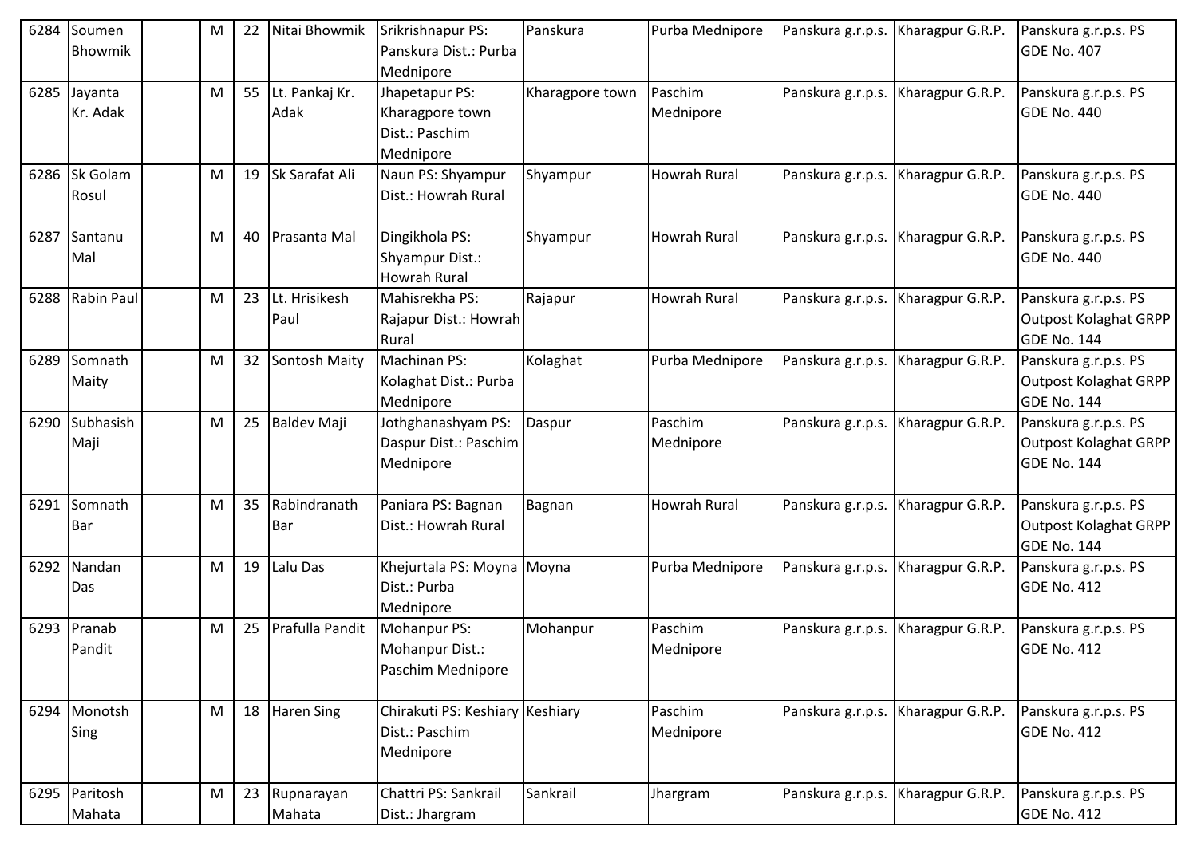| 6284 | Soumen Bhowmik | | M | 22 | Nitai Bhowmik | Srikrishnapur PS: Panskura Dist.: Purba Mednipore | Panskura | Purba Mednipore | Panskura g.r.p.s. | Kharagpur G.R.P. | Panskura g.r.p.s. PS GDE No. 407 |
|---|---|---|---|---|---|---|---|---|---|---|---|
| 6285 | Jayanta Kr. Adak | | M | 55 | Lt. Pankaj Kr. Adak | Jhapetapur PS: Kharagpore town Dist.: Paschim Mednipore | Kharagpore town | Paschim Mednipore | Panskura g.r.p.s. | Kharagpur G.R.P. | Panskura g.r.p.s. PS GDE No. 440 |
| 6286 | Sk Golam Rosul | | M | 19 | Sk Sarafat Ali | Naun PS: Shyampur Dist.: Howrah Rural | Shyampur | Howrah Rural | Panskura g.r.p.s. | Kharagpur G.R.P. | Panskura g.r.p.s. PS GDE No. 440 |
| 6287 | Santanu Mal | | M | 40 | Prasanta Mal | Dingikhola PS: Shyampur Dist.: Howrah Rural | Shyampur | Howrah Rural | Panskura g.r.p.s. | Kharagpur G.R.P. | Panskura g.r.p.s. PS GDE No. 440 |
| 6288 | Rabin Paul | | M | 23 | Lt. Hrisikesh Paul | Mahisrekha PS: Rajapur Dist.: Howrah Rural | Rajapur | Howrah Rural | Panskura g.r.p.s. | Kharagpur G.R.P. | Panskura g.r.p.s. PS Outpost Kolaghat GRPP GDE No. 144 |
| 6289 | Somnath Maity | | M | 32 | Sontosh Maity | Machinan PS: Kolaghat Dist.: Purba Mednipore | Kolaghat | Purba Mednipore | Panskura g.r.p.s. | Kharagpur G.R.P. | Panskura g.r.p.s. PS Outpost Kolaghat GRPP GDE No. 144 |
| 6290 | Subhasish Maji | | M | 25 | Baldev Maji | Jothghanashyam PS: Daspur Dist.: Paschim Mednipore | Daspur | Paschim Mednipore | Panskura g.r.p.s. | Kharagpur G.R.P. | Panskura g.r.p.s. PS Outpost Kolaghat GRPP GDE No. 144 |
| 6291 | Somnath Bar | | M | 35 | Rabindranath Bar | Paniara PS: Bagnan Dist.: Howrah Rural | Bagnan | Howrah Rural | Panskura g.r.p.s. | Kharagpur G.R.P. | Panskura g.r.p.s. PS Outpost Kolaghat GRPP GDE No. 144 |
| 6292 | Nandan Das | | M | 19 | Lalu Das | Khejurtala PS: Moyna Dist.: Purba Mednipore | Moyna | Purba Mednipore | Panskura g.r.p.s. | Kharagpur G.R.P. | Panskura g.r.p.s. PS GDE No. 412 |
| 6293 | Pranab Pandit | | M | 25 | Prafulla Pandit | Mohanpur PS: Mohanpur Dist.: Paschim Mednipore | Mohanpur | Paschim Mednipore | Panskura g.r.p.s. | Kharagpur G.R.P. | Panskura g.r.p.s. PS GDE No. 412 |
| 6294 | Monotsh Sing | | M | 18 | Haren Sing | Chirakuti PS: Keshiary Dist.: Paschim Mednipore | Keshiary | Paschim Mednipore | Panskura g.r.p.s. | Kharagpur G.R.P. | Panskura g.r.p.s. PS GDE No. 412 |
| 6295 | Paritosh Mahata | | M | 23 | Rupnarayan Mahata | Chattri PS: Sankrail Dist.: Jhargram | Sankrail | Jhargram | Panskura g.r.p.s. | Kharagpur G.R.P. | Panskura g.r.p.s. PS GDE No. 412 |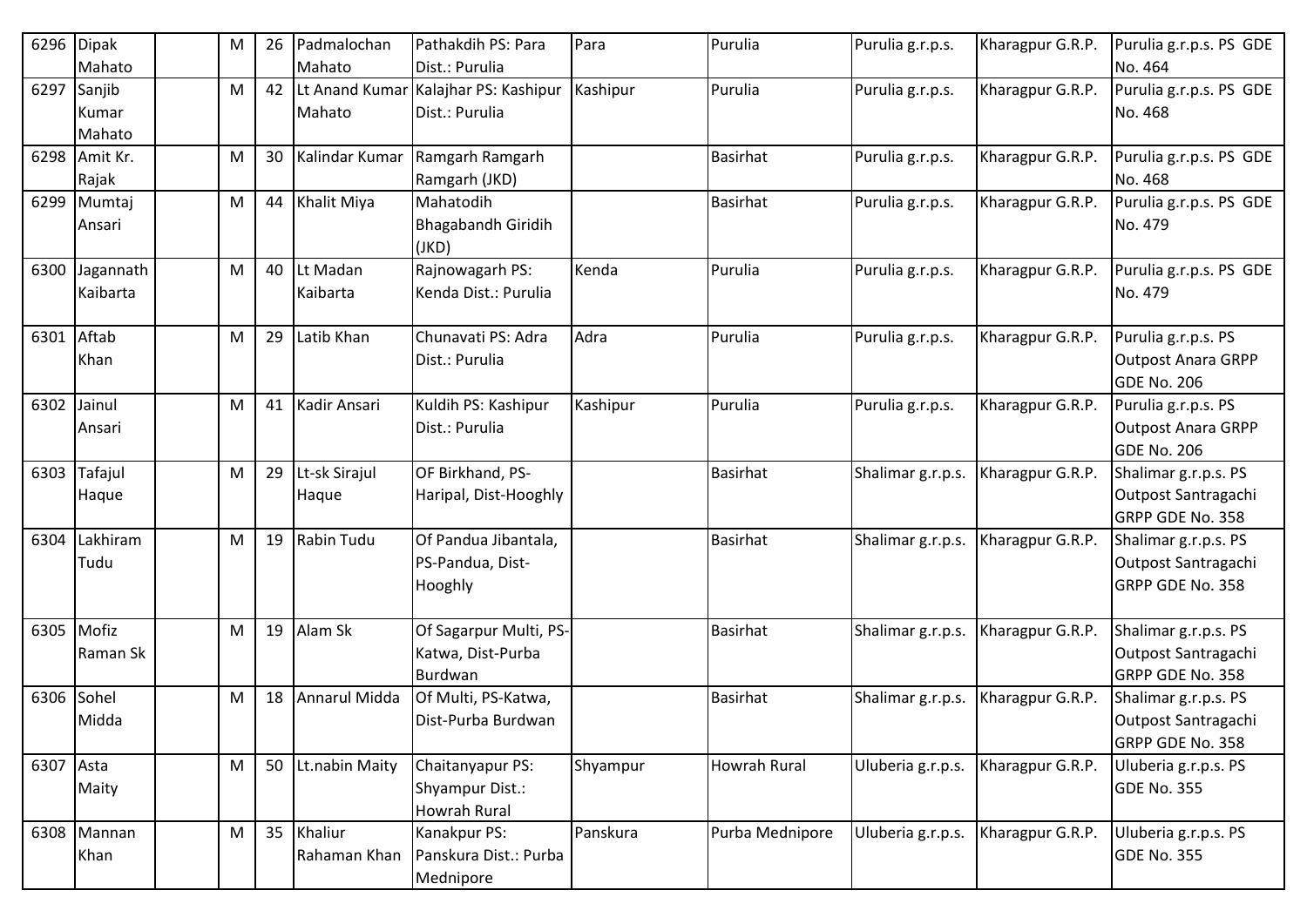| 6296 | Dipak Mahato | | M | 26 | Padmalochan Mahato | Pathakdih PS: Para Dist.: Purulia | Para | Purulia | Purulia g.r.p.s. | Kharagpur G.R.P. | Purulia g.r.p.s. PS GDE No. 464 |
|---|---|---|---|---|---|---|---|---|---|---|---|
| 6297 | Sanjib Kumar Mahato | | M | 42 | Lt Anand Kumar Mahato | Kalajhar PS: Kashipur Dist.: Purulia | Kashipur | Purulia | Purulia g.r.p.s. | Kharagpur G.R.P. | Purulia g.r.p.s. PS GDE No. 468 |
| 6298 | Amit Kr. Rajak | | M | 30 | Kalindar Kumar | Ramgarh Ramgarh Ramgarh (JKD) | | Basirhat | Purulia g.r.p.s. | Kharagpur G.R.P. | Purulia g.r.p.s. PS GDE No. 468 |
| 6299 | Mumtaj Ansari | | M | 44 | Khalit Miya | Mahatodih Bhagabandh Giridih (JKD) | | Basirhat | Purulia g.r.p.s. | Kharagpur G.R.P. | Purulia g.r.p.s. PS GDE No. 479 |
| 6300 | Jagannath Kaibarta | | M | 40 | Lt Madan Kaibarta | Rajnowagarh PS: Kenda Dist.: Purulia | Kenda | Purulia | Purulia g.r.p.s. | Kharagpur G.R.P. | Purulia g.r.p.s. PS GDE No. 479 |
| 6301 | Aftab Khan | | M | 29 | Latib Khan | Chunavati PS: Adra Dist.: Purulia | Adra | Purulia | Purulia g.r.p.s. | Kharagpur G.R.P. | Purulia g.r.p.s. PS Outpost Anara GRPP GDE No. 206 |
| 6302 | Jainul Ansari | | M | 41 | Kadir Ansari | Kuldih PS: Kashipur Dist.: Purulia | Kashipur | Purulia | Purulia g.r.p.s. | Kharagpur G.R.P. | Purulia g.r.p.s. PS Outpost Anara GRPP GDE No. 206 |
| 6303 | Tafajul Haque | | M | 29 | Lt-sk Sirajul Haque | OF Birkhand, PS-Haripal, Dist-Hooghly | | Basirhat | Shalimar g.r.p.s. | Kharagpur G.R.P. | Shalimar g.r.p.s. PS Outpost Santragachi GRPP GDE No. 358 |
| 6304 | Lakhiram Tudu | | M | 19 | Rabin Tudu | Of Pandua Jibantala, PS-Pandua, Dist-Hooghly | | Basirhat | Shalimar g.r.p.s. | Kharagpur G.R.P. | Shalimar g.r.p.s. PS Outpost Santragachi GRPP GDE No. 358 |
| 6305 | Mofiz Raman Sk | | M | 19 | Alam Sk | Of Sagarpur Multi, PS-Katwa, Dist-Purba Burdwan | | Basirhat | Shalimar g.r.p.s. | Kharagpur G.R.P. | Shalimar g.r.p.s. PS Outpost Santragachi GRPP GDE No. 358 |
| 6306 | Sohel Midda | | M | 18 | Annarul Midda | Of Multi, PS-Katwa, Dist-Purba Burdwan | | Basirhat | Shalimar g.r.p.s. | Kharagpur G.R.P. | Shalimar g.r.p.s. PS Outpost Santragachi GRPP GDE No. 358 |
| 6307 | Asta Maity | | M | 50 | Lt.nabin Maity | Chaitanyapur PS: Shyampur Dist.: Howrah Rural | Shyampur | Howrah Rural | Uluberia g.r.p.s. | Kharagpur G.R.P. | Uluberia g.r.p.s. PS GDE No. 355 |
| 6308 | Mannan Khan | | M | 35 | Khaliur Rahaman Khan | Kanakpur PS: Panskura Dist.: Purba Mednipore | Panskura | Purba Mednipore | Uluberia g.r.p.s. | Kharagpur G.R.P. | Uluberia g.r.p.s. PS GDE No. 355 |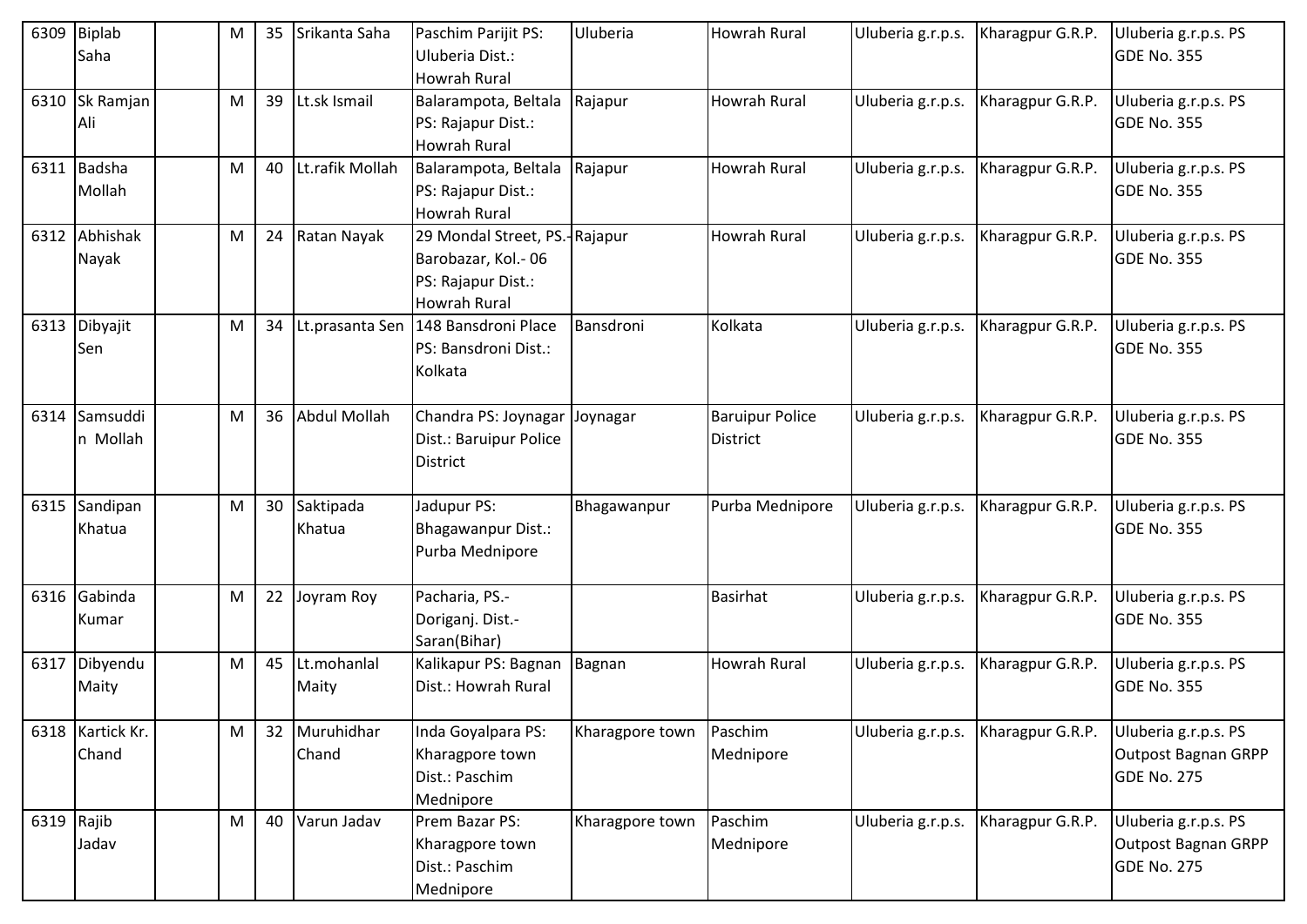| 6309 | Biplab Saha | | M | 35 | Srikanta Saha | Paschim Parijit PS: Uluberia Dist.: Howrah Rural | Uluberia | Howrah Rural | Uluberia g.r.p.s. | Kharagpur G.R.P. | Uluberia g.r.p.s. PS GDE No. 355 |
|---|---|---|---|---|---|---|---|---|---|---|---|
| 6310 | Sk Ramjan Ali | | M | 39 | Lt.sk Ismail | Balarampota, Beltala PS: Rajapur Dist.: Howrah Rural | Rajapur | Howrah Rural | Uluberia g.r.p.s. | Kharagpur G.R.P. | Uluberia g.r.p.s. PS GDE No. 355 |
| 6311 | Badsha Mollah | | M | 40 | Lt.rafik Mollah | Balarampota, Beltala PS: Rajapur Dist.: Howrah Rural | Rajapur | Howrah Rural | Uluberia g.r.p.s. | Kharagpur G.R.P. | Uluberia g.r.p.s. PS GDE No. 355 |
| 6312 | Abhishak Nayak | | M | 24 | Ratan Nayak | 29 Mondal Street, PS.- Barobazar, Kol.- 06 PS: Rajapur Dist.: Howrah Rural | Rajapur | Howrah Rural | Uluberia g.r.p.s. | Kharagpur G.R.P. | Uluberia g.r.p.s. PS GDE No. 355 |
| 6313 | Dibyajit Sen | | M | 34 | Lt.prasanta Sen | 148 Bansdroni Place PS: Bansdroni Dist.: Kolkata | Bansdroni | Kolkata | Uluberia g.r.p.s. | Kharagpur G.R.P. | Uluberia g.r.p.s. PS GDE No. 355 |
| 6314 | Samsuddin Mollah | | M | 36 | Abdul Mollah | Chandra PS: Joynagar Dist.: Baruipur Police District | Joynagar | Baruipur Police District | Uluberia g.r.p.s. | Kharagpur G.R.P. | Uluberia g.r.p.s. PS GDE No. 355 |
| 6315 | Sandipan Khatua | | M | 30 | Saktipada Khatua | Jadupur PS: Bhagawanpur Dist.: Purba Mednipore | Bhagawanpur | Purba Mednipore | Uluberia g.r.p.s. | Kharagpur G.R.P. | Uluberia g.r.p.s. PS GDE No. 355 |
| 6316 | Gabinda Kumar | | M | 22 | Joyram Roy | Pacharia, PS.- Doriganj. Dist.- Saran(Bihar) | | Basirhat | Uluberia g.r.p.s. | Kharagpur G.R.P. | Uluberia g.r.p.s. PS GDE No. 355 |
| 6317 | Dibyendu Maity | | M | 45 | Lt.mohanlal Maity | Kalikapur PS: Bagnan Dist.: Howrah Rural | Bagnan | Howrah Rural | Uluberia g.r.p.s. | Kharagpur G.R.P. | Uluberia g.r.p.s. PS GDE No. 355 |
| 6318 | Kartick Kr. Chand | | M | 32 | Muruhidhar Chand | Inda Goyalpara PS: Kharagpore town Dist.: Paschim Mednipore | Kharagpore town | Paschim Mednipore | Uluberia g.r.p.s. | Kharagpur G.R.P. | Uluberia g.r.p.s. PS Outpost Bagnan GRPP GDE No. 275 |
| 6319 | Rajib Jadav | | M | 40 | Varun Jadav | Prem Bazar PS: Kharagpore town Dist.: Paschim Mednipore | Kharagpore town | Paschim Mednipore | Uluberia g.r.p.s. | Kharagpur G.R.P. | Uluberia g.r.p.s. PS Outpost Bagnan GRPP GDE No. 275 |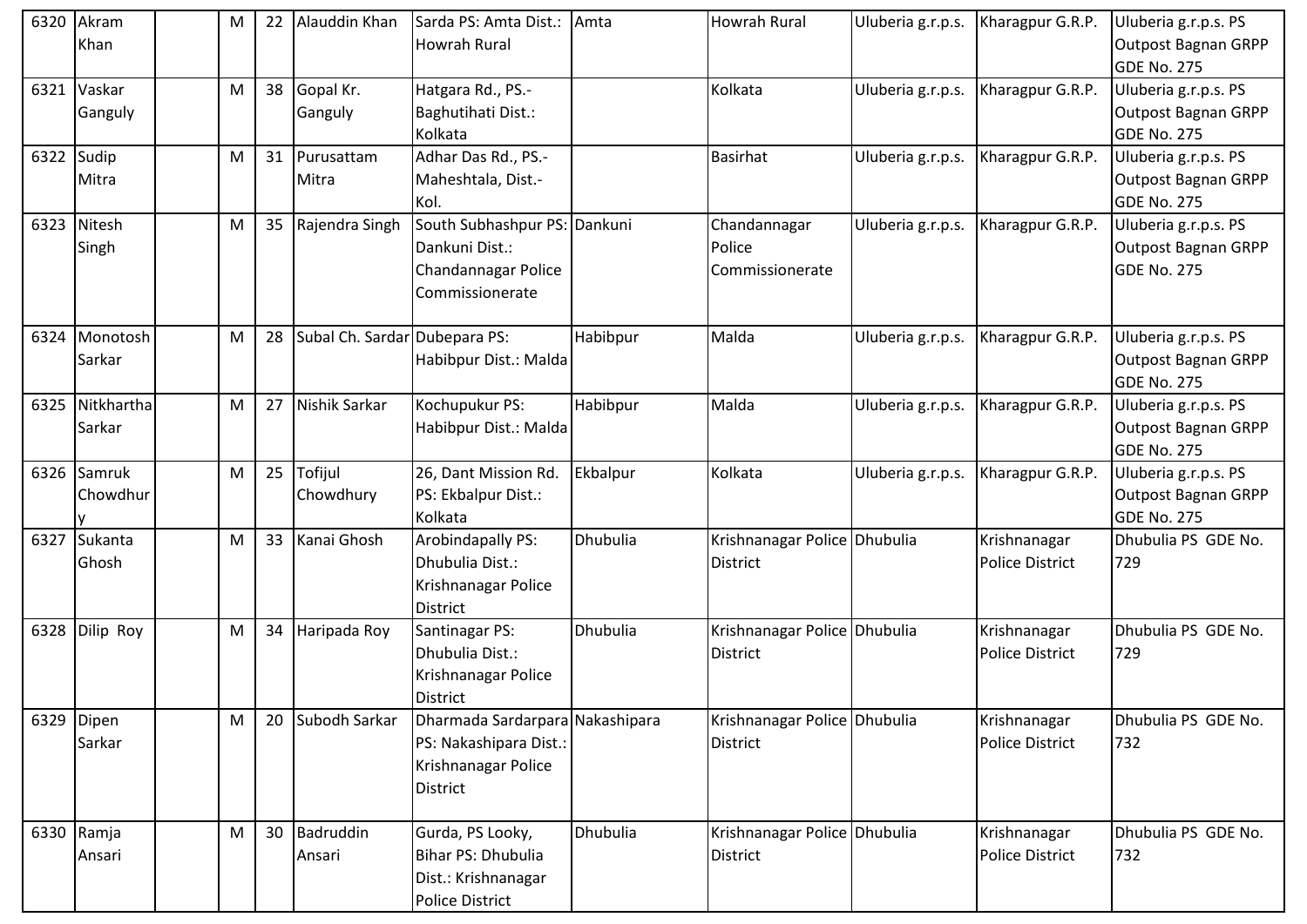| 6320 | Akram Khan | | M | 22 | Alauddin Khan | Sarda PS: Amta Dist.: Howrah Rural | Amta | Howrah Rural | Uluberia g.r.p.s. | Kharagpur G.R.P. | Uluberia g.r.p.s. PS Outpost Bagnan GRPP GDE No. 275 |
|---|---|---|---|---|---|---|---|---|---|---|---|
| 6321 | Vaskar Ganguly | | M | 38 | Gopal Kr. Ganguly | Hatgara Rd., PS.-Baghutihati Dist.: Kolkata | | Kolkata | Uluberia g.r.p.s. | Kharagpur G.R.P. | Uluberia g.r.p.s. PS Outpost Bagnan GRPP GDE No. 275 |
| 6322 | Sudip Mitra | | M | 31 | Purusattam Mitra | Adhar Das Rd., PS.-Maheshtala, Dist.-Kol. | | Basirhat | Uluberia g.r.p.s. | Kharagpur G.R.P. | Uluberia g.r.p.s. PS Outpost Bagnan GRPP GDE No. 275 |
| 6323 | Nitesh Singh | | M | 35 | Rajendra Singh | South Subhashpur PS: Dankuni Dist.: Chandannagar Police Commissionerate | Dankuni | Chandannagar Police Commissionerate | Uluberia g.r.p.s. | Kharagpur G.R.P. | Uluberia g.r.p.s. PS Outpost Bagnan GRPP GDE No. 275 |
| 6324 | Monotosh Sarkar | | M | 28 | Subal Ch. Sardar | Dubepara PS: Habibpur Dist.: Malda | Habibpur | Malda | Uluberia g.r.p.s. | Kharagpur G.R.P. | Uluberia g.r.p.s. PS Outpost Bagnan GRPP GDE No. 275 |
| 6325 | Nitkhartha Sarkar | | M | 27 | Nishik Sarkar | Kochupukur PS: Habibpur Dist.: Malda | Habibpur | Malda | Uluberia g.r.p.s. | Kharagpur G.R.P. | Uluberia g.r.p.s. PS Outpost Bagnan GRPP GDE No. 275 |
| 6326 | Samruk Chowdhury | | M | 25 | Tofijul Chowdhury | 26, Dant Mission Rd. PS: Ekbalpur Dist.: Kolkata | Ekbalpur | Kolkata | Uluberia g.r.p.s. | Kharagpur G.R.P. | Uluberia g.r.p.s. PS Outpost Bagnan GRPP GDE No. 275 |
| 6327 | Sukanta Ghosh | | M | 33 | Kanai Ghosh | Arobindapally PS: Dhubulia Dist.: Krishnanagar Police District | Dhubulia | Krishnanagar Police District | Dhubulia | Krishnanagar Police District | Dhubulia PS GDE No. 729 |
| 6328 | Dilip Roy | | M | 34 | Haripada Roy | Santinagar PS: Dhubulia Dist.: Krishnanagar Police District | Dhubulia | Krishnanagar Police District | Dhubulia | Krishnanagar Police District | Dhubulia PS GDE No. 729 |
| 6329 | Dipen Sarkar | | M | 20 | Subodh Sarkar | Dharmada Sardarpara PS: Nakashipara Dist.: Krishnanagar Police District | Nakashipara | Krishnanagar Police District | Dhubulia | Krishnanagar Police District | Dhubulia PS GDE No. 732 |
| 6330 | Ramja Ansari | | M | 30 | Badruddin Ansari | Gurda, PS Looky, Bihar PS: Dhubulia Dist.: Krishnanagar Police District | Dhubulia | Krishnanagar Police District | Dhubulia | Krishnanagar Police District | Dhubulia PS GDE No. 732 |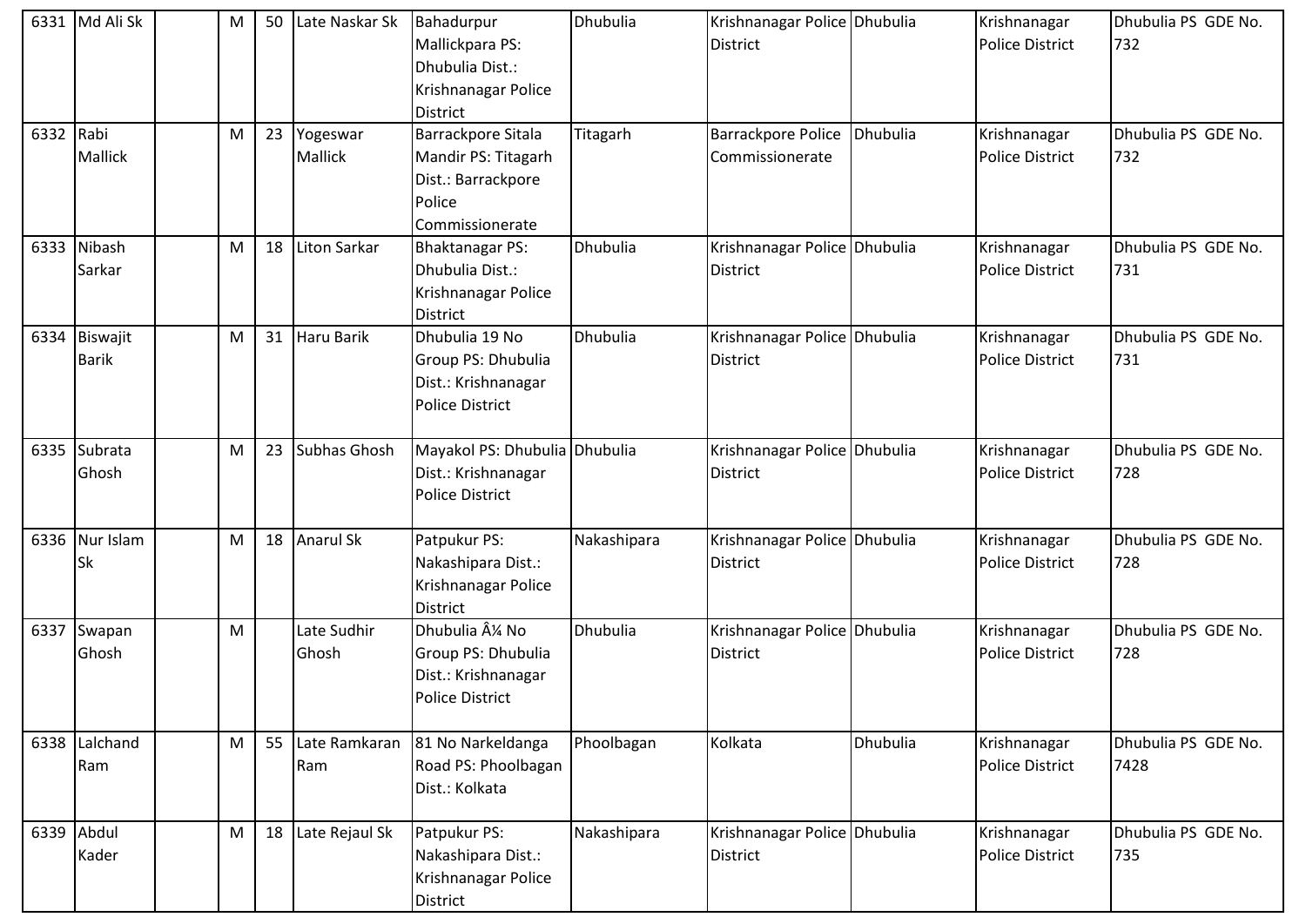| 6331 | Md Ali Sk | | M | 50 | Late Naskar Sk | Bahadurpur Mallickpara PS: Dhubulia Dist.: Krishnanagar Police District | Dhubulia | Krishnanagar Police District | Dhubulia | Krishnanagar Police District | Dhubulia PS GDE No. 732 |
|---|---|---|---|---|---|---|---|---|---|---|---|
| 6332 | Rabi Mallick | | M | 23 | Yogeswar Mallick | Barrackpore Sitala Mandir PS: Titagarh Dist.: Barrackpore Police Commissionerate | Titagarh | Barrackpore Police Commissionerate | Dhubulia | Krishnanagar Police District | Dhubulia PS GDE No. 732 |
| 6333 | Nibash Sarkar | | M | 18 | Liton Sarkar | Bhaktanagar PS: Dhubulia Dist.: Krishnanagar Police District | Dhubulia | Krishnanagar Police District | Dhubulia | Krishnanagar Police District | Dhubulia PS GDE No. 731 |
| 6334 | Biswajit Barik | | M | 31 | Haru Barik | Dhubulia 19 No Group PS: Dhubulia Dist.: Krishnanagar Police District | Dhubulia | Krishnanagar Police District | Dhubulia | Krishnanagar Police District | Dhubulia PS GDE No. 731 |
| 6335 | Subrata Ghosh | | M | 23 | Subhas Ghosh | Mayakol PS: Dhubulia Dist.: Krishnanagar Police District | Dhubulia | Krishnanagar Police District | Dhubulia | Krishnanagar Police District | Dhubulia PS GDE No. 728 |
| 6336 | Nur Islam Sk | | M | 18 | Anarul Sk | Patpukur PS: Nakashipara Dist.: Krishnanagar Police District | Nakashipara | Krishnanagar Police District | Dhubulia | Krishnanagar Police District | Dhubulia PS GDE No. 728 |
| 6337 | Swapan Ghosh | | M | | Late Sudhir Ghosh | Dhubulia Â¼ No Group PS: Dhubulia Dist.: Krishnanagar Police District | Dhubulia | Krishnanagar Police District | Dhubulia | Krishnanagar Police District | Dhubulia PS GDE No. 728 |
| 6338 | Lalchand Ram | | M | 55 | Late Ramkaran Ram | 81 No Narkeldanga Road PS: Phoolbagan Dist.: Kolkata | Phoolbagan | Kolkata | Dhubulia | Krishnanagar Police District | Dhubulia PS GDE No. 7428 |
| 6339 | Abdul Kader | | M | 18 | Late Rejaul Sk | Patpukur PS: Nakashipara Dist.: Krishnanagar Police District | Nakashipara | Krishnanagar Police District | Dhubulia | Krishnanagar Police District | Dhubulia PS GDE No. 735 |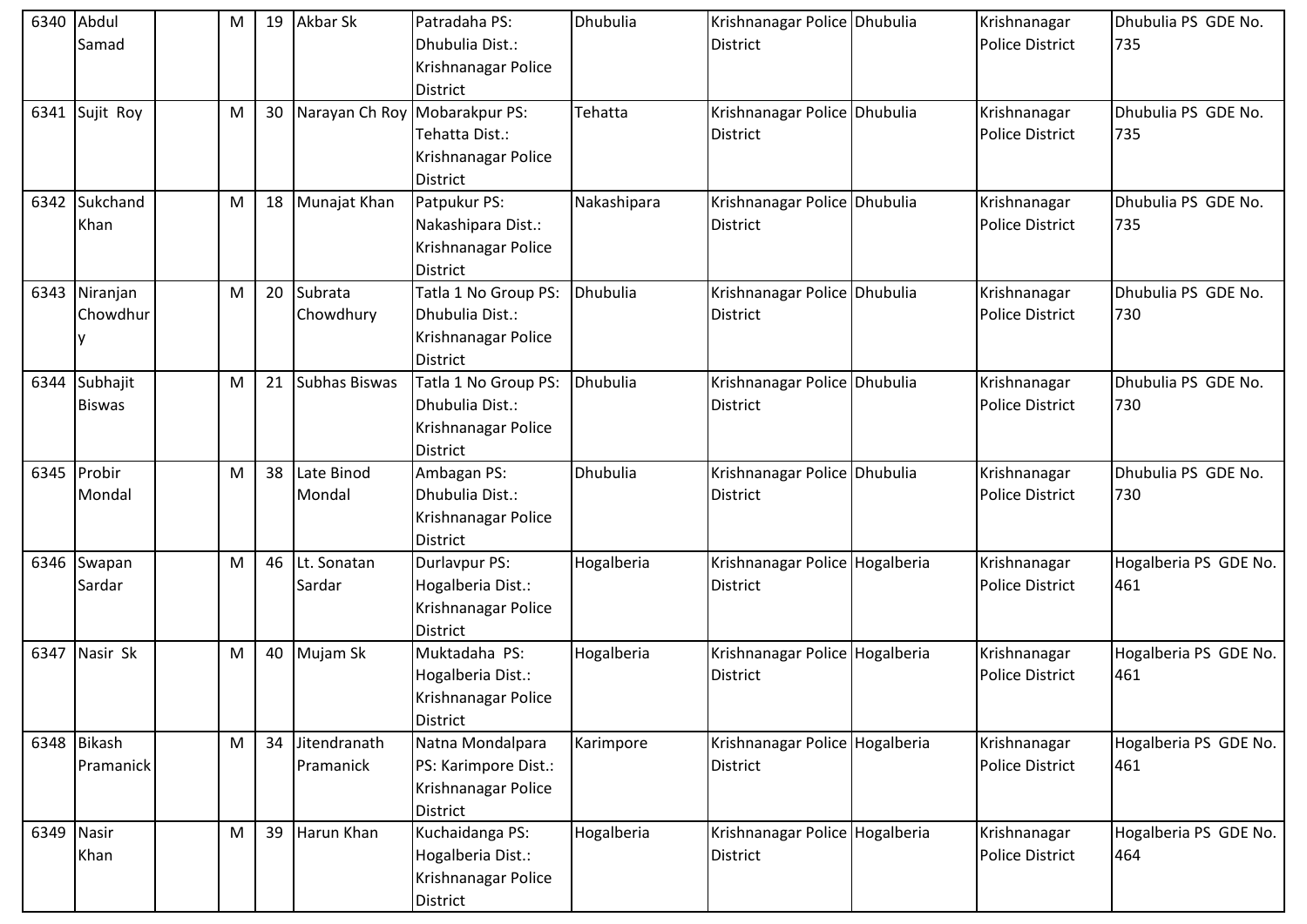| 6340 | Abdul Samad | | M | 19 | Akbar Sk | Patradaha PS: Dhubulia Dist.: Krishnanagar Police District | Dhubulia | Krishnanagar Police District | Dhubulia | Krishnanagar Police District | Dhubulia PS GDE No. 735 |
|---|---|---|---|---|---|---|---|---|---|---|---|
| 6341 | Sujit Roy | | M | 30 | Narayan Ch Roy | Mobarakpur PS: Tehatta Dist.: Krishnanagar Police District | Tehatta | Krishnanagar Police District | Dhubulia | Krishnanagar Police District | Dhubulia PS GDE No. 735 |
| 6342 | Sukchand Khan | | M | 18 | Munajat Khan | Patpukur PS: Nakashipara Dist.: Krishnanagar Police District | Nakashipara | Krishnanagar Police District | Dhubulia | Krishnanagar Police District | Dhubulia PS GDE No. 735 |
| 6343 | Niranjan Chowdhury | | M | 20 | Subrata Chowdhury | Tatla 1 No Group PS: Dhubulia Dist.: Krishnanagar Police District | Dhubulia | Krishnanagar Police District | Dhubulia | Krishnanagar Police District | Dhubulia PS GDE No. 730 |
| 6344 | Subhajit Biswas | | M | 21 | Subhas Biswas | Tatla 1 No Group PS: Dhubulia Dist.: Krishnanagar Police District | Dhubulia | Krishnanagar Police District | Dhubulia | Krishnanagar Police District | Dhubulia PS GDE No. 730 |
| 6345 | Probir Mondal | | M | 38 | Late Binod Mondal | Ambagan PS: Dhubulia Dist.: Krishnanagar Police District | Dhubulia | Krishnanagar Police District | Dhubulia | Krishnanagar Police District | Dhubulia PS GDE No. 730 |
| 6346 | Swapan Sardar | | M | 46 | Lt. Sonatan Sardar | Durlavpur PS: Hogalberia Dist.: Krishnanagar Police District | Hogalberia | Krishnanagar Police District | Hogalberia | Krishnanagar Police District | Hogalberia PS GDE No. 461 |
| 6347 | Nasir Sk | | M | 40 | Mujam Sk | Muktadaha PS: Hogalberia Dist.: Krishnanagar Police District | Hogalberia | Krishnanagar Police District | Hogalberia | Krishnanagar Police District | Hogalberia PS GDE No. 461 |
| 6348 | Bikash Pramanick | | M | 34 | Jitendranath Pramanick | Natna Mondalpara PS: Karimpore Dist.: Krishnanagar Police District | Karimpore | Krishnanagar Police District | Hogalberia | Krishnanagar Police District | Hogalberia PS GDE No. 461 |
| 6349 | Nasir Khan | | M | 39 | Harun Khan | Kuchaidanga PS: Hogalberia Dist.: Krishnanagar Police District | Hogalberia | Krishnanagar Police District | Hogalberia | Krishnanagar Police District | Hogalberia PS GDE No. 464 |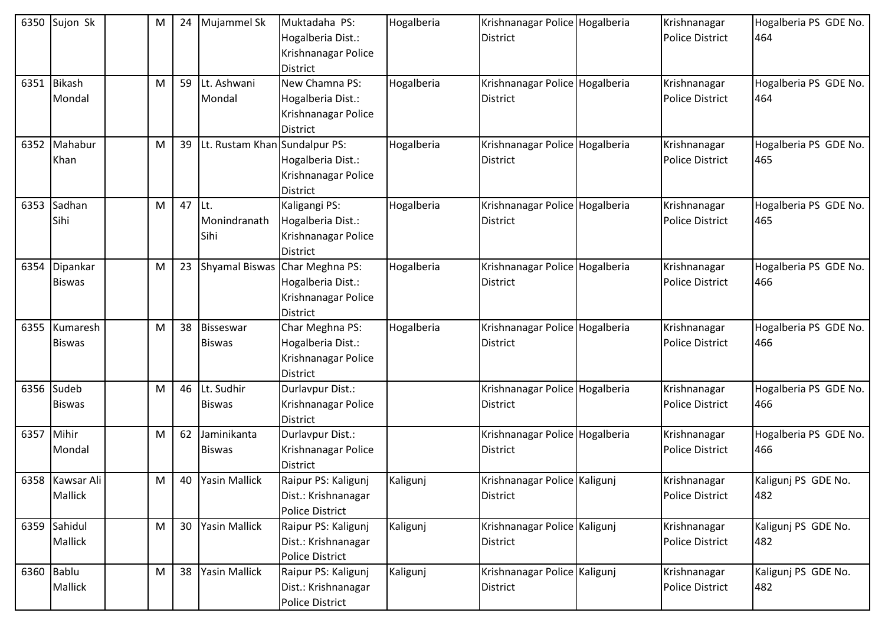| 6350 | Sujon Sk | | M | 24 | Mujammel Sk | Muktadaha PS: Hogalberia Dist.: Krishnanagar Police District | Hogalberia | Krishnanagar Police District | Hogalberia | Krishnanagar Police District | Hogalberia PS GDE No. 464 |
|---|---|---|---|---|---|---|---|---|---|---|---|
| 6351 | Bikash Mondal | | M | 59 | Lt. Ashwani Mondal | New Chamna PS: Hogalberia Dist.: Krishnanagar Police District | Hogalberia | Krishnanagar Police District | Hogalberia | Krishnanagar Police District | Hogalberia PS GDE No. 464 |
| 6352 | Mahabur Khan | | M | 39 | Lt. Rustam Khan | Sundalpur PS: Hogalberia Dist.: Krishnanagar Police District | Hogalberia | Krishnanagar Police District | Hogalberia | Krishnanagar Police District | Hogalberia PS GDE No. 465 |
| 6353 | Sadhan Sihi | | M | 47 | Lt. Monindranath Sihi | Kaligangi PS: Hogalberia Dist.: Krishnanagar Police District | Hogalberia | Krishnanagar Police District | Hogalberia | Krishnanagar Police District | Hogalberia PS GDE No. 465 |
| 6354 | Dipankar Biswas | | M | 23 | Shyamal Biswas | Char Meghna PS: Hogalberia Dist.: Krishnanagar Police District | Hogalberia | Krishnanagar Police District | Hogalberia | Krishnanagar Police District | Hogalberia PS GDE No. 466 |
| 6355 | Kumaresh Biswas | | M | 38 | Bisseswar Biswas | Char Meghna PS: Hogalberia Dist.: Krishnanagar Police District | Hogalberia | Krishnanagar Police District | Hogalberia | Krishnanagar Police District | Hogalberia PS GDE No. 466 |
| 6356 | Sudeb Biswas | | M | 46 | Lt. Sudhir Biswas | Durlavpur Dist.: Krishnanagar Police District | | Krishnanagar Police District | Hogalberia | Krishnanagar Police District | Hogalberia PS GDE No. 466 |
| 6357 | Mihir Mondal | | M | 62 | Jaminikanta Biswas | Durlavpur Dist.: Krishnanagar Police District | | Krishnanagar Police District | Hogalberia | Krishnanagar Police District | Hogalberia PS GDE No. 466 |
| 6358 | Kawsar Ali Mallick | | M | 40 | Yasin Mallick | Raipur PS: Kaligunj Dist.: Krishnanagar Police District | Kaligunj | Krishnanagar Police District | Kaligunj | Krishnanagar Police District | Kaligunj PS GDE No. 482 |
| 6359 | Sahidul Mallick | | M | 30 | Yasin Mallick | Raipur PS: Kaligunj Dist.: Krishnanagar Police District | Kaligunj | Krishnanagar Police District | Kaligunj | Krishnanagar Police District | Kaligunj PS GDE No. 482 |
| 6360 | Bablu Mallick | | M | 38 | Yasin Mallick | Raipur PS: Kaligunj Dist.: Krishnanagar Police District | Kaligunj | Krishnanagar Police District | Kaligunj | Krishnanagar Police District | Kaligunj PS GDE No. 482 |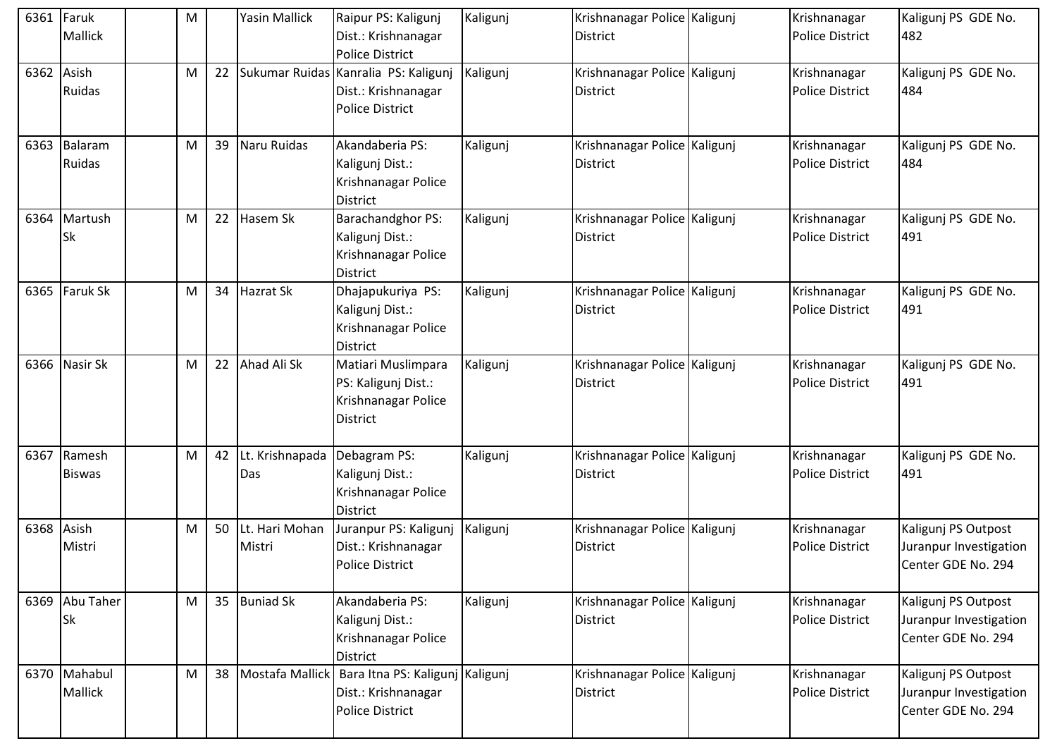| | | | | | | | | | | | |
|---|---|---|---|---|---|---|---|---|---|---|---|
| 6361 | Faruk Mallick | | M | | Yasin Mallick | Raipur PS: Kaligunj Dist.: Krishnanagar Police District | Kaligunj | Krishnanagar Police District | Kaligunj | Krishnanagar Police District | Kaligunj PS GDE No. 482 |
| 6362 | Asish Ruidas | | M | 22 | Sukumar Ruidas | Kanralia PS: Kaligunj Dist.: Krishnanagar Police District | Kaligunj | Krishnanagar Police District | Kaligunj | Krishnanagar Police District | Kaligunj PS GDE No. 484 |
| 6363 | Balaram Ruidas | | M | 39 | Naru Ruidas | Akandaberia PS: Kaligunj Dist.: Krishnanagar Police District | Kaligunj | Krishnanagar Police District | Kaligunj | Krishnanagar Police District | Kaligunj PS GDE No. 484 |
| 6364 | Martush Sk | | M | 22 | Hasem Sk | Barachandghor PS: Kaligunj Dist.: Krishnanagar Police District | Kaligunj | Krishnanagar Police District | Kaligunj | Krishnanagar Police District | Kaligunj PS GDE No. 491 |
| 6365 | Faruk Sk | | M | 34 | Hazrat Sk | Dhajapukuriya PS: Kaligunj Dist.: Krishnanagar Police District | Kaligunj | Krishnanagar Police District | Kaligunj | Krishnanagar Police District | Kaligunj PS GDE No. 491 |
| 6366 | Nasir Sk | | M | 22 | Ahad Ali Sk | Matiari Muslimpara PS: Kaligunj Dist.: Krishnanagar Police District | Kaligunj | Krishnanagar Police District | Kaligunj | Krishnanagar Police District | Kaligunj PS GDE No. 491 |
| 6367 | Ramesh Biswas | | M | 42 | Lt. Krishnapada Das | Debagram PS: Kaligunj Dist.: Krishnanagar Police District | Kaligunj | Krishnanagar Police District | Kaligunj | Krishnanagar Police District | Kaligunj PS GDE No. 491 |
| 6368 | Asish Mistri | | M | 50 | Lt. Hari Mohan Mistri | Juranpur PS: Kaligunj Dist.: Krishnanagar Police District | Kaligunj | Krishnanagar Police District | Kaligunj | Krishnanagar Police District | Kaligunj PS Outpost Juranpur Investigation Center GDE No. 294 |
| 6369 | Abu Taher Sk | | M | 35 | Buniad Sk | Akandaberia PS: Kaligunj Dist.: Krishnanagar Police District | Kaligunj | Krishnanagar Police District | Kaligunj | Krishnanagar Police District | Kaligunj PS Outpost Juranpur Investigation Center GDE No. 294 |
| 6370 | Mahabul Mallick | | M | 38 | Mostafa Mallick | Bara Itna PS: Kaligunj Dist.: Krishnanagar Police District | Kaligunj | Krishnanagar Police District | Kaligunj | Krishnanagar Police District | Kaligunj PS Outpost Juranpur Investigation Center GDE No. 294 |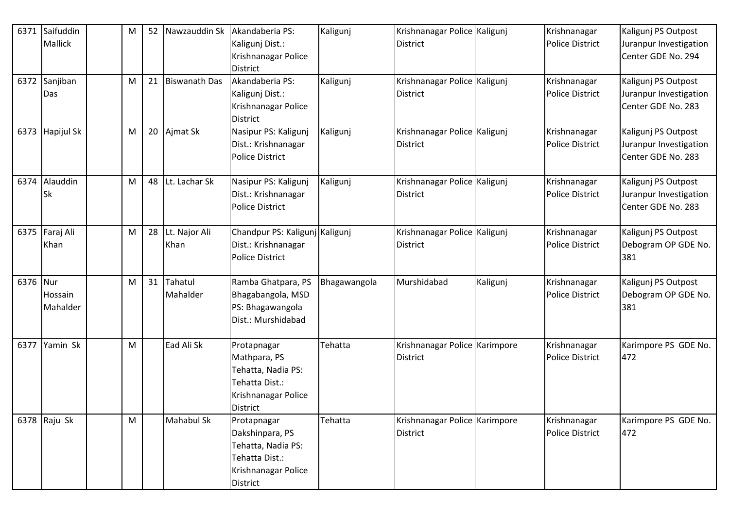| 6371 | Saifuddin Mallick | | M | 52 | Nawzauddin Sk | Akandaberia PS: Kaligunj Dist.: Krishnanagar Police District | Kaligunj | Krishnanagar Police District | Kaligunj | Krishnanagar Police District | Kaligunj PS Outpost Juranpur Investigation Center GDE No. 294 |
|---|---|---|---|---|---|---|---|---|---|---|---|
| 6372 | Sanjiban Das | | M | 21 | Biswanath Das | Akandaberia PS: Kaligunj Dist.: Krishnanagar Police District | Kaligunj | Krishnanagar Police District | Kaligunj | Krishnanagar Police District | Kaligunj PS Outpost Juranpur Investigation Center GDE No. 283 |
| 6373 | Hapijul Sk | | M | 20 | Ajmat Sk | Nasipur PS: Kaligunj Dist.: Krishnanagar Police District | Kaligunj | Krishnanagar Police District | Kaligunj | Krishnanagar Police District | Kaligunj PS Outpost Juranpur Investigation Center GDE No. 283 |
| 6374 | Alauddin Sk | | M | 48 | Lt. Lachar Sk | Nasipur PS: Kaligunj Dist.: Krishnanagar Police District | Kaligunj | Krishnanagar Police District | Kaligunj | Krishnanagar Police District | Kaligunj PS Outpost Juranpur Investigation Center GDE No. 283 |
| 6375 | Faraj Ali Khan | | M | 28 | Lt. Najor Ali Khan | Chandpur PS: Kaligunj Dist.: Krishnanagar Police District | Kaligunj | Krishnanagar Police District | Kaligunj | Krishnanagar Police District | Kaligunj PS Outpost Debogram OP GDE No. 381 |
| 6376 | Nur Hossain Mahalder | | M | 31 | Tahatul Mahalder | Ramba Ghatpara, PS Bhagabangola, MSD PS: Bhagawangola Dist.: Murshidabad | Bhagawangola | Murshidabad | Kaligunj | Krishnanagar Police District | Kaligunj PS Outpost Debogram OP GDE No. 381 |
| 6377 | Yamin Sk | | M | | Ead Ali Sk | Protapnagar Mathpara, PS Tehatta, Nadia PS: Tehatta Dist.: Krishnanagar Police District | Tehatta | Krishnanagar Police District | Karimpore | Krishnanagar Police District | Karimpore PS GDE No. 472 |
| 6378 | Raju Sk | | M | | Mahabul Sk | Protapnagar Dakshinpara, PS Tehatta, Nadia PS: Tehatta Dist.: Krishnanagar Police District | Tehatta | Krishnanagar Police District | Karimpore | Krishnanagar Police District | Karimpore PS GDE No. 472 |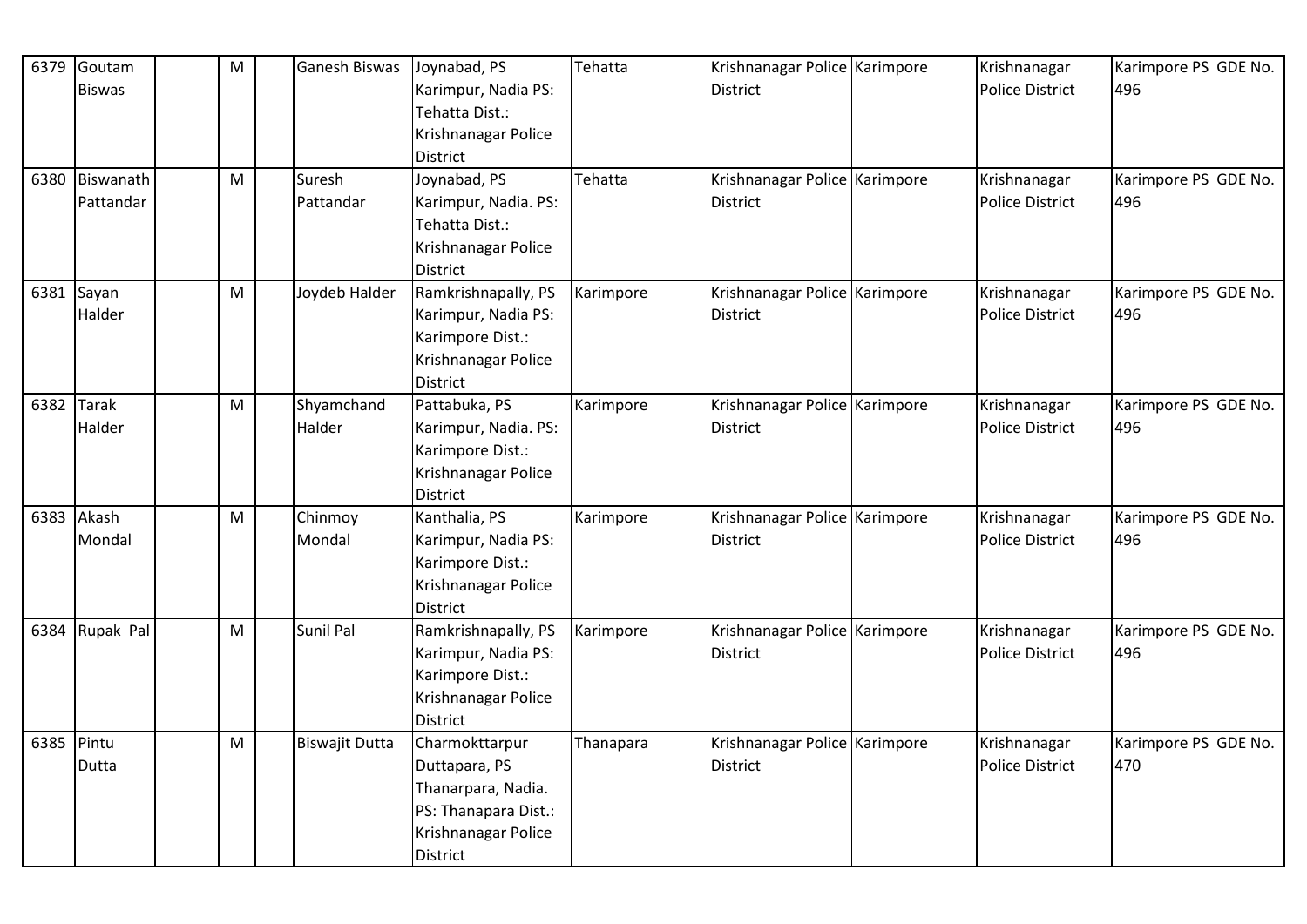| | | | | | | | | | | | |
|---|---|---|---|---|---|---|---|---|---|---|---|
| 6379 | Goutam Biswas | | M | | Ganesh Biswas | Joynabad, PS Karimpur, Nadia PS: Tehatta Dist.: Krishnanagar Police District | Tehatta | Krishnanagar Police District | Karimpore | Krishnanagar Police District | Karimpore PS GDE No. 496 |
| 6380 | Biswanath Pattandar | | M | | Suresh Pattandar | Joynabad, PS Karimpur, Nadia. PS: Tehatta Dist.: Krishnanagar Police District | Tehatta | Krishnanagar Police District | Karimpore | Krishnanagar Police District | Karimpore PS GDE No. 496 |
| 6381 | Sayan Halder | | M | | Joydeb Halder | Ramkrishnapally, PS Karimpur, Nadia PS: Karimpore Dist.: Krishnanagar Police District | Karimpore | Krishnanagar Police District | Karimpore | Krishnanagar Police District | Karimpore PS GDE No. 496 |
| 6382 | Tarak Halder | | M | | Shyamchand Halder | Pattabuka, PS Karimpur, Nadia. PS: Karimpore Dist.: Krishnanagar Police District | Karimpore | Krishnanagar Police District | Karimpore | Krishnanagar Police District | Karimpore PS GDE No. 496 |
| 6383 | Akash Mondal | | M | | Chinmoy Mondal | Kanthalia, PS Karimpur, Nadia PS: Karimpore Dist.: Krishnanagar Police District | Karimpore | Krishnanagar Police District | Karimpore | Krishnanagar Police District | Karimpore PS GDE No. 496 |
| 6384 | Rupak Pal | | M | | Sunil Pal | Ramkrishnapally, PS Karimpur, Nadia PS: Karimpore Dist.: Krishnanagar Police District | Karimpore | Krishnanagar Police District | Karimpore | Krishnanagar Police District | Karimpore PS GDE No. 496 |
| 6385 | Pintu Dutta | | M | | Biswajit Dutta | Charmokttarpur Duttapara, PS Thanarpara, Nadia. PS: Thanapara Dist.: Krishnanagar Police District | Thanapara | Krishnanagar Police District | Karimpore | Krishnanagar Police District | Karimpore PS GDE No. 470 |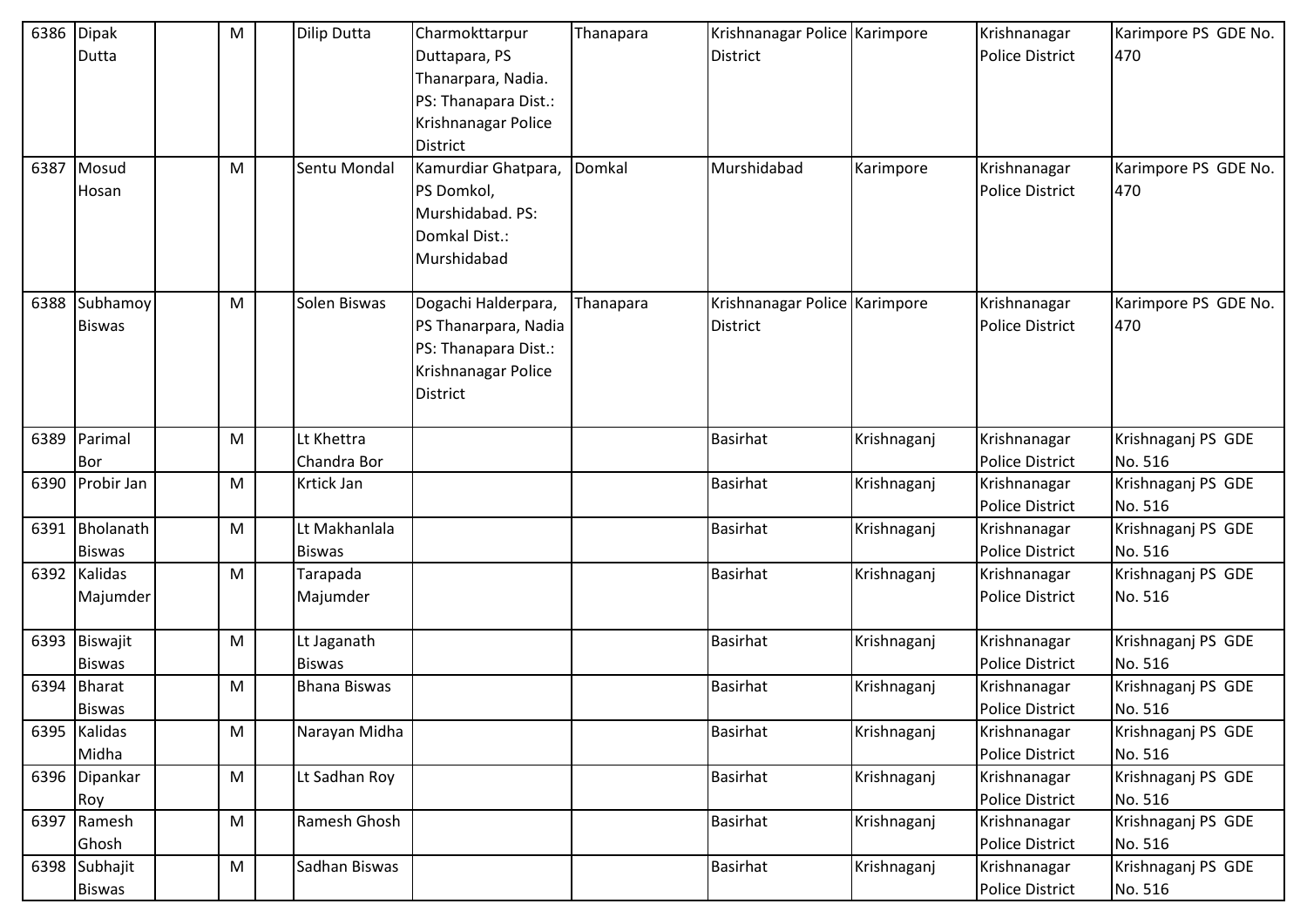| 6386 | Dipak Dutta | | M | | Dilip Dutta | Charmokttarpur Duttapara, PS Thanarpara, Nadia. PS: Thanapara Dist.: Krishnanagar Police District | Thanapara | Krishnanagar Police District | Karimpore | Krishnanagar Police District | Karimpore PS GDE No. 470 |
|---|---|---|---|---|---|---|---|---|---|---|---|
| 6387 | Mosud Hosan | | M | | Sentu Mondal | Kamurdiar Ghatpara, PS Domkol, Murshidabad. PS: Domkal Dist.: Murshidabad | Domkal | Murshidabad | Karimpore | Krishnanagar Police District | Karimpore PS GDE No. 470 |
| 6388 | Subhamoy Biswas | | M | | Solen Biswas | Dogachi Halderpara, PS Thanarpara, Nadia PS: Thanapara Dist.: Krishnanagar Police District | Thanapara | Krishnanagar Police District | Karimpore | Krishnanagar Police District | Karimpore PS GDE No. 470 |
| 6389 | Parimal Bor | | M | | Lt Khettra Chandra Bor | | | Basirhat | Krishnaganj | Krishnanagar Police District | Krishnaganj PS GDE No. 516 |
| 6390 | Probir Jan | | M | | Krtick Jan | | | Basirhat | Krishnaganj | Krishnanagar Police District | Krishnaganj PS GDE No. 516 |
| 6391 | Bholanath Biswas | | M | | Lt Makhanlala Biswas | | | Basirhat | Krishnaganj | Krishnanagar Police District | Krishnaganj PS GDE No. 516 |
| 6392 | Kalidas Majumder | | M | | Tarapada Majumder | | | Basirhat | Krishnaganj | Krishnanagar Police District | Krishnaganj PS GDE No. 516 |
| 6393 | Biswajit Biswas | | M | | Lt Jaganath Biswas | | | Basirhat | Krishnaganj | Krishnanagar Police District | Krishnaganj PS GDE No. 516 |
| 6394 | Bharat Biswas | | M | | Bhana Biswas | | | Basirhat | Krishnaganj | Krishnanagar Police District | Krishnaganj PS GDE No. 516 |
| 6395 | Kalidas Midha | | M | | Narayan Midha | | | Basirhat | Krishnaganj | Krishnanagar Police District | Krishnaganj PS GDE No. 516 |
| 6396 | Dipankar Roy | | M | | Lt Sadhan Roy | | | Basirhat | Krishnaganj | Krishnanagar Police District | Krishnaganj PS GDE No. 516 |
| 6397 | Ramesh Ghosh | | M | | Ramesh Ghosh | | | Basirhat | Krishnaganj | Krishnanagar Police District | Krishnaganj PS GDE No. 516 |
| 6398 | Subhajit Biswas | | M | | Sadhan Biswas | | | Basirhat | Krishnaganj | Krishnanagar Police District | Krishnaganj PS GDE No. 516 |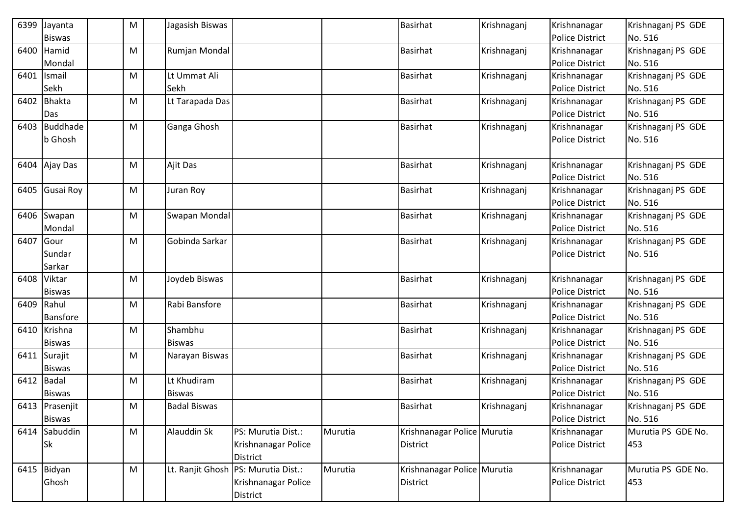| 6399 | Jayanta Biswas | | M | | Jagasish Biswas | | | Basirhat | Krishnaganj | Krishnanagar Police District | Krishnaganj PS GDE No. 516 |
|---|---|---|---|---|---|---|---|---|---|---|---|
| 6400 | Hamid Mondal | | M | | Rumjan Mondal | | | Basirhat | Krishnaganj | Krishnanagar Police District | Krishnaganj PS GDE No. 516 |
| 6401 | Ismail Sekh | | M | | Lt Ummat Ali Sekh | | | Basirhat | Krishnaganj | Krishnanagar Police District | Krishnaganj PS GDE No. 516 |
| 6402 | Bhakta Das | | M | | Lt Tarapada Das | | | Basirhat | Krishnaganj | Krishnanagar Police District | Krishnaganj PS GDE No. 516 |
| 6403 | Buddhadeb Ghosh | | M | | Ganga Ghosh | | | Basirhat | Krishnaganj | Krishnanagar Police District | Krishnaganj PS GDE No. 516 |
| 6404 | Ajay Das | | M | | Ajit Das | | | Basirhat | Krishnaganj | Krishnanagar Police District | Krishnaganj PS GDE No. 516 |
| 6405 | Gusai Roy | | M | | Juran Roy | | | Basirhat | Krishnaganj | Krishnanagar Police District | Krishnaganj PS GDE No. 516 |
| 6406 | Swapan Mondal | | M | | Swapan Mondal | | | Basirhat | Krishnaganj | Krishnanagar Police District | Krishnaganj PS GDE No. 516 |
| 6407 | Gour Sundar Sarkar | | M | | Gobinda Sarkar | | | Basirhat | Krishnaganj | Krishnanagar Police District | Krishnaganj PS GDE No. 516 |
| 6408 | Viktar Biswas | | M | | Joydeb Biswas | | | Basirhat | Krishnaganj | Krishnanagar Police District | Krishnaganj PS GDE No. 516 |
| 6409 | Rahul Bansfore | | M | | Rabi Bansfore | | | Basirhat | Krishnaganj | Krishnanagar Police District | Krishnaganj PS GDE No. 516 |
| 6410 | Krishna Biswas | | M | | Shambhu Biswas | | | Basirhat | Krishnaganj | Krishnanagar Police District | Krishnaganj PS GDE No. 516 |
| 6411 | Surajit Biswas | | M | | Narayan Biswas | | | Basirhat | Krishnaganj | Krishnanagar Police District | Krishnaganj PS GDE No. 516 |
| 6412 | Badal Biswas | | M | | Lt Khudiram Biswas | | | Basirhat | Krishnaganj | Krishnanagar Police District | Krishnaganj PS GDE No. 516 |
| 6413 | Prasenjit Biswas | | M | | Badal Biswas | | | Basirhat | Krishnaganj | Krishnanagar Police District | Krishnaganj PS GDE No. 516 |
| 6414 | Sabuddin Sk | | M | | Alauddin Sk | PS: Murutia Dist.: Krishnanagar Police District | Murutia | Krishnanagar Police District | Murutia | Krishnanagar Police District | Murutia PS GDE No. 453 |
| 6415 | Bidyan Ghosh | | M | | Lt. Ranjit Ghosh | PS: Murutia Dist.: Krishnanagar Police District | Murutia | Krishnanagar Police District | Murutia | Krishnanagar Police District | Murutia PS GDE No. 453 |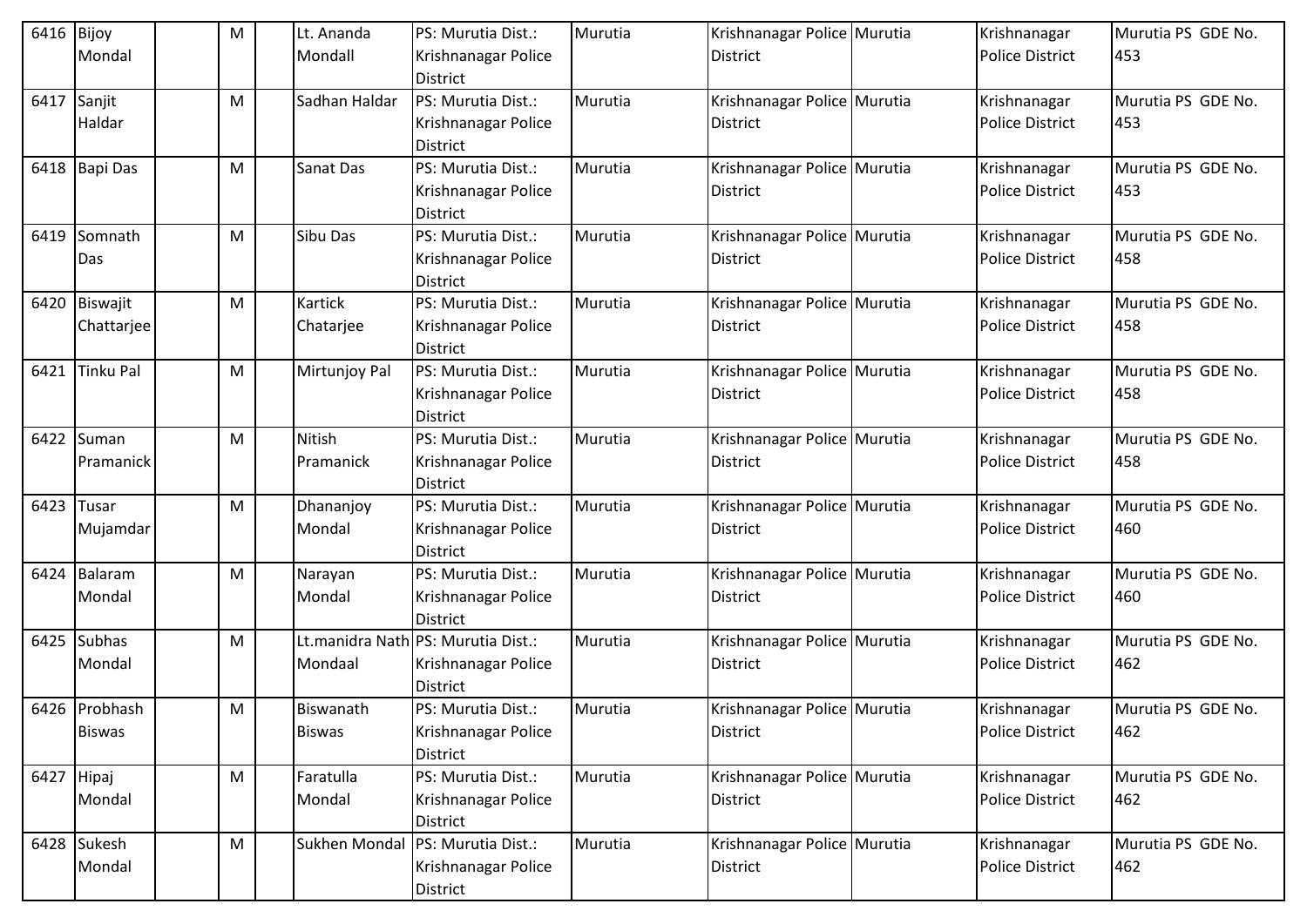| 6416 | Bijoy Mondal | | M | | Lt. Ananda Mondall | PS: Murutia Dist.: Krishnanagar Police District | Murutia | Krishnanagar Police District | Murutia | Krishnanagar Police District | Murutia PS GDE No. 453 |
|---|---|---|---|---|---|---|---|---|---|---|---|
| 6417 | Sanjit Haldar | | M | | Sadhan Haldar | PS: Murutia Dist.: Krishnanagar Police District | Murutia | Krishnanagar Police District | Murutia | Krishnanagar Police District | Murutia PS GDE No. 453 |
| 6418 | Bapi Das | | M | | Sanat Das | PS: Murutia Dist.: Krishnanagar Police District | Murutia | Krishnanagar Police District | Murutia | Krishnanagar Police District | Murutia PS GDE No. 453 |
| 6419 | Somnath Das | | M | | Sibu Das | PS: Murutia Dist.: Krishnanagar Police District | Murutia | Krishnanagar Police District | Murutia | Krishnanagar Police District | Murutia PS GDE No. 458 |
| 6420 | Biswajit Chattarjee | | M | | Kartick Chatarjee | PS: Murutia Dist.: Krishnanagar Police District | Murutia | Krishnanagar Police District | Murutia | Krishnanagar Police District | Murutia PS GDE No. 458 |
| 6421 | Tinku Pal | | M | | Mirtunjoy Pal | PS: Murutia Dist.: Krishnanagar Police District | Murutia | Krishnanagar Police District | Murutia | Krishnanagar Police District | Murutia PS GDE No. 458 |
| 6422 | Suman Pramanick | | M | | Nitish Pramanick | PS: Murutia Dist.: Krishnanagar Police District | Murutia | Krishnanagar Police District | Murutia | Krishnanagar Police District | Murutia PS GDE No. 458 |
| 6423 | Tusar Mujamdar | | M | | Dhananjoy Mondal | PS: Murutia Dist.: Krishnanagar Police District | Murutia | Krishnanagar Police District | Murutia | Krishnanagar Police District | Murutia PS GDE No. 460 |
| 6424 | Balaram Mondal | | M | | Narayan Mondal | PS: Murutia Dist.: Krishnanagar Police District | Murutia | Krishnanagar Police District | Murutia | Krishnanagar Police District | Murutia PS GDE No. 460 |
| 6425 | Subhas Mondal | | M | | Lt.manidra Nath Mondaal | PS: Murutia Dist.: Krishnanagar Police District | Murutia | Krishnanagar Police District | Murutia | Krishnanagar Police District | Murutia PS GDE No. 462 |
| 6426 | Probhash Biswas | | M | | Biswanath Biswas | PS: Murutia Dist.: Krishnanagar Police District | Murutia | Krishnanagar Police District | Murutia | Krishnanagar Police District | Murutia PS GDE No. 462 |
| 6427 | Hipaj Mondal | | M | | Faratulla Mondal | PS: Murutia Dist.: Krishnanagar Police District | Murutia | Krishnanagar Police District | Murutia | Krishnanagar Police District | Murutia PS GDE No. 462 |
| 6428 | Sukesh Mondal | | M | | Sukhen Mondal | PS: Murutia Dist.: Krishnanagar Police District | Murutia | Krishnanagar Police District | Murutia | Krishnanagar Police District | Murutia PS GDE No. 462 |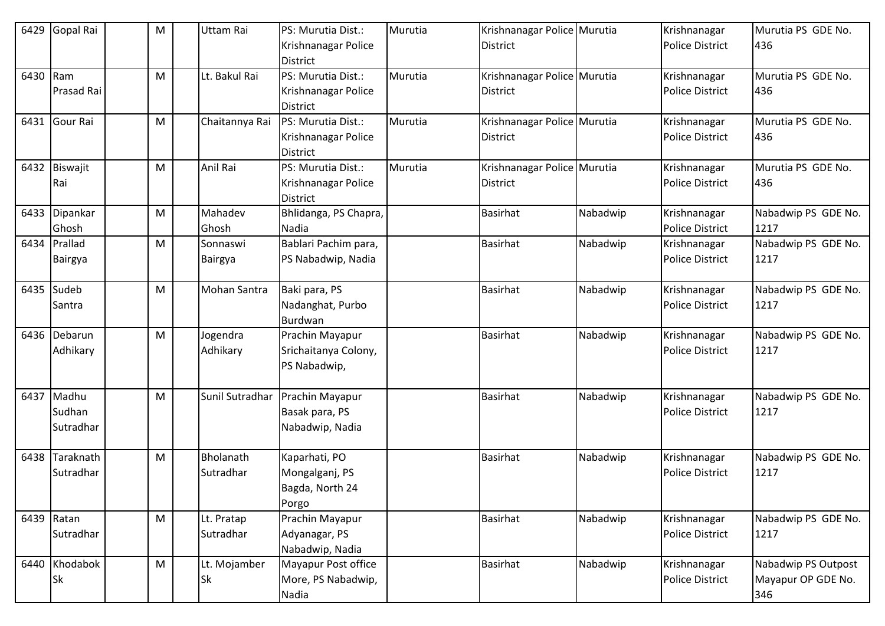| 6429 | Gopal Rai | | M | | Uttam Rai | PS: Murutia Dist.: Krishnanagar Police District | Murutia | Krishnanagar Police District | Murutia | Krishnanagar Police District | Murutia PS GDE No. 436 |
|---|---|---|---|---|---|---|---|---|---|---|---|
| 6430 | Ram Prasad Rai | | M | | Lt. Bakul Rai | PS: Murutia Dist.: Krishnanagar Police District | Murutia | Krishnanagar Police District | Murutia | Krishnanagar Police District | Murutia PS GDE No. 436 |
| 6431 | Gour Rai | | M | | Chaitannya Rai | PS: Murutia Dist.: Krishnanagar Police District | Murutia | Krishnanagar Police District | Murutia | Krishnanagar Police District | Murutia PS GDE No. 436 |
| 6432 | Biswajit Rai | | M | | Anil Rai | PS: Murutia Dist.: Krishnanagar Police District | Murutia | Krishnanagar Police District | Murutia | Krishnanagar Police District | Murutia PS GDE No. 436 |
| 6433 | Dipankar Ghosh | | M | | Mahadev Ghosh | Bhlidanga, PS Chapra, Nadia | | Basirhat | Nabadwip | Krishnanagar Police District | Nabadwip PS GDE No. 1217 |
| 6434 | Prallad Bairgya | | M | | Sonnaswi Bairgya | Bablari Pachim para, PS Nabadwip, Nadia | | Basirhat | Nabadwip | Krishnanagar Police District | Nabadwip PS GDE No. 1217 |
| 6435 | Sudeb Santra | | M | | Mohan Santra | Baki para, PS Nadanghat, Purbo Burdwan | | Basirhat | Nabadwip | Krishnanagar Police District | Nabadwip PS GDE No. 1217 |
| 6436 | Debarun Adhikary | | M | | Jogendra Adhikary | Prachin Mayapur Srichaitanya Colony, PS Nabadwip, | | Basirhat | Nabadwip | Krishnanagar Police District | Nabadwip PS GDE No. 1217 |
| 6437 | Madhu Sudhan Sutradhar | | M | | Sunil Sutradhar | Prachin Mayapur Basak para, PS Nabadwip, Nadia | | Basirhat | Nabadwip | Krishnanagar Police District | Nabadwip PS GDE No. 1217 |
| 6438 | Taraknath Sutradhar | | M | | Bholanath Sutradhar | Kaparhati, PO Mongalganj, PS Bagda, North 24 Porgo | | Basirhat | Nabadwip | Krishnanagar Police District | Nabadwip PS GDE No. 1217 |
| 6439 | Ratan Sutradhar | | M | | Lt. Pratap Sutradhar | Prachin Mayapur Adyanagar, PS Nabadwip, Nadia | | Basirhat | Nabadwip | Krishnanagar Police District | Nabadwip PS GDE No. 1217 |
| 6440 | Khodabok Sk | | M | | Lt. Mojamber Sk | Mayapur Post office More, PS Nabadwip, Nadia | | Basirhat | Nabadwip | Krishnanagar Police District | Nabadwip PS Outpost Mayapur OP GDE No. 346 |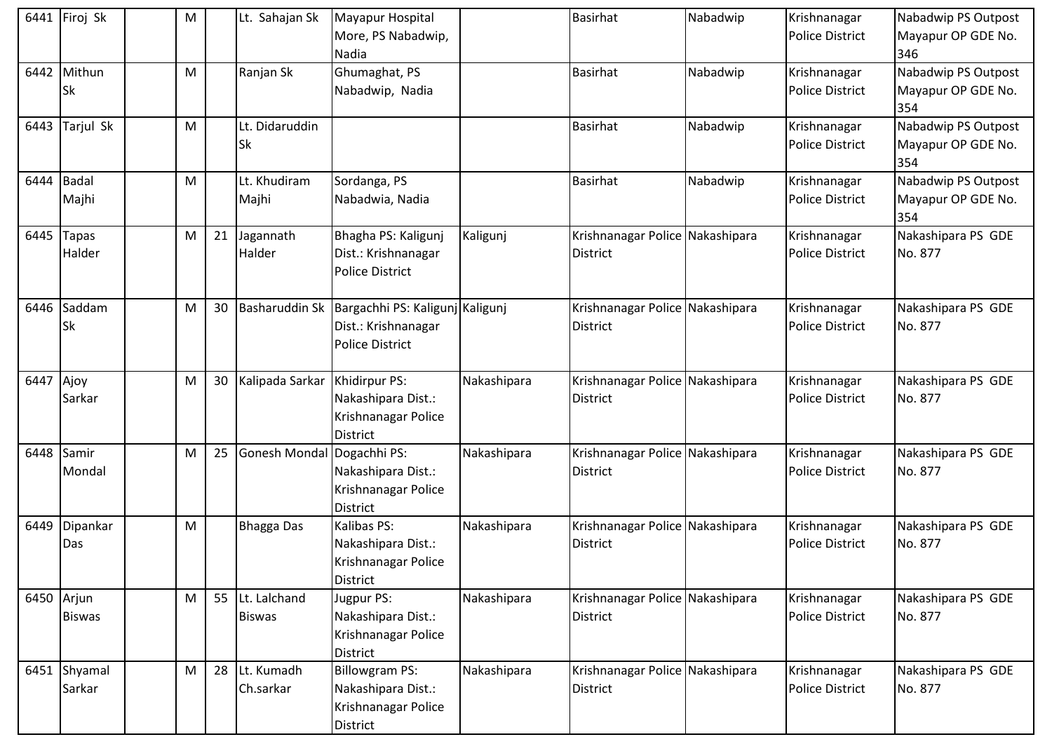| | | | | | | | | | | | |
|---|---|---|---|---|---|---|---|---|---|---|---|
| 6441 | Firoj Sk | | M | | Lt. Sahajan Sk | Mayapur Hospital More, PS Nabadwip, Nadia | | Basirhat | Nabadwip | Krishnanagar Police District | Nabadwip PS Outpost Mayapur OP GDE No. 346 |
| 6442 | Mithun Sk | | M | | Ranjan Sk | Ghumaghat, PS Nabadwip, Nadia | | Basirhat | Nabadwip | Krishnanagar Police District | Nabadwip PS Outpost Mayapur OP GDE No. 354 |
| 6443 | Tarjul Sk | | M | | Lt. Didaruddin Sk | | | Basirhat | Nabadwip | Krishnanagar Police District | Nabadwip PS Outpost Mayapur OP GDE No. 354 |
| 6444 | Badal Majhi | | M | | Lt. Khudiram Majhi | Sordanga, PS Nabadwia, Nadia | | Basirhat | Nabadwip | Krishnanagar Police District | Nabadwip PS Outpost Mayapur OP GDE No. 354 |
| 6445 | Tapas Halder | | M | 21 | Jagannath Halder | Bhagha PS: Kaligunj Dist.: Krishnanagar Police District | Kaligunj | Krishnanagar Police District | Nakashipara | Krishnanagar Police District | Nakashipara PS GDE No. 877 |
| 6446 | Saddam Sk | | M | 30 | Basharuddin Sk | Bargachhi PS: Kaligunj Dist.: Krishnanagar Police District | Kaligunj | Krishnanagar Police District | Nakashipara | Krishnanagar Police District | Nakashipara PS GDE No. 877 |
| 6447 | Ajoy Sarkar | | M | 30 | Kalipada Sarkar | Khidirpur PS: Nakashipara Dist.: Krishnanagar Police District | Nakashipara | Krishnanagar Police District | Nakashipara | Krishnanagar Police District | Nakashipara PS GDE No. 877 |
| 6448 | Samir Mondal | | M | 25 | Gonesh Mondal | Dogachhi PS: Nakashipara Dist.: Krishnanagar Police District | Nakashipara | Krishnanagar Police District | Nakashipara | Krishnanagar Police District | Nakashipara PS GDE No. 877 |
| 6449 | Dipankar Das | | M | | Bhagga Das | Kalibas PS: Nakashipara Dist.: Krishnanagar Police District | Nakashipara | Krishnanagar Police District | Nakashipara | Krishnanagar Police District | Nakashipara PS GDE No. 877 |
| 6450 | Arjun Biswas | | M | 55 | Lt. Lalchand Biswas | Jugpur PS: Nakashipara Dist.: Krishnanagar Police District | Nakashipara | Krishnanagar Police District | Nakashipara | Krishnanagar Police District | Nakashipara PS GDE No. 877 |
| 6451 | Shyamal Sarkar | | M | 28 | Lt. Kumadh Ch.sarkar | Billowgram PS: Nakashipara Dist.: Krishnanagar Police District | Nakashipara | Krishnanagar Police District | Nakashipara | Krishnanagar Police District | Nakashipara PS GDE No. 877 |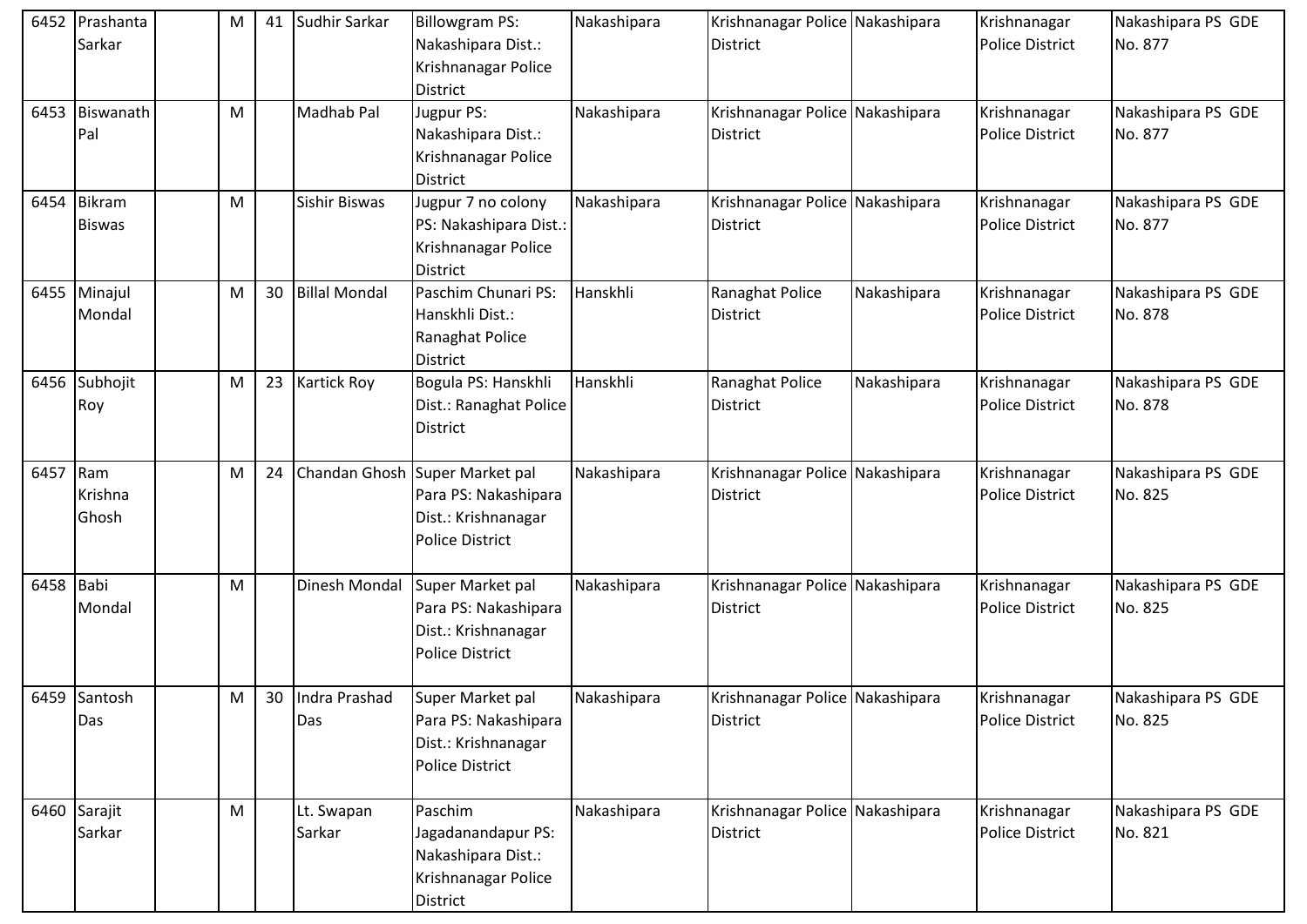| 6452 | Prashanta Sarkar | | M | 41 | Sudhir Sarkar | Billowgram PS: Nakashipara Dist.: Krishnanagar Police District | Nakashipara | Krishnanagar Police District | Nakashipara | Krishnanagar Police District | Nakashipara PS GDE No. 877 |
|---|---|---|---|---|---|---|---|---|---|---|---|
| 6453 | Biswanath Pal | | M | | Madhab Pal | Jugpur PS: Nakashipara Dist.: Krishnanagar Police District | Nakashipara | Krishnanagar Police District | Nakashipara | Krishnanagar Police District | Nakashipara PS GDE No. 877 |
| 6454 | Bikram Biswas | | M | | Sishir Biswas | Jugpur 7 no colony PS: Nakashipara Dist.: Krishnanagar Police District | Nakashipara | Krishnanagar Police District | Nakashipara | Krishnanagar Police District | Nakashipara PS GDE No. 877 |
| 6455 | Minajul Mondal | | M | 30 | Billal Mondal | Paschim Chunari PS: Hanskhli Dist.: Ranaghat Police District | Hanskhli | Ranaghat Police District | Nakashipara | Krishnanagar Police District | Nakashipara PS GDE No. 878 |
| 6456 | Subhojit Roy | | M | 23 | Kartick Roy | Bogula PS: Hanskhli Dist.: Ranaghat Police District | Hanskhli | Ranaghat Police District | Nakashipara | Krishnanagar Police District | Nakashipara PS GDE No. 878 |
| 6457 | Ram Krishna Ghosh | | M | 24 | Chandan Ghosh | Super Market pal Para PS: Nakashipara Dist.: Krishnanagar Police District | Nakashipara | Krishnanagar Police District | Nakashipara | Krishnanagar Police District | Nakashipara PS GDE No. 825 |
| 6458 | Babi Mondal | | M | | Dinesh Mondal | Super Market pal Para PS: Nakashipara Dist.: Krishnanagar Police District | Nakashipara | Krishnanagar Police District | Nakashipara | Krishnanagar Police District | Nakashipara PS GDE No. 825 |
| 6459 | Santosh Das | | M | 30 | Indra Prashad Das | Super Market pal Para PS: Nakashipara Dist.: Krishnanagar Police District | Nakashipara | Krishnanagar Police District | Nakashipara | Krishnanagar Police District | Nakashipara PS GDE No. 825 |
| 6460 | Sarajit Sarkar | | M | | Lt. Swapan Sarkar | Paschim Jagadanandapur PS: Nakashipara Dist.: Krishnanagar Police District | Nakashipara | Krishnanagar Police District | Nakashipara | Krishnanagar Police District | Nakashipara PS GDE No. 821 |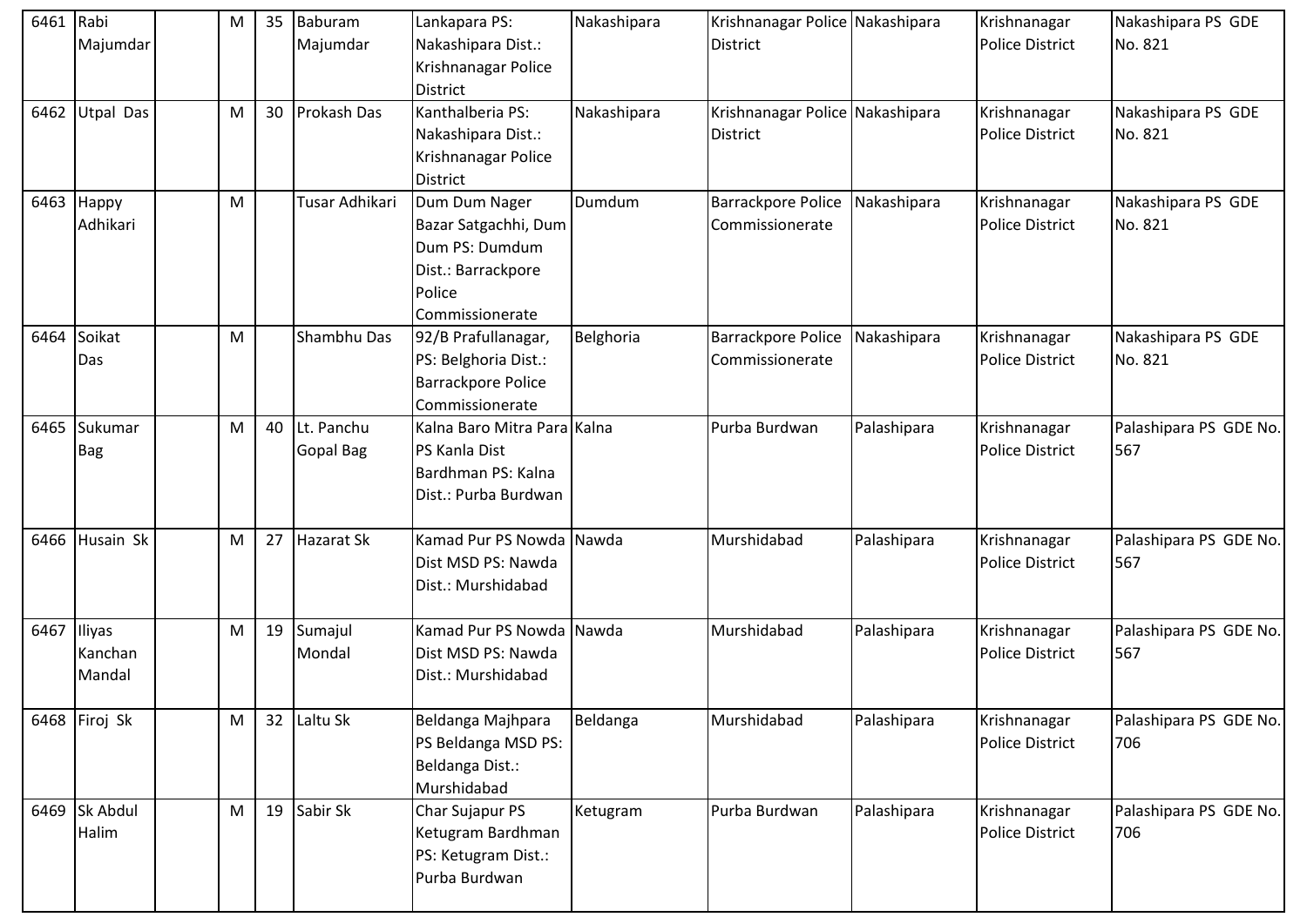| 6461 | Rabi Majumdar | | M | 35 | Baburam Majumdar | Lankapara PS: Nakashipara Dist.: Krishnanagar Police District | Nakashipara | Krishnanagar Police District | Nakashipara | Krishnanagar Police District | Nakashipara PS GDE No. 821 |
|---|---|---|---|---|---|---|---|---|---|---|---|
| 6462 | Utpal Das | | M | 30 | Prokash Das | Kanthalberia PS: Nakashipara Dist.: Krishnanagar Police District | Nakashipara | Krishnanagar Police District | Nakashipara | Krishnanagar Police District | Nakashipara PS GDE No. 821 |
| 6463 | Happy Adhikari | | M | | Tusar Adhikari | Dum Dum Nager Bazar Satgachhi, Dum Dum PS: Dumdum Dist.: Barrackpore Police Commissionerate | Dumdum | Barrackpore Police Commissionerate | Nakashipara | Krishnanagar Police District | Nakashipara PS GDE No. 821 |
| 6464 | Soikat Das | | M | | Shambhu Das | 92/B Prafullanagar, PS: Belghoria Dist.: Barrackpore Police Commissionerate | Belghoria | Barrackpore Police Commissionerate | Nakashipara | Krishnanagar Police District | Nakashipara PS GDE No. 821 |
| 6465 | Sukumar Bag | | M | 40 | Lt. Panchu Gopal Bag | Kalna Baro Mitra Para PS Kanla Dist Bardhman PS: Kalna Dist.: Purba Burdwan | Kalna | Purba Burdwan | Palashipara | Krishnanagar Police District | Palashipara PS GDE No. 567 |
| 6466 | Husain Sk | | M | 27 | Hazarat Sk | Kamad Pur PS Nowda Dist MSD PS: Nawda Dist.: Murshidabad | Nawda | Murshidabad | Palashipara | Krishnanagar Police District | Palashipara PS GDE No. 567 |
| 6467 | Iliyas Kanchan Mandal | | M | 19 | Sumajul Mondal | Kamad Pur PS Nowda Dist MSD PS: Nawda Dist.: Murshidabad | Nawda | Murshidabad | Palashipara | Krishnanagar Police District | Palashipara PS GDE No. 567 |
| 6468 | Firoj Sk | | M | 32 | Laltu Sk | Beldanga Majhpara PS Beldanga MSD PS: Beldanga Dist.: Murshidabad | Beldanga | Murshidabad | Palashipara | Krishnanagar Police District | Palashipara PS GDE No. 706 |
| 6469 | Sk Abdul Halim | | M | 19 | Sabir Sk | Char Sujapur PS Ketugram Bardhman PS: Ketugram Dist.: Purba Burdwan | Ketugram | Purba Burdwan | Palashipara | Krishnanagar Police District | Palashipara PS GDE No. 706 |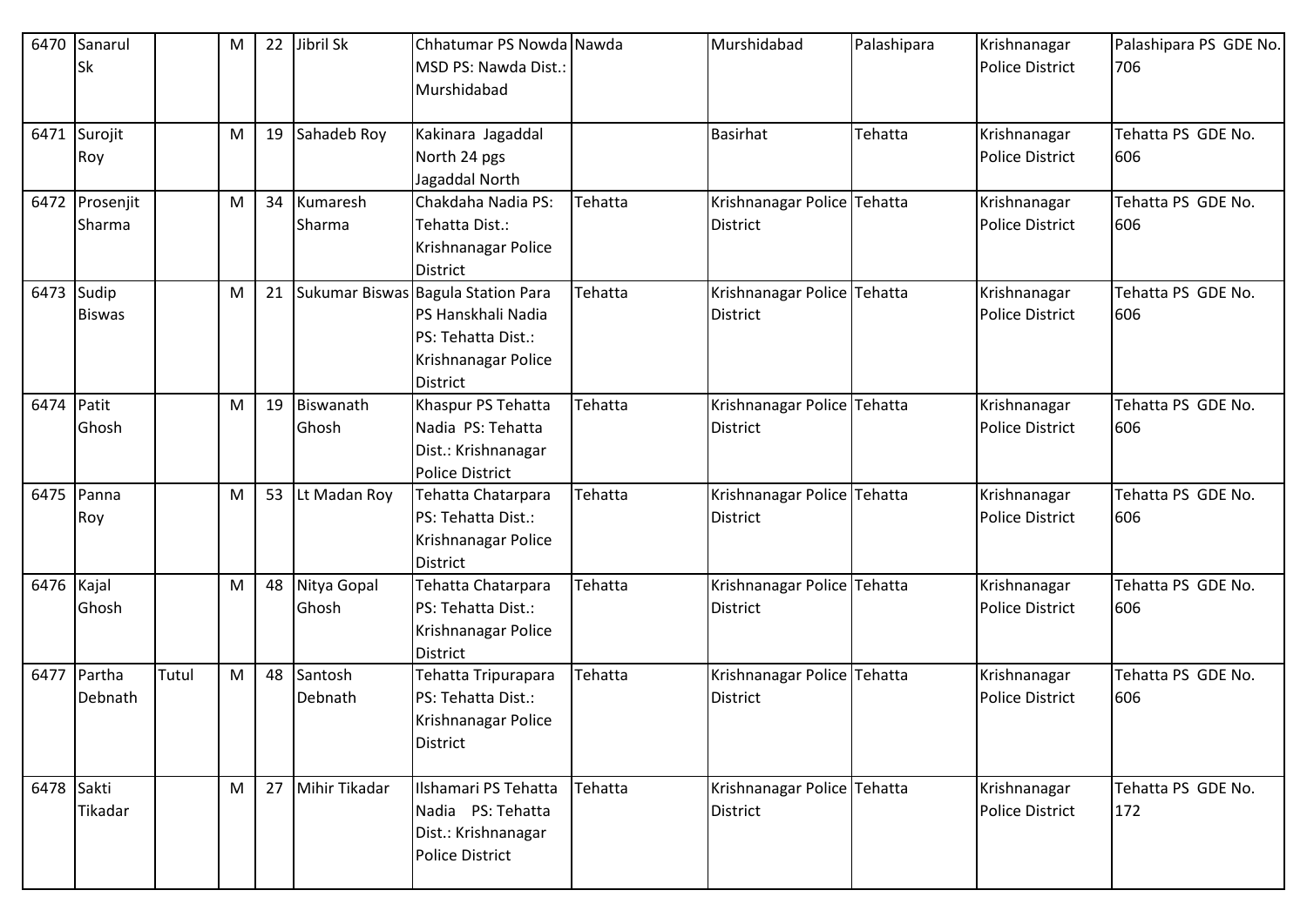| 6470 | Sanarul Sk | | M | 22 | Jibril Sk | Chhatumar PS Nowda MSD PS: Nawda Dist.: Murshidabad | Nawda | Murshidabad | Palashipara | Krishnanagar Police District | Palashipara PS GDE No. 706 |
|---|---|---|---|---|---|---|---|---|---|---|---|
| 6471 | Surojit Roy | | M | 19 | Sahadeb Roy | Kakinara Jagaddal North 24 pgs Jagaddal North | | Basirhat | Tehatta | Krishnanagar Police District | Tehatta PS GDE No. 606 |
| 6472 | Prosenjit Sharma | | M | 34 | Kumaresh Sharma | Chakdaha Nadia PS: Tehatta Dist.: Krishnanagar Police District | Tehatta | Krishnanagar Police District | Tehatta | Krishnanagar Police District | Tehatta PS GDE No. 606 |
| 6473 | Sudip Biswas | | M | 21 | Sukumar Biswas | Bagula Station Para PS Hanskhali Nadia PS: Tehatta Dist.: Krishnanagar Police District | Tehatta | Krishnanagar Police District | Tehatta | Krishnanagar Police District | Tehatta PS GDE No. 606 |
| 6474 | Patit Ghosh | | M | 19 | Biswanath Ghosh | Khaspur PS Tehatta Nadia PS: Tehatta Dist.: Krishnanagar Police District | Tehatta | Krishnanagar Police District | Tehatta | Krishnanagar Police District | Tehatta PS GDE No. 606 |
| 6475 | Panna Roy | | M | 53 | Lt Madan Roy | Tehatta Chatarpara PS: Tehatta Dist.: Krishnanagar Police District | Tehatta | Krishnanagar Police District | Tehatta | Krishnanagar Police District | Tehatta PS GDE No. 606 |
| 6476 | Kajal Ghosh | | M | 48 | Nitya Gopal Ghosh | Tehatta Chatarpara PS: Tehatta Dist.: Krishnanagar Police District | Tehatta | Krishnanagar Police District | Tehatta | Krishnanagar Police District | Tehatta PS GDE No. 606 |
| 6477 | Partha Debnath | Tutul | M | 48 | Santosh Debnath | Tehatta Tripurapara PS: Tehatta Dist.: Krishnanagar Police District | Tehatta | Krishnanagar Police District | Tehatta | Krishnanagar Police District | Tehatta PS GDE No. 606 |
| 6478 | Sakti Tikadar | | M | 27 | Mihir Tikadar | Ilshamari PS Tehatta Nadia PS: Tehatta Dist.: Krishnanagar Police District | Tehatta | Krishnanagar Police District | Tehatta | Krishnanagar Police District | Tehatta PS GDE No. 172 |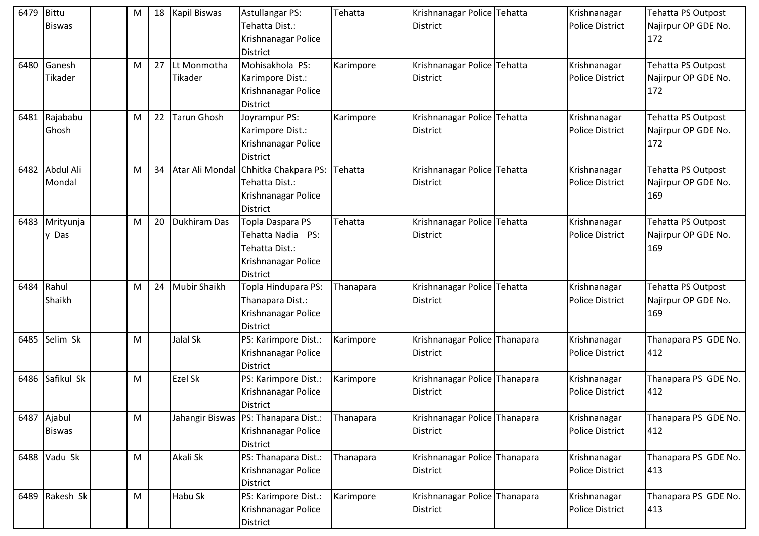| | | | | | | | | | | | |
|---|---|---|---|---|---|---|---|---|---|---|---|
| 6479 | Bittu Biswas | | M | 18 | Kapil Biswas | Astullangar PS: Tehatta Dist.: Krishnanagar Police District | Tehatta | Krishnanagar Police District | Tehatta | Krishnanagar Police District | Tehatta PS Outpost Najirpur OP GDE No. 172 |
| 6480 | Ganesh Tikader | | M | 27 | Lt Monmotha Tikader | Mohisakhola PS: Karimpore Dist.: Krishnanagar Police District | Karimpore | Krishnanagar Police District | Tehatta | Krishnanagar Police District | Tehatta PS Outpost Najirpur OP GDE No. 172 |
| 6481 | Rajababu Ghosh | | M | 22 | Tarun Ghosh | Joyrampur PS: Karimpore Dist.: Krishnanagar Police District | Karimpore | Krishnanagar Police District | Tehatta | Krishnanagar Police District | Tehatta PS Outpost Najirpur OP GDE No. 172 |
| 6482 | Abdul Ali Mondal | | M | 34 | Atar Ali Mondal | Chhitka Chakpara PS: Tehatta Dist.: Krishnanagar Police District | Tehatta | Krishnanagar Police District | Tehatta | Krishnanagar Police District | Tehatta PS Outpost Najirpur OP GDE No. 169 |
| 6483 | Mrityunjay Das | | M | 20 | Dukhiram Das | Topla Daspara PS Tehatta Nadia PS: Tehatta Dist.: Krishnanagar Police District | Tehatta | Krishnanagar Police District | Tehatta | Krishnanagar Police District | Tehatta PS Outpost Najirpur OP GDE No. 169 |
| 6484 | Rahul Shaikh | | M | 24 | Mubir Shaikh | Topla Hindupara PS: Thanapara Dist.: Krishnanagar Police District | Thanapara | Krishnanagar Police District | Tehatta | Krishnanagar Police District | Tehatta PS Outpost Najirpur OP GDE No. 169 |
| 6485 | Selim Sk | | M | | Jalal Sk | PS: Karimpore Dist.: Krishnanagar Police District | Karimpore | Krishnanagar Police District | Thanapara | Krishnanagar Police District | Thanapara PS GDE No. 412 |
| 6486 | Safikul Sk | | M | | Ezel Sk | PS: Karimpore Dist.: Krishnanagar Police District | Karimpore | Krishnanagar Police District | Thanapara | Krishnanagar Police District | Thanapara PS GDE No. 412 |
| 6487 | Ajabul Biswas | | M | | Jahangir Biswas | PS: Thanapara Dist.: Krishnanagar Police District | Thanapara | Krishnanagar Police District | Thanapara | Krishnanagar Police District | Thanapara PS GDE No. 412 |
| 6488 | Vadu Sk | | M | | Akali Sk | PS: Thanapara Dist.: Krishnanagar Police District | Thanapara | Krishnanagar Police District | Thanapara | Krishnanagar Police District | Thanapara PS GDE No. 413 |
| 6489 | Rakesh Sk | | M | | Habu Sk | PS: Karimpore Dist.: Krishnanagar Police District | Karimpore | Krishnanagar Police District | Thanapara | Krishnanagar Police District | Thanapara PS GDE No. 413 |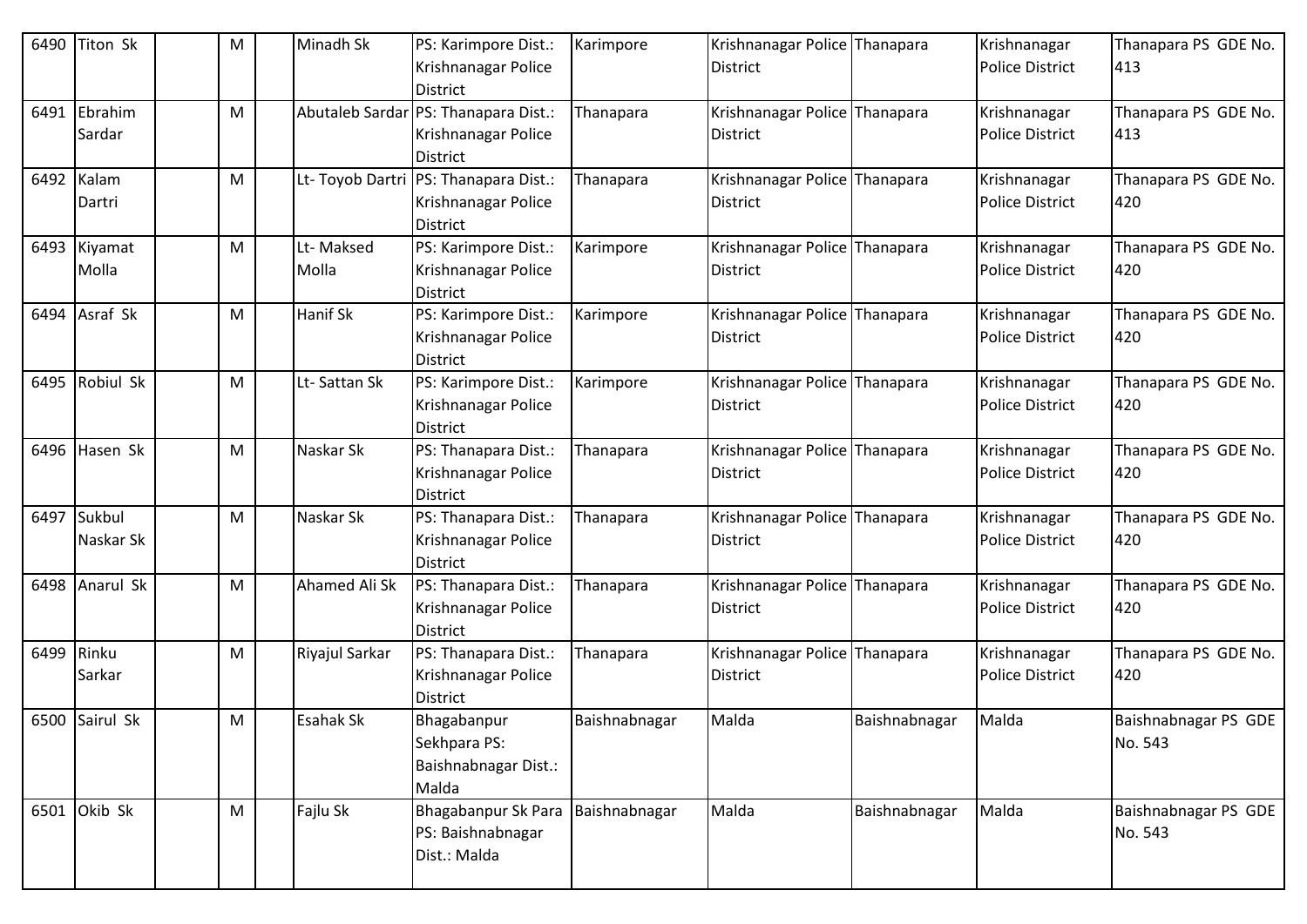| 6490 | Titon Sk | | M | | Minadh Sk | PS: Karimpore Dist.: Krishnanagar Police District | Karimpore | Krishnanagar Police District | Thanapara | Krishnanagar Police District | Thanapara PS GDE No. 413 |
|---|---|---|---|---|---|---|---|---|---|---|---|
| 6491 | Ebrahim Sardar | | M | | Abutaleb Sardar | PS: Thanapara Dist.: Krishnanagar Police District | Thanapara | Krishnanagar Police District | Thanapara | Krishnanagar Police District | Thanapara PS GDE No. 413 |
| 6492 | Kalam Dartri | | M | | Lt- Toyob Dartri | PS: Thanapara Dist.: Krishnanagar Police District | Thanapara | Krishnanagar Police District | Thanapara | Krishnanagar Police District | Thanapara PS GDE No. 420 |
| 6493 | Kiyamat Molla | | M | | Lt- Maksed Molla | PS: Karimpore Dist.: Krishnanagar Police District | Karimpore | Krishnanagar Police District | Thanapara | Krishnanagar Police District | Thanapara PS GDE No. 420 |
| 6494 | Asraf Sk | | M | | Hanif Sk | PS: Karimpore Dist.: Krishnanagar Police District | Karimpore | Krishnanagar Police District | Thanapara | Krishnanagar Police District | Thanapara PS GDE No. 420 |
| 6495 | Robiul Sk | | M | | Lt- Sattan Sk | PS: Karimpore Dist.: Krishnanagar Police District | Karimpore | Krishnanagar Police District | Thanapara | Krishnanagar Police District | Thanapara PS GDE No. 420 |
| 6496 | Hasen Sk | | M | | Naskar Sk | PS: Thanapara Dist.: Krishnanagar Police District | Thanapara | Krishnanagar Police District | Thanapara | Krishnanagar Police District | Thanapara PS GDE No. 420 |
| 6497 | Sukbul Naskar Sk | | M | | Naskar Sk | PS: Thanapara Dist.: Krishnanagar Police District | Thanapara | Krishnanagar Police District | Thanapara | Krishnanagar Police District | Thanapara PS GDE No. 420 |
| 6498 | Anarul Sk | | M | | Ahamed Ali Sk | PS: Thanapara Dist.: Krishnanagar Police District | Thanapara | Krishnanagar Police District | Thanapara | Krishnanagar Police District | Thanapara PS GDE No. 420 |
| 6499 | Rinku Sarkar | | M | | Riyajul Sarkar | PS: Thanapara Dist.: Krishnanagar Police District | Thanapara | Krishnanagar Police District | Thanapara | Krishnanagar Police District | Thanapara PS GDE No. 420 |
| 6500 | Sairul Sk | | M | | Esahak Sk | Bhagabanpur Sekhpara PS: Baishnabnagar Dist.: Malda | Baishnabnagar | Malda | Baishnabnagar | Malda | Baishnabnagar PS GDE No. 543 |
| 6501 | Okib Sk | | M | | Fajlu Sk | Bhagabanpur Sk Para PS: Baishnabnagar Dist.: Malda | Baishnabnagar | Malda | Baishnabnagar | Malda | Baishnabnagar PS GDE No. 543 |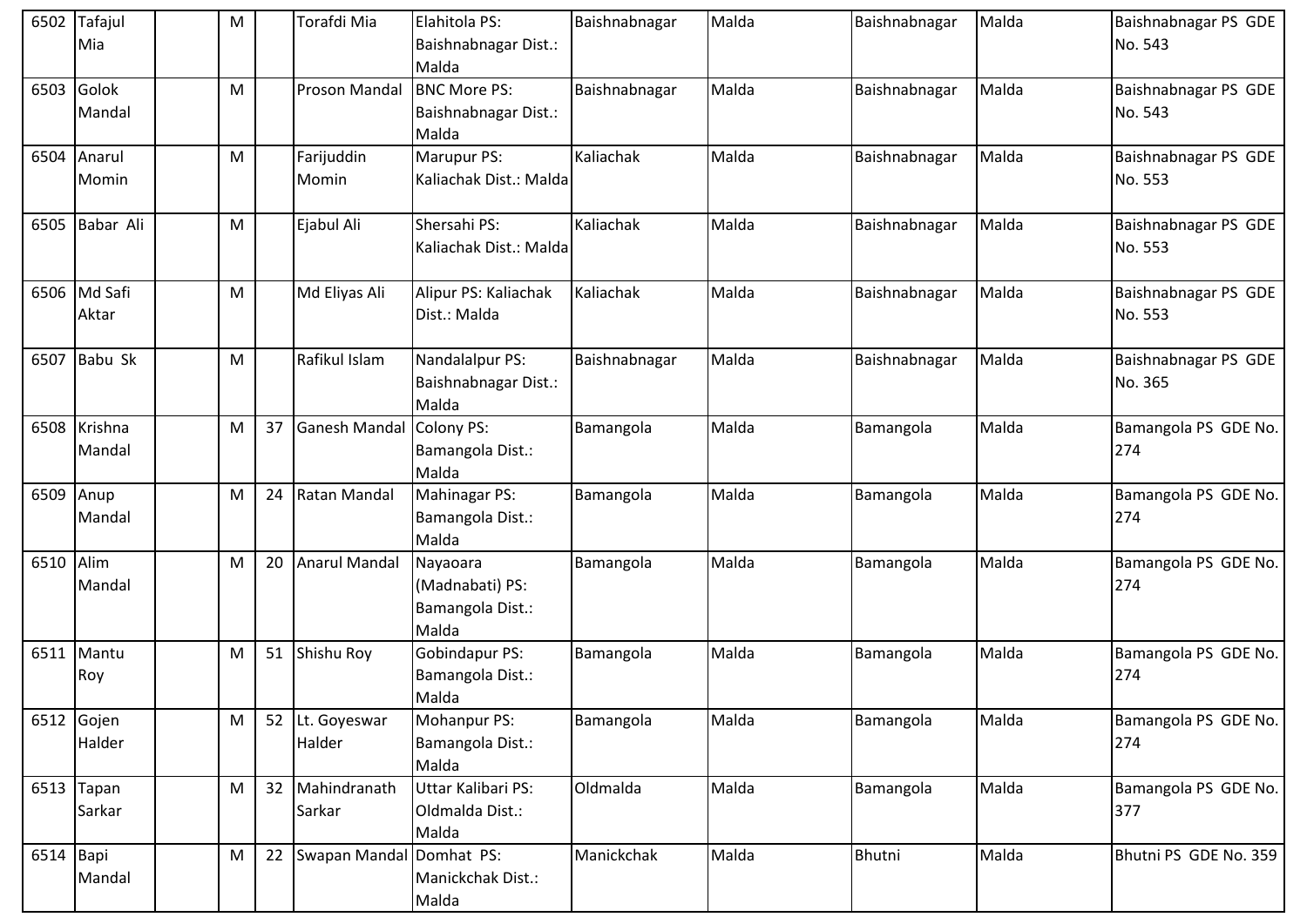| 6502 | Tafajul Mia | | M | | Torafdi Mia | Elahitola PS: Baishnabnagar Dist.: Malda | Baishnabnagar | Malda | Baishnabnagar | Malda | Baishnabnagar PS GDE No. 543 |
|---|---|---|---|---|---|---|---|---|---|---|---|
| 6503 | Golok Mandal | | M | | Proson Mandal | BNC More PS: Baishnabnagar Dist.: Malda | Baishnabnagar | Malda | Baishnabnagar | Malda | Baishnabnagar PS GDE No. 543 |
| 6504 | Anarul Momin | | M | | Farijuddin Momin | Marupur PS: Kaliachak Dist.: Malda | Kaliachak | Malda | Baishnabnagar | Malda | Baishnabnagar PS GDE No. 553 |
| 6505 | Babar Ali | | M | | Ejabul Ali | Shersahi PS: Kaliachak Dist.: Malda | Kaliachak | Malda | Baishnabnagar | Malda | Baishnabnagar PS GDE No. 553 |
| 6506 | Md Safi Aktar | | M | | Md Eliyas Ali | Alipur PS: Kaliachak Dist.: Malda | Kaliachak | Malda | Baishnabnagar | Malda | Baishnabnagar PS GDE No. 553 |
| 6507 | Babu Sk | | M | | Rafikul Islam | Nandalalpur PS: Baishnabnagar Dist.: Malda | Baishnabnagar | Malda | Baishnabnagar | Malda | Baishnabnagar PS GDE No. 365 |
| 6508 | Krishna Mandal | | M | 37 | Ganesh Mandal | Colony PS: Bamangola Dist.: Malda | Bamangola | Malda | Bamangola | Malda | Bamangola PS GDE No. 274 |
| 6509 | Anup Mandal | | M | 24 | Ratan Mandal | Mahinagar PS: Bamangola Dist.: Malda | Bamangola | Malda | Bamangola | Malda | Bamangola PS GDE No. 274 |
| 6510 | Alim Mandal | | M | 20 | Anarul Mandal | Nayaoara (Madnabati) PS: Bamangola Dist.: Malda | Bamangola | Malda | Bamangola | Malda | Bamangola PS GDE No. 274 |
| 6511 | Mantu Roy | | M | 51 | Shishu Roy | Gobindapur PS: Bamangola Dist.: Malda | Bamangola | Malda | Bamangola | Malda | Bamangola PS GDE No. 274 |
| 6512 | Gojen Halder | | M | 52 | Lt. Goyeswar Halder | Mohanpur PS: Bamangola Dist.: Malda | Bamangola | Malda | Bamangola | Malda | Bamangola PS GDE No. 274 |
| 6513 | Tapan Sarkar | | M | 32 | Mahindranath Sarkar | Uttar Kalibari PS: Oldmalda Dist.: Malda | Oldmalda | Malda | Bamangola | Malda | Bamangola PS GDE No. 377 |
| 6514 | Bapi Mandal | | M | 22 | Swapan Mandal | Domhat PS: Manickchak Dist.: Malda | Manickchak | Malda | Bhutni | Malda | Bhutni PS GDE No. 359 |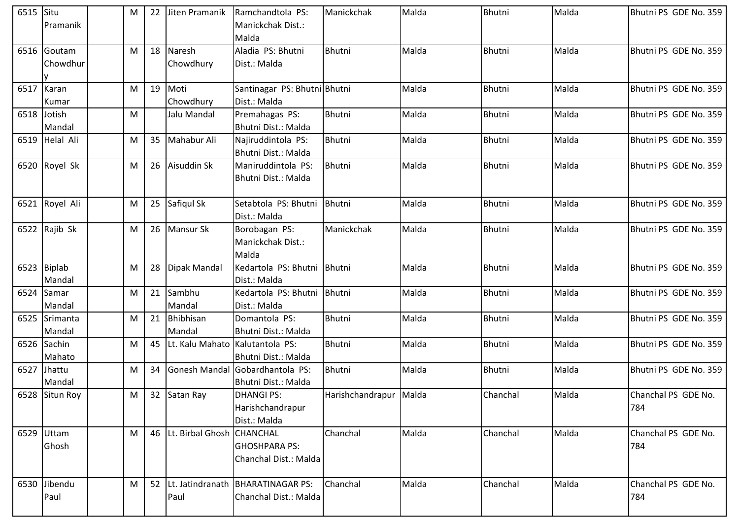| 6515 | Situ Pramanik | | M | 22 | Jiten Pramanik | Ramchandtola PS: Manickchak Dist.: Malda | Manickchak | Malda | Bhutni | Malda | Bhutni PS GDE No. 359 |
|---|---|---|---|---|---|---|---|---|---|---|---|
| 6516 | Goutam Chowdhury | | M | 18 | Naresh Chowdhury | Aladia PS: Bhutni Dist.: Malda | Bhutni | Malda | Bhutni | Malda | Bhutni PS GDE No. 359 |
| 6517 | Karan Kumar | | M | 19 | Moti Chowdhury | Santinagar PS: Bhutni Dist.: Malda | Bhutni | Malda | Bhutni | Malda | Bhutni PS GDE No. 359 |
| 6518 | Jotish Mandal | | M | | Jalu Mandal | Premahagas PS: Bhutni Dist.: Malda | Bhutni | Malda | Bhutni | Malda | Bhutni PS GDE No. 359 |
| 6519 | Helal Ali | | M | 35 | Mahabur Ali | Najiruddintola PS: Bhutni Dist.: Malda | Bhutni | Malda | Bhutni | Malda | Bhutni PS GDE No. 359 |
| 6520 | Royel Sk | | M | 26 | Aisuddin Sk | Maniruddintola PS: Bhutni Dist.: Malda | Bhutni | Malda | Bhutni | Malda | Bhutni PS GDE No. 359 |
| 6521 | Royel Ali | | M | 25 | Safiqul Sk | Setabtola PS: Bhutni Dist.: Malda | Bhutni | Malda | Bhutni | Malda | Bhutni PS GDE No. 359 |
| 6522 | Rajib Sk | | M | 26 | Mansur Sk | Borobagan PS: Manickchak Dist.: Malda | Manickchak | Malda | Bhutni | Malda | Bhutni PS GDE No. 359 |
| 6523 | Biplab Mandal | | M | 28 | Dipak Mandal | Kedartola PS: Bhutni Dist.: Malda | Bhutni | Malda | Bhutni | Malda | Bhutni PS GDE No. 359 |
| 6524 | Samar Mandal | | M | 21 | Sambhu Mandal | Kedartola PS: Bhutni Dist.: Malda | Bhutni | Malda | Bhutni | Malda | Bhutni PS GDE No. 359 |
| 6525 | Srimanta Mandal | | M | 21 | Bhibhisan Mandal | Domantola PS: Bhutni Dist.: Malda | Bhutni | Malda | Bhutni | Malda | Bhutni PS GDE No. 359 |
| 6526 | Sachin Mahato | | M | 45 | Lt. Kalu Mahato | Kalutantola PS: Bhutni Dist.: Malda | Bhutni | Malda | Bhutni | Malda | Bhutni PS GDE No. 359 |
| 6527 | Jhattu Mandal | | M | 34 | Gonesh Mandal | Gobardhantola PS: Bhutni Dist.: Malda | Bhutni | Malda | Bhutni | Malda | Bhutni PS GDE No. 359 |
| 6528 | Situn Roy | | M | 32 | Satan Ray | DHANGI PS: Harishchandrapur Dist.: Malda | Harishchandrapur | Malda | Chanchal | Malda | Chanchal PS GDE No. 784 |
| 6529 | Uttam Ghosh | | M | 46 | Lt. Birbal Ghosh | CHANCHAL GHOSHPARA PS: Chanchal Dist.: Malda | Chanchal | Malda | Chanchal | Malda | Chanchal PS GDE No. 784 |
| 6530 | Jibendu Paul | | M | 52 | Lt. Jatindranath Paul | BHARATINAGAR PS: Chanchal Dist.: Malda | Chanchal | Malda | Chanchal | Malda | Chanchal PS GDE No. 784 |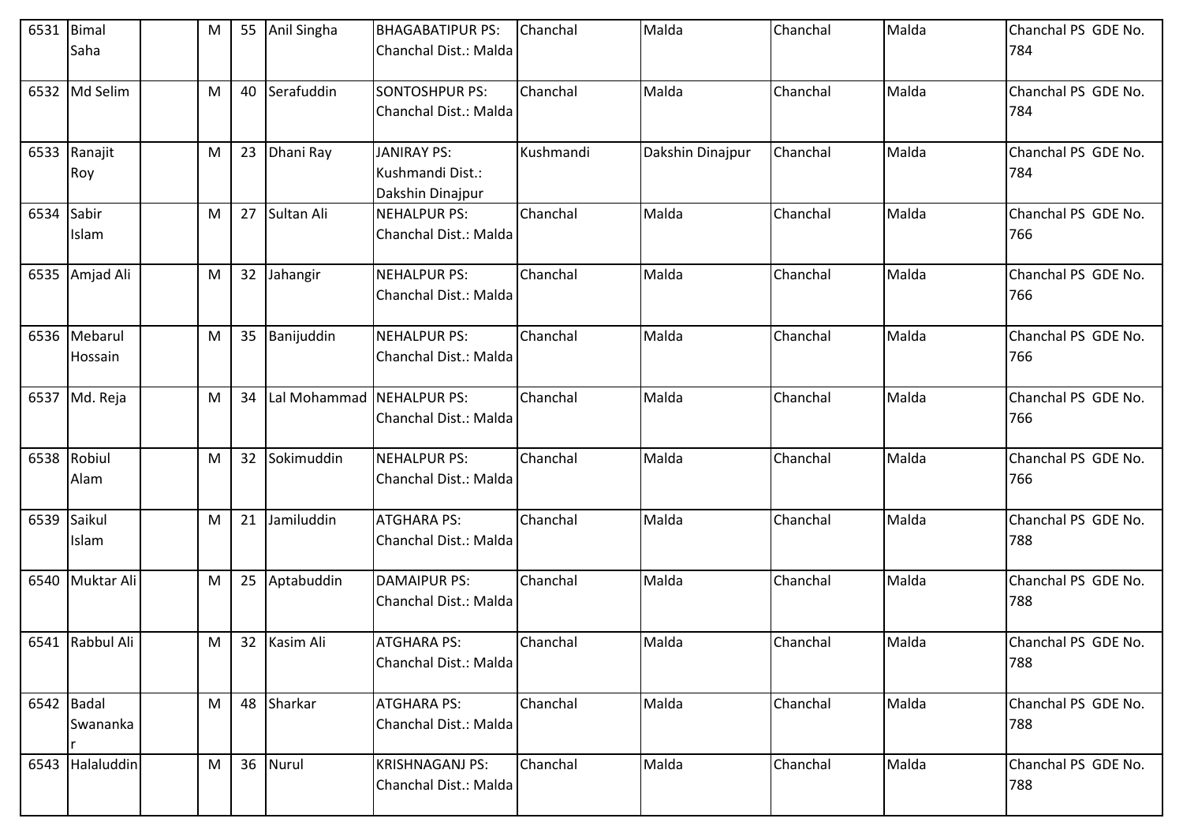| 6531 | Bimal Saha | | M | 55 | Anil Singha | BHAGABATIPUR PS: Chanchal Dist.: Malda | Chanchal | Malda | Chanchal | Malda | Chanchal PS GDE No. 784 |
|---|---|---|---|---|---|---|---|---|---|---|---|
| 6532 | Md Selim | | M | 40 | Serafuddin | SONTOSHPUR PS: Chanchal Dist.: Malda | Chanchal | Malda | Chanchal | Malda | Chanchal PS GDE No. 784 |
| 6533 | Ranajit Roy | | M | 23 | Dhani Ray | JANIRAY PS: Kushmandi Dist.: Dakshin Dinajpur | Kushmandi | Dakshin Dinajpur | Chanchal | Malda | Chanchal PS GDE No. 784 |
| 6534 | Sabir Islam | | M | 27 | Sultan Ali | NEHALPUR PS: Chanchal Dist.: Malda | Chanchal | Malda | Chanchal | Malda | Chanchal PS GDE No. 766 |
| 6535 | Amjad Ali | | M | 32 | Jahangir | NEHALPUR PS: Chanchal Dist.: Malda | Chanchal | Malda | Chanchal | Malda | Chanchal PS GDE No. 766 |
| 6536 | Mebarul Hossain | | M | 35 | Banijuddin | NEHALPUR PS: Chanchal Dist.: Malda | Chanchal | Malda | Chanchal | Malda | Chanchal PS GDE No. 766 |
| 6537 | Md. Reja | | M | 34 | Lal Mohammad | NEHALPUR PS: Chanchal Dist.: Malda | Chanchal | Malda | Chanchal | Malda | Chanchal PS GDE No. 766 |
| 6538 | Robiul Alam | | M | 32 | Sokimuddin | NEHALPUR PS: Chanchal Dist.: Malda | Chanchal | Malda | Chanchal | Malda | Chanchal PS GDE No. 766 |
| 6539 | Saikul Islam | | M | 21 | Jamiluddin | ATGHARA PS: Chanchal Dist.: Malda | Chanchal | Malda | Chanchal | Malda | Chanchal PS GDE No. 788 |
| 6540 | Muktar Ali | | M | 25 | Aptabuddin | DAMAIPUR PS: Chanchal Dist.: Malda | Chanchal | Malda | Chanchal | Malda | Chanchal PS GDE No. 788 |
| 6541 | Rabbul Ali | | M | 32 | Kasim Ali | ATGHARA PS: Chanchal Dist.: Malda | Chanchal | Malda | Chanchal | Malda | Chanchal PS GDE No. 788 |
| 6542 | Badal Swanankar | | M | 48 | Sharkar | ATGHARA PS: Chanchal Dist.: Malda | Chanchal | Malda | Chanchal | Malda | Chanchal PS GDE No. 788 |
| 6543 | Halaluddin | | M | 36 | Nurul | KRISHNAGANJ PS: Chanchal Dist.: Malda | Chanchal | Malda | Chanchal | Malda | Chanchal PS GDE No. 788 |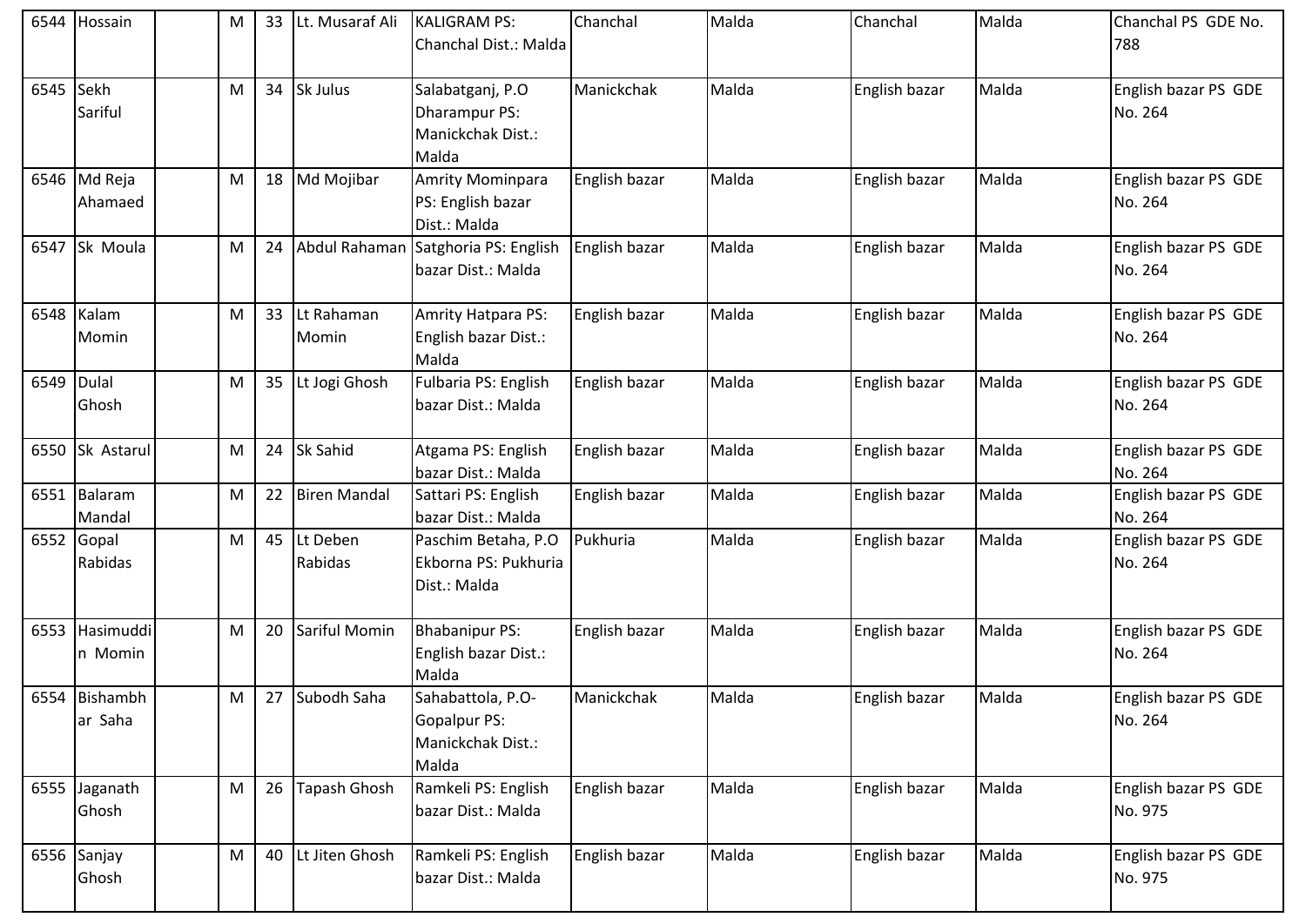| 6544 | Hossain | | M | 33 | Lt. Musaraf Ali | KALIGRAM PS: Chanchal Dist.: Malda | Chanchal | Malda | Chanchal | Malda | Chanchal PS GDE No. 788 |
|---|---|---|---|---|---|---|---|---|---|---|---|
| 6545 | Sekh Sariful | | M | 34 | Sk Julus | Salabatganj, P.O Dharampur PS: Manickchak Dist.: Malda | Manickchak | Malda | English bazar | Malda | English bazar PS GDE No. 264 |
| 6546 | Md Reja Ahamaed | | M | 18 | Md Mojibar | Amrity Mominpara PS: English bazar Dist.: Malda | English bazar | Malda | English bazar | Malda | English bazar PS GDE No. 264 |
| 6547 | Sk Moula | | M | 24 | Abdul Rahaman | Satghoria PS: English bazar Dist.: Malda | English bazar | Malda | English bazar | Malda | English bazar PS GDE No. 264 |
| 6548 | Kalam Momin | | M | 33 | Lt Rahaman Momin | Amrity Hatpara PS: English bazar Dist.: Malda | English bazar | Malda | English bazar | Malda | English bazar PS GDE No. 264 |
| 6549 | Dulal Ghosh | | M | 35 | Lt Jogi Ghosh | Fulbaria PS: English bazar Dist.: Malda | English bazar | Malda | English bazar | Malda | English bazar PS GDE No. 264 |
| 6550 | Sk Astarul | | M | 24 | Sk Sahid | Atgama PS: English bazar Dist.: Malda | English bazar | Malda | English bazar | Malda | English bazar PS GDE No. 264 |
| 6551 | Balaram Mandal | | M | 22 | Biren Mandal | Sattari PS: English bazar Dist.: Malda | English bazar | Malda | English bazar | Malda | English bazar PS GDE No. 264 |
| 6552 | Gopal Rabidas | | M | 45 | Lt Deben Rabidas | Paschim Betaha, P.O Ekborna PS: Pukhuria Dist.: Malda | Pukhuria | Malda | English bazar | Malda | English bazar PS GDE No. 264 |
| 6553 | Hasimuddin Momin | | M | 20 | Sariful Momin | Bhabanipur PS: English bazar Dist.: Malda | English bazar | Malda | English bazar | Malda | English bazar PS GDE No. 264 |
| 6554 | Bishambhar Saha | | M | 27 | Subodh Saha | Sahabattola, P.O-Gopalpur PS: Manickchak Dist.: Malda | Manickchak | Malda | English bazar | Malda | English bazar PS GDE No. 264 |
| 6555 | Jaganath Ghosh | | M | 26 | Tapash Ghosh | Ramkeli PS: English bazar Dist.: Malda | English bazar | Malda | English bazar | Malda | English bazar PS GDE No. 975 |
| 6556 | Sanjay Ghosh | | M | 40 | Lt Jiten Ghosh | Ramkeli PS: English bazar Dist.: Malda | English bazar | Malda | English bazar | Malda | English bazar PS GDE No. 975 |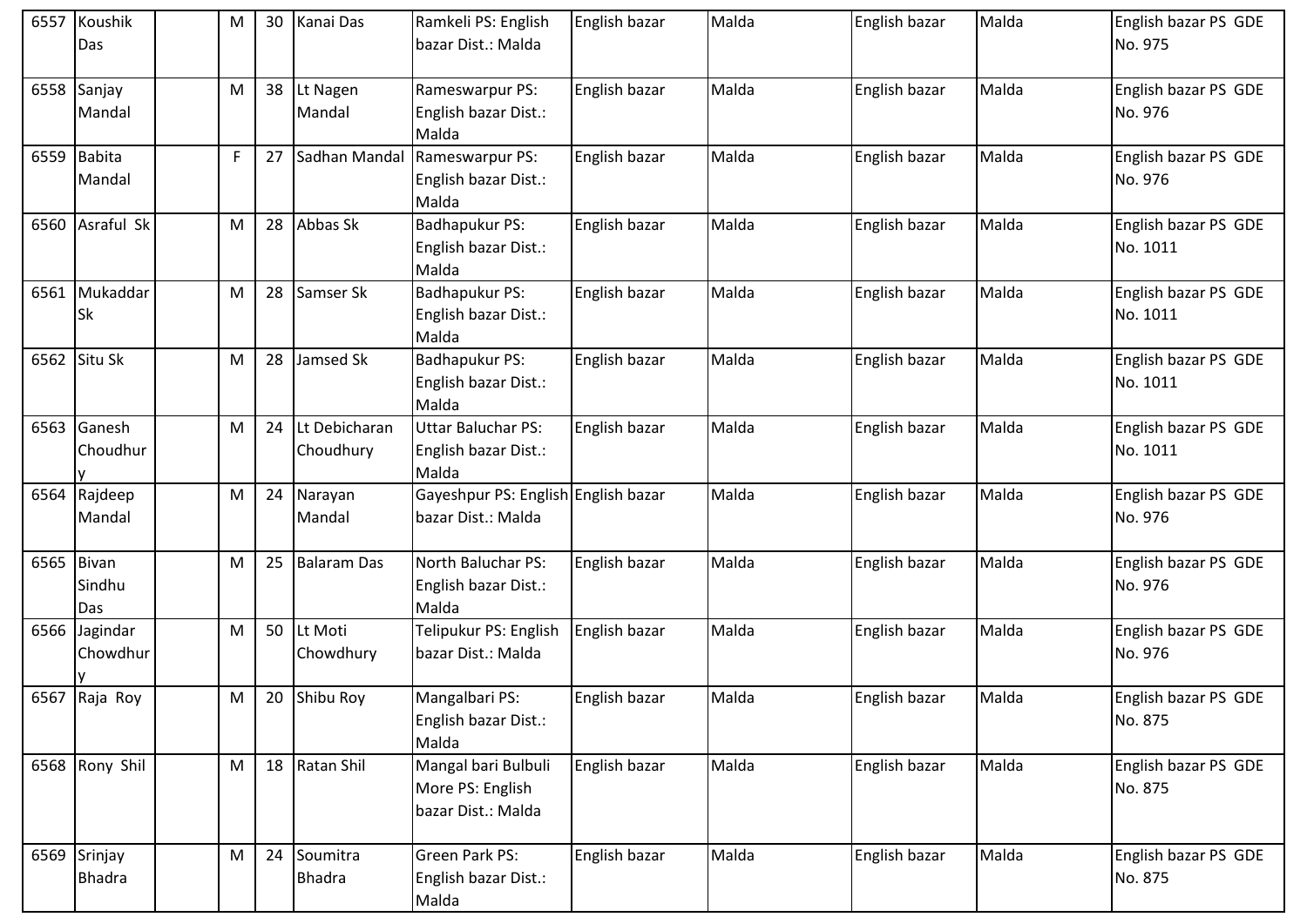| 6557 | Koushik Das | | M | 30 | Kanai Das | Ramkeli PS: English bazar Dist.: Malda | English bazar | Malda | English bazar | Malda | English bazar PS GDE No. 975 |
|---|---|---|---|---|---|---|---|---|---|---|---|
| 6558 | Sanjay Mandal | | M | 38 | Lt Nagen Mandal | Rameswarpur PS: English bazar Dist.: Malda | English bazar | Malda | English bazar | Malda | English bazar PS GDE No. 976 |
| 6559 | Babita Mandal | | F | 27 | Sadhan Mandal | Rameswarpur PS: English bazar Dist.: Malda | English bazar | Malda | English bazar | Malda | English bazar PS GDE No. 976 |
| 6560 | Asraful Sk | | M | 28 | Abbas Sk | Badhapukur PS: English bazar Dist.: Malda | English bazar | Malda | English bazar | Malda | English bazar PS GDE No. 1011 |
| 6561 | Mukaddar Sk | | M | 28 | Samser Sk | Badhapukur PS: English bazar Dist.: Malda | English bazar | Malda | English bazar | Malda | English bazar PS GDE No. 1011 |
| 6562 | Situ Sk | | M | 28 | Jamsed Sk | Badhapukur PS: English bazar Dist.: Malda | English bazar | Malda | English bazar | Malda | English bazar PS GDE No. 1011 |
| 6563 | Ganesh Choudhury | | M | 24 | Lt Debicharan Choudhury | Uttar Baluchar PS: English bazar Dist.: Malda | English bazar | Malda | English bazar | Malda | English bazar PS GDE No. 1011 |
| 6564 | Rajdeep Mandal | | M | 24 | Narayan Mandal | Gayeshpur PS: English bazar Dist.: Malda | English bazar | Malda | English bazar | Malda | English bazar PS GDE No. 976 |
| 6565 | Bivan Sindhu Das | | M | 25 | Balaram Das | North Baluchar PS: English bazar Dist.: Malda | English bazar | Malda | English bazar | Malda | English bazar PS GDE No. 976 |
| 6566 | Jagindar Chowdhury | | M | 50 | Lt Moti Chowdhury | Telipukur PS: English bazar Dist.: Malda | English bazar | Malda | English bazar | Malda | English bazar PS GDE No. 976 |
| 6567 | Raja Roy | | M | 20 | Shibu Roy | Mangalbari PS: English bazar Dist.: Malda | English bazar | Malda | English bazar | Malda | English bazar PS GDE No. 875 |
| 6568 | Rony Shil | | M | 18 | Ratan Shil | Mangal bari Bulbuli More PS: English bazar Dist.: Malda | English bazar | Malda | English bazar | Malda | English bazar PS GDE No. 875 |
| 6569 | Srinjay Bhadra | | M | 24 | Soumitra Bhadra | Green Park PS: English bazar Dist.: Malda | English bazar | Malda | English bazar | Malda | English bazar PS GDE No. 875 |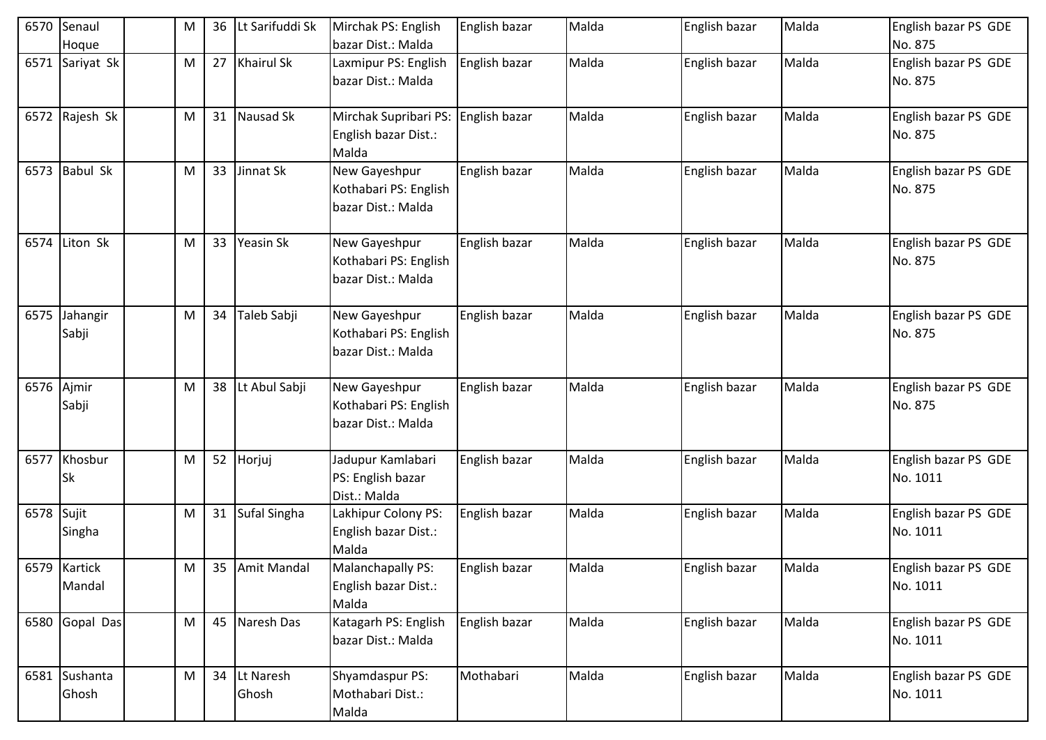| 6570 | Senaul Hoque | | M | 36 | Lt Sarifuddi Sk | Mirchak PS: English bazar Dist.: Malda | English bazar | Malda | English bazar | Malda | English bazar PS GDE No. 875 |
|---|---|---|---|---|---|---|---|---|---|---|---|
| 6571 | Sariyat Sk | | M | 27 | Khairul Sk | Laxmipur PS: English bazar Dist.: Malda | English bazar | Malda | English bazar | Malda | English bazar PS GDE No. 875 |
| 6572 | Rajesh Sk | | M | 31 | Nausad Sk | Mirchak Supribari PS: English bazar Dist.: Malda | English bazar | Malda | English bazar | Malda | English bazar PS GDE No. 875 |
| 6573 | Babul Sk | | M | 33 | Jinnat Sk | New Gayeshpur Kothabari PS: English bazar Dist.: Malda | English bazar | Malda | English bazar | Malda | English bazar PS GDE No. 875 |
| 6574 | Liton Sk | | M | 33 | Yeasin Sk | New Gayeshpur Kothabari PS: English bazar Dist.: Malda | English bazar | Malda | English bazar | Malda | English bazar PS GDE No. 875 |
| 6575 | Jahangir Sabji | | M | 34 | Taleb Sabji | New Gayeshpur Kothabari PS: English bazar Dist.: Malda | English bazar | Malda | English bazar | Malda | English bazar PS GDE No. 875 |
| 6576 | Ajmir Sabji | | M | 38 | Lt Abul Sabji | New Gayeshpur Kothabari PS: English bazar Dist.: Malda | English bazar | Malda | English bazar | Malda | English bazar PS GDE No. 875 |
| 6577 | Khosbur Sk | | M | 52 | Horjuj | Jadupur Kamlabari PS: English bazar Dist.: Malda | English bazar | Malda | English bazar | Malda | English bazar PS GDE No. 1011 |
| 6578 | Sujit Singha | | M | 31 | Sufal Singha | Lakhipur Colony PS: English bazar Dist.: Malda | English bazar | Malda | English bazar | Malda | English bazar PS GDE No. 1011 |
| 6579 | Kartick Mandal | | M | 35 | Amit Mandal | Malanchapally PS: English bazar Dist.: Malda | English bazar | Malda | English bazar | Malda | English bazar PS GDE No. 1011 |
| 6580 | Gopal Das | | M | 45 | Naresh Das | Katagarh PS: English bazar Dist.: Malda | English bazar | Malda | English bazar | Malda | English bazar PS GDE No. 1011 |
| 6581 | Sushanta Ghosh | | M | 34 | Lt Naresh Ghosh | Shyamdaspur PS: Mothabari Dist.: Malda | Mothabari | Malda | English bazar | Malda | English bazar PS GDE No. 1011 |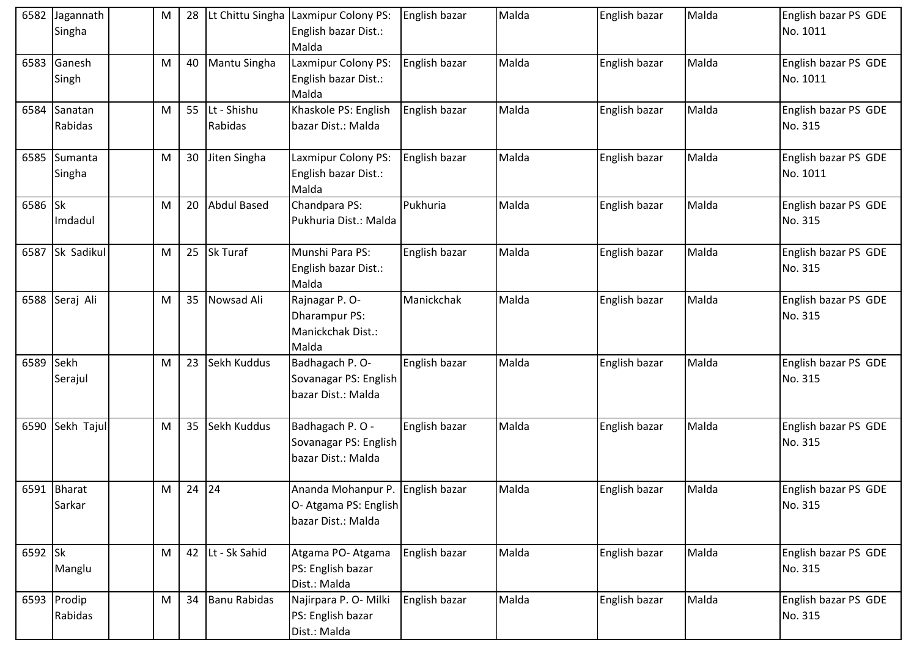| 6582 | Jagannath Singha | | M | 28 | Lt Chittu Singha | Laxmipur Colony PS: English bazar Dist.: Malda | English bazar | Malda | English bazar | Malda | English bazar PS GDE No. 1011 |
|---|---|---|---|---|---|---|---|---|---|---|---|
| 6583 | Ganesh Singh | | M | 40 | Mantu Singha | Laxmipur Colony PS: English bazar Dist.: Malda | English bazar | Malda | English bazar | Malda | English bazar PS GDE No. 1011 |
| 6584 | Sanatan Rabidas | | M | 55 | Lt - Shishu Rabidas | Khaskole PS: English bazar Dist.: Malda | English bazar | Malda | English bazar | Malda | English bazar PS GDE No. 315 |
| 6585 | Sumanta Singha | | M | 30 | Jiten Singha | Laxmipur Colony PS: English bazar Dist.: Malda | English bazar | Malda | English bazar | Malda | English bazar PS GDE No. 1011 |
| 6586 | Sk Imdadul | | M | 20 | Abdul Based | Chandpara PS: Pukhuria Dist.: Malda | Pukhuria | Malda | English bazar | Malda | English bazar PS GDE No. 315 |
| 6587 | Sk Sadikul | | M | 25 | Sk Turaf | Munshi Para PS: English bazar Dist.: Malda | English bazar | Malda | English bazar | Malda | English bazar PS GDE No. 315 |
| 6588 | Seraj Ali | | M | 35 | Nowsad Ali | Rajnagar P. O- Dharampur PS: Manickchak Dist.: Malda | Manickchak | Malda | English bazar | Malda | English bazar PS GDE No. 315 |
| 6589 | Sekh Serajul | | M | 23 | Sekh Kuddus | Badhagach P. O- Sovanagar PS: English bazar Dist.: Malda | English bazar | Malda | English bazar | Malda | English bazar PS GDE No. 315 |
| 6590 | Sekh Tajul | | M | 35 | Sekh Kuddus | Badhagach P. O - Sovanagar PS: English bazar Dist.: Malda | English bazar | Malda | English bazar | Malda | English bazar PS GDE No. 315 |
| 6591 | Bharat Sarkar | | M | 24 | 24 | Ananda Mohanpur P. O- Atgama PS: English bazar Dist.: Malda | English bazar | Malda | English bazar | Malda | English bazar PS GDE No. 315 |
| 6592 | Sk Manglu | | M | 42 | Lt - Sk Sahid | Atgama PO- Atgama PS: English bazar Dist.: Malda | English bazar | Malda | English bazar | Malda | English bazar PS GDE No. 315 |
| 6593 | Prodip Rabidas | | M | 34 | Banu Rabidas | Najirpara P. O- Milki PS: English bazar Dist.: Malda | English bazar | Malda | English bazar | Malda | English bazar PS GDE No. 315 |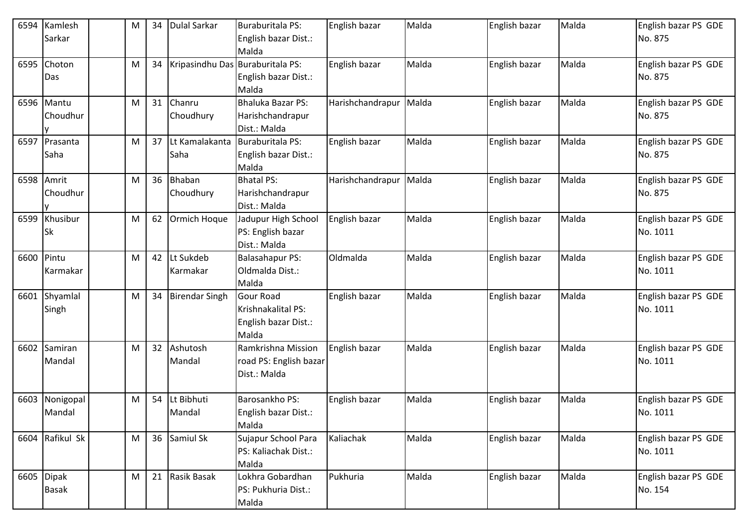| 6594 | Kamlesh Sarkar | | M | 34 | Dulal Sarkar | Buraburitala PS: English bazar Dist.: Malda | English bazar | Malda | English bazar | Malda | English bazar PS GDE No. 875 |
|---|---|---|---|---|---|---|---|---|---|---|---|
| 6595 | Choton Das | | M | 34 | Kripasindhu Das | Buraburitala PS: English bazar Dist.: Malda | English bazar | Malda | English bazar | Malda | English bazar PS GDE No. 875 |
| 6596 | Mantu Choudhury | | M | 31 | Chanru Choudhury | Bhaluka Bazar PS: Harishchandrapur Dist.: Malda | Harishchandrapur | Malda | English bazar | Malda | English bazar PS GDE No. 875 |
| 6597 | Prasanta Saha | | M | 37 | Lt Kamalakanta Saha | Buraburitala PS: English bazar Dist.: Malda | English bazar | Malda | English bazar | Malda | English bazar PS GDE No. 875 |
| 6598 | Amrit Choudhury | | M | 36 | Bhaban Choudhury | Bhatal PS: Harishchandrapur Dist.: Malda | Harishchandrapur | Malda | English bazar | Malda | English bazar PS GDE No. 875 |
| 6599 | Khusibur Sk | | M | 62 | Ormich Hoque | Jadupur High School PS: English bazar Dist.: Malda | English bazar | Malda | English bazar | Malda | English bazar PS GDE No. 1011 |
| 6600 | Pintu Karmakar | | M | 42 | Lt Sukdeb Karmakar | Balasahapur PS: Oldmalda Dist.: Malda | Oldmalda | Malda | English bazar | Malda | English bazar PS GDE No. 1011 |
| 6601 | Shyamlal Singh | | M | 34 | Birendar Singh | Gour Road Krishnakalital PS: English bazar Dist.: Malda | English bazar | Malda | English bazar | Malda | English bazar PS GDE No. 1011 |
| 6602 | Samiran Mandal | | M | 32 | Ashutosh Mandal | Ramkrishna Mission road PS: English bazar Dist.: Malda | English bazar | Malda | English bazar | Malda | English bazar PS GDE No. 1011 |
| 6603 | Nonigopal Mandal | | M | 54 | Lt Bibhuti Mandal | Barosankho PS: English bazar Dist.: Malda | English bazar | Malda | English bazar | Malda | English bazar PS GDE No. 1011 |
| 6604 | Rafikul Sk | | M | 36 | Samiul Sk | Sujapur School Para PS: Kaliachak Dist.: Malda | Kaliachak | Malda | English bazar | Malda | English bazar PS GDE No. 1011 |
| 6605 | Dipak Basak | | M | 21 | Rasik Basak | Lokhra Gobardhan PS: Pukhuria Dist.: Malda | Pukhuria | Malda | English bazar | Malda | English bazar PS GDE No. 154 |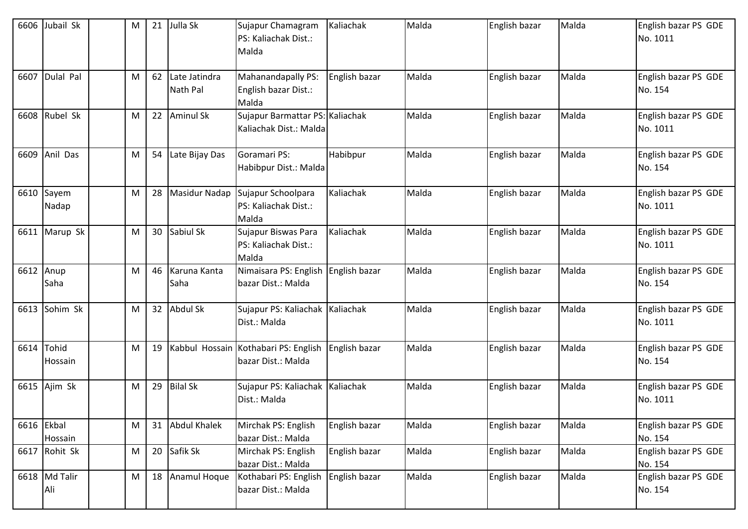| 6606 | Jubail Sk | | M | 21 | Julla Sk | Sujapur Chamagram PS: Kaliachak Dist.: Malda | Kaliachak | Malda | English bazar | Malda | English bazar PS GDE No. 1011 |
|---|---|---|---|---|---|---|---|---|---|---|---|
| 6607 | Dulal Pal | | M | 62 | Late Jatindra Nath Pal | Mahanandapally PS: English bazar Dist.: Malda | English bazar | Malda | English bazar | Malda | English bazar PS GDE No. 154 |
| 6608 | Rubel Sk | | M | 22 | Aminul Sk | Sujapur Barmattar PS: Kaliachak Dist.: Malda | Kaliachak | Malda | English bazar | Malda | English bazar PS GDE No. 1011 |
| 6609 | Anil Das | | M | 54 | Late Bijay Das | Goramari PS: Habibpur Dist.: Malda | Habibpur | Malda | English bazar | Malda | English bazar PS GDE No. 154 |
| 6610 | Sayem Nadap | | M | 28 | Masidur Nadap | Sujapur Schoolpara PS: Kaliachak Dist.: Malda | Kaliachak | Malda | English bazar | Malda | English bazar PS GDE No. 1011 |
| 6611 | Marup Sk | | M | 30 | Sabiul Sk | Sujapur Biswas Para PS: Kaliachak Dist.: Malda | Kaliachak | Malda | English bazar | Malda | English bazar PS GDE No. 1011 |
| 6612 | Anup Saha | | M | 46 | Karuna Kanta Saha | Nimaisara PS: English bazar Dist.: Malda | English bazar | Malda | English bazar | Malda | English bazar PS GDE No. 154 |
| 6613 | Sohim Sk | | M | 32 | Abdul Sk | Sujapur PS: Kaliachak Dist.: Malda | Kaliachak | Malda | English bazar | Malda | English bazar PS GDE No. 1011 |
| 6614 | Tohid Hossain | | M | 19 | Kabbul Hossain | Kothabari PS: English bazar Dist.: Malda | English bazar | Malda | English bazar | Malda | English bazar PS GDE No. 154 |
| 6615 | Ajim Sk | | M | 29 | Bilal Sk | Sujapur PS: Kaliachak Dist.: Malda | Kaliachak | Malda | English bazar | Malda | English bazar PS GDE No. 1011 |
| 6616 | Ekbal Hossain | | M | 31 | Abdul Khalek | Mirchak PS: English bazar Dist.: Malda | English bazar | Malda | English bazar | Malda | English bazar PS GDE No. 154 |
| 6617 | Rohit Sk | | M | 20 | Safik Sk | Mirchak PS: English bazar Dist.: Malda | English bazar | Malda | English bazar | Malda | English bazar PS GDE No. 154 |
| 6618 | Md Talir Ali | | M | 18 | Anamul Hoque | Kothabari PS: English bazar Dist.: Malda | English bazar | Malda | English bazar | Malda | English bazar PS GDE No. 154 |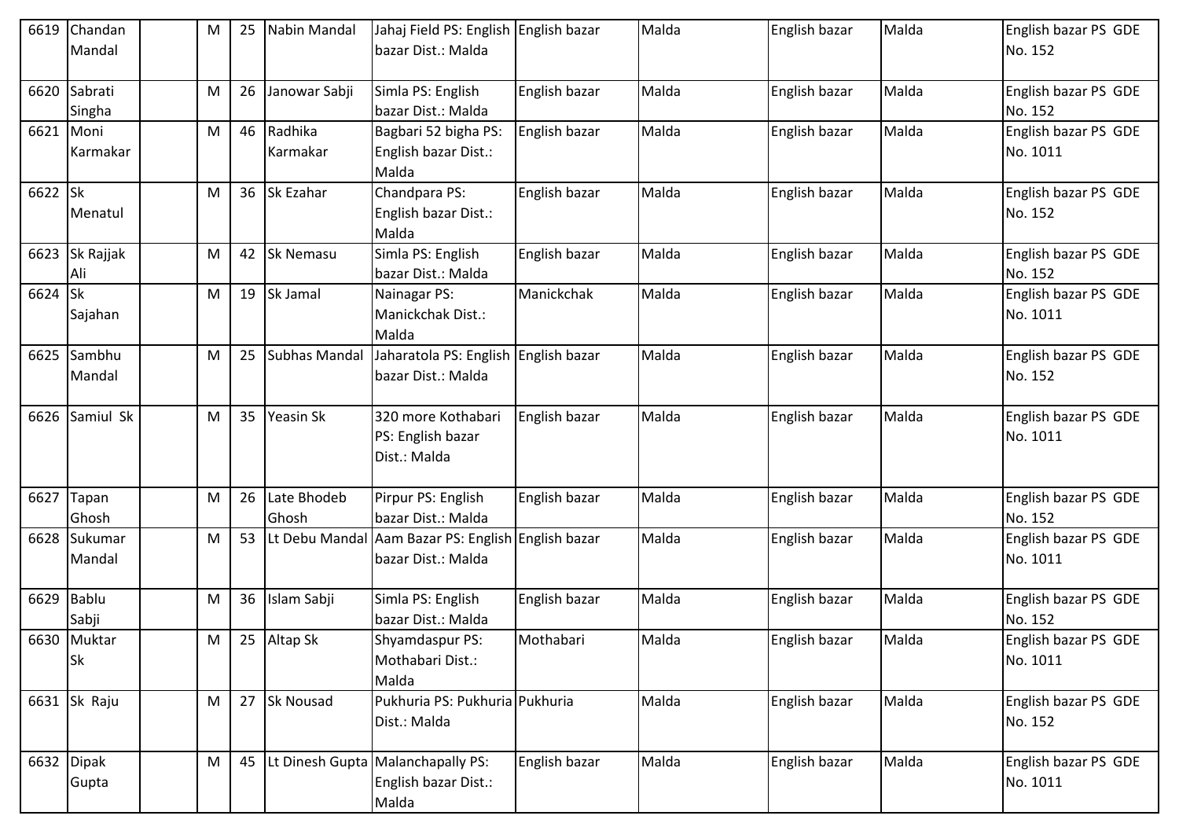| 6619 | Chandan Mandal | | M | 25 | Nabin Mandal | Jahaj Field PS: English bazar Dist.: Malda | English bazar | Malda | English bazar | Malda | English bazar PS GDE No. 152 |
|---|---|---|---|---|---|---|---|---|---|---|---|
| 6620 | Sabrati Singha | | M | 26 | Janowar Sabji | Simla PS: English bazar Dist.: Malda | English bazar | Malda | English bazar | Malda | English bazar PS GDE No. 152 |
| 6621 | Moni Karmakar | | M | 46 | Radhika Karmakar | Bagbari 52 bigha PS: English bazar Dist.: Malda | English bazar | Malda | English bazar | Malda | English bazar PS GDE No. 1011 |
| 6622 | Sk Menatul | | M | 36 | Sk Ezahar | Chandpara PS: English bazar Dist.: Malda | English bazar | Malda | English bazar | Malda | English bazar PS GDE No. 152 |
| 6623 | Sk Rajjak Ali | | M | 42 | Sk Nemasu | Simla PS: English bazar Dist.: Malda | English bazar | Malda | English bazar | Malda | English bazar PS GDE No. 152 |
| 6624 | Sk Sajahan | | M | 19 | Sk Jamal | Nainagar PS: Manickchak Dist.: Malda | Manickchak | Malda | English bazar | Malda | English bazar PS GDE No. 1011 |
| 6625 | Sambhu Mandal | | M | 25 | Subhas Mandal | Jaharatola PS: English bazar Dist.: Malda | English bazar | Malda | English bazar | Malda | English bazar PS GDE No. 152 |
| 6626 | Samiul Sk | | M | 35 | Yeasin Sk | 320 more Kothabari PS: English bazar Dist.: Malda | English bazar | Malda | English bazar | Malda | English bazar PS GDE No. 1011 |
| 6627 | Tapan Ghosh | | M | 26 | Late Bhodeb Ghosh | Pirpur PS: English bazar Dist.: Malda | English bazar | Malda | English bazar | Malda | English bazar PS GDE No. 152 |
| 6628 | Sukumar Mandal | | M | 53 | Lt Debu Mandal | Aam Bazar PS: English bazar Dist.: Malda | English bazar | Malda | English bazar | Malda | English bazar PS GDE No. 1011 |
| 6629 | Bablu Sabji | | M | 36 | Islam Sabji | Simla PS: English bazar Dist.: Malda | English bazar | Malda | English bazar | Malda | English bazar PS GDE No. 152 |
| 6630 | Muktar Sk | | M | 25 | Altap Sk | Shyamdaspur PS: Mothabari Dist.: Malda | Mothabari | Malda | English bazar | Malda | English bazar PS GDE No. 1011 |
| 6631 | Sk Raju | | M | 27 | Sk Nousad | Pukhuria PS: Pukhuria Dist.: Malda | Pukhuria | Malda | English bazar | Malda | English bazar PS GDE No. 152 |
| 6632 | Dipak Gupta | | M | 45 | Lt Dinesh Gupta | Malanchapally PS: English bazar Dist.: Malda | English bazar | Malda | English bazar | Malda | English bazar PS GDE No. 1011 |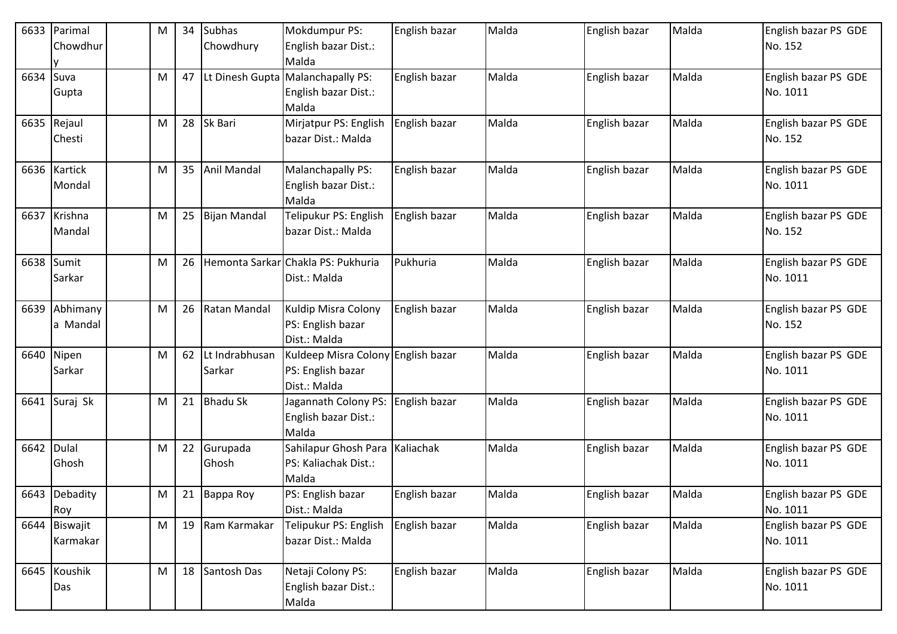| 6633 | Parimal Chowdhury | | M | 34 | Subhas Chowdhury | Mokdumpur PS: English bazar Dist.: Malda | English bazar | Malda | English bazar | Malda | English bazar PS GDE No. 152 |
|---|---|---|---|---|---|---|---|---|---|---|---|
| 6634 | Suva Gupta | | M | 47 | Lt Dinesh Gupta | Malanchapally PS: English bazar Dist.: Malda | English bazar | Malda | English bazar | Malda | English bazar PS GDE No. 1011 |
| 6635 | Rejaul Chesti | | M | 28 | Sk Bari | Mirjatpur PS: English bazar Dist.: Malda | English bazar | Malda | English bazar | Malda | English bazar PS GDE No. 152 |
| 6636 | Kartick Mondal | | M | 35 | Anil Mandal | Malanchapally PS: English bazar Dist.: Malda | English bazar | Malda | English bazar | Malda | English bazar PS GDE No. 1011 |
| 6637 | Krishna Mandal | | M | 25 | Bijan Mandal | Telipukur PS: English bazar Dist.: Malda | English bazar | Malda | English bazar | Malda | English bazar PS GDE No. 152 |
| 6638 | Sumit Sarkar | | M | 26 | Hemonta Sarkar | Chakla PS: Pukhuria Dist.: Malda | Pukhuria | Malda | English bazar | Malda | English bazar PS GDE No. 1011 |
| 6639 | Abhimanya Mandal | | M | 26 | Ratan Mandal | Kuldip Misra Colony PS: English bazar Dist.: Malda | English bazar | Malda | English bazar | Malda | English bazar PS GDE No. 152 |
| 6640 | Nipen Sarkar | | M | 62 | Lt Indrabhusan Sarkar | Kuldeep Misra Colony PS: English bazar Dist.: Malda | English bazar | Malda | English bazar | Malda | English bazar PS GDE No. 1011 |
| 6641 | Suraj Sk | | M | 21 | Bhadu Sk | Jagannath Colony PS: English bazar Dist.: Malda | English bazar | Malda | English bazar | Malda | English bazar PS GDE No. 1011 |
| 6642 | Dulal Ghosh | | M | 22 | Gurupada Ghosh | Sahilapur Ghosh Para PS: Kaliachak Dist.: Malda | Kaliachak | Malda | English bazar | Malda | English bazar PS GDE No. 1011 |
| 6643 | Debadity Roy | | M | 21 | Bappa Roy | PS: English bazar Dist.: Malda | English bazar | Malda | English bazar | Malda | English bazar PS GDE No. 1011 |
| 6644 | Biswajit Karmakar | | M | 19 | Ram Karmakar | Telipukur PS: English bazar Dist.: Malda | English bazar | Malda | English bazar | Malda | English bazar PS GDE No. 1011 |
| 6645 | Koushik Das | | M | 18 | Santosh Das | Netaji Colony PS: English bazar Dist.: Malda | English bazar | Malda | English bazar | Malda | English bazar PS GDE No. 1011 |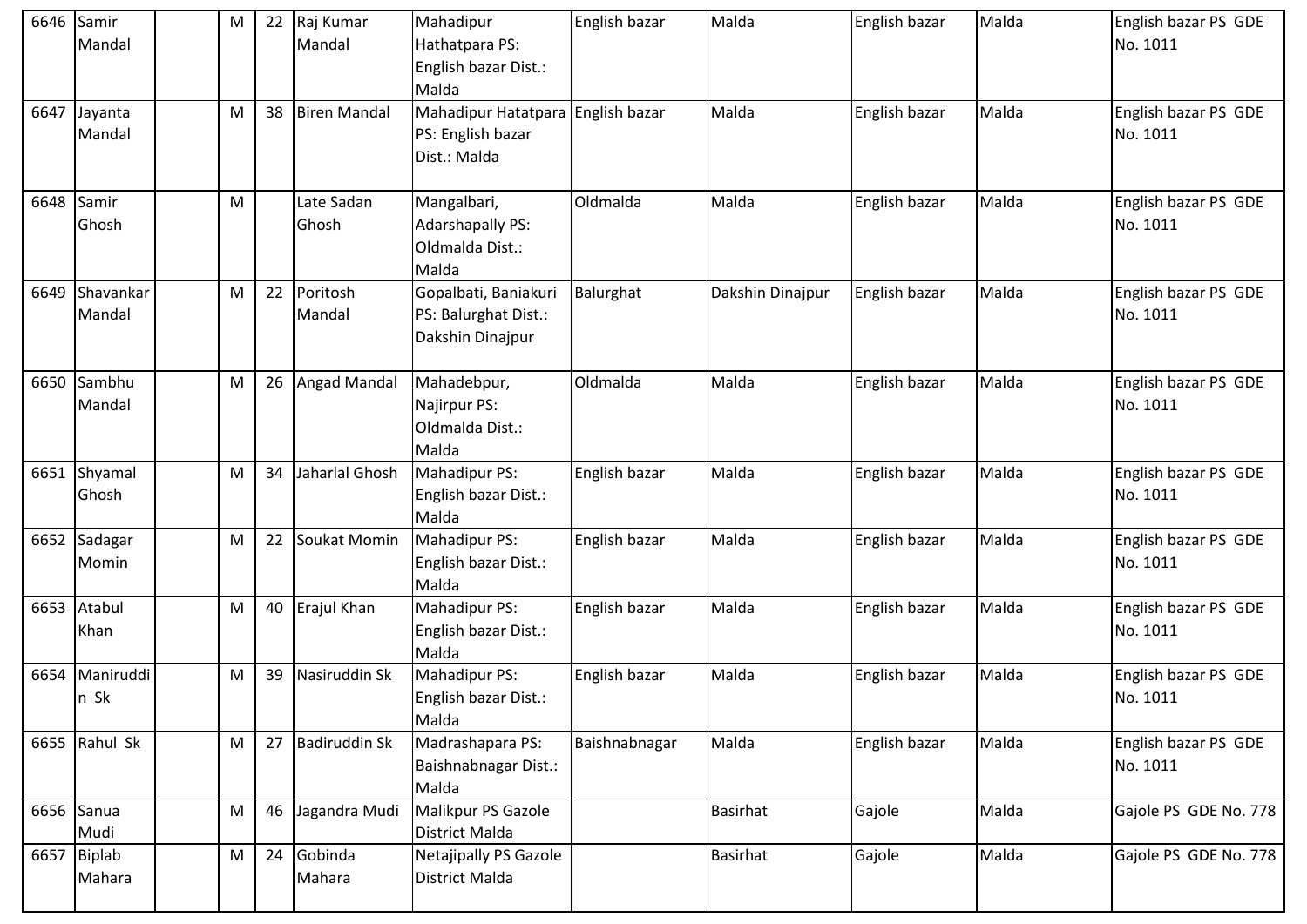| | | | | | | | | | | | |
|---|---|---|---|---|---|---|---|---|---|---|---|
| 6646 | Samir Mandal | | M | 22 | Raj Kumar Mandal | Mahadipur Hathatpara PS: English bazar Dist.: Malda | English bazar | Malda | English bazar | Malda | English bazar PS GDE No. 1011 |
| 6647 | Jayanta Mandal | | M | 38 | Biren Mandal | Mahadipur Hatatpara PS: English bazar Dist.: Malda | English bazar | Malda | English bazar | Malda | English bazar PS GDE No. 1011 |
| 6648 | Samir Ghosh | | M | | Late Sadan Ghosh | Mangalbari, Adarshapally PS: Oldmalda Dist.: Malda | Oldmalda | Malda | English bazar | Malda | English bazar PS GDE No. 1011 |
| 6649 | Shavankar Mandal | | M | 22 | Poritosh Mandal | Gopalbati, Baniakuri PS: Balurghat Dist.: Dakshin Dinajpur | Balurghat | Dakshin Dinajpur | English bazar | Malda | English bazar PS GDE No. 1011 |
| 6650 | Sambhu Mandal | | M | 26 | Angad Mandal | Mahadebpur, Najirpur PS: Oldmalda Dist.: Malda | Oldmalda | Malda | English bazar | Malda | English bazar PS GDE No. 1011 |
| 6651 | Shyamal Ghosh | | M | 34 | Jaharlal Ghosh | Mahadipur PS: English bazar Dist.: Malda | English bazar | Malda | English bazar | Malda | English bazar PS GDE No. 1011 |
| 6652 | Sadagar Momin | | M | 22 | Soukat Momin | Mahadipur PS: English bazar Dist.: Malda | English bazar | Malda | English bazar | Malda | English bazar PS GDE No. 1011 |
| 6653 | Atabul Khan | | M | 40 | Erajul Khan | Mahadipur PS: English bazar Dist.: Malda | English bazar | Malda | English bazar | Malda | English bazar PS GDE No. 1011 |
| 6654 | Maniruddin Sk | | M | 39 | Nasiruddin Sk | Mahadipur PS: English bazar Dist.: Malda | English bazar | Malda | English bazar | Malda | English bazar PS GDE No. 1011 |
| 6655 | Rahul Sk | | M | 27 | Badiruddin Sk | Madrashapara PS: Baishnabnagar Dist.: Malda | Baishnabnagar | Malda | English bazar | Malda | English bazar PS GDE No. 1011 |
| 6656 | Sanua Mudi | | M | 46 | Jagandra Mudi | Malikpur PS Gazole District Malda | | Basirhat | Gajole | Malda | Gajole PS GDE No. 778 |
| 6657 | Biplab Mahara | | M | 24 | Gobinda Mahara | Netajipally PS Gazole District Malda | | Basirhat | Gajole | Malda | Gajole PS GDE No. 778 |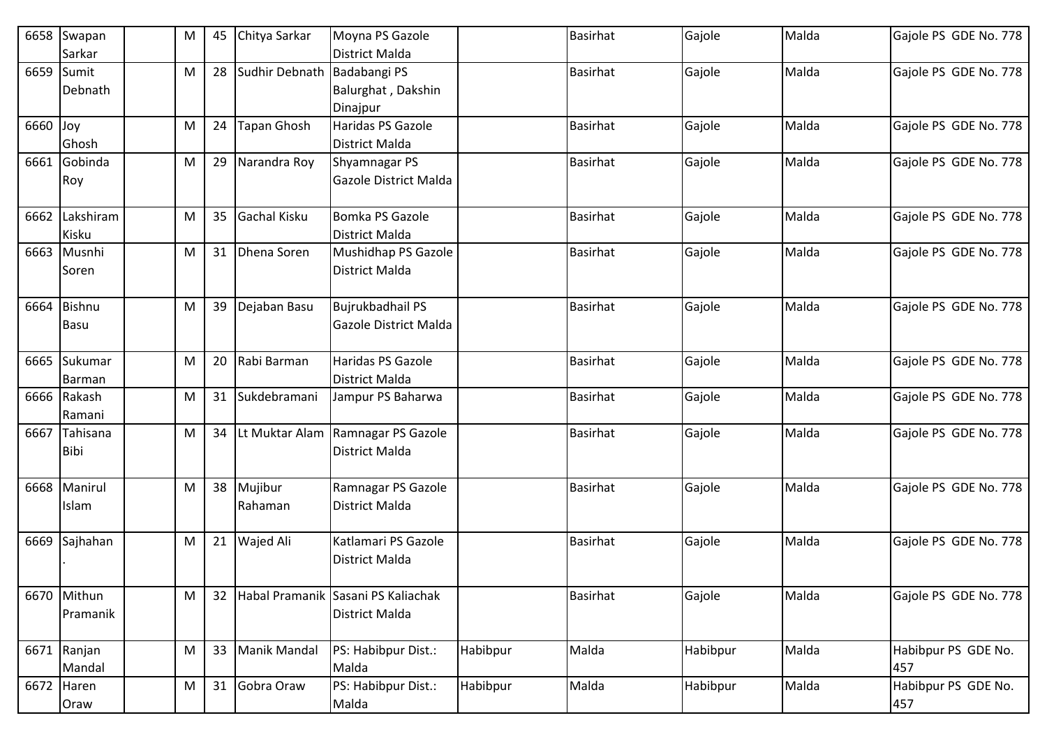| | | | | | | | | | | |
|---|---|---|---|---|---|---|---|---|---|---|
| 6658 | Swapan Sarkar | | M | 45 | Chitya Sarkar | Moyna PS Gazole District Malda | | Basirhat | Gajole | Malda | Gajole PS GDE No. 778 |
| 6659 | Sumit Debnath | | M | 28 | Sudhir Debnath | Badabangi PS Balurghat , Dakshin Dinajpur | | Basirhat | Gajole | Malda | Gajole PS GDE No. 778 |
| 6660 | Joy Ghosh | | M | 24 | Tapan Ghosh | Haridas PS Gazole District Malda | | Basirhat | Gajole | Malda | Gajole PS GDE No. 778 |
| 6661 | Gobinda Roy | | M | 29 | Narandra Roy | Shyamnagar PS Gazole District Malda | | Basirhat | Gajole | Malda | Gajole PS GDE No. 778 |
| 6662 | Lakshiram Kisku | | M | 35 | Gachal Kisku | Bomka PS Gazole District Malda | | Basirhat | Gajole | Malda | Gajole PS GDE No. 778 |
| 6663 | Musnhi Soren | | M | 31 | Dhena Soren | Mushidhap PS Gazole District Malda | | Basirhat | Gajole | Malda | Gajole PS GDE No. 778 |
| 6664 | Bishnu Basu | | M | 39 | Dejaban Basu | Bujrukbadhail PS Gazole District Malda | | Basirhat | Gajole | Malda | Gajole PS GDE No. 778 |
| 6665 | Sukumar Barman | | M | 20 | Rabi Barman | Haridas PS Gazole District Malda | | Basirhat | Gajole | Malda | Gajole PS GDE No. 778 |
| 6666 | Rakash Ramani | | M | 31 | Sukdebramani | Jampur PS Baharwa | | Basirhat | Gajole | Malda | Gajole PS GDE No. 778 |
| 6667 | Tahisana Bibi | | M | 34 | Lt Muktar Alam | Ramnagar PS Gazole District Malda | | Basirhat | Gajole | Malda | Gajole PS GDE No. 778 |
| 6668 | Manirul Islam | | M | 38 | Mujibur Rahaman | Ramnagar PS Gazole District Malda | | Basirhat | Gajole | Malda | Gajole PS GDE No. 778 |
| 6669 | Sajhahan . | | M | 21 | Wajed Ali | Katlamari PS Gazole District Malda | | Basirhat | Gajole | Malda | Gajole PS GDE No. 778 |
| 6670 | Mithun Pramanik | | M | 32 | Habal Pramanik | Sasani PS Kaliachak District Malda | | Basirhat | Gajole | Malda | Gajole PS GDE No. 778 |
| 6671 | Ranjan Mandal | | M | 33 | Manik Mandal | PS: Habibpur Dist.: Malda | Habibpur | Malda | Habibpur | Malda | Habibpur PS GDE No. 457 |
| 6672 | Haren Oraw | | M | 31 | Gobra Oraw | PS: Habibpur Dist.: Malda | Habibpur | Malda | Habibpur | Malda | Habibpur PS GDE No. 457 |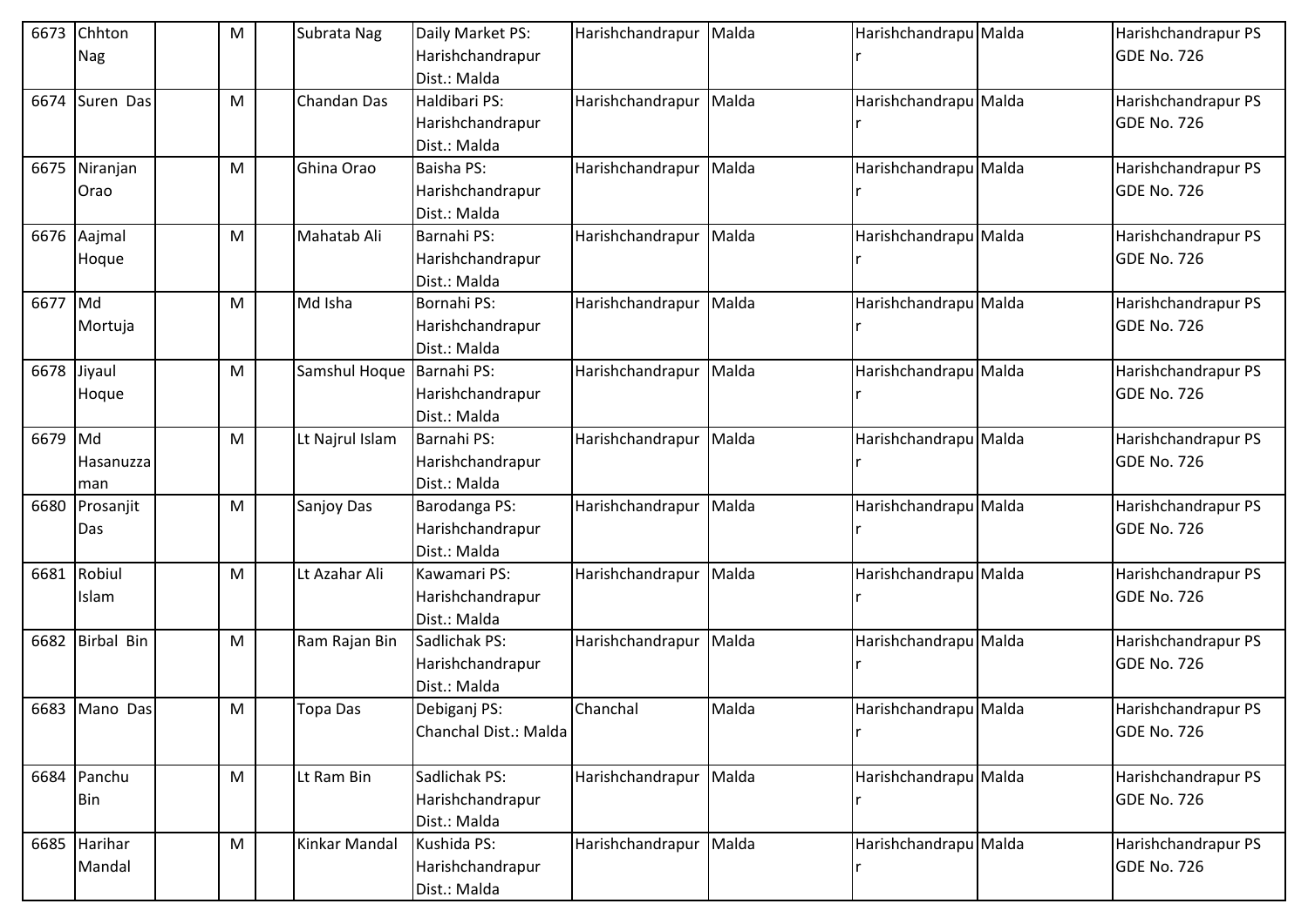| | | | | | | | | | | | |
|---|---|---|---|---|---|---|---|---|---|---|---|
| 6673 | Chhton Nag | | M | | Subrata Nag | Daily Market PS: Harishchandrapur Dist.: Malda | Harishchandrapur | Malda | Harishchandrapur | Malda | Harishchandrapur PS GDE No. 726 |
| 6674 | Suren Das | | M | | Chandan Das | Haldibari PS: Harishchandrapur Dist.: Malda | Harishchandrapur | Malda | Harishchandrapur | Malda | Harishchandrapur PS GDE No. 726 |
| 6675 | Niranjan Orao | | M | | Ghina Orao | Baisha PS: Harishchandrapur Dist.: Malda | Harishchandrapur | Malda | Harishchandrapur | Malda | Harishchandrapur PS GDE No. 726 |
| 6676 | Aajmal Hoque | | M | | Mahatab Ali | Barnahi PS: Harishchandrapur Dist.: Malda | Harishchandrapur | Malda | Harishchandrapur | Malda | Harishchandrapur PS GDE No. 726 |
| 6677 | Md Mortuja | | M | | Md Isha | Bornahi PS: Harishchandrapur Dist.: Malda | Harishchandrapur | Malda | Harishchandrapur | Malda | Harishchandrapur PS GDE No. 726 |
| 6678 | Jiyaul Hoque | | M | | Samshul Hoque | Barnahi PS: Harishchandrapur Dist.: Malda | Harishchandrapur | Malda | Harishchandrapur | Malda | Harishchandrapur PS GDE No. 726 |
| 6679 | Md Hasanuzzaman | | M | | Lt Najrul Islam | Barnahi PS: Harishchandrapur Dist.: Malda | Harishchandrapur | Malda | Harishchandrapur | Malda | Harishchandrapur PS GDE No. 726 |
| 6680 | Prosanjit Das | | M | | Sanjoy Das | Barodanga PS: Harishchandrapur Dist.: Malda | Harishchandrapur | Malda | Harishchandrapur | Malda | Harishchandrapur PS GDE No. 726 |
| 6681 | Robiul Islam | | M | | Lt Azahar Ali | Kawamari PS: Harishchandrapur Dist.: Malda | Harishchandrapur | Malda | Harishchandrapur | Malda | Harishchandrapur PS GDE No. 726 |
| 6682 | Birbal Bin | | M | | Ram Rajan Bin | Sadlichak PS: Harishchandrapur Dist.: Malda | Harishchandrapur | Malda | Harishchandrapur | Malda | Harishchandrapur PS GDE No. 726 |
| 6683 | Mano Das | | M | | Topa Das | Debiganj PS: Chanchal Dist.: Malda | Chanchal | Malda | Harishchandrapur | Malda | Harishchandrapur PS GDE No. 726 |
| 6684 | Panchu Bin | | M | | Lt Ram Bin | Sadlichak PS: Harishchandrapur Dist.: Malda | Harishchandrapur | Malda | Harishchandrapur | Malda | Harishchandrapur PS GDE No. 726 |
| 6685 | Harihar Mandal | | M | | Kinkar Mandal | Kushida PS: Harishchandrapur Dist.: Malda | Harishchandrapur | Malda | Harishchandrapur | Malda | Harishchandrapur PS GDE No. 726 |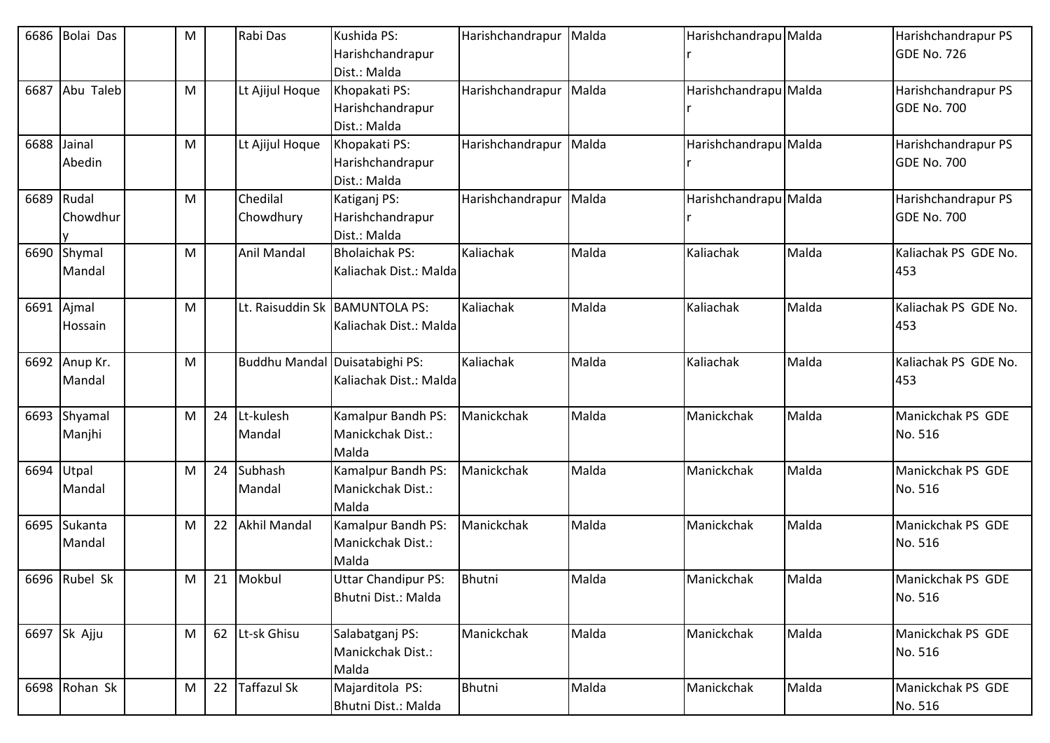| 6686 | Bolai Das | | M | | Rabi Das | Kushida PS: Harishchandrapur Dist.: Malda | Harishchandrapur | Malda | Harishchandrapur | Malda | Harishchandrapur PS GDE No. 726 |
|---|---|---|---|---|---|---|---|---|---|---|---|
| 6687 | Abu Taleb | | M | | Lt Ajijul Hoque | Khopakati PS: Harishchandrapur Dist.: Malda | Harishchandrapur | Malda | Harishchandrapur | Malda | Harishchandrapur PS GDE No. 700 |
| 6688 | Jainal Abedin | | M | | Lt Ajijul Hoque | Khopakati PS: Harishchandrapur Dist.: Malda | Harishchandrapur | Malda | Harishchandrapur | Malda | Harishchandrapur PS GDE No. 700 |
| 6689 | Rudal Chowdhury | | M | | Chedilal Chowdhury | Katiganj PS: Harishchandrapur Dist.: Malda | Harishchandrapur | Malda | Harishchandrapur | Malda | Harishchandrapur PS GDE No. 700 |
| 6690 | Shymal Mandal | | M | | Anil Mandal | Bholaichak PS: Kaliachak Dist.: Malda | Kaliachak | Malda | Kaliachak | Malda | Kaliachak PS GDE No. 453 |
| 6691 | Ajmal Hossain | | M | | Lt. Raisuddin Sk | BAMUNTOLA PS: Kaliachak Dist.: Malda | Kaliachak | Malda | Kaliachak | Malda | Kaliachak PS GDE No. 453 |
| 6692 | Anup Kr. Mandal | | M | | Buddhu Mandal | Duisatabighi PS: Kaliachak Dist.: Malda | Kaliachak | Malda | Kaliachak | Malda | Kaliachak PS GDE No. 453 |
| 6693 | Shyamal Manjhi | | M | 24 | Lt-kulesh Mandal | Kamalpur Bandh PS: Manickchak Dist.: Malda | Manickchak | Malda | Manickchak | Malda | Manickchak PS GDE No. 516 |
| 6694 | Utpal Mandal | | M | 24 | Subhash Mandal | Kamalpur Bandh PS: Manickchak Dist.: Malda | Manickchak | Malda | Manickchak | Malda | Manickchak PS GDE No. 516 |
| 6695 | Sukanta Mandal | | M | 22 | Akhil Mandal | Kamalpur Bandh PS: Manickchak Dist.: Malda | Manickchak | Malda | Manickchak | Malda | Manickchak PS GDE No. 516 |
| 6696 | Rubel Sk | | M | 21 | Mokbul | Uttar Chandipur PS: Bhutni Dist.: Malda | Bhutni | Malda | Manickchak | Malda | Manickchak PS GDE No. 516 |
| 6697 | Sk Ajju | | M | 62 | Lt-sk Ghisu | Salabatganj PS: Manickchak Dist.: Malda | Manickchak | Malda | Manickchak | Malda | Manickchak PS GDE No. 516 |
| 6698 | Rohan Sk | | M | 22 | Taffazul Sk | Majarditola PS: Bhutni Dist.: Malda | Bhutni | Malda | Manickchak | Malda | Manickchak PS GDE No. 516 |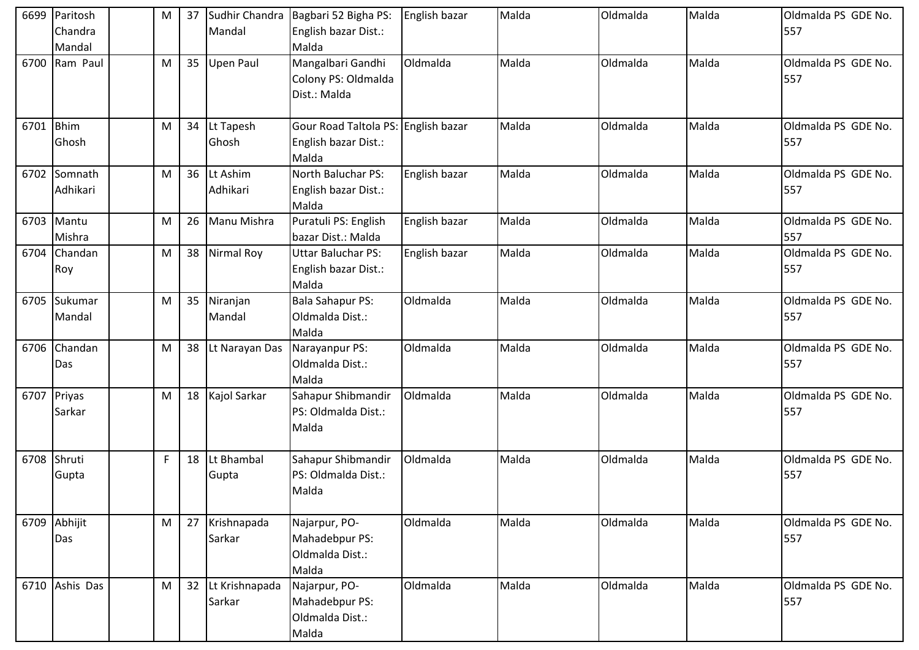| 6699 | Paritosh Chandra Mandal | | M | 37 | Sudhir Chandra Mandal | Bagbari 52 Bigha PS: English bazar Dist.: Malda | English bazar | Malda | Oldmalda | Malda | Oldmalda PS GDE No. 557 |
|---|---|---|---|---|---|---|---|---|---|---|---|
| 6700 | Ram Paul | | M | 35 | Upen Paul | Mangalbari Gandhi Colony PS: Oldmalda Dist.: Malda | Oldmalda | Malda | Oldmalda | Malda | Oldmalda PS GDE No. 557 |
| 6701 | Bhim Ghosh | | M | 34 | Lt Tapesh Ghosh | Gour Road Taltola PS: English bazar Dist.: Malda | English bazar | Malda | Oldmalda | Malda | Oldmalda PS GDE No. 557 |
| 6702 | Somnath Adhikari | | M | 36 | Lt Ashim Adhikari | North Baluchar PS: English bazar Dist.: Malda | English bazar | Malda | Oldmalda | Malda | Oldmalda PS GDE No. 557 |
| 6703 | Mantu Mishra | | M | 26 | Manu Mishra | Puratuli PS: English bazar Dist.: Malda | English bazar | Malda | Oldmalda | Malda | Oldmalda PS GDE No. 557 |
| 6704 | Chandan Roy | | M | 38 | Nirmal Roy | Uttar Baluchar PS: English bazar Dist.: Malda | English bazar | Malda | Oldmalda | Malda | Oldmalda PS GDE No. 557 |
| 6705 | Sukumar Mandal | | M | 35 | Niranjan Mandal | Bala Sahapur PS: Oldmalda Dist.: Malda | Oldmalda | Malda | Oldmalda | Malda | Oldmalda PS GDE No. 557 |
| 6706 | Chandan Das | | M | 38 | Lt Narayan Das | Narayanpur PS: Oldmalda Dist.: Malda | Oldmalda | Malda | Oldmalda | Malda | Oldmalda PS GDE No. 557 |
| 6707 | Priyas Sarkar | | M | 18 | Kajol Sarkar | Sahapur Shibmandir PS: Oldmalda Dist.: Malda | Oldmalda | Malda | Oldmalda | Malda | Oldmalda PS GDE No. 557 |
| 6708 | Shruti Gupta | | F | 18 | Lt Bhambal Gupta | Sahapur Shibmandir PS: Oldmalda Dist.: Malda | Oldmalda | Malda | Oldmalda | Malda | Oldmalda PS GDE No. 557 |
| 6709 | Abhijit Das | | M | 27 | Krishnapada Sarkar | Najarpur, PO-Mahadebpur PS: Oldmalda Dist.: Malda | Oldmalda | Malda | Oldmalda | Malda | Oldmalda PS GDE No. 557 |
| 6710 | Ashis Das | | M | 32 | Lt Krishnapada Sarkar | Najarpur, PO-Mahadebpur PS: Oldmalda Dist.: Malda | Oldmalda | Malda | Oldmalda | Malda | Oldmalda PS GDE No. 557 |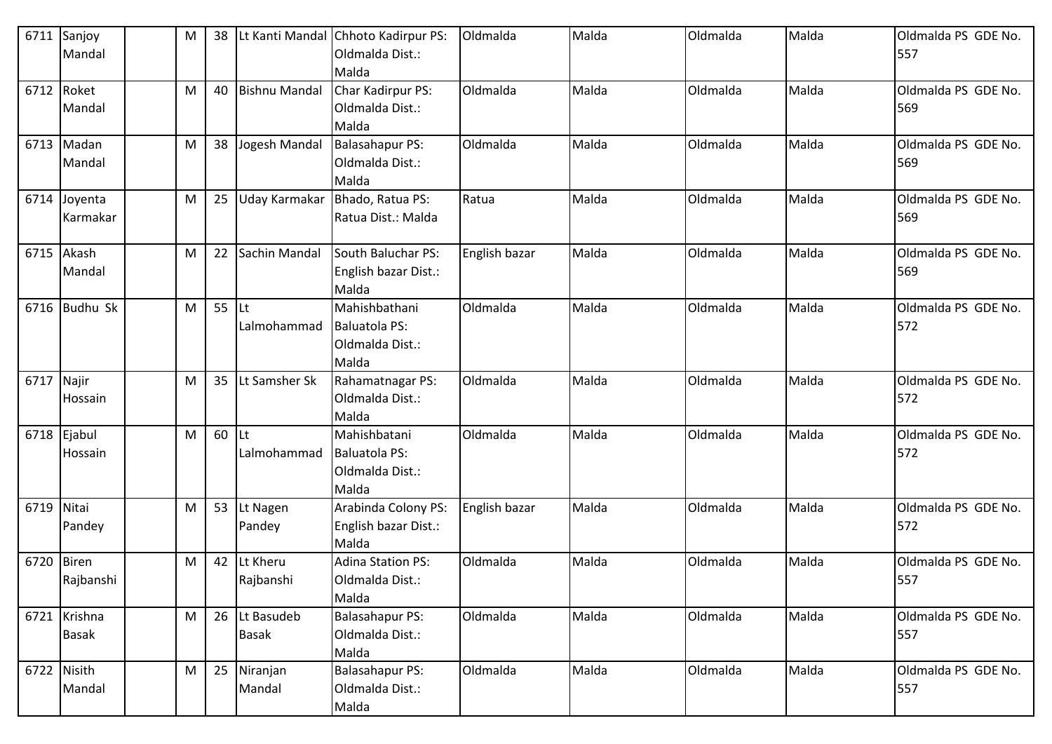| 6711 | Sanjoy Mandal | | M | 38 | Lt Kanti Mandal | Chhoto Kadirpur PS: Oldmalda Dist.: Malda | Oldmalda | Malda | Oldmalda | Malda | Oldmalda PS GDE No. 557 |
|---|---|---|---|---|---|---|---|---|---|---|---|
| 6712 | Roket Mandal | | M | 40 | Bishnu Mandal | Char Kadirpur PS: Oldmalda Dist.: Malda | Oldmalda | Malda | Oldmalda | Malda | Oldmalda PS GDE No. 569 |
| 6713 | Madan Mandal | | M | 38 | Jogesh Mandal | Balasahapur PS: Oldmalda Dist.: Malda | Oldmalda | Malda | Oldmalda | Malda | Oldmalda PS GDE No. 569 |
| 6714 | Joyenta Karmakar | | M | 25 | Uday Karmakar | Bhado, Ratua PS: Ratua Dist.: Malda | Ratua | Malda | Oldmalda | Malda | Oldmalda PS GDE No. 569 |
| 6715 | Akash Mandal | | M | 22 | Sachin Mandal | South Baluchar PS: English bazar Dist.: Malda | English bazar | Malda | Oldmalda | Malda | Oldmalda PS GDE No. 569 |
| 6716 | Budhu Sk | | M | 55 | Lt Lalmohammad | Mahishbathani Baluatola PS: Oldmalda Dist.: Malda | Oldmalda | Malda | Oldmalda | Malda | Oldmalda PS GDE No. 572 |
| 6717 | Najir Hossain | | M | 35 | Lt Samsher Sk | Rahamatnagar PS: Oldmalda Dist.: Malda | Oldmalda | Malda | Oldmalda | Malda | Oldmalda PS GDE No. 572 |
| 6718 | Ejabul Hossain | | M | 60 | Lt Lalmohammad | Mahishbatani Baluatola PS: Oldmalda Dist.: Malda | Oldmalda | Malda | Oldmalda | Malda | Oldmalda PS GDE No. 572 |
| 6719 | Nitai Pandey | | M | 53 | Lt Nagen Pandey | Arabinda Colony PS: English bazar Dist.: Malda | English bazar | Malda | Oldmalda | Malda | Oldmalda PS GDE No. 572 |
| 6720 | Biren Rajbanshi | | M | 42 | Lt Kheru Rajbanshi | Adina Station PS: Oldmalda Dist.: Malda | Oldmalda | Malda | Oldmalda | Malda | Oldmalda PS GDE No. 557 |
| 6721 | Krishna Basak | | M | 26 | Lt Basudeb Basak | Balasahapur PS: Oldmalda Dist.: Malda | Oldmalda | Malda | Oldmalda | Malda | Oldmalda PS GDE No. 557 |
| 6722 | Nisith Mandal | | M | 25 | Niranjan Mandal | Balasahapur PS: Oldmalda Dist.: Malda | Oldmalda | Malda | Oldmalda | Malda | Oldmalda PS GDE No. 557 |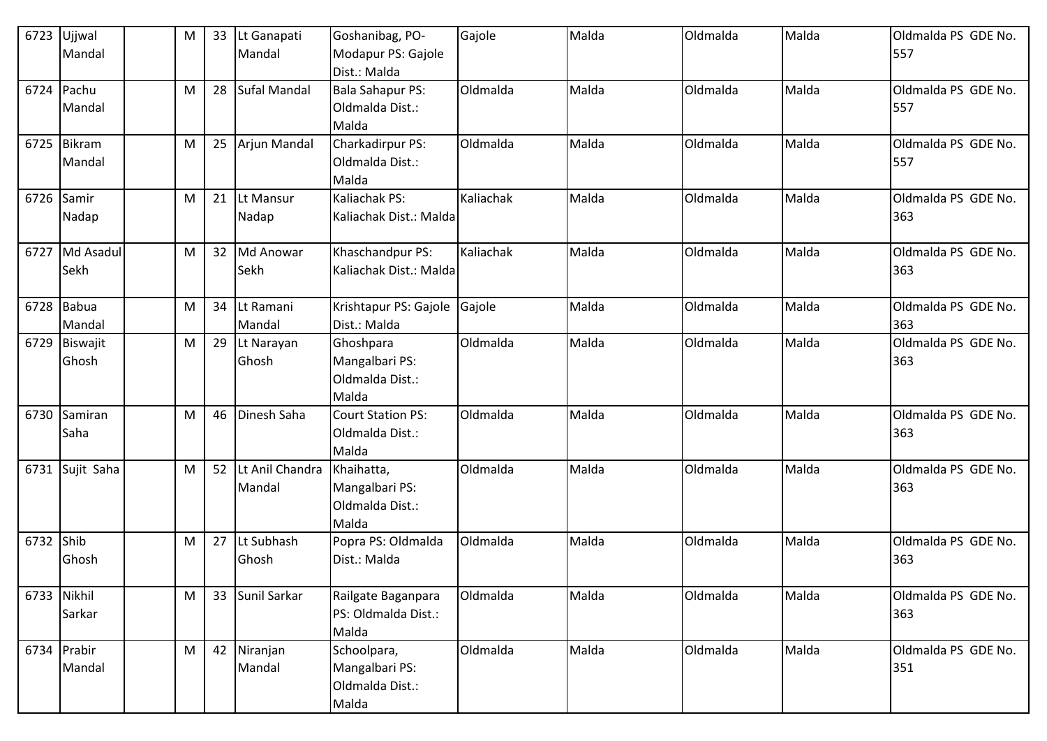| 6723 | Ujjwal Mandal | | M | 33 | Lt Ganapati Mandal | Goshanibag, PO-Modapur PS: Gajole Dist.: Malda | Gajole | Malda | Oldmalda | Malda | Oldmalda PS GDE No. 557 |
|---|---|---|---|---|---|---|---|---|---|---|---|
| 6724 | Pachu Mandal | | M | 28 | Sufal Mandal | Bala Sahapur PS: Oldmalda Dist.: Malda | Oldmalda | Malda | Oldmalda | Malda | Oldmalda PS GDE No. 557 |
| 6725 | Bikram Mandal | | M | 25 | Arjun Mandal | Charkadirpur PS: Oldmalda Dist.: Malda | Oldmalda | Malda | Oldmalda | Malda | Oldmalda PS GDE No. 557 |
| 6726 | Samir Nadap | | M | 21 | Lt Mansur Nadap | Kaliachak PS: Kaliachak Dist.: Malda | Kaliachak | Malda | Oldmalda | Malda | Oldmalda PS GDE No. 363 |
| 6727 | Md Asadul Sekh | | M | 32 | Md Anowar Sekh | Khaschandpur PS: Kaliachak Dist.: Malda | Kaliachak | Malda | Oldmalda | Malda | Oldmalda PS GDE No. 363 |
| 6728 | Babua Mandal | | M | 34 | Lt Ramani Mandal | Krishtapur PS: Gajole Dist.: Malda | Gajole | Malda | Oldmalda | Malda | Oldmalda PS GDE No. 363 |
| 6729 | Biswajit Ghosh | | M | 29 | Lt Narayan Ghosh | Ghoshpara Mangalbari PS: Oldmalda Dist.: Malda | Oldmalda | Malda | Oldmalda | Malda | Oldmalda PS GDE No. 363 |
| 6730 | Samiran Saha | | M | 46 | Dinesh Saha | Court Station PS: Oldmalda Dist.: Malda | Oldmalda | Malda | Oldmalda | Malda | Oldmalda PS GDE No. 363 |
| 6731 | Sujit Saha | | M | 52 | Lt Anil Chandra Mandal | Khaihatta, Mangalbari PS: Oldmalda Dist.: Malda | Oldmalda | Malda | Oldmalda | Malda | Oldmalda PS GDE No. 363 |
| 6732 | Shib Ghosh | | M | 27 | Lt Subhash Ghosh | Popra PS: Oldmalda Dist.: Malda | Oldmalda | Malda | Oldmalda | Malda | Oldmalda PS GDE No. 363 |
| 6733 | Nikhil Sarkar | | M | 33 | Sunil Sarkar | Railgate Baganpara PS: Oldmalda Dist.: Malda | Oldmalda | Malda | Oldmalda | Malda | Oldmalda PS GDE No. 363 |
| 6734 | Prabir Mandal | | M | 42 | Niranjan Mandal | Schoolpara, Mangalbari PS: Oldmalda Dist.: Malda | Oldmalda | Malda | Oldmalda | Malda | Oldmalda PS GDE No. 351 |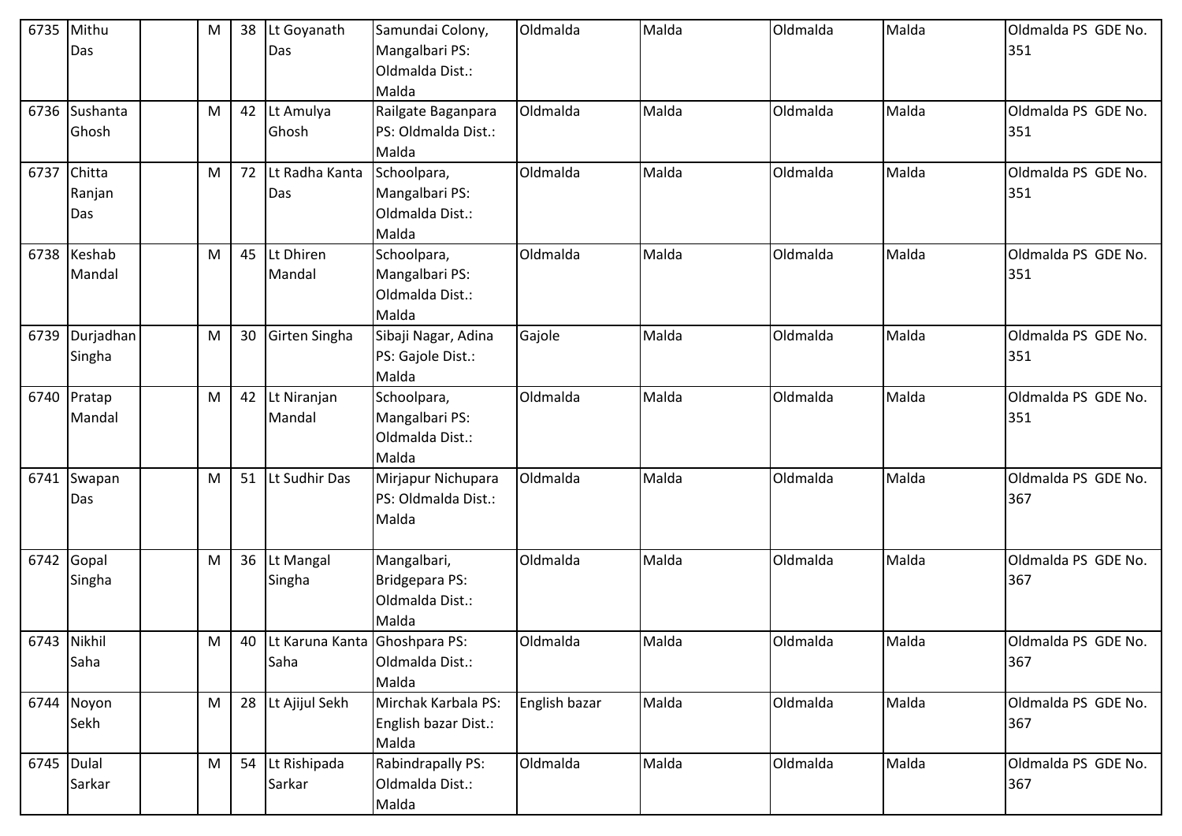| 6735 | Mithu Das | | M | 38 | Lt Goyanath Das | Samundai Colony, Mangalbari PS: Oldmalda Dist.: Malda | Oldmalda | Malda | Oldmalda | Malda | Oldmalda PS GDE No. 351 |
|---|---|---|---|---|---|---|---|---|---|---|---|
| 6736 | Sushanta Ghosh | | M | 42 | Lt Amulya Ghosh | Railgate Baganpara PS: Oldmalda Dist.: Malda | Oldmalda | Malda | Oldmalda | Malda | Oldmalda PS GDE No. 351 |
| 6737 | Chitta Ranjan Das | | M | 72 | Lt Radha Kanta Das | Schoolpara, Mangalbari PS: Oldmalda Dist.: Malda | Oldmalda | Malda | Oldmalda | Malda | Oldmalda PS GDE No. 351 |
| 6738 | Keshab Mandal | | M | 45 | Lt Dhiren Mandal | Schoolpara, Mangalbari PS: Oldmalda Dist.: Malda | Oldmalda | Malda | Oldmalda | Malda | Oldmalda PS GDE No. 351 |
| 6739 | Durjadhan Singha | | M | 30 | Girten Singha | Sibaji Nagar, Adina PS: Gajole Dist.: Malda | Gajole | Malda | Oldmalda | Malda | Oldmalda PS GDE No. 351 |
| 6740 | Pratap Mandal | | M | 42 | Lt Niranjan Mandal | Schoolpara, Mangalbari PS: Oldmalda Dist.: Malda | Oldmalda | Malda | Oldmalda | Malda | Oldmalda PS GDE No. 351 |
| 6741 | Swapan Das | | M | 51 | Lt Sudhir Das | Mirjapur Nichupara PS: Oldmalda Dist.: Malda | Oldmalda | Malda | Oldmalda | Malda | Oldmalda PS GDE No. 367 |
| 6742 | Gopal Singha | | M | 36 | Lt Mangal Singha | Mangalbari, Bridgepara PS: Oldmalda Dist.: Malda | Oldmalda | Malda | Oldmalda | Malda | Oldmalda PS GDE No. 367 |
| 6743 | Nikhil Saha | | M | 40 | Lt Karuna Kanta Saha | Ghoshpara PS: Oldmalda Dist.: Malda | Oldmalda | Malda | Oldmalda | Malda | Oldmalda PS GDE No. 367 |
| 6744 | Noyon Sekh | | M | 28 | Lt Ajijul Sekh | Mirchak Karbala PS: English bazar Dist.: Malda | English bazar | Malda | Oldmalda | Malda | Oldmalda PS GDE No. 367 |
| 6745 | Dulal Sarkar | | M | 54 | Lt Rishipada Sarkar | Rabindrapally PS: Oldmalda Dist.: Malda | Oldmalda | Malda | Oldmalda | Malda | Oldmalda PS GDE No. 367 |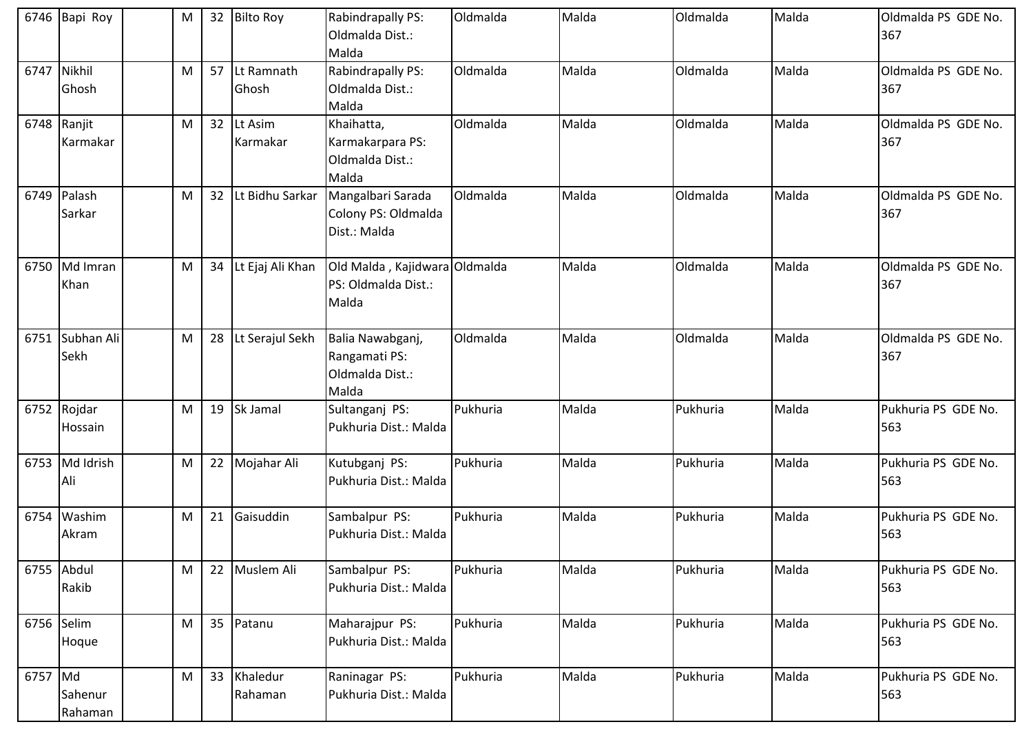| 6746 | Bapi Roy | | M | 32 | Bilto Roy | Rabindrapally PS: Oldmalda Dist.: Malda | Oldmalda | Malda | Oldmalda | Malda | Oldmalda PS GDE No. 367 |
|---|---|---|---|---|---|---|---|---|---|---|---|
| 6747 | Nikhil Ghosh | | M | 57 | Lt Ramnath Ghosh | Rabindrapally PS: Oldmalda Dist.: Malda | Oldmalda | Malda | Oldmalda | Malda | Oldmalda PS GDE No. 367 |
| 6748 | Ranjit Karmakar | | M | 32 | Lt Asim Karmakar | Khaihatta, Karmakarpara PS: Oldmalda Dist.: Malda | Oldmalda | Malda | Oldmalda | Malda | Oldmalda PS GDE No. 367 |
| 6749 | Palash Sarkar | | M | 32 | Lt Bidhu Sarkar | Mangalbari Sarada Colony PS: Oldmalda Dist.: Malda | Oldmalda | Malda | Oldmalda | Malda | Oldmalda PS GDE No. 367 |
| 6750 | Md Imran Khan | | M | 34 | Lt Ejaj Ali Khan | Old Malda , Kajidwara PS: Oldmalda Dist.: Malda | Oldmalda | Malda | Oldmalda | Malda | Oldmalda PS GDE No. 367 |
| 6751 | Subhan Ali Sekh | | M | 28 | Lt Serajul Sekh | Balia Nawabganj, Rangamati PS: Oldmalda Dist.: Malda | Oldmalda | Malda | Oldmalda | Malda | Oldmalda PS GDE No. 367 |
| 6752 | Rojdar Hossain | | M | 19 | Sk Jamal | Sultanganj PS: Pukhuria Dist.: Malda | Pukhuria | Malda | Pukhuria | Malda | Pukhuria PS GDE No. 563 |
| 6753 | Md Idrish Ali | | M | 22 | Mojahar Ali | Kutubganj PS: Pukhuria Dist.: Malda | Pukhuria | Malda | Pukhuria | Malda | Pukhuria PS GDE No. 563 |
| 6754 | Washim Akram | | M | 21 | Gaisuddin | Sambalpur PS: Pukhuria Dist.: Malda | Pukhuria | Malda | Pukhuria | Malda | Pukhuria PS GDE No. 563 |
| 6755 | Abdul Rakib | | M | 22 | Muslem Ali | Sambalpur PS: Pukhuria Dist.: Malda | Pukhuria | Malda | Pukhuria | Malda | Pukhuria PS GDE No. 563 |
| 6756 | Selim Hoque | | M | 35 | Patanu | Maharajpur PS: Pukhuria Dist.: Malda | Pukhuria | Malda | Pukhuria | Malda | Pukhuria PS GDE No. 563 |
| 6757 | Md Sahenur Rahaman | | M | 33 | Khaledur Rahaman | Raninagar PS: Pukhuria Dist.: Malda | Pukhuria | Malda | Pukhuria | Malda | Pukhuria PS GDE No. 563 |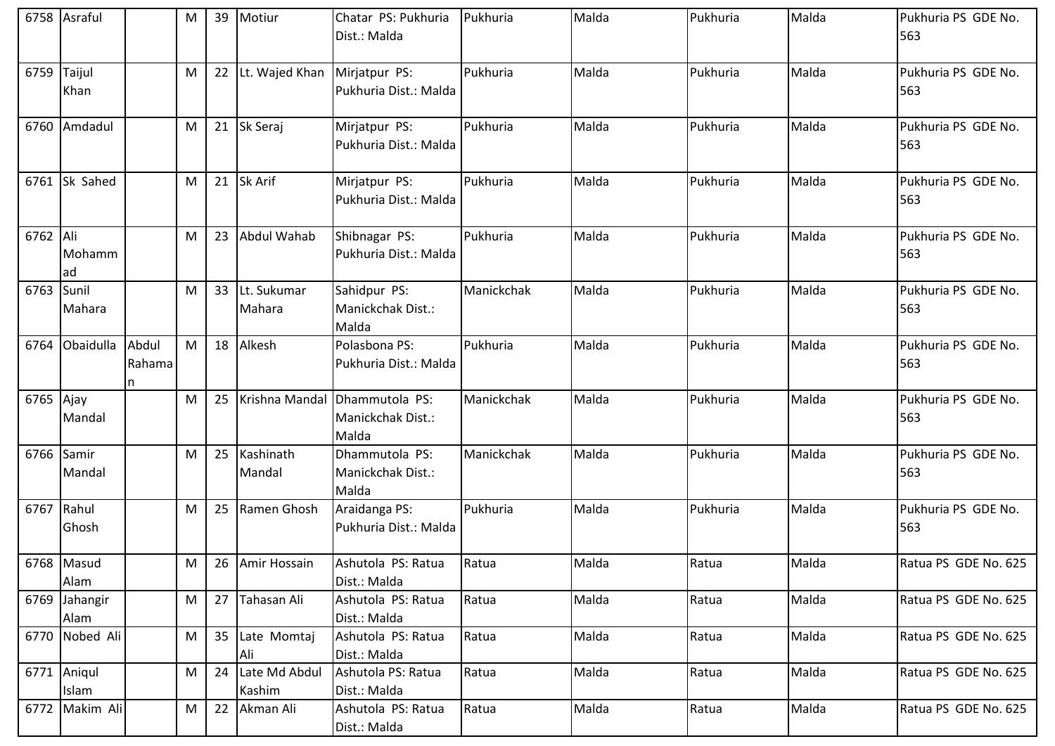| 6758 | Asraful | | M | 39 | Motiur | Chatar PS: Pukhuria Dist.: Malda | Pukhuria | Malda | Pukhuria | Malda | Pukhuria PS GDE No. 563 |
|---|---|---|---|---|---|---|---|---|---|---|---|
| 6759 | Taijul Khan | | M | 22 | Lt. Wajed Khan | Mirjatpur PS: Pukhuria Dist.: Malda | Pukhuria | Malda | Pukhuria | Malda | Pukhuria PS GDE No. 563 |
| 6760 | Amdadul | | M | 21 | Sk Seraj | Mirjatpur PS: Pukhuria Dist.: Malda | Pukhuria | Malda | Pukhuria | Malda | Pukhuria PS GDE No. 563 |
| 6761 | Sk Sahed | | M | 21 | Sk Arif | Mirjatpur PS: Pukhuria Dist.: Malda | Pukhuria | Malda | Pukhuria | Malda | Pukhuria PS GDE No. 563 |
| 6762 | Ali Mohammad | | M | 23 | Abdul Wahab | Shibnagar PS: Pukhuria Dist.: Malda | Pukhuria | Malda | Pukhuria | Malda | Pukhuria PS GDE No. 563 |
| 6763 | Sunil Mahara | | M | 33 | Lt. Sukumar Mahara | Sahidpur PS: Manickchak Dist.: Malda | Manickchak | Malda | Pukhuria | Malda | Pukhuria PS GDE No. 563 |
| 6764 | Obaidulla | Abdul Rahaman | M | 18 | Alkesh | Polasbona PS: Pukhuria Dist.: Malda | Pukhuria | Malda | Pukhuria | Malda | Pukhuria PS GDE No. 563 |
| 6765 | Ajay Mandal | | M | 25 | Krishna Mandal | Dhammutola PS: Manickchak Dist.: Malda | Manickchak | Malda | Pukhuria | Malda | Pukhuria PS GDE No. 563 |
| 6766 | Samir Mandal | | M | 25 | Kashinath Mandal | Dhammutola PS: Manickchak Dist.: Malda | Manickchak | Malda | Pukhuria | Malda | Pukhuria PS GDE No. 563 |
| 6767 | Rahul Ghosh | | M | 25 | Ramen Ghosh | Araidanga PS: Pukhuria Dist.: Malda | Pukhuria | Malda | Pukhuria | Malda | Pukhuria PS GDE No. 563 |
| 6768 | Masud Alam | | M | 26 | Amir Hossain | Ashutola PS: Ratua Dist.: Malda | Ratua | Malda | Ratua | Malda | Ratua PS GDE No. 625 |
| 6769 | Jahangir Alam | | M | 27 | Tahasan Ali | Ashutola PS: Ratua Dist.: Malda | Ratua | Malda | Ratua | Malda | Ratua PS GDE No. 625 |
| 6770 | Nobed Ali | | M | 35 | Late Momtaj Ali | Ashutola PS: Ratua Dist.: Malda | Ratua | Malda | Ratua | Malda | Ratua PS GDE No. 625 |
| 6771 | Aniqul Islam | | M | 24 | Late Md Abdul Kashim | Ashutola PS: Ratua Dist.: Malda | Ratua | Malda | Ratua | Malda | Ratua PS GDE No. 625 |
| 6772 | Makim Ali | | M | 22 | Akman Ali | Ashutola PS: Ratua Dist.: Malda | Ratua | Malda | Ratua | Malda | Ratua PS GDE No. 625 |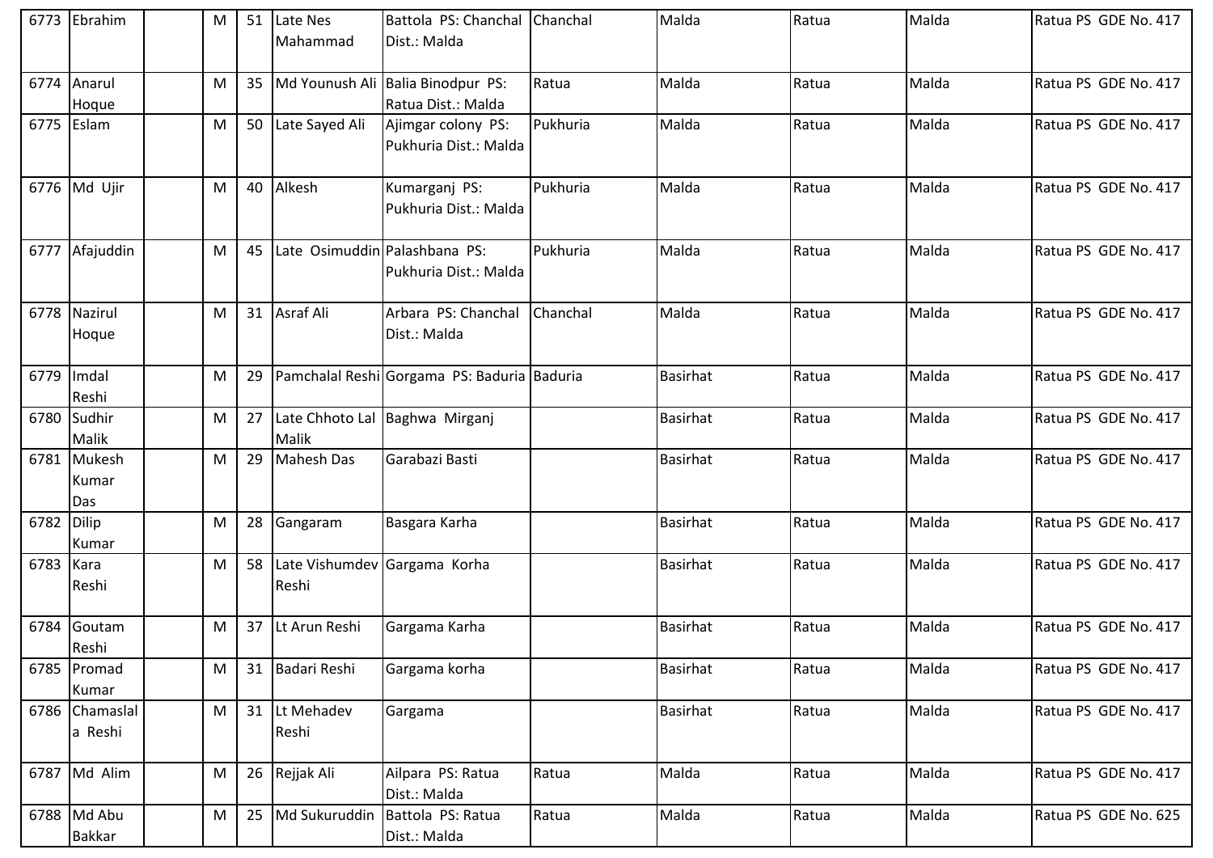| 6773 | Ebrahim | | M | 51 | Late Nes Mahammad | Battola PS: Chanchal Dist.: Malda | Chanchal | Malda | Ratua | Malda | Ratua PS GDE No. 417 |
|---|---|---|---|---|---|---|---|---|---|---|---|
| 6774 | Anarul Hoque | | M | 35 | Md Younush Ali | Balia Binodpur PS: Ratua Dist.: Malda | Ratua | Malda | Ratua | Malda | Ratua PS GDE No. 417 |
| 6775 | Eslam | | M | 50 | Late Sayed Ali | Ajimgar colony PS: Pukhuria Dist.: Malda | Pukhuria | Malda | Ratua | Malda | Ratua PS GDE No. 417 |
| 6776 | Md Ujir | | M | 40 | Alkesh | Kumarganj PS: Pukhuria Dist.: Malda | Pukhuria | Malda | Ratua | Malda | Ratua PS GDE No. 417 |
| 6777 | Afajuddin | | M | 45 | Late Osimuddin | Palashbana PS: Pukhuria Dist.: Malda | Pukhuria | Malda | Ratua | Malda | Ratua PS GDE No. 417 |
| 6778 | Nazirul Hoque | | M | 31 | Asraf Ali | Arbara PS: Chanchal Dist.: Malda | Chanchal | Malda | Ratua | Malda | Ratua PS GDE No. 417 |
| 6779 | Imdal Reshi | | M | 29 | Pamchalal Reshi | Gorgama PS: Baduria | Baduria | Basirhat | Ratua | Malda | Ratua PS GDE No. 417 |
| 6780 | Sudhir Malik | | M | 27 | Late Chhoto Lal Malik | Baghwa Mirganj | | Basirhat | Ratua | Malda | Ratua PS GDE No. 417 |
| 6781 | Mukesh Kumar Das | | M | 29 | Mahesh Das | Garabazi Basti | | Basirhat | Ratua | Malda | Ratua PS GDE No. 417 |
| 6782 | Dilip Kumar | | M | 28 | Gangaram | Basgara Karha | | Basirhat | Ratua | Malda | Ratua PS GDE No. 417 |
| 6783 | Kara Reshi | | M | 58 | Late Vishumdev Reshi | Gargama Korha | | Basirhat | Ratua | Malda | Ratua PS GDE No. 417 |
| 6784 | Goutam Reshi | | M | 37 | Lt Arun Reshi | Gargama Karha | | Basirhat | Ratua | Malda | Ratua PS GDE No. 417 |
| 6785 | Promad Kumar | | M | 31 | Badari Reshi | Gargama korha | | Basirhat | Ratua | Malda | Ratua PS GDE No. 417 |
| 6786 | Chamaslala Reshi | | M | 31 | Lt Mehadev Reshi | Gargama | | Basirhat | Ratua | Malda | Ratua PS GDE No. 417 |
| 6787 | Md Alim | | M | 26 | Rejjak Ali | Ailpara PS: Ratua Dist.: Malda | Ratua | Malda | Ratua | Malda | Ratua PS GDE No. 417 |
| 6788 | Md Abu Bakkar | | M | 25 | Md Sukuruddin | Battola PS: Ratua Dist.: Malda | Ratua | Malda | Ratua | Malda | Ratua PS GDE No. 625 |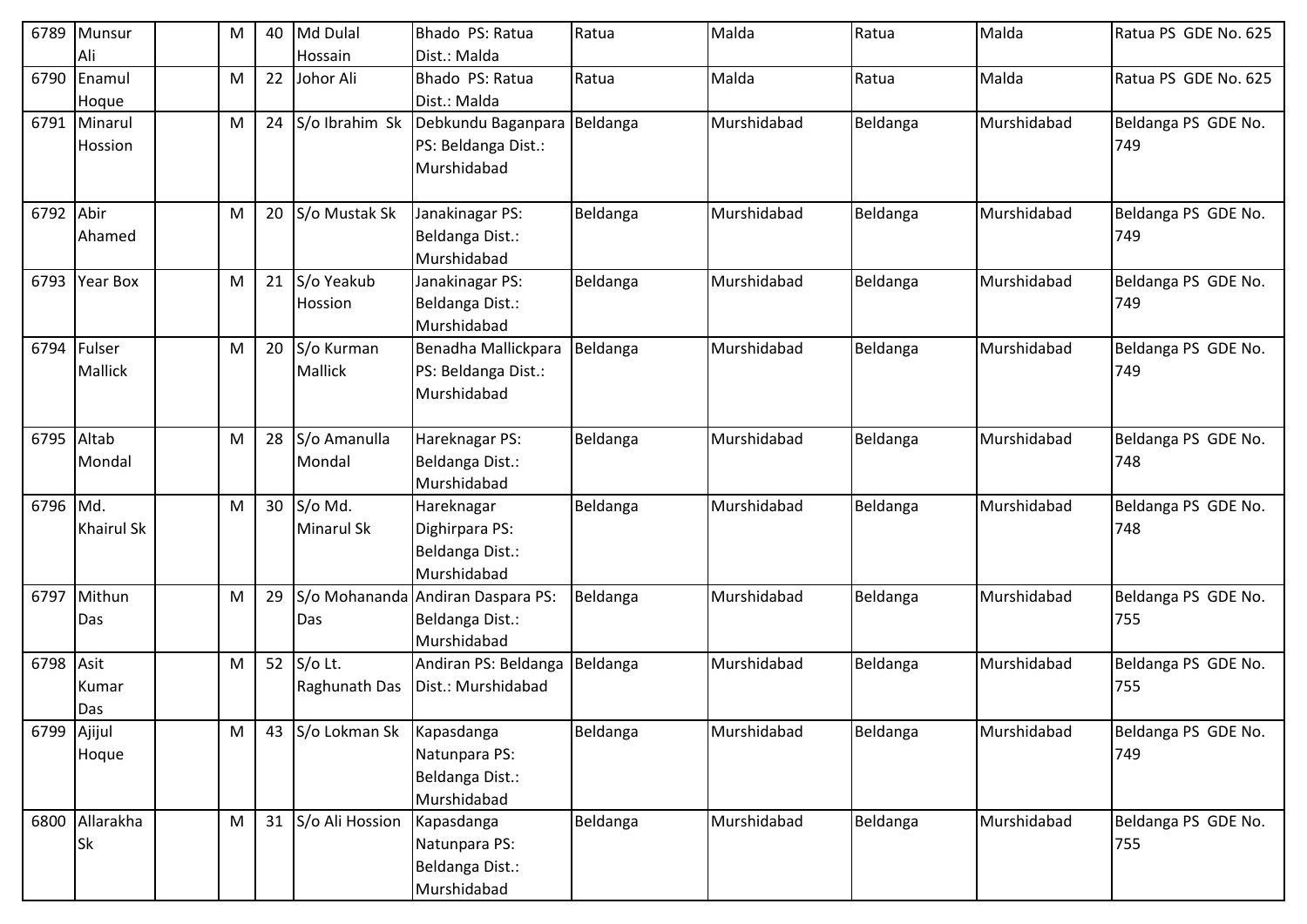| 6789 | Munsur Ali | | M | 40 | Md Dulal Hossain | Bhado PS: Ratua Dist.: Malda | Ratua | Malda | Ratua | Malda | Ratua PS GDE No. 625 |
|---|---|---|---|---|---|---|---|---|---|---|---|
| 6790 | Enamul Hoque | | M | 22 | Johor Ali | Bhado PS: Ratua Dist.: Malda | Ratua | Malda | Ratua | Malda | Ratua PS GDE No. 625 |
| 6791 | Minarul Hossion | | M | 24 | S/o Ibrahim Sk | Debkundu Baganpara PS: Beldanga Dist.: Murshidabad | Beldanga | Murshidabad | Beldanga | Murshidabad | Beldanga PS GDE No. 749 |
| 6792 | Abir Ahamed | | M | 20 | S/o Mustak Sk | Janakinagar PS: Beldanga Dist.: Murshidabad | Beldanga | Murshidabad | Beldanga | Murshidabad | Beldanga PS GDE No. 749 |
| 6793 | Year Box | | M | 21 | S/o Yeakub Hossion | Janakinagar PS: Beldanga Dist.: Murshidabad | Beldanga | Murshidabad | Beldanga | Murshidabad | Beldanga PS GDE No. 749 |
| 6794 | Fulser Mallick | | M | 20 | S/o Kurman Mallick | Benadha Mallickpara PS: Beldanga Dist.: Murshidabad | Beldanga | Murshidabad | Beldanga | Murshidabad | Beldanga PS GDE No. 749 |
| 6795 | Altab Mondal | | M | 28 | S/o Amanulla Mondal | Hareknagar PS: Beldanga Dist.: Murshidabad | Beldanga | Murshidabad | Beldanga | Murshidabad | Beldanga PS GDE No. 748 |
| 6796 | Md. Khairul Sk | | M | 30 | S/o Md. Minarul Sk | Hareknagar Dighirpara PS: Beldanga Dist.: Murshidabad | Beldanga | Murshidabad | Beldanga | Murshidabad | Beldanga PS GDE No. 748 |
| 6797 | Mithun Das | | M | 29 | S/o Mohananda Das | Andiran Daspara PS: Beldanga Dist.: Murshidabad | Beldanga | Murshidabad | Beldanga | Murshidabad | Beldanga PS GDE No. 755 |
| 6798 | Asit Kumar Das | | M | 52 | S/o Lt. Raghunath Das | Andiran PS: Beldanga Dist.: Murshidabad | Beldanga | Murshidabad | Beldanga | Murshidabad | Beldanga PS GDE No. 755 |
| 6799 | Ajijul Hoque | | M | 43 | S/o Lokman Sk | Kapasdanga Natunpara PS: Beldanga Dist.: Murshidabad | Beldanga | Murshidabad | Beldanga | Murshidabad | Beldanga PS GDE No. 749 |
| 6800 | Allarakha Sk | | M | 31 | S/o Ali Hossion | Kapasdanga Natunpara PS: Beldanga Dist.: Murshidabad | Beldanga | Murshidabad | Beldanga | Murshidabad | Beldanga PS GDE No. 755 |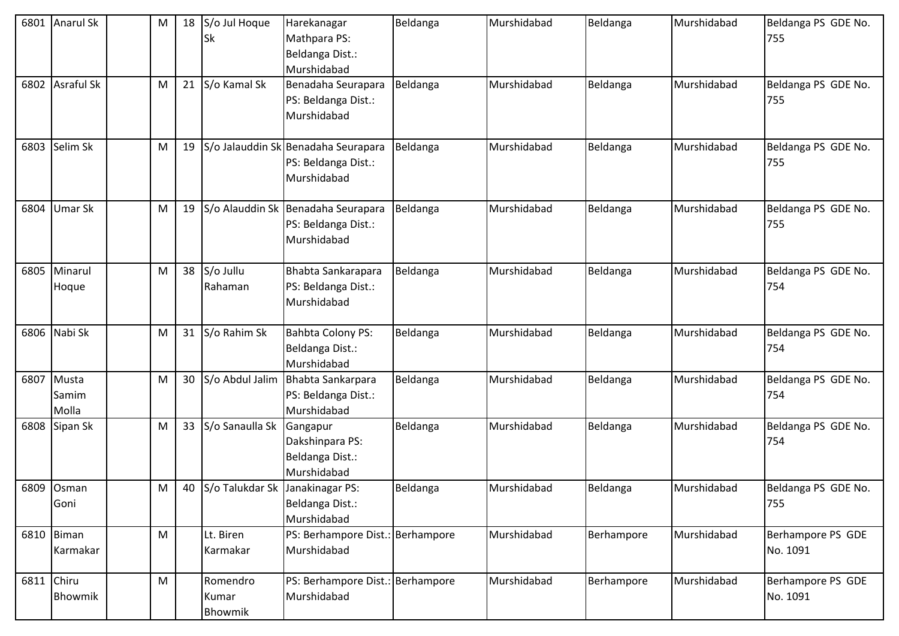| | | | | | | | | | | | |
|---|---|---|---|---|---|---|---|---|---|---|---|
| 6801 | Anarul Sk | | M | 18 | S/o Jul Hoque Sk | Harekanagar Mathpara PS: Beldanga Dist.: Murshidabad | Beldanga | Murshidabad | Beldanga | Murshidabad | Beldanga PS GDE No. 755 |
| 6802 | Asraful Sk | | M | 21 | S/o Kamal Sk | Benadaha Seurapara PS: Beldanga Dist.: Murshidabad | Beldanga | Murshidabad | Beldanga | Murshidabad | Beldanga PS GDE No. 755 |
| 6803 | Selim Sk | | M | 19 | S/o Jalauddin Sk | Benadaha Seurapara PS: Beldanga Dist.: Murshidabad | Beldanga | Murshidabad | Beldanga | Murshidabad | Beldanga PS GDE No. 755 |
| 6804 | Umar Sk | | M | 19 | S/o Alauddin Sk | Benadaha Seurapara PS: Beldanga Dist.: Murshidabad | Beldanga | Murshidabad | Beldanga | Murshidabad | Beldanga PS GDE No. 755 |
| 6805 | Minarul Hoque | | M | 38 | S/o Jullu Rahaman | Bhabta Sankarapara PS: Beldanga Dist.: Murshidabad | Beldanga | Murshidabad | Beldanga | Murshidabad | Beldanga PS GDE No. 754 |
| 6806 | Nabi Sk | | M | 31 | S/o Rahim Sk | Bahbta Colony PS: Beldanga Dist.: Murshidabad | Beldanga | Murshidabad | Beldanga | Murshidabad | Beldanga PS GDE No. 754 |
| 6807 | Musta Samim Molla | | M | 30 | S/o Abdul Jalim | Bhabta Sankarpara PS: Beldanga Dist.: Murshidabad | Beldanga | Murshidabad | Beldanga | Murshidabad | Beldanga PS GDE No. 754 |
| 6808 | Sipan Sk | | M | 33 | S/o Sanaulla Sk | Gangapur Dakshinpara PS: Beldanga Dist.: Murshidabad | Beldanga | Murshidabad | Beldanga | Murshidabad | Beldanga PS GDE No. 754 |
| 6809 | Osman Goni | | M | 40 | S/o Talukdar Sk | Janakinagar PS: Beldanga Dist.: Murshidabad | Beldanga | Murshidabad | Beldanga | Murshidabad | Beldanga PS GDE No. 755 |
| 6810 | Biman Karmakar | | M | | Lt. Biren Karmakar | PS: Berhampore Dist.: Murshidabad | Berhampore | Murshidabad | Berhampore | Murshidabad | Berhampore PS GDE No. 1091 |
| 6811 | Chiru Bhowmik | | M | | Romendro Kumar Bhowmik | PS: Berhampore Dist.: Murshidabad | Berhampore | Murshidabad | Berhampore | Murshidabad | Berhampore PS GDE No. 1091 |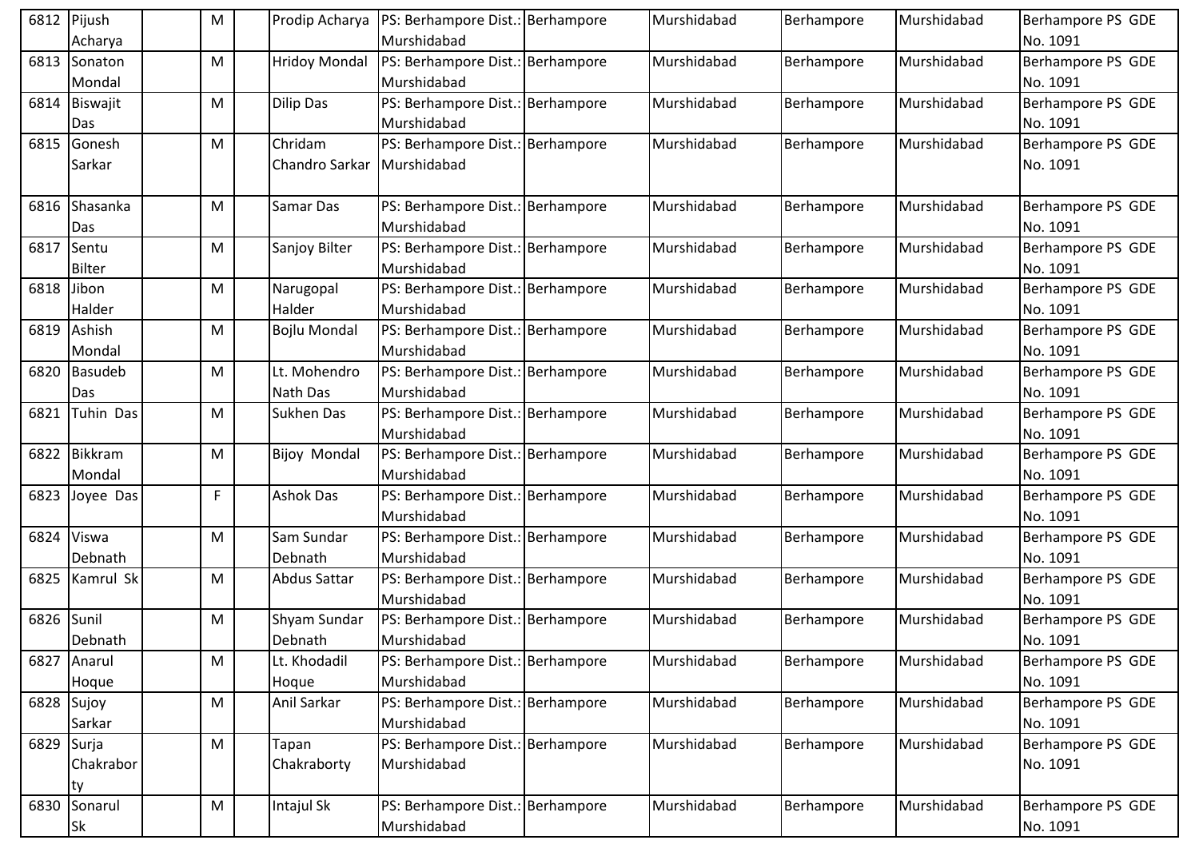| | | | | | | | | | | | |
|---|---|---|---|---|---|---|---|---|---|---|---|
| 6812 | Pijush Acharya | | M | | Prodip Acharya | PS: Berhampore Dist.: Murshidabad | Berhampore | Murshidabad | Berhampore | Murshidabad | Berhampore PS GDE No. 1091 |
| 6813 | Sonaton Mondal | | M | | Hridoy Mondal | PS: Berhampore Dist.: Murshidabad | Berhampore | Murshidabad | Berhampore | Murshidabad | Berhampore PS GDE No. 1091 |
| 6814 | Biswajit Das | | M | | Dilip Das | PS: Berhampore Dist.: Murshidabad | Berhampore | Murshidabad | Berhampore | Murshidabad | Berhampore PS GDE No. 1091 |
| 6815 | Gonesh Sarkar | | M | | Chridam Chandro Sarkar | PS: Berhampore Dist.: Murshidabad | Berhampore | Murshidabad | Berhampore | Murshidabad | Berhampore PS GDE No. 1091 |
| 6816 | Shasanka Das | | M | | Samar Das | PS: Berhampore Dist.: Murshidabad | Berhampore | Murshidabad | Berhampore | Murshidabad | Berhampore PS GDE No. 1091 |
| 6817 | Sentu Bilter | | M | | Sanjoy Bilter | PS: Berhampore Dist.: Murshidabad | Berhampore | Murshidabad | Berhampore | Murshidabad | Berhampore PS GDE No. 1091 |
| 6818 | Jibon Halder | | M | | Narugopal Halder | PS: Berhampore Dist.: Murshidabad | Berhampore | Murshidabad | Berhampore | Murshidabad | Berhampore PS GDE No. 1091 |
| 6819 | Ashish Mondal | | M | | Bojlu Mondal | PS: Berhampore Dist.: Murshidabad | Berhampore | Murshidabad | Berhampore | Murshidabad | Berhampore PS GDE No. 1091 |
| 6820 | Basudeb Das | | M | | Lt. Mohendro Nath Das | PS: Berhampore Dist.: Murshidabad | Berhampore | Murshidabad | Berhampore | Murshidabad | Berhampore PS GDE No. 1091 |
| 6821 | Tuhin Das | | M | | Sukhen Das | PS: Berhampore Dist.: Murshidabad | Berhampore | Murshidabad | Berhampore | Murshidabad | Berhampore PS GDE No. 1091 |
| 6822 | Bikkram Mondal | | M | | Bijoy Mondal | PS: Berhampore Dist.: Murshidabad | Berhampore | Murshidabad | Berhampore | Murshidabad | Berhampore PS GDE No. 1091 |
| 6823 | Joyee Das | | F | | Ashok Das | PS: Berhampore Dist.: Murshidabad | Berhampore | Murshidabad | Berhampore | Murshidabad | Berhampore PS GDE No. 1091 |
| 6824 | Viswa Debnath | | M | | Sam Sundar Debnath | PS: Berhampore Dist.: Murshidabad | Berhampore | Murshidabad | Berhampore | Murshidabad | Berhampore PS GDE No. 1091 |
| 6825 | Kamrul Sk | | M | | Abdus Sattar | PS: Berhampore Dist.: Murshidabad | Berhampore | Murshidabad | Berhampore | Murshidabad | Berhampore PS GDE No. 1091 |
| 6826 | Sunil Debnath | | M | | Shyam Sundar Debnath | PS: Berhampore Dist.: Murshidabad | Berhampore | Murshidabad | Berhampore | Murshidabad | Berhampore PS GDE No. 1091 |
| 6827 | Anarul Hoque | | M | | Lt. Khodadil Hoque | PS: Berhampore Dist.: Murshidabad | Berhampore | Murshidabad | Berhampore | Murshidabad | Berhampore PS GDE No. 1091 |
| 6828 | Sujoy Sarkar | | M | | Anil Sarkar | PS: Berhampore Dist.: Murshidabad | Berhampore | Murshidabad | Berhampore | Murshidabad | Berhampore PS GDE No. 1091 |
| 6829 | Surja Chakraborty | | M | | Tapan Chakraborty | PS: Berhampore Dist.: Murshidabad | Berhampore | Murshidabad | Berhampore | Murshidabad | Berhampore PS GDE No. 1091 |
| 6830 | Sonarul Sk | | M | | Intajul Sk | PS: Berhampore Dist.: Murshidabad | Berhampore | Murshidabad | Berhampore | Murshidabad | Berhampore PS GDE No. 1091 |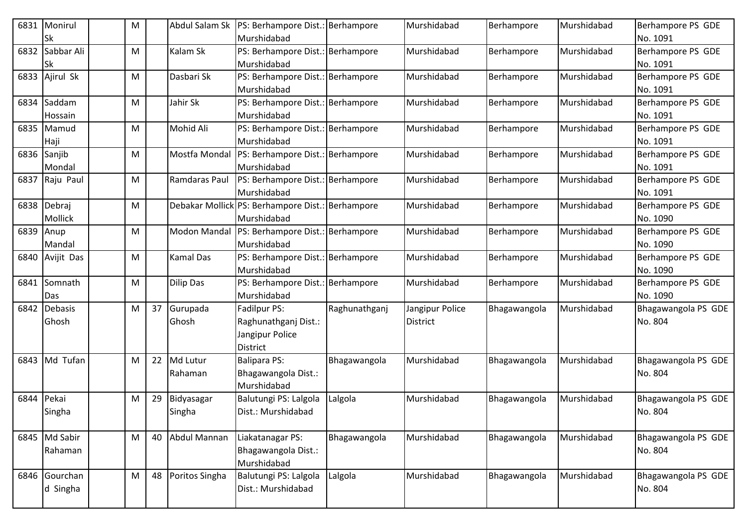| 6831 | Monirul Sk | | M | | Abdul Salam Sk | PS: Berhampore Dist.: Murshidabad | Berhampore | Murshidabad | Berhampore | Murshidabad | Berhampore PS GDE No. 1091 |
|---|---|---|---|---|---|---|---|---|---|---|---|
| 6832 | Sabbar Ali Sk | | M | | Kalam Sk | PS: Berhampore Dist.: Murshidabad | Berhampore | Murshidabad | Berhampore | Murshidabad | Berhampore PS GDE No. 1091 |
| 6833 | Ajirul Sk | | M | | Dasbari Sk | PS: Berhampore Dist.: Murshidabad | Berhampore | Murshidabad | Berhampore | Murshidabad | Berhampore PS GDE No. 1091 |
| 6834 | Saddam Hossain | | M | | Jahir Sk | PS: Berhampore Dist.: Murshidabad | Berhampore | Murshidabad | Berhampore | Murshidabad | Berhampore PS GDE No. 1091 |
| 6835 | Mamud Haji | | M | | Mohid Ali | PS: Berhampore Dist.: Murshidabad | Berhampore | Murshidabad | Berhampore | Murshidabad | Berhampore PS GDE No. 1091 |
| 6836 | Sanjib Mondal | | M | | Mostfa Mondal | PS: Berhampore Dist.: Murshidabad | Berhampore | Murshidabad | Berhampore | Murshidabad | Berhampore PS GDE No. 1091 |
| 6837 | Raju Paul | | M | | Ramdaras Paul | PS: Berhampore Dist.: Murshidabad | Berhampore | Murshidabad | Berhampore | Murshidabad | Berhampore PS GDE No. 1091 |
| 6838 | Debraj Mollick | | M | | Debakar Mollick | PS: Berhampore Dist.: Murshidabad | Berhampore | Murshidabad | Berhampore | Murshidabad | Berhampore PS GDE No. 1090 |
| 6839 | Anup Mandal | | M | | Modon Mandal | PS: Berhampore Dist.: Murshidabad | Berhampore | Murshidabad | Berhampore | Murshidabad | Berhampore PS GDE No. 1090 |
| 6840 | Avijit Das | | M | | Kamal Das | PS: Berhampore Dist.: Murshidabad | Berhampore | Murshidabad | Berhampore | Murshidabad | Berhampore PS GDE No. 1090 |
| 6841 | Somnath Das | | M | | Dilip Das | PS: Berhampore Dist.: Murshidabad | Berhampore | Murshidabad | Berhampore | Murshidabad | Berhampore PS GDE No. 1090 |
| 6842 | Debasis Ghosh | | M | 37 | Gurupada Ghosh | Fadilpur PS: Raghunathganj Dist.: Jangipur Police District | Raghunathganj | Jangipur Police District | Bhagawangola | Murshidabad | Bhagawangola PS GDE No. 804 |
| 6843 | Md Tufan | | M | 22 | Md Lutur Rahaman | Balipara PS: Bhagawangola Dist.: Murshidabad | Bhagawangola | Murshidabad | Bhagawangola | Murshidabad | Bhagawangola PS GDE No. 804 |
| 6844 | Pekai Singha | | M | 29 | Bidyasagar Singha | Balutungi PS: Lalgola Dist.: Murshidabad | Lalgola | Murshidabad | Bhagawangola | Murshidabad | Bhagawangola PS GDE No. 804 |
| 6845 | Md Sabir Rahaman | | M | 40 | Abdul Mannan | Liakatanagar PS: Bhagawangola Dist.: Murshidabad | Bhagawangola | Murshidabad | Bhagawangola | Murshidabad | Bhagawangola PS GDE No. 804 |
| 6846 | Gourchand Singha | | M | 48 | Poritos Singha | Balutungi PS: Lalgola Dist.: Murshidabad | Lalgola | Murshidabad | Bhagawangola | Murshidabad | Bhagawangola PS GDE No. 804 |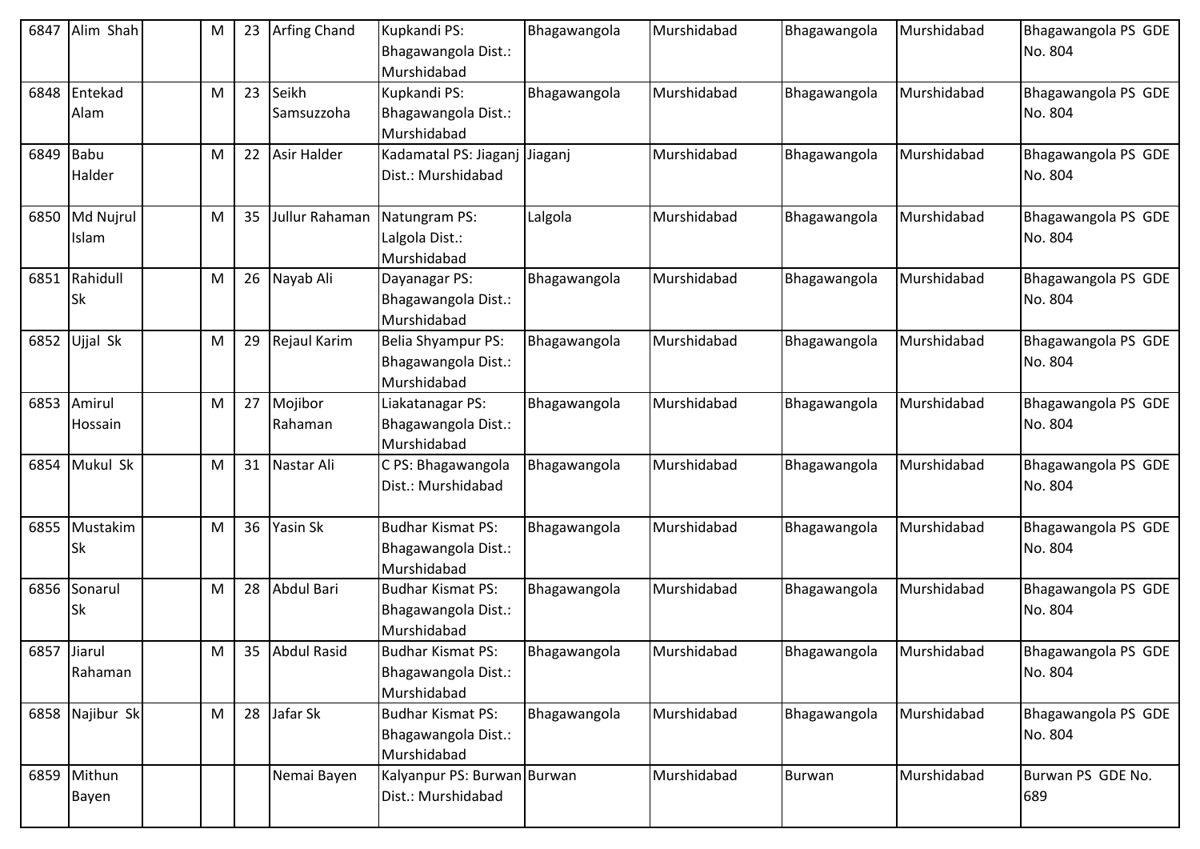| 6847 | Alim Shah | | M | 23 | Arfing Chand | Kupkandi PS: Bhagawangola Dist.: Murshidabad | Bhagawangola | Murshidabad | Bhagawangola | Murshidabad | Bhagawangola PS GDE No. 804 |
|---|---|---|---|---|---|---|---|---|---|---|---|
| 6848 | Entekad Alam | | M | 23 | Seikh Samsuzzoha | Kupkandi PS: Bhagawangola Dist.: Murshidabad | Bhagawangola | Murshidabad | Bhagawangola | Murshidabad | Bhagawangola PS GDE No. 804 |
| 6849 | Babu Halder | | M | 22 | Asir Halder | Kadamatal PS: Jiaganj Dist.: Murshidabad | Jiaganj | Murshidabad | Bhagawangola | Murshidabad | Bhagawangola PS GDE No. 804 |
| 6850 | Md Nujrul Islam | | M | 35 | Jullur Rahaman | Natungram PS: Lalgola Dist.: Murshidabad | Lalgola | Murshidabad | Bhagawangola | Murshidabad | Bhagawangola PS GDE No. 804 |
| 6851 | Rahidull Sk | | M | 26 | Nayab Ali | Dayanagar PS: Bhagawangola Dist.: Murshidabad | Bhagawangola | Murshidabad | Bhagawangola | Murshidabad | Bhagawangola PS GDE No. 804 |
| 6852 | Ujjal Sk | | M | 29 | Rejaul Karim | Belia Shyampur PS: Bhagawangola Dist.: Murshidabad | Bhagawangola | Murshidabad | Bhagawangola | Murshidabad | Bhagawangola PS GDE No. 804 |
| 6853 | Amirul Hossain | | M | 27 | Mojibor Rahaman | Liakatanagar PS: Bhagawangola Dist.: Murshidabad | Bhagawangola | Murshidabad | Bhagawangola | Murshidabad | Bhagawangola PS GDE No. 804 |
| 6854 | Mukul Sk | | M | 31 | Nastar Ali | C PS: Bhagawangola Dist.: Murshidabad | Bhagawangola | Murshidabad | Bhagawangola | Murshidabad | Bhagawangola PS GDE No. 804 |
| 6855 | Mustakim Sk | | M | 36 | Yasin Sk | Budhar Kismat PS: Bhagawangola Dist.: Murshidabad | Bhagawangola | Murshidabad | Bhagawangola | Murshidabad | Bhagawangola PS GDE No. 804 |
| 6856 | Sonarul Sk | | M | 28 | Abdul Bari | Budhar Kismat PS: Bhagawangola Dist.: Murshidabad | Bhagawangola | Murshidabad | Bhagawangola | Murshidabad | Bhagawangola PS GDE No. 804 |
| 6857 | Jiarul Rahaman | | M | 35 | Abdul Rasid | Budhar Kismat PS: Bhagawangola Dist.: Murshidabad | Bhagawangola | Murshidabad | Bhagawangola | Murshidabad | Bhagawangola PS GDE No. 804 |
| 6858 | Najibur Sk | | M | 28 | Jafar Sk | Budhar Kismat PS: Bhagawangola Dist.: Murshidabad | Bhagawangola | Murshidabad | Bhagawangola | Murshidabad | Bhagawangola PS GDE No. 804 |
| 6859 | Mithun Bayen | | | | Nemai Bayen | Kalyanpur PS: Burwan Dist.: Murshidabad | Burwan | Murshidabad | Burwan | Murshidabad | Burwan PS GDE No. 689 |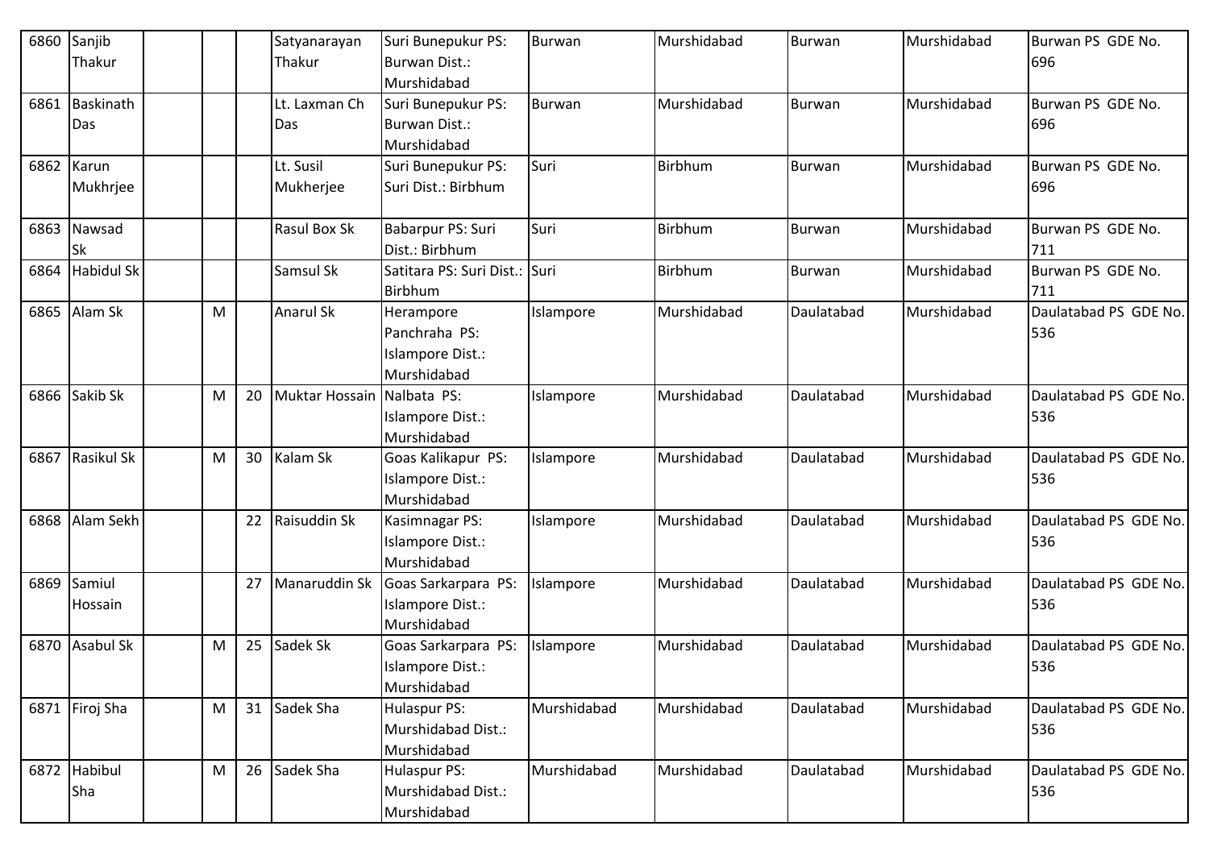| | | | | | | | | | | | |
|---|---|---|---|---|---|---|---|---|---|---|---|
| 6860 | Sanjib Thakur | | | | Satyanarayan Thakur | Suri Bunepukur PS: Burwan Dist.: Murshidabad | Burwan | Murshidabad | Burwan | Murshidabad | Burwan PS GDE No. 696 |
| 6861 | Baskinath Das | | | | Lt. Laxman Ch Das | Suri Bunepukur PS: Burwan Dist.: Murshidabad | Burwan | Murshidabad | Burwan | Murshidabad | Burwan PS GDE No. 696 |
| 6862 | Karun Mukhrjee | | | | Lt. Susil Mukherjee | Suri Bunepukur PS: Suri Dist.: Birbhum | Suri | Birbhum | Burwan | Murshidabad | Burwan PS GDE No. 696 |
| 6863 | Nawsad Sk | | | | Rasul Box Sk | Babarpur PS: Suri Dist.: Birbhum | Suri | Birbhum | Burwan | Murshidabad | Burwan PS GDE No. 711 |
| 6864 | Habidul Sk | | | | Samsul Sk | Satitara PS: Suri Dist.: Birbhum | Suri | Birbhum | Burwan | Murshidabad | Burwan PS GDE No. 711 |
| 6865 | Alam Sk | | M | | Anarul Sk | Herampore Panchraha PS: Islampore Dist.: Murshidabad | Islampore | Murshidabad | Daulatabad | Murshidabad | Daulatabad PS GDE No. 536 |
| 6866 | Sakib Sk | | M | 20 | Muktar Hossain | Nalbata PS: Islampore Dist.: Murshidabad | Islampore | Murshidabad | Daulatabad | Murshidabad | Daulatabad PS GDE No. 536 |
| 6867 | Rasikul Sk | | M | 30 | Kalam Sk | Goas Kalikapur PS: Islampore Dist.: Murshidabad | Islampore | Murshidabad | Daulatabad | Murshidabad | Daulatabad PS GDE No. 536 |
| 6868 | Alam Sekh | | | 22 | Raisuddin Sk | Kasimnagar PS: Islampore Dist.: Murshidabad | Islampore | Murshidabad | Daulatabad | Murshidabad | Daulatabad PS GDE No. 536 |
| 6869 | Samiul Hossain | | | 27 | Manaruddin Sk | Goas Sarkarpara PS: Islampore Dist.: Murshidabad | Islampore | Murshidabad | Daulatabad | Murshidabad | Daulatabad PS GDE No. 536 |
| 6870 | Asabul Sk | | M | 25 | Sadek Sk | Goas Sarkarpara PS: Islampore Dist.: Murshidabad | Islampore | Murshidabad | Daulatabad | Murshidabad | Daulatabad PS GDE No. 536 |
| 6871 | Firoj Sha | | M | 31 | Sadek Sha | Hulaspur PS: Murshidabad Dist.: Murshidabad | Murshidabad | Murshidabad | Daulatabad | Murshidabad | Daulatabad PS GDE No. 536 |
| 6872 | Habibul Sha | | M | 26 | Sadek Sha | Hulaspur PS: Murshidabad Dist.: Murshidabad | Murshidabad | Murshidabad | Daulatabad | Murshidabad | Daulatabad PS GDE No. 536 |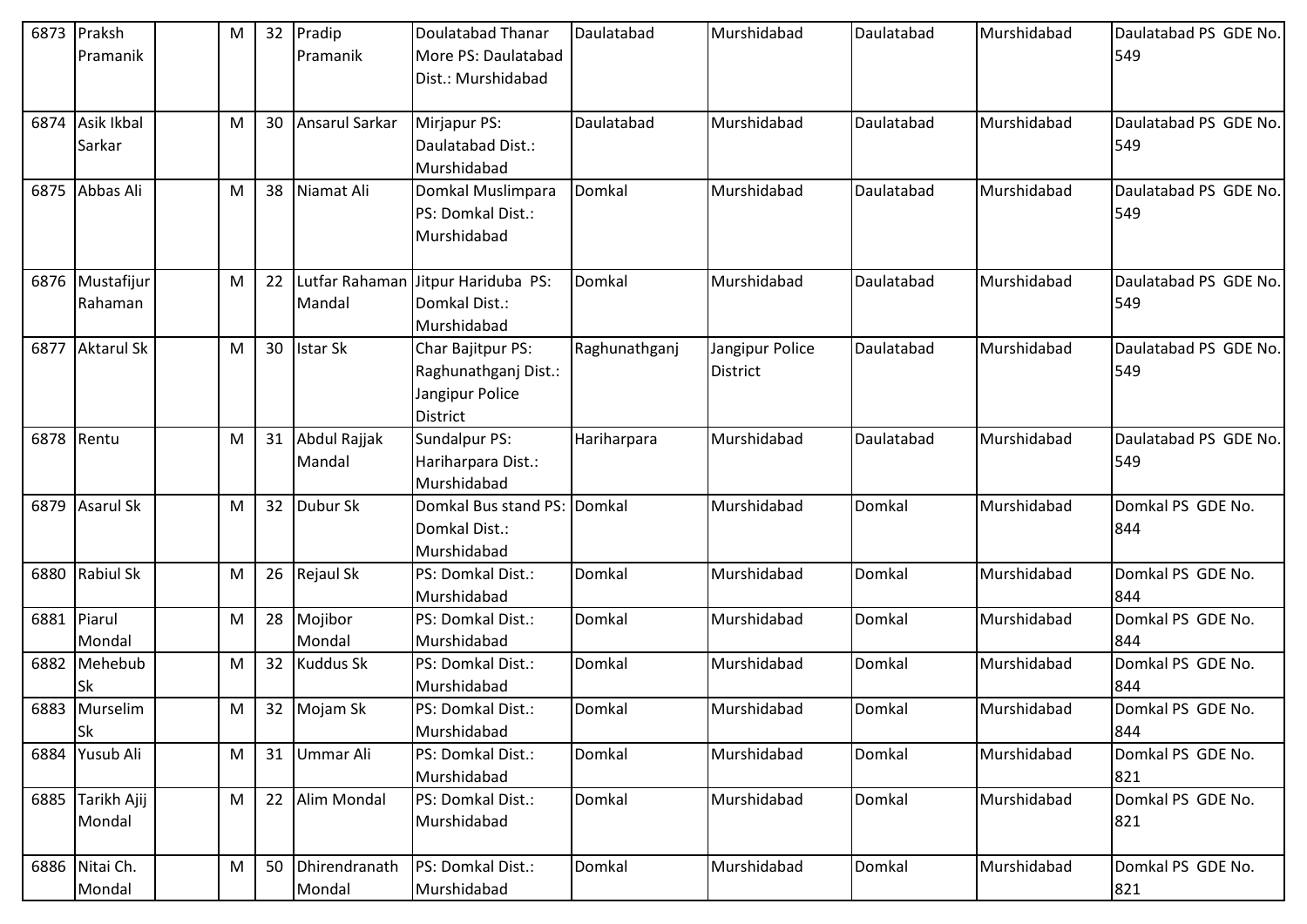| 6873 | Praksh Pramanik | | M | 32 | Pradip Pramanik | Doulatabad Thanar More PS: Daulatabad Dist.: Murshidabad | Daulatabad | Murshidabad | Daulatabad | Murshidabad | Daulatabad PS GDE No. 549 |
|---|---|---|---|---|---|---|---|---|---|---|---|
| 6874 | Asik Ikbal Sarkar | | M | 30 | Ansarul Sarkar | Mirjapur PS: Daulatabad Dist.: Murshidabad | Daulatabad | Murshidabad | Daulatabad | Murshidabad | Daulatabad PS GDE No. 549 |
| 6875 | Abbas Ali | | M | 38 | Niamat Ali | Domkal Muslimpara PS: Domkal Dist.: Murshidabad | Domkal | Murshidabad | Daulatabad | Murshidabad | Daulatabad PS GDE No. 549 |
| 6876 | Mustafijur Rahaman | | M | 22 | Lutfar Rahaman Mandal | Jitpur Hariduba PS: Domkal Dist.: Murshidabad | Domkal | Murshidabad | Daulatabad | Murshidabad | Daulatabad PS GDE No. 549 |
| 6877 | Aktarul Sk | | M | 30 | Istar Sk | Char Bajitpur PS: Raghunathganj Dist.: Jangipur Police District | Raghunathganj | Jangipur Police District | Daulatabad | Murshidabad | Daulatabad PS GDE No. 549 |
| 6878 | Rentu | | M | 31 | Abdul Rajjak Mandal | Sundalpur PS: Hariharpara Dist.: Murshidabad | Hariharpara | Murshidabad | Daulatabad | Murshidabad | Daulatabad PS GDE No. 549 |
| 6879 | Asarul Sk | | M | 32 | Dubur Sk | Domkal Bus stand PS: Domkal Dist.: Murshidabad | Domkal | Murshidabad | Domkal | Murshidabad | Domkal PS GDE No. 844 |
| 6880 | Rabiul Sk | | M | 26 | Rejaul Sk | PS: Domkal Dist.: Murshidabad | Domkal | Murshidabad | Domkal | Murshidabad | Domkal PS GDE No. 844 |
| 6881 | Piarul Mondal | | M | 28 | Mojibor Mondal | PS: Domkal Dist.: Murshidabad | Domkal | Murshidabad | Domkal | Murshidabad | Domkal PS GDE No. 844 |
| 6882 | Mehebub Sk | | M | 32 | Kuddus Sk | PS: Domkal Dist.: Murshidabad | Domkal | Murshidabad | Domkal | Murshidabad | Domkal PS GDE No. 844 |
| 6883 | Murselim Sk | | M | 32 | Mojam Sk | PS: Domkal Dist.: Murshidabad | Domkal | Murshidabad | Domkal | Murshidabad | Domkal PS GDE No. 844 |
| 6884 | Yusub Ali | | M | 31 | Ummar Ali | PS: Domkal Dist.: Murshidabad | Domkal | Murshidabad | Domkal | Murshidabad | Domkal PS GDE No. 821 |
| 6885 | Tarikh Ajij Mondal | | M | 22 | Alim Mondal | PS: Domkal Dist.: Murshidabad | Domkal | Murshidabad | Domkal | Murshidabad | Domkal PS GDE No. 821 |
| 6886 | Nitai Ch. Mondal | | M | 50 | Dhirendranath Mondal | PS: Domkal Dist.: Murshidabad | Domkal | Murshidabad | Domkal | Murshidabad | Domkal PS GDE No. 821 |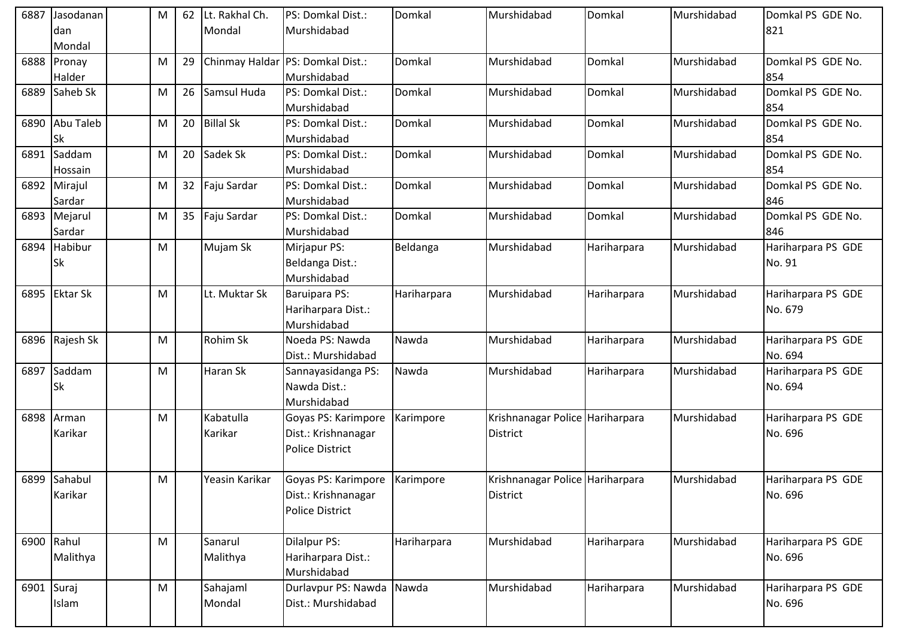| | | | | | | | | | | |
|---|---|---|---|---|---|---|---|---|---|---|
| 6887 | Jasodanandan Mondal | | M | 62 | Lt. Rakhal Ch. Mondal | PS: Domkal Dist.: Murshidabad | Domkal | Murshidabad | Domkal | Murshidabad | Domkal PS GDE No. 821 |
| 6888 | Pronay Halder | | M | 29 | Chinmay Haldar | PS: Domkal Dist.: Murshidabad | Domkal | Murshidabad | Domkal | Murshidabad | Domkal PS GDE No. 854 |
| 6889 | Saheb Sk | | M | 26 | Samsul Huda | PS: Domkal Dist.: Murshidabad | Domkal | Murshidabad | Domkal | Murshidabad | Domkal PS GDE No. 854 |
| 6890 | Abu Taleb Sk | | M | 20 | Billal Sk | PS: Domkal Dist.: Murshidabad | Domkal | Murshidabad | Domkal | Murshidabad | Domkal PS GDE No. 854 |
| 6891 | Saddam Hossain | | M | 20 | Sadek Sk | PS: Domkal Dist.: Murshidabad | Domkal | Murshidabad | Domkal | Murshidabad | Domkal PS GDE No. 854 |
| 6892 | Mirajul Sardar | | M | 32 | Faju Sardar | PS: Domkal Dist.: Murshidabad | Domkal | Murshidabad | Domkal | Murshidabad | Domkal PS GDE No. 846 |
| 6893 | Mejarul Sardar | | M | 35 | Faju Sardar | PS: Domkal Dist.: Murshidabad | Domkal | Murshidabad | Domkal | Murshidabad | Domkal PS GDE No. 846 |
| 6894 | Habibur Sk | | M | | Mujam Sk | Mirjapur PS: Beldanga Dist.: Murshidabad | Beldanga | Murshidabad | Hariharpara | Murshidabad | Hariharpara PS GDE No. 91 |
| 6895 | Ektar Sk | | M | | Lt. Muktar Sk | Baruipara PS: Hariharpara Dist.: Murshidabad | Hariharpara | Murshidabad | Hariharpara | Murshidabad | Hariharpara PS GDE No. 679 |
| 6896 | Rajesh Sk | | M | | Rohim Sk | Noeda PS: Nawda Dist.: Murshidabad | Nawda | Murshidabad | Hariharpara | Murshidabad | Hariharpara PS GDE No. 694 |
| 6897 | Saddam Sk | | M | | Haran Sk | Sannayasidanga PS: Nawda Dist.: Murshidabad | Nawda | Murshidabad | Hariharpara | Murshidabad | Hariharpara PS GDE No. 694 |
| 6898 | Arman Karikar | | M | | Kabatulla Karikar | Goyas PS: Karimpore Dist.: Krishnanagar Police District | Karimpore | Krishnanagar Police District | Hariharpara | Murshidabad | Hariharpara PS GDE No. 696 |
| 6899 | Sahabul Karikar | | M | | Yeasin Karikar | Goyas PS: Karimpore Dist.: Krishnanagar Police District | Karimpore | Krishnanagar Police District | Hariharpara | Murshidabad | Hariharpara PS GDE No. 696 |
| 6900 | Rahul Malithya | | M | | Sanarul Malithya | Dilalpur PS: Hariharpara Dist.: Murshidabad | Hariharpara | Murshidabad | Hariharpara | Murshidabad | Hariharpara PS GDE No. 696 |
| 6901 | Suraj Islam | | M | | Sahajaml Mondal | Durlavpur PS: Nawda Dist.: Murshidabad | Nawda | Murshidabad | Hariharpara | Murshidabad | Hariharpara PS GDE No. 696 |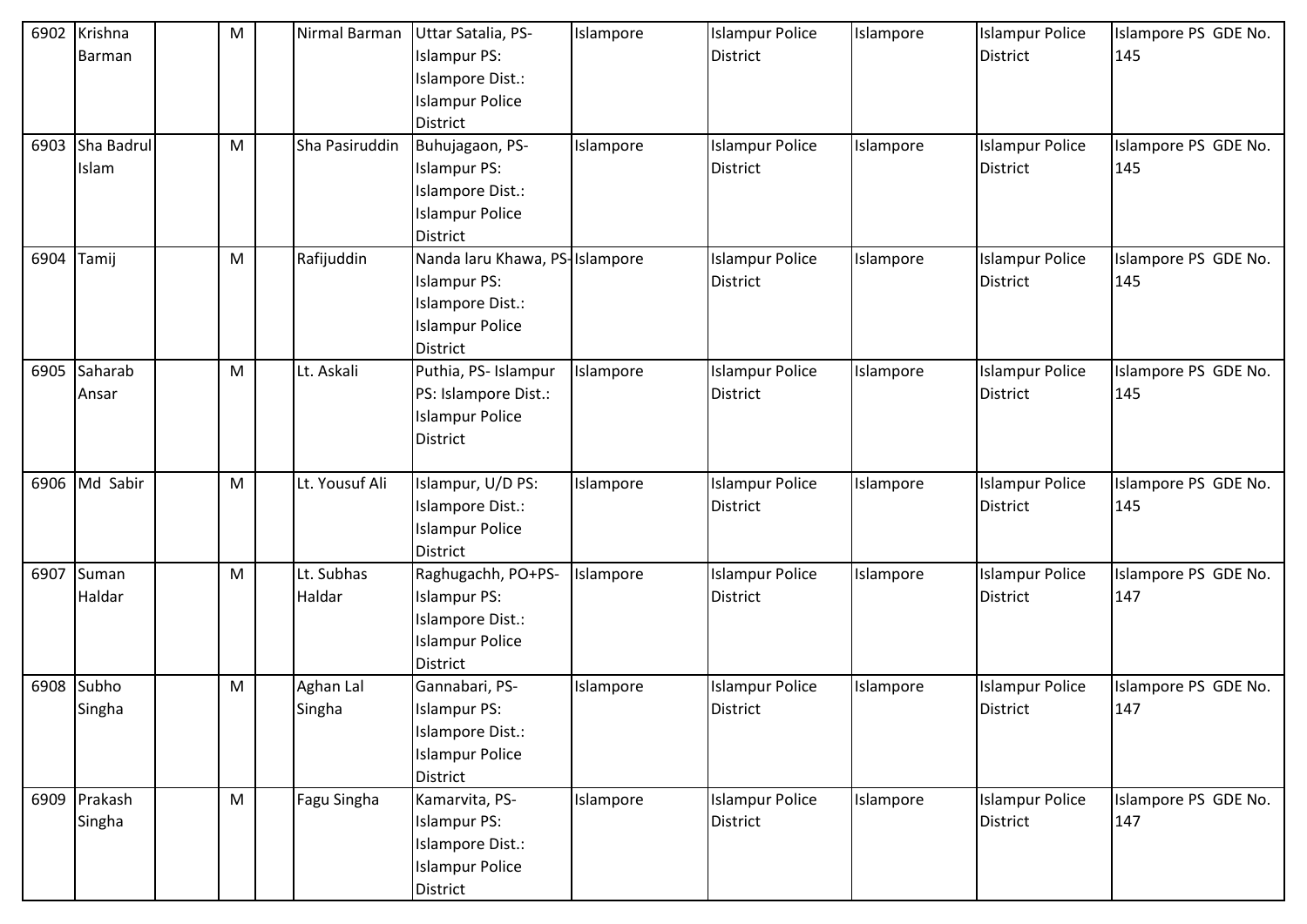| | | | | | | | | | | | |
|---|---|---|---|---|---|---|---|---|---|---|---|
| 6902 | Krishna Barman | | M | | Nirmal Barman | Uttar Satalia, PS- Islampur PS: Islampore Dist.: Islampur Police District | Islampore | Islampur Police District | Islampore | Islampur Police District | Islampore PS GDE No. 145 |
| 6903 | Sha Badrul Islam | | M | | Sha Pasiruddin | Buhujagaon, PS- Islampur PS: Islampore Dist.: Islampur Police District | Islampore | Islampur Police District | Islampore | Islampur Police District | Islampore PS GDE No. 145 |
| 6904 | Tamij | | M | | Rafijuddin | Nanda laru Khawa, PS- Islampur PS: Islampore Dist.: Islampur Police District | Islampore | Islampur Police District | Islampore | Islampur Police District | Islampore PS GDE No. 145 |
| 6905 | Saharab Ansar | | M | | Lt. Askali | Puthia, PS- Islampur PS: Islampore Dist.: Islampur Police District | Islampore | Islampur Police District | Islampore | Islampur Police District | Islampore PS GDE No. 145 |
| 6906 | Md Sabir | | M | | Lt. Yousuf Ali | Islampur, U/D PS: Islampore Dist.: Islampur Police District | Islampore | Islampur Police District | Islampore | Islampur Police District | Islampore PS GDE No. 145 |
| 6907 | Suman Haldar | | M | | Lt. Subhas Haldar | Raghugachh, PO+PS- Islampur PS: Islampore Dist.: Islampur Police District | Islampore | Islampur Police District | Islampore | Islampur Police District | Islampore PS GDE No. 147 |
| 6908 | Subho Singha | | M | | Aghan Lal Singha | Gannabari, PS- Islampur PS: Islampore Dist.: Islampur Police District | Islampore | Islampur Police District | Islampore | Islampur Police District | Islampore PS GDE No. 147 |
| 6909 | Prakash Singha | | M | | Fagu Singha | Kamarvita, PS- Islampur PS: Islampore Dist.: Islampur Police District | Islampore | Islampur Police District | Islampore | Islampur Police District | Islampore PS GDE No. 147 |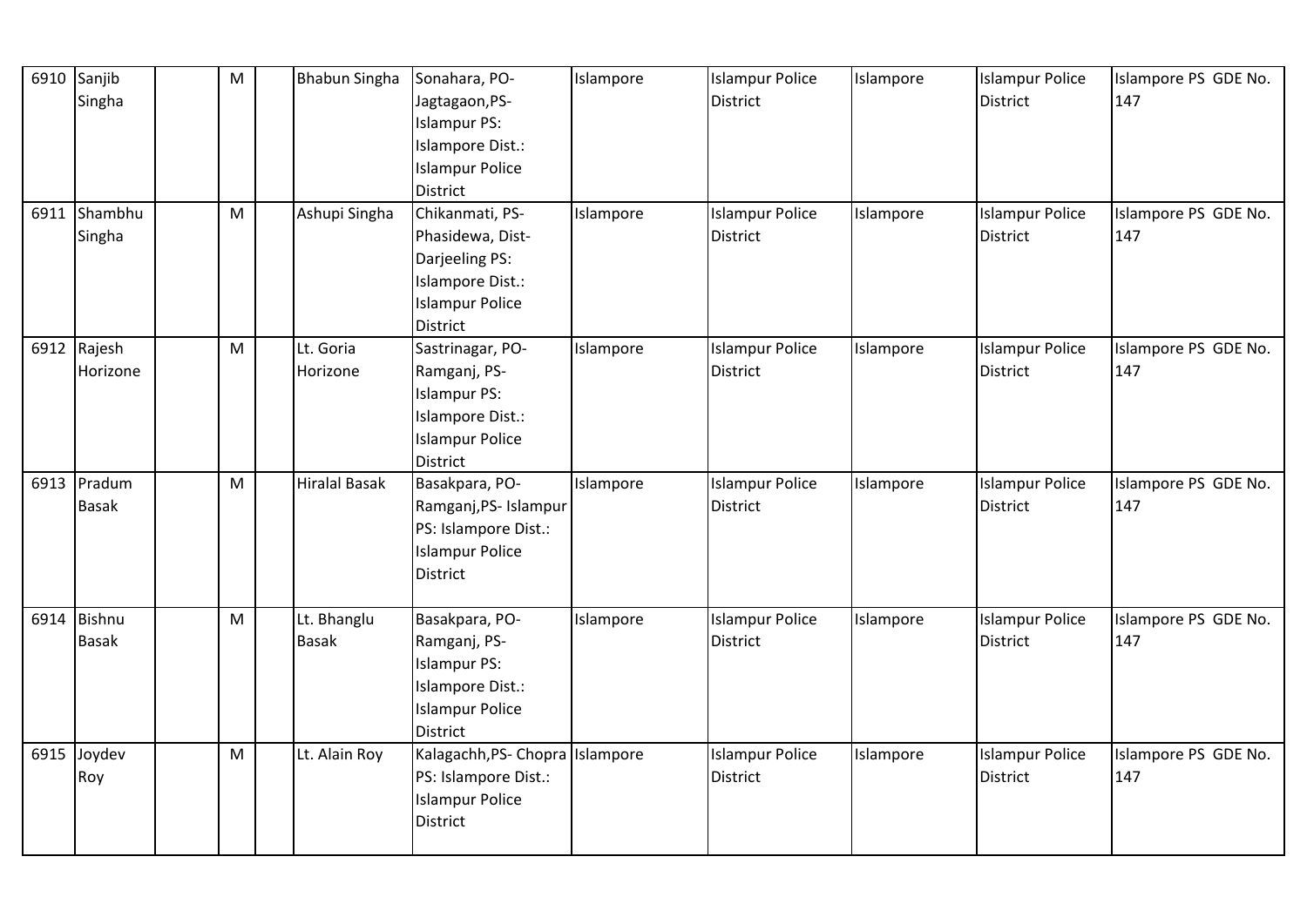| 6910 | Sanjib Singha | | M | | Bhabun Singha | Sonahara, PO-Jagtagaon,PS-Islampur PS: Islampore Dist.: Islampur Police District | Islampore | Islampur Police District | Islampore | Islampur Police District | Islampore PS GDE No. 147 |
|---|---|---|---|---|---|---|---|---|---|---|---|
| 6911 | Shambhu Singha | | M | | Ashupi Singha | Chikanmati, PS-Phasidewa, Dist-Darjeeling PS: Islampore Dist.: Islampur Police District | Islampore | Islampur Police District | Islampore | Islampur Police District | Islampore PS GDE No. 147 |
| 6912 | Rajesh Horizone | | M | | Lt. Goria Horizone | Sastrinagar, PO-Ramganj, PS-Islampur PS: Islampore Dist.: Islampur Police District | Islampore | Islampur Police District | Islampore | Islampur Police District | Islampore PS GDE No. 147 |
| 6913 | Pradum Basak | | M | | Hiralal Basak | Basakpara, PO-Ramganj,PS- Islampur PS: Islampore Dist.: Islampur Police District | Islampore | Islampur Police District | Islampore | Islampur Police District | Islampore PS GDE No. 147 |
| 6914 | Bishnu Basak | | M | | Lt. Bhanglu Basak | Basakpara, PO-Ramganj, PS-Islampur PS: Islampore Dist.: Islampur Police District | Islampore | Islampur Police District | Islampore | Islampur Police District | Islampore PS GDE No. 147 |
| 6915 | Joydev Roy | | M | | Lt. Alain Roy | Kalagachh,PS- Chopra PS: Islampore Dist.: Islampur Police District | Islampore | Islampur Police District | Islampore | Islampur Police District | Islampore PS GDE No. 147 |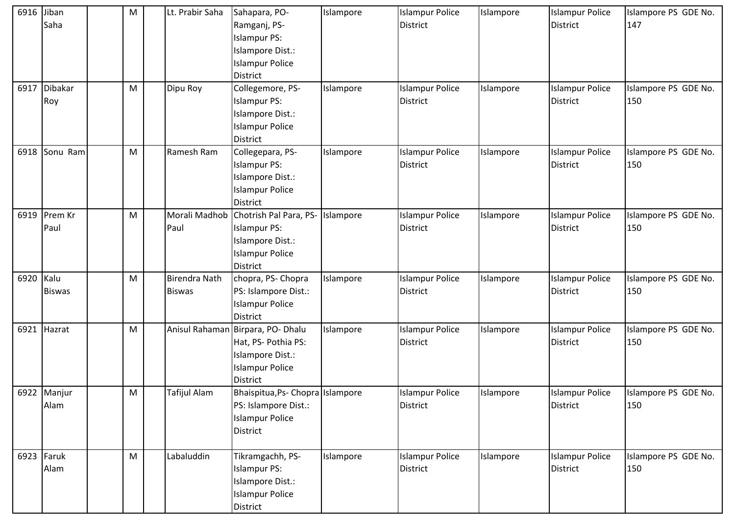| | | | | | | | | | | | |
|---|---|---|---|---|---|---|---|---|---|---|---|
| 6916 | Jiban Saha | | M | | Lt. Prabir Saha | Sahapara, PO- Ramganj, PS- Islampur PS: Islampore Dist.: Islampur Police District | Islampore | Islampur Police District | Islampore | Islampur Police District | Islampore PS GDE No. 147 |
| 6917 | Dibakar Roy | | M | | Dipu Roy | Collegemore, PS- Islampur PS: Islampore Dist.: Islampur Police District | Islampore | Islampur Police District | Islampore | Islampur Police District | Islampore PS GDE No. 150 |
| 6918 | Sonu Ram | | M | | Ramesh Ram | Collegepara, PS- Islampur PS: Islampore Dist.: Islampur Police District | Islampore | Islampur Police District | Islampore | Islampur Police District | Islampore PS GDE No. 150 |
| 6919 | Prem Kr Paul | | M | | Morali Madhob Paul | Chotrish Pal Para, PS- Islampur PS: Islampore Dist.: Islampur Police District | Islampore | Islampur Police District | Islampore | Islampur Police District | Islampore PS GDE No. 150 |
| 6920 | Kalu Biswas | | M | | Birendra Nath Biswas | chopra, PS- Chopra PS: Islampore Dist.: Islampur Police District | Islampore | Islampur Police District | Islampore | Islampur Police District | Islampore PS GDE No. 150 |
| 6921 | Hazrat | | M | | Anisul Rahaman | Birpara, PO- Dhalu Hat, PS- Pothia PS: Islampore Dist.: Islampur Police District | Islampore | Islampur Police District | Islampore | Islampur Police District | Islampore PS GDE No. 150 |
| 6922 | Manjur Alam | | M | | Tafijul Alam | Bhaispitua,Ps- Chopra PS: Islampore Dist.: Islampur Police District | Islampore | Islampur Police District | Islampore | Islampur Police District | Islampore PS GDE No. 150 |
| 6923 | Faruk Alam | | M | | Labaluddin | Tikramgachh, PS- Islampur PS: Islampore Dist.: Islampur Police District | Islampore | Islampur Police District | Islampore | Islampur Police District | Islampore PS GDE No. 150 |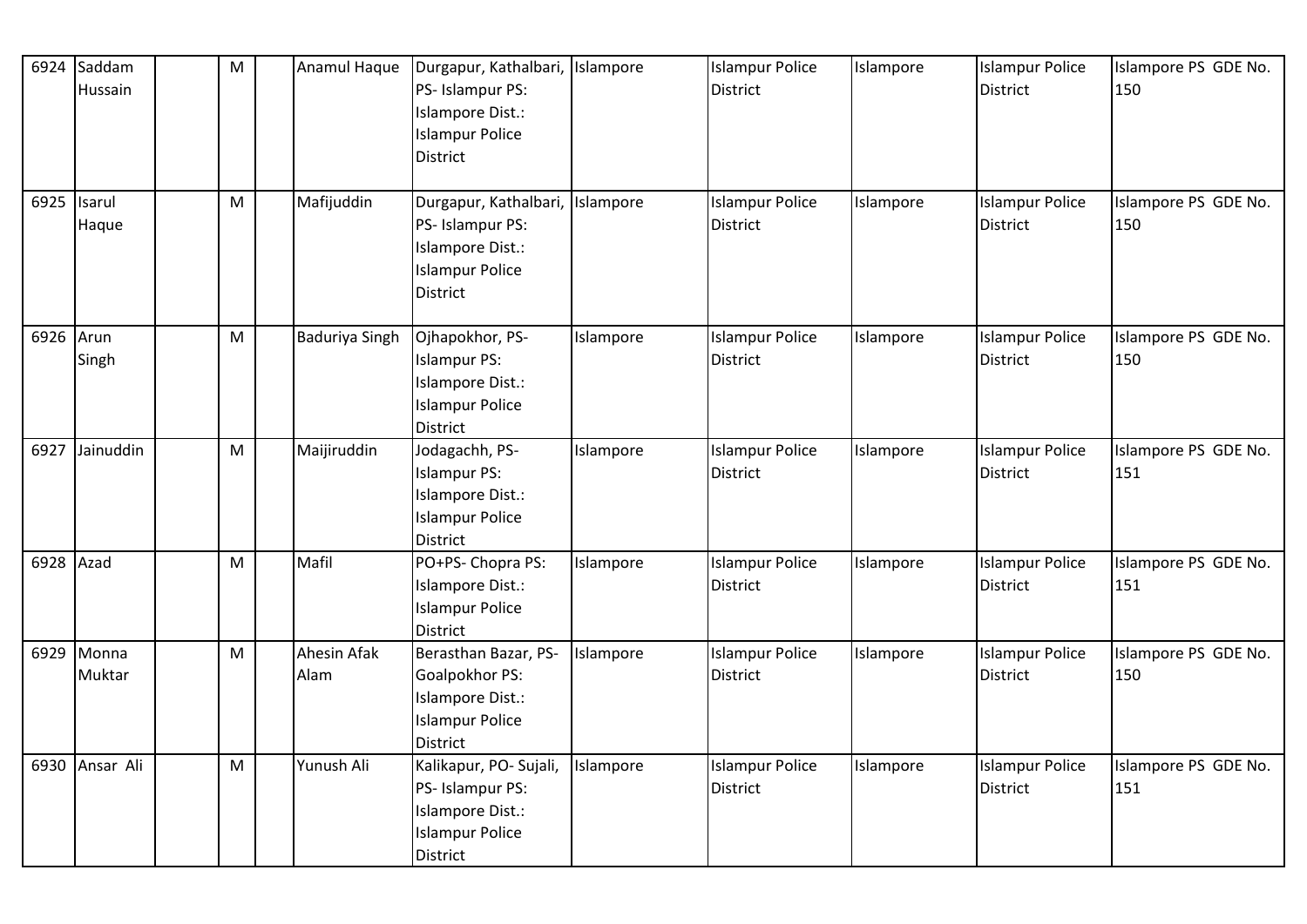| | | | | | | | | | | | |
|---|---|---|---|---|---|---|---|---|---|---|---|
| 6924 | Saddam Hussain | | M | | Anamul Haque | Durgapur, Kathalbari, PS- Islampur PS: Islampore Dist.: Islampur Police District | Islampore | Islampur Police District | Islampore | Islampur Police District | Islampore PS GDE No. 150 |
| 6925 | Isarul Haque | | M | | Mafijuddin | Durgapur, Kathalbari, PS- Islampur PS: Islampore Dist.: Islampur Police District | Islampore | Islampur Police District | Islampore | Islampur Police District | Islampore PS GDE No. 150 |
| 6926 | Arun Singh | | M | | Baduriya Singh | Ojhapokhor, PS- Islampur PS: Islampore Dist.: Islampur Police District | Islampore | Islampur Police District | Islampore | Islampur Police District | Islampore PS GDE No. 150 |
| 6927 | Jainuddin | | M | | Maijiruddin | Jodagachh, PS- Islampur PS: Islampore Dist.: Islampur Police District | Islampore | Islampur Police District | Islampore | Islampur Police District | Islampore PS GDE No. 151 |
| 6928 | Azad | | M | | Mafil | PO+PS- Chopra PS: Islampore Dist.: Islampur Police District | Islampore | Islampur Police District | Islampore | Islampur Police District | Islampore PS GDE No. 151 |
| 6929 | Monna Muktar | | M | | Ahesin Afak Alam | Berasthan Bazar, PS- Goalpokhor PS: Islampore Dist.: Islampur Police District | Islampore | Islampur Police District | Islampore | Islampur Police District | Islampore PS GDE No. 150 |
| 6930 | Ansar Ali | | M | | Yunush Ali | Kalikapur, PO- Sujali, PS- Islampur PS: Islampore Dist.: Islampur Police District | Islampore | Islampur Police District | Islampore | Islampur Police District | Islampore PS GDE No. 151 |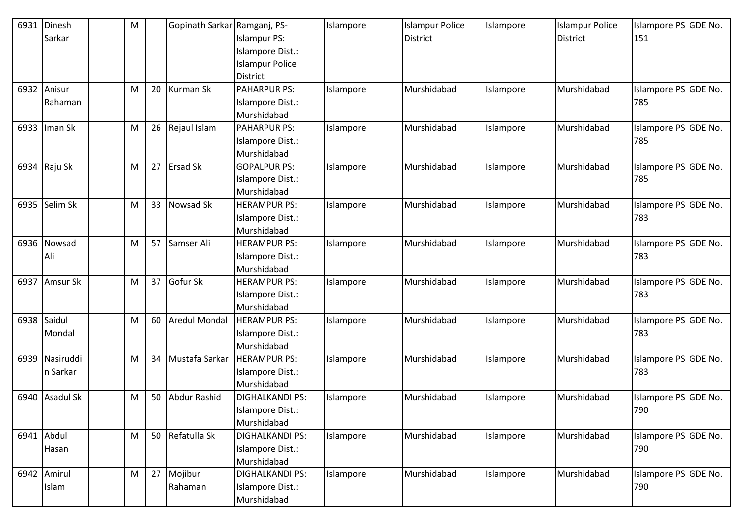| 6931 | Dinesh Sarkar | | M | | Gopinath Sarkar | Ramganj, PS- Islampur PS: Islampore Dist.: Islampur Police District | Islampore | Islampur Police District | Islampore | Islampur Police District | Islampore PS GDE No. 151 |
|---|---|---|---|---|---|---|---|---|---|---|---|
| 6932 | Anisur Rahaman | | M | 20 | Kurman Sk | PAHARPUR PS: Islampore Dist.: Murshidabad | Islampore | Murshidabad | Islampore | Murshidabad | Islampore PS GDE No. 785 |
| 6933 | Iman Sk | | M | 26 | Rejaul Islam | PAHARPUR PS: Islampore Dist.: Murshidabad | Islampore | Murshidabad | Islampore | Murshidabad | Islampore PS GDE No. 785 |
| 6934 | Raju Sk | | M | 27 | Ersad Sk | GOPALPUR PS: Islampore Dist.: Murshidabad | Islampore | Murshidabad | Islampore | Murshidabad | Islampore PS GDE No. 785 |
| 6935 | Selim Sk | | M | 33 | Nowsad Sk | HERAMPUR PS: Islampore Dist.: Murshidabad | Islampore | Murshidabad | Islampore | Murshidabad | Islampore PS GDE No. 783 |
| 6936 | Nowsad Ali | | M | 57 | Samser Ali | HERAMPUR PS: Islampore Dist.: Murshidabad | Islampore | Murshidabad | Islampore | Murshidabad | Islampore PS GDE No. 783 |
| 6937 | Amsur Sk | | M | 37 | Gofur Sk | HERAMPUR PS: Islampore Dist.: Murshidabad | Islampore | Murshidabad | Islampore | Murshidabad | Islampore PS GDE No. 783 |
| 6938 | Saidul Mondal | | M | 60 | Aredul Mondal | HERAMPUR PS: Islampore Dist.: Murshidabad | Islampore | Murshidabad | Islampore | Murshidabad | Islampore PS GDE No. 783 |
| 6939 | Nasiruddin Sarkar | | M | 34 | Mustafa Sarkar | HERAMPUR PS: Islampore Dist.: Murshidabad | Islampore | Murshidabad | Islampore | Murshidabad | Islampore PS GDE No. 783 |
| 6940 | Asadul Sk | | M | 50 | Abdur Rashid | DIGHALKANDI PS: Islampore Dist.: Murshidabad | Islampore | Murshidabad | Islampore | Murshidabad | Islampore PS GDE No. 790 |
| 6941 | Abdul Hasan | | M | 50 | Refatulla Sk | DIGHALKANDI PS: Islampore Dist.: Murshidabad | Islampore | Murshidabad | Islampore | Murshidabad | Islampore PS GDE No. 790 |
| 6942 | Amirul Islam | | M | 27 | Mojibur Rahaman | DIGHALKANDI PS: Islampore Dist.: Murshidabad | Islampore | Murshidabad | Islampore | Murshidabad | Islampore PS GDE No. 790 |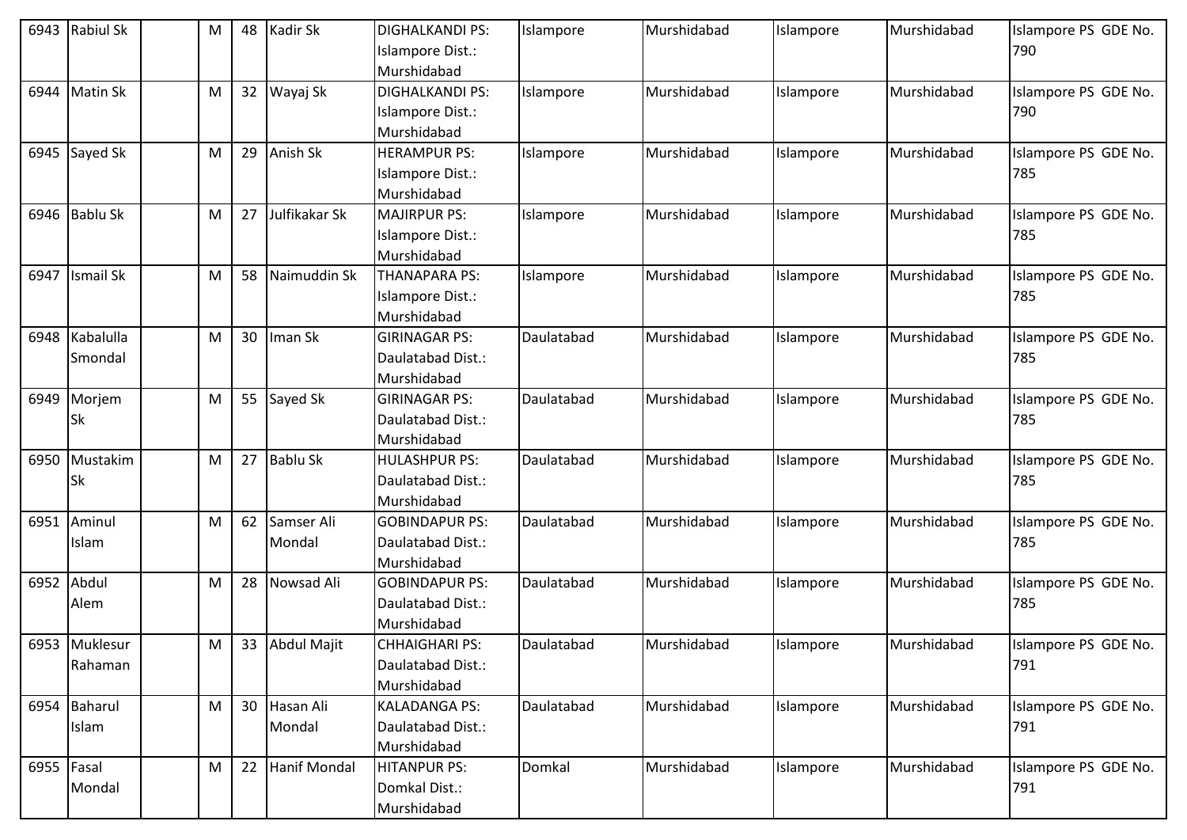| 6943 | Rabiul Sk | | M | 48 | Kadir Sk | DIGHALKANDI PS: Islampore Dist.: Murshidabad | Islampore | Murshidabad | Islampore | Murshidabad | Islampore PS GDE No. 790 |
|---|---|---|---|---|---|---|---|---|---|---|---|
| 6944 | Matin Sk | | M | 32 | Wayaj Sk | DIGHALKANDI PS: Islampore Dist.: Murshidabad | Islampore | Murshidabad | Islampore | Murshidabad | Islampore PS GDE No. 790 |
| 6945 | Sayed Sk | | M | 29 | Anish Sk | HERAMPUR PS: Islampore Dist.: Murshidabad | Islampore | Murshidabad | Islampore | Murshidabad | Islampore PS GDE No. 785 |
| 6946 | Bablu Sk | | M | 27 | Julfikakar Sk | MAJIRPUR PS: Islampore Dist.: Murshidabad | Islampore | Murshidabad | Islampore | Murshidabad | Islampore PS GDE No. 785 |
| 6947 | Ismail Sk | | M | 58 | Naimuddin Sk | THANAPARA PS: Islampore Dist.: Murshidabad | Islampore | Murshidabad | Islampore | Murshidabad | Islampore PS GDE No. 785 |
| 6948 | Kabalulla Smondal | | M | 30 | Iman Sk | GIRINAGAR PS: Daulatabad Dist.: Murshidabad | Daulatabad | Murshidabad | Islampore | Murshidabad | Islampore PS GDE No. 785 |
| 6949 | Morjem Sk | | M | 55 | Sayed Sk | GIRINAGAR PS: Daulatabad Dist.: Murshidabad | Daulatabad | Murshidabad | Islampore | Murshidabad | Islampore PS GDE No. 785 |
| 6950 | Mustakim Sk | | M | 27 | Bablu Sk | HULASHPUR PS: Daulatabad Dist.: Murshidabad | Daulatabad | Murshidabad | Islampore | Murshidabad | Islampore PS GDE No. 785 |
| 6951 | Aminul Islam | | M | 62 | Samser Ali Mondal | GOBINDAPUR PS: Daulatabad Dist.: Murshidabad | Daulatabad | Murshidabad | Islampore | Murshidabad | Islampore PS GDE No. 785 |
| 6952 | Abdul Alem | | M | 28 | Nowsad Ali | GOBINDAPUR PS: Daulatabad Dist.: Murshidabad | Daulatabad | Murshidabad | Islampore | Murshidabad | Islampore PS GDE No. 785 |
| 6953 | Muklesur Rahaman | | M | 33 | Abdul Majit | CHHAIGHARI PS: Daulatabad Dist.: Murshidabad | Daulatabad | Murshidabad | Islampore | Murshidabad | Islampore PS GDE No. 791 |
| 6954 | Baharul Islam | | M | 30 | Hasan Ali Mondal | KALADANGA PS: Daulatabad Dist.: Murshidabad | Daulatabad | Murshidabad | Islampore | Murshidabad | Islampore PS GDE No. 791 |
| 6955 | Fasal Mondal | | M | 22 | Hanif Mondal | HITANPUR PS: Domkal Dist.: Murshidabad | Domkal | Murshidabad | Islampore | Murshidabad | Islampore PS GDE No. 791 |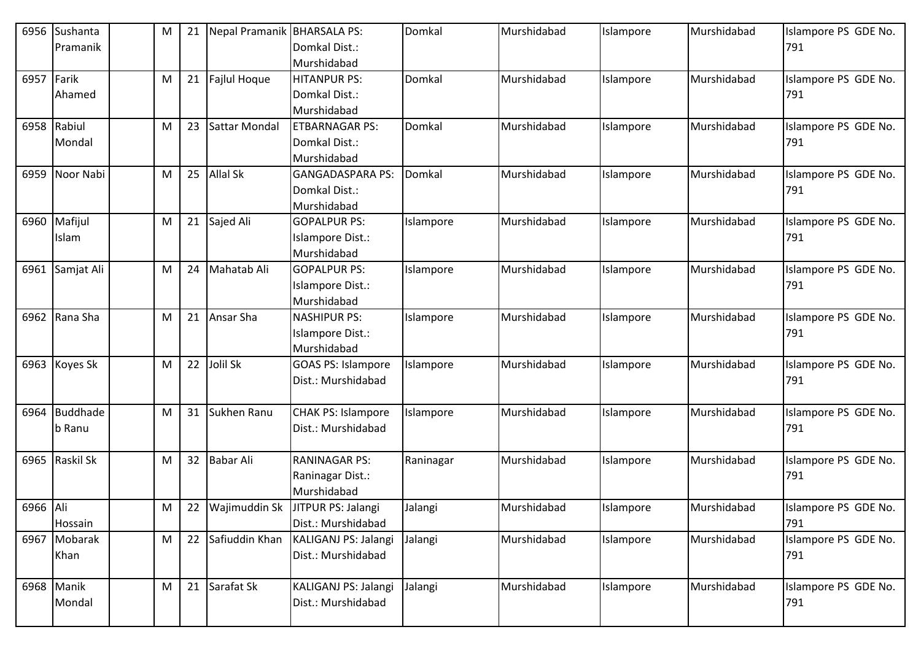| 6956 | Sushanta Pramanik | | M | 21 | Nepal Pramanik | BHARSALA PS: Domkal Dist.: Murshidabad | Domkal | Murshidabad | Islampore | Murshidabad | Islampore PS GDE No. 791 |
|---|---|---|---|---|---|---|---|---|---|---|---|
| 6957 | Farik Ahamed | | M | 21 | Fajlul Hoque | HITANPUR PS: Domkal Dist.: Murshidabad | Domkal | Murshidabad | Islampore | Murshidabad | Islampore PS GDE No. 791 |
| 6958 | Rabiul Mondal | | M | 23 | Sattar Mondal | ETBARNAGAR PS: Domkal Dist.: Murshidabad | Domkal | Murshidabad | Islampore | Murshidabad | Islampore PS GDE No. 791 |
| 6959 | Noor Nabi | | M | 25 | Allal Sk | GANGADASPARA PS: Domkal Dist.: Murshidabad | Domkal | Murshidabad | Islampore | Murshidabad | Islampore PS GDE No. 791 |
| 6960 | Mafijul Islam | | M | 21 | Sajed Ali | GOPALPUR PS: Islampore Dist.: Murshidabad | Islampore | Murshidabad | Islampore | Murshidabad | Islampore PS GDE No. 791 |
| 6961 | Samjat Ali | | M | 24 | Mahatab Ali | GOPALPUR PS: Islampore Dist.: Murshidabad | Islampore | Murshidabad | Islampore | Murshidabad | Islampore PS GDE No. 791 |
| 6962 | Rana Sha | | M | 21 | Ansar Sha | NASHIPUR PS: Islampore Dist.: Murshidabad | Islampore | Murshidabad | Islampore | Murshidabad | Islampore PS GDE No. 791 |
| 6963 | Koyes Sk | | M | 22 | Jolil Sk | GOAS PS: Islampore Dist.: Murshidabad | Islampore | Murshidabad | Islampore | Murshidabad | Islampore PS GDE No. 791 |
| 6964 | Buddhadeb Ranu | | M | 31 | Sukhen Ranu | CHAK PS: Islampore Dist.: Murshidabad | Islampore | Murshidabad | Islampore | Murshidabad | Islampore PS GDE No. 791 |
| 6965 | Raskil Sk | | M | 32 | Babar Ali | RANINAGAR PS: Raninagar Dist.: Murshidabad | Raninagar | Murshidabad | Islampore | Murshidabad | Islampore PS GDE No. 791 |
| 6966 | Ali Hossain | | M | 22 | Wajimuddin Sk | JITPUR PS: Jalangi Dist.: Murshidabad | Jalangi | Murshidabad | Islampore | Murshidabad | Islampore PS GDE No. 791 |
| 6967 | Mobarak Khan | | M | 22 | Safiuddin Khan | KALIGANJ PS: Jalangi Dist.: Murshidabad | Jalangi | Murshidabad | Islampore | Murshidabad | Islampore PS GDE No. 791 |
| 6968 | Manik Mondal | | M | 21 | Sarafat Sk | KALIGANJ PS: Jalangi Dist.: Murshidabad | Jalangi | Murshidabad | Islampore | Murshidabad | Islampore PS GDE No. 791 |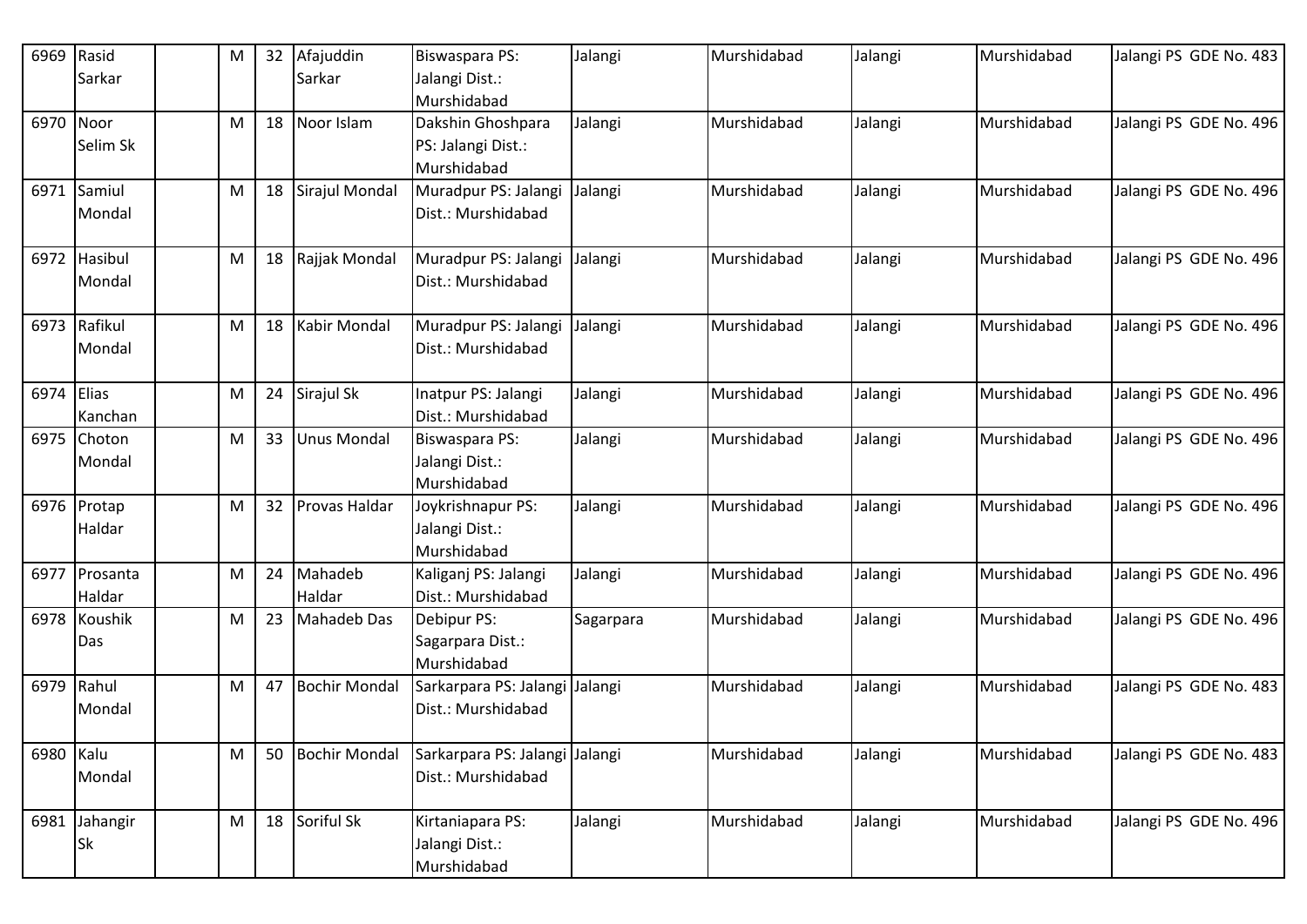| 6969 | Rasid Sarkar | | M | 32 | Afajuddin Sarkar | Biswaspara PS: Jalangi Dist.: Murshidabad | Jalangi | Murshidabad | Jalangi | Murshidabad | Jalangi PS GDE No. 483 |
|---|---|---|---|---|---|---|---|---|---|---|---|
| 6970 | Noor Selim Sk | | M | 18 | Noor Islam | Dakshin Ghoshpara PS: Jalangi Dist.: Murshidabad | Jalangi | Murshidabad | Jalangi | Murshidabad | Jalangi PS GDE No. 496 |
| 6971 | Samiul Mondal | | M | 18 | Sirajul Mondal | Muradpur PS: Jalangi Dist.: Murshidabad | Jalangi | Murshidabad | Jalangi | Murshidabad | Jalangi PS GDE No. 496 |
| 6972 | Hasibul Mondal | | M | 18 | Rajjak Mondal | Muradpur PS: Jalangi Dist.: Murshidabad | Jalangi | Murshidabad | Jalangi | Murshidabad | Jalangi PS GDE No. 496 |
| 6973 | Rafikul Mondal | | M | 18 | Kabir Mondal | Muradpur PS: Jalangi Dist.: Murshidabad | Jalangi | Murshidabad | Jalangi | Murshidabad | Jalangi PS GDE No. 496 |
| 6974 | Elias Kanchan | | M | 24 | Sirajul Sk | Inatpur PS: Jalangi Dist.: Murshidabad | Jalangi | Murshidabad | Jalangi | Murshidabad | Jalangi PS GDE No. 496 |
| 6975 | Choton Mondal | | M | 33 | Unus Mondal | Biswaspara PS: Jalangi Dist.: Murshidabad | Jalangi | Murshidabad | Jalangi | Murshidabad | Jalangi PS GDE No. 496 |
| 6976 | Protap Haldar | | M | 32 | Provas Haldar | Joykrishnapur PS: Jalangi Dist.: Murshidabad | Jalangi | Murshidabad | Jalangi | Murshidabad | Jalangi PS GDE No. 496 |
| 6977 | Prosanta Haldar | | M | 24 | Mahadeb Haldar | Kaliganj PS: Jalangi Dist.: Murshidabad | Jalangi | Murshidabad | Jalangi | Murshidabad | Jalangi PS GDE No. 496 |
| 6978 | Koushik Das | | M | 23 | Mahadeb Das | Debipur PS: Sagarpara Dist.: Murshidabad | Sagarpara | Murshidabad | Jalangi | Murshidabad | Jalangi PS GDE No. 496 |
| 6979 | Rahul Mondal | | M | 47 | Bochir Mondal | Sarkarpara PS: Jalangi Dist.: Murshidabad | Jalangi | Murshidabad | Jalangi | Murshidabad | Jalangi PS GDE No. 483 |
| 6980 | Kalu Mondal | | M | 50 | Bochir Mondal | Sarkarpara PS: Jalangi Dist.: Murshidabad | Jalangi | Murshidabad | Jalangi | Murshidabad | Jalangi PS GDE No. 483 |
| 6981 | Jahangir Sk | | M | 18 | Soriful Sk | Kirtaniapara PS: Jalangi Dist.: Murshidabad | Jalangi | Murshidabad | Jalangi | Murshidabad | Jalangi PS GDE No. 496 |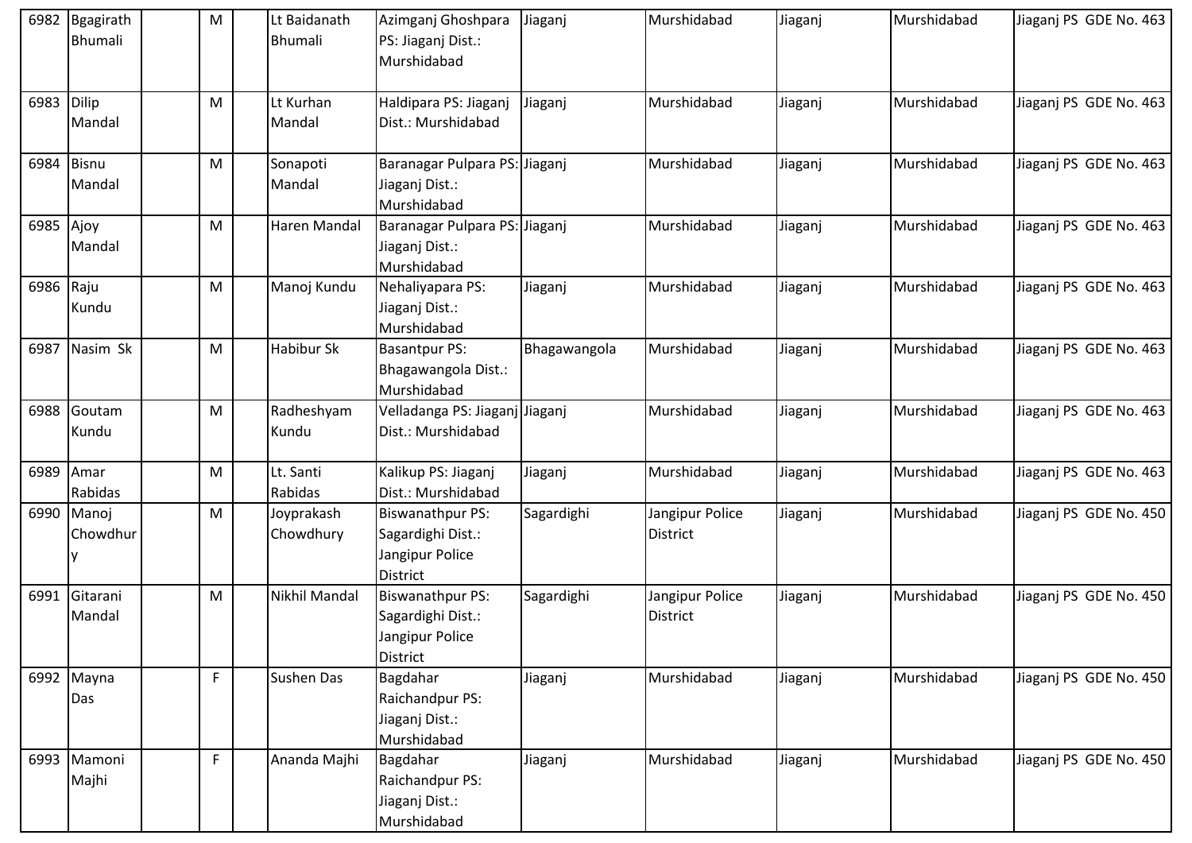| 6982 | Bgagirath Bhumali | | M | | Lt Baidanath Bhumali | Azimganj Ghoshpara PS: Jiaganj Dist.: Murshidabad | Jiaganj | Murshidabad | Jiaganj | Murshidabad | Jiaganj PS GDE No. 463 |
|---|---|---|---|---|---|---|---|---|---|---|---|
| 6983 | Dilip Mandal | | M | | Lt Kurhan Mandal | Haldipara PS: Jiaganj Dist.: Murshidabad | Jiaganj | Murshidabad | Jiaganj | Murshidabad | Jiaganj PS GDE No. 463 |
| 6984 | Bisnu Mandal | | M | | Sonapoti Mandal | Baranagar Pulpara PS: Jiaganj Dist.: Murshidabad | Jiaganj | Murshidabad | Jiaganj | Murshidabad | Jiaganj PS GDE No. 463 |
| 6985 | Ajoy Mandal | | M | | Haren Mandal | Baranagar Pulpara PS: Jiaganj Dist.: Murshidabad | Jiaganj | Murshidabad | Jiaganj | Murshidabad | Jiaganj PS GDE No. 463 |
| 6986 | Raju Kundu | | M | | Manoj Kundu | Nehaliyapara PS: Jiaganj Dist.: Murshidabad | Jiaganj | Murshidabad | Jiaganj | Murshidabad | Jiaganj PS GDE No. 463 |
| 6987 | Nasim Sk | | M | | Habibur Sk | Basantpur PS: Bhagawangola Dist.: Murshidabad | Bhagawangola | Murshidabad | Jiaganj | Murshidabad | Jiaganj PS GDE No. 463 |
| 6988 | Goutam Kundu | | M | | Radheshyam Kundu | Velladanga PS: Jiaganj Dist.: Murshidabad | Jiaganj | Murshidabad | Jiaganj | Murshidabad | Jiaganj PS GDE No. 463 |
| 6989 | Amar Rabidas | | M | | Lt. Santi Rabidas | Kalikup PS: Jiaganj Dist.: Murshidabad | Jiaganj | Murshidabad | Jiaganj | Murshidabad | Jiaganj PS GDE No. 463 |
| 6990 | Manoj Chowdhury | | M | | Joyprakash Chowdhury | Biswanathpur PS: Sagardighi Dist.: Jangipur Police District | Sagardighi | Jangipur Police District | Jiaganj | Murshidabad | Jiaganj PS GDE No. 450 |
| 6991 | Gitarani Mandal | | M | | Nikhil Mandal | Biswanathpur PS: Sagardighi Dist.: Jangipur Police District | Sagardighi | Jangipur Police District | Jiaganj | Murshidabad | Jiaganj PS GDE No. 450 |
| 6992 | Mayna Das | | F | | Sushen Das | Bagdahar Raichandpur PS: Jiaganj Dist.: Murshidabad | Jiaganj | Murshidabad | Jiaganj | Murshidabad | Jiaganj PS GDE No. 450 |
| 6993 | Mamoni Majhi | | F | | Ananda Majhi | Bagdahar Raichandpur PS: Jiaganj Dist.: Murshidabad | Jiaganj | Murshidabad | Jiaganj | Murshidabad | Jiaganj PS GDE No. 450 |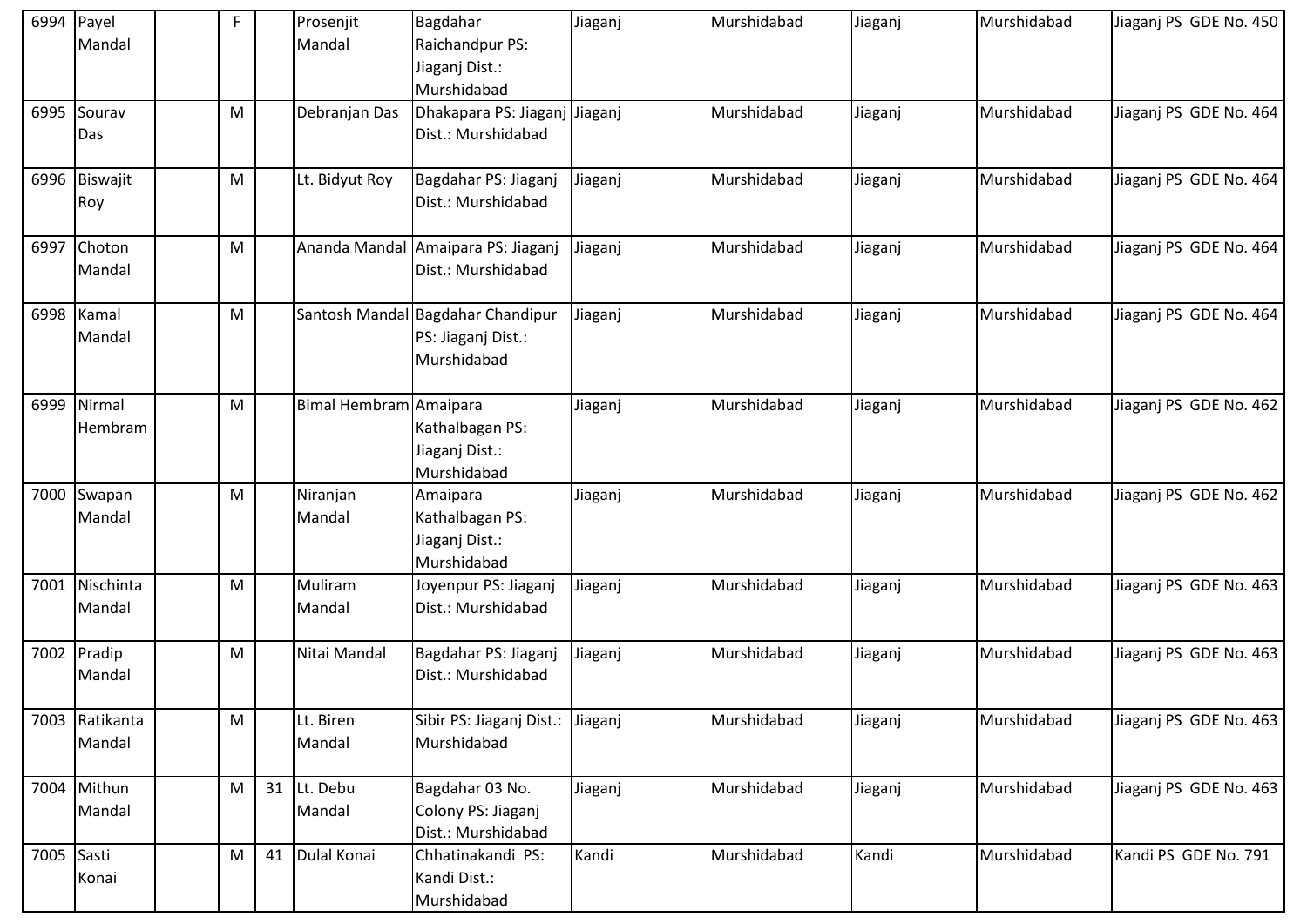| 6994 | Payel Mandal | | F | | Prosenjit Mandal | Bagdahar Raichandpur PS: Jiaganj Dist.: Murshidabad | Jiaganj | Murshidabad | Jiaganj | Murshidabad | Jiaganj PS GDE No. 450 |
|---|---|---|---|---|---|---|---|---|---|---|---|
| 6995 | Sourav Das | | M | | Debranjan Das | Dhakapara PS: Jiaganj Dist.: Murshidabad | Jiaganj | Murshidabad | Jiaganj | Murshidabad | Jiaganj PS GDE No. 464 |
| 6996 | Biswajit Roy | | M | | Lt. Bidyut Roy | Bagdahar PS: Jiaganj Dist.: Murshidabad | Jiaganj | Murshidabad | Jiaganj | Murshidabad | Jiaganj PS GDE No. 464 |
| 6997 | Choton Mandal | | M | | Ananda Mandal | Amaipara PS: Jiaganj Dist.: Murshidabad | Jiaganj | Murshidabad | Jiaganj | Murshidabad | Jiaganj PS GDE No. 464 |
| 6998 | Kamal Mandal | | M | | Santosh Mandal | Bagdahar Chandipur PS: Jiaganj Dist.: Murshidabad | Jiaganj | Murshidabad | Jiaganj | Murshidabad | Jiaganj PS GDE No. 464 |
| 6999 | Nirmal Hembram | | M | | Bimal Hembram | Amaipara Kathalbagan PS: Jiaganj Dist.: Murshidabad | Jiaganj | Murshidabad | Jiaganj | Murshidabad | Jiaganj PS GDE No. 462 |
| 7000 | Swapan Mandal | | M | | Niranjan Mandal | Amaipara Kathalbagan PS: Jiaganj Dist.: Murshidabad | Jiaganj | Murshidabad | Jiaganj | Murshidabad | Jiaganj PS GDE No. 462 |
| 7001 | Nischinta Mandal | | M | | Muliram Mandal | Joyenpur PS: Jiaganj Dist.: Murshidabad | Jiaganj | Murshidabad | Jiaganj | Murshidabad | Jiaganj PS GDE No. 463 |
| 7002 | Pradip Mandal | | M | | Nitai Mandal | Bagdahar PS: Jiaganj Dist.: Murshidabad | Jiaganj | Murshidabad | Jiaganj | Murshidabad | Jiaganj PS GDE No. 463 |
| 7003 | Ratikanta Mandal | | M | | Lt. Biren Mandal | Sibir PS: Jiaganj Dist.: Murshidabad | Jiaganj | Murshidabad | Jiaganj | Murshidabad | Jiaganj PS GDE No. 463 |
| 7004 | Mithun Mandal | | M | 31 | Lt. Debu Mandal | Bagdahar 03 No. Colony PS: Jiaganj Dist.: Murshidabad | Jiaganj | Murshidabad | Jiaganj | Murshidabad | Jiaganj PS GDE No. 463 |
| 7005 | Sasti Konai | | M | 41 | Dulal Konai | Chhatinakandi PS: Kandi Dist.: Murshidabad | Kandi | Murshidabad | Kandi | Murshidabad | Kandi PS GDE No. 791 |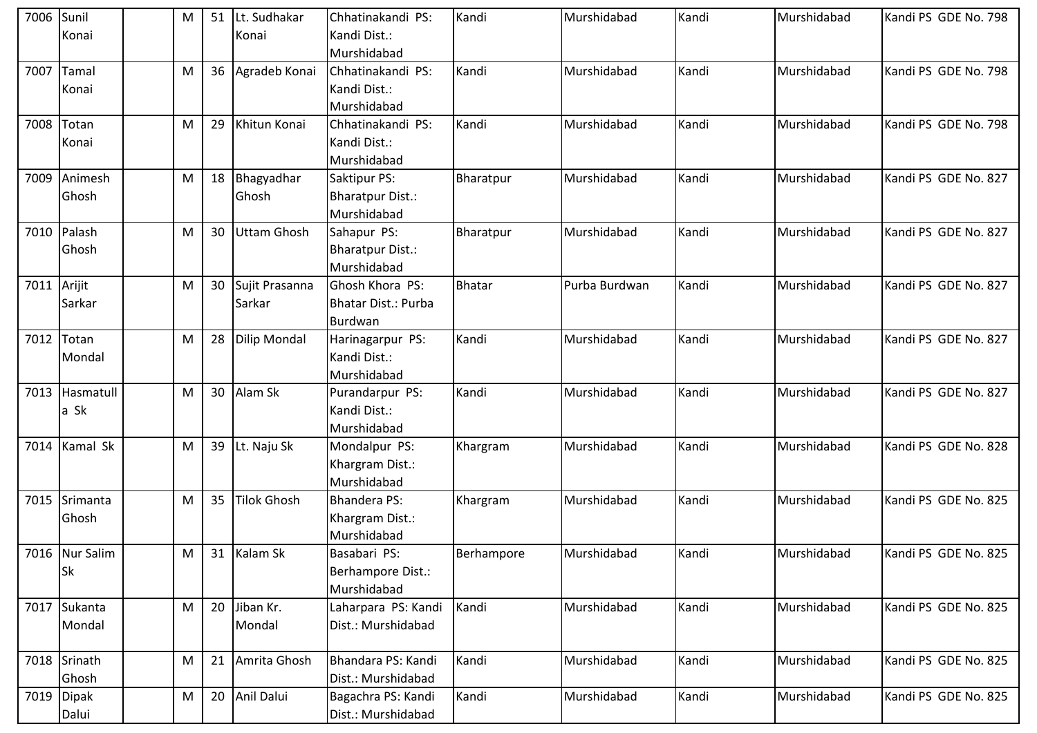| 7006 | Sunil Konai | | M | 51 | Lt. Sudhakar Konai | Chhatinakandi PS: Kandi Dist.: Murshidabad | Kandi | Murshidabad | Kandi | Murshidabad | Kandi PS GDE No. 798 |
|---|---|---|---|---|---|---|---|---|---|---|---|
| 7007 | Tamal Konai | | M | 36 | Agradeb Konai | Chhatinakandi PS: Kandi Dist.: Murshidabad | Kandi | Murshidabad | Kandi | Murshidabad | Kandi PS GDE No. 798 |
| 7008 | Totan Konai | | M | 29 | Khitun Konai | Chhatinakandi PS: Kandi Dist.: Murshidabad | Kandi | Murshidabad | Kandi | Murshidabad | Kandi PS GDE No. 798 |
| 7009 | Animesh Ghosh | | M | 18 | Bhagyadhar Ghosh | Saktipur PS: Bharatpur Dist.: Murshidabad | Bharatpur | Murshidabad | Kandi | Murshidabad | Kandi PS GDE No. 827 |
| 7010 | Palash Ghosh | | M | 30 | Uttam Ghosh | Sahapur PS: Bharatpur Dist.: Murshidabad | Bharatpur | Murshidabad | Kandi | Murshidabad | Kandi PS GDE No. 827 |
| 7011 | Arijit Sarkar | | M | 30 | Sujit Prasanna Sarkar | Ghosh Khora PS: Bhatar Dist.: Purba Burdwan | Bhatar | Purba Burdwan | Kandi | Murshidabad | Kandi PS GDE No. 827 |
| 7012 | Totan Mondal | | M | 28 | Dilip Mondal | Harinagarpur PS: Kandi Dist.: Murshidabad | Kandi | Murshidabad | Kandi | Murshidabad | Kandi PS GDE No. 827 |
| 7013 | Hasmatulla Sk | | M | 30 | Alam Sk | Purandarpur PS: Kandi Dist.: Murshidabad | Kandi | Murshidabad | Kandi | Murshidabad | Kandi PS GDE No. 827 |
| 7014 | Kamal Sk | | M | 39 | Lt. Naju Sk | Mondalpur PS: Khargram Dist.: Murshidabad | Khargram | Murshidabad | Kandi | Murshidabad | Kandi PS GDE No. 828 |
| 7015 | Srimanta Ghosh | | M | 35 | Tilok Ghosh | Bhandera PS: Khargram Dist.: Murshidabad | Khargram | Murshidabad | Kandi | Murshidabad | Kandi PS GDE No. 825 |
| 7016 | Nur Salim Sk | | M | 31 | Kalam Sk | Basabari PS: Berhampore Dist.: Murshidabad | Berhampore | Murshidabad | Kandi | Murshidabad | Kandi PS GDE No. 825 |
| 7017 | Sukanta Mondal | | M | 20 | Jiban Kr. Mondal | Laharpara PS: Kandi Dist.: Murshidabad | Kandi | Murshidabad | Kandi | Murshidabad | Kandi PS GDE No. 825 |
| 7018 | Srinath Ghosh | | M | 21 | Amrita Ghosh | Bhandara PS: Kandi Dist.: Murshidabad | Kandi | Murshidabad | Kandi | Murshidabad | Kandi PS GDE No. 825 |
| 7019 | Dipak Dalui | | M | 20 | Anil Dalui | Bagachra PS: Kandi Dist.: Murshidabad | Kandi | Murshidabad | Kandi | Murshidabad | Kandi PS GDE No. 825 |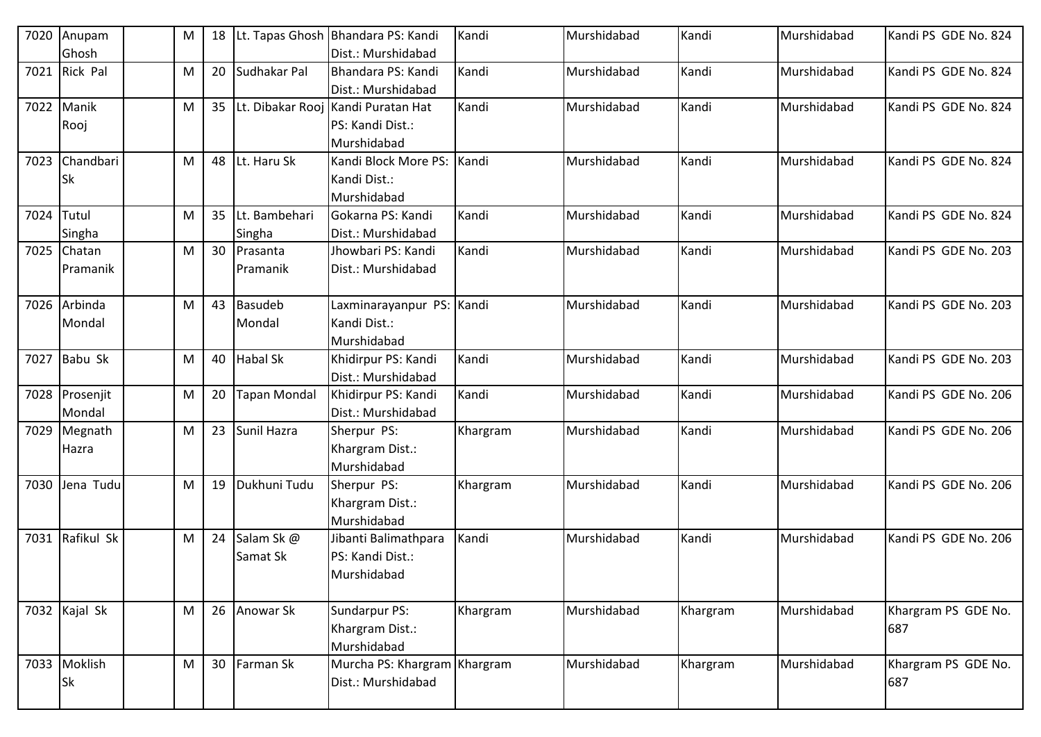| 7020 | Anupam Ghosh | | M | 18 | Lt. Tapas Ghosh | Bhandara PS: Kandi Dist.: Murshidabad | Kandi | Murshidabad | Kandi | Murshidabad | Kandi PS GDE No. 824 |
|---|---|---|---|---|---|---|---|---|---|---|---|
| 7021 | Rick Pal | | M | 20 | Sudhakar Pal | Bhandara PS: Kandi Dist.: Murshidabad | Kandi | Murshidabad | Kandi | Murshidabad | Kandi PS GDE No. 824 |
| 7022 | Manik Rooj | | M | 35 | Lt. Dibakar Rooj | Kandi Puratan Hat PS: Kandi Dist.: Murshidabad | Kandi | Murshidabad | Kandi | Murshidabad | Kandi PS GDE No. 824 |
| 7023 | Chandbari Sk | | M | 48 | Lt. Haru Sk | Kandi Block More PS: Kandi Dist.: Murshidabad | Kandi | Murshidabad | Kandi | Murshidabad | Kandi PS GDE No. 824 |
| 7024 | Tutul Singha | | M | 35 | Lt. Bambehari Singha | Gokarna PS: Kandi Dist.: Murshidabad | Kandi | Murshidabad | Kandi | Murshidabad | Kandi PS GDE No. 824 |
| 7025 | Chatan Pramanik | | M | 30 | Prasanta Pramanik | Jhowbari PS: Kandi Dist.: Murshidabad | Kandi | Murshidabad | Kandi | Murshidabad | Kandi PS GDE No. 203 |
| 7026 | Arbinda Mondal | | M | 43 | Basudeb Mondal | Laxminarayanpur PS: Kandi Dist.: Murshidabad | Kandi | Murshidabad | Kandi | Murshidabad | Kandi PS GDE No. 203 |
| 7027 | Babu Sk | | M | 40 | Habal Sk | Khidirpur PS: Kandi Dist.: Murshidabad | Kandi | Murshidabad | Kandi | Murshidabad | Kandi PS GDE No. 203 |
| 7028 | Prosenjit Mondal | | M | 20 | Tapan Mondal | Khidirpur PS: Kandi Dist.: Murshidabad | Kandi | Murshidabad | Kandi | Murshidabad | Kandi PS GDE No. 206 |
| 7029 | Megnath Hazra | | M | 23 | Sunil Hazra | Sherpur PS: Khargram Dist.: Murshidabad | Khargram | Murshidabad | Kandi | Murshidabad | Kandi PS GDE No. 206 |
| 7030 | Jena Tudu | | M | 19 | Dukhuni Tudu | Sherpur PS: Khargram Dist.: Murshidabad | Khargram | Murshidabad | Kandi | Murshidabad | Kandi PS GDE No. 206 |
| 7031 | Rafikul Sk | | M | 24 | Salam Sk @ Samat Sk | Jibanti Balimathpara PS: Kandi Dist.: Murshidabad | Kandi | Murshidabad | Kandi | Murshidabad | Kandi PS GDE No. 206 |
| 7032 | Kajal Sk | | M | 26 | Anowar Sk | Sundarpur PS: Khargram Dist.: Murshidabad | Khargram | Murshidabad | Khargram | Murshidabad | Khargram PS GDE No. 687 |
| 7033 | Moklish Sk | | M | 30 | Farman Sk | Murcha PS: Khargram Dist.: Murshidabad | Khargram | Murshidabad | Khargram | Murshidabad | Khargram PS GDE No. 687 |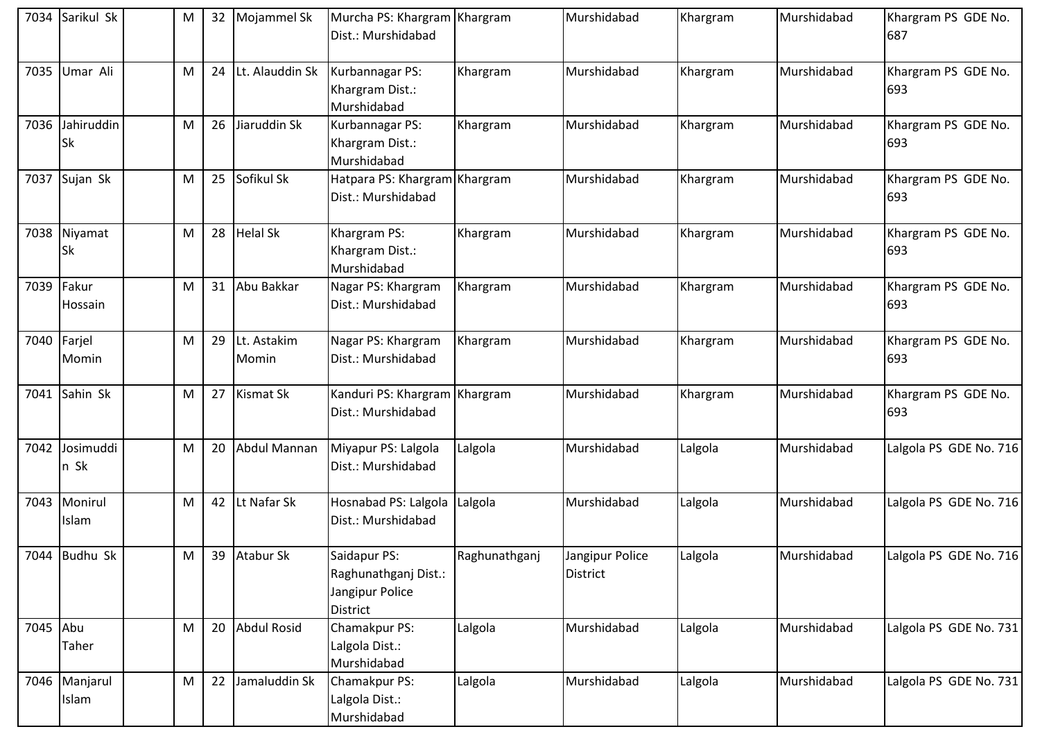| 7034 | Sarikul Sk | | M | 32 | Mojammel Sk | Murcha PS: Khargram Dist.: Murshidabad | Khargram | Murshidabad | Khargram | Murshidabad | Khargram PS GDE No. 687 |
|---|---|---|---|---|---|---|---|---|---|---|---|
| 7035 | Umar Ali | | M | 24 | Lt. Alauddin Sk | Kurbannagar PS: Khargram Dist.: Murshidabad | Khargram | Murshidabad | Khargram | Murshidabad | Khargram PS GDE No. 693 |
| 7036 | Jahiruddin Sk | | M | 26 | Jiaruddin Sk | Kurbannagar PS: Khargram Dist.: Murshidabad | Khargram | Murshidabad | Khargram | Murshidabad | Khargram PS GDE No. 693 |
| 7037 | Sujan Sk | | M | 25 | Sofikul Sk | Hatpara PS: Khargram Dist.: Murshidabad | Khargram | Murshidabad | Khargram | Murshidabad | Khargram PS GDE No. 693 |
| 7038 | Niyamat Sk | | M | 28 | Helal Sk | Khargram PS: Khargram Dist.: Murshidabad | Khargram | Murshidabad | Khargram | Murshidabad | Khargram PS GDE No. 693 |
| 7039 | Fakur Hossain | | M | 31 | Abu Bakkar | Nagar PS: Khargram Dist.: Murshidabad | Khargram | Murshidabad | Khargram | Murshidabad | Khargram PS GDE No. 693 |
| 7040 | Farjel Momin | | M | 29 | Lt. Astakim Momin | Nagar PS: Khargram Dist.: Murshidabad | Khargram | Murshidabad | Khargram | Murshidabad | Khargram PS GDE No. 693 |
| 7041 | Sahin Sk | | M | 27 | Kismat Sk | Kanduri PS: Khargram Dist.: Murshidabad | Khargram | Murshidabad | Khargram | Murshidabad | Khargram PS GDE No. 693 |
| 7042 | Josimuddin Sk | | M | 20 | Abdul Mannan | Miyapur PS: Lalgola Dist.: Murshidabad | Lalgola | Murshidabad | Lalgola | Murshidabad | Lalgola PS GDE No. 716 |
| 7043 | Monirul Islam | | M | 42 | Lt Nafar Sk | Hosnabad PS: Lalgola Dist.: Murshidabad | Lalgola | Murshidabad | Lalgola | Murshidabad | Lalgola PS GDE No. 716 |
| 7044 | Budhu Sk | | M | 39 | Atabur Sk | Saidapur PS: Raghunathganj Dist.: Jangipur Police District | Raghunathganj | Jangipur Police District | Lalgola | Murshidabad | Lalgola PS GDE No. 716 |
| 7045 | Abu Taher | | M | 20 | Abdul Rosid | Chamakpur PS: Lalgola Dist.: Murshidabad | Lalgola | Murshidabad | Lalgola | Murshidabad | Lalgola PS GDE No. 731 |
| 7046 | Manjarul Islam | | M | 22 | Jamaluddin Sk | Chamakpur PS: Lalgola Dist.: Murshidabad | Lalgola | Murshidabad | Lalgola | Murshidabad | Lalgola PS GDE No. 731 |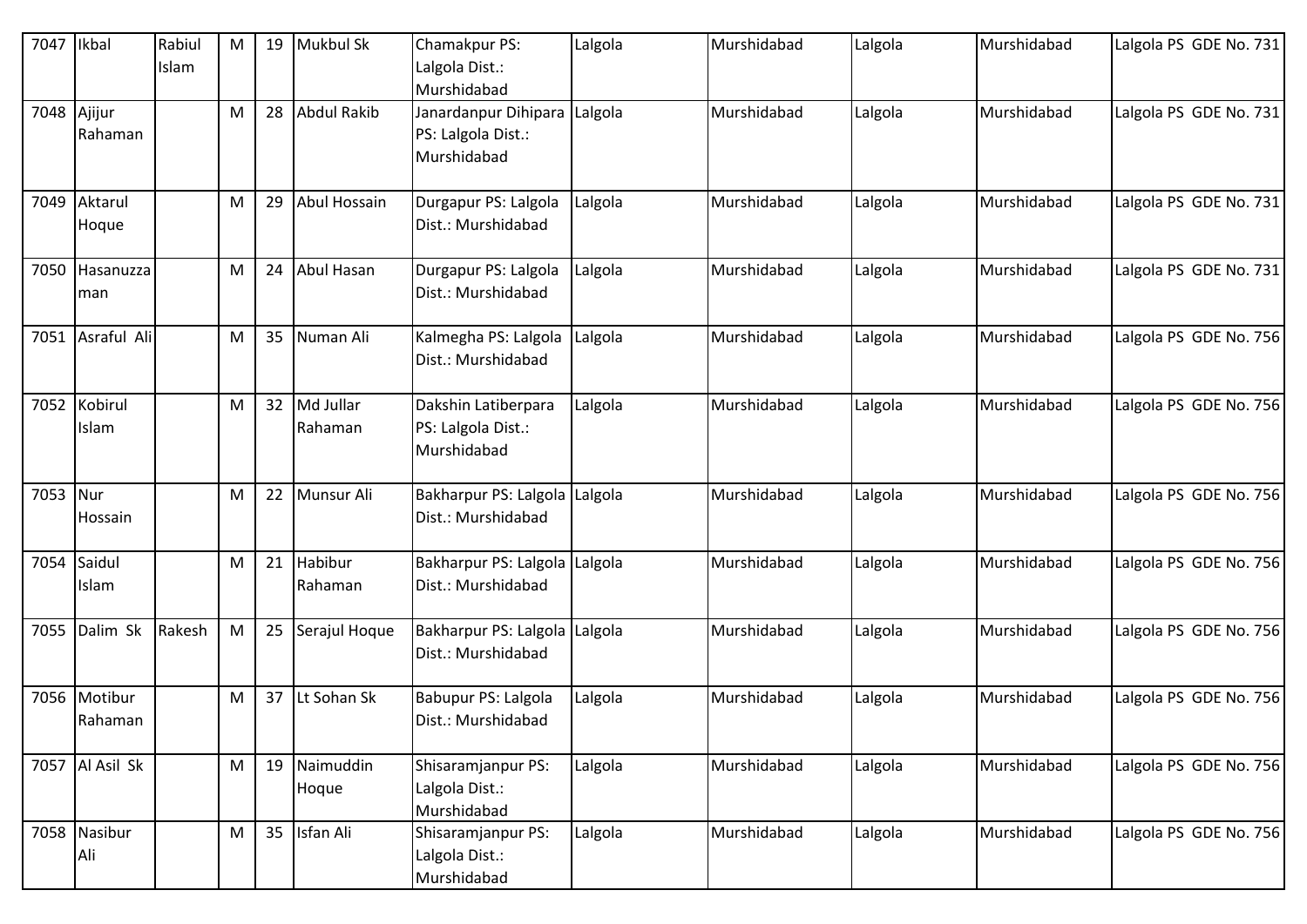| 7047 | Ikbal | Rabiul Islam | M | 19 | Mukbul Sk | Chamakpur PS: Lalgola Dist.: Murshidabad | Lalgola | Murshidabad | Lalgola | Murshidabad | Lalgola PS GDE No. 731 |
|---|---|---|---|---|---|---|---|---|---|---|---|
| 7048 | Ajijur Rahaman | | M | 28 | Abdul Rakib | Janardanpur Dihipara PS: Lalgola Dist.: Murshidabad | Lalgola | Murshidabad | Lalgola | Murshidabad | Lalgola PS GDE No. 731 |
| 7049 | Aktarul Hoque | | M | 29 | Abul Hossain | Durgapur PS: Lalgola Dist.: Murshidabad | Lalgola | Murshidabad | Lalgola | Murshidabad | Lalgola PS GDE No. 731 |
| 7050 | Hasanuzzaman | | M | 24 | Abul Hasan | Durgapur PS: Lalgola Dist.: Murshidabad | Lalgola | Murshidabad | Lalgola | Murshidabad | Lalgola PS GDE No. 731 |
| 7051 | Asraful Ali | | M | 35 | Numan Ali | Kalmegha PS: Lalgola Dist.: Murshidabad | Lalgola | Murshidabad | Lalgola | Murshidabad | Lalgola PS GDE No. 756 |
| 7052 | Kobirul Islam | | M | 32 | Md Jullar Rahaman | Dakshin Latiberpara PS: Lalgola Dist.: Murshidabad | Lalgola | Murshidabad | Lalgola | Murshidabad | Lalgola PS GDE No. 756 |
| 7053 | Nur Hossain | | M | 22 | Munsur Ali | Bakharpur PS: Lalgola Dist.: Murshidabad | Lalgola | Murshidabad | Lalgola | Murshidabad | Lalgola PS GDE No. 756 |
| 7054 | Saidul Islam | | M | 21 | Habibur Rahaman | Bakharpur PS: Lalgola Dist.: Murshidabad | Lalgola | Murshidabad | Lalgola | Murshidabad | Lalgola PS GDE No. 756 |
| 7055 | Dalim Sk | Rakesh | M | 25 | Serajul Hoque | Bakharpur PS: Lalgola Dist.: Murshidabad | Lalgola | Murshidabad | Lalgola | Murshidabad | Lalgola PS GDE No. 756 |
| 7056 | Motibur Rahaman | | M | 37 | Lt Sohan Sk | Babupur PS: Lalgola Dist.: Murshidabad | Lalgola | Murshidabad | Lalgola | Murshidabad | Lalgola PS GDE No. 756 |
| 7057 | Al Asil Sk | | M | 19 | Naimuddin Hoque | Shisaramjanpur PS: Lalgola Dist.: Murshidabad | Lalgola | Murshidabad | Lalgola | Murshidabad | Lalgola PS GDE No. 756 |
| 7058 | Nasibur Ali | | M | 35 | Isfan Ali | Shisaramjanpur PS: Lalgola Dist.: Murshidabad | Lalgola | Murshidabad | Lalgola | Murshidabad | Lalgola PS GDE No. 756 |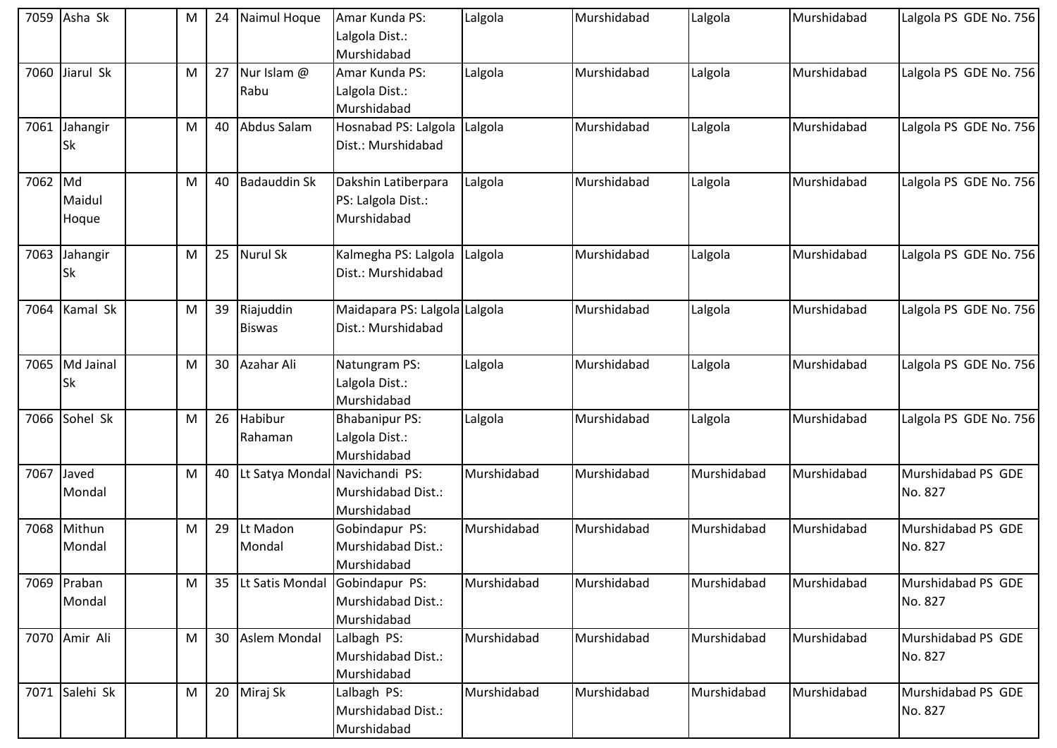| | | | | | | | | | | |
|---|---|---|---|---|---|---|---|---|---|---|
| 7059 | Asha Sk | | M | 24 | Naimul Hoque | Amar Kunda PS: Lalgola Dist.: Murshidabad | Lalgola | Murshidabad | Lalgola | Murshidabad | Lalgola PS GDE No. 756 |
| 7060 | Jiarul Sk | | M | 27 | Nur Islam @ Rabu | Amar Kunda PS: Lalgola Dist.: Murshidabad | Lalgola | Murshidabad | Lalgola | Murshidabad | Lalgola PS GDE No. 756 |
| 7061 | Jahangir Sk | | M | 40 | Abdus Salam | Hosnabad PS: Lalgola Dist.: Murshidabad | Lalgola | Murshidabad | Lalgola | Murshidabad | Lalgola PS GDE No. 756 |
| 7062 | Md Maidul Hoque | | M | 40 | Badauddin Sk | Dakshin Latiberpara PS: Lalgola Dist.: Murshidabad | Lalgola | Murshidabad | Lalgola | Murshidabad | Lalgola PS GDE No. 756 |
| 7063 | Jahangir Sk | | M | 25 | Nurul Sk | Kalmegha PS: Lalgola Dist.: Murshidabad | Lalgola | Murshidabad | Lalgola | Murshidabad | Lalgola PS GDE No. 756 |
| 7064 | Kamal Sk | | M | 39 | Riajuddin Biswas | Maidapara PS: Lalgola Dist.: Murshidabad | Lalgola | Murshidabad | Lalgola | Murshidabad | Lalgola PS GDE No. 756 |
| 7065 | Md Jainal Sk | | M | 30 | Azahar Ali | Natungram PS: Lalgola Dist.: Murshidabad | Lalgola | Murshidabad | Lalgola | Murshidabad | Lalgola PS GDE No. 756 |
| 7066 | Sohel Sk | | M | 26 | Habibur Rahaman | Bhabanipur PS: Lalgola Dist.: Murshidabad | Lalgola | Murshidabad | Lalgola | Murshidabad | Lalgola PS GDE No. 756 |
| 7067 | Javed Mondal | | M | 40 | Lt Satya Mondal | Navichandi PS: Murshidabad Dist.: Murshidabad | Murshidabad | Murshidabad | Murshidabad | Murshidabad | Murshidabad PS GDE No. 827 |
| 7068 | Mithun Mondal | | M | 29 | Lt Madon Mondal | Gobindapur PS: Murshidabad Dist.: Murshidabad | Murshidabad | Murshidabad | Murshidabad | Murshidabad | Murshidabad PS GDE No. 827 |
| 7069 | Praban Mondal | | M | 35 | Lt Satis Mondal | Gobindapur PS: Murshidabad Dist.: Murshidabad | Murshidabad | Murshidabad | Murshidabad | Murshidabad | Murshidabad PS GDE No. 827 |
| 7070 | Amir Ali | | M | 30 | Aslem Mondal | Lalbagh PS: Murshidabad Dist.: Murshidabad | Murshidabad | Murshidabad | Murshidabad | Murshidabad | Murshidabad PS GDE No. 827 |
| 7071 | Salehi Sk | | M | 20 | Miraj Sk | Lalbagh PS: Murshidabad Dist.: Murshidabad | Murshidabad | Murshidabad | Murshidabad | Murshidabad | Murshidabad PS GDE No. 827 |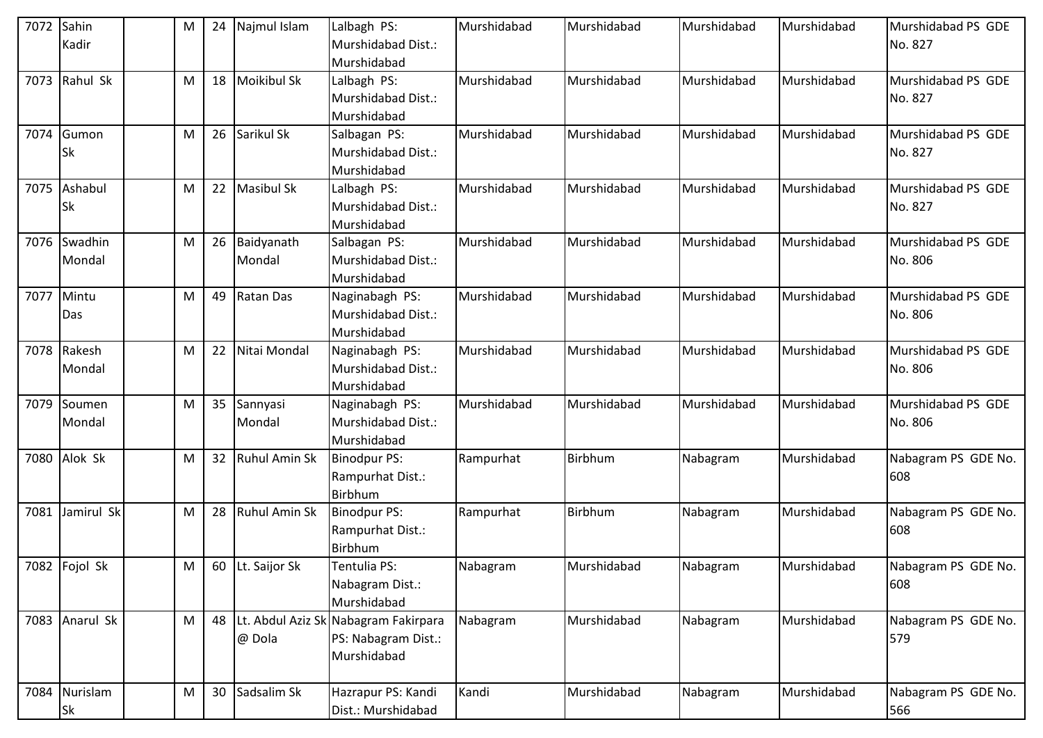| | | | | | | | | | | | |
|---|---|---|---|---|---|---|---|---|---|---|---|
| 7072 | Sahin Kadir | | M | 24 | Najmul Islam | Lalbagh PS: Murshidabad Dist.: Murshidabad | Murshidabad | Murshidabad | Murshidabad | Murshidabad | Murshidabad PS GDE No. 827 |
| 7073 | Rahul Sk | | M | 18 | Moikibul Sk | Lalbagh PS: Murshidabad Dist.: Murshidabad | Murshidabad | Murshidabad | Murshidabad | Murshidabad | Murshidabad PS GDE No. 827 |
| 7074 | Gumon Sk | | M | 26 | Sarikul Sk | Salbagan PS: Murshidabad Dist.: Murshidabad | Murshidabad | Murshidabad | Murshidabad | Murshidabad | Murshidabad PS GDE No. 827 |
| 7075 | Ashabul Sk | | M | 22 | Masibul Sk | Lalbagh PS: Murshidabad Dist.: Murshidabad | Murshidabad | Murshidabad | Murshidabad | Murshidabad | Murshidabad PS GDE No. 827 |
| 7076 | Swadhin Mondal | | M | 26 | Baidyanath Mondal | Salbagan PS: Murshidabad Dist.: Murshidabad | Murshidabad | Murshidabad | Murshidabad | Murshidabad | Murshidabad PS GDE No. 806 |
| 7077 | Mintu Das | | M | 49 | Ratan Das | Naginabagh PS: Murshidabad Dist.: Murshidabad | Murshidabad | Murshidabad | Murshidabad | Murshidabad | Murshidabad PS GDE No. 806 |
| 7078 | Rakesh Mondal | | M | 22 | Nitai Mondal | Naginabagh PS: Murshidabad Dist.: Murshidabad | Murshidabad | Murshidabad | Murshidabad | Murshidabad | Murshidabad PS GDE No. 806 |
| 7079 | Soumen Mondal | | M | 35 | Sannyasi Mondal | Naginabagh PS: Murshidabad Dist.: Murshidabad | Murshidabad | Murshidabad | Murshidabad | Murshidabad | Murshidabad PS GDE No. 806 |
| 7080 | Alok Sk | | M | 32 | Ruhul Amin Sk | Binodpur PS: Rampurhat Dist.: Birbhum | Rampurhat | Birbhum | Nabagram | Murshidabad | Nabagram PS GDE No. 608 |
| 7081 | Jamirul Sk | | M | 28 | Ruhul Amin Sk | Binodpur PS: Rampurhat Dist.: Birbhum | Rampurhat | Birbhum | Nabagram | Murshidabad | Nabagram PS GDE No. 608 |
| 7082 | Fojol Sk | | M | 60 | Lt. Saijor Sk | Tentulia PS: Nabagram Dist.: Murshidabad | Nabagram | Murshidabad | Nabagram | Murshidabad | Nabagram PS GDE No. 608 |
| 7083 | Anarul Sk | | M | 48 | Lt. Abdul Aziz Sk @ Dola | Nabagram Fakirpara PS: Nabagram Dist.: Murshidabad | Nabagram | Murshidabad | Nabagram | Murshidabad | Nabagram PS GDE No. 579 |
| 7084 | Nurislam Sk | | M | 30 | Sadsalim Sk | Hazrapur PS: Kandi Dist.: Murshidabad | Kandi | Murshidabad | Nabagram | Murshidabad | Nabagram PS GDE No. 566 |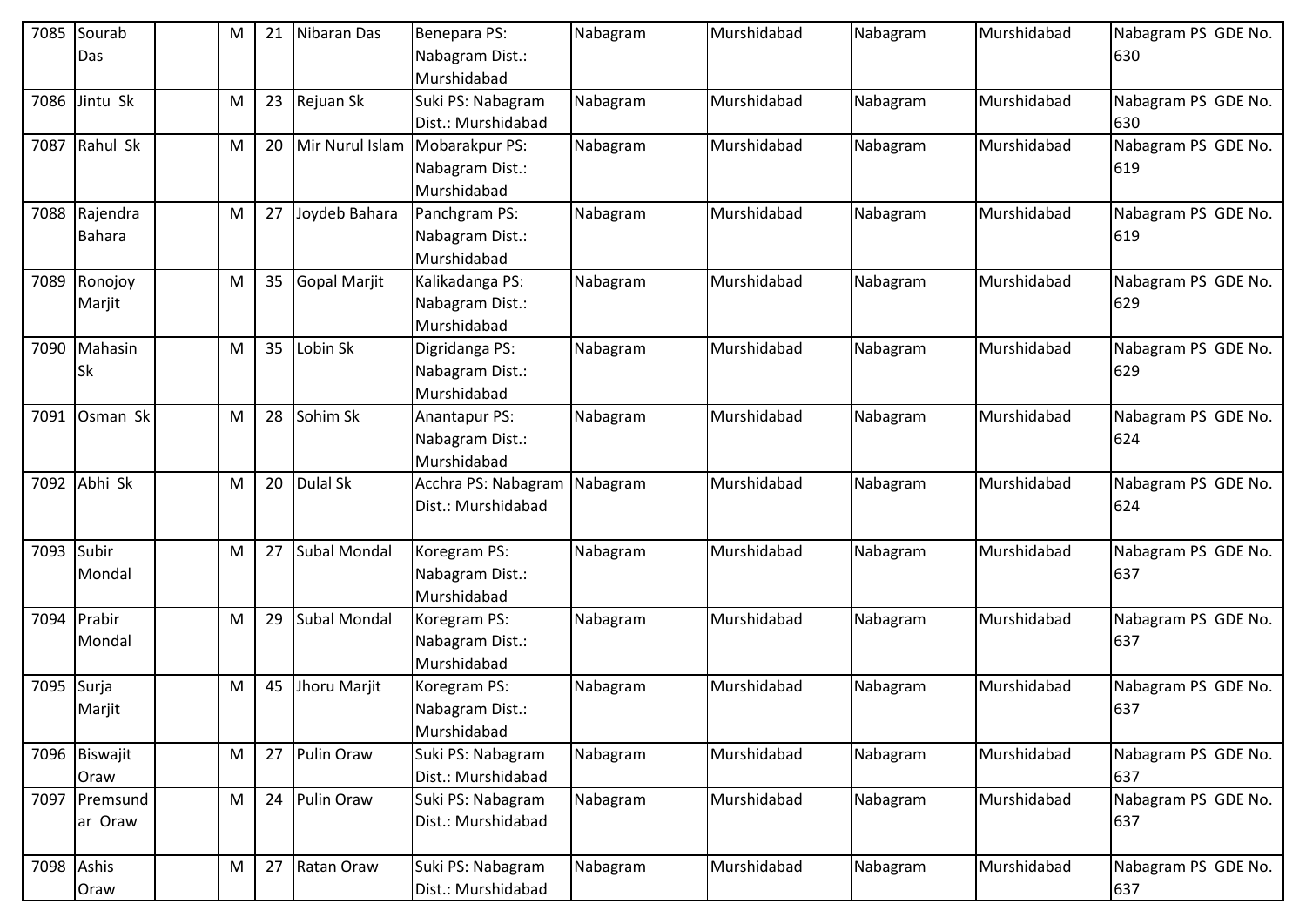| 7085 | Sourab Das | | M | 21 | Nibaran Das | Benepara PS: Nabagram Dist.: Murshidabad | Nabagram | Murshidabad | Nabagram | Murshidabad | Nabagram PS GDE No. 630 |
|---|---|---|---|---|---|---|---|---|---|---|---|
| 7086 | Jintu Sk | | M | 23 | Rejuan Sk | Suki PS: Nabagram Dist.: Murshidabad | Nabagram | Murshidabad | Nabagram | Murshidabad | Nabagram PS GDE No. 630 |
| 7087 | Rahul Sk | | M | 20 | Mir Nurul Islam | Mobarakpur PS: Nabagram Dist.: Murshidabad | Nabagram | Murshidabad | Nabagram | Murshidabad | Nabagram PS GDE No. 619 |
| 7088 | Rajendra Bahara | | M | 27 | Joydeb Bahara | Panchgram PS: Nabagram Dist.: Murshidabad | Nabagram | Murshidabad | Nabagram | Murshidabad | Nabagram PS GDE No. 619 |
| 7089 | Ronojoy Marjit | | M | 35 | Gopal Marjit | Kalikadanga PS: Nabagram Dist.: Murshidabad | Nabagram | Murshidabad | Nabagram | Murshidabad | Nabagram PS GDE No. 629 |
| 7090 | Mahasin Sk | | M | 35 | Lobin Sk | Digridanga PS: Nabagram Dist.: Murshidabad | Nabagram | Murshidabad | Nabagram | Murshidabad | Nabagram PS GDE No. 629 |
| 7091 | Osman Sk | | M | 28 | Sohim Sk | Anantapur PS: Nabagram Dist.: Murshidabad | Nabagram | Murshidabad | Nabagram | Murshidabad | Nabagram PS GDE No. 624 |
| 7092 | Abhi Sk | | M | 20 | Dulal Sk | Acchra PS: Nabagram Dist.: Murshidabad | Nabagram | Murshidabad | Nabagram | Murshidabad | Nabagram PS GDE No. 624 |
| 7093 | Subir Mondal | | M | 27 | Subal Mondal | Koregram PS: Nabagram Dist.: Murshidabad | Nabagram | Murshidabad | Nabagram | Murshidabad | Nabagram PS GDE No. 637 |
| 7094 | Prabir Mondal | | M | 29 | Subal Mondal | Koregram PS: Nabagram Dist.: Murshidabad | Nabagram | Murshidabad | Nabagram | Murshidabad | Nabagram PS GDE No. 637 |
| 7095 | Surja Marjit | | M | 45 | Jhoru Marjit | Koregram PS: Nabagram Dist.: Murshidabad | Nabagram | Murshidabad | Nabagram | Murshidabad | Nabagram PS GDE No. 637 |
| 7096 | Biswajit Oraw | | M | 27 | Pulin Oraw | Suki PS: Nabagram Dist.: Murshidabad | Nabagram | Murshidabad | Nabagram | Murshidabad | Nabagram PS GDE No. 637 |
| 7097 | Premsundar Oraw | | M | 24 | Pulin Oraw | Suki PS: Nabagram Dist.: Murshidabad | Nabagram | Murshidabad | Nabagram | Murshidabad | Nabagram PS GDE No. 637 |
| 7098 | Ashis Oraw | | M | 27 | Ratan Oraw | Suki PS: Nabagram Dist.: Murshidabad | Nabagram | Murshidabad | Nabagram | Murshidabad | Nabagram PS GDE No. 637 |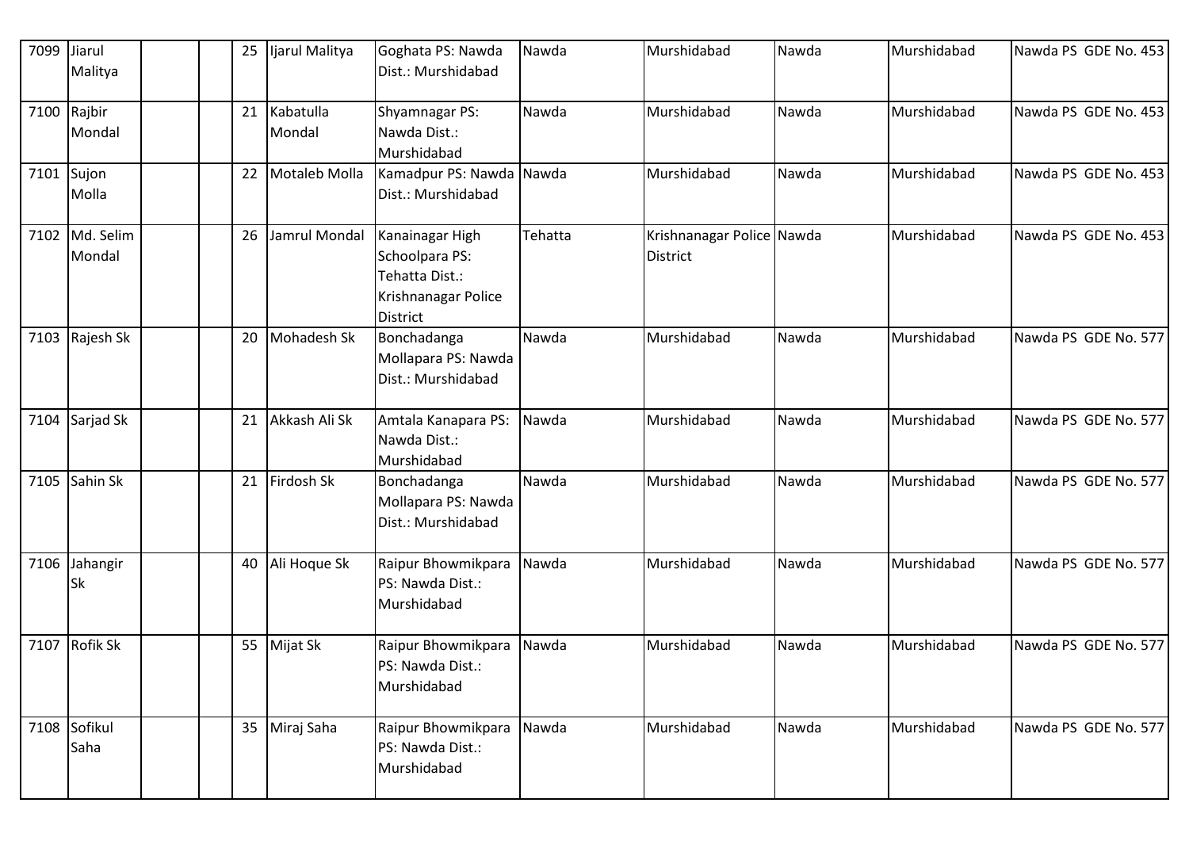| | | | | | | | | | | | |
|---|---|---|---|---|---|---|---|---|---|---|---|
| 7099 | Jiarul Malitya | | | 25 | Ijarul Malitya | Goghata PS: Nawda Dist.: Murshidabad | Nawda | Murshidabad | Nawda | Murshidabad | Nawda PS GDE No. 453 |
| 7100 | Rajbir Mondal | | | 21 | Kabatulla Mondal | Shyamnagar PS: Nawda Dist.: Murshidabad | Nawda | Murshidabad | Nawda | Murshidabad | Nawda PS GDE No. 453 |
| 7101 | Sujon Molla | | | 22 | Motaleb Molla | Kamadpur PS: Nawda Dist.: Murshidabad | Nawda | Murshidabad | Nawda | Murshidabad | Nawda PS GDE No. 453 |
| 7102 | Md. Selim Mondal | | | 26 | Jamrul Mondal | Kanainagar High Schoolpara PS: Tehatta Dist.: Krishnanagar Police District | Tehatta | Krishnanagar Police District | Nawda | Murshidabad | Nawda PS GDE No. 453 |
| 7103 | Rajesh Sk | | | 20 | Mohadesh Sk | Bonchadanga Mollapara PS: Nawda Dist.: Murshidabad | Nawda | Murshidabad | Nawda | Murshidabad | Nawda PS GDE No. 577 |
| 7104 | Sarjad Sk | | | 21 | Akkash Ali Sk | Amtala Kanapara PS: Nawda Dist.: Murshidabad | Nawda | Murshidabad | Nawda | Murshidabad | Nawda PS GDE No. 577 |
| 7105 | Sahin Sk | | | 21 | Firdosh Sk | Bonchadanga Mollapara PS: Nawda Dist.: Murshidabad | Nawda | Murshidabad | Nawda | Murshidabad | Nawda PS GDE No. 577 |
| 7106 | Jahangir Sk | | | 40 | Ali Hoque Sk | Raipur Bhowmikpara PS: Nawda Dist.: Murshidabad | Nawda | Murshidabad | Nawda | Murshidabad | Nawda PS GDE No. 577 |
| 7107 | Rofik Sk | | | 55 | Mijat Sk | Raipur Bhowmikpara PS: Nawda Dist.: Murshidabad | Nawda | Murshidabad | Nawda | Murshidabad | Nawda PS GDE No. 577 |
| 7108 | Sofikul Saha | | | 35 | Miraj Saha | Raipur Bhowmikpara PS: Nawda Dist.: Murshidabad | Nawda | Murshidabad | Nawda | Murshidabad | Nawda PS GDE No. 577 |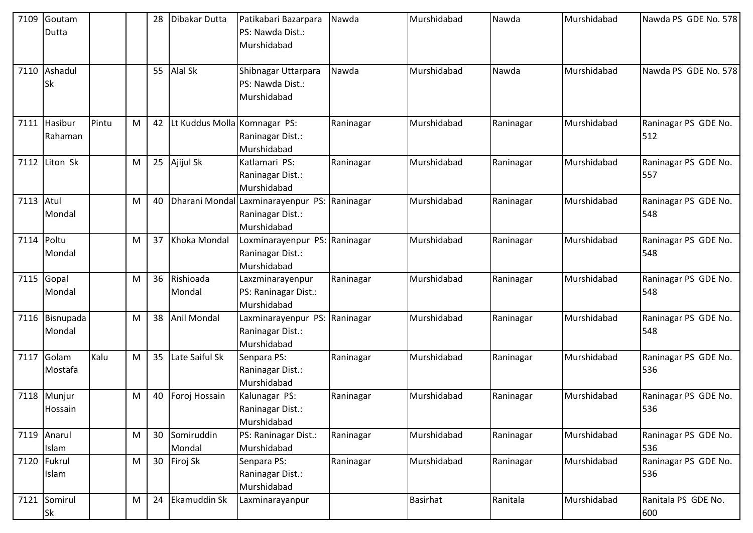| 7109 | Goutam Dutta | | | 28 | Dibakar Dutta | Patikabari Bazarpara PS: Nawda Dist.: Murshidabad | Nawda | Murshidabad | Nawda | Murshidabad | Nawda PS GDE No. 578 |
|---|---|---|---|---|---|---|---|---|---|---|---|
| 7110 | Ashadul Sk | | | 55 | Alal Sk | Shibnagar Uttarpara PS: Nawda Dist.: Murshidabad | Nawda | Murshidabad | Nawda | Murshidabad | Nawda PS GDE No. 578 |
| 7111 | Hasibur Rahaman | Pintu | M | 42 | Lt Kuddus Molla | Komnagar PS: Raninagar Dist.: Murshidabad | Raninagar | Murshidabad | Raninagar | Murshidabad | Raninagar PS GDE No. 512 |
| 7112 | Liton Sk | | M | 25 | Ajijul Sk | Katlamari PS: Raninagar Dist.: Murshidabad | Raninagar | Murshidabad | Raninagar | Murshidabad | Raninagar PS GDE No. 557 |
| 7113 | Atul Mondal | | M | 40 | Dharani Mondal | Laxminarayenpur PS: Raninagar Dist.: Murshidabad | Raninagar | Murshidabad | Raninagar | Murshidabad | Raninagar PS GDE No. 548 |
| 7114 | Poltu Mondal | | M | 37 | Khoka Mondal | Loxminarayenpur PS: Raninagar Dist.: Murshidabad | Raninagar | Murshidabad | Raninagar | Murshidabad | Raninagar PS GDE No. 548 |
| 7115 | Gopal Mondal | | M | 36 | Rishioada Mondal | Laxzminarayenpur PS: Raninagar Dist.: Murshidabad | Raninagar | Murshidabad | Raninagar | Murshidabad | Raninagar PS GDE No. 548 |
| 7116 | Bisnupada Mondal | | M | 38 | Anil Mondal | Laxminarayenpur PS: Raninagar Dist.: Murshidabad | Raninagar | Murshidabad | Raninagar | Murshidabad | Raninagar PS GDE No. 548 |
| 7117 | Golam Mostafa | Kalu | M | 35 | Late Saiful Sk | Senpara PS: Raninagar Dist.: Murshidabad | Raninagar | Murshidabad | Raninagar | Murshidabad | Raninagar PS GDE No. 536 |
| 7118 | Munjur Hossain | | M | 40 | Foroj Hossain | Kalunagar PS: Raninagar Dist.: Murshidabad | Raninagar | Murshidabad | Raninagar | Murshidabad | Raninagar PS GDE No. 536 |
| 7119 | Anarul Islam | | M | 30 | Somiruddin Mondal | PS: Raninagar Dist.: Murshidabad | Raninagar | Murshidabad | Raninagar | Murshidabad | Raninagar PS GDE No. 536 |
| 7120 | Fukrul Islam | | M | 30 | Firoj Sk | Senpara PS: Raninagar Dist.: Murshidabad | Raninagar | Murshidabad | Raninagar | Murshidabad | Raninagar PS GDE No. 536 |
| 7121 | Somirul Sk | | M | 24 | Ekamuddin Sk | Laxminarayanpur | | Basirhat | Ranitala | Murshidabad | Ranitala PS GDE No. 600 |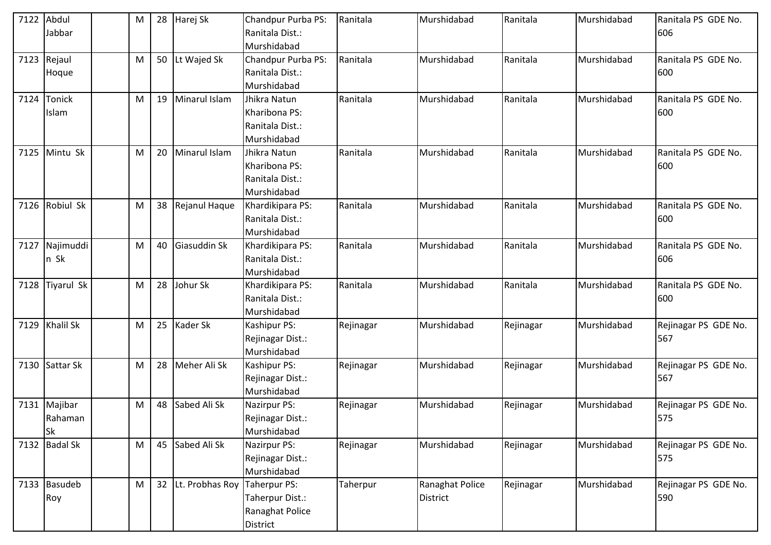| 7122 | Abdul Jabbar | | M | 28 | Harej Sk | Chandpur Purba PS: Ranitala Dist.: Murshidabad | Ranitala | Murshidabad | Ranitala | Murshidabad | Ranitala PS GDE No. 606 |
|---|---|---|---|---|---|---|---|---|---|---|---|
| 7123 | Rejaul Hoque | | M | 50 | Lt Wajed Sk | Chandpur Purba PS: Ranitala Dist.: Murshidabad | Ranitala | Murshidabad | Ranitala | Murshidabad | Ranitala PS GDE No. 600 |
| 7124 | Tonick Islam | | M | 19 | Minarul Islam | Jhikra Natun Kharibona PS: Ranitala Dist.: Murshidabad | Ranitala | Murshidabad | Ranitala | Murshidabad | Ranitala PS GDE No. 600 |
| 7125 | Mintu Sk | | M | 20 | Minarul Islam | Jhikra Natun Kharibona PS: Ranitala Dist.: Murshidabad | Ranitala | Murshidabad | Ranitala | Murshidabad | Ranitala PS GDE No. 600 |
| 7126 | Robiul Sk | | M | 38 | Rejanul Haque | Khardikipara PS: Ranitala Dist.: Murshidabad | Ranitala | Murshidabad | Ranitala | Murshidabad | Ranitala PS GDE No. 600 |
| 7127 | Najimuddin Sk | | M | 40 | Giasuddin Sk | Khardikipara PS: Ranitala Dist.: Murshidabad | Ranitala | Murshidabad | Ranitala | Murshidabad | Ranitala PS GDE No. 606 |
| 7128 | Tiyarul Sk | | M | 28 | Johur Sk | Khardikipara PS: Ranitala Dist.: Murshidabad | Ranitala | Murshidabad | Ranitala | Murshidabad | Ranitala PS GDE No. 600 |
| 7129 | Khalil Sk | | M | 25 | Kader Sk | Kashipur PS: Rejinagar Dist.: Murshidabad | Rejinagar | Murshidabad | Rejinagar | Murshidabad | Rejinagar PS GDE No. 567 |
| 7130 | Sattar Sk | | M | 28 | Meher Ali Sk | Kashipur PS: Rejinagar Dist.: Murshidabad | Rejinagar | Murshidabad | Rejinagar | Murshidabad | Rejinagar PS GDE No. 567 |
| 7131 | Majibar Rahaman Sk | | M | 48 | Sabed Ali Sk | Nazirpur PS: Rejinagar Dist.: Murshidabad | Rejinagar | Murshidabad | Rejinagar | Murshidabad | Rejinagar PS GDE No. 575 |
| 7132 | Badal Sk | | M | 45 | Sabed Ali Sk | Nazirpur PS: Rejinagar Dist.: Murshidabad | Rejinagar | Murshidabad | Rejinagar | Murshidabad | Rejinagar PS GDE No. 575 |
| 7133 | Basudeb Roy | | M | 32 | Lt. Probhas Roy | Taherpur PS: Taherpur Dist.: Ranaghat Police District | Taherpur | Ranaghat Police District | Rejinagar | Murshidabad | Rejinagar PS GDE No. 590 |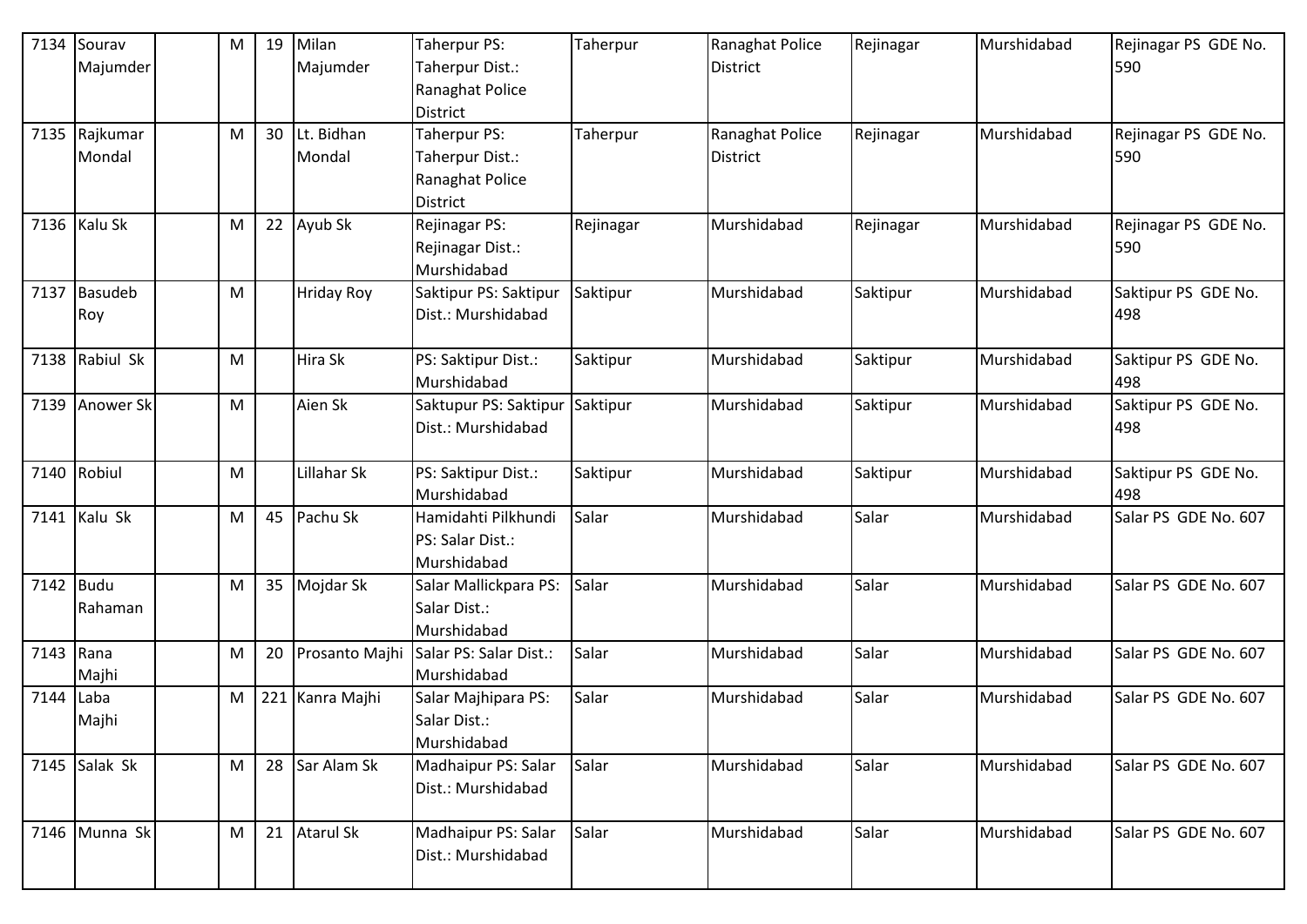| 7134 | Sourav Majumder | | M | 19 | Milan Majumder | Taherpur PS: Taherpur Dist.: Ranaghat Police District | Taherpur | Ranaghat Police District | Rejinagar | Murshidabad | Rejinagar PS GDE No. 590 |
|---|---|---|---|---|---|---|---|---|---|---|---|
| 7135 | Rajkumar Mondal | | M | 30 | Lt. Bidhan Mondal | Taherpur PS: Taherpur Dist.: Ranaghat Police District | Taherpur | Ranaghat Police District | Rejinagar | Murshidabad | Rejinagar PS GDE No. 590 |
| 7136 | Kalu Sk | | M | 22 | Ayub Sk | Rejinagar PS: Rejinagar Dist.: Murshidabad | Rejinagar | Murshidabad | Rejinagar | Murshidabad | Rejinagar PS GDE No. 590 |
| 7137 | Basudeb Roy | | M | | Hriday Roy | Saktipur PS: Saktipur Dist.: Murshidabad | Saktipur | Murshidabad | Saktipur | Murshidabad | Saktipur PS GDE No. 498 |
| 7138 | Rabiul Sk | | M | | Hira Sk | PS: Saktipur Dist.: Murshidabad | Saktipur | Murshidabad | Saktipur | Murshidabad | Saktipur PS GDE No. 498 |
| 7139 | Anower Sk | | M | | Aien Sk | Saktupur PS: Saktipur Dist.: Murshidabad | Saktipur | Murshidabad | Saktipur | Murshidabad | Saktipur PS GDE No. 498 |
| 7140 | Robiul | | M | | Lillahar Sk | PS: Saktipur Dist.: Murshidabad | Saktipur | Murshidabad | Saktipur | Murshidabad | Saktipur PS GDE No. 498 |
| 7141 | Kalu Sk | | M | 45 | Pachu Sk | Hamidahti Pilkhundi PS: Salar Dist.: Murshidabad | Salar | Murshidabad | Salar | Murshidabad | Salar PS GDE No. 607 |
| 7142 | Budu Rahaman | | M | 35 | Mojdar Sk | Salar Mallickpara PS: Salar Dist.: Murshidabad | Salar | Murshidabad | Salar | Murshidabad | Salar PS GDE No. 607 |
| 7143 | Rana Majhi | | M | 20 | Prosanto Majhi | Salar PS: Salar Dist.: Murshidabad | Salar | Murshidabad | Salar | Murshidabad | Salar PS GDE No. 607 |
| 7144 | Laba Majhi | | M | 221 | Kanra Majhi | Salar Majhipara PS: Salar Dist.: Murshidabad | Salar | Murshidabad | Salar | Murshidabad | Salar PS GDE No. 607 |
| 7145 | Salak Sk | | M | 28 | Sar Alam Sk | Madhaipur PS: Salar Dist.: Murshidabad | Salar | Murshidabad | Salar | Murshidabad | Salar PS GDE No. 607 |
| 7146 | Munna Sk | | M | 21 | Atarul Sk | Madhaipur PS: Salar Dist.: Murshidabad | Salar | Murshidabad | Salar | Murshidabad | Salar PS GDE No. 607 |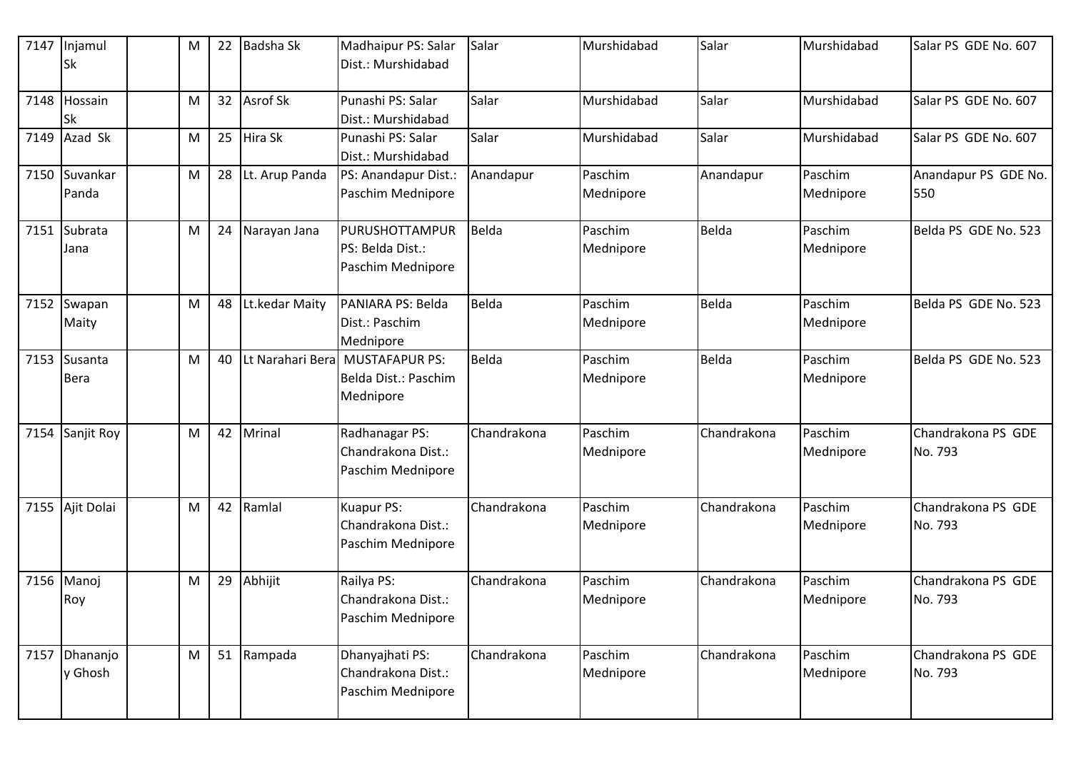| 7147 | Injamul Sk | | M | 22 | Badsha Sk | Madhaipur PS: Salar Dist.: Murshidabad | Salar | Murshidabad | Salar | Murshidabad | Salar PS GDE No. 607 |
|---|---|---|---|---|---|---|---|---|---|---|---|
| 7148 | Hossain Sk | | M | 32 | Asrof Sk | Punashi PS: Salar Dist.: Murshidabad | Salar | Murshidabad | Salar | Murshidabad | Salar PS GDE No. 607 |
| 7149 | Azad Sk | | M | 25 | Hira Sk | Punashi PS: Salar Dist.: Murshidabad | Salar | Murshidabad | Salar | Murshidabad | Salar PS GDE No. 607 |
| 7150 | Suvankar Panda | | M | 28 | Lt. Arup Panda | PS: Anandapur Dist.: Paschim Mednipore | Anandapur | Paschim Mednipore | Anandapur | Paschim Mednipore | Anandapur PS GDE No. 550 |
| 7151 | Subrata Jana | | M | 24 | Narayan Jana | PURUSHOTTAMPUR PS: Belda Dist.: Paschim Mednipore | Belda | Paschim Mednipore | Belda | Paschim Mednipore | Belda PS GDE No. 523 |
| 7152 | Swapan Maity | | M | 48 | Lt.kedar Maity | PANIARA PS: Belda Dist.: Paschim Mednipore | Belda | Paschim Mednipore | Belda | Paschim Mednipore | Belda PS GDE No. 523 |
| 7153 | Susanta Bera | | M | 40 | Lt Narahari Bera | MUSTAFAPUR PS: Belda Dist.: Paschim Mednipore | Belda | Paschim Mednipore | Belda | Paschim Mednipore | Belda PS GDE No. 523 |
| 7154 | Sanjit Roy | | M | 42 | Mrinal | Radhanagar PS: Chandrakona Dist.: Paschim Mednipore | Chandrakona | Paschim Mednipore | Chandrakona | Paschim Mednipore | Chandrakona PS GDE No. 793 |
| 7155 | Ajit Dolai | | M | 42 | Ramlal | Kuapur PS: Chandrakona Dist.: Paschim Mednipore | Chandrakona | Paschim Mednipore | Chandrakona | Paschim Mednipore | Chandrakona PS GDE No. 793 |
| 7156 | Manoj Roy | | M | 29 | Abhijit | Railya PS: Chandrakona Dist.: Paschim Mednipore | Chandrakona | Paschim Mednipore | Chandrakona | Paschim Mednipore | Chandrakona PS GDE No. 793 |
| 7157 | Dhananjoy Ghosh | | M | 51 | Rampada | Dhanyajhati PS: Chandrakona Dist.: Paschim Mednipore | Chandrakona | Paschim Mednipore | Chandrakona | Paschim Mednipore | Chandrakona PS GDE No. 793 |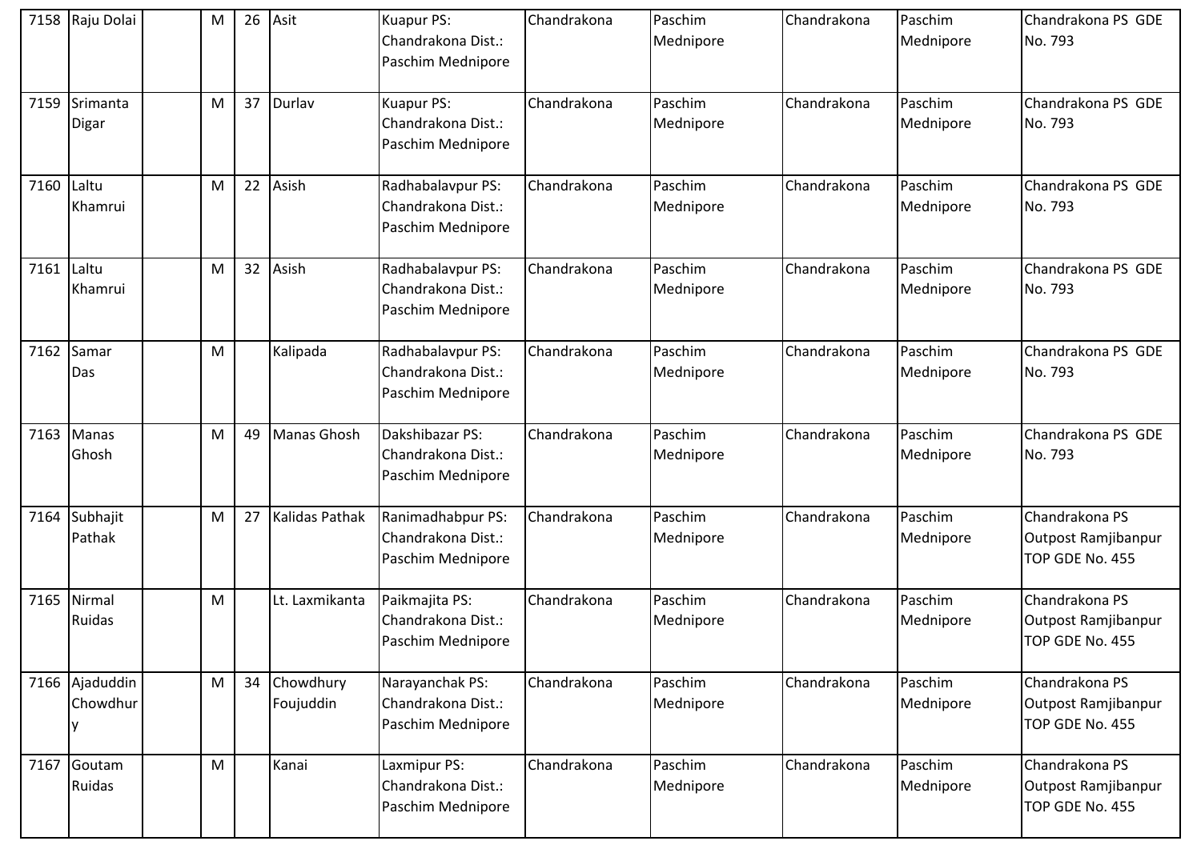| 7158 | Raju Dolai | | M | 26 | Asit | Kuapur PS: Chandrakona Dist.: Paschim Mednipore | Chandrakona | Paschim Mednipore | Chandrakona | Paschim Mednipore | Chandrakona PS GDE No. 793 |
|---|---|---|---|---|---|---|---|---|---|---|---|
| 7159 | Srimanta Digar | | M | 37 | Durlav | Kuapur PS: Chandrakona Dist.: Paschim Mednipore | Chandrakona | Paschim Mednipore | Chandrakona | Paschim Mednipore | Chandrakona PS GDE No. 793 |
| 7160 | Laltu Khamrui | | M | 22 | Asish | Radhabalavpur PS: Chandrakona Dist.: Paschim Mednipore | Chandrakona | Paschim Mednipore | Chandrakona | Paschim Mednipore | Chandrakona PS GDE No. 793 |
| 7161 | Laltu Khamrui | | M | 32 | Asish | Radhabalavpur PS: Chandrakona Dist.: Paschim Mednipore | Chandrakona | Paschim Mednipore | Chandrakona | Paschim Mednipore | Chandrakona PS GDE No. 793 |
| 7162 | Samar Das | | M | | Kalipada | Radhabalavpur PS: Chandrakona Dist.: Paschim Mednipore | Chandrakona | Paschim Mednipore | Chandrakona | Paschim Mednipore | Chandrakona PS GDE No. 793 |
| 7163 | Manas Ghosh | | M | 49 | Manas Ghosh | Dakshibazar PS: Chandrakona Dist.: Paschim Mednipore | Chandrakona | Paschim Mednipore | Chandrakona | Paschim Mednipore | Chandrakona PS GDE No. 793 |
| 7164 | Subhajit Pathak | | M | 27 | Kalidas Pathak | Ranimadhabpur PS: Chandrakona Dist.: Paschim Mednipore | Chandrakona | Paschim Mednipore | Chandrakona | Paschim Mednipore | Chandrakona PS Outpost Ramjibanpur TOP GDE No. 455 |
| 7165 | Nirmal Ruidas | | M | | Lt. Laxmikanta | Paikmajita PS: Chandrakona Dist.: Paschim Mednipore | Chandrakona | Paschim Mednipore | Chandrakona | Paschim Mednipore | Chandrakona PS Outpost Ramjibanpur TOP GDE No. 455 |
| 7166 | Ajaduddin Chowdhury | | M | 34 | Chowdhury Foujuddin | Narayanchak PS: Chandrakona Dist.: Paschim Mednipore | Chandrakona | Paschim Mednipore | Chandrakona | Paschim Mednipore | Chandrakona PS Outpost Ramjibanpur TOP GDE No. 455 |
| 7167 | Goutam Ruidas | | M | | Kanai | Laxmipur PS: Chandrakona Dist.: Paschim Mednipore | Chandrakona | Paschim Mednipore | Chandrakona | Paschim Mednipore | Chandrakona PS Outpost Ramjibanpur TOP GDE No. 455 |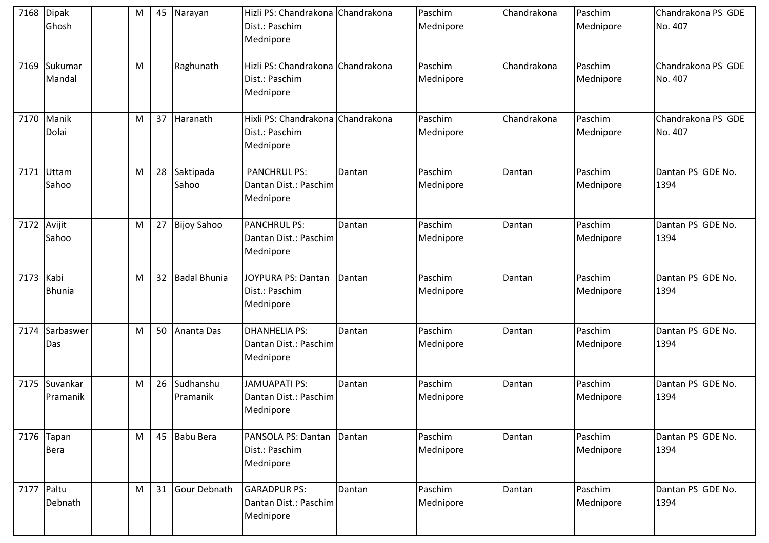| 7168 | Dipak Ghosh | | M | 45 | Narayan | Hizli PS: Chandrakona Dist.: Paschim Mednipore | Chandrakona | Paschim Mednipore | Chandrakona | Paschim Mednipore | Chandrakona PS GDE No. 407 |
|---|---|---|---|---|---|---|---|---|---|---|---|
| 7169 | Sukumar Mandal | | M | | Raghunath | Hizli PS: Chandrakona Dist.: Paschim Mednipore | Chandrakona | Paschim Mednipore | Chandrakona | Paschim Mednipore | Chandrakona PS GDE No. 407 |
| 7170 | Manik Dolai | | M | 37 | Haranath | Hixli PS: Chandrakona Dist.: Paschim Mednipore | Chandrakona | Paschim Mednipore | Chandrakona | Paschim Mednipore | Chandrakona PS GDE No. 407 |
| 7171 | Uttam Sahoo | | M | 28 | Saktipada Sahoo | PANCHRUL PS: Dantan Dist.: Paschim Mednipore | Dantan | Paschim Mednipore | Dantan | Paschim Mednipore | Dantan PS GDE No. 1394 |
| 7172 | Avijit Sahoo | | M | 27 | Bijoy Sahoo | PANCHRUL PS: Dantan Dist.: Paschim Mednipore | Dantan | Paschim Mednipore | Dantan | Paschim Mednipore | Dantan PS GDE No. 1394 |
| 7173 | Kabi Bhunia | | M | 32 | Badal Bhunia | JOYPURA PS: Dantan Dist.: Paschim Mednipore | Dantan | Paschim Mednipore | Dantan | Paschim Mednipore | Dantan PS GDE No. 1394 |
| 7174 | Sarbaswer Das | | M | 50 | Ananta Das | DHANHELIA PS: Dantan Dist.: Paschim Mednipore | Dantan | Paschim Mednipore | Dantan | Paschim Mednipore | Dantan PS GDE No. 1394 |
| 7175 | Suvankar Pramanik | | M | 26 | Sudhanshu Pramanik | JAMUAPATI PS: Dantan Dist.: Paschim Mednipore | Dantan | Paschim Mednipore | Dantan | Paschim Mednipore | Dantan PS GDE No. 1394 |
| 7176 | Tapan Bera | | M | 45 | Babu Bera | PANSOLA PS: Dantan Dist.: Paschim Mednipore | Dantan | Paschim Mednipore | Dantan | Paschim Mednipore | Dantan PS GDE No. 1394 |
| 7177 | Paltu Debnath | | M | 31 | Gour Debnath | GARADPUR PS: Dantan Dist.: Paschim Mednipore | Dantan | Paschim Mednipore | Dantan | Paschim Mednipore | Dantan PS GDE No. 1394 |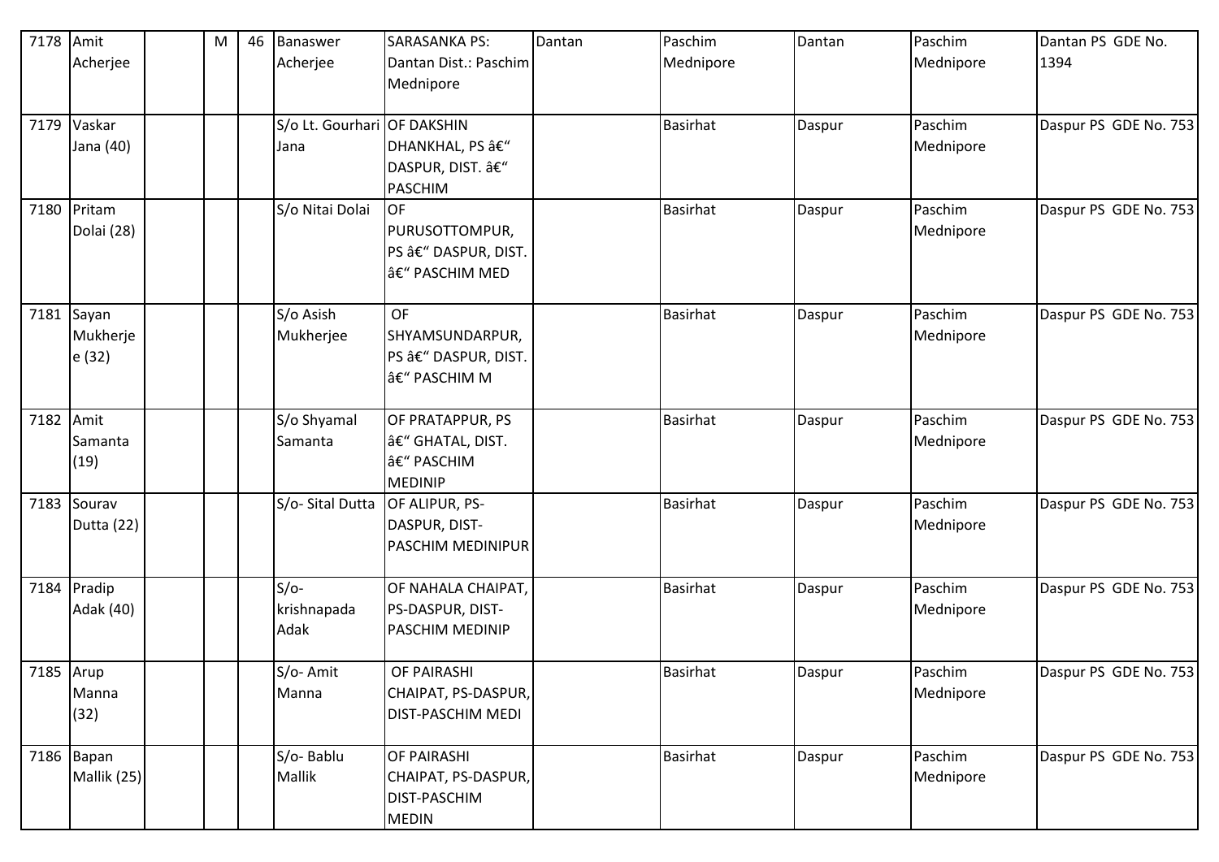| 7178 | Amit Acherjee | | M | 46 | Banaswer Acherjee | SARASANKA PS: Dantan Dist.: Paschim Mednipore | Dantan | Paschim Mednipore | Dantan | Paschim Mednipore | Dantan PS GDE No. 1394 |
|---|---|---|---|---|---|---|---|---|---|---|---|
| 7179 | Vaskar Jana (40) | | | | S/o Lt. Gourhari Jana | OF DAKSHIN DHANKHAL, PS â€“ DASPUR, DIST. â€“ PASCHIM | | Basirhat | Daspur | Paschim Mednipore | Daspur PS GDE No. 753 |
| 7180 | Pritam Dolai (28) | | | | S/o Nitai Dolai | OF PURUSOTTOMPUR, PS â€“ DASPUR, DIST. â€“ PASCHIM MED | | Basirhat | Daspur | Paschim Mednipore | Daspur PS GDE No. 753 |
| 7181 | Sayan Mukherjee (32) | | | | S/o Asish Mukherjee | OF SHYAMSUNDARPUR, PS â€“ DASPUR, DIST. â€“ PASCHIM M | | Basirhat | Daspur | Paschim Mednipore | Daspur PS GDE No. 753 |
| 7182 | Amit Samanta (19) | | | | S/o Shyamal Samanta | OF PRATAPPUR, PS â€“ GHATAL, DIST. â€“ PASCHIM MEDINIP | | Basirhat | Daspur | Paschim Mednipore | Daspur PS GDE No. 753 |
| 7183 | Sourav Dutta (22) | | | | S/o- Sital Dutta | OF ALIPUR, PS-DASPUR, DIST-PASCHIM MEDINIPUR | | Basirhat | Daspur | Paschim Mednipore | Daspur PS GDE No. 753 |
| 7184 | Pradip Adak (40) | | | | S/o-krishnapada Adak | OF NAHALA CHAIPAT, PS-DASPUR, DIST-PASCHIM MEDINIP | | Basirhat | Daspur | Paschim Mednipore | Daspur PS GDE No. 753 |
| 7185 | Arup Manna (32) | | | | S/o- Amit Manna | OF PAIRASHI CHAIPAT, PS-DASPUR, DIST-PASCHIM MEDI | | Basirhat | Daspur | Paschim Mednipore | Daspur PS GDE No. 753 |
| 7186 | Bapan Mallik (25) | | | | S/o- Bablu Mallik | OF PAIRASHI CHAIPAT, PS-DASPUR, DIST-PASCHIM MEDIN | | Basirhat | Daspur | Paschim Mednipore | Daspur PS GDE No. 753 |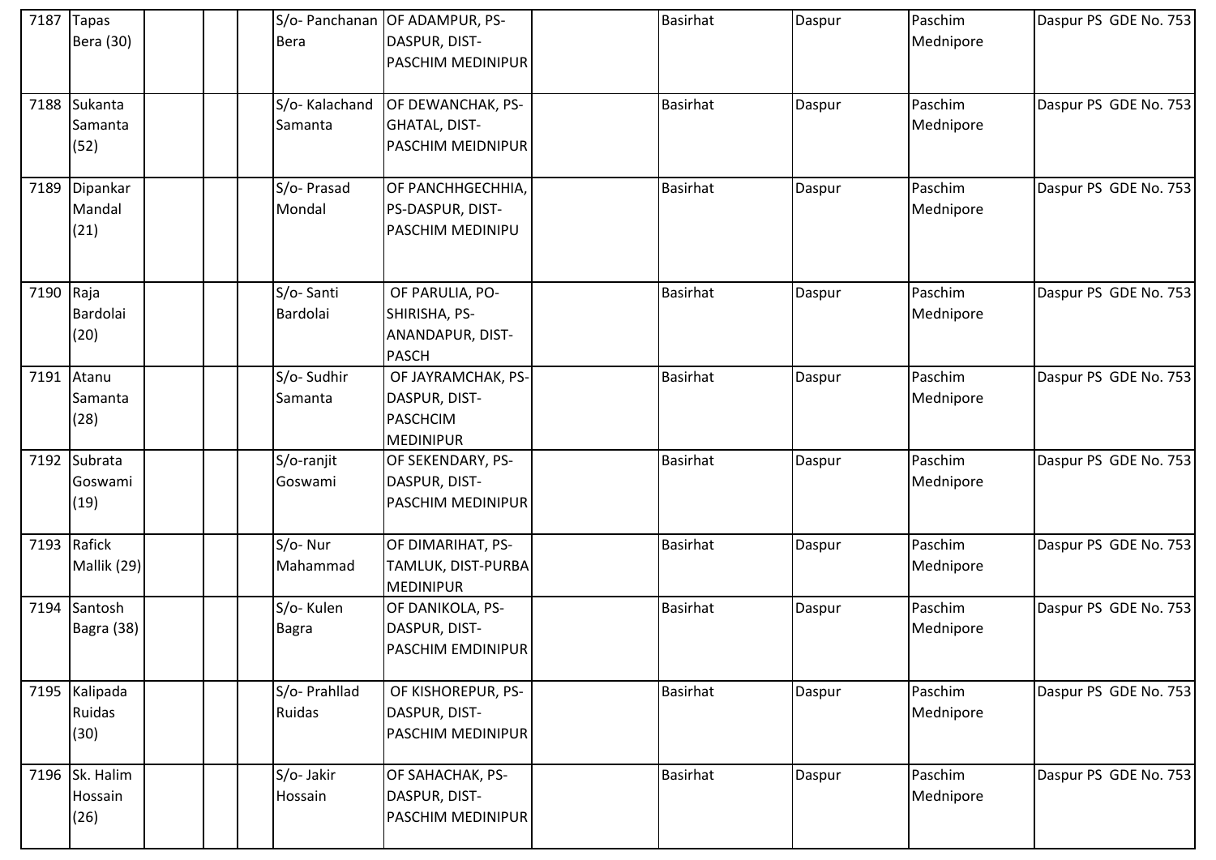| | | | | | | | | | | |
|---|---|---|---|---|---|---|---|---|---|---|
| 7187 | Tapas Bera (30) | | | S/o- Panchanan Bera | OF ADAMPUR, PS-DASPUR, DIST-PASCHIM MEDINIPUR | | Basirhat | Daspur | Paschim Mednipore | Daspur PS GDE No. 753 |
| 7188 | Sukanta Samanta (52) | | | S/o- Kalachand Samanta | OF DEWANCHAK, PS-GHATAL, DIST-PASCHIM MEIDNIPUR | | Basirhat | Daspur | Paschim Mednipore | Daspur PS GDE No. 753 |
| 7189 | Dipankar Mandal (21) | | | S/o- Prasad Mondal | OF PANCHHGECHHIA, PS-DASPUR, DIST-PASCHIM MEDINIPU | | Basirhat | Daspur | Paschim Mednipore | Daspur PS GDE No. 753 |
| 7190 | Raja Bardolai (20) | | | S/o- Santi Bardolai | OF PARULIA, PO-SHIRISHA, PS-ANANDAPUR, DIST-PASCH | | Basirhat | Daspur | Paschim Mednipore | Daspur PS GDE No. 753 |
| 7191 | Atanu Samanta (28) | | | S/o- Sudhir Samanta | OF JAYRAMCHAK, PS-DASPUR, DIST-PASCHCIM MEDINIPUR | | Basirhat | Daspur | Paschim Mednipore | Daspur PS GDE No. 753 |
| 7192 | Subrata Goswami (19) | | | S/o-ranjit Goswami | OF SEKENDARY, PS-DASPUR, DIST-PASCHIM MEDINIPUR | | Basirhat | Daspur | Paschim Mednipore | Daspur PS GDE No. 753 |
| 7193 | Rafick Mallik (29) | | | S/o- Nur Mahammad | OF DIMARIHAT, PS-TAMLUK, DIST-PURBA MEDINIPUR | | Basirhat | Daspur | Paschim Mednipore | Daspur PS GDE No. 753 |
| 7194 | Santosh Bagra (38) | | | S/o- Kulen Bagra | OF DANIKOLA, PS-DASPUR, DIST-PASCHIM EMDINIPUR | | Basirhat | Daspur | Paschim Mednipore | Daspur PS GDE No. 753 |
| 7195 | Kalipada Ruidas (30) | | | S/o- Prahllad Ruidas | OF KISHOREPUR, PS-DASPUR, DIST-PASCHIM MEDINIPUR | | Basirhat | Daspur | Paschim Mednipore | Daspur PS GDE No. 753 |
| 7196 | Sk. Halim Hossain (26) | | | S/o- Jakir Hossain | OF SAHACHAK, PS-DASPUR, DIST-PASCHIM MEDINIPUR | | Basirhat | Daspur | Paschim Mednipore | Daspur PS GDE No. 753 |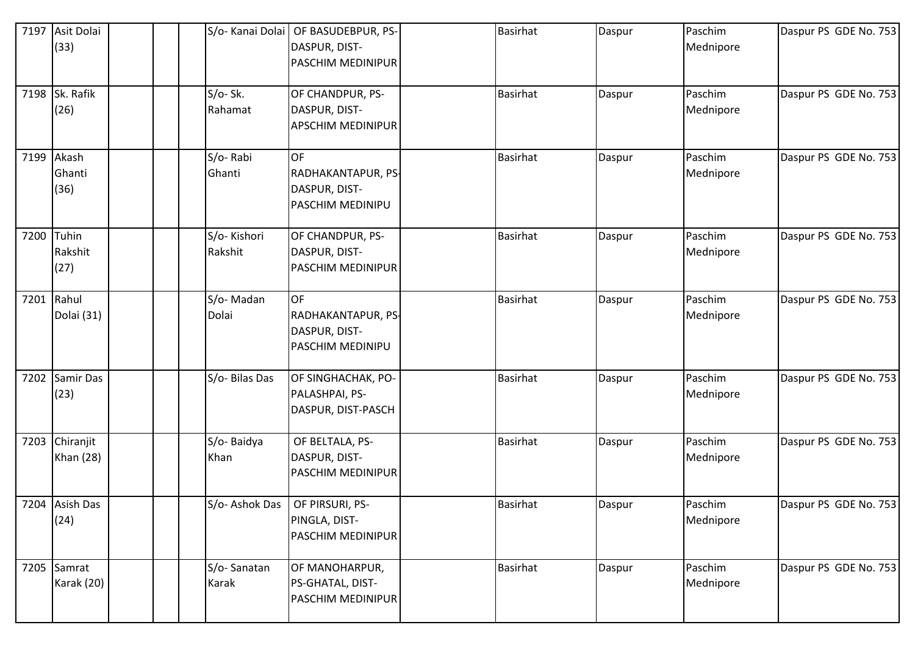| 7197 | Asit Dolai (33) | | | | S/o- Kanai Dolai | OF BASUDEBPUR, PS-DASPUR, DIST-PASCHIM MEDINIPUR | | Basirhat | Daspur | Paschim Mednipore | Daspur PS GDE No. 753 |
|---|---|---|---|---|---|---|---|---|---|---|---|
| 7198 | Sk. Rafik (26) | | | | S/o- Sk. Rahamat | OF CHANDPUR, PS-DASPUR, DIST-APSCHIM MEDINIPUR | | Basirhat | Daspur | Paschim Mednipore | Daspur PS GDE No. 753 |
| 7199 | Akash Ghanti (36) | | | | S/o- Rabi Ghanti | OF RADHAKANTAPUR, PS-DASPUR, DIST-PASCHIM MEDINIPU | | Basirhat | Daspur | Paschim Mednipore | Daspur PS GDE No. 753 |
| 7200 | Tuhin Rakshit (27) | | | | S/o- Kishori Rakshit | OF CHANDPUR, PS-DASPUR, DIST-PASCHIM MEDINIPUR | | Basirhat | Daspur | Paschim Mednipore | Daspur PS GDE No. 753 |
| 7201 | Rahul Dolai (31) | | | | S/o- Madan Dolai | OF RADHAKANTAPUR, PS-DASPUR, DIST-PASCHIM MEDINIPU | | Basirhat | Daspur | Paschim Mednipore | Daspur PS GDE No. 753 |
| 7202 | Samir Das (23) | | | | S/o- Bilas Das | OF SINGHACHAK, PO-PALASHPAI, PS-DASPUR, DIST-PASCH | | Basirhat | Daspur | Paschim Mednipore | Daspur PS GDE No. 753 |
| 7203 | Chiranjit Khan (28) | | | | S/o- Baidya Khan | OF BELTALA, PS-DASPUR, DIST-PASCHIM MEDINIPUR | | Basirhat | Daspur | Paschim Mednipore | Daspur PS GDE No. 753 |
| 7204 | Asish Das (24) | | | | S/o- Ashok Das | OF PIRSURI, PS-PINGLA, DIST-PASCHIM MEDINIPUR | | Basirhat | Daspur | Paschim Mednipore | Daspur PS GDE No. 753 |
| 7205 | Samrat Karak (20) | | | | S/o- Sanatan Karak | OF MANOHARPUR, PS-GHATAL, DIST-PASCHIM MEDINIPUR | | Basirhat | Daspur | Paschim Mednipore | Daspur PS GDE No. 753 |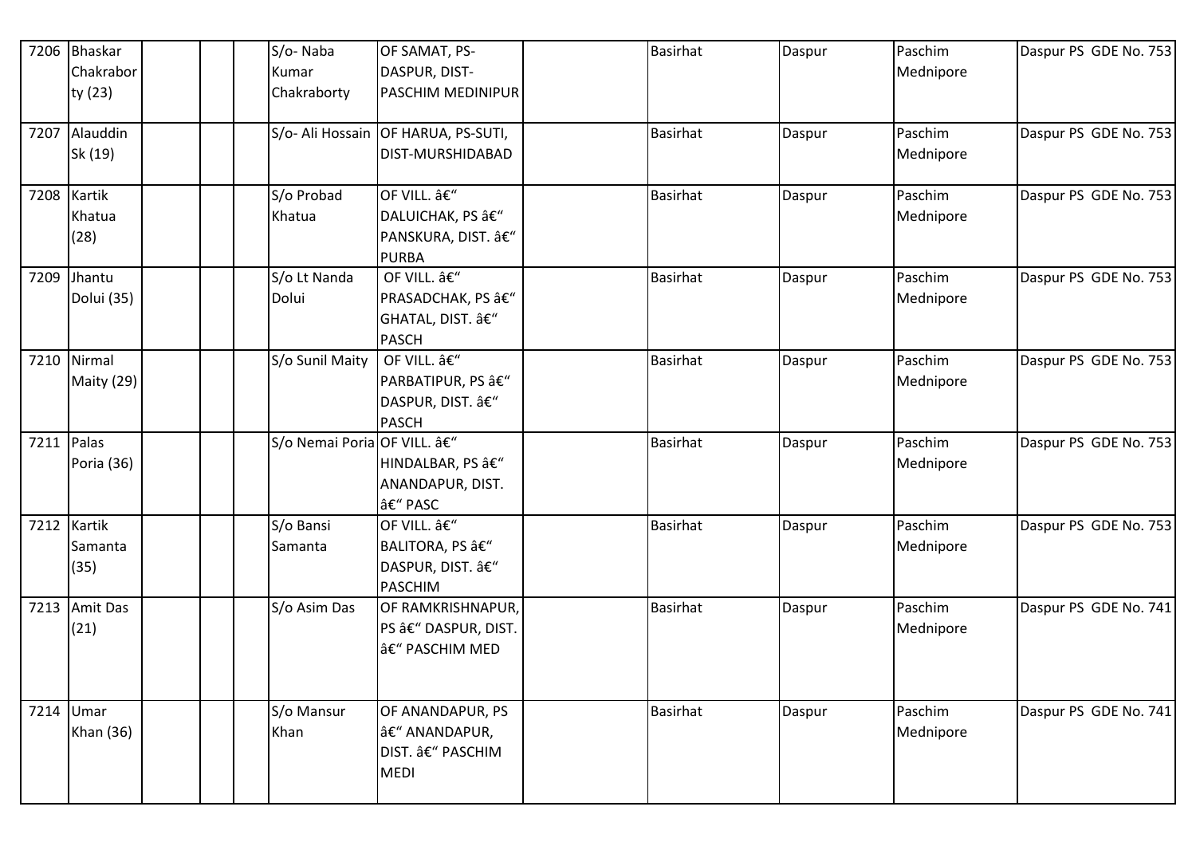| 7206 | Bhaskar Chakraborty (23) | | | S/o- Naba Kumar Chakraborty | OF SAMAT, PS-DASPUR, DIST-PASCHIM MEDINIPUR | | Basirhat | Daspur | Paschim Mednipore | Daspur PS GDE No. 753 |
|---|---|---|---|---|---|---|---|---|---|---|
| 7207 | Alauddin Sk (19) | | | S/o- Ali Hossain | OF HARUA, PS-SUTI, DIST-MURSHIDABAD | | Basirhat | Daspur | Paschim Mednipore | Daspur PS GDE No. 753 |
| 7208 | Kartik Khatua (28) | | | S/o Probad Khatua | OF VILL. â€“ DALUICHAK, PS â€“ PANSKURA, DIST. â€“ PURBA | | Basirhat | Daspur | Paschim Mednipore | Daspur PS GDE No. 753 |
| 7209 | Jhantu Dolui (35) | | | S/o Lt Nanda Dolui | OF VILL. â€“ PRASADCHAK, PS â€“ GHATAL, DIST. â€“ PASCH | | Basirhat | Daspur | Paschim Mednipore | Daspur PS GDE No. 753 |
| 7210 | Nirmal Maity (29) | | | S/o Sunil Maity | OF VILL. â€“ PARBATIPUR, PS â€“ DASPUR, DIST. â€“ PASCH | | Basirhat | Daspur | Paschim Mednipore | Daspur PS GDE No. 753 |
| 7211 | Palas Poria (36) | | | S/o Nemai Poria | OF VILL. â€“ HINDALBAR, PS â€“ ANANDAPUR, DIST. â€“ PASC | | Basirhat | Daspur | Paschim Mednipore | Daspur PS GDE No. 753 |
| 7212 | Kartik Samanta (35) | | | S/o Bansi Samanta | OF VILL. â€“ BALITORA, PS â€“ DASPUR, DIST. â€“ PASCHIM | | Basirhat | Daspur | Paschim Mednipore | Daspur PS GDE No. 753 |
| 7213 | Amit Das (21) | | | S/o Asim Das | OF RAMKRISHNAPUR, PS â€“ DASPUR, DIST. â€“ PASCHIM MED | | Basirhat | Daspur | Paschim Mednipore | Daspur PS GDE No. 741 |
| 7214 | Umar Khan (36) | | | S/o Mansur Khan | OF ANANDAPUR, PS â€“ ANANDAPUR, DIST. â€“ PASCHIM MEDI | | Basirhat | Daspur | Paschim Mednipore | Daspur PS GDE No. 741 |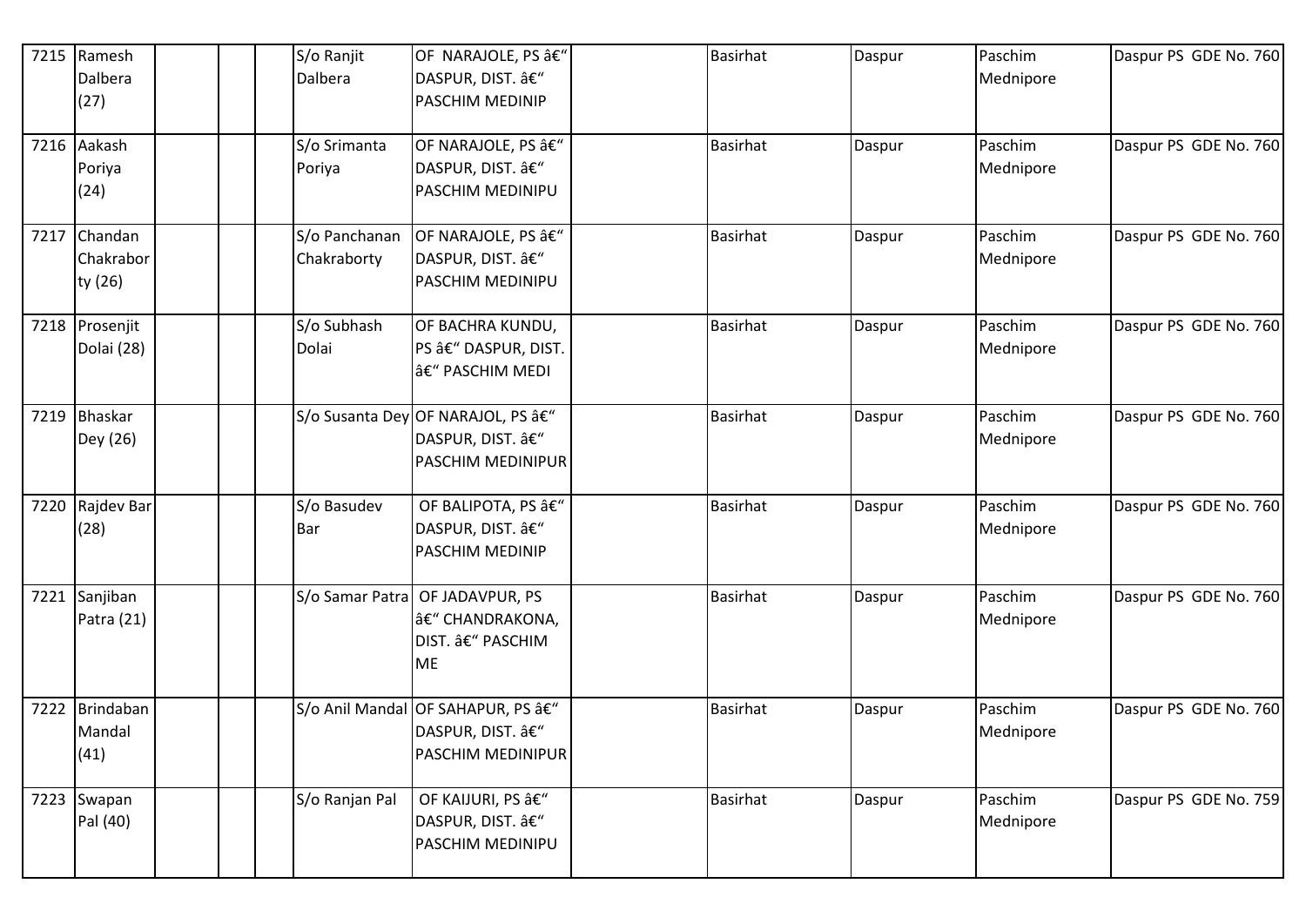| 7215 | Ramesh Dalbera (27) | | | | S/o Ranjit Dalbera | OF NARAJOLE, PS â€" DASPUR, DIST. â€" PASCHIM MEDINIP | | Basirhat | Daspur | Paschim Mednipore | Daspur PS GDE No. 760 |
|---|---|---|---|---|---|---|---|---|---|---|---|
| 7216 | Aakash Poriya (24) | | | | S/o Srimanta Poriya | OF NARAJOLE, PS â€" DASPUR, DIST. â€" PASCHIM MEDINIPU | | Basirhat | Daspur | Paschim Mednipore | Daspur PS GDE No. 760 |
| 7217 | Chandan Chakrabor ty (26) | | | | S/o Panchanan Chakraborty | OF NARAJOLE, PS â€" DASPUR, DIST. â€" PASCHIM MEDINIPU | | Basirhat | Daspur | Paschim Mednipore | Daspur PS GDE No. 760 |
| 7218 | Prosenjit Dolai (28) | | | | S/o Subhash Dolai | OF BACHRA KUNDU, PS â€" DASPUR, DIST. â€" PASCHIM MEDI | | Basirhat | Daspur | Paschim Mednipore | Daspur PS GDE No. 760 |
| 7219 | Bhaskar Dey (26) | | | | S/o Susanta Dey | OF NARAJOL, PS â€" DASPUR, DIST. â€" PASCHIM MEDINIPUR | | Basirhat | Daspur | Paschim Mednipore | Daspur PS GDE No. 760 |
| 7220 | Rajdev Bar (28) | | | | S/o Basudev Bar | OF BALIPOTA, PS â€" DASPUR, DIST. â€" PASCHIM MEDINIP | | Basirhat | Daspur | Paschim Mednipore | Daspur PS GDE No. 760 |
| 7221 | Sanjiban Patra (21) | | | | S/o Samar Patra | OF JADAVPUR, PS â€" CHANDRAKONA, DIST. â€" PASCHIM ME | | Basirhat | Daspur | Paschim Mednipore | Daspur PS GDE No. 760 |
| 7222 | Brindaban Mandal (41) | | | | S/o Anil Mandal | OF SAHAPUR, PS â€" DASPUR, DIST. â€" PASCHIM MEDINIPUR | | Basirhat | Daspur | Paschim Mednipore | Daspur PS GDE No. 760 |
| 7223 | Swapan Pal (40) | | | | S/o Ranjan Pal | OF KAIJURI, PS â€" DASPUR, DIST. â€" PASCHIM MEDINIPU | | Basirhat | Daspur | Paschim Mednipore | Daspur PS GDE No. 759 |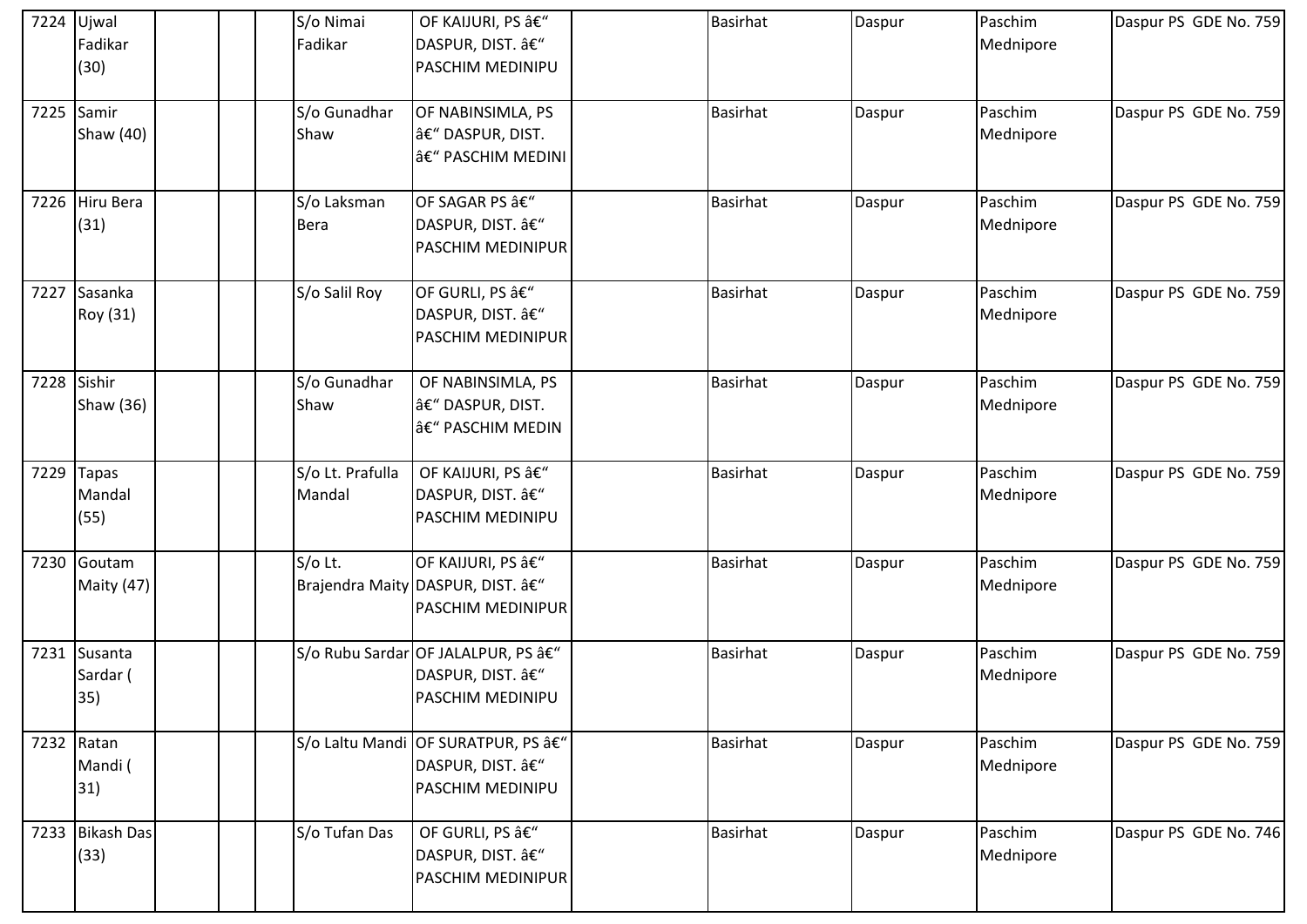| | | | | | | | | | | |
|---|---|---|---|---|---|---|---|---|---|---|
| 7224 | Ujwal Fadikar (30) | | | S/o Nimai Fadikar | OF KAIJURI, PS â€“ DASPUR, DIST. â€“ PASCHIM MEDINIPU | | Basirhat | Daspur | Paschim Mednipore | Daspur PS GDE No. 759 |
| 7225 | Samir Shaw (40) | | | S/o Gunadhar Shaw | OF NABINSIMLA, PS â€“ DASPUR, DIST. â€“ PASCHIM MEDINI | | Basirhat | Daspur | Paschim Mednipore | Daspur PS GDE No. 759 |
| 7226 | Hiru Bera (31) | | | S/o Laksman Bera | OF SAGAR PS â€“ DASPUR, DIST. â€“ PASCHIM MEDINIPUR | | Basirhat | Daspur | Paschim Mednipore | Daspur PS GDE No. 759 |
| 7227 | Sasanka Roy (31) | | | S/o Salil Roy | OF GURLI, PS â€“ DASPUR, DIST. â€“ PASCHIM MEDINIPUR | | Basirhat | Daspur | Paschim Mednipore | Daspur PS GDE No. 759 |
| 7228 | Sishir Shaw (36) | | | S/o Gunadhar Shaw | OF NABINSIMLA, PS â€“ DASPUR, DIST. â€“ PASCHIM MEDIN | | Basirhat | Daspur | Paschim Mednipore | Daspur PS GDE No. 759 |
| 7229 | Tapas Mandal (55) | | | S/o Lt. Prafulla Mandal | OF KAIJURI, PS â€“ DASPUR, DIST. â€“ PASCHIM MEDINIPU | | Basirhat | Daspur | Paschim Mednipore | Daspur PS GDE No. 759 |
| 7230 | Goutam Maity (47) | | | S/o Lt. Brajendra Maity | OF KAIJURI, PS â€“ DASPUR, DIST. â€“ PASCHIM MEDINIPUR | | Basirhat | Daspur | Paschim Mednipore | Daspur PS GDE No. 759 |
| 7231 | Susanta Sardar ( 35) | | | S/o Rubu Sardar | OF JALALPUR, PS â€“ DASPUR, DIST. â€“ PASCHIM MEDINIPU | | Basirhat | Daspur | Paschim Mednipore | Daspur PS GDE No. 759 |
| 7232 | Ratan Mandi ( 31) | | | S/o Laltu Mandi | OF SURATPUR, PS â€“ DASPUR, DIST. â€“ PASCHIM MEDINIPU | | Basirhat | Daspur | Paschim Mednipore | Daspur PS GDE No. 759 |
| 7233 | Bikash Das (33) | | | S/o Tufan Das | OF GURLI, PS â€“ DASPUR, DIST. â€“ PASCHIM MEDINIPUR | | Basirhat | Daspur | Paschim Mednipore | Daspur PS GDE No. 746 |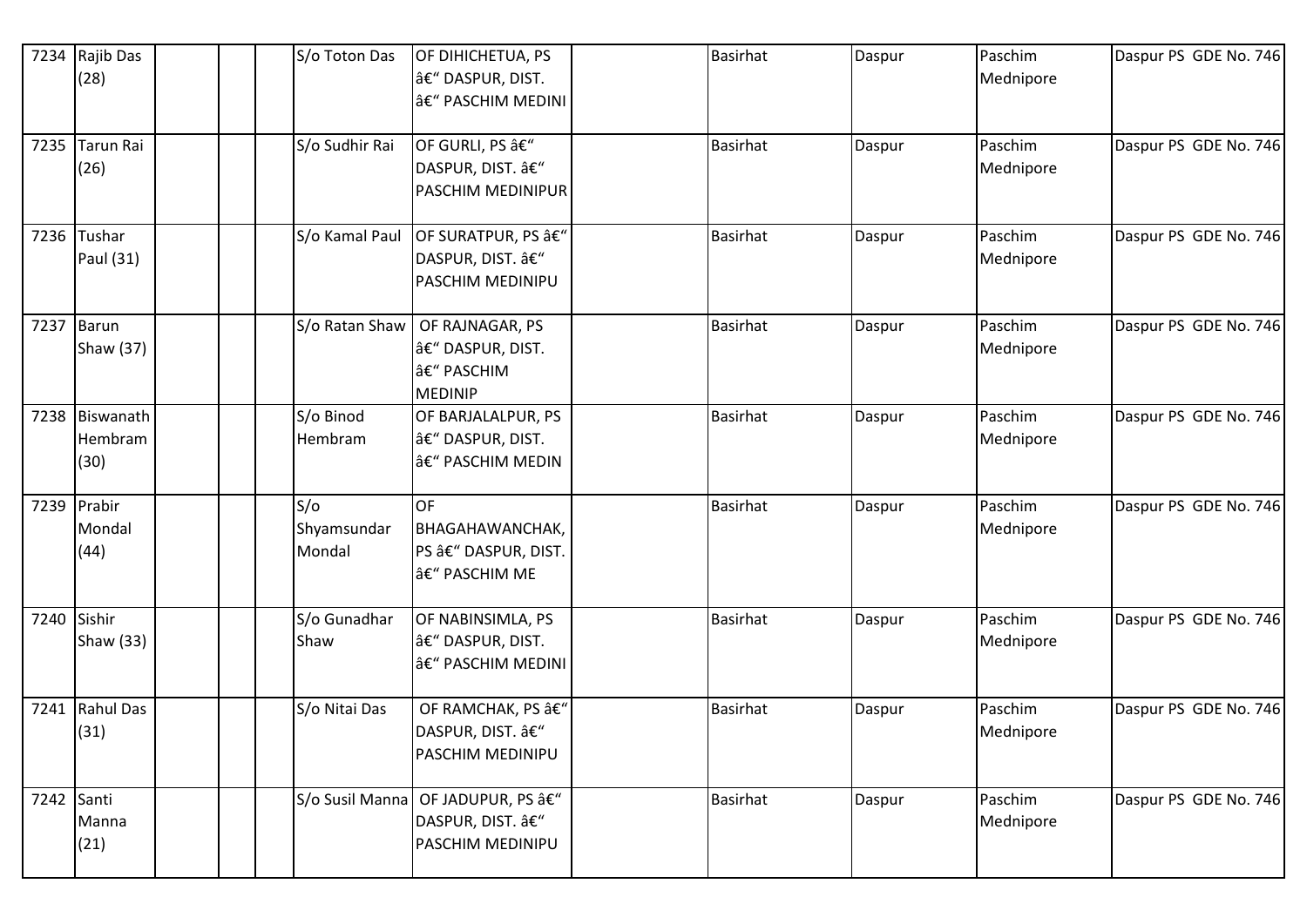| 7234 | Rajib Das (28) | | | | S/o Toton Das | OF DIHICHETUA, PS â€" DASPUR, DIST. â€" PASCHIM MEDINI | | Basirhat | Daspur | Paschim Mednipore | Daspur PS GDE No. 746 |
|---|---|---|---|---|---|---|---|---|---|---|---|
| 7235 | Tarun Rai (26) | | | | S/o Sudhir Rai | OF GURLI, PS â€" DASPUR, DIST. â€" PASCHIM MEDINIPUR | | Basirhat | Daspur | Paschim Mednipore | Daspur PS GDE No. 746 |
| 7236 | Tushar Paul (31) | | | | S/o Kamal Paul | OF SURATPUR, PS â€" DASPUR, DIST. â€" PASCHIM MEDINIPU | | Basirhat | Daspur | Paschim Mednipore | Daspur PS GDE No. 746 |
| 7237 | Barun Shaw (37) | | | | S/o Ratan Shaw | OF RAJNAGAR, PS â€" DASPUR, DIST. â€" PASCHIM MEDINIP | | Basirhat | Daspur | Paschim Mednipore | Daspur PS GDE No. 746 |
| 7238 | Biswanath Hembram (30) | | | | S/o Binod Hembram | OF BARJALALPUR, PS â€" DASPUR, DIST. â€" PASCHIM MEDIN | | Basirhat | Daspur | Paschim Mednipore | Daspur PS GDE No. 746 |
| 7239 | Prabir Mondal (44) | | | | S/o Shyamsundar Mondal | OF BHAGAHAWANCHAK, PS â€" DASPUR, DIST. â€" PASCHIM ME | | Basirhat | Daspur | Paschim Mednipore | Daspur PS GDE No. 746 |
| 7240 | Sishir Shaw (33) | | | | S/o Gunadhar Shaw | OF NABINSIMLA, PS â€" DASPUR, DIST. â€" PASCHIM MEDINI | | Basirhat | Daspur | Paschim Mednipore | Daspur PS GDE No. 746 |
| 7241 | Rahul Das (31) | | | | S/o Nitai Das | OF RAMCHAK, PS â€" DASPUR, DIST. â€" PASCHIM MEDINIPU | | Basirhat | Daspur | Paschim Mednipore | Daspur PS GDE No. 746 |
| 7242 | Santi Manna (21) | | | | S/o Susil Manna | OF JADUPUR, PS â€" DASPUR, DIST. â€" PASCHIM MEDINIPU | | Basirhat | Daspur | Paschim Mednipore | Daspur PS GDE No. 746 |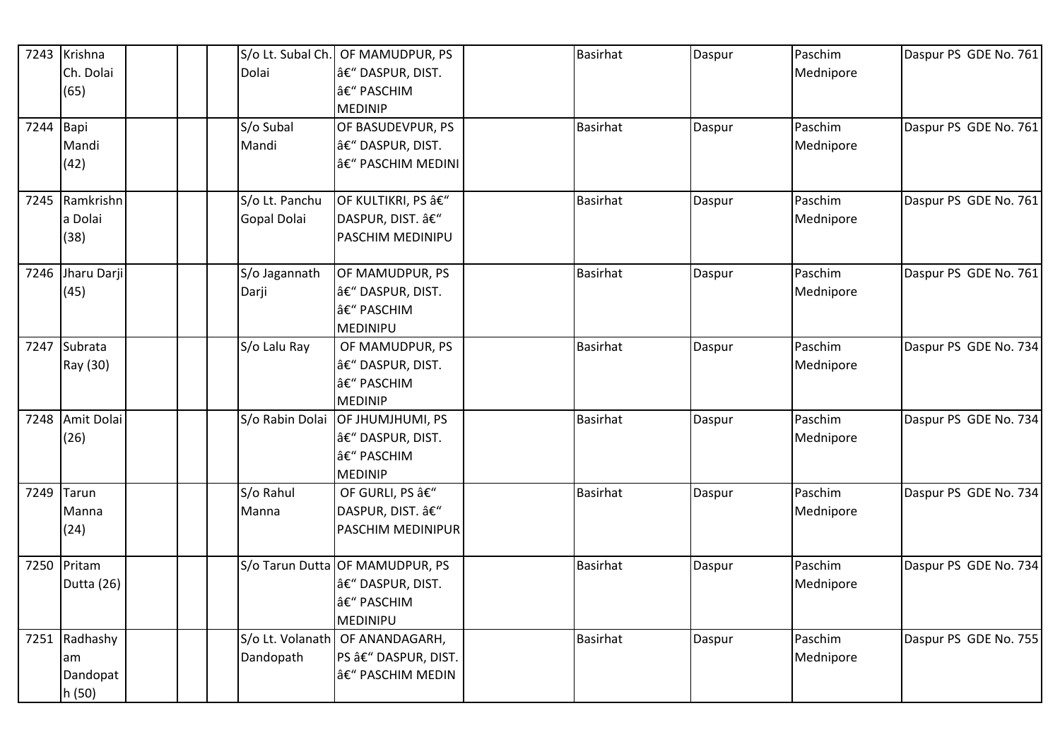| 7243 | Krishna Ch. Dolai (65) | | | S/o Lt. Subal Ch. Dolai | OF MAMUDPUR, PS â€" DASPUR, DIST. â€" PASCHIM MEDINIP | | Basirhat | Daspur | Paschim Mednipore | Daspur PS GDE No. 761 |
|---|---|---|---|---|---|---|---|---|---|---|
| 7244 | Bapi Mandi (42) | | | S/o Subal Mandi | OF BASUDEVPUR, PS â€" DASPUR, DIST. â€" PASCHIM MEDINI | | Basirhat | Daspur | Paschim Mednipore | Daspur PS GDE No. 761 |
| 7245 | Ramkrishna Dolai (38) | | | S/o Lt. Panchu Gopal Dolai | OF KULTIKRI, PS â€" DASPUR, DIST. â€" PASCHIM MEDINIPU | | Basirhat | Daspur | Paschim Mednipore | Daspur PS GDE No. 761 |
| 7246 | Jharu Darji (45) | | | S/o Jagannath Darji | OF MAMUDPUR, PS â€" DASPUR, DIST. â€" PASCHIM MEDINIPU | | Basirhat | Daspur | Paschim Mednipore | Daspur PS GDE No. 761 |
| 7247 | Subrata Ray (30) | | | S/o Lalu Ray | OF MAMUDPUR, PS â€" DASPUR, DIST. â€" PASCHIM MEDINIP | | Basirhat | Daspur | Paschim Mednipore | Daspur PS GDE No. 734 |
| 7248 | Amit Dolai (26) | | | S/o Rabin Dolai | OF JHUMJHUMI, PS â€" DASPUR, DIST. â€" PASCHIM MEDINIP | | Basirhat | Daspur | Paschim Mednipore | Daspur PS GDE No. 734 |
| 7249 | Tarun Manna (24) | | | S/o Rahul Manna | OF GURLI, PS â€" DASPUR, DIST. â€" PASCHIM MEDINIPUR | | Basirhat | Daspur | Paschim Mednipore | Daspur PS GDE No. 734 |
| 7250 | Pritam Dutta (26) | | | S/o Tarun Dutta | OF MAMUDPUR, PS â€" DASPUR, DIST. â€" PASCHIM MEDINIPU | | Basirhat | Daspur | Paschim Mednipore | Daspur PS GDE No. 734 |
| 7251 | Radhashyam Dandopath (50) | | | S/o Lt. Volanath Dandopath | OF ANANDAGARH, PS â€" DASPUR, DIST. â€" PASCHIM MEDIN | | Basirhat | Daspur | Paschim Mednipore | Daspur PS GDE No. 755 |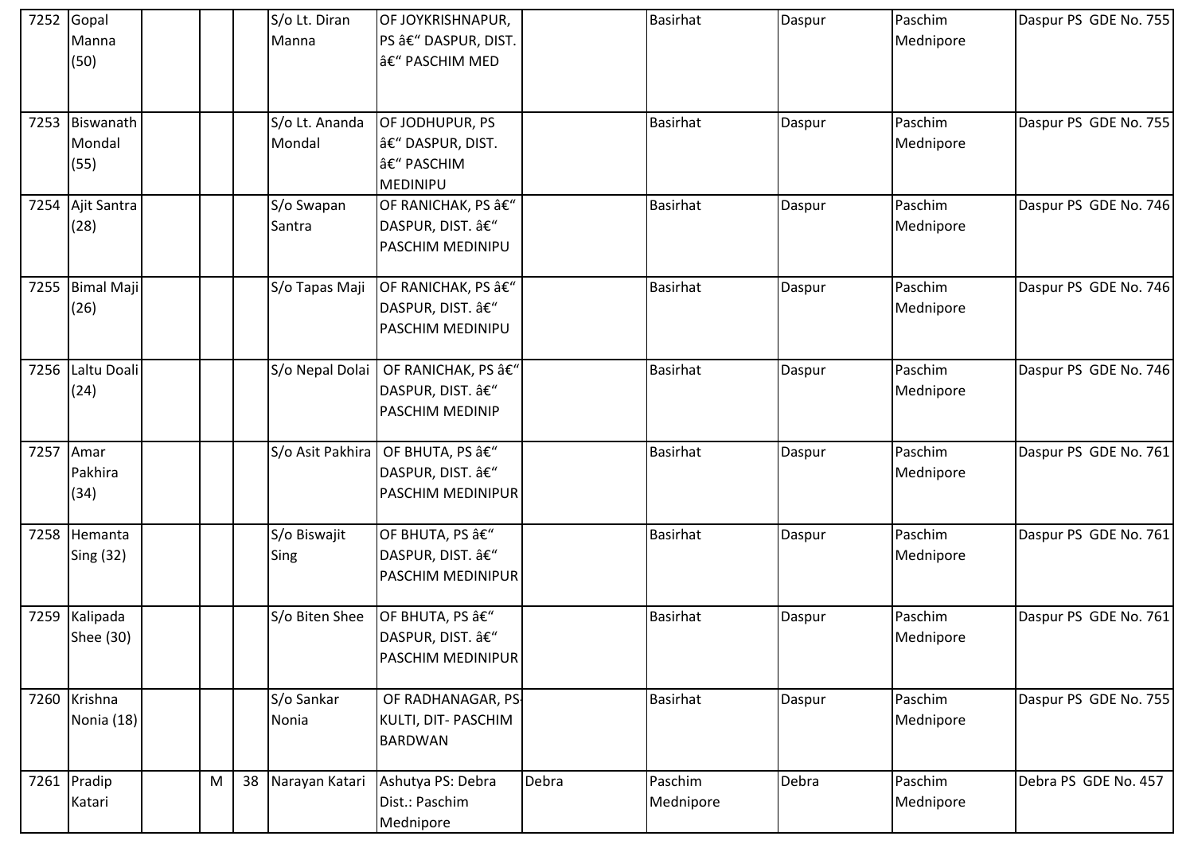| 7252 | Gopal Manna (50) | | | | S/o Lt. Diran Manna | OF JOYKRISHNAPUR, PS â€“ DASPUR, DIST. â€“ PASCHIM MED | | Basirhat | Daspur | Paschim Mednipore | Daspur PS GDE No. 755 |
|---|---|---|---|---|---|---|---|---|---|---|---|
| 7253 | Biswanath Mondal (55) | | | | S/o Lt. Ananda Mondal | OF JODHUPUR, PS â€“ DASPUR, DIST. â€“ PASCHIM MEDINIPU | | Basirhat | Daspur | Paschim Mednipore | Daspur PS GDE No. 755 |
| 7254 | Ajit Santra (28) | | | | S/o Swapan Santra | OF RANICHAK, PS â€“ DASPUR, DIST. â€“ PASCHIM MEDINIPU | | Basirhat | Daspur | Paschim Mednipore | Daspur PS GDE No. 746 |
| 7255 | Bimal Maji (26) | | | | S/o Tapas Maji | OF RANICHAK, PS â€“ DASPUR, DIST. â€“ PASCHIM MEDINIPU | | Basirhat | Daspur | Paschim Mednipore | Daspur PS GDE No. 746 |
| 7256 | Laltu Doali (24) | | | | S/o Nepal Dolai | OF RANICHAK, PS â€“ DASPUR, DIST. â€“ PASCHIM MEDINIP | | Basirhat | Daspur | Paschim Mednipore | Daspur PS GDE No. 746 |
| 7257 | Amar Pakhira (34) | | | | S/o Asit Pakhira | OF BHUTA, PS â€“ DASPUR, DIST. â€“ PASCHIM MEDINIPUR | | Basirhat | Daspur | Paschim Mednipore | Daspur PS GDE No. 761 |
| 7258 | Hemanta Sing (32) | | | | S/o Biswajit Sing | OF BHUTA, PS â€“ DASPUR, DIST. â€“ PASCHIM MEDINIPUR | | Basirhat | Daspur | Paschim Mednipore | Daspur PS GDE No. 761 |
| 7259 | Kalipada Shee (30) | | | | S/o Biten Shee | OF BHUTA, PS â€“ DASPUR, DIST. â€“ PASCHIM MEDINIPUR | | Basirhat | Daspur | Paschim Mednipore | Daspur PS GDE No. 761 |
| 7260 | Krishna Nonia (18) | | | | S/o Sankar Nonia | OF RADHANAGAR, PS-KULTI, DIT- PASCHIM BARDWAN | | Basirhat | Daspur | Paschim Mednipore | Daspur PS GDE No. 755 |
| 7261 | Pradip Katari | | M | 38 | Narayan Katari | Ashutya PS: Debra Dist.: Paschim Mednipore | Debra | Paschim Mednipore | Debra | Paschim Mednipore | Debra PS GDE No. 457 |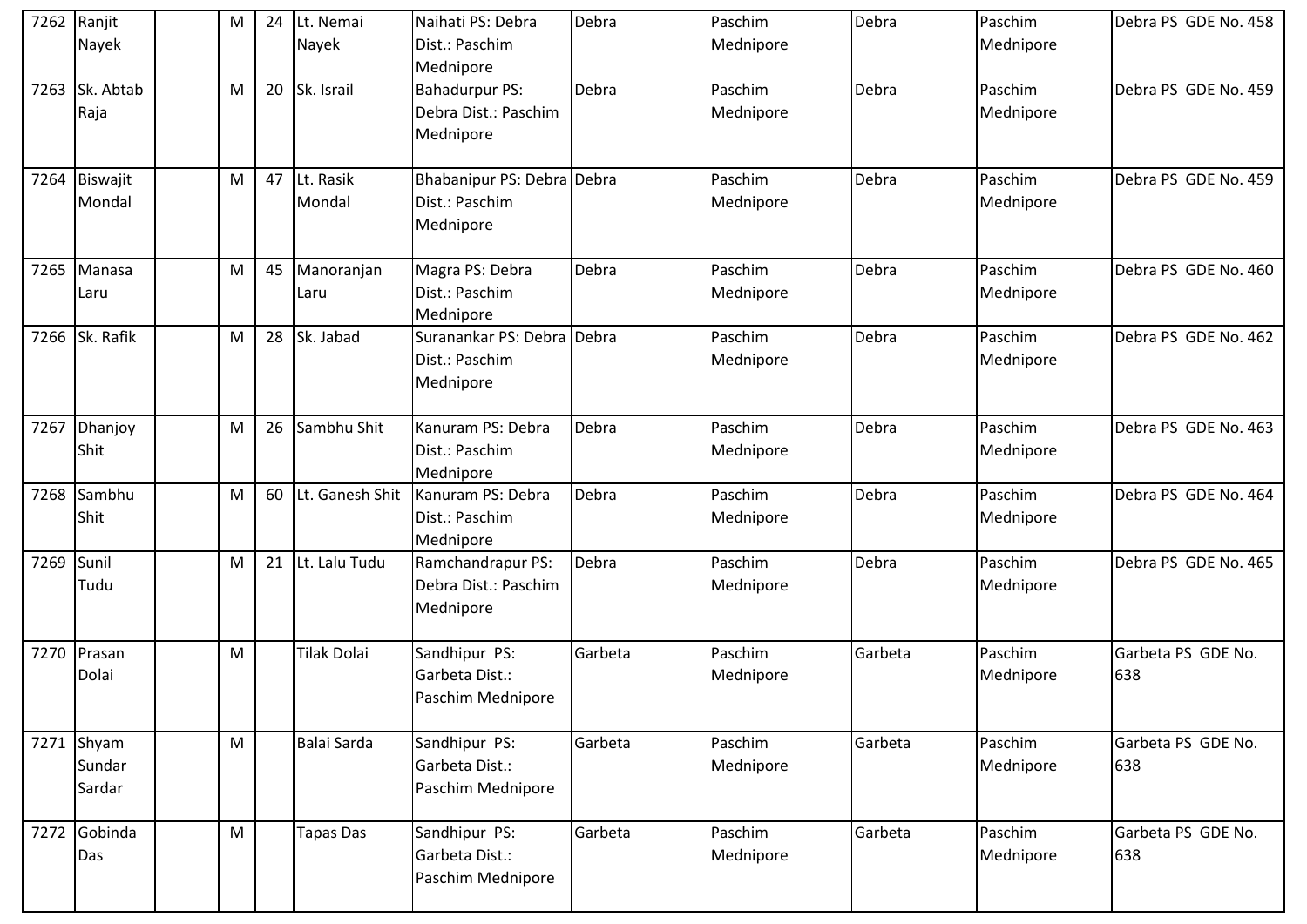| 7262 | Ranjit Nayek | | M | 24 | Lt. Nemai Nayek | Naihati PS: Debra Dist.: Paschim Mednipore | Debra | Paschim Mednipore | Debra | Paschim Mednipore | Debra PS GDE No. 458 |
|---|---|---|---|---|---|---|---|---|---|---|---|
| 7263 | Sk. Abtab Raja | | M | 20 | Sk. Israil | Bahadurpur PS: Debra Dist.: Paschim Mednipore | Debra | Paschim Mednipore | Debra | Paschim Mednipore | Debra PS GDE No. 459 |
| 7264 | Biswajit Mondal | | M | 47 | Lt. Rasik Mondal | Bhabanipur PS: Debra Dist.: Paschim Mednipore | Debra | Paschim Mednipore | Debra | Paschim Mednipore | Debra PS GDE No. 459 |
| 7265 | Manasa Laru | | M | 45 | Manoranjan Laru | Magra PS: Debra Dist.: Paschim Mednipore | Debra | Paschim Mednipore | Debra | Paschim Mednipore | Debra PS GDE No. 460 |
| 7266 | Sk. Rafik | | M | 28 | Sk. Jabad | Suranankar PS: Debra Dist.: Paschim Mednipore | Debra | Paschim Mednipore | Debra | Paschim Mednipore | Debra PS GDE No. 462 |
| 7267 | Dhanjoy Shit | | M | 26 | Sambhu Shit | Kanuram PS: Debra Dist.: Paschim Mednipore | Debra | Paschim Mednipore | Debra | Paschim Mednipore | Debra PS GDE No. 463 |
| 7268 | Sambhu Shit | | M | 60 | Lt. Ganesh Shit | Kanuram PS: Debra Dist.: Paschim Mednipore | Debra | Paschim Mednipore | Debra | Paschim Mednipore | Debra PS GDE No. 464 |
| 7269 | Sunil Tudu | | M | 21 | Lt. Lalu Tudu | Ramchandrapur PS: Debra Dist.: Paschim Mednipore | Debra | Paschim Mednipore | Debra | Paschim Mednipore | Debra PS GDE No. 465 |
| 7270 | Prasan Dolai | | M | | Tilak Dolai | Sandhipur PS: Garbeta Dist.: Paschim Mednipore | Garbeta | Paschim Mednipore | Garbeta | Paschim Mednipore | Garbeta PS GDE No. 638 |
| 7271 | Shyam Sundar Sardar | | M | | Balai Sarda | Sandhipur PS: Garbeta Dist.: Paschim Mednipore | Garbeta | Paschim Mednipore | Garbeta | Paschim Mednipore | Garbeta PS GDE No. 638 |
| 7272 | Gobinda Das | | M | | Tapas Das | Sandhipur PS: Garbeta Dist.: Paschim Mednipore | Garbeta | Paschim Mednipore | Garbeta | Paschim Mednipore | Garbeta PS GDE No. 638 |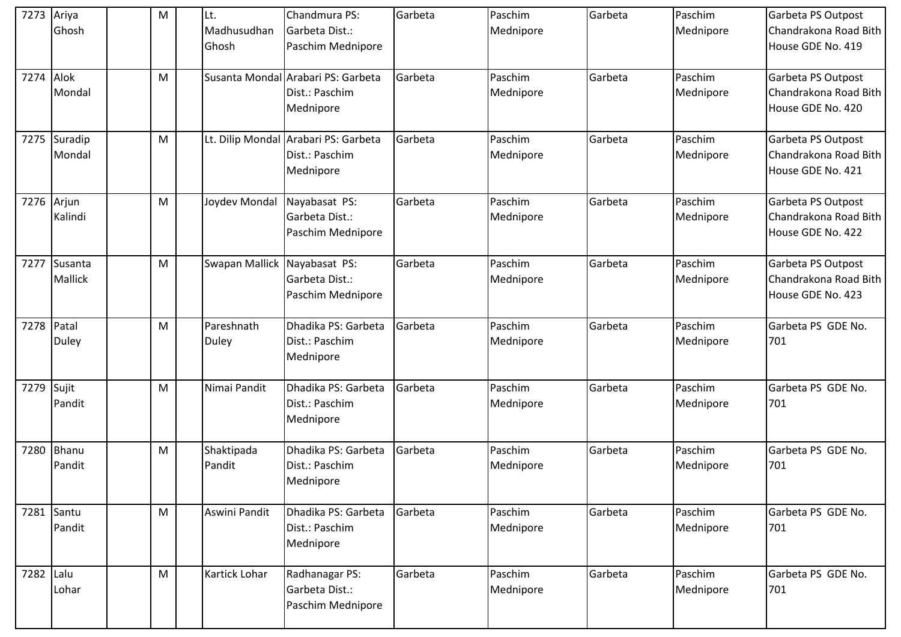| 7273 | Ariya Ghosh | | M | | Lt. Madhusudhan Ghosh | Chandmura PS: Garbeta Dist.: Paschim Mednipore | Garbeta | Paschim Mednipore | Garbeta | Paschim Mednipore | Garbeta PS Outpost Chandrakona Road Bith House GDE No. 419 |
|---|---|---|---|---|---|---|---|---|---|---|---|
| 7274 | Alok Mondal | | M | | Susanta Mondal | Arabari PS: Garbeta Dist.: Paschim Mednipore | Garbeta | Paschim Mednipore | Garbeta | Paschim Mednipore | Garbeta PS Outpost Chandrakona Road Bith House GDE No. 420 |
| 7275 | Suradip Mondal | | M | | Lt. Dilip Mondal | Arabari PS: Garbeta Dist.: Paschim Mednipore | Garbeta | Paschim Mednipore | Garbeta | Paschim Mednipore | Garbeta PS Outpost Chandrakona Road Bith House GDE No. 421 |
| 7276 | Arjun Kalindi | | M | | Joydev Mondal | Nayabasat PS: Garbeta Dist.: Paschim Mednipore | Garbeta | Paschim Mednipore | Garbeta | Paschim Mednipore | Garbeta PS Outpost Chandrakona Road Bith House GDE No. 422 |
| 7277 | Susanta Mallick | | M | | Swapan Mallick | Nayabasat PS: Garbeta Dist.: Paschim Mednipore | Garbeta | Paschim Mednipore | Garbeta | Paschim Mednipore | Garbeta PS Outpost Chandrakona Road Bith House GDE No. 423 |
| 7278 | Patal Duley | | M | | Pareshnath Duley | Dhadika PS: Garbeta Dist.: Paschim Mednipore | Garbeta | Paschim Mednipore | Garbeta | Paschim Mednipore | Garbeta PS GDE No. 701 |
| 7279 | Sujit Pandit | | M | | Nimai Pandit | Dhadika PS: Garbeta Dist.: Paschim Mednipore | Garbeta | Paschim Mednipore | Garbeta | Paschim Mednipore | Garbeta PS GDE No. 701 |
| 7280 | Bhanu Pandit | | M | | Shaktipada Pandit | Dhadika PS: Garbeta Dist.: Paschim Mednipore | Garbeta | Paschim Mednipore | Garbeta | Paschim Mednipore | Garbeta PS GDE No. 701 |
| 7281 | Santu Pandit | | M | | Aswini Pandit | Dhadika PS: Garbeta Dist.: Paschim Mednipore | Garbeta | Paschim Mednipore | Garbeta | Paschim Mednipore | Garbeta PS GDE No. 701 |
| 7282 | Lalu Lohar | | M | | Kartick Lohar | Radhanagar PS: Garbeta Dist.: Paschim Mednipore | Garbeta | Paschim Mednipore | Garbeta | Paschim Mednipore | Garbeta PS GDE No. 701 |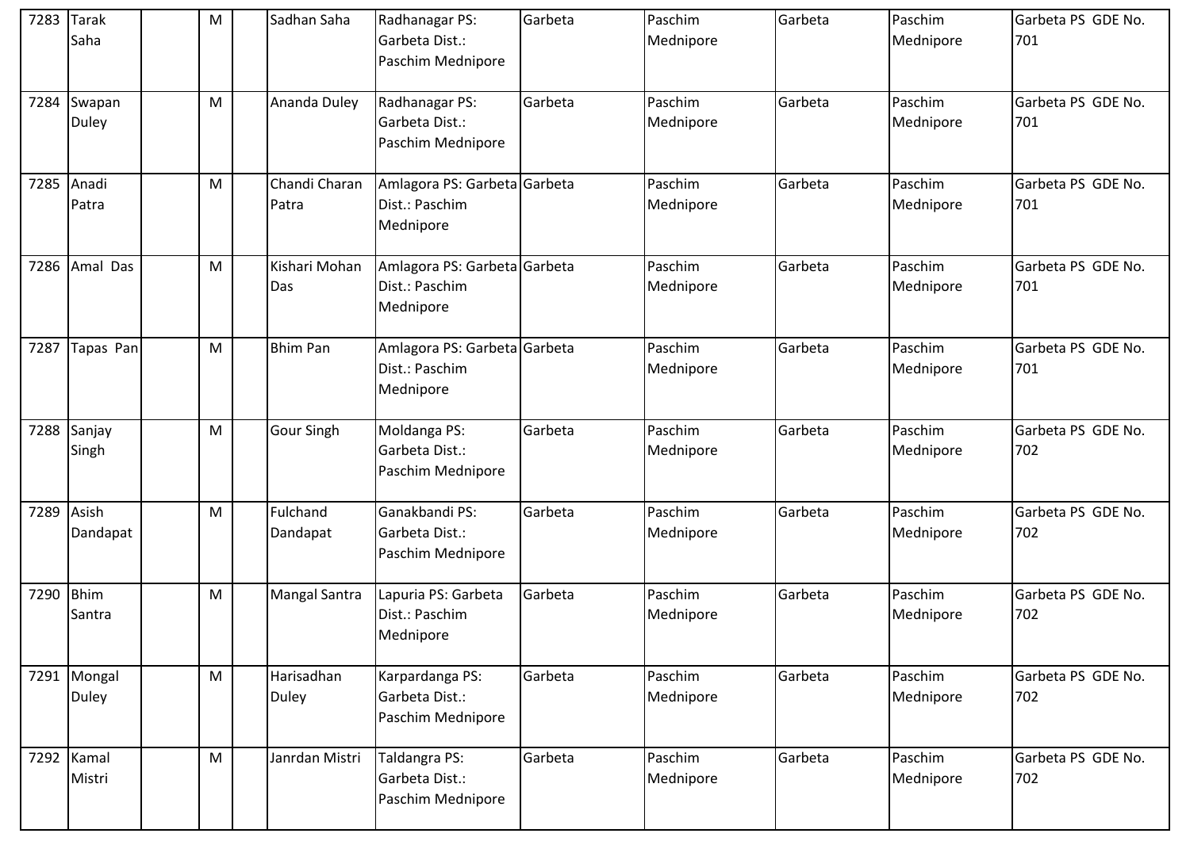| 7283 | Tarak Saha | | M | | Sadhan Saha | Radhanagar PS: Garbeta Dist.: Paschim Mednipore | Garbeta | Paschim Mednipore | Garbeta | Paschim Mednipore | Garbeta PS GDE No. 701 |
|---|---|---|---|---|---|---|---|---|---|---|---|
| 7284 | Swapan Duley | | M | | Ananda Duley | Radhanagar PS: Garbeta Dist.: Paschim Mednipore | Garbeta | Paschim Mednipore | Garbeta | Paschim Mednipore | Garbeta PS GDE No. 701 |
| 7285 | Anadi Patra | | M | | Chandi Charan Patra | Amlagora PS: Garbeta Dist.: Paschim Mednipore | Garbeta | Paschim Mednipore | Garbeta | Paschim Mednipore | Garbeta PS GDE No. 701 |
| 7286 | Amal Das | | M | | Kishari Mohan Das | Amlagora PS: Garbeta Dist.: Paschim Mednipore | Garbeta | Paschim Mednipore | Garbeta | Paschim Mednipore | Garbeta PS GDE No. 701 |
| 7287 | Tapas Pan | | M | | Bhim Pan | Amlagora PS: Garbeta Dist.: Paschim Mednipore | Garbeta | Paschim Mednipore | Garbeta | Paschim Mednipore | Garbeta PS GDE No. 701 |
| 7288 | Sanjay Singh | | M | | Gour Singh | Moldanga PS: Garbeta Dist.: Paschim Mednipore | Garbeta | Paschim Mednipore | Garbeta | Paschim Mednipore | Garbeta PS GDE No. 702 |
| 7289 | Asish Dandapat | | M | | Fulchand Dandapat | Ganakbandi PS: Garbeta Dist.: Paschim Mednipore | Garbeta | Paschim Mednipore | Garbeta | Paschim Mednipore | Garbeta PS GDE No. 702 |
| 7290 | Bhim Santra | | M | | Mangal Santra | Lapuria PS: Garbeta Dist.: Paschim Mednipore | Garbeta | Paschim Mednipore | Garbeta | Paschim Mednipore | Garbeta PS GDE No. 702 |
| 7291 | Mongal Duley | | M | | Harisadhan Duley | Karpardanga PS: Garbeta Dist.: Paschim Mednipore | Garbeta | Paschim Mednipore | Garbeta | Paschim Mednipore | Garbeta PS GDE No. 702 |
| 7292 | Kamal Mistri | | M | | Janrdan Mistri | Taldangra PS: Garbeta Dist.: Paschim Mednipore | Garbeta | Paschim Mednipore | Garbeta | Paschim Mednipore | Garbeta PS GDE No. 702 |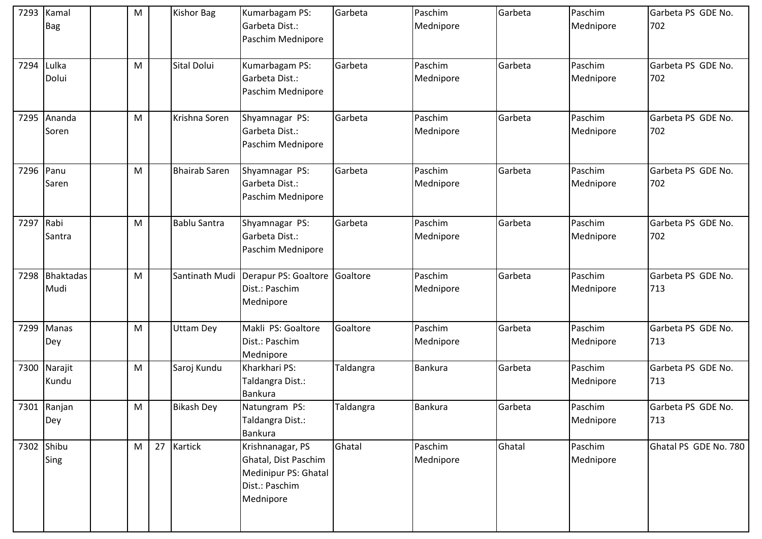| 7293 | Kamal Bag | | M | | Kishor Bag | Kumarbagam PS: Garbeta Dist.: Paschim Mednipore | Garbeta | Paschim Mednipore | Garbeta | Paschim Mednipore | Garbeta PS GDE No. 702 |
|---|---|---|---|---|---|---|---|---|---|---|---|
| 7294 | Lulka Dolui | | M | | Sital Dolui | Kumarbagam PS: Garbeta Dist.: Paschim Mednipore | Garbeta | Paschim Mednipore | Garbeta | Paschim Mednipore | Garbeta PS GDE No. 702 |
| 7295 | Ananda Soren | | M | | Krishna Soren | Shyamnagar PS: Garbeta Dist.: Paschim Mednipore | Garbeta | Paschim Mednipore | Garbeta | Paschim Mednipore | Garbeta PS GDE No. 702 |
| 7296 | Panu Saren | | M | | Bhairab Saren | Shyamnagar PS: Garbeta Dist.: Paschim Mednipore | Garbeta | Paschim Mednipore | Garbeta | Paschim Mednipore | Garbeta PS GDE No. 702 |
| 7297 | Rabi Santra | | M | | Bablu Santra | Shyamnagar PS: Garbeta Dist.: Paschim Mednipore | Garbeta | Paschim Mednipore | Garbeta | Paschim Mednipore | Garbeta PS GDE No. 702 |
| 7298 | Bhaktadas Mudi | | M | | Santinath Mudi | Derapur PS: Goaltore Dist.: Paschim Mednipore | Goaltore | Paschim Mednipore | Garbeta | Paschim Mednipore | Garbeta PS GDE No. 713 |
| 7299 | Manas Dey | | M | | Uttam Dey | Makli PS: Goaltore Dist.: Paschim Mednipore | Goaltore | Paschim Mednipore | Garbeta | Paschim Mednipore | Garbeta PS GDE No. 713 |
| 7300 | Narajit Kundu | | M | | Saroj Kundu | Kharkhari PS: Taldangra Dist.: Bankura | Taldangra | Bankura | Garbeta | Paschim Mednipore | Garbeta PS GDE No. 713 |
| 7301 | Ranjan Dey | | M | | Bikash Dey | Natungram PS: Taldangra Dist.: Bankura | Taldangra | Bankura | Garbeta | Paschim Mednipore | Garbeta PS GDE No. 713 |
| 7302 | Shibu Sing | | M | 27 | Kartick | Krishnanagar, PS Ghatal, Dist Paschim Medinipur PS: Ghatal Dist.: Paschim Mednipore | Ghatal | Paschim Mednipore | Ghatal | Paschim Mednipore | Ghatal PS GDE No. 780 |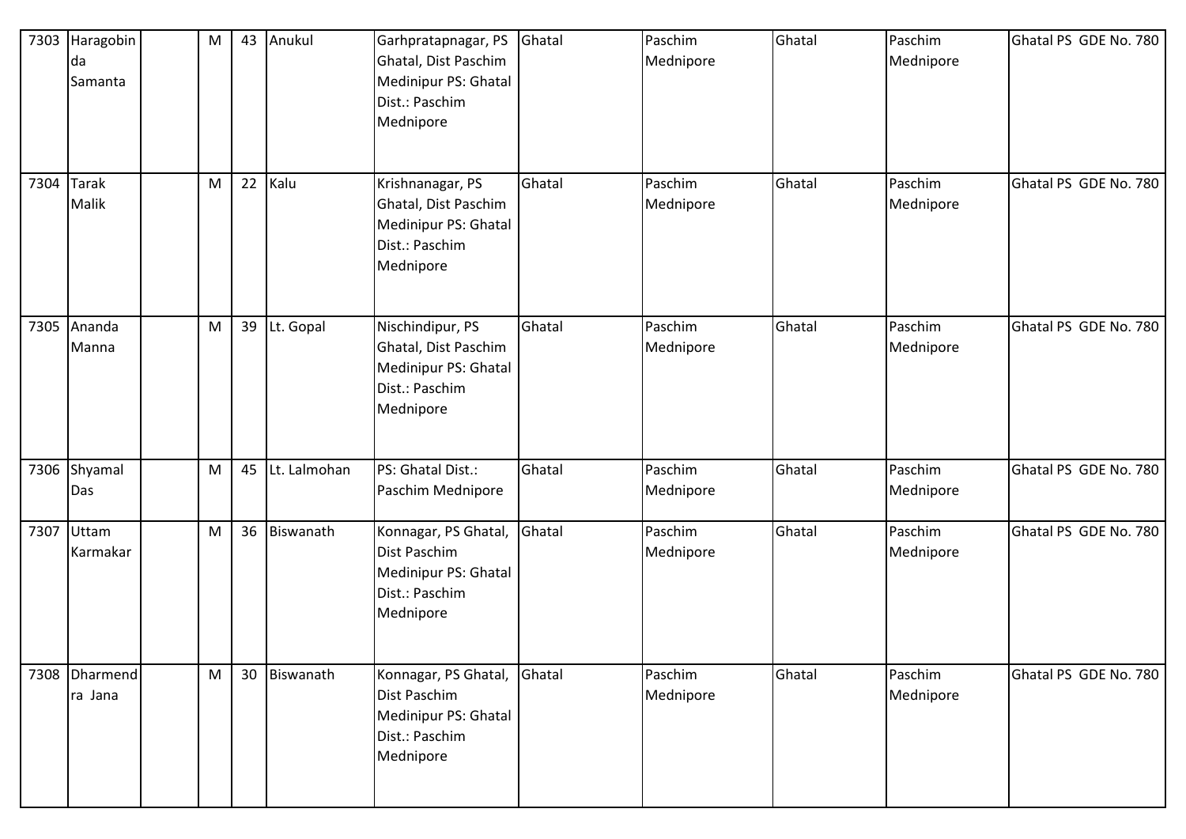| 7303 | Haragobinda Samanta | | M | 43 | Anukul | Garhpratapnagar, PS Ghatal, Dist Paschim Medinipur PS: Ghatal Dist.: Paschim Mednipore | Ghatal | Paschim Mednipore | Ghatal | Paschim Mednipore | Ghatal PS GDE No. 780 |
|---|---|---|---|---|---|---|---|---|---|---|---|
| 7304 | Tarak Malik | | M | 22 | Kalu | Krishnanagar, PS Ghatal, Dist Paschim Medinipur PS: Ghatal Dist.: Paschim Mednipore | Ghatal | Paschim Mednipore | Ghatal | Paschim Mednipore | Ghatal PS GDE No. 780 |
| 7305 | Ananda Manna | | M | 39 | Lt. Gopal | Nischindipur, PS Ghatal, Dist Paschim Medinipur PS: Ghatal Dist.: Paschim Mednipore | Ghatal | Paschim Mednipore | Ghatal | Paschim Mednipore | Ghatal PS GDE No. 780 |
| 7306 | Shyamal Das | | M | 45 | Lt. Lalmohan | PS: Ghatal Dist.: Paschim Mednipore | Ghatal | Paschim Mednipore | Ghatal | Paschim Mednipore | Ghatal PS GDE No. 780 |
| 7307 | Uttam Karmakar | | M | 36 | Biswanath | Konnagar, PS Ghatal, Dist Paschim Medinipur PS: Ghatal Dist.: Paschim Mednipore | Ghatal | Paschim Mednipore | Ghatal | Paschim Mednipore | Ghatal PS GDE No. 780 |
| 7308 | Dharmendra Jana | | M | 30 | Biswanath | Konnagar, PS Ghatal, Dist Paschim Medinipur PS: Ghatal Dist.: Paschim Mednipore | Ghatal | Paschim Mednipore | Ghatal | Paschim Mednipore | Ghatal PS GDE No. 780 |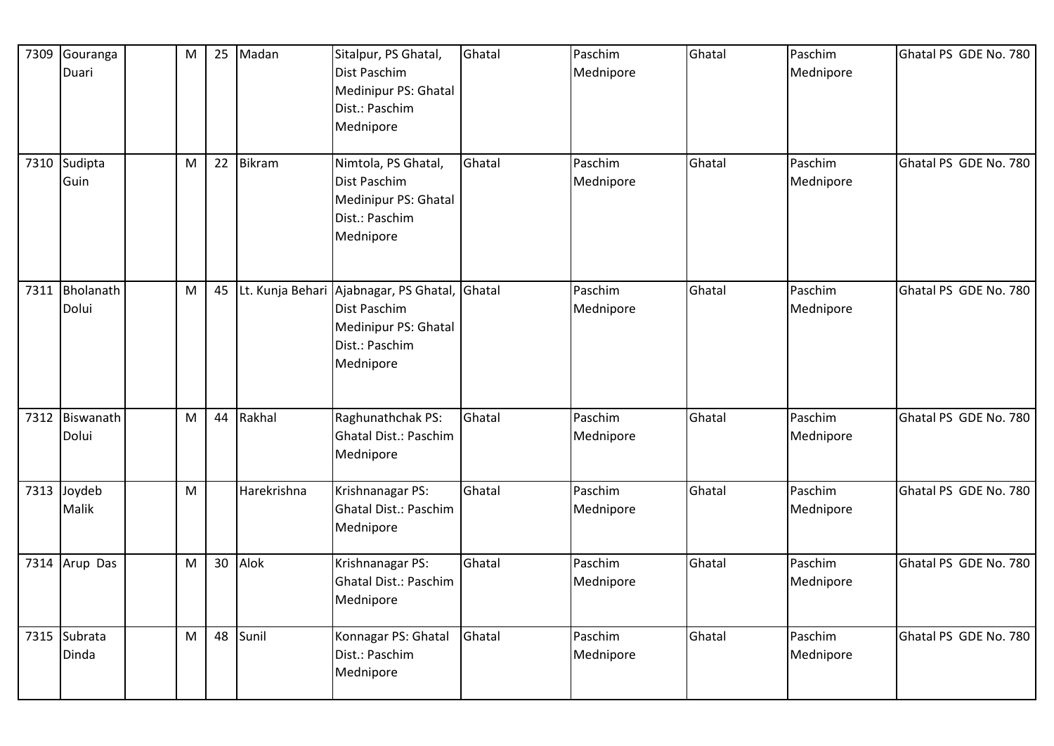| 7309 | Gouranga Duari | | M | 25 | Madan | Sitalpur, PS Ghatal, Dist Paschim Medinipur PS: Ghatal Dist.: Paschim Mednipore | Ghatal | Paschim Mednipore | Ghatal | Paschim Mednipore | Ghatal PS GDE No. 780 |
|---|---|---|---|---|---|---|---|---|---|---|---|
| 7310 | Sudipta Guin | | M | 22 | Bikram | Nimtola, PS Ghatal, Dist Paschim Medinipur PS: Ghatal Dist.: Paschim Mednipore | Ghatal | Paschim Mednipore | Ghatal | Paschim Mednipore | Ghatal PS GDE No. 780 |
| 7311 | Bholanath Dolui | | M | 45 | Lt. Kunja Behari | Ajabnagar, PS Ghatal, Dist Paschim Medinipur PS: Ghatal Dist.: Paschim Mednipore | Ghatal | Paschim Mednipore | Ghatal | Paschim Mednipore | Ghatal PS GDE No. 780 |
| 7312 | Biswanath Dolui | | M | 44 | Rakhal | Raghunathchak PS: Ghatal Dist.: Paschim Mednipore | Ghatal | Paschim Mednipore | Ghatal | Paschim Mednipore | Ghatal PS GDE No. 780 |
| 7313 | Joydeb Malik | | M | | Harekrishna | Krishnanagar PS: Ghatal Dist.: Paschim Mednipore | Ghatal | Paschim Mednipore | Ghatal | Paschim Mednipore | Ghatal PS GDE No. 780 |
| 7314 | Arup Das | | M | 30 | Alok | Krishnanagar PS: Ghatal Dist.: Paschim Mednipore | Ghatal | Paschim Mednipore | Ghatal | Paschim Mednipore | Ghatal PS GDE No. 780 |
| 7315 | Subrata Dinda | | M | 48 | Sunil | Konnagar PS: Ghatal Dist.: Paschim Mednipore | Ghatal | Paschim Mednipore | Ghatal | Paschim Mednipore | Ghatal PS GDE No. 780 |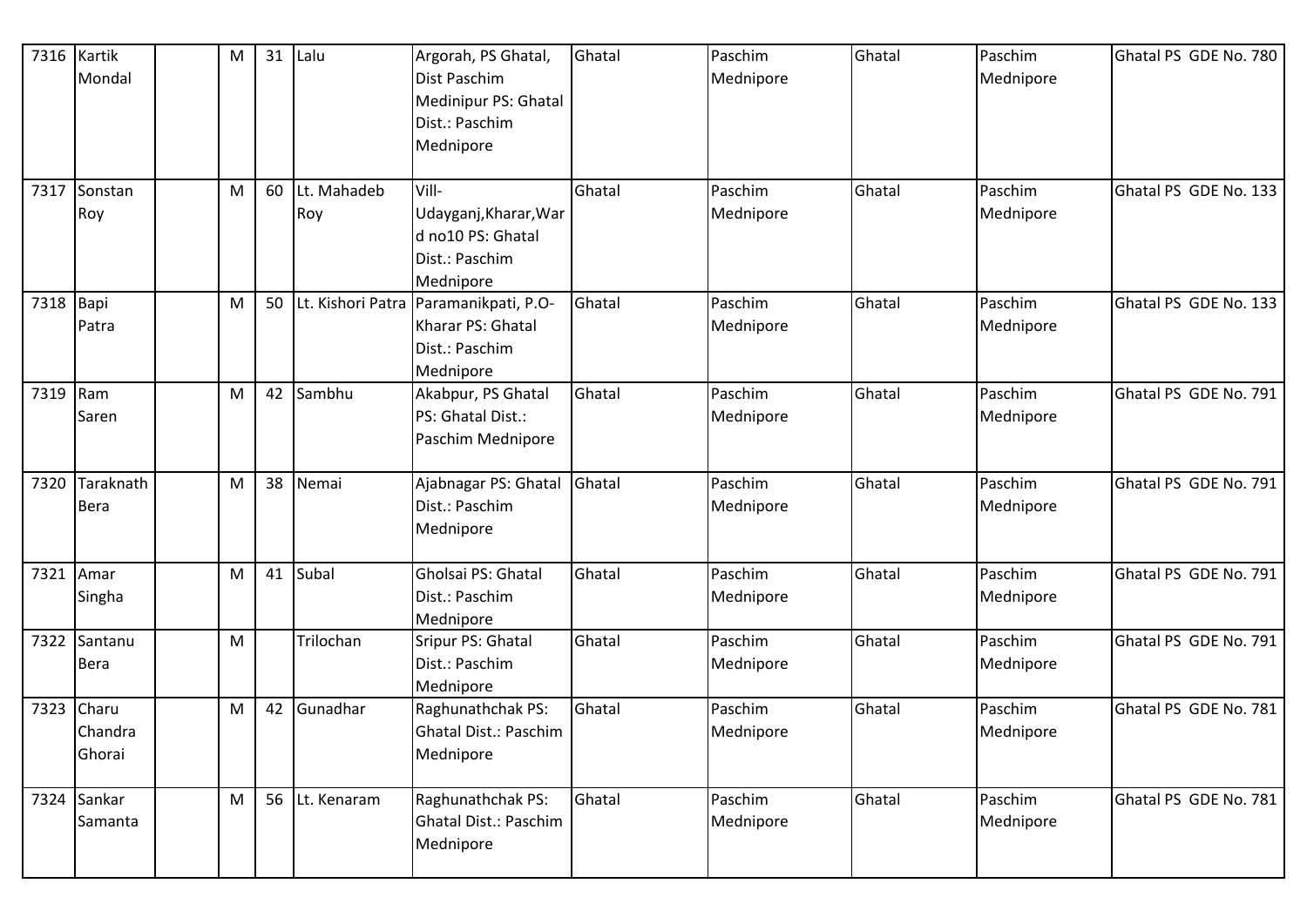| 7316 | Kartik Mondal | | M | 31 | Lalu | Argorah, PS Ghatal, Dist Paschim Medinipur PS: Ghatal Dist.: Paschim Mednipore | Ghatal | Paschim Mednipore | Ghatal | Paschim Mednipore | Ghatal PS GDE No. 780 |
|---|---|---|---|---|---|---|---|---|---|---|---|
| 7317 | Sonstan Roy | | M | 60 | Lt. Mahadeb Roy | Vill-Udayganj,Kharar,Ward no10 PS: Ghatal Dist.: Paschim Mednipore | Ghatal | Paschim Mednipore | Ghatal | Paschim Mednipore | Ghatal PS GDE No. 133 |
| 7318 | Bapi Patra | | M | 50 | Lt. Kishori Patra | Paramanikpati, P.O-Kharar PS: Ghatal Dist.: Paschim Mednipore | Ghatal | Paschim Mednipore | Ghatal | Paschim Mednipore | Ghatal PS GDE No. 133 |
| 7319 | Ram Saren | | M | 42 | Sambhu | Akabpur, PS Ghatal PS: Ghatal Dist.: Paschim Mednipore | Ghatal | Paschim Mednipore | Ghatal | Paschim Mednipore | Ghatal PS GDE No. 791 |
| 7320 | Taraknath Bera | | M | 38 | Nemai | Ajabnagar PS: Ghatal Dist.: Paschim Mednipore | Ghatal | Paschim Mednipore | Ghatal | Paschim Mednipore | Ghatal PS GDE No. 791 |
| 7321 | Amar Singha | | M | 41 | Subal | Gholsai PS: Ghatal Dist.: Paschim Mednipore | Ghatal | Paschim Mednipore | Ghatal | Paschim Mednipore | Ghatal PS GDE No. 791 |
| 7322 | Santanu Bera | | M | | Trilochan | Sripur PS: Ghatal Dist.: Paschim Mednipore | Ghatal | Paschim Mednipore | Ghatal | Paschim Mednipore | Ghatal PS GDE No. 791 |
| 7323 | Charu Chandra Ghorai | | M | 42 | Gunadhar | Raghunathchak PS: Ghatal Dist.: Paschim Mednipore | Ghatal | Paschim Mednipore | Ghatal | Paschim Mednipore | Ghatal PS GDE No. 781 |
| 7324 | Sankar Samanta | | M | 56 | Lt. Kenaram | Raghunathchak PS: Ghatal Dist.: Paschim Mednipore | Ghatal | Paschim Mednipore | Ghatal | Paschim Mednipore | Ghatal PS GDE No. 781 |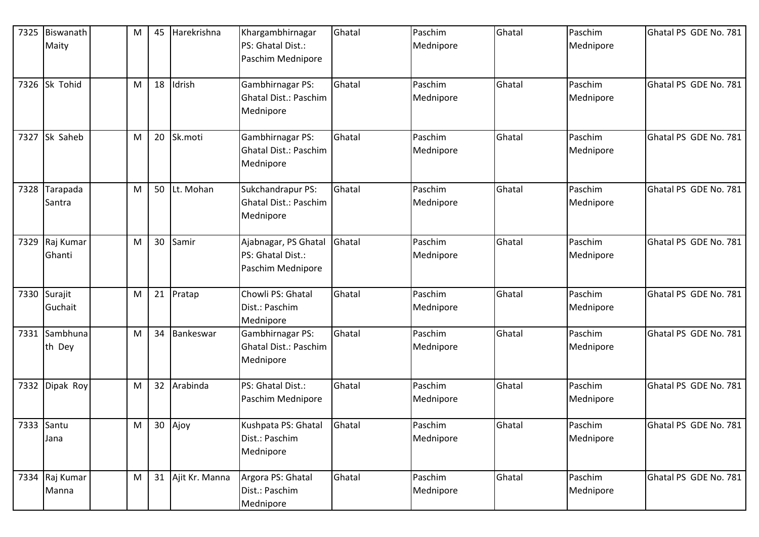| 7325 | Biswanath Maity | | M | 45 | Harekrishna | Khargambhirnagar PS: Ghatal Dist.: Paschim Mednipore | Ghatal | Paschim Mednipore | Ghatal | Paschim Mednipore | Ghatal PS GDE No. 781 |
|---|---|---|---|---|---|---|---|---|---|---|---|
| 7326 | Sk Tohid | | M | 18 | Idrish | Gambhirnagar PS: Ghatal Dist.: Paschim Mednipore | Ghatal | Paschim Mednipore | Ghatal | Paschim Mednipore | Ghatal PS GDE No. 781 |
| 7327 | Sk Saheb | | M | 20 | Sk.moti | Gambhirnagar PS: Ghatal Dist.: Paschim Mednipore | Ghatal | Paschim Mednipore | Ghatal | Paschim Mednipore | Ghatal PS GDE No. 781 |
| 7328 | Tarapada Santra | | M | 50 | Lt. Mohan | Sukchandrapur PS: Ghatal Dist.: Paschim Mednipore | Ghatal | Paschim Mednipore | Ghatal | Paschim Mednipore | Ghatal PS GDE No. 781 |
| 7329 | Raj Kumar Ghanti | | M | 30 | Samir | Ajabnagar, PS Ghatal PS: Ghatal Dist.: Paschim Mednipore | Ghatal | Paschim Mednipore | Ghatal | Paschim Mednipore | Ghatal PS GDE No. 781 |
| 7330 | Surajit Guchait | | M | 21 | Pratap | Chowli PS: Ghatal Dist.: Paschim Mednipore | Ghatal | Paschim Mednipore | Ghatal | Paschim Mednipore | Ghatal PS GDE No. 781 |
| 7331 | Sambhunath Dey | | M | 34 | Bankeswar | Gambhirnagar PS: Ghatal Dist.: Paschim Mednipore | Ghatal | Paschim Mednipore | Ghatal | Paschim Mednipore | Ghatal PS GDE No. 781 |
| 7332 | Dipak Roy | | M | 32 | Arabinda | PS: Ghatal Dist.: Paschim Mednipore | Ghatal | Paschim Mednipore | Ghatal | Paschim Mednipore | Ghatal PS GDE No. 781 |
| 7333 | Santu Jana | | M | 30 | Ajoy | Kushpata PS: Ghatal Dist.: Paschim Mednipore | Ghatal | Paschim Mednipore | Ghatal | Paschim Mednipore | Ghatal PS GDE No. 781 |
| 7334 | Raj Kumar Manna | | M | 31 | Ajit Kr. Manna | Argora PS: Ghatal Dist.: Paschim Mednipore | Ghatal | Paschim Mednipore | Ghatal | Paschim Mednipore | Ghatal PS GDE No. 781 |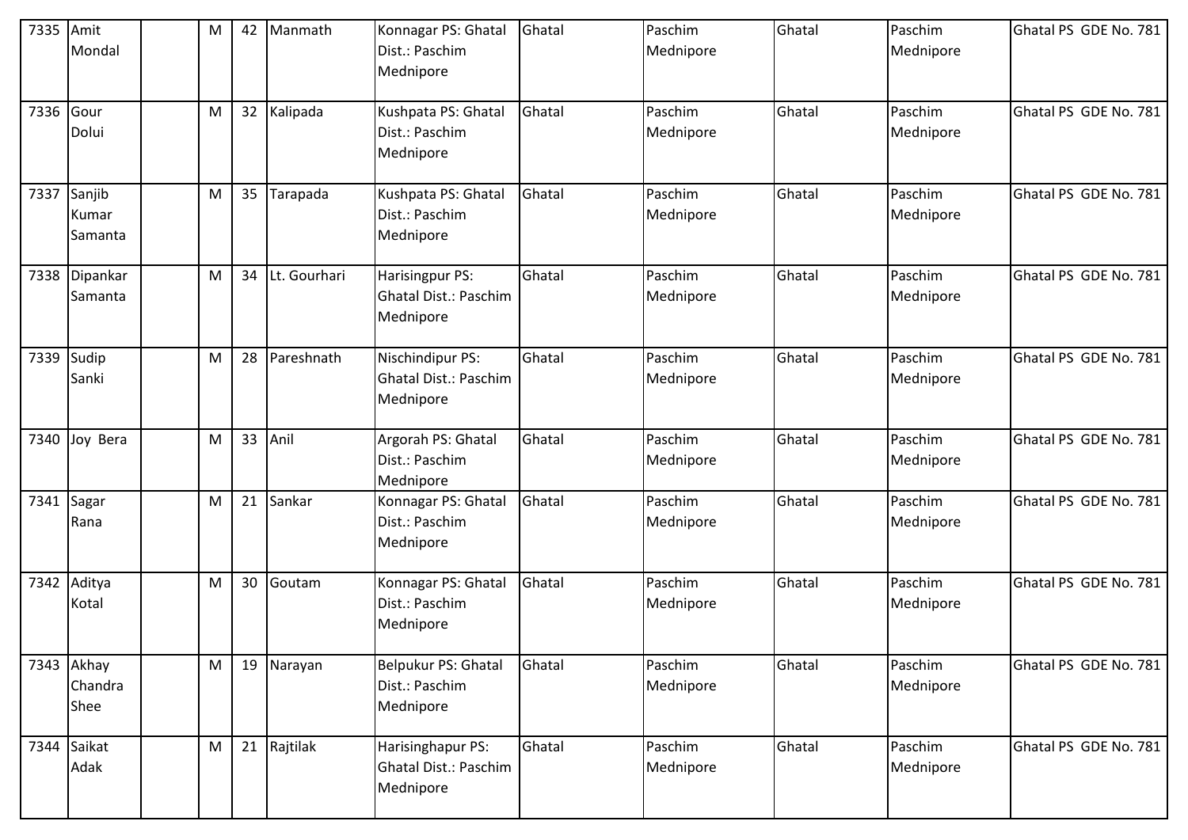| 7335 | Amit Mondal | | M | 42 | Manmath | Konnagar PS: Ghatal Dist.: Paschim Mednipore | Ghatal | Paschim Mednipore | Ghatal | Paschim Mednipore | Ghatal PS GDE No. 781 |
|---|---|---|---|---|---|---|---|---|---|---|---|
| 7336 | Gour Dolui | | M | 32 | Kalipada | Kushpata PS: Ghatal Dist.: Paschim Mednipore | Ghatal | Paschim Mednipore | Ghatal | Paschim Mednipore | Ghatal PS GDE No. 781 |
| 7337 | Sanjib Kumar Samanta | | M | 35 | Tarapada | Kushpata PS: Ghatal Dist.: Paschim Mednipore | Ghatal | Paschim Mednipore | Ghatal | Paschim Mednipore | Ghatal PS GDE No. 781 |
| 7338 | Dipankar Samanta | | M | 34 | Lt. Gourhari | Harisingpur PS: Ghatal Dist.: Paschim Mednipore | Ghatal | Paschim Mednipore | Ghatal | Paschim Mednipore | Ghatal PS GDE No. 781 |
| 7339 | Sudip Sanki | | M | 28 | Pareshnath | Nischindipur PS: Ghatal Dist.: Paschim Mednipore | Ghatal | Paschim Mednipore | Ghatal | Paschim Mednipore | Ghatal PS GDE No. 781 |
| 7340 | Joy Bera | | M | 33 | Anil | Argorah PS: Ghatal Dist.: Paschim Mednipore | Ghatal | Paschim Mednipore | Ghatal | Paschim Mednipore | Ghatal PS GDE No. 781 |
| 7341 | Sagar Rana | | M | 21 | Sankar | Konnagar PS: Ghatal Dist.: Paschim Mednipore | Ghatal | Paschim Mednipore | Ghatal | Paschim Mednipore | Ghatal PS GDE No. 781 |
| 7342 | Aditya Kotal | | M | 30 | Goutam | Konnagar PS: Ghatal Dist.: Paschim Mednipore | Ghatal | Paschim Mednipore | Ghatal | Paschim Mednipore | Ghatal PS GDE No. 781 |
| 7343 | Akhay Chandra Shee | | M | 19 | Narayan | Belpukur PS: Ghatal Dist.: Paschim Mednipore | Ghatal | Paschim Mednipore | Ghatal | Paschim Mednipore | Ghatal PS GDE No. 781 |
| 7344 | Saikat Adak | | M | 21 | Rajtilak | Harisinghapur PS: Ghatal Dist.: Paschim Mednipore | Ghatal | Paschim Mednipore | Ghatal | Paschim Mednipore | Ghatal PS GDE No. 781 |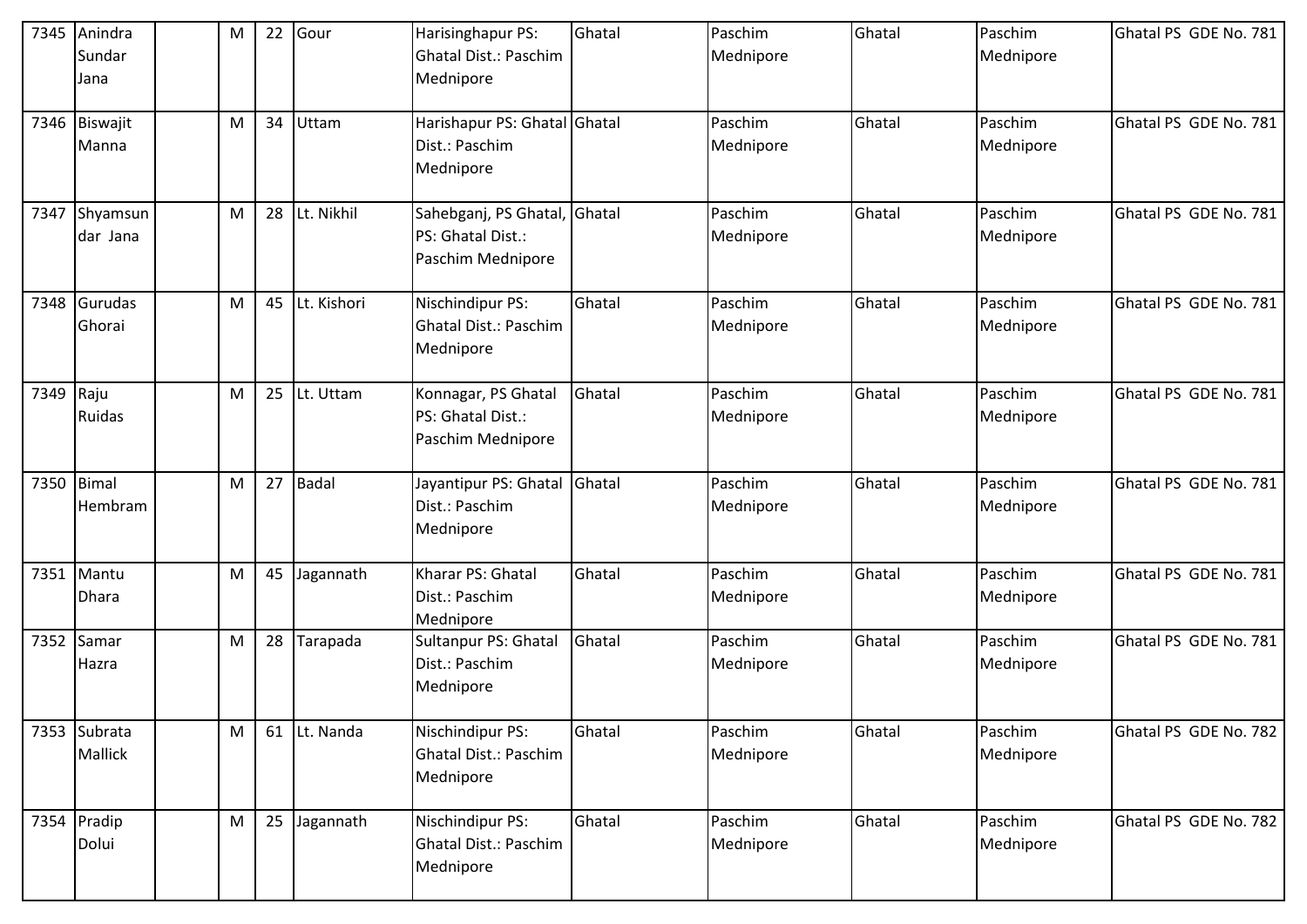| 7345 | Anindra Sundar Jana | | M | 22 | Gour | Harisinghapur PS: Ghatal Dist.: Paschim Mednipore | Ghatal | Paschim Mednipore | Ghatal | Paschim Mednipore | Ghatal PS GDE No. 781 |
|---|---|---|---|---|---|---|---|---|---|---|---|
| 7346 | Biswajit Manna | | M | 34 | Uttam | Harishapur PS: Ghatal Dist.: Paschim Mednipore | Ghatal | Paschim Mednipore | Ghatal | Paschim Mednipore | Ghatal PS GDE No. 781 |
| 7347 | Shyamsun dar Jana | | M | 28 | Lt. Nikhil | Sahebganj, PS Ghatal, PS: Ghatal Dist.: Paschim Mednipore | Ghatal | Paschim Mednipore | Ghatal | Paschim Mednipore | Ghatal PS GDE No. 781 |
| 7348 | Gurudas Ghorai | | M | 45 | Lt. Kishori | Nischindipur PS: Ghatal Dist.: Paschim Mednipore | Ghatal | Paschim Mednipore | Ghatal | Paschim Mednipore | Ghatal PS GDE No. 781 |
| 7349 | Raju Ruidas | | M | 25 | Lt. Uttam | Konnagar, PS Ghatal PS: Ghatal Dist.: Paschim Mednipore | Ghatal | Paschim Mednipore | Ghatal | Paschim Mednipore | Ghatal PS GDE No. 781 |
| 7350 | Bimal Hembram | | M | 27 | Badal | Jayantipur PS: Ghatal Dist.: Paschim Mednipore | Ghatal | Paschim Mednipore | Ghatal | Paschim Mednipore | Ghatal PS GDE No. 781 |
| 7351 | Mantu Dhara | | M | 45 | Jagannath | Kharar PS: Ghatal Dist.: Paschim Mednipore | Ghatal | Paschim Mednipore | Ghatal | Paschim Mednipore | Ghatal PS GDE No. 781 |
| 7352 | Samar Hazra | | M | 28 | Tarapada | Sultanpur PS: Ghatal Dist.: Paschim Mednipore | Ghatal | Paschim Mednipore | Ghatal | Paschim Mednipore | Ghatal PS GDE No. 781 |
| 7353 | Subrata Mallick | | M | 61 | Lt. Nanda | Nischindipur PS: Ghatal Dist.: Paschim Mednipore | Ghatal | Paschim Mednipore | Ghatal | Paschim Mednipore | Ghatal PS GDE No. 782 |
| 7354 | Pradip Dolui | | M | 25 | Jagannath | Nischindipur PS: Ghatal Dist.: Paschim Mednipore | Ghatal | Paschim Mednipore | Ghatal | Paschim Mednipore | Ghatal PS GDE No. 782 |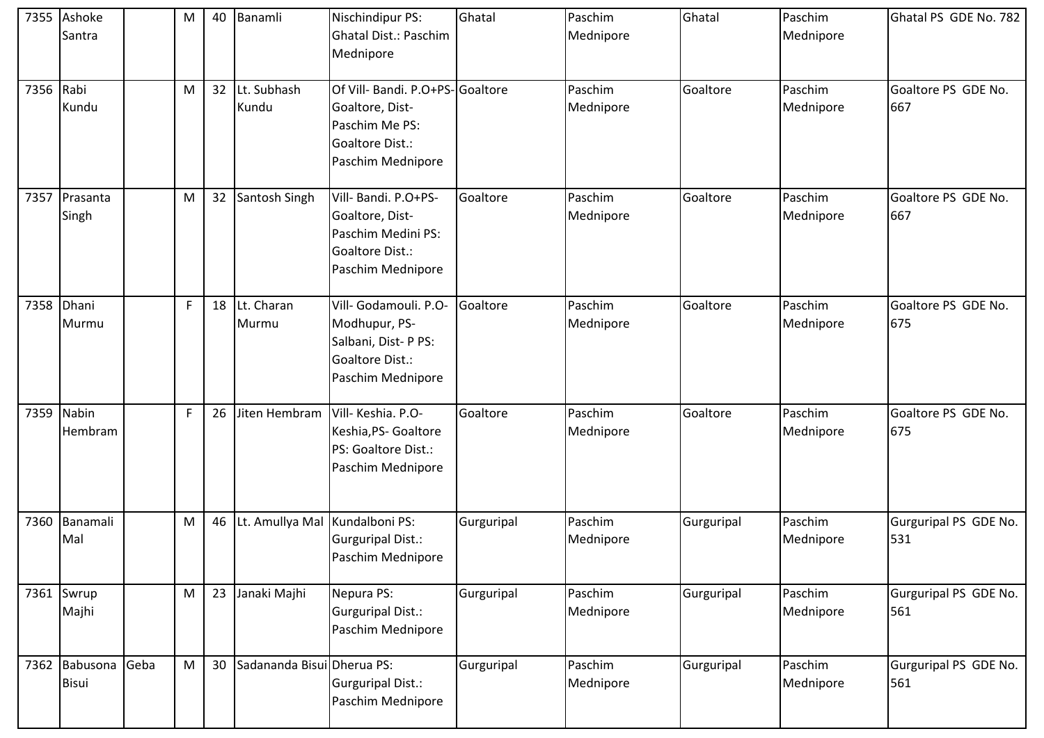| 7355 | Ashoke Santra | | M | 40 | Banamli | Nischindipur PS: Ghatal Dist.: Paschim Mednipore | Ghatal | Paschim Mednipore | Ghatal | Paschim Mednipore | Ghatal PS GDE No. 782 |
|---|---|---|---|---|---|---|---|---|---|---|---|
| 7356 | Rabi Kundu | | M | 32 | Lt. Subhash Kundu | Of Vill- Bandi. P.O+PS- Goaltore, Dist- Paschim Me PS: Goaltore Dist.: Paschim Mednipore | Goaltore | Paschim Mednipore | Goaltore | Paschim Mednipore | Goaltore PS GDE No. 667 |
| 7357 | Prasanta Singh | | M | 32 | Santosh Singh | Vill- Bandi. P.O+PS- Goaltore, Dist- Paschim Medini PS: Goaltore Dist.: Paschim Mednipore | Goaltore | Paschim Mednipore | Goaltore | Paschim Mednipore | Goaltore PS GDE No. 667 |
| 7358 | Dhani Murmu | | F | 18 | Lt. Charan Murmu | Vill- Godamouli. P.O- Modhupur, PS- Salbani, Dist- P PS: Goaltore Dist.: Paschim Mednipore | Goaltore | Paschim Mednipore | Goaltore | Paschim Mednipore | Goaltore PS GDE No. 675 |
| 7359 | Nabin Hembram | | F | 26 | Jiten Hembram | Vill- Keshia. P.O- Keshia,PS- Goaltore PS: Goaltore Dist.: Paschim Mednipore | Goaltore | Paschim Mednipore | Goaltore | Paschim Mednipore | Goaltore PS GDE No. 675 |
| 7360 | Banamali Mal | | M | 46 | Lt. Amullya Mal | Kundalboni PS: Gurguripal Dist.: Paschim Mednipore | Gurguripal | Paschim Mednipore | Gurguripal | Paschim Mednipore | Gurguripal PS GDE No. 531 |
| 7361 | Swrup Majhi | | M | 23 | Janaki Majhi | Nepura PS: Gurguripal Dist.: Paschim Mednipore | Gurguripal | Paschim Mednipore | Gurguripal | Paschim Mednipore | Gurguripal PS GDE No. 561 |
| 7362 | Babusona Bisui | Geba | M | 30 | Sadananda Bisui | Dherua PS: Gurguripal Dist.: Paschim Mednipore | Gurguripal | Paschim Mednipore | Gurguripal | Paschim Mednipore | Gurguripal PS GDE No. 561 |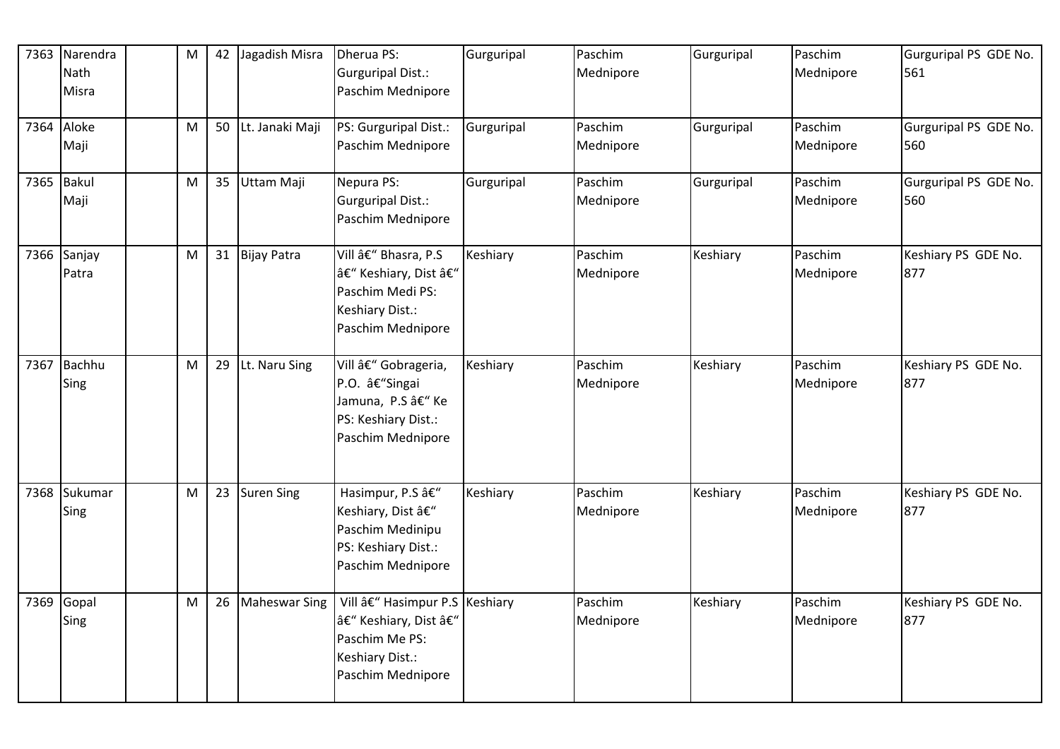| 7363 | Narendra Nath Misra | | M | 42 | Jagadish Misra | Dherua PS: Gurguripal Dist.: Paschim Mednipore | Gurguripal | Paschim Mednipore | Gurguripal | Paschim Mednipore | Gurguripal PS GDE No. 561 |
|---|---|---|---|---|---|---|---|---|---|---|---|
| 7364 | Aloke Maji | | M | 50 | Lt. Janaki Maji | PS: Gurguripal Dist.: Paschim Mednipore | Gurguripal | Paschim Mednipore | Gurguripal | Paschim Mednipore | Gurguripal PS GDE No. 560 |
| 7365 | Bakul Maji | | M | 35 | Uttam Maji | Nepura PS: Gurguripal Dist.: Paschim Mednipore | Gurguripal | Paschim Mednipore | Gurguripal | Paschim Mednipore | Gurguripal PS GDE No. 560 |
| 7366 | Sanjay Patra | | M | 31 | Bijay Patra | Vill â€“ Bhasra, P.S â€“ Keshiary, Dist â€“ Paschim Medi PS: Keshiary Dist.: Paschim Mednipore | Keshiary | Paschim Mednipore | Keshiary | Paschim Mednipore | Keshiary PS GDE No. 877 |
| 7367 | Bachhu Sing | | M | 29 | Lt. Naru Sing | Vill â€“ Gobrageria, P.O. â€“Singai Jamuna, P.S â€“ Ke PS: Keshiary Dist.: Paschim Mednipore | Keshiary | Paschim Mednipore | Keshiary | Paschim Mednipore | Keshiary PS GDE No. 877 |
| 7368 | Sukumar Sing | | M | 23 | Suren Sing | Hasimpur, P.S â€“ Keshiary, Dist â€“ Paschim Medinipu PS: Keshiary Dist.: Paschim Mednipore | Keshiary | Paschim Mednipore | Keshiary | Paschim Mednipore | Keshiary PS GDE No. 877 |
| 7369 | Gopal Sing | | M | 26 | Maheswar Sing | Vill â€“ Hasimpur P.S â€“ Keshiary, Dist â€“ Paschim Me PS: Keshiary Dist.: Paschim Mednipore | Keshiary | Paschim Mednipore | Keshiary | Paschim Mednipore | Keshiary PS GDE No. 877 |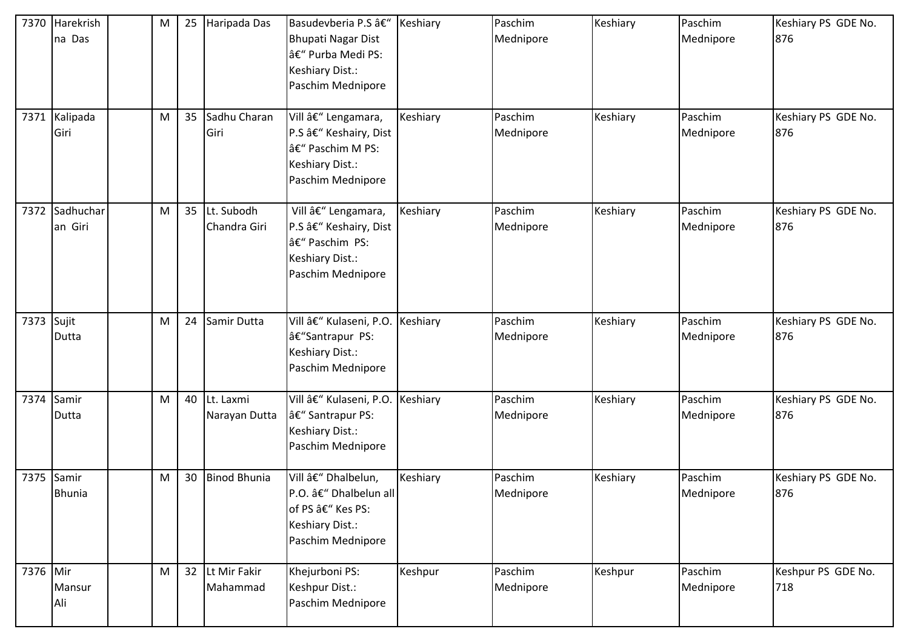| 7370 | Harekrishna Das | | M | 25 | Haripada Das | Basudevberia P.S â€“ Bhupati Nagar Dist â€“ Purba Medi PS: Keshiary Dist.: Paschim Mednipore | Keshiary | Paschim Mednipore | Keshiary | Paschim Mednipore | Keshiary PS GDE No. 876 |
|---|---|---|---|---|---|---|---|---|---|---|---|
| 7371 | Kalipada Giri | | M | 35 | Sadhu Charan Giri | Vill â€“ Lengamara, P.S â€“ Keshairy, Dist â€“ Paschim M PS: Keshiary Dist.: Paschim Mednipore | Keshiary | Paschim Mednipore | Keshiary | Paschim Mednipore | Keshiary PS GDE No. 876 |
| 7372 | Sadhucharan Giri | | M | 35 | Lt. Subodh Chandra Giri | Vill â€“ Lengamara, P.S â€“ Keshairy, Dist â€“ Paschim PS: Keshiary Dist.: Paschim Mednipore | Keshiary | Paschim Mednipore | Keshiary | Paschim Mednipore | Keshiary PS GDE No. 876 |
| 7373 | Sujit Dutta | | M | 24 | Samir Dutta | Vill â€“ Kulaseni, P.O. â€“Santrapur PS: Keshiary Dist.: Paschim Mednipore | Keshiary | Paschim Mednipore | Keshiary | Paschim Mednipore | Keshiary PS GDE No. 876 |
| 7374 | Samir Dutta | | M | 40 | Lt. Laxmi Narayan Dutta | Vill â€“ Kulaseni, P.O. â€“ Santrapur PS: Keshiary Dist.: Paschim Mednipore | Keshiary | Paschim Mednipore | Keshiary | Paschim Mednipore | Keshiary PS GDE No. 876 |
| 7375 | Samir Bhunia | | M | 30 | Binod Bhunia | Vill â€“ Dhalbelun, P.O. â€“ Dhalbelun all of PS â€“ Kes PS: Keshiary Dist.: Paschim Mednipore | Keshiary | Paschim Mednipore | Keshiary | Paschim Mednipore | Keshiary PS GDE No. 876 |
| 7376 | Mir Mansur Ali | | M | 32 | Lt Mir Fakir Mahammad | Khejurboni PS: Keshpur Dist.: Paschim Mednipore | Keshpur | Paschim Mednipore | Keshpur | Paschim Mednipore | Keshpur PS GDE No. 718 |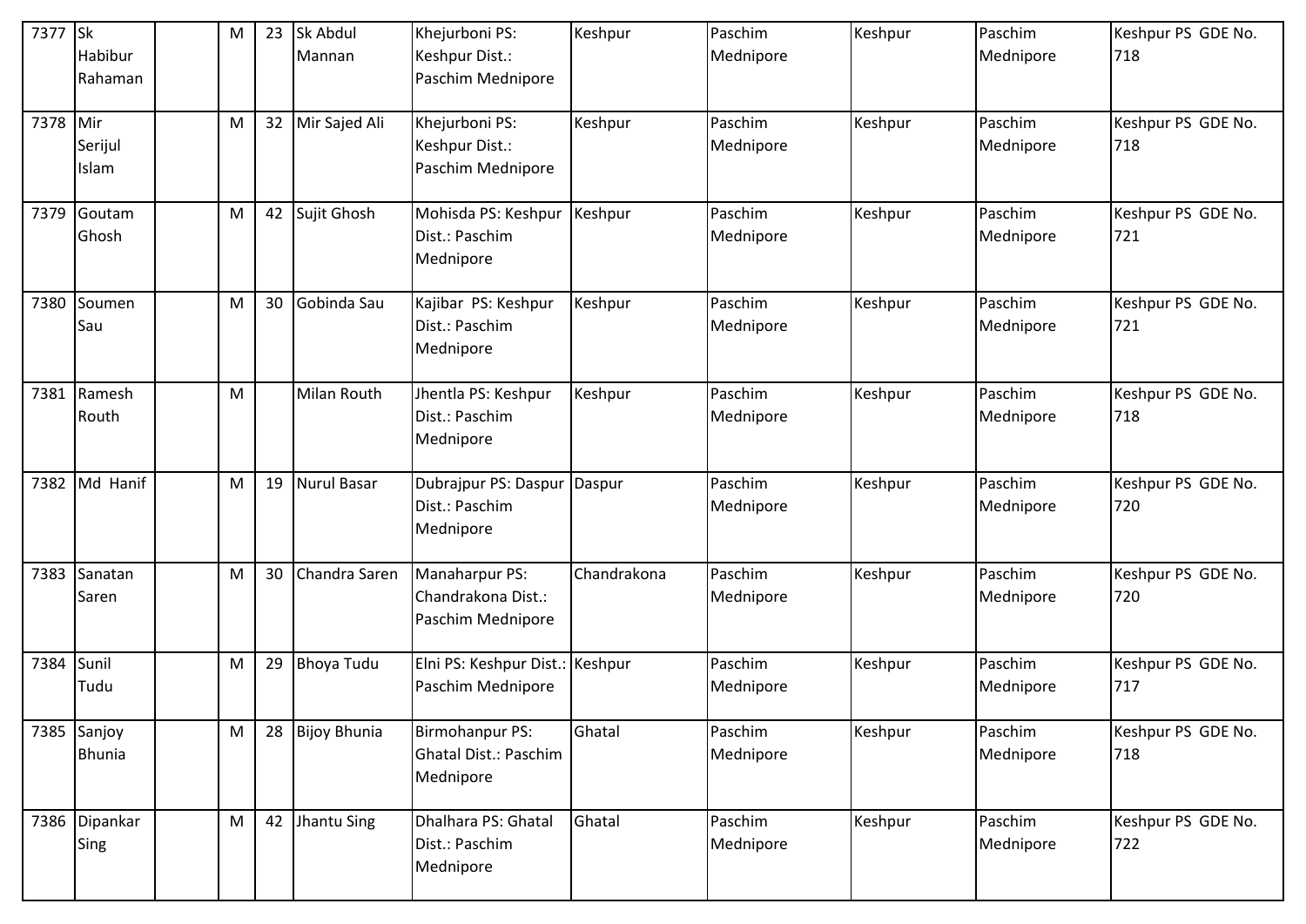| 7377 | Sk Habibur Rahaman | | M | 23 | Sk Abdul Mannan | Khejurboni PS: Keshpur Dist.: Paschim Mednipore | Keshpur | Paschim Mednipore | Keshpur | Paschim Mednipore | Keshpur PS GDE No. 718 |
|---|---|---|---|---|---|---|---|---|---|---|---|
| 7378 | Mir Serijul Islam | | M | 32 | Mir Sajed Ali | Khejurboni PS: Keshpur Dist.: Paschim Mednipore | Keshpur | Paschim Mednipore | Keshpur | Paschim Mednipore | Keshpur PS GDE No. 718 |
| 7379 | Goutam Ghosh | | M | 42 | Sujit Ghosh | Mohisda PS: Keshpur Dist.: Paschim Mednipore | Keshpur | Paschim Mednipore | Keshpur | Paschim Mednipore | Keshpur PS GDE No. 721 |
| 7380 | Soumen Sau | | M | 30 | Gobinda Sau | Kajibar PS: Keshpur Dist.: Paschim Mednipore | Keshpur | Paschim Mednipore | Keshpur | Paschim Mednipore | Keshpur PS GDE No. 721 |
| 7381 | Ramesh Routh | | M | | Milan Routh | Jhentla PS: Keshpur Dist.: Paschim Mednipore | Keshpur | Paschim Mednipore | Keshpur | Paschim Mednipore | Keshpur PS GDE No. 718 |
| 7382 | Md Hanif | | M | 19 | Nurul Basar | Dubrajpur PS: Daspur Dist.: Paschim Mednipore | Daspur | Paschim Mednipore | Keshpur | Paschim Mednipore | Keshpur PS GDE No. 720 |
| 7383 | Sanatan Saren | | M | 30 | Chandra Saren | Manaharpur PS: Chandrakona Dist.: Paschim Mednipore | Chandrakona | Paschim Mednipore | Keshpur | Paschim Mednipore | Keshpur PS GDE No. 720 |
| 7384 | Sunil Tudu | | M | 29 | Bhoya Tudu | Elni PS: Keshpur Dist.: Paschim Mednipore | Keshpur | Paschim Mednipore | Keshpur | Paschim Mednipore | Keshpur PS GDE No. 717 |
| 7385 | Sanjoy Bhunia | | M | 28 | Bijoy Bhunia | Birmohanpur PS: Ghatal Dist.: Paschim Mednipore | Ghatal | Paschim Mednipore | Keshpur | Paschim Mednipore | Keshpur PS GDE No. 718 |
| 7386 | Dipankar Sing | | M | 42 | Jhantu Sing | Dhalhara PS: Ghatal Dist.: Paschim Mednipore | Ghatal | Paschim Mednipore | Keshpur | Paschim Mednipore | Keshpur PS GDE No. 722 |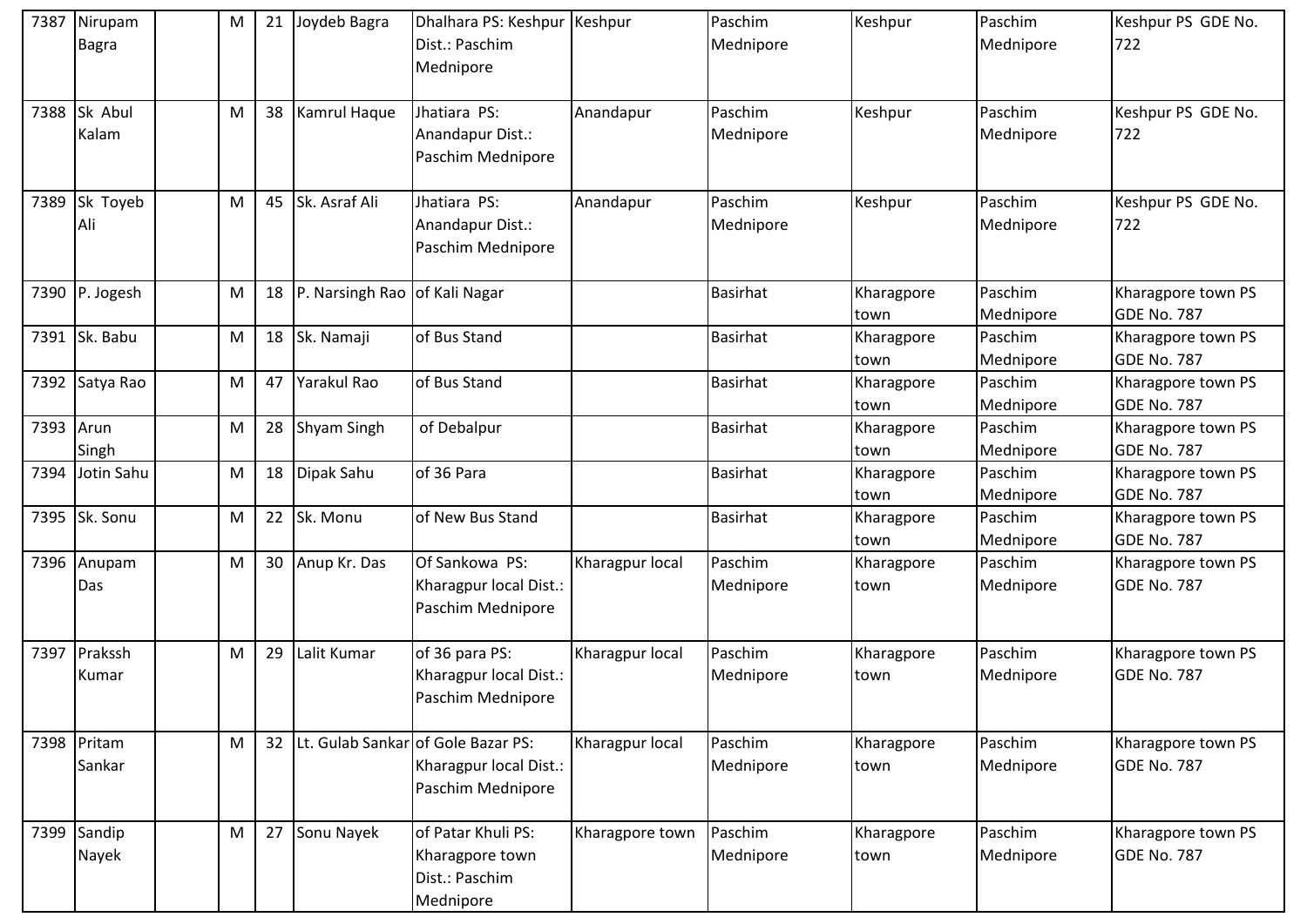| 7387 | Nirupam Bagra | | M | 21 | Joydeb Bagra | Dhalhara PS: Keshpur Dist.: Paschim Mednipore | Keshpur | Paschim Mednipore | Keshpur | Paschim Mednipore | Keshpur PS GDE No. 722 |
|---|---|---|---|---|---|---|---|---|---|---|---|
| 7388 | Sk Abul Kalam | | M | 38 | Kamrul Haque | Jhatiara PS: Anandapur Dist.: Paschim Mednipore | Anandapur | Paschim Mednipore | Keshpur | Paschim Mednipore | Keshpur PS GDE No. 722 |
| 7389 | Sk Toyeb Ali | | M | 45 | Sk. Asraf Ali | Jhatiara PS: Anandapur Dist.: Paschim Mednipore | Anandapur | Paschim Mednipore | Keshpur | Paschim Mednipore | Keshpur PS GDE No. 722 |
| 7390 | P. Jogesh | | M | 18 | P. Narsingh Rao | of Kali Nagar | | Basirhat | Kharagpore town | Paschim Mednipore | Kharagpore town PS GDE No. 787 |
| 7391 | Sk. Babu | | M | 18 | Sk. Namaji | of Bus Stand | | Basirhat | Kharagpore town | Paschim Mednipore | Kharagpore town PS GDE No. 787 |
| 7392 | Satya Rao | | M | 47 | Yarakul Rao | of Bus Stand | | Basirhat | Kharagpore town | Paschim Mednipore | Kharagpore town PS GDE No. 787 |
| 7393 | Arun Singh | | M | 28 | Shyam Singh | of Debalpur | | Basirhat | Kharagpore town | Paschim Mednipore | Kharagpore town PS GDE No. 787 |
| 7394 | Jotin Sahu | | M | 18 | Dipak Sahu | of 36 Para | | Basirhat | Kharagpore town | Paschim Mednipore | Kharagpore town PS GDE No. 787 |
| 7395 | Sk. Sonu | | M | 22 | Sk. Monu | of New Bus Stand | | Basirhat | Kharagpore town | Paschim Mednipore | Kharagpore town PS GDE No. 787 |
| 7396 | Anupam Das | | M | 30 | Anup Kr. Das | Of Sankowa PS: Kharagpur local Dist.: Paschim Mednipore | Kharagpur local | Paschim Mednipore | Kharagpore town | Paschim Mednipore | Kharagpore town PS GDE No. 787 |
| 7397 | Prakssh Kumar | | M | 29 | Lalit Kumar | of 36 para PS: Kharagpur local Dist.: Paschim Mednipore | Kharagpur local | Paschim Mednipore | Kharagpore town | Paschim Mednipore | Kharagpore town PS GDE No. 787 |
| 7398 | Pritam Sankar | | M | 32 | Lt. Gulab Sankar | of Gole Bazar PS: Kharagpur local Dist.: Paschim Mednipore | Kharagpur local | Paschim Mednipore | Kharagpore town | Paschim Mednipore | Kharagpore town PS GDE No. 787 |
| 7399 | Sandip Nayek | | M | 27 | Sonu Nayek | of Patar Khuli PS: Kharagpore town Dist.: Paschim Mednipore | Kharagpore town | Paschim Mednipore | Kharagpore town | Paschim Mednipore | Kharagpore town PS GDE No. 787 |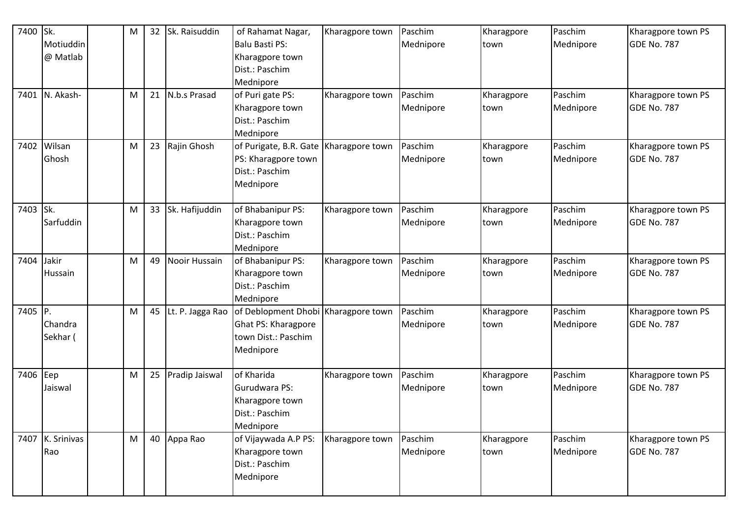| 7400 | Sk. Motiuddin @ Matlab | | M | 32 | Sk. Raisuddin | of Rahamat Nagar, Balu Basti PS: Kharagpore town Dist.: Paschim Mednipore | Kharagpore town | Paschim Mednipore | Kharagpore town | Paschim Mednipore | Kharagpore town PS GDE No. 787 |
|---|---|---|---|---|---|---|---|---|---|---|---|
| 7401 | N. Akash- | | M | 21 | N.b.s Prasad | of Puri gate PS: Kharagpore town Dist.: Paschim Mednipore | Kharagpore town | Paschim Mednipore | Kharagpore town | Paschim Mednipore | Kharagpore town PS GDE No. 787 |
| 7402 | Wilsan Ghosh | | M | 23 | Rajin Ghosh | of Purigate, B.R. Gate PS: Kharagpore town Dist.: Paschim Mednipore | Kharagpore town | Paschim Mednipore | Kharagpore town | Paschim Mednipore | Kharagpore town PS GDE No. 787 |
| 7403 | Sk. Sarfuddin | | M | 33 | Sk. Hafijuddin | of Bhabanipur PS: Kharagpore town Dist.: Paschim Mednipore | Kharagpore town | Paschim Mednipore | Kharagpore town | Paschim Mednipore | Kharagpore town PS GDE No. 787 |
| 7404 | Jakir Hussain | | M | 49 | Nooir Hussain | of Bhabanipur PS: Kharagpore town Dist.: Paschim Mednipore | Kharagpore town | Paschim Mednipore | Kharagpore town | Paschim Mednipore | Kharagpore town PS GDE No. 787 |
| 7405 | P. Chandra Sekhar ( | | M | 45 | Lt. P. Jagga Rao | of Deblopment Dhobi Ghat PS: Kharagpore town Dist.: Paschim Mednipore | Kharagpore town | Paschim Mednipore | Kharagpore town | Paschim Mednipore | Kharagpore town PS GDE No. 787 |
| 7406 | Eep Jaiswal | | M | 25 | Pradip Jaiswal | of Kharida Gurudwara PS: Kharagpore town Dist.: Paschim Mednipore | Kharagpore town | Paschim Mednipore | Kharagpore town | Paschim Mednipore | Kharagpore town PS GDE No. 787 |
| 7407 | K. Srinivas Rao | | M | 40 | Appa Rao | of Vijaywada A.P PS: Kharagpore town Dist.: Paschim Mednipore | Kharagpore town | Paschim Mednipore | Kharagpore town | Paschim Mednipore | Kharagpore town PS GDE No. 787 |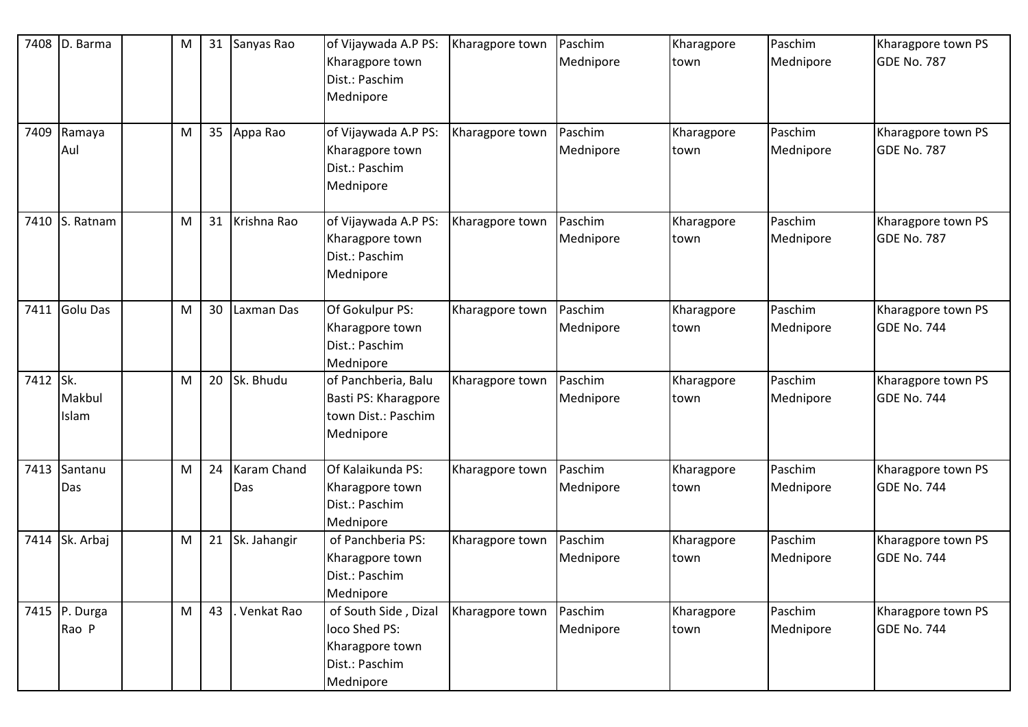| 7408 | D. Barma | | M | 31 | Sanyas Rao | of Vijaywada A.P PS: Kharagpore town Dist.: Paschim Mednipore | Kharagpore town | Paschim Mednipore | Kharagpore town | Paschim Mednipore | Kharagpore town PS GDE No. 787 |
|---|---|---|---|---|---|---|---|---|---|---|---|
| 7409 | Ramaya Aul | | M | 35 | Appa Rao | of Vijaywada A.P PS: Kharagpore town Dist.: Paschim Mednipore | Kharagpore town | Paschim Mednipore | Kharagpore town | Paschim Mednipore | Kharagpore town PS GDE No. 787 |
| 7410 | S. Ratnam | | M | 31 | Krishna Rao | of Vijaywada A.P PS: Kharagpore town Dist.: Paschim Mednipore | Kharagpore town | Paschim Mednipore | Kharagpore town | Paschim Mednipore | Kharagpore town PS GDE No. 787 |
| 7411 | Golu Das | | M | 30 | Laxman Das | Of Gokulpur PS: Kharagpore town Dist.: Paschim Mednipore | Kharagpore town | Paschim Mednipore | Kharagpore town | Paschim Mednipore | Kharagpore town PS GDE No. 744 |
| 7412 | Sk. Makbul Islam | | M | 20 | Sk. Bhudu | of Panchberia, Balu Basti PS: Kharagpore town Dist.: Paschim Mednipore | Kharagpore town | Paschim Mednipore | Kharagpore town | Paschim Mednipore | Kharagpore town PS GDE No. 744 |
| 7413 | Santanu Das | | M | 24 | Karam Chand Das | Of Kalaikunda PS: Kharagpore town Dist.: Paschim Mednipore | Kharagpore town | Paschim Mednipore | Kharagpore town | Paschim Mednipore | Kharagpore town PS GDE No. 744 |
| 7414 | Sk. Arbaj | | M | 21 | Sk. Jahangir | of Panchberia PS: Kharagpore town Dist.: Paschim Mednipore | Kharagpore town | Paschim Mednipore | Kharagpore town | Paschim Mednipore | Kharagpore town PS GDE No. 744 |
| 7415 | P. Durga Rao P | | M | 43 | . Venkat Rao | of South Side , Dizal loco Shed PS: Kharagpore town Dist.: Paschim Mednipore | Kharagpore town | Paschim Mednipore | Kharagpore town | Paschim Mednipore | Kharagpore town PS GDE No. 744 |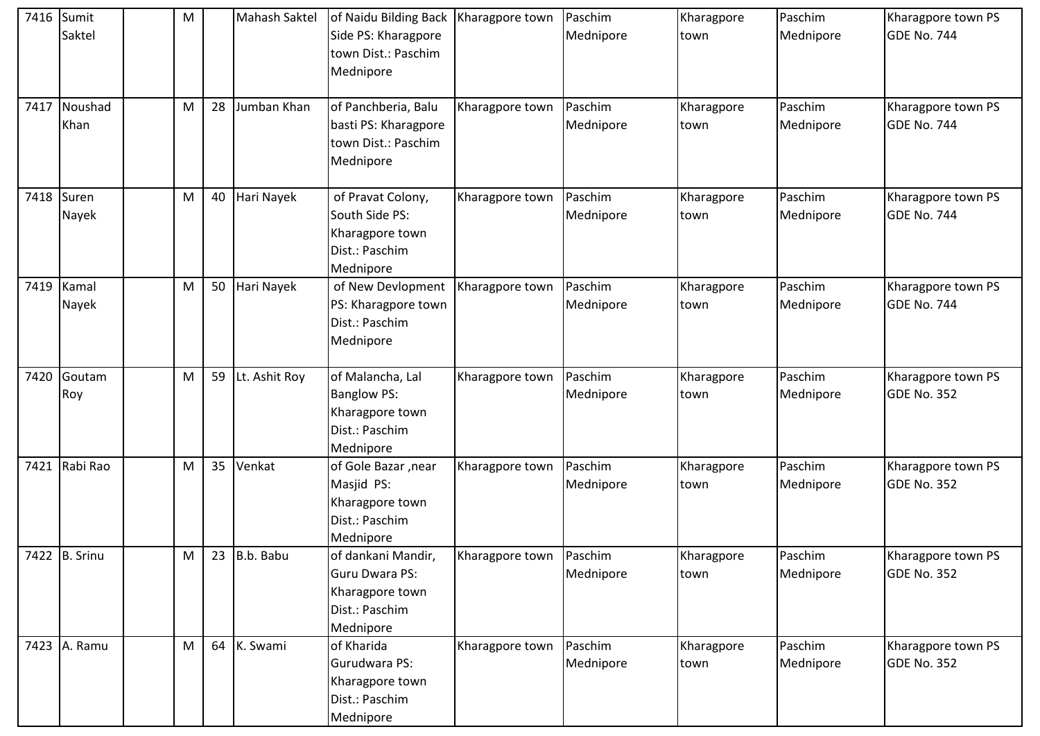| 7416 | Sumit Saktel | | M | | Mahash Saktel | of Naidu Bilding Back Side PS: Kharagpore town Dist.: Paschim Mednipore | Kharagpore town | Paschim Mednipore | Kharagpore town | Paschim Mednipore | Kharagpore town PS GDE No. 744 |
|---|---|---|---|---|---|---|---|---|---|---|---|
| 7417 | Noushad Khan | | M | 28 | Jumban Khan | of Panchberia, Balu basti PS: Kharagpore town Dist.: Paschim Mednipore | Kharagpore town | Paschim Mednipore | Kharagpore town | Paschim Mednipore | Kharagpore town PS GDE No. 744 |
| 7418 | Suren Nayek | | M | 40 | Hari Nayek | of Pravat Colony, South Side PS: Kharagpore town Dist.: Paschim Mednipore | Kharagpore town | Paschim Mednipore | Kharagpore town | Paschim Mednipore | Kharagpore town PS GDE No. 744 |
| 7419 | Kamal Nayek | | M | 50 | Hari Nayek | of New Devlopment PS: Kharagpore town Dist.: Paschim Mednipore | Kharagpore town | Paschim Mednipore | Kharagpore town | Paschim Mednipore | Kharagpore town PS GDE No. 744 |
| 7420 | Goutam Roy | | M | 59 | Lt. Ashit Roy | of Malancha, Lal Banglow PS: Kharagpore town Dist.: Paschim Mednipore | Kharagpore town | Paschim Mednipore | Kharagpore town | Paschim Mednipore | Kharagpore town PS GDE No. 352 |
| 7421 | Rabi Rao | | M | 35 | Venkat | of Gole Bazar ,near Masjid PS: Kharagpore town Dist.: Paschim Mednipore | Kharagpore town | Paschim Mednipore | Kharagpore town | Paschim Mednipore | Kharagpore town PS GDE No. 352 |
| 7422 | B. Srinu | | M | 23 | B.b. Babu | of dankani Mandir, Guru Dwara PS: Kharagpore town Dist.: Paschim Mednipore | Kharagpore town | Paschim Mednipore | Kharagpore town | Paschim Mednipore | Kharagpore town PS GDE No. 352 |
| 7423 | A. Ramu | | M | 64 | K. Swami | of Kharida Gurudwara PS: Kharagpore town Dist.: Paschim Mednipore | Kharagpore town | Paschim Mednipore | Kharagpore town | Paschim Mednipore | Kharagpore town PS GDE No. 352 |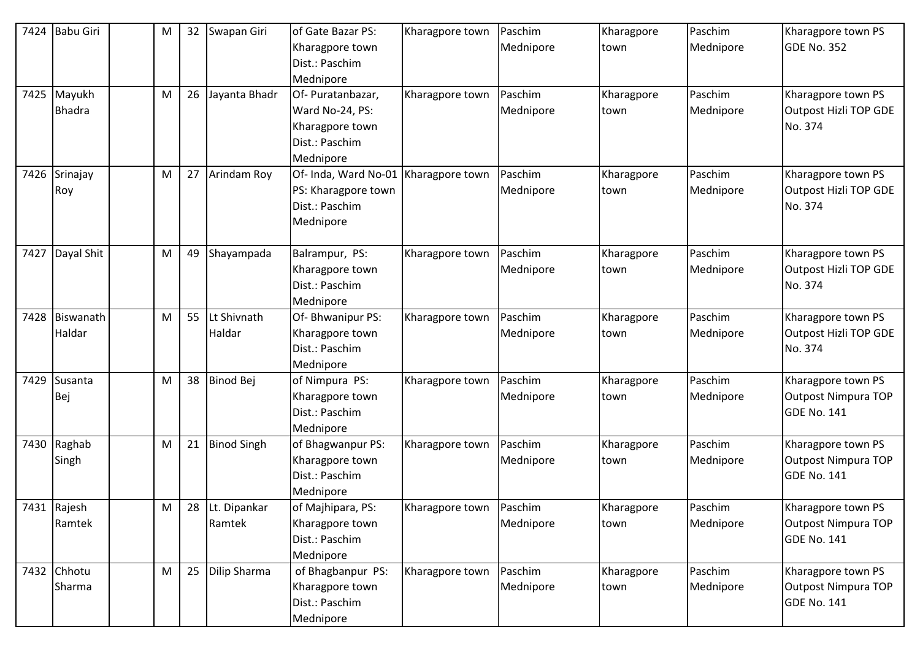| 7424 | Babu Giri | | M | 32 | Swapan Giri | of Gate Bazar PS: Kharagpore town Dist.: Paschim Mednipore | Kharagpore town | Paschim Mednipore | Kharagpore town | Paschim Mednipore | Kharagpore town PS GDE No. 352 |
|---|---|---|---|---|---|---|---|---|---|---|---|
| 7425 | Mayukh Bhadra | | M | 26 | Jayanta Bhadr | Of- Puratanbazar, Ward No-24, PS: Kharagpore town Dist.: Paschim Mednipore | Kharagpore town | Paschim Mednipore | Kharagpore town | Paschim Mednipore | Kharagpore town PS Outpost Hizli TOP GDE No. 374 |
| 7426 | Srinajay Roy | | M | 27 | Arindam Roy | Of- Inda, Ward No-01 PS: Kharagpore town Dist.: Paschim Mednipore | Kharagpore town | Paschim Mednipore | Kharagpore town | Paschim Mednipore | Kharagpore town PS Outpost Hizli TOP GDE No. 374 |
| 7427 | Dayal Shit | | M | 49 | Shayampada | Balrampur, PS: Kharagpore town Dist.: Paschim Mednipore | Kharagpore town | Paschim Mednipore | Kharagpore town | Paschim Mednipore | Kharagpore town PS Outpost Hizli TOP GDE No. 374 |
| 7428 | Biswanath Haldar | | M | 55 | Lt Shivnath Haldar | Of- Bhwanipur PS: Kharagpore town Dist.: Paschim Mednipore | Kharagpore town | Paschim Mednipore | Kharagpore town | Paschim Mednipore | Kharagpore town PS Outpost Hizli TOP GDE No. 374 |
| 7429 | Susanta Bej | | M | 38 | Binod Bej | of Nimpura PS: Kharagpore town Dist.: Paschim Mednipore | Kharagpore town | Paschim Mednipore | Kharagpore town | Paschim Mednipore | Kharagpore town PS Outpost Nimpura TOP GDE No. 141 |
| 7430 | Raghab Singh | | M | 21 | Binod Singh | of Bhagwanpur PS: Kharagpore town Dist.: Paschim Mednipore | Kharagpore town | Paschim Mednipore | Kharagpore town | Paschim Mednipore | Kharagpore town PS Outpost Nimpura TOP GDE No. 141 |
| 7431 | Rajesh Ramtek | | M | 28 | Lt. Dipankar Ramtek | of Majhipara, PS: Kharagpore town Dist.: Paschim Mednipore | Kharagpore town | Paschim Mednipore | Kharagpore town | Paschim Mednipore | Kharagpore town PS Outpost Nimpura TOP GDE No. 141 |
| 7432 | Chhotu Sharma | | M | 25 | Dilip Sharma | of Bhagbanpur PS: Kharagpore town Dist.: Paschim Mednipore | Kharagpore town | Paschim Mednipore | Kharagpore town | Paschim Mednipore | Kharagpore town PS Outpost Nimpura TOP GDE No. 141 |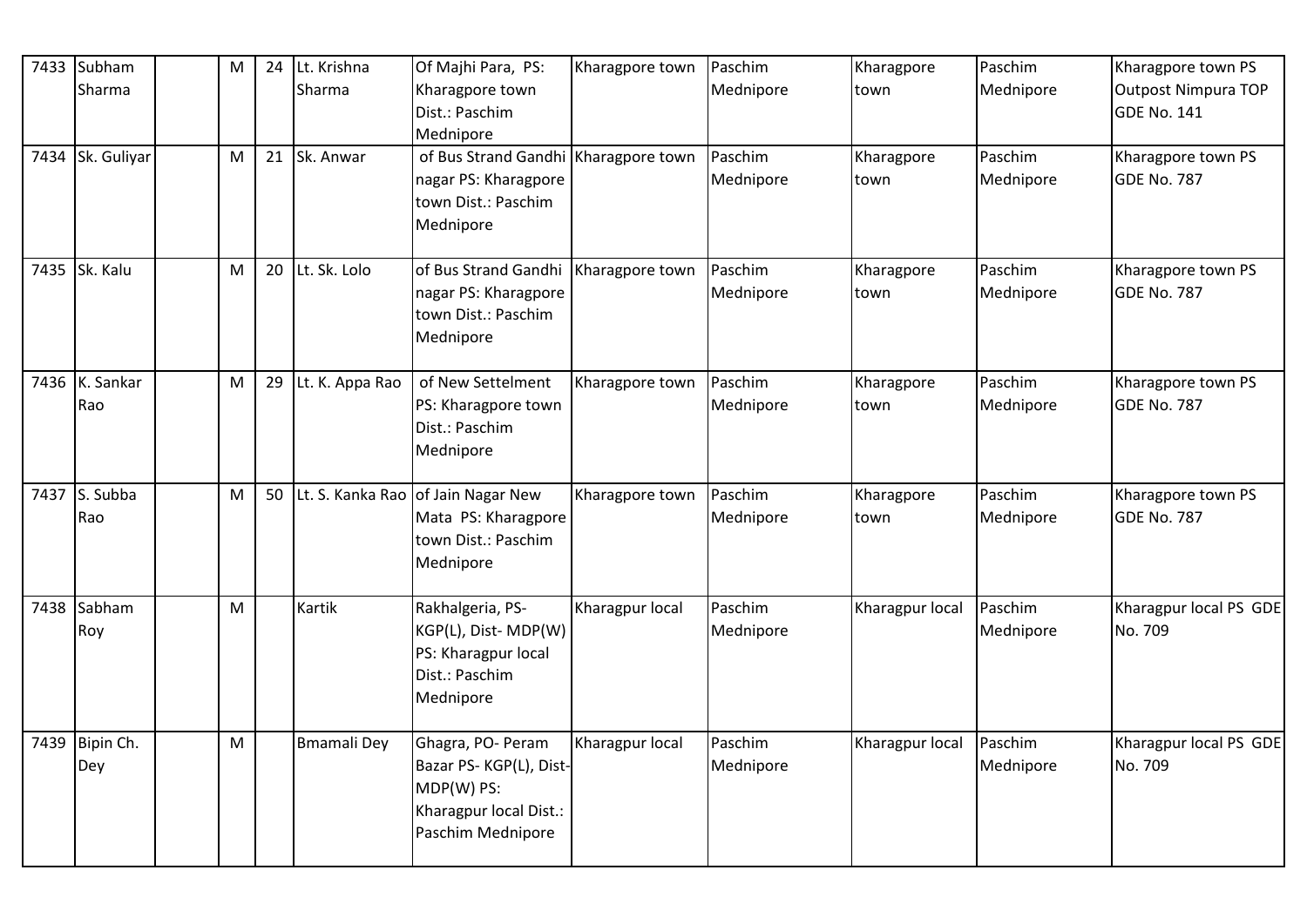| 7433 | Subham Sharma | | M | 24 | Lt. Krishna Sharma | Of Majhi Para, PS: Kharagpore town Dist.: Paschim Mednipore | Kharagpore town | Paschim Mednipore | Kharagpore town | Paschim Mednipore | Kharagpore town PS Outpost Nimpura TOP GDE No. 141 |
|---|---|---|---|---|---|---|---|---|---|---|---|
| 7434 | Sk. Guliyar | | M | 21 | Sk. Anwar | of Bus Strand Gandhi nagar PS: Kharagpore town Dist.: Paschim Mednipore | Kharagpore town | Paschim Mednipore | Kharagpore town | Paschim Mednipore | Kharagpore town PS GDE No. 787 |
| 7435 | Sk. Kalu | | M | 20 | Lt. Sk. Lolo | of Bus Strand Gandhi nagar PS: Kharagpore town Dist.: Paschim Mednipore | Kharagpore town | Paschim Mednipore | Kharagpore town | Paschim Mednipore | Kharagpore town PS GDE No. 787 |
| 7436 | K. Sankar Rao | | M | 29 | Lt. K. Appa Rao | of New Settelment PS: Kharagpore town Dist.: Paschim Mednipore | Kharagpore town | Paschim Mednipore | Kharagpore town | Paschim Mednipore | Kharagpore town PS GDE No. 787 |
| 7437 | S. Subba Rao | | M | 50 | Lt. S. Kanka Rao | of Jain Nagar New Mata PS: Kharagpore town Dist.: Paschim Mednipore | Kharagpore town | Paschim Mednipore | Kharagpore town | Paschim Mednipore | Kharagpore town PS GDE No. 787 |
| 7438 | Sabham Roy | | M | | Kartik | Rakhalgeria, PS-KGP(L), Dist- MDP(W) PS: Kharagpur local Dist.: Paschim Mednipore | Kharagpur local | Paschim Mednipore | Kharagpur local | Paschim Mednipore | Kharagpur local PS GDE No. 709 |
| 7439 | Bipin Ch. Dey | | M | | Bmamali Dey | Ghagra, PO- Peram Bazar PS- KGP(L), Dist-MDP(W) PS: Kharagpur local Dist.: Paschim Mednipore | Kharagpur local | Paschim Mednipore | Kharagpur local | Paschim Mednipore | Kharagpur local PS GDE No. 709 |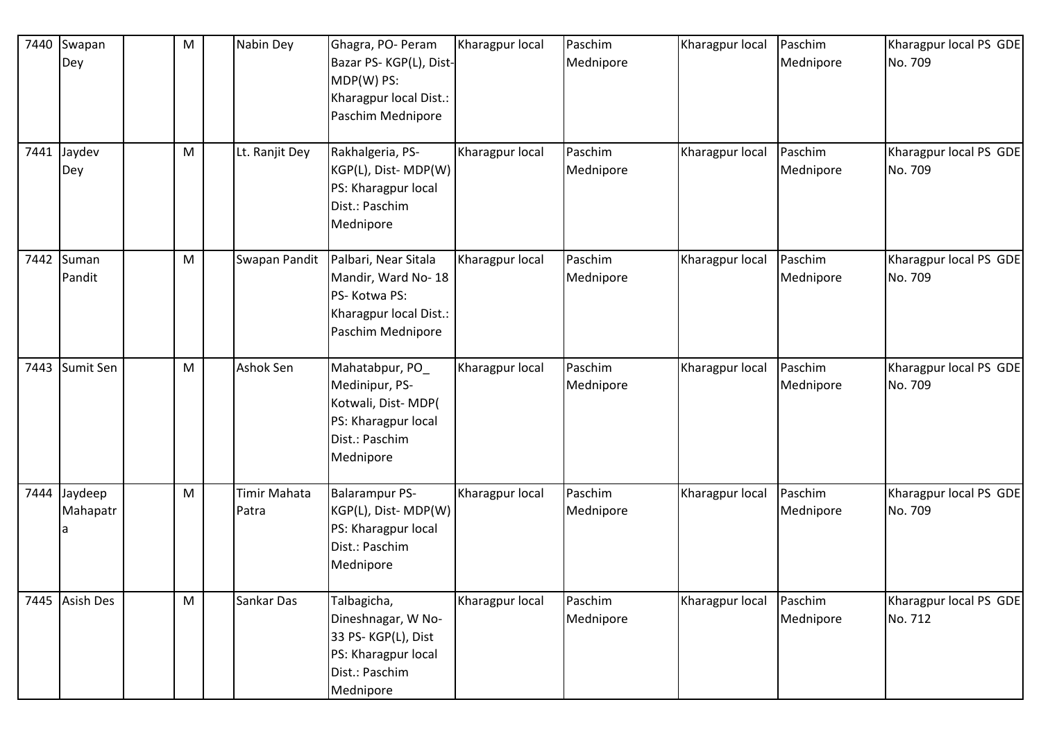| 7440 | Swapan Dey | | M | | Nabin Dey | Ghagra, PO- Peram Bazar PS- KGP(L), Dist- MDP(W) PS: Kharagpur local Dist.: Paschim Mednipore | Kharagpur local | Paschim Mednipore | Kharagpur local | Paschim Mednipore | Kharagpur local PS GDE No. 709 |
|---|---|---|---|---|---|---|---|---|---|---|---|
| 7441 | Jaydev Dey | | M | | Lt. Ranjit Dey | Rakhalgeria, PS- KGP(L), Dist- MDP(W) PS: Kharagpur local Dist.: Paschim Mednipore | Kharagpur local | Paschim Mednipore | Kharagpur local | Paschim Mednipore | Kharagpur local PS GDE No. 709 |
| 7442 | Suman Pandit | | M | | Swapan Pandit | Palbari, Near Sitala Mandir, Ward No- 18 PS- Kotwa PS: Kharagpur local Dist.: Paschim Mednipore | Kharagpur local | Paschim Mednipore | Kharagpur local | Paschim Mednipore | Kharagpur local PS GDE No. 709 |
| 7443 | Sumit Sen | | M | | Ashok Sen | Mahatabpur, PO_ Medinipur, PS- Kotwali, Dist- MDP( PS: Kharagpur local Dist.: Paschim Mednipore | Kharagpur local | Paschim Mednipore | Kharagpur local | Paschim Mednipore | Kharagpur local PS GDE No. 709 |
| 7444 | Jaydeep Mahapatra | | M | | Timir Mahata Patra | Balarampur PS- KGP(L), Dist- MDP(W) PS: Kharagpur local Dist.: Paschim Mednipore | Kharagpur local | Paschim Mednipore | Kharagpur local | Paschim Mednipore | Kharagpur local PS GDE No. 709 |
| 7445 | Asish Des | | M | | Sankar Das | Talbagicha, Dineshnagar, W No- 33 PS- KGP(L), Dist PS: Kharagpur local Dist.: Paschim Mednipore | Kharagpur local | Paschim Mednipore | Kharagpur local | Paschim Mednipore | Kharagpur local PS GDE No. 712 |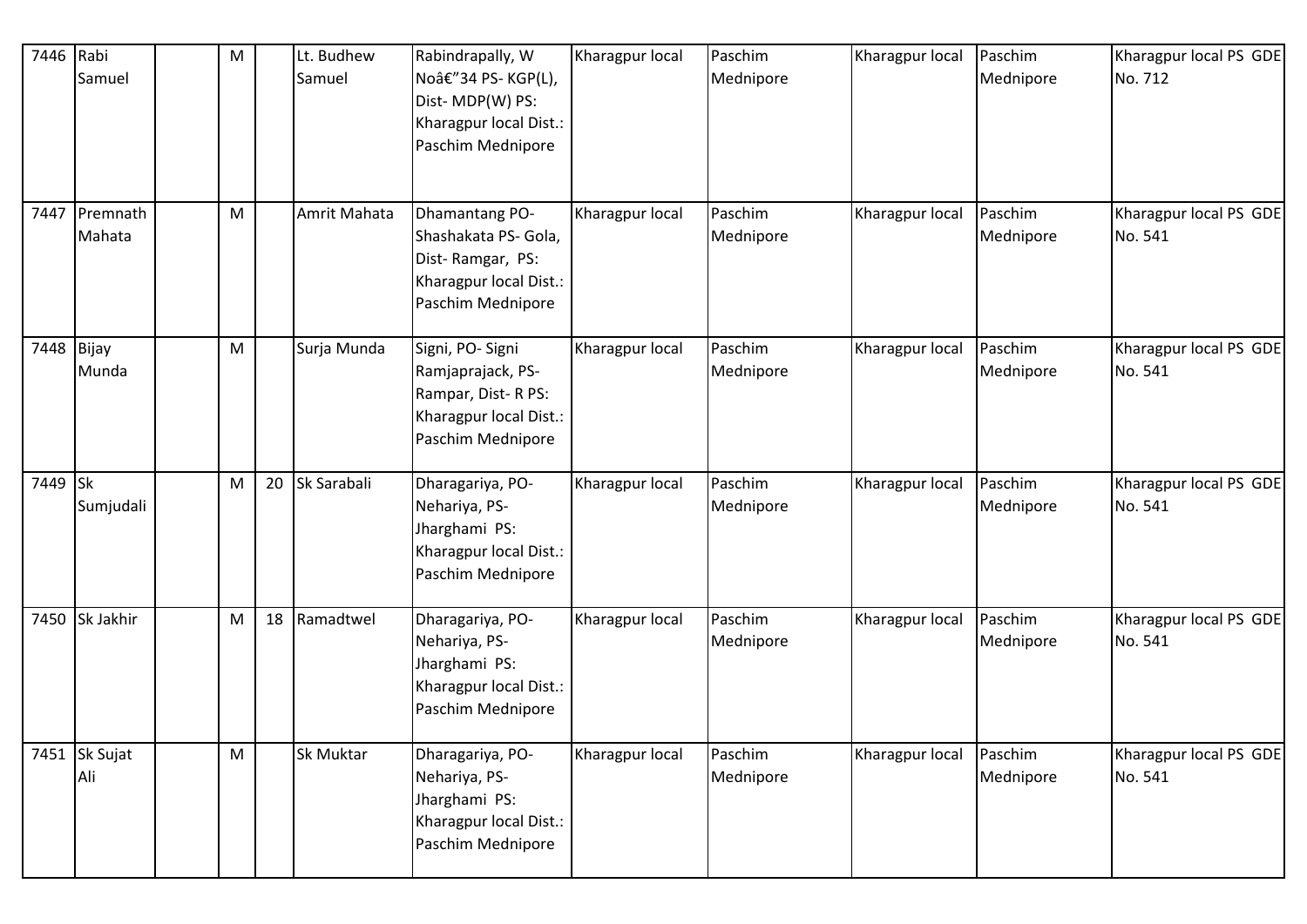| 7446 | Rabi Samuel | | M | | Lt. Budhew Samuel | Rabindrapally, W Noâ€"34 PS- KGP(L), Dist- MDP(W) PS: Kharagpur local Dist.: Paschim Mednipore | Kharagpur local | Paschim Mednipore | Kharagpur local | Paschim Mednipore | Kharagpur local PS GDE No. 712 |
|---|---|---|---|---|---|---|---|---|---|---|---|
| 7447 | Premnath Mahata | | M | | Amrit Mahata | Dhamantang PO- Shashakata PS- Gola, Dist- Ramgar, PS: Kharagpur local Dist.: Paschim Mednipore | Kharagpur local | Paschim Mednipore | Kharagpur local | Paschim Mednipore | Kharagpur local PS GDE No. 541 |
| 7448 | Bijay Munda | | M | | Surja Munda | Signi, PO- Signi Ramjaprajack, PS- Rampar, Dist- R PS: Kharagpur local Dist.: Paschim Mednipore | Kharagpur local | Paschim Mednipore | Kharagpur local | Paschim Mednipore | Kharagpur local PS GDE No. 541 |
| 7449 | Sk Sumjudali | | M | 20 | Sk Sarabali | Dharagariya, PO- Nehariya, PS- Jharghami PS: Kharagpur local Dist.: Paschim Mednipore | Kharagpur local | Paschim Mednipore | Kharagpur local | Paschim Mednipore | Kharagpur local PS GDE No. 541 |
| 7450 | Sk Jakhir | | M | 18 | Ramadtwel | Dharagariya, PO- Nehariya, PS- Jharghami PS: Kharagpur local Dist.: Paschim Mednipore | Kharagpur local | Paschim Mednipore | Kharagpur local | Paschim Mednipore | Kharagpur local PS GDE No. 541 |
| 7451 | Sk Sujat Ali | | M | | Sk Muktar | Dharagariya, PO- Nehariya, PS- Jharghami PS: Kharagpur local Dist.: Paschim Mednipore | Kharagpur local | Paschim Mednipore | Kharagpur local | Paschim Mednipore | Kharagpur local PS GDE No. 541 |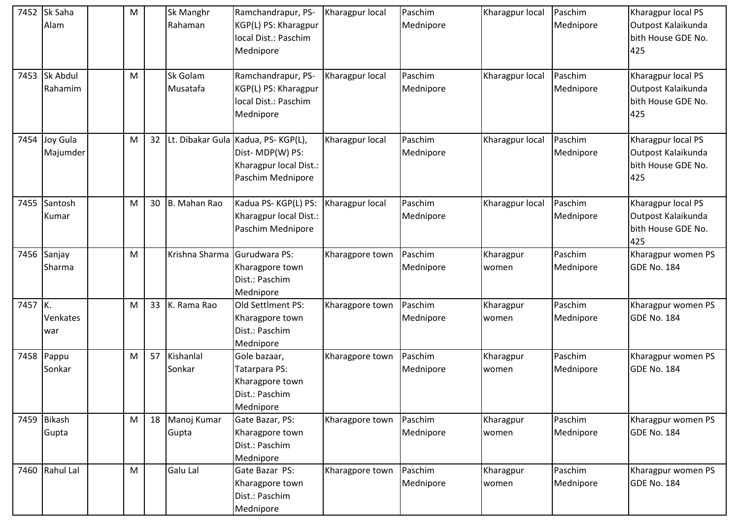| 7452 | Sk Saha Alam | | M | | Sk Manghr Rahaman | Ramchandrapur, PS- KGP(L) PS: Kharagpur local Dist.: Paschim Mednipore | Kharagpur local | Paschim Mednipore | Kharagpur local | Paschim Mednipore | Kharagpur local PS Outpost Kalaikunda bith House GDE No. 425 |
|---|---|---|---|---|---|---|---|---|---|---|---|
| 7453 | Sk Abdul Rahamim | | M | | Sk Golam Musatafa | Ramchandrapur, PS- KGP(L) PS: Kharagpur local Dist.: Paschim Mednipore | Kharagpur local | Paschim Mednipore | Kharagpur local | Paschim Mednipore | Kharagpur local PS Outpost Kalaikunda bith House GDE No. 425 |
| 7454 | Joy Gula Majumder | | M | 32 | Lt. Dibakar Gula | Kadua, PS- KGP(L), Dist- MDP(W) PS: Kharagpur local Dist.: Paschim Mednipore | Kharagpur local | Paschim Mednipore | Kharagpur local | Paschim Mednipore | Kharagpur local PS Outpost Kalaikunda bith House GDE No. 425 |
| 7455 | Santosh Kumar | | M | 30 | B. Mahan Rao | Kadua PS- KGP(L) PS: Kharagpur local Dist.: Paschim Mednipore | Kharagpur local | Paschim Mednipore | Kharagpur local | Paschim Mednipore | Kharagpur local PS Outpost Kalaikunda bith House GDE No. 425 |
| 7456 | Sanjay Sharma | | M | | Krishna Sharma | Gurudwara PS: Kharagpore town Dist.: Paschim Mednipore | Kharagpore town | Paschim Mednipore | Kharagpur women | Paschim Mednipore | Kharagpur women PS GDE No. 184 |
| 7457 | K. Venkates war | | M | 33 | K. Rama Rao | Old Settlment PS: Kharagpore town Dist.: Paschim Mednipore | Kharagpore town | Paschim Mednipore | Kharagpur women | Paschim Mednipore | Kharagpur women PS GDE No. 184 |
| 7458 | Pappu Sonkar | | M | 57 | Kishanlal Sonkar | Gole bazaar, Tatarpara PS: Kharagpore town Dist.: Paschim Mednipore | Kharagpore town | Paschim Mednipore | Kharagpur women | Paschim Mednipore | Kharagpur women PS GDE No. 184 |
| 7459 | Bikash Gupta | | M | 18 | Manoj Kumar Gupta | Gate Bazar, PS: Kharagpore town Dist.: Paschim Mednipore | Kharagpore town | Paschim Mednipore | Kharagpur women | Paschim Mednipore | Kharagpur women PS GDE No. 184 |
| 7460 | Rahul Lal | | M | | Galu Lal | Gate Bazar PS: Kharagpore town Dist.: Paschim Mednipore | Kharagpore town | Paschim Mednipore | Kharagpur women | Paschim Mednipore | Kharagpur women PS GDE No. 184 |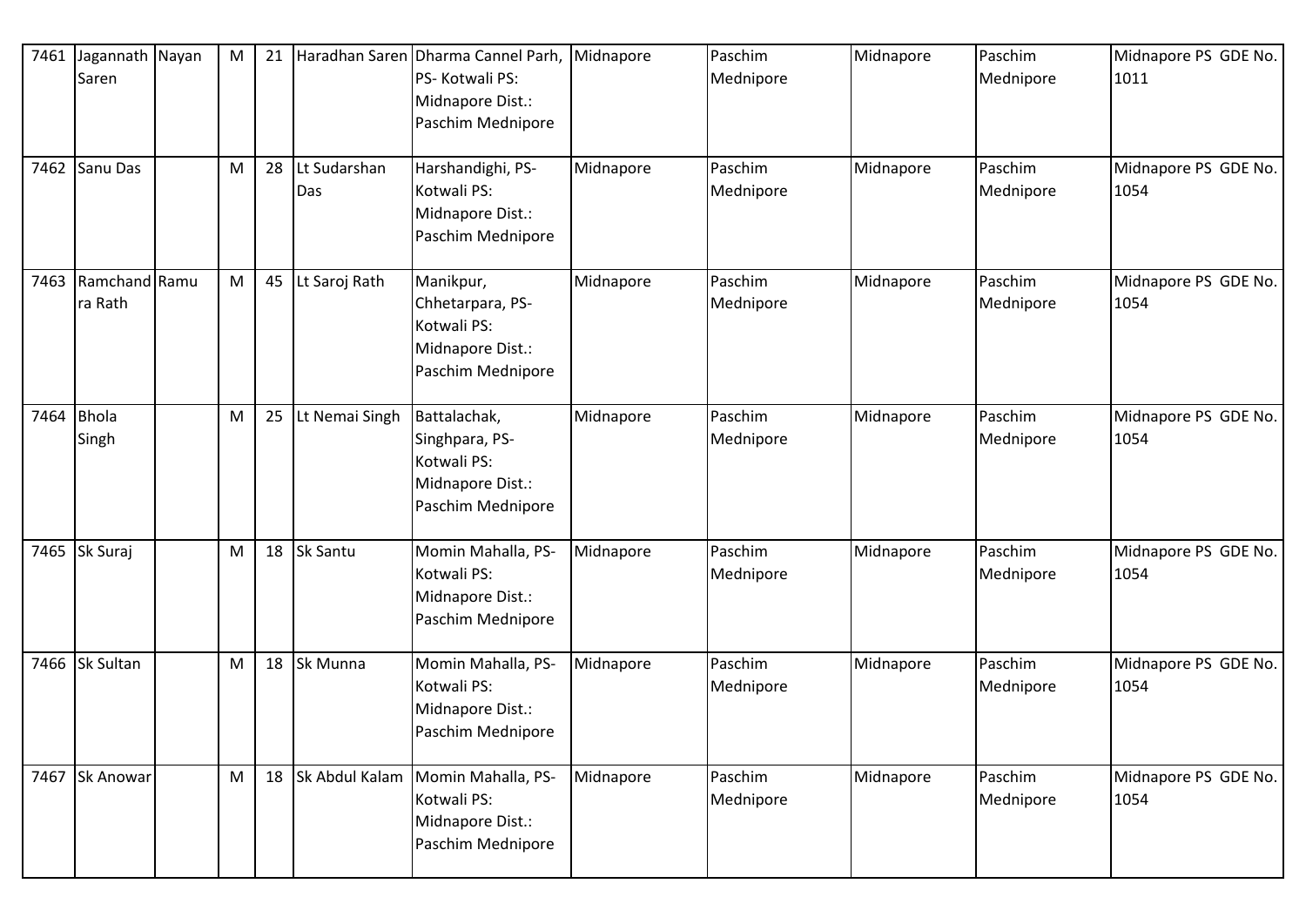| 7461 | Jagannath Saren | Nayan | M | 21 | Haradhan Saren | Dharma Cannel Parh, PS- Kotwali PS: Midnapore Dist.: Paschim Mednipore | Midnapore | Paschim Mednipore | Midnapore | Paschim Mednipore | Midnapore PS GDE No. 1011 |
|---|---|---|---|---|---|---|---|---|---|---|---|
| 7462 | Sanu Das | | M | 28 | Lt Sudarshan Das | Harshandighi, PS- Kotwali PS: Midnapore Dist.: Paschim Mednipore | Midnapore | Paschim Mednipore | Midnapore | Paschim Mednipore | Midnapore PS GDE No. 1054 |
| 7463 | Ramchandra Rath | Ramu | M | 45 | Lt Saroj Rath | Manikpur, Chhetarpara, PS- Kotwali PS: Midnapore Dist.: Paschim Mednipore | Midnapore | Paschim Mednipore | Midnapore | Paschim Mednipore | Midnapore PS GDE No. 1054 |
| 7464 | Bhola Singh | | M | 25 | Lt Nemai Singh | Battalachak, Singhpara, PS- Kotwali PS: Midnapore Dist.: Paschim Mednipore | Midnapore | Paschim Mednipore | Midnapore | Paschim Mednipore | Midnapore PS GDE No. 1054 |
| 7465 | Sk Suraj | | M | 18 | Sk Santu | Momin Mahalla, PS- Kotwali PS: Midnapore Dist.: Paschim Mednipore | Midnapore | Paschim Mednipore | Midnapore | Paschim Mednipore | Midnapore PS GDE No. 1054 |
| 7466 | Sk Sultan | | M | 18 | Sk Munna | Momin Mahalla, PS- Kotwali PS: Midnapore Dist.: Paschim Mednipore | Midnapore | Paschim Mednipore | Midnapore | Paschim Mednipore | Midnapore PS GDE No. 1054 |
| 7467 | Sk Anowar | | M | 18 | Sk Abdul Kalam | Momin Mahalla, PS- Kotwali PS: Midnapore Dist.: Paschim Mednipore | Midnapore | Paschim Mednipore | Midnapore | Paschim Mednipore | Midnapore PS GDE No. 1054 |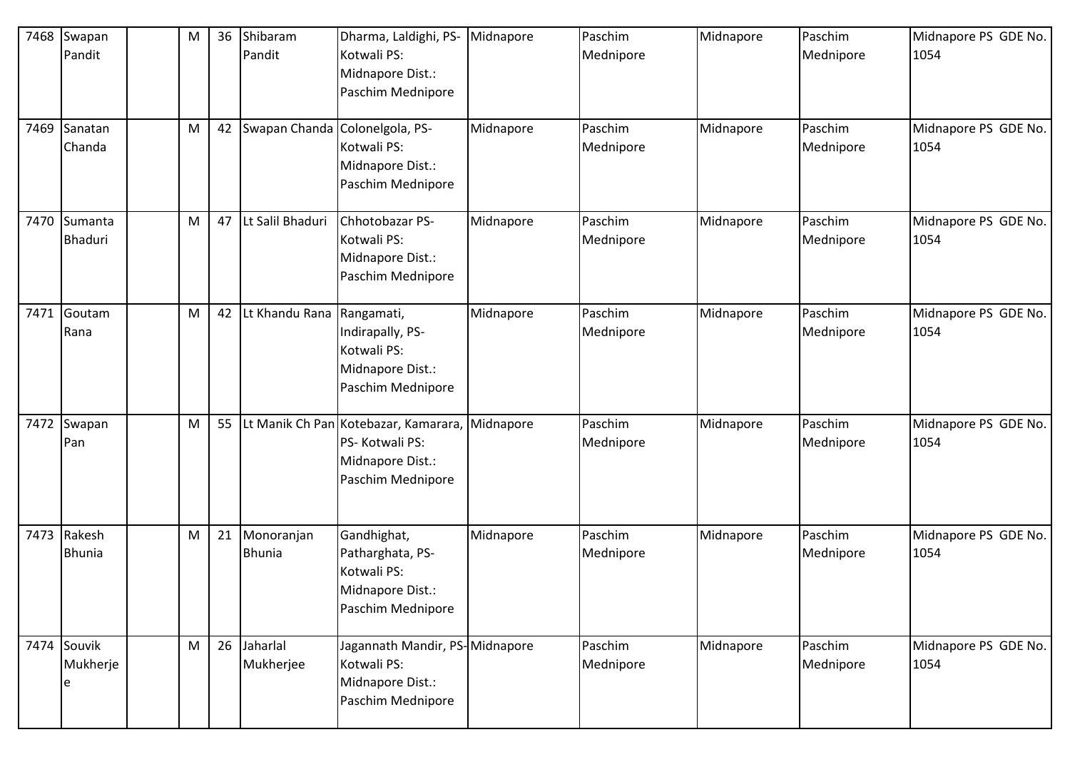| 7468 | Swapan Pandit | | M | 36 | Shibaram Pandit | Dharma, Laldighi, PS- Kotwali PS: Midnapore Dist.: Paschim Mednipore | Midnapore | Paschim Mednipore | Midnapore | Paschim Mednipore | Midnapore PS GDE No. 1054 |
|---|---|---|---|---|---|---|---|---|---|---|---|
| 7469 | Sanatan Chanda | | M | 42 | Swapan Chanda | Colonelgola, PS- Kotwali PS: Midnapore Dist.: Paschim Mednipore | Midnapore | Paschim Mednipore | Midnapore | Paschim Mednipore | Midnapore PS GDE No. 1054 |
| 7470 | Sumanta Bhaduri | | M | 47 | Lt Salil Bhaduri | Chhotobazar PS- Kotwali PS: Midnapore Dist.: Paschim Mednipore | Midnapore | Paschim Mednipore | Midnapore | Paschim Mednipore | Midnapore PS GDE No. 1054 |
| 7471 | Goutam Rana | | M | 42 | Lt Khandu Rana | Rangamati, Indirapally, PS- Kotwali PS: Midnapore Dist.: Paschim Mednipore | Midnapore | Paschim Mednipore | Midnapore | Paschim Mednipore | Midnapore PS GDE No. 1054 |
| 7472 | Swapan Pan | | M | 55 | Lt Manik Ch Pan | Kotebazar, Kamarara, PS- Kotwali PS: Midnapore Dist.: Paschim Mednipore | Midnapore | Paschim Mednipore | Midnapore | Paschim Mednipore | Midnapore PS GDE No. 1054 |
| 7473 | Rakesh Bhunia | | M | 21 | Monoranjan Bhunia | Gandhighat, Patharghata, PS- Kotwali PS: Midnapore Dist.: Paschim Mednipore | Midnapore | Paschim Mednipore | Midnapore | Paschim Mednipore | Midnapore PS GDE No. 1054 |
| 7474 | Souvik Mukherjee | | M | 26 | Jaharlal Mukherjee | Jagannath Mandir, PS- Kotwali PS: Midnapore Dist.: Paschim Mednipore | Midnapore | Paschim Mednipore | Midnapore | Paschim Mednipore | Midnapore PS GDE No. 1054 |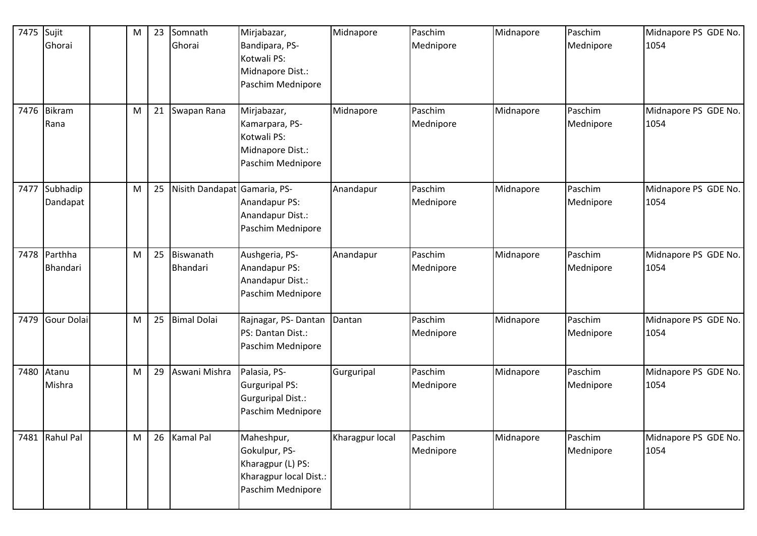| 7475 | Sujit Ghorai | | M | 23 | Somnath Ghorai | Mirjabazar, Bandipara, PS- Kotwali PS: Midnapore Dist.: Paschim Mednipore | Midnapore | Paschim Mednipore | Midnapore | Paschim Mednipore | Midnapore PS GDE No. 1054 |
|---|---|---|---|---|---|---|---|---|---|---|---|
| 7476 | Bikram Rana | | M | 21 | Swapan Rana | Mirjabazar, Kamarpara, PS- Kotwali PS: Midnapore Dist.: Paschim Mednipore | Midnapore | Paschim Mednipore | Midnapore | Paschim Mednipore | Midnapore PS GDE No. 1054 |
| 7477 | Subhadip Dandapat | | M | 25 | Nisith Dandapat | Gamaria, PS- Anandapur PS: Anandapur Dist.: Paschim Mednipore | Anandapur | Paschim Mednipore | Midnapore | Paschim Mednipore | Midnapore PS GDE No. 1054 |
| 7478 | Parthha Bhandari | | M | 25 | Biswanath Bhandari | Aushgeria, PS- Anandapur PS: Anandapur Dist.: Paschim Mednipore | Anandapur | Paschim Mednipore | Midnapore | Paschim Mednipore | Midnapore PS GDE No. 1054 |
| 7479 | Gour Dolai | | M | 25 | Bimal Dolai | Rajnagar, PS- Dantan PS: Dantan Dist.: Paschim Mednipore | Dantan | Paschim Mednipore | Midnapore | Paschim Mednipore | Midnapore PS GDE No. 1054 |
| 7480 | Atanu Mishra | | M | 29 | Aswani Mishra | Palasia, PS- Gurguripal PS: Gurguripal Dist.: Paschim Mednipore | Gurguripal | Paschim Mednipore | Midnapore | Paschim Mednipore | Midnapore PS GDE No. 1054 |
| 7481 | Rahul Pal | | M | 26 | Kamal Pal | Maheshpur, Gokulpur, PS- Kharagpur (L) PS: Kharagpur local Dist.: Paschim Mednipore | Kharagpur local | Paschim Mednipore | Midnapore | Paschim Mednipore | Midnapore PS GDE No. 1054 |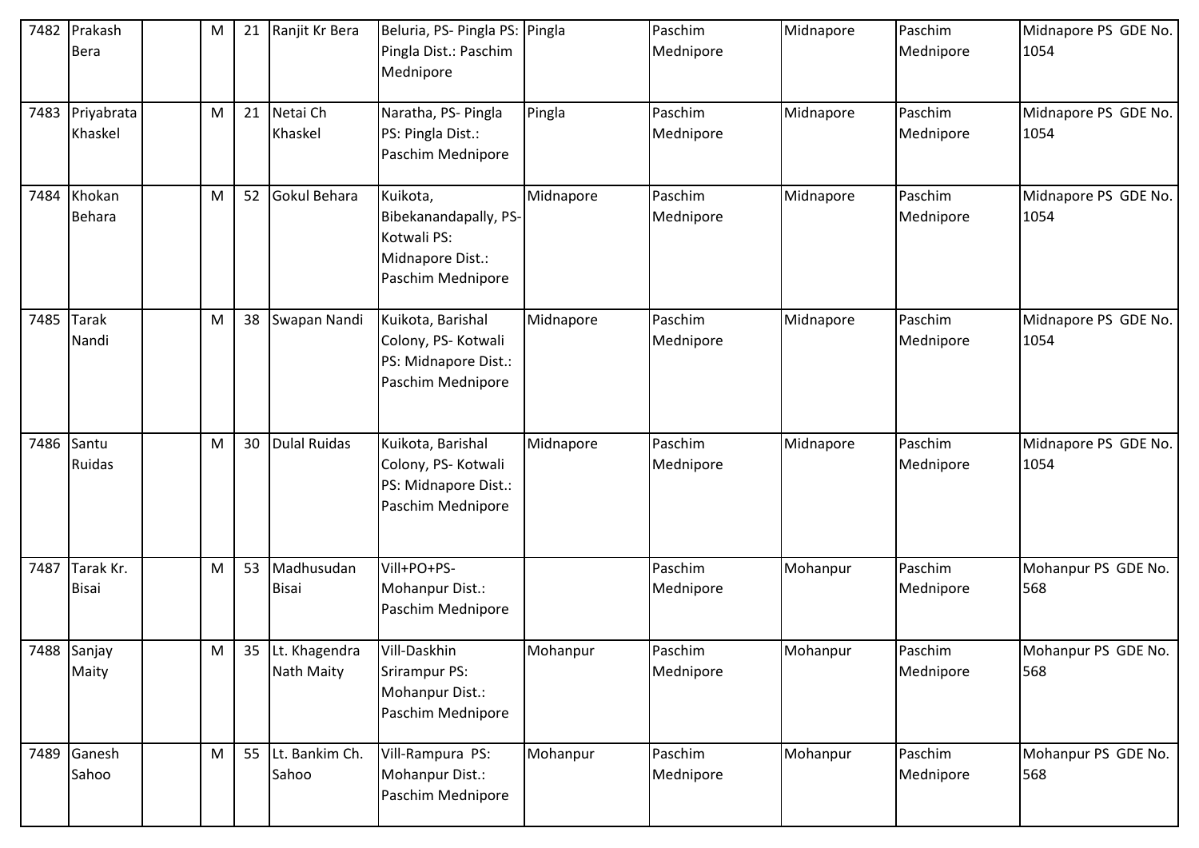| 7482 | Prakash Bera | | M | 21 | Ranjit Kr Bera | Beluria, PS- Pingla PS: Pingla Dist.: Paschim Mednipore | Pingla | Paschim Mednipore | Midnapore | Paschim Mednipore | Midnapore PS GDE No. 1054 |
|---|---|---|---|---|---|---|---|---|---|---|---|
| 7483 | Priyabrata Khaskel | | M | 21 | Netai Ch Khaskel | Naratha, PS- Pingla PS: Pingla Dist.: Paschim Mednipore | Pingla | Paschim Mednipore | Midnapore | Paschim Mednipore | Midnapore PS GDE No. 1054 |
| 7484 | Khokan Behara | | M | 52 | Gokul Behara | Kuikota, Bibekanandapally, PS- Kotwali PS: Midnapore Dist.: Paschim Mednipore | Midnapore | Paschim Mednipore | Midnapore | Paschim Mednipore | Midnapore PS GDE No. 1054 |
| 7485 | Tarak Nandi | | M | 38 | Swapan Nandi | Kuikota, Barishal Colony, PS- Kotwali PS: Midnapore Dist.: Paschim Mednipore | Midnapore | Paschim Mednipore | Midnapore | Paschim Mednipore | Midnapore PS GDE No. 1054 |
| 7486 | Santu Ruidas | | M | 30 | Dulal Ruidas | Kuikota, Barishal Colony, PS- Kotwali PS: Midnapore Dist.: Paschim Mednipore | Midnapore | Paschim Mednipore | Midnapore | Paschim Mednipore | Midnapore PS GDE No. 1054 |
| 7487 | Tarak Kr. Bisai | | M | 53 | Madhusudan Bisai | Vill+PO+PS- Mohanpur Dist.: Paschim Mednipore | | Paschim Mednipore | Mohanpur | Paschim Mednipore | Mohanpur PS GDE No. 568 |
| 7488 | Sanjay Maity | | M | 35 | Lt. Khagendra Nath Maity | Vill-Daskhin Srirampur PS: Mohanpur Dist.: Paschim Mednipore | Mohanpur | Paschim Mednipore | Mohanpur | Paschim Mednipore | Mohanpur PS GDE No. 568 |
| 7489 | Ganesh Sahoo | | M | 55 | Lt. Bankim Ch. Sahoo | Vill-Rampura PS: Mohanpur Dist.: Paschim Mednipore | Mohanpur | Paschim Mednipore | Mohanpur | Paschim Mednipore | Mohanpur PS GDE No. 568 |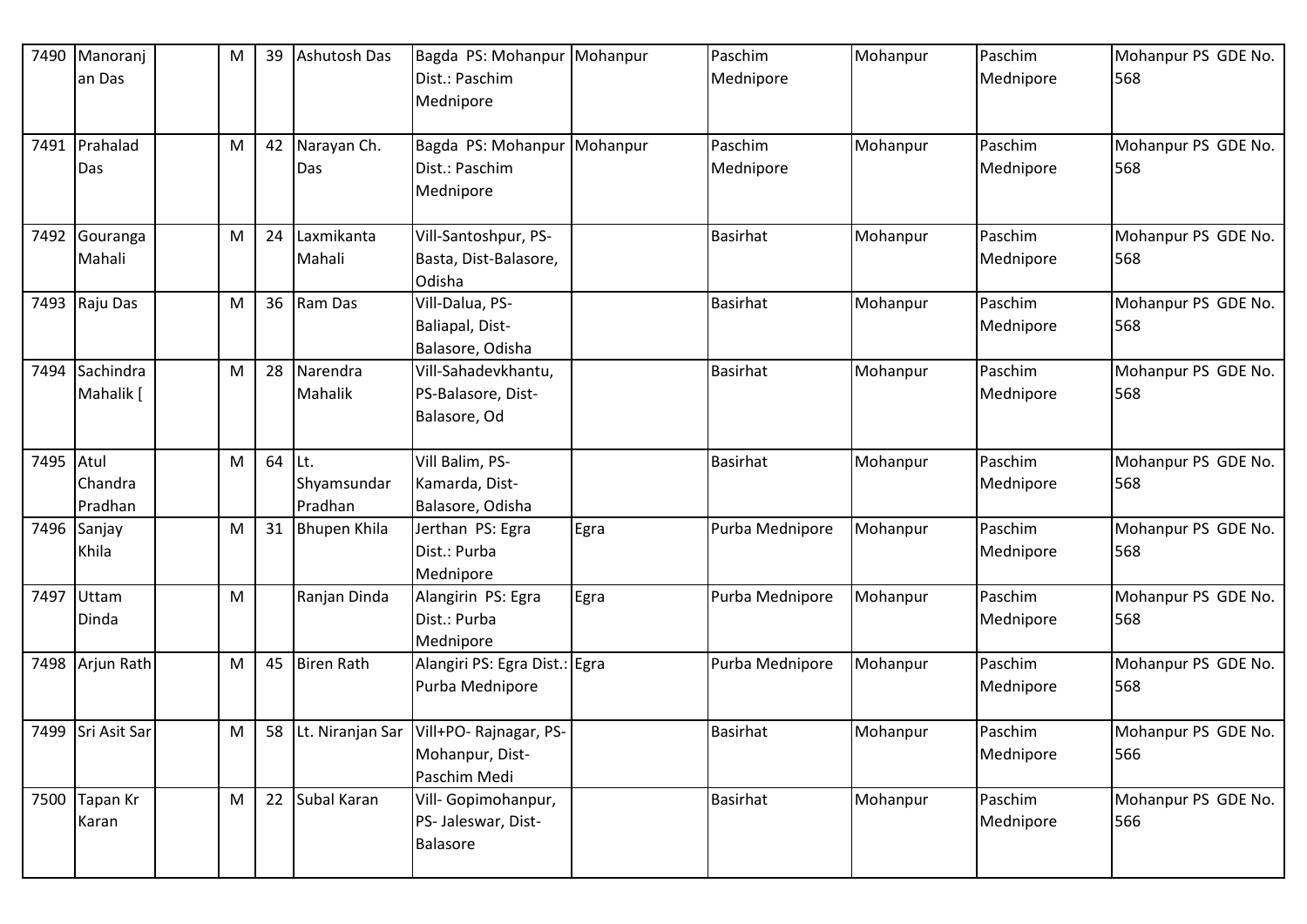| 7490 | Manoranjan Das | | M | 39 | Ashutosh Das | Bagda PS: Mohanpur Dist.: Paschim Mednipore | Mohanpur | Paschim Mednipore | Mohanpur | Paschim Mednipore | Mohanpur PS GDE No. 568 |
|---|---|---|---|---|---|---|---|---|---|---|---|
| 7491 | Prahalad Das | | M | 42 | Narayan Ch. Das | Bagda PS: Mohanpur Dist.: Paschim Mednipore | Mohanpur | Paschim Mednipore | Mohanpur | Paschim Mednipore | Mohanpur PS GDE No. 568 |
| 7492 | Gouranga Mahali | | M | 24 | Laxmikanta Mahali | Vill-Santoshpur, PS-Basta, Dist-Balasore, Odisha | | Basirhat | Mohanpur | Paschim Mednipore | Mohanpur PS GDE No. 568 |
| 7493 | Raju Das | | M | 36 | Ram Das | Vill-Dalua, PS-Baliapal, Dist-Balasore, Odisha | | Basirhat | Mohanpur | Paschim Mednipore | Mohanpur PS GDE No. 568 |
| 7494 | Sachindra Mahalik [ | | M | 28 | Narendra Mahalik | Vill-Sahadevkhantu, PS-Balasore, Dist-Balasore, Od | | Basirhat | Mohanpur | Paschim Mednipore | Mohanpur PS GDE No. 568 |
| 7495 | Atul Chandra Pradhan | | M | 64 | Lt. Shyamsundar Pradhan | Vill Balim, PS-Kamarda, Dist-Balasore, Odisha | | Basirhat | Mohanpur | Paschim Mednipore | Mohanpur PS GDE No. 568 |
| 7496 | Sanjay Khila | | M | 31 | Bhupen Khila | Jerthan PS: Egra Dist.: Purba Mednipore | Egra | Purba Mednipore | Mohanpur | Paschim Mednipore | Mohanpur PS GDE No. 568 |
| 7497 | Uttam Dinda | | M | | Ranjan Dinda | Alangirin PS: Egra Dist.: Purba Mednipore | Egra | Purba Mednipore | Mohanpur | Paschim Mednipore | Mohanpur PS GDE No. 568 |
| 7498 | Arjun Rath | | M | 45 | Biren Rath | Alangiri PS: Egra Dist.: Purba Mednipore | Egra | Purba Mednipore | Mohanpur | Paschim Mednipore | Mohanpur PS GDE No. 568 |
| 7499 | Sri Asit Sar | | M | 58 | Lt. Niranjan Sar | Vill+PO- Rajnagar, PS-Mohanpur, Dist-Paschim Medi | | Basirhat | Mohanpur | Paschim Mednipore | Mohanpur PS GDE No. 566 |
| 7500 | Tapan Kr Karan | | M | 22 | Subal Karan | Vill- Gopimohanpur, PS- Jaleswar, Dist-Balasore | | Basirhat | Mohanpur | Paschim Mednipore | Mohanpur PS GDE No. 566 |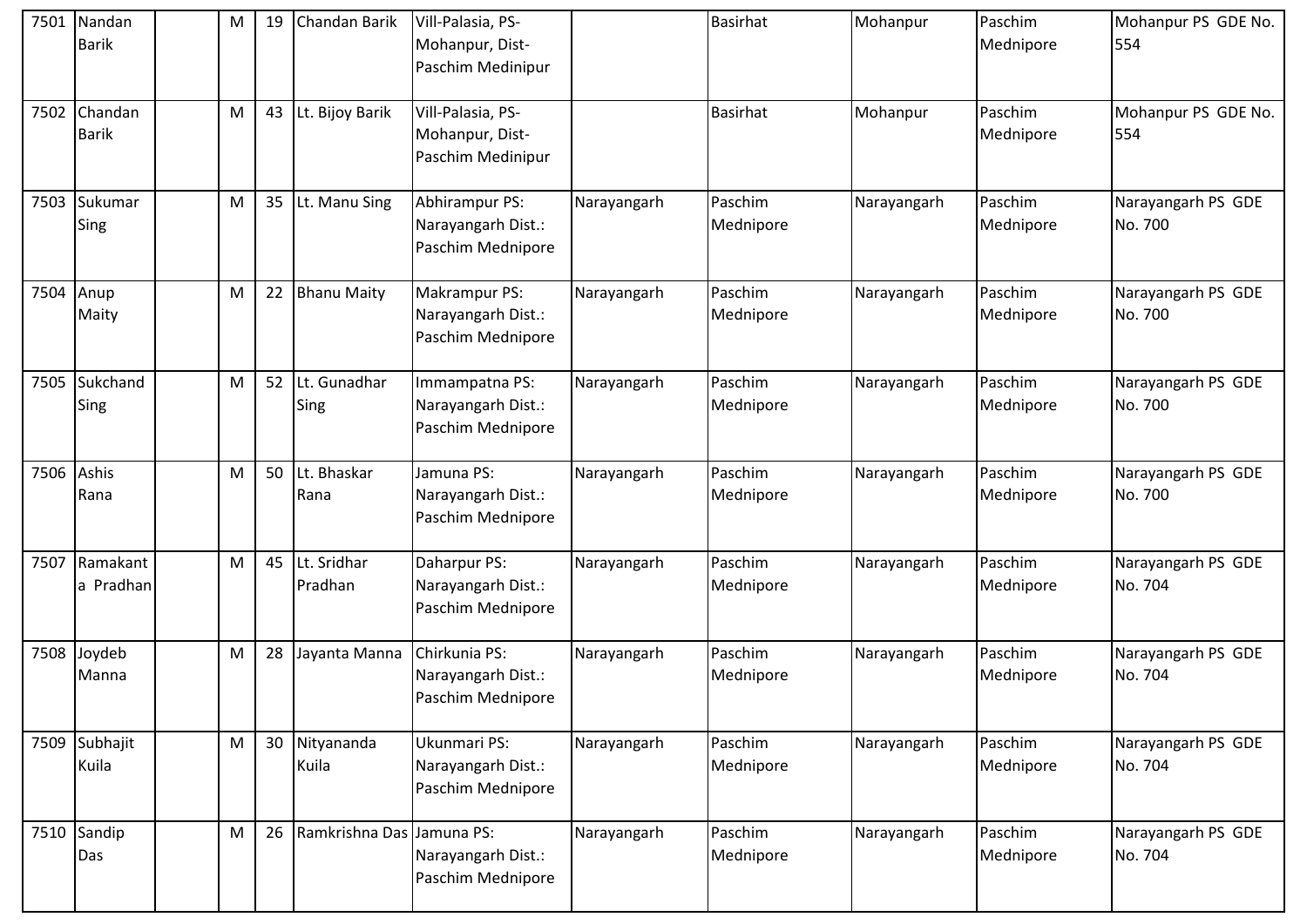| 7501 | Nandan Barik | | M | 19 | Chandan Barik | Vill-Palasia, PS-Mohanpur, Dist-Paschim Medinipur | | Basirhat | Mohanpur | Paschim Mednipore | Mohanpur PS GDE No. 554 |
|---|---|---|---|---|---|---|---|---|---|---|---|
| 7502 | Chandan Barik | | M | 43 | Lt. Bijoy Barik | Vill-Palasia, PS-Mohanpur, Dist-Paschim Medinipur | | Basirhat | Mohanpur | Paschim Mednipore | Mohanpur PS GDE No. 554 |
| 7503 | Sukumar Sing | | M | 35 | Lt. Manu Sing | Abhirampur PS: Narayangarh Dist.: Paschim Mednipore | Narayangarh | Paschim Mednipore | Narayangarh | Paschim Mednipore | Narayangarh PS GDE No. 700 |
| 7504 | Anup Maity | | M | 22 | Bhanu Maity | Makrampur PS: Narayangarh Dist.: Paschim Mednipore | Narayangarh | Paschim Mednipore | Narayangarh | Paschim Mednipore | Narayangarh PS GDE No. 700 |
| 7505 | Sukchand Sing | | M | 52 | Lt. Gunadhar Sing | Immampatna PS: Narayangarh Dist.: Paschim Mednipore | Narayangarh | Paschim Mednipore | Narayangarh | Paschim Mednipore | Narayangarh PS GDE No. 700 |
| 7506 | Ashis Rana | | M | 50 | Lt. Bhaskar Rana | Jamuna PS: Narayangarh Dist.: Paschim Mednipore | Narayangarh | Paschim Mednipore | Narayangarh | Paschim Mednipore | Narayangarh PS GDE No. 700 |
| 7507 | Ramakanta Pradhan | | M | 45 | Lt. Sridhar Pradhan | Daharpur PS: Narayangarh Dist.: Paschim Mednipore | Narayangarh | Paschim Mednipore | Narayangarh | Paschim Mednipore | Narayangarh PS GDE No. 704 |
| 7508 | Joydeb Manna | | M | 28 | Jayanta Manna | Chirkunia PS: Narayangarh Dist.: Paschim Mednipore | Narayangarh | Paschim Mednipore | Narayangarh | Paschim Mednipore | Narayangarh PS GDE No. 704 |
| 7509 | Subhajit Kuila | | M | 30 | Nityananda Kuila | Ukunmari PS: Narayangarh Dist.: Paschim Mednipore | Narayangarh | Paschim Mednipore | Narayangarh | Paschim Mednipore | Narayangarh PS GDE No. 704 |
| 7510 | Sandip Das | | M | 26 | Ramkrishna Das | Jamuna PS: Narayangarh Dist.: Paschim Mednipore | Narayangarh | Paschim Mednipore | Narayangarh | Paschim Mednipore | Narayangarh PS GDE No. 704 |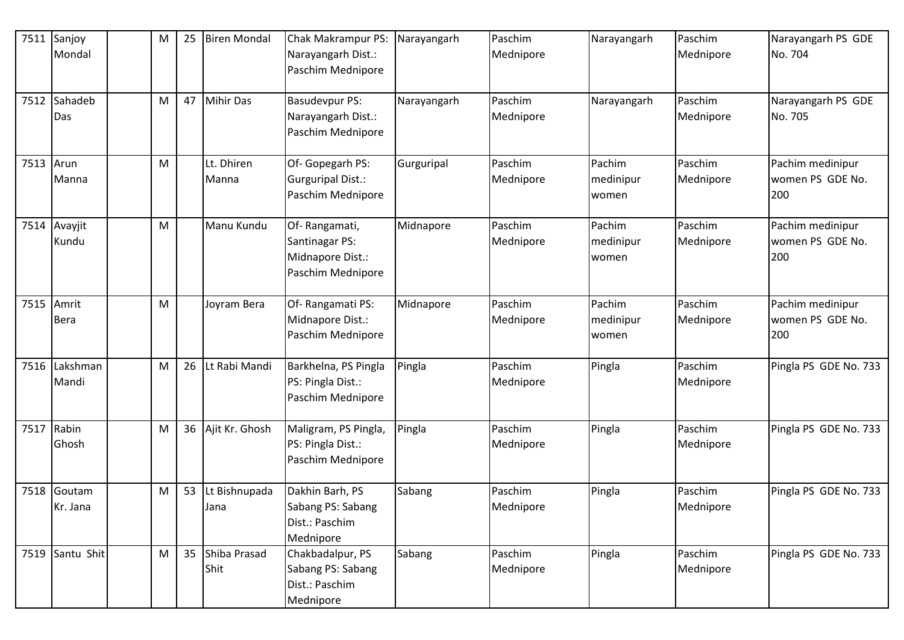| 7511 | Sanjoy Mondal | | M | 25 | Biren Mondal | Chak Makrampur PS: Narayangarh Dist.: Paschim Mednipore | Narayangarh | Paschim Mednipore | Narayangarh | Paschim Mednipore | Narayangarh PS GDE No. 704 |
|---|---|---|---|---|---|---|---|---|---|---|---|
| 7512 | Sahadeb Das | | M | 47 | Mihir Das | Basudevpur PS: Narayangarh Dist.: Paschim Mednipore | Narayangarh | Paschim Mednipore | Narayangarh | Paschim Mednipore | Narayangarh PS GDE No. 705 |
| 7513 | Arun Manna | | M | | Lt. Dhiren Manna | Of- Gopegarh PS: Gurguripal Dist.: Paschim Mednipore | Gurguripal | Paschim Mednipore | Pachim medinipur women | Paschim Mednipore | Pachim medinipur women PS GDE No. 200 |
| 7514 | Avayjit Kundu | | M | | Manu Kundu | Of- Rangamati, Santinagar PS: Midnapore Dist.: Paschim Mednipore | Midnapore | Paschim Mednipore | Pachim medinipur women | Paschim Mednipore | Pachim medinipur women PS GDE No. 200 |
| 7515 | Amrit Bera | | M | | Joyram Bera | Of- Rangamati PS: Midnapore Dist.: Paschim Mednipore | Midnapore | Paschim Mednipore | Pachim medinipur women | Paschim Mednipore | Pachim medinipur women PS GDE No. 200 |
| 7516 | Lakshman Mandi | | M | 26 | Lt Rabi Mandi | Barkhelna, PS Pingla PS: Pingla Dist.: Paschim Mednipore | Pingla | Paschim Mednipore | Pingla | Paschim Mednipore | Pingla PS GDE No. 733 |
| 7517 | Rabin Ghosh | | M | 36 | Ajit Kr. Ghosh | Maligram, PS Pingla, PS: Pingla Dist.: Paschim Mednipore | Pingla | Paschim Mednipore | Pingla | Paschim Mednipore | Pingla PS GDE No. 733 |
| 7518 | Goutam Kr. Jana | | M | 53 | Lt Bishnupada Jana | Dakhin Barh, PS Sabang PS: Sabang Dist.: Paschim Mednipore | Sabang | Paschim Mednipore | Pingla | Paschim Mednipore | Pingla PS GDE No. 733 |
| 7519 | Santu Shit | | M | 35 | Shiba Prasad Shit | Chakbadalpur, PS Sabang PS: Sabang Dist.: Paschim Mednipore | Sabang | Paschim Mednipore | Pingla | Paschim Mednipore | Pingla PS GDE No. 733 |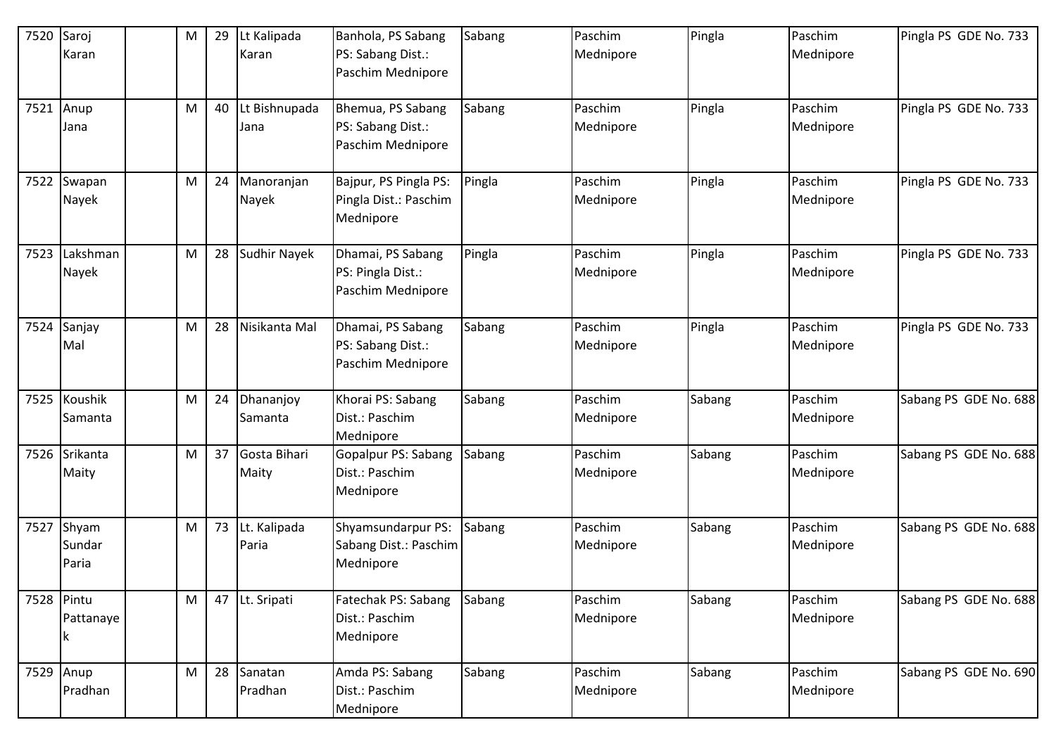| 7520 | Saroj Karan | | M | 29 | Lt Kalipada Karan | Banhola, PS Sabang PS: Sabang Dist.: Paschim Mednipore | Sabang | Paschim Mednipore | Pingla | Paschim Mednipore | Pingla PS GDE No. 733 |
|---|---|---|---|---|---|---|---|---|---|---|---|
| 7521 | Anup Jana | | M | 40 | Lt Bishnupada Jana | Bhemua, PS Sabang PS: Sabang Dist.: Paschim Mednipore | Sabang | Paschim Mednipore | Pingla | Paschim Mednipore | Pingla PS GDE No. 733 |
| 7522 | Swapan Nayek | | M | 24 | Manoranjan Nayek | Bajpur, PS Pingla PS: Pingla Dist.: Paschim Mednipore | Pingla | Paschim Mednipore | Pingla | Paschim Mednipore | Pingla PS GDE No. 733 |
| 7523 | Lakshman Nayek | | M | 28 | Sudhir Nayek | Dhamai, PS Sabang PS: Pingla Dist.: Paschim Mednipore | Pingla | Paschim Mednipore | Pingla | Paschim Mednipore | Pingla PS GDE No. 733 |
| 7524 | Sanjay Mal | | M | 28 | Nisikanta Mal | Dhamai, PS Sabang PS: Sabang Dist.: Paschim Mednipore | Sabang | Paschim Mednipore | Pingla | Paschim Mednipore | Pingla PS GDE No. 733 |
| 7525 | Koushik Samanta | | M | 24 | Dhananjoy Samanta | Khorai PS: Sabang Dist.: Paschim Mednipore | Sabang | Paschim Mednipore | Sabang | Paschim Mednipore | Sabang PS GDE No. 688 |
| 7526 | Srikanta Maity | | M | 37 | Gosta Bihari Maity | Gopalpur PS: Sabang Dist.: Paschim Mednipore | Sabang | Paschim Mednipore | Sabang | Paschim Mednipore | Sabang PS GDE No. 688 |
| 7527 | Shyam Sundar Paria | | M | 73 | Lt. Kalipada Paria | Shyamsundarpur PS: Sabang Dist.: Paschim Mednipore | Sabang | Paschim Mednipore | Sabang | Paschim Mednipore | Sabang PS GDE No. 688 |
| 7528 | Pintu Pattanayek | | M | 47 | Lt. Sripati | Fatechak PS: Sabang Dist.: Paschim Mednipore | Sabang | Paschim Mednipore | Sabang | Paschim Mednipore | Sabang PS GDE No. 688 |
| 7529 | Anup Pradhan | | M | 28 | Sanatan Pradhan | Amda PS: Sabang Dist.: Paschim Mednipore | Sabang | Paschim Mednipore | Sabang | Paschim Mednipore | Sabang PS GDE No. 690 |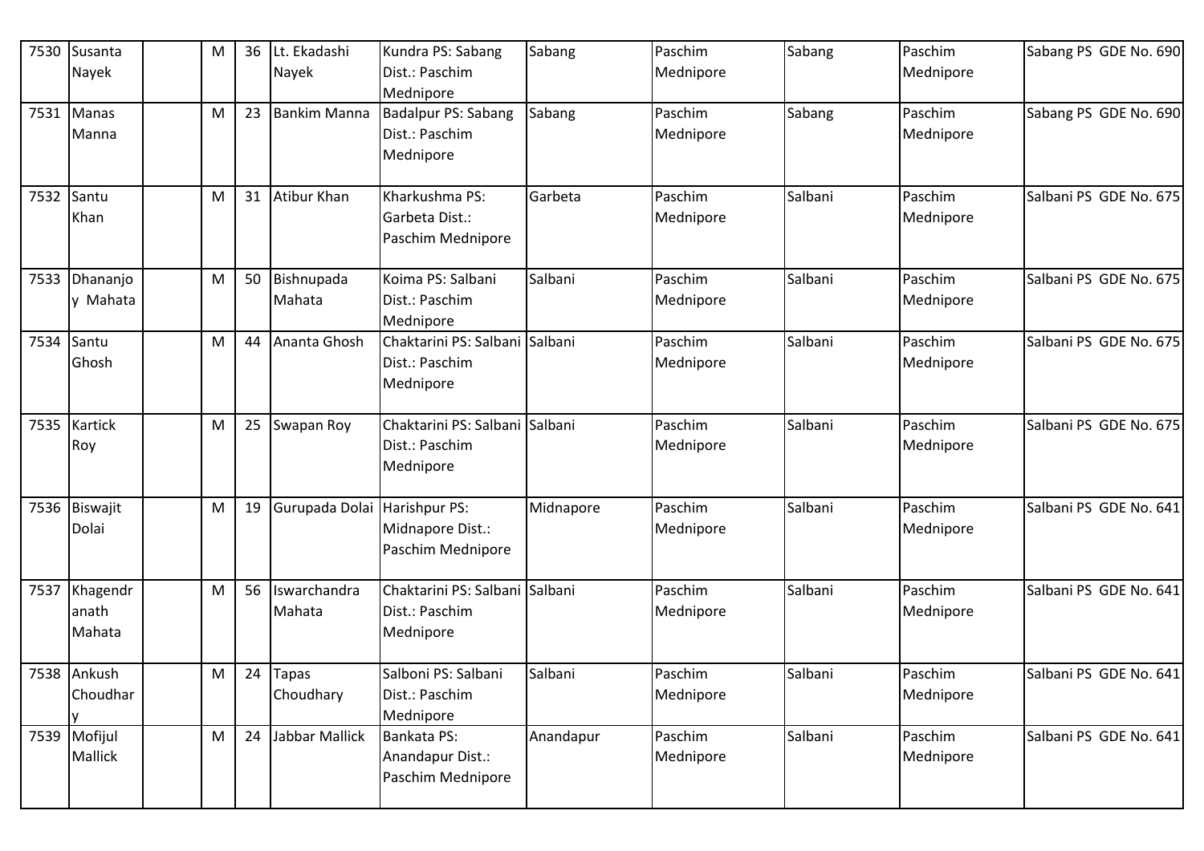| 7530 | Susanta Nayek | | M | 36 | Lt. Ekadashi Nayek | Kundra PS: Sabang Dist.: Paschim Mednipore | Sabang | Paschim Mednipore | Sabang | Paschim Mednipore | Sabang PS GDE No. 690 |
|---|---|---|---|---|---|---|---|---|---|---|---|
| 7531 | Manas Manna | | M | 23 | Bankim Manna | Badalpur PS: Sabang Dist.: Paschim Mednipore | Sabang | Paschim Mednipore | Sabang | Paschim Mednipore | Sabang PS GDE No. 690 |
| 7532 | Santu Khan | | M | 31 | Atibur Khan | Kharkushma PS: Garbeta Dist.: Paschim Mednipore | Garbeta | Paschim Mednipore | Salbani | Paschim Mednipore | Salbani PS GDE No. 675 |
| 7533 | Dhananjoy Mahata | | M | 50 | Bishnupada Mahata | Koima PS: Salbani Dist.: Paschim Mednipore | Salbani | Paschim Mednipore | Salbani | Paschim Mednipore | Salbani PS GDE No. 675 |
| 7534 | Santu Ghosh | | M | 44 | Ananta Ghosh | Chaktarini PS: Salbani Dist.: Paschim Mednipore | Salbani | Paschim Mednipore | Salbani | Paschim Mednipore | Salbani PS GDE No. 675 |
| 7535 | Kartick Roy | | M | 25 | Swapan Roy | Chaktarini PS: Salbani Dist.: Paschim Mednipore | Salbani | Paschim Mednipore | Salbani | Paschim Mednipore | Salbani PS GDE No. 675 |
| 7536 | Biswajit Dolai | | M | 19 | Gurupada Dolai | Harishpur PS: Midnapore Dist.: Paschim Mednipore | Midnapore | Paschim Mednipore | Salbani | Paschim Mednipore | Salbani PS GDE No. 641 |
| 7537 | Khagendranath Mahata | | M | 56 | Iswarchandra Mahata | Chaktarini PS: Salbani Dist.: Paschim Mednipore | Salbani | Paschim Mednipore | Salbani | Paschim Mednipore | Salbani PS GDE No. 641 |
| 7538 | Ankush Choudhary | | M | 24 | Tapas Choudhary | Salboni PS: Salbani Dist.: Paschim Mednipore | Salbani | Paschim Mednipore | Salbani | Paschim Mednipore | Salbani PS GDE No. 641 |
| 7539 | Mofijul Mallick | | M | 24 | Jabbar Mallick | Bankata PS: Anandapur Dist.: Paschim Mednipore | Anandapur | Paschim Mednipore | Salbani | Paschim Mednipore | Salbani PS GDE No. 641 |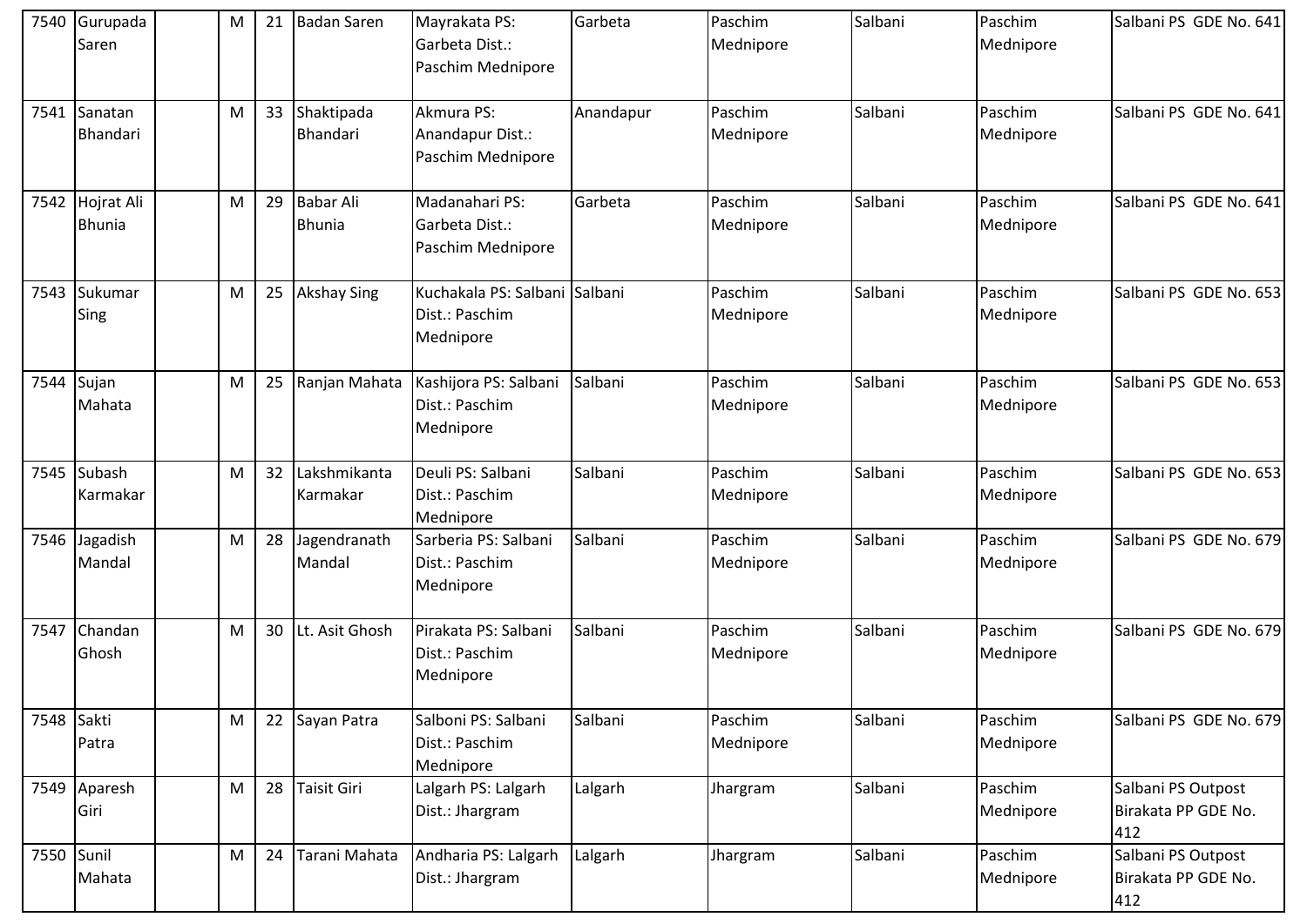| 7540 | Gurupada Saren | | M | 21 | Badan Saren | Mayrakata PS: Garbeta Dist.: Paschim Mednipore | Garbeta | Paschim Mednipore | Salbani | Paschim Mednipore | Salbani PS GDE No. 641 |
|---|---|---|---|---|---|---|---|---|---|---|---|
| 7541 | Sanatan Bhandari | | M | 33 | Shaktipada Bhandari | Akmura PS: Anandapur Dist.: Paschim Mednipore | Anandapur | Paschim Mednipore | Salbani | Paschim Mednipore | Salbani PS GDE No. 641 |
| 7542 | Hojrat Ali Bhunia | | M | 29 | Babar Ali Bhunia | Madanahari PS: Garbeta Dist.: Paschim Mednipore | Garbeta | Paschim Mednipore | Salbani | Paschim Mednipore | Salbani PS GDE No. 641 |
| 7543 | Sukumar Sing | | M | 25 | Akshay Sing | Kuchakala PS: Salbani Dist.: Paschim Mednipore | Salbani | Paschim Mednipore | Salbani | Paschim Mednipore | Salbani PS GDE No. 653 |
| 7544 | Sujan Mahata | | M | 25 | Ranjan Mahata | Kashijora PS: Salbani Dist.: Paschim Mednipore | Salbani | Paschim Mednipore | Salbani | Paschim Mednipore | Salbani PS GDE No. 653 |
| 7545 | Subash Karmakar | | M | 32 | Lakshmikanta Karmakar | Deuli PS: Salbani Dist.: Paschim Mednipore | Salbani | Paschim Mednipore | Salbani | Paschim Mednipore | Salbani PS GDE No. 653 |
| 7546 | Jagadish Mandal | | M | 28 | Jagendranath Mandal | Sarberia PS: Salbani Dist.: Paschim Mednipore | Salbani | Paschim Mednipore | Salbani | Paschim Mednipore | Salbani PS GDE No. 679 |
| 7547 | Chandan Ghosh | | M | 30 | Lt. Asit Ghosh | Pirakata PS: Salbani Dist.: Paschim Mednipore | Salbani | Paschim Mednipore | Salbani | Paschim Mednipore | Salbani PS GDE No. 679 |
| 7548 | Sakti Patra | | M | 22 | Sayan Patra | Salboni PS: Salbani Dist.: Paschim Mednipore | Salbani | Paschim Mednipore | Salbani | Paschim Mednipore | Salbani PS GDE No. 679 |
| 7549 | Aparesh Giri | | M | 28 | Taisit Giri | Lalgarh PS: Lalgarh Dist.: Jhargram | Lalgarh | Jhargram | Salbani | Paschim Mednipore | Salbani PS Outpost Birakata PP GDE No. 412 |
| 7550 | Sunil Mahata | | M | 24 | Tarani Mahata | Andharia PS: Lalgarh Dist.: Jhargram | Lalgarh | Jhargram | Salbani | Paschim Mednipore | Salbani PS Outpost Birakata PP GDE No. 412 |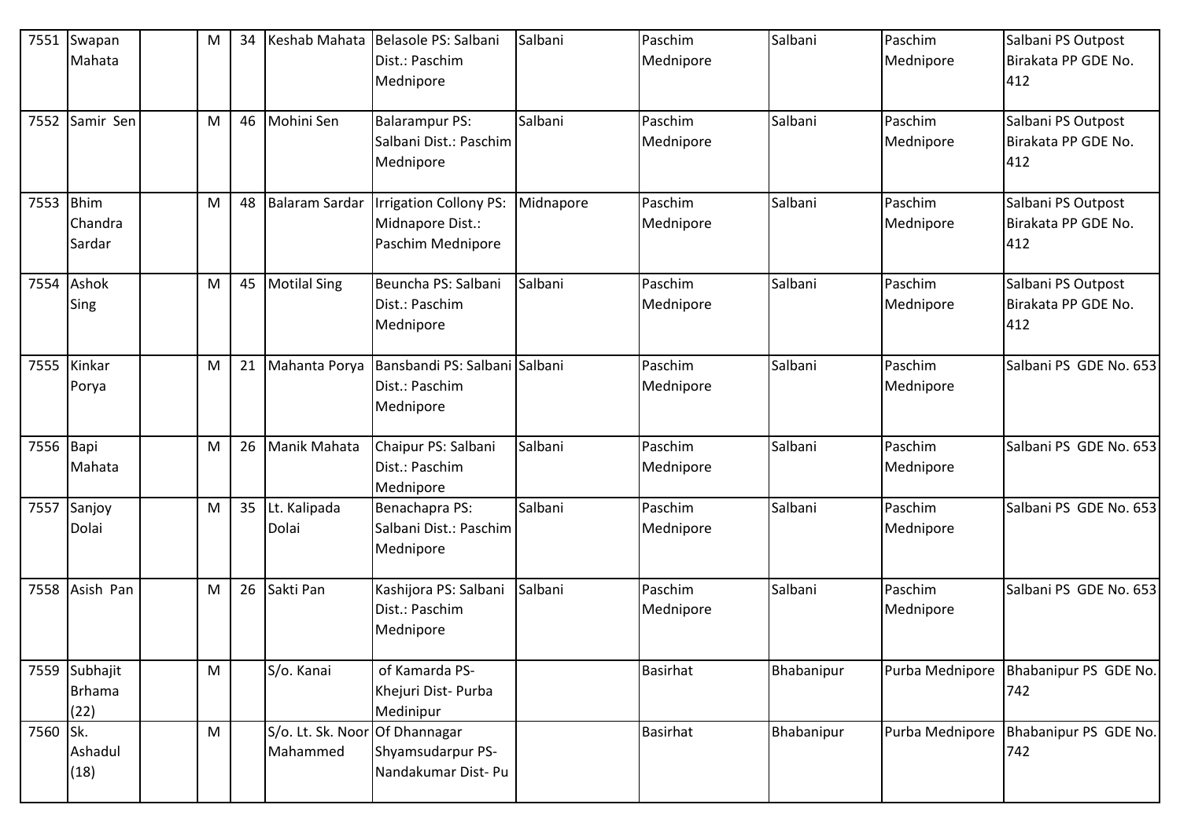| 7551 | Swapan Mahata | | M | 34 | Keshab Mahata | Belasole PS: Salbani Dist.: Paschim Mednipore | Salbani | Paschim Mednipore | Salbani | Paschim Mednipore | Salbani PS Outpost Birakata PP GDE No. 412 |
|---|---|---|---|---|---|---|---|---|---|---|---|
| 7552 | Samir Sen | | M | 46 | Mohini Sen | Balarampur PS: Salbani Dist.: Paschim Mednipore | Salbani | Paschim Mednipore | Salbani | Paschim Mednipore | Salbani PS Outpost Birakata PP GDE No. 412 |
| 7553 | Bhim Chandra Sardar | | M | 48 | Balaram Sardar | Irrigation Collony PS: Midnapore Dist.: Paschim Mednipore | Midnapore | Paschim Mednipore | Salbani | Paschim Mednipore | Salbani PS Outpost Birakata PP GDE No. 412 |
| 7554 | Ashok Sing | | M | 45 | Motilal Sing | Beuncha PS: Salbani Dist.: Paschim Mednipore | Salbani | Paschim Mednipore | Salbani | Paschim Mednipore | Salbani PS Outpost Birakata PP GDE No. 412 |
| 7555 | Kinkar Porya | | M | 21 | Mahanta Porya | Bansbandi PS: Salbani Dist.: Paschim Mednipore | Salbani | Paschim Mednipore | Salbani | Paschim Mednipore | Salbani PS GDE No. 653 |
| 7556 | Bapi Mahata | | M | 26 | Manik Mahata | Chaipur PS: Salbani Dist.: Paschim Mednipore | Salbani | Paschim Mednipore | Salbani | Paschim Mednipore | Salbani PS GDE No. 653 |
| 7557 | Sanjoy Dolai | | M | 35 | Lt. Kalipada Dolai | Benachapra PS: Salbani Dist.: Paschim Mednipore | Salbani | Paschim Mednipore | Salbani | Paschim Mednipore | Salbani PS GDE No. 653 |
| 7558 | Asish Pan | | M | 26 | Sakti Pan | Kashijora PS: Salbani Dist.: Paschim Mednipore | Salbani | Paschim Mednipore | Salbani | Paschim Mednipore | Salbani PS GDE No. 653 |
| 7559 | Subhajit Brhama (22) | | M | | S/o. Kanai | of Kamarda PS- Khejuri Dist- Purba Medinipur | | Basirhat | Bhabanipur | Purba Mednipore | Bhabanipur PS GDE No. 742 |
| 7560 | Sk. Ashadul (18) | | M | | S/o. Lt. Sk. Noor Mahammed | Of Dhannagar Shyamsudarpur PS- Nandakumar Dist- Pu | | Basirhat | Bhabanipur | Purba Mednipore | Bhabanipur PS GDE No. 742 |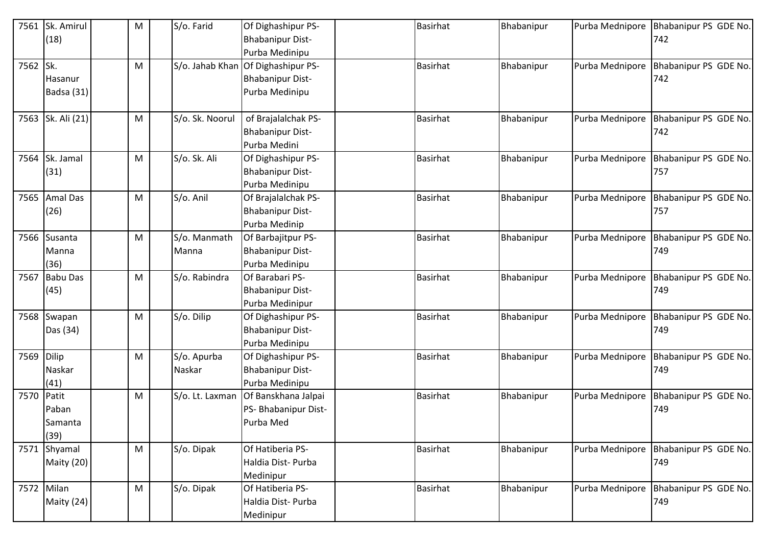| 7561 | Sk. Amirul (18) | | M | | S/o. Farid | Of Dighashipur PS- Bhabanipur Dist- Purba Medinipu | | Basirhat | Bhabanipur | Purba Mednipore | Bhabanipur PS GDE No. 742 |
|---|---|---|---|---|---|---|---|---|---|---|---|
| 7562 | Sk. Hasanur Badsa (31) | | M | | S/o. Jahab Khan | Of Dighashipur PS- Bhabanipur Dist- Purba Medinipu | | Basirhat | Bhabanipur | Purba Mednipore | Bhabanipur PS GDE No. 742 |
| 7563 | Sk. Ali (21) | | M | | S/o. Sk. Noorul | of Brajalalchak PS- Bhabanipur Dist- Purba Medini | | Basirhat | Bhabanipur | Purba Mednipore | Bhabanipur PS GDE No. 742 |
| 7564 | Sk. Jamal (31) | | M | | S/o. Sk. Ali | Of Dighashipur PS- Bhabanipur Dist- Purba Medinipu | | Basirhat | Bhabanipur | Purba Mednipore | Bhabanipur PS GDE No. 757 |
| 7565 | Amal Das (26) | | M | | S/o. Anil | Of Brajalalchak PS- Bhabanipur Dist- Purba Medinip | | Basirhat | Bhabanipur | Purba Mednipore | Bhabanipur PS GDE No. 757 |
| 7566 | Susanta Manna (36) | | M | | S/o. Manmath Manna | Of Barbajitpur PS- Bhabanipur Dist- Purba Medinipu | | Basirhat | Bhabanipur | Purba Mednipore | Bhabanipur PS GDE No. 749 |
| 7567 | Babu Das (45) | | M | | S/o. Rabindra | Of Barabari PS- Bhabanipur Dist- Purba Medinipur | | Basirhat | Bhabanipur | Purba Mednipore | Bhabanipur PS GDE No. 749 |
| 7568 | Swapan Das (34) | | M | | S/o. Dilip | Of Dighashipur PS- Bhabanipur Dist- Purba Medinipu | | Basirhat | Bhabanipur | Purba Mednipore | Bhabanipur PS GDE No. 749 |
| 7569 | Dilip Naskar (41) | | M | | S/o. Apurba Naskar | Of Dighashipur PS- Bhabanipur Dist- Purba Medinipu | | Basirhat | Bhabanipur | Purba Mednipore | Bhabanipur PS GDE No. 749 |
| 7570 | Patit Paban Samanta (39) | | M | | S/o. Lt. Laxman | Of Banskhana Jalpai PS- Bhabanipur Dist- Purba Med | | Basirhat | Bhabanipur | Purba Mednipore | Bhabanipur PS GDE No. 749 |
| 7571 | Shyamal Maity (20) | | M | | S/o. Dipak | Of Hatiberia PS- Haldia Dist- Purba Medinipur | | Basirhat | Bhabanipur | Purba Mednipore | Bhabanipur PS GDE No. 749 |
| 7572 | Milan Maity (24) | | M | | S/o. Dipak | Of Hatiberia PS- Haldia Dist- Purba Medinipur | | Basirhat | Bhabanipur | Purba Mednipore | Bhabanipur PS GDE No. 749 |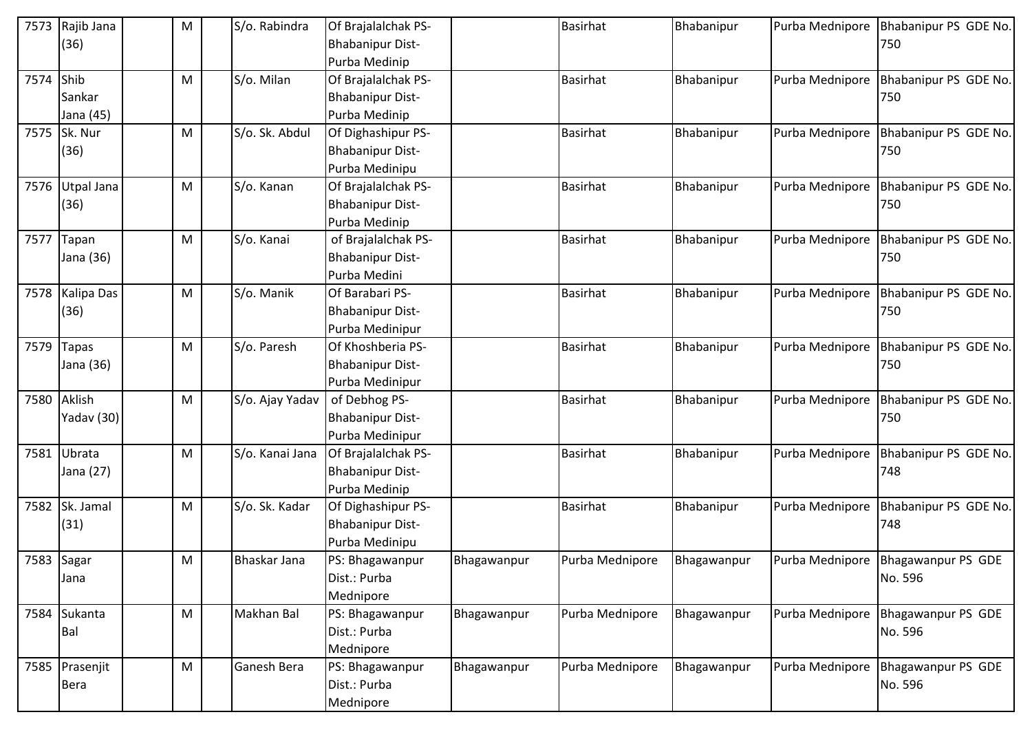| | | | | | | | | | | | |
|---|---|---|---|---|---|---|---|---|---|---|---|
| 7573 | Rajib Jana (36) | | M | | S/o. Rabindra | Of Brajalalchak PS-Bhabanipur Dist-Purba Medinip | | Basirhat | Bhabanipur | Purba Mednipore | Bhabanipur PS GDE No. 750 |
| 7574 | Shib Sankar Jana (45) | | M | | S/o. Milan | Of Brajalalchak PS-Bhabanipur Dist-Purba Medinip | | Basirhat | Bhabanipur | Purba Mednipore | Bhabanipur PS GDE No. 750 |
| 7575 | Sk. Nur (36) | | M | | S/o. Sk. Abdul | Of Dighashipur PS-Bhabanipur Dist-Purba Medinipu | | Basirhat | Bhabanipur | Purba Mednipore | Bhabanipur PS GDE No. 750 |
| 7576 | Utpal Jana (36) | | M | | S/o. Kanan | Of Brajalalchak PS-Bhabanipur Dist-Purba Medinip | | Basirhat | Bhabanipur | Purba Mednipore | Bhabanipur PS GDE No. 750 |
| 7577 | Tapan Jana (36) | | M | | S/o. Kanai | of Brajalalchak PS-Bhabanipur Dist-Purba Medini | | Basirhat | Bhabanipur | Purba Mednipore | Bhabanipur PS GDE No. 750 |
| 7578 | Kalipa Das (36) | | M | | S/o. Manik | Of Barabari PS-Bhabanipur Dist-Purba Medinipur | | Basirhat | Bhabanipur | Purba Mednipore | Bhabanipur PS GDE No. 750 |
| 7579 | Tapas Jana (36) | | M | | S/o. Paresh | Of Khoshberia PS-Bhabanipur Dist-Purba Medinipur | | Basirhat | Bhabanipur | Purba Mednipore | Bhabanipur PS GDE No. 750 |
| 7580 | Aklish Yadav (30) | | M | | S/o. Ajay Yadav | of Debhog PS-Bhabanipur Dist-Purba Medinipur | | Basirhat | Bhabanipur | Purba Mednipore | Bhabanipur PS GDE No. 750 |
| 7581 | Ubrata Jana (27) | | M | | S/o. Kanai Jana | Of Brajalalchak PS-Bhabanipur Dist-Purba Medinip | | Basirhat | Bhabanipur | Purba Mednipore | Bhabanipur PS GDE No. 748 |
| 7582 | Sk. Jamal (31) | | M | | S/o. Sk. Kadar | Of Dighashipur PS-Bhabanipur Dist-Purba Medinipu | | Basirhat | Bhabanipur | Purba Mednipore | Bhabanipur PS GDE No. 748 |
| 7583 | Sagar Jana | | M | | Bhaskar Jana | PS: Bhagawanpur Dist.: Purba Mednipore | Bhagawanpur | Purba Mednipore | Bhagawanpur | Purba Mednipore | Bhagawanpur PS GDE No. 596 |
| 7584 | Sukanta Bal | | M | | Makhan Bal | PS: Bhagawanpur Dist.: Purba Mednipore | Bhagawanpur | Purba Mednipore | Bhagawanpur | Purba Mednipore | Bhagawanpur PS GDE No. 596 |
| 7585 | Prasenjit Bera | | M | | Ganesh Bera | PS: Bhagawanpur Dist.: Purba Mednipore | Bhagawanpur | Purba Mednipore | Bhagawanpur | Purba Mednipore | Bhagawanpur PS GDE No. 596 |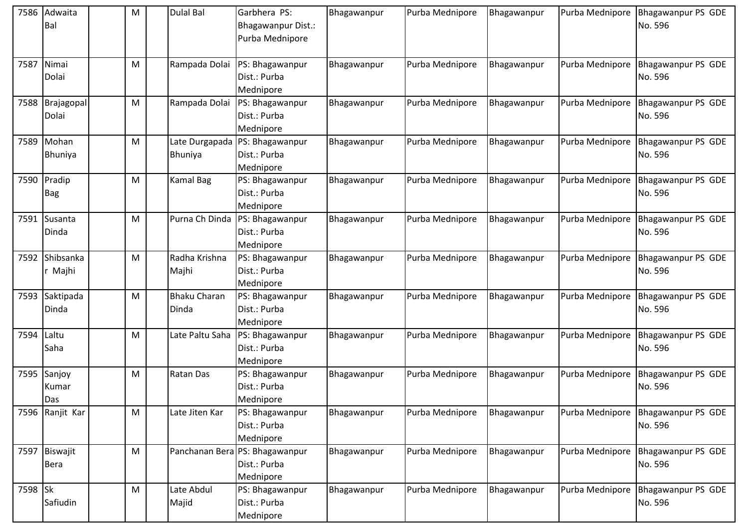| | | | | | | | | | | | |
|---|---|---|---|---|---|---|---|---|---|---|---|
| 7586 | Adwaita Bal | | M | | Dulal Bal | Garbhera PS: Bhagawanpur Dist.: Purba Mednipore | Bhagawanpur | Purba Mednipore | Bhagawanpur | Purba Mednipore | Bhagawanpur PS GDE No. 596 |
| 7587 | Nimai Dolai | | M | | Rampada Dolai | PS: Bhagawanpur Dist.: Purba Mednipore | Bhagawanpur | Purba Mednipore | Bhagawanpur | Purba Mednipore | Bhagawanpur PS GDE No. 596 |
| 7588 | Brajagopal Dolai | | M | | Rampada Dolai | PS: Bhagawanpur Dist.: Purba Mednipore | Bhagawanpur | Purba Mednipore | Bhagawanpur | Purba Mednipore | Bhagawanpur PS GDE No. 596 |
| 7589 | Mohan Bhuniya | | M | | Late Durgapada Bhuniya | PS: Bhagawanpur Dist.: Purba Mednipore | Bhagawanpur | Purba Mednipore | Bhagawanpur | Purba Mednipore | Bhagawanpur PS GDE No. 596 |
| 7590 | Pradip Bag | | M | | Kamal Bag | PS: Bhagawanpur Dist.: Purba Mednipore | Bhagawanpur | Purba Mednipore | Bhagawanpur | Purba Mednipore | Bhagawanpur PS GDE No. 596 |
| 7591 | Susanta Dinda | | M | | Purna Ch Dinda | PS: Bhagawanpur Dist.: Purba Mednipore | Bhagawanpur | Purba Mednipore | Bhagawanpur | Purba Mednipore | Bhagawanpur PS GDE No. 596 |
| 7592 | Shibsankar Majhi | | M | | Radha Krishna Majhi | PS: Bhagawanpur Dist.: Purba Mednipore | Bhagawanpur | Purba Mednipore | Bhagawanpur | Purba Mednipore | Bhagawanpur PS GDE No. 596 |
| 7593 | Saktipada Dinda | | M | | Bhaku Charan Dinda | PS: Bhagawanpur Dist.: Purba Mednipore | Bhagawanpur | Purba Mednipore | Bhagawanpur | Purba Mednipore | Bhagawanpur PS GDE No. 596 |
| 7594 | Laltu Saha | | M | | Late Paltu Saha | PS: Bhagawanpur Dist.: Purba Mednipore | Bhagawanpur | Purba Mednipore | Bhagawanpur | Purba Mednipore | Bhagawanpur PS GDE No. 596 |
| 7595 | Sanjoy Kumar Das | | M | | Ratan Das | PS: Bhagawanpur Dist.: Purba Mednipore | Bhagawanpur | Purba Mednipore | Bhagawanpur | Purba Mednipore | Bhagawanpur PS GDE No. 596 |
| 7596 | Ranjit Kar | | M | | Late Jiten Kar | PS: Bhagawanpur Dist.: Purba Mednipore | Bhagawanpur | Purba Mednipore | Bhagawanpur | Purba Mednipore | Bhagawanpur PS GDE No. 596 |
| 7597 | Biswajit Bera | | M | | Panchanan Bera | PS: Bhagawanpur Dist.: Purba Mednipore | Bhagawanpur | Purba Mednipore | Bhagawanpur | Purba Mednipore | Bhagawanpur PS GDE No. 596 |
| 7598 | Sk Safiudin | | M | | Late Abdul Majid | PS: Bhagawanpur Dist.: Purba Mednipore | Bhagawanpur | Purba Mednipore | Bhagawanpur | Purba Mednipore | Bhagawanpur PS GDE No. 596 |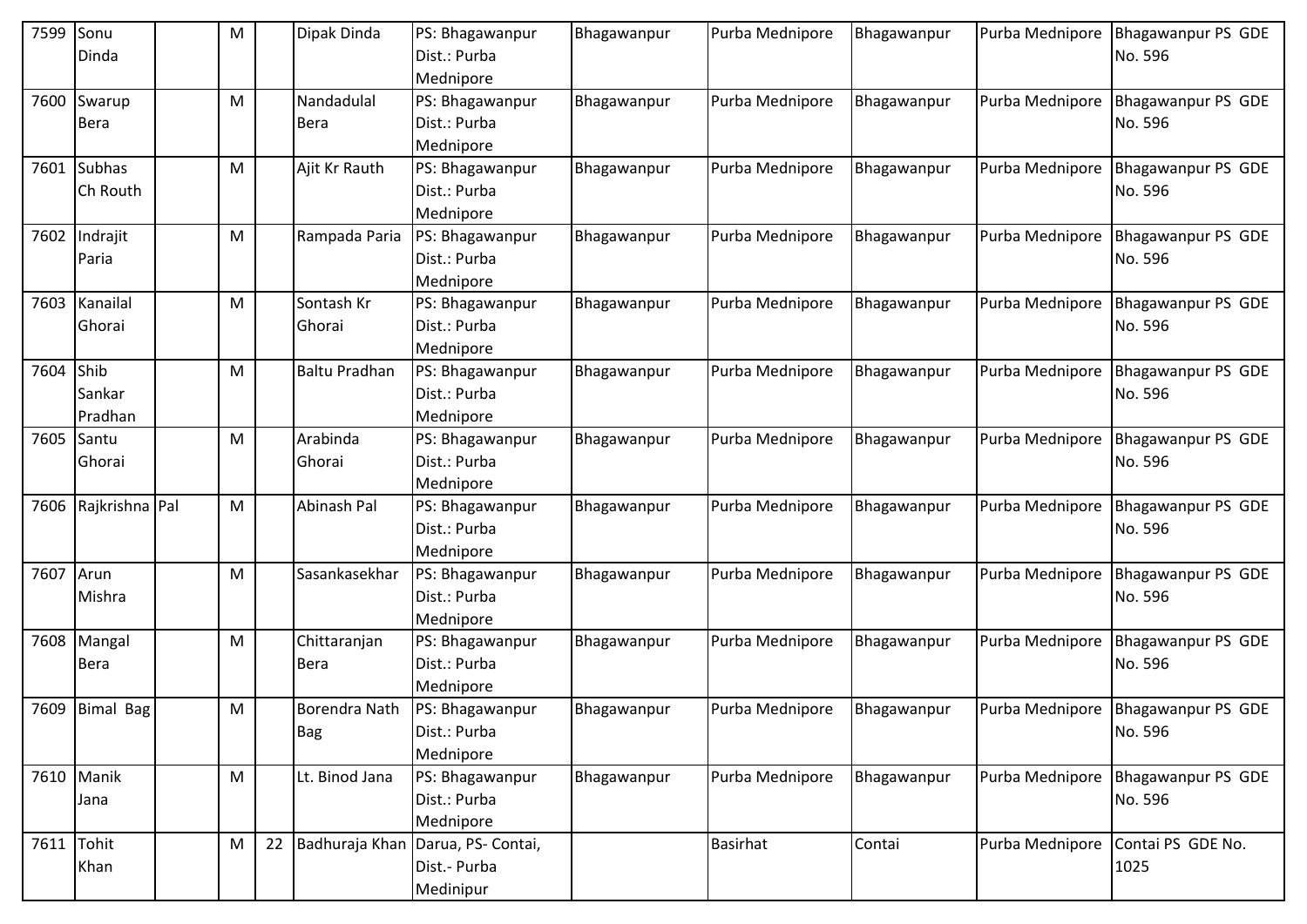| 7599 | Sonu Dinda | | M | | Dipak Dinda | PS: Bhagawanpur Dist.: Purba Mednipore | Bhagawanpur | Purba Mednipore | Bhagawanpur | Purba Mednipore | Bhagawanpur PS GDE No. 596 |
|---|---|---|---|---|---|---|---|---|---|---|---|
| 7600 | Swarup Bera | | M | | Nandadulal Bera | PS: Bhagawanpur Dist.: Purba Mednipore | Bhagawanpur | Purba Mednipore | Bhagawanpur | Purba Mednipore | Bhagawanpur PS GDE No. 596 |
| 7601 | Subhas Ch Routh | | M | | Ajit Kr Rauth | PS: Bhagawanpur Dist.: Purba Mednipore | Bhagawanpur | Purba Mednipore | Bhagawanpur | Purba Mednipore | Bhagawanpur PS GDE No. 596 |
| 7602 | Indrajit Paria | | M | | Rampada Paria | PS: Bhagawanpur Dist.: Purba Mednipore | Bhagawanpur | Purba Mednipore | Bhagawanpur | Purba Mednipore | Bhagawanpur PS GDE No. 596 |
| 7603 | Kanailal Ghorai | | M | | Sontash Kr Ghorai | PS: Bhagawanpur Dist.: Purba Mednipore | Bhagawanpur | Purba Mednipore | Bhagawanpur | Purba Mednipore | Bhagawanpur PS GDE No. 596 |
| 7604 | Shib Sankar Pradhan | | M | | Baltu Pradhan | PS: Bhagawanpur Dist.: Purba Mednipore | Bhagawanpur | Purba Mednipore | Bhagawanpur | Purba Mednipore | Bhagawanpur PS GDE No. 596 |
| 7605 | Santu Ghorai | | M | | Arabinda Ghorai | PS: Bhagawanpur Dist.: Purba Mednipore | Bhagawanpur | Purba Mednipore | Bhagawanpur | Purba Mednipore | Bhagawanpur PS GDE No. 596 |
| 7606 | Rajkrishna | Pal | M | | Abinash Pal | PS: Bhagawanpur Dist.: Purba Mednipore | Bhagawanpur | Purba Mednipore | Bhagawanpur | Purba Mednipore | Bhagawanpur PS GDE No. 596 |
| 7607 | Arun Mishra | | M | | Sasankasekhar | PS: Bhagawanpur Dist.: Purba Mednipore | Bhagawanpur | Purba Mednipore | Bhagawanpur | Purba Mednipore | Bhagawanpur PS GDE No. 596 |
| 7608 | Mangal Bera | | M | | Chittaranjan Bera | PS: Bhagawanpur Dist.: Purba Mednipore | Bhagawanpur | Purba Mednipore | Bhagawanpur | Purba Mednipore | Bhagawanpur PS GDE No. 596 |
| 7609 | Bimal Bag | | M | | Borendra Nath Bag | PS: Bhagawanpur Dist.: Purba Mednipore | Bhagawanpur | Purba Mednipore | Bhagawanpur | Purba Mednipore | Bhagawanpur PS GDE No. 596 |
| 7610 | Manik Jana | | M | | Lt. Binod Jana | PS: Bhagawanpur Dist.: Purba Mednipore | Bhagawanpur | Purba Mednipore | Bhagawanpur | Purba Mednipore | Bhagawanpur PS GDE No. 596 |
| 7611 | Tohit Khan | | M | 22 | Badhuraja Khan | Darua, PS- Contai, Dist.- Purba Medinipur | | Basirhat | Contai | Purba Mednipore | Contai PS GDE No. 1025 |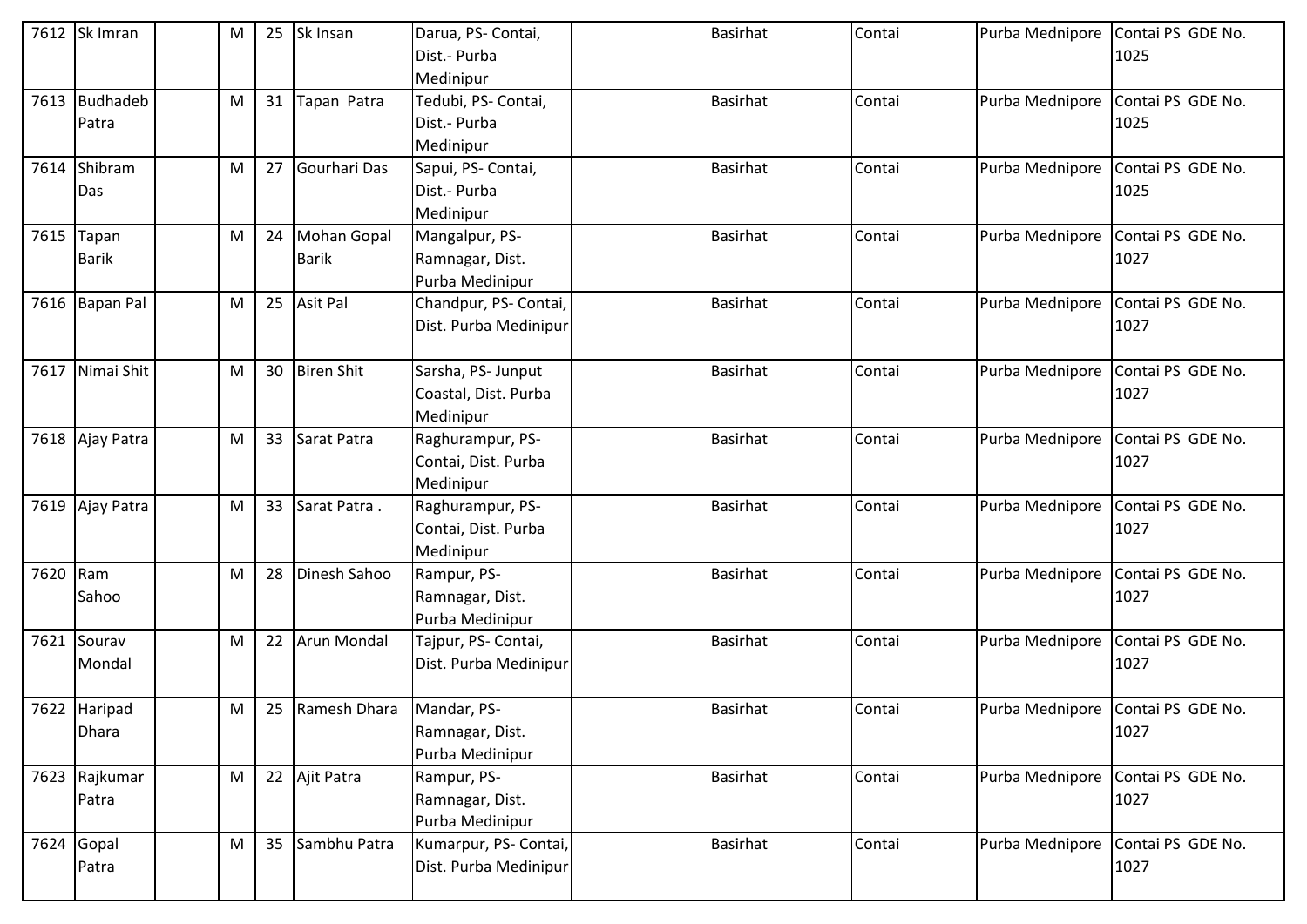| | | | | | | | | | | | |
|---|---|---|---|---|---|---|---|---|---|---|---|
| 7612 | Sk Imran | | M | 25 | Sk Insan | Darua, PS- Contai, Dist.- Purba Medinipur | | Basirhat | Contai | Purba Mednipore | Contai PS GDE No. 1025 |
| 7613 | Budhadeb Patra | | M | 31 | Tapan Patra | Tedubi, PS- Contai, Dist.- Purba Medinipur | | Basirhat | Contai | Purba Mednipore | Contai PS GDE No. 1025 |
| 7614 | Shibram Das | | M | 27 | Gourhari Das | Sapui, PS- Contai, Dist.- Purba Medinipur | | Basirhat | Contai | Purba Mednipore | Contai PS GDE No. 1025 |
| 7615 | Tapan Barik | | M | 24 | Mohan Gopal Barik | Mangalpur, PS- Ramnagar, Dist. Purba Medinipur | | Basirhat | Contai | Purba Mednipore | Contai PS GDE No. 1027 |
| 7616 | Bapan Pal | | M | 25 | Asit Pal | Chandpur, PS- Contai, Dist. Purba Medinipur | | Basirhat | Contai | Purba Mednipore | Contai PS GDE No. 1027 |
| 7617 | Nimai Shit | | M | 30 | Biren Shit | Sarsha, PS- Junput Coastal, Dist. Purba Medinipur | | Basirhat | Contai | Purba Mednipore | Contai PS GDE No. 1027 |
| 7618 | Ajay Patra | | M | 33 | Sarat Patra | Raghurampur, PS- Contai, Dist. Purba Medinipur | | Basirhat | Contai | Purba Mednipore | Contai PS GDE No. 1027 |
| 7619 | Ajay Patra | | M | 33 | Sarat Patra . | Raghurampur, PS- Contai, Dist. Purba Medinipur | | Basirhat | Contai | Purba Mednipore | Contai PS GDE No. 1027 |
| 7620 | Ram Sahoo | | M | 28 | Dinesh Sahoo | Rampur, PS- Ramnagar, Dist. Purba Medinipur | | Basirhat | Contai | Purba Mednipore | Contai PS GDE No. 1027 |
| 7621 | Sourav Mondal | | M | 22 | Arun Mondal | Tajpur, PS- Contai, Dist. Purba Medinipur | | Basirhat | Contai | Purba Mednipore | Contai PS GDE No. 1027 |
| 7622 | Haripad Dhara | | M | 25 | Ramesh Dhara | Mandar, PS- Ramnagar, Dist. Purba Medinipur | | Basirhat | Contai | Purba Mednipore | Contai PS GDE No. 1027 |
| 7623 | Rajkumar Patra | | M | 22 | Ajit Patra | Rampur, PS- Ramnagar, Dist. Purba Medinipur | | Basirhat | Contai | Purba Mednipore | Contai PS GDE No. 1027 |
| 7624 | Gopal Patra | | M | 35 | Sambhu Patra | Kumarpur, PS- Contai, Dist. Purba Medinipur | | Basirhat | Contai | Purba Mednipore | Contai PS GDE No. 1027 |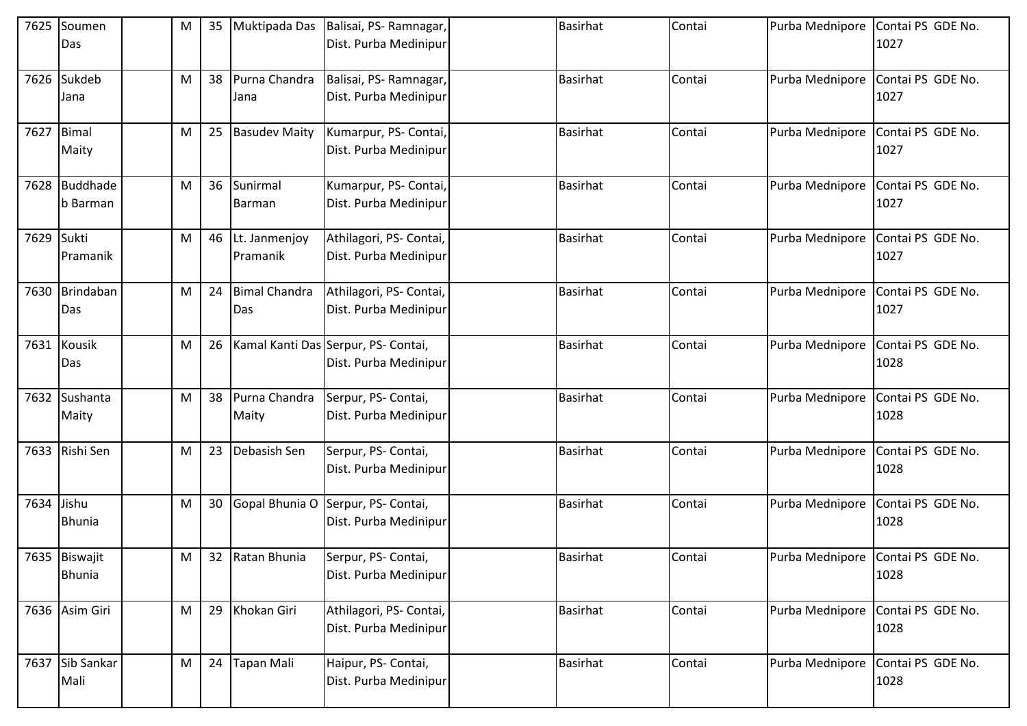| | | | | | | | | | | | |
|---|---|---|---|---|---|---|---|---|---|---|---|
| 7625 | Soumen Das | | M | 35 | Muktipada Das | Balisai, PS- Ramnagar, Dist. Purba Medinipur | | Basirhat | Contai | Purba Mednipore | Contai PS GDE No. 1027 |
| 7626 | Sukdeb Jana | | M | 38 | Purna Chandra Jana | Balisai, PS- Ramnagar, Dist. Purba Medinipur | | Basirhat | Contai | Purba Mednipore | Contai PS GDE No. 1027 |
| 7627 | Bimal Maity | | M | 25 | Basudev Maity | Kumarpur, PS- Contai, Dist. Purba Medinipur | | Basirhat | Contai | Purba Mednipore | Contai PS GDE No. 1027 |
| 7628 | Buddhadeb Barman | | M | 36 | Sunirmal Barman | Kumarpur, PS- Contai, Dist. Purba Medinipur | | Basirhat | Contai | Purba Mednipore | Contai PS GDE No. 1027 |
| 7629 | Sukti Pramanik | | M | 46 | Lt. Janmenjoy Pramanik | Athilagori, PS- Contai, Dist. Purba Medinipur | | Basirhat | Contai | Purba Mednipore | Contai PS GDE No. 1027 |
| 7630 | Brindaban Das | | M | 24 | Bimal Chandra Das | Athilagori, PS- Contai, Dist. Purba Medinipur | | Basirhat | Contai | Purba Mednipore | Contai PS GDE No. 1027 |
| 7631 | Kousik Das | | M | 26 | Kamal Kanti Das | Serpur, PS- Contai, Dist. Purba Medinipur | | Basirhat | Contai | Purba Mednipore | Contai PS GDE No. 1028 |
| 7632 | Sushanta Maity | | M | 38 | Purna Chandra Maity | Serpur, PS- Contai, Dist. Purba Medinipur | | Basirhat | Contai | Purba Mednipore | Contai PS GDE No. 1028 |
| 7633 | Rishi Sen | | M | 23 | Debasish Sen | Serpur, PS- Contai, Dist. Purba Medinipur | | Basirhat | Contai | Purba Mednipore | Contai PS GDE No. 1028 |
| 7634 | Jishu Bhunia | | M | 30 | Gopal Bhunia O | Serpur, PS- Contai, Dist. Purba Medinipur | | Basirhat | Contai | Purba Mednipore | Contai PS GDE No. 1028 |
| 7635 | Biswajit Bhunia | | M | 32 | Ratan Bhunia | Serpur, PS- Contai, Dist. Purba Medinipur | | Basirhat | Contai | Purba Mednipore | Contai PS GDE No. 1028 |
| 7636 | Asim Giri | | M | 29 | Khokan Giri | Athilagori, PS- Contai, Dist. Purba Medinipur | | Basirhat | Contai | Purba Mednipore | Contai PS GDE No. 1028 |
| 7637 | Sib Sankar Mali | | M | 24 | Tapan Mali | Haipur, PS- Contai, Dist. Purba Medinipur | | Basirhat | Contai | Purba Mednipore | Contai PS GDE No. 1028 |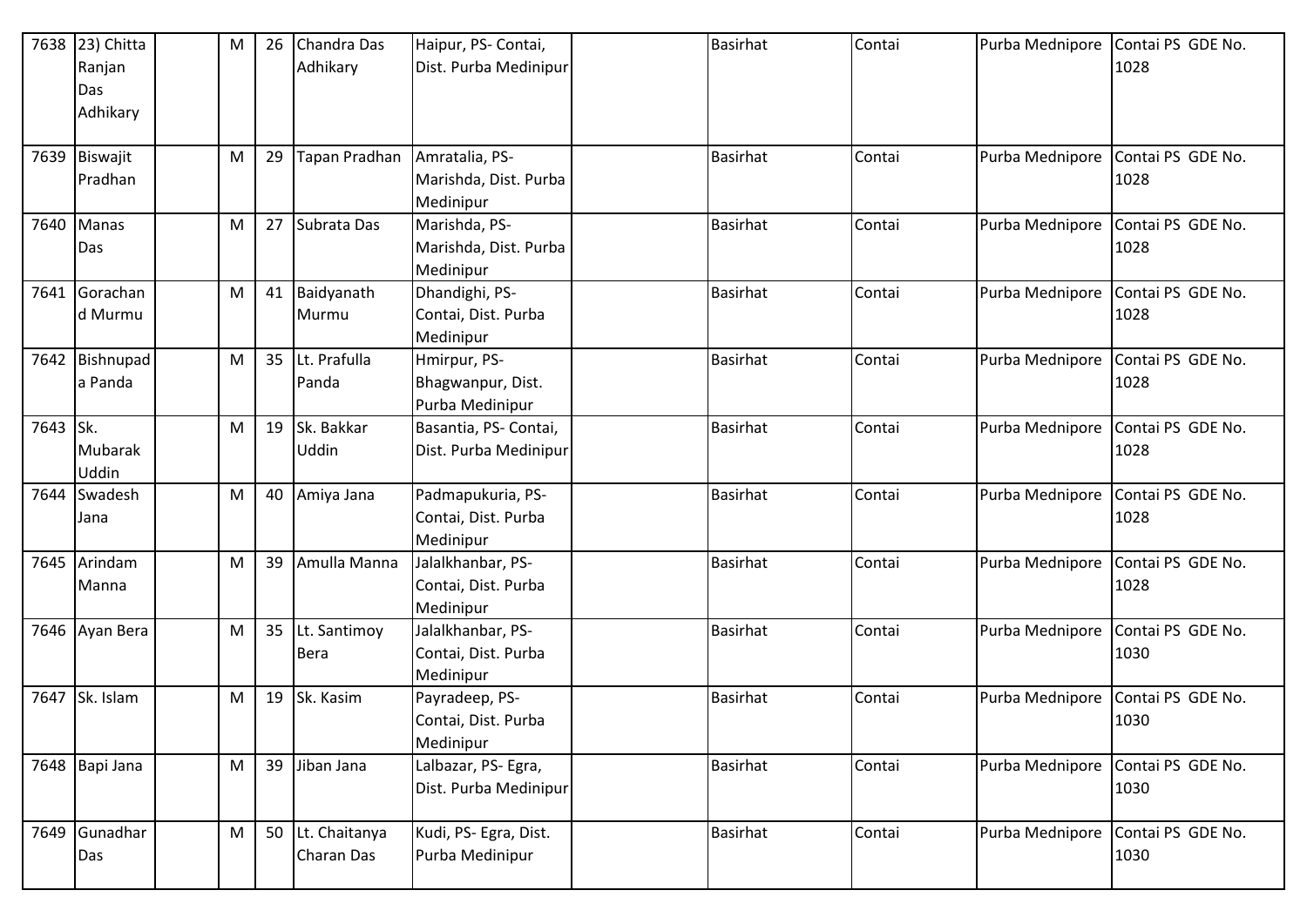| | | | | | | | | | | | |
|---|---|---|---|---|---|---|---|---|---|---|---|
| 7638 | 23) Chitta Ranjan Das Adhikary | | M | 26 | Chandra Das Adhikary | Haipur, PS- Contai, Dist. Purba Medinipur | | Basirhat | Contai | Purba Mednipore | Contai PS GDE No. 1028 |
| 7639 | Biswajit Pradhan | | M | 29 | Tapan Pradhan | Amratalia, PS- Marishda, Dist. Purba Medinipur | | Basirhat | Contai | Purba Mednipore | Contai PS GDE No. 1028 |
| 7640 | Manas Das | | M | 27 | Subrata Das | Marishda, PS- Marishda, Dist. Purba Medinipur | | Basirhat | Contai | Purba Mednipore | Contai PS GDE No. 1028 |
| 7641 | Gorachand Murmu | | M | 41 | Baidyanath Murmu | Dhandighi, PS- Contai, Dist. Purba Medinipur | | Basirhat | Contai | Purba Mednipore | Contai PS GDE No. 1028 |
| 7642 | Bishnupada Panda | | M | 35 | Lt. Prafulla Panda | Hmirpur, PS- Bhagwanpur, Dist. Purba Medinipur | | Basirhat | Contai | Purba Mednipore | Contai PS GDE No. 1028 |
| 7643 | Sk. Mubarak Uddin | | M | 19 | Sk. Bakkar Uddin | Basantia, PS- Contai, Dist. Purba Medinipur | | Basirhat | Contai | Purba Mednipore | Contai PS GDE No. 1028 |
| 7644 | Swadesh Jana | | M | 40 | Amiya Jana | Padmapukuria, PS- Contai, Dist. Purba Medinipur | | Basirhat | Contai | Purba Mednipore | Contai PS GDE No. 1028 |
| 7645 | Arindam Manna | | M | 39 | Amulla Manna | Jalalkhanbar, PS- Contai, Dist. Purba Medinipur | | Basirhat | Contai | Purba Mednipore | Contai PS GDE No. 1028 |
| 7646 | Ayan Bera | | M | 35 | Lt. Santimoy Bera | Jalalkhanbar, PS- Contai, Dist. Purba Medinipur | | Basirhat | Contai | Purba Mednipore | Contai PS GDE No. 1030 |
| 7647 | Sk. Islam | | M | 19 | Sk. Kasim | Payradeep, PS- Contai, Dist. Purba Medinipur | | Basirhat | Contai | Purba Mednipore | Contai PS GDE No. 1030 |
| 7648 | Bapi Jana | | M | 39 | Jiban Jana | Lalbazar, PS- Egra, Dist. Purba Medinipur | | Basirhat | Contai | Purba Mednipore | Contai PS GDE No. 1030 |
| 7649 | Gunadhar Das | | M | 50 | Lt. Chaitanya Charan Das | Kudi, PS- Egra, Dist. Purba Medinipur | | Basirhat | Contai | Purba Mednipore | Contai PS GDE No. 1030 |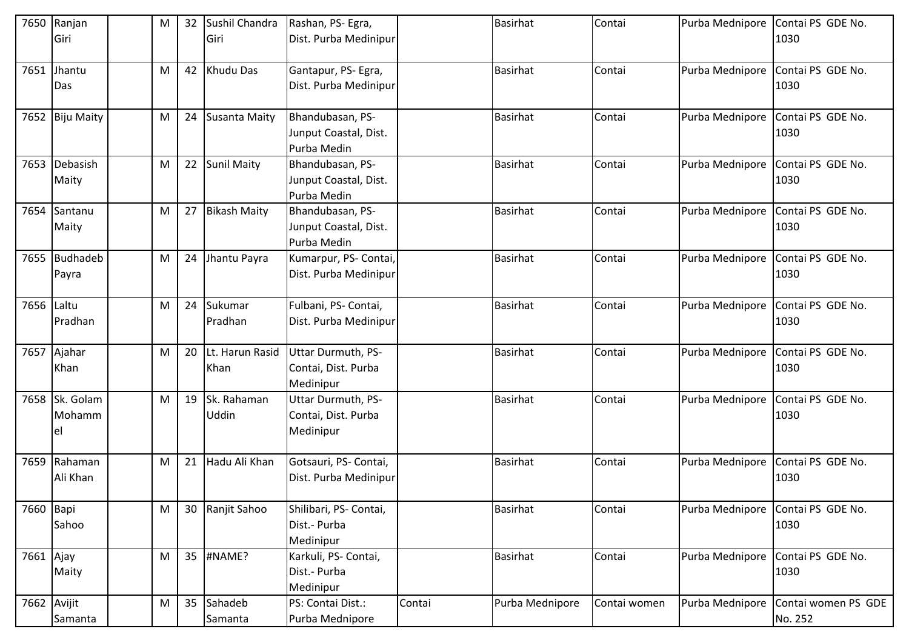| 7650 | Ranjan Giri | | M | 32 | Sushil Chandra Giri | Rashan, PS- Egra, Dist. Purba Medinipur | | Basirhat | Contai | Purba Mednipore | Contai PS GDE No. 1030 |
|---|---|---|---|---|---|---|---|---|---|---|---|
| 7651 | Jhantu Das | | M | 42 | Khudu Das | Gantapur, PS- Egra, Dist. Purba Medinipur | | Basirhat | Contai | Purba Mednipore | Contai PS GDE No. 1030 |
| 7652 | Biju Maity | | M | 24 | Susanta Maity | Bhandubasan, PS- Junput Coastal, Dist. Purba Medin | | Basirhat | Contai | Purba Mednipore | Contai PS GDE No. 1030 |
| 7653 | Debasish Maity | | M | 22 | Sunil Maity | Bhandubasan, PS- Junput Coastal, Dist. Purba Medin | | Basirhat | Contai | Purba Mednipore | Contai PS GDE No. 1030 |
| 7654 | Santanu Maity | | M | 27 | Bikash Maity | Bhandubasan, PS- Junput Coastal, Dist. Purba Medin | | Basirhat | Contai | Purba Mednipore | Contai PS GDE No. 1030 |
| 7655 | Budhadeb Payra | | M | 24 | Jhantu Payra | Kumarpur, PS- Contai, Dist. Purba Medinipur | | Basirhat | Contai | Purba Mednipore | Contai PS GDE No. 1030 |
| 7656 | Laltu Pradhan | | M | 24 | Sukumar Pradhan | Fulbani, PS- Contai, Dist. Purba Medinipur | | Basirhat | Contai | Purba Mednipore | Contai PS GDE No. 1030 |
| 7657 | Ajahar Khan | | M | 20 | Lt. Harun Rasid Khan | Uttar Durmuth, PS- Contai, Dist. Purba Medinipur | | Basirhat | Contai | Purba Mednipore | Contai PS GDE No. 1030 |
| 7658 | Sk. Golam Mohammel | | M | 19 | Sk. Rahaman Uddin | Uttar Durmuth, PS- Contai, Dist. Purba Medinipur | | Basirhat | Contai | Purba Mednipore | Contai PS GDE No. 1030 |
| 7659 | Rahaman Ali Khan | | M | 21 | Hadu Ali Khan | Gotsauri, PS- Contai, Dist. Purba Medinipur | | Basirhat | Contai | Purba Mednipore | Contai PS GDE No. 1030 |
| 7660 | Bapi Sahoo | | M | 30 | Ranjit Sahoo | Shilibari, PS- Contai, Dist.- Purba Medinipur | | Basirhat | Contai | Purba Mednipore | Contai PS GDE No. 1030 |
| 7661 | Ajay Maity | | M | 35 | #NAME? | Karkuli, PS- Contai, Dist.- Purba Medinipur | | Basirhat | Contai | Purba Mednipore | Contai PS GDE No. 1030 |
| 7662 | Avijit Samanta | | M | 35 | Sahadeb Samanta | PS: Contai Dist.: Purba Mednipore | Contai | Purba Mednipore | Contai women | Purba Mednipore | Contai women PS GDE No. 252 |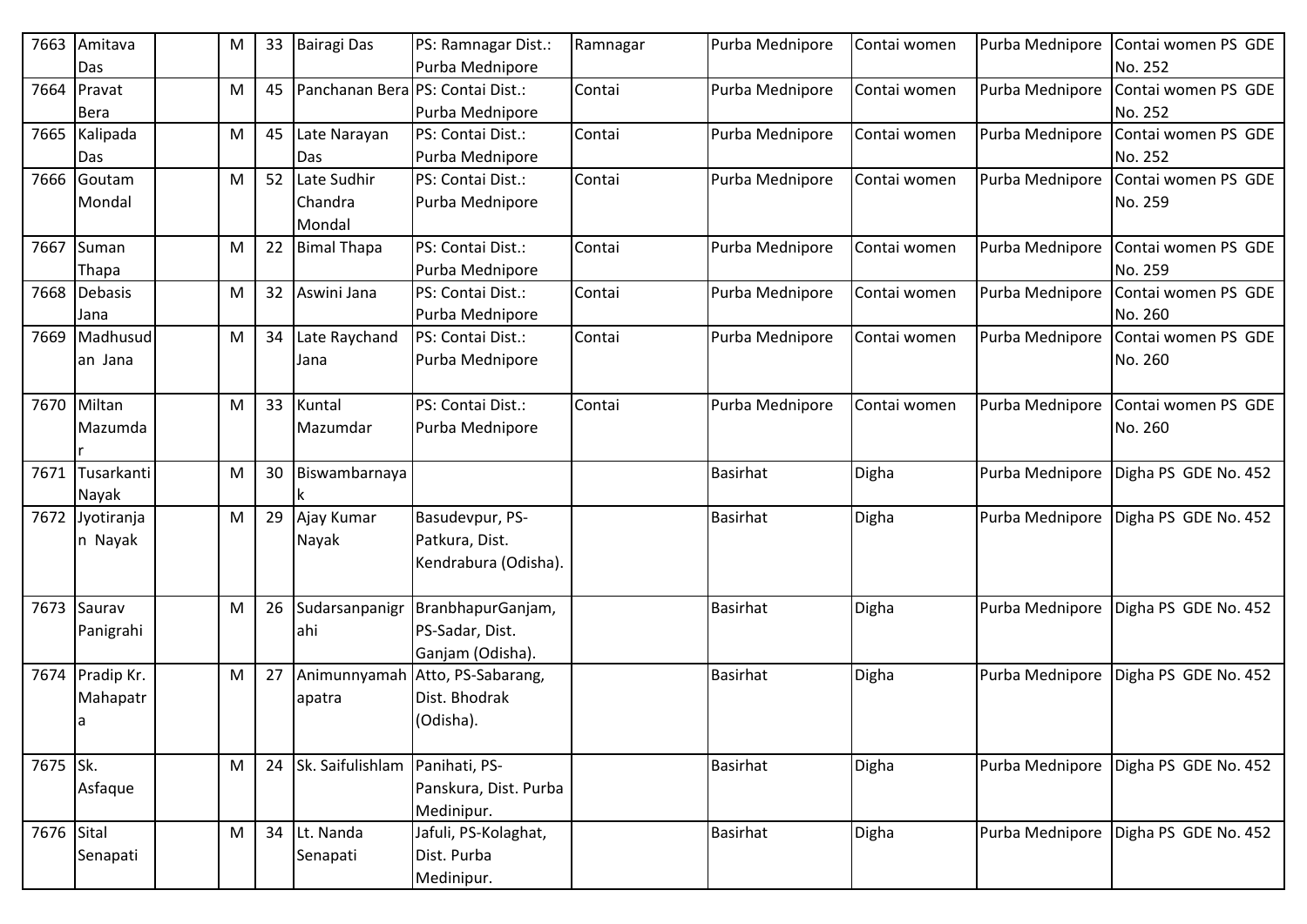| 7663 | Amitava Das | | M | 33 | Bairagi Das | PS: Ramnagar Dist.: Purba Mednipore | Ramnagar | Purba Mednipore | Contai women | Purba Mednipore | Contai women PS GDE No. 252 |
|---|---|---|---|---|---|---|---|---|---|---|---|
| 7664 | Pravat Bera | | M | 45 | Panchanan Bera | PS: Contai Dist.: Purba Mednipore | Contai | Purba Mednipore | Contai women | Purba Mednipore | Contai women PS GDE No. 252 |
| 7665 | Kalipada Das | | M | 45 | Late Narayan Das | PS: Contai Dist.: Purba Mednipore | Contai | Purba Mednipore | Contai women | Purba Mednipore | Contai women PS GDE No. 252 |
| 7666 | Goutam Mondal | | M | 52 | Late Sudhir Chandra Mondal | PS: Contai Dist.: Purba Mednipore | Contai | Purba Mednipore | Contai women | Purba Mednipore | Contai women PS GDE No. 259 |
| 7667 | Suman Thapa | | M | 22 | Bimal Thapa | PS: Contai Dist.: Purba Mednipore | Contai | Purba Mednipore | Contai women | Purba Mednipore | Contai women PS GDE No. 259 |
| 7668 | Debasis Jana | | M | 32 | Aswini Jana | PS: Contai Dist.: Purba Mednipore | Contai | Purba Mednipore | Contai women | Purba Mednipore | Contai women PS GDE No. 260 |
| 7669 | Madhusudan Jana | | M | 34 | Late Raychand Jana | PS: Contai Dist.: Purba Mednipore | Contai | Purba Mednipore | Contai women | Purba Mednipore | Contai women PS GDE No. 260 |
| 7670 | Miltan Mazumdar | | M | 33 | Kuntal Mazumdar | PS: Contai Dist.: Purba Mednipore | Contai | Purba Mednipore | Contai women | Purba Mednipore | Contai women PS GDE No. 260 |
| 7671 | Tusarkanti Nayak | | M | 30 | Biswambarnayak | | | Basirhat | Digha | Purba Mednipore | Digha PS GDE No. 452 |
| 7672 | Jyotiranjan Nayak | | M | 29 | Ajay Kumar Nayak | Basudevpur, PS-Patkura, Dist. Kendrabura (Odisha). | | Basirhat | Digha | Purba Mednipore | Digha PS GDE No. 452 |
| 7673 | Saurav Panigrahi | | M | 26 | Sudarsanpanigrahi | BranbhapurGanjam, PS-Sadar, Dist. Ganjam (Odisha). | | Basirhat | Digha | Purba Mednipore | Digha PS GDE No. 452 |
| 7674 | Pradip Kr. Mahapatra | | M | 27 | Animunnyamahapatra | Atto, PS-Sabarang, Dist. Bhodrak (Odisha). | | Basirhat | Digha | Purba Mednipore | Digha PS GDE No. 452 |
| 7675 | Sk. Asfaque | | M | 24 | Sk. Saifulishlam | Panihati, PS-Panskura, Dist. Purba Medinipur. | | Basirhat | Digha | Purba Mednipore | Digha PS GDE No. 452 |
| 7676 | Sital Senapati | | M | 34 | Lt. Nanda Senapati | Jafuli, PS-Kolaghat, Dist. Purba Medinipur. | | Basirhat | Digha | Purba Mednipore | Digha PS GDE No. 452 |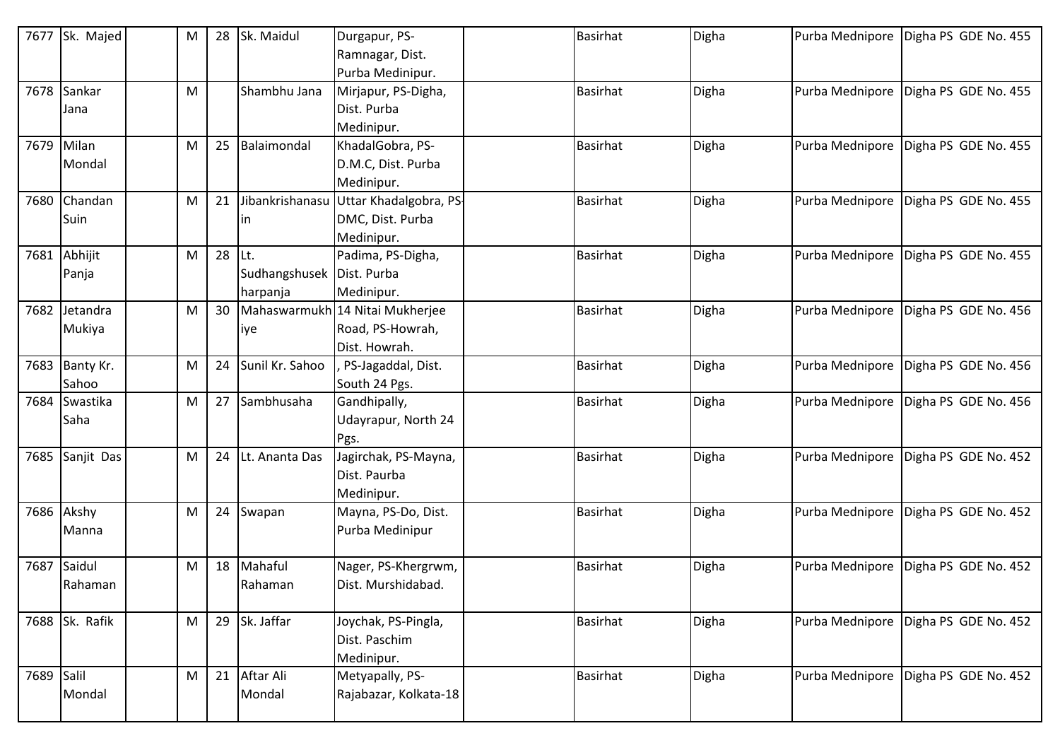| 7677 | Sk. Majed | | M | 28 | Sk. Maidul | Durgapur, PS-Ramnagar, Dist. Purba Medinipur. | | Basirhat | Digha | Purba Mednipore | Digha PS GDE No. 455 |
|---|---|---|---|---|---|---|---|---|---|---|---|
| 7678 | Sankar Jana | | M | | Shambhu Jana | Mirjapur, PS-Digha, Dist. Purba Medinipur. | | Basirhat | Digha | Purba Mednipore | Digha PS GDE No. 455 |
| 7679 | Milan Mondal | | M | 25 | Balaimondal | KhadalGobra, PS-D.M.C, Dist. Purba Medinipur. | | Basirhat | Digha | Purba Mednipore | Digha PS GDE No. 455 |
| 7680 | Chandan Suin | | M | 21 | Jibankrishanasuin | Uttar Khadalgobra, PS-DMC, Dist. Purba Medinipur. | | Basirhat | Digha | Purba Mednipore | Digha PS GDE No. 455 |
| 7681 | Abhijit Panja | | M | 28 | Lt. Sudhangshusekharpanja | Padima, PS-Digha, Dist. Purba Medinipur. | | Basirhat | Digha | Purba Mednipore | Digha PS GDE No. 455 |
| 7682 | Jetandra Mukiya | | M | 30 | Mahaswarmukhiye | 14 Nitai Mukherjee Road, PS-Howrah, Dist. Howrah. | | Basirhat | Digha | Purba Mednipore | Digha PS GDE No. 456 |
| 7683 | Banty Kr. Sahoo | | M | 24 | Sunil Kr. Sahoo | , PS-Jagaddal, Dist. South 24 Pgs. | | Basirhat | Digha | Purba Mednipore | Digha PS GDE No. 456 |
| 7684 | Swastika Saha | | M | 27 | Sambhusaha | Gandhipally, Udayrapur, North 24 Pgs. | | Basirhat | Digha | Purba Mednipore | Digha PS GDE No. 456 |
| 7685 | Sanjit Das | | M | 24 | Lt. Ananta Das | Jagirchak, PS-Mayna, Dist. Paurba Medinipur. | | Basirhat | Digha | Purba Mednipore | Digha PS GDE No. 452 |
| 7686 | Akshy Manna | | M | 24 | Swapan | Mayna, PS-Do, Dist. Purba Medinipur | | Basirhat | Digha | Purba Mednipore | Digha PS GDE No. 452 |
| 7687 | Saidul Rahaman | | M | 18 | Mahaful Rahaman | Nager, PS-Khergrwm, Dist. Murshidabad. | | Basirhat | Digha | Purba Mednipore | Digha PS GDE No. 452 |
| 7688 | Sk. Rafik | | M | 29 | Sk. Jaffar | Joychak, PS-Pingla, Dist. Paschim Medinipur. | | Basirhat | Digha | Purba Mednipore | Digha PS GDE No. 452 |
| 7689 | Salil Mondal | | M | 21 | Aftar Ali Mondal | Metyapally, PS-Rajabazar, Kolkata-18 | | Basirhat | Digha | Purba Mednipore | Digha PS GDE No. 452 |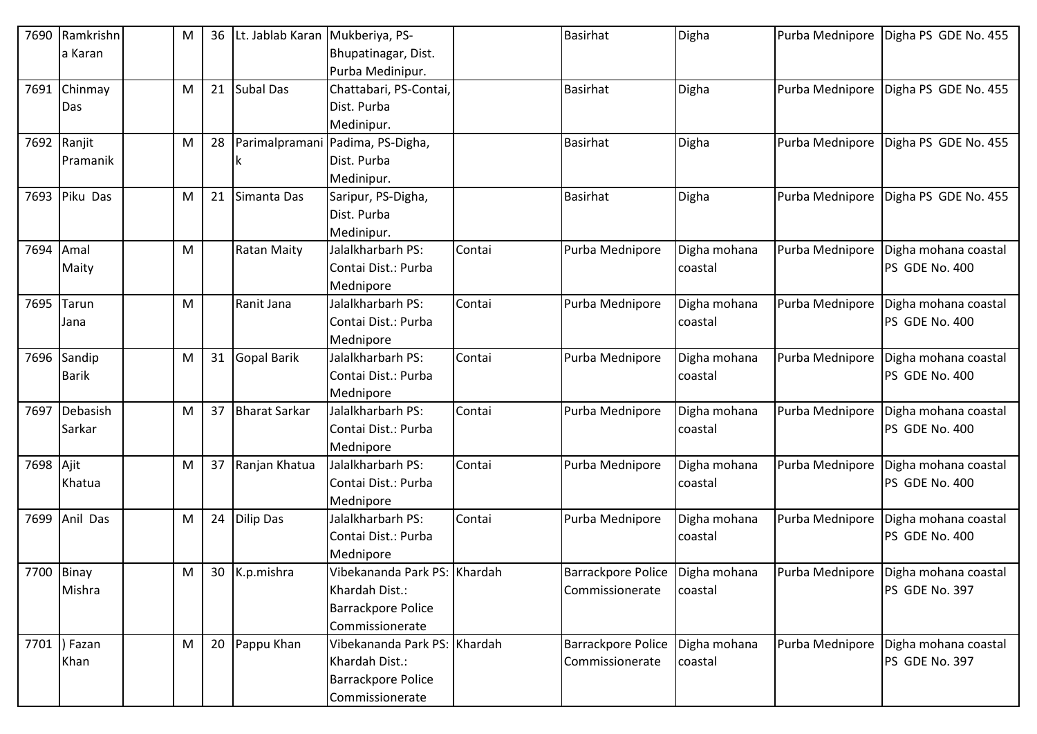| | | | | | | | | | | | |
|---|---|---|---|---|---|---|---|---|---|---|---|
| 7690 | Ramkrishna Karan | | M | 36 | Lt. Jablab Karan | Mukberiya, PS-Bhupatinagar, Dist. Purba Medinipur. | | Basirhat | Digha | Purba Mednipore | Digha PS GDE No. 455 |
| 7691 | Chinmay Das | | M | 21 | Subal Das | Chattabari, PS-Contai, Dist. Purba Medinipur. | | Basirhat | Digha | Purba Mednipore | Digha PS GDE No. 455 |
| 7692 | Ranjit Pramanik | | M | 28 | Parimalpramanik | Padima, PS-Digha, Dist. Purba Medinipur. | | Basirhat | Digha | Purba Mednipore | Digha PS GDE No. 455 |
| 7693 | Piku Das | | M | 21 | Simanta Das | Saripur, PS-Digha, Dist. Purba Medinipur. | | Basirhat | Digha | Purba Mednipore | Digha PS GDE No. 455 |
| 7694 | Amal Maity | | M | | Ratan Maity | Jalalkharbarh PS: Contai Dist.: Purba Mednipore | Contai | Purba Mednipore | Digha mohana coastal | Purba Mednipore | Digha mohana coastal PS GDE No. 400 |
| 7695 | Tarun Jana | | M | | Ranit Jana | Jalalkharbarh PS: Contai Dist.: Purba Mednipore | Contai | Purba Mednipore | Digha mohana coastal | Purba Mednipore | Digha mohana coastal PS GDE No. 400 |
| 7696 | Sandip Barik | | M | 31 | Gopal Barik | Jalalkharbarh PS: Contai Dist.: Purba Mednipore | Contai | Purba Mednipore | Digha mohana coastal | Purba Mednipore | Digha mohana coastal PS GDE No. 400 |
| 7697 | Debasish Sarkar | | M | 37 | Bharat Sarkar | Jalalkharbarh PS: Contai Dist.: Purba Mednipore | Contai | Purba Mednipore | Digha mohana coastal | Purba Mednipore | Digha mohana coastal PS GDE No. 400 |
| 7698 | Ajit Khatua | | M | 37 | Ranjan Khatua | Jalalkharbarh PS: Contai Dist.: Purba Mednipore | Contai | Purba Mednipore | Digha mohana coastal | Purba Mednipore | Digha mohana coastal PS GDE No. 400 |
| 7699 | Anil Das | | M | 24 | Dilip Das | Jalalkharbarh PS: Contai Dist.: Purba Mednipore | Contai | Purba Mednipore | Digha mohana coastal | Purba Mednipore | Digha mohana coastal PS GDE No. 400 |
| 7700 | Binay Mishra | | M | 30 | K.p.mishra | Vibekananda Park PS: Khardah Dist.: Barrackpore Police Commissionerate | Khardah | Barrackpore Police Commissionerate | Digha mohana coastal | Purba Mednipore | Digha mohana coastal PS GDE No. 397 |
| 7701 | ) Fazan Khan | | M | 20 | Pappu Khan | Vibekananda Park PS: Khardah Dist.: Barrackpore Police Commissionerate | Khardah | Barrackpore Police Commissionerate | Digha mohana coastal | Purba Mednipore | Digha mohana coastal PS GDE No. 397 |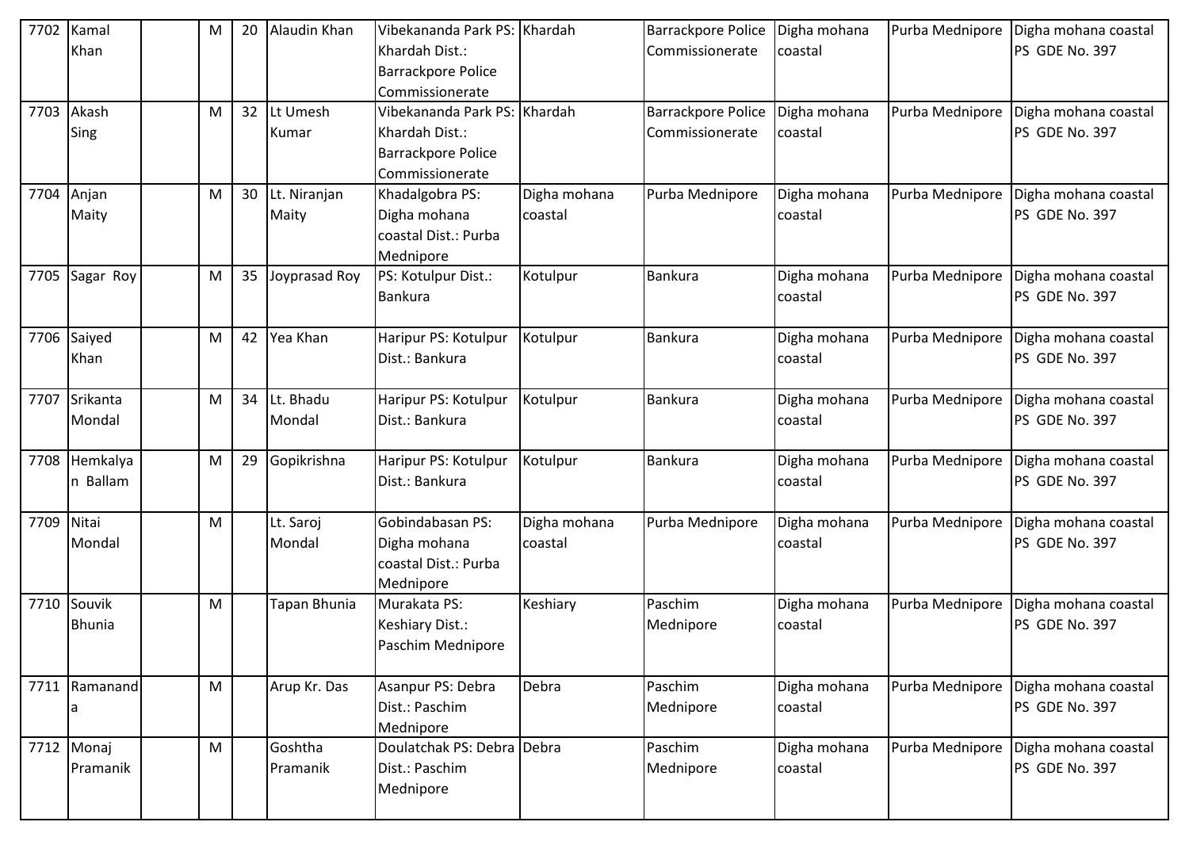| | | | | | | | | | | | |
|---|---|---|---|---|---|---|---|---|---|---|---|
| 7702 | Kamal Khan | | M | 20 | Alaudin Khan | Vibekananda Park PS: Khardah Dist.: Barrackpore Police Commissionerate | Khardah | Barrackpore Police Commissionerate | Digha mohana coastal | Purba Mednipore | Digha mohana coastal PS GDE No. 397 |
| 7703 | Akash Sing | | M | 32 | Lt Umesh Kumar | Vibekananda Park PS: Khardah Dist.: Barrackpore Police Commissionerate | Khardah | Barrackpore Police Commissionerate | Digha mohana coastal | Purba Mednipore | Digha mohana coastal PS GDE No. 397 |
| 7704 | Anjan Maity | | M | 30 | Lt. Niranjan Maity | Khadalgobra PS: Digha mohana coastal Dist.: Purba Mednipore | Digha mohana coastal | Purba Mednipore | Digha mohana coastal | Purba Mednipore | Digha mohana coastal PS GDE No. 397 |
| 7705 | Sagar Roy | | M | 35 | Joyprasad Roy | PS: Kotulpur Dist.: Bankura | Kotulpur | Bankura | Digha mohana coastal | Purba Mednipore | Digha mohana coastal PS GDE No. 397 |
| 7706 | Saiyed Khan | | M | 42 | Yea Khan | Haripur PS: Kotulpur Dist.: Bankura | Kotulpur | Bankura | Digha mohana coastal | Purba Mednipore | Digha mohana coastal PS GDE No. 397 |
| 7707 | Srikanta Mondal | | M | 34 | Lt. Bhadu Mondal | Haripur PS: Kotulpur Dist.: Bankura | Kotulpur | Bankura | Digha mohana coastal | Purba Mednipore | Digha mohana coastal PS GDE No. 397 |
| 7708 | Hemkalyan Ballam | | M | 29 | Gopikrishna | Haripur PS: Kotulpur Dist.: Bankura | Kotulpur | Bankura | Digha mohana coastal | Purba Mednipore | Digha mohana coastal PS GDE No. 397 |
| 7709 | Nitai Mondal | | M | | Lt. Saroj Mondal | Gobindabasan PS: Digha mohana coastal Dist.: Purba Mednipore | Digha mohana coastal | Purba Mednipore | Digha mohana coastal | Purba Mednipore | Digha mohana coastal PS GDE No. 397 |
| 7710 | Souvik Bhunia | | M | | Tapan Bhunia | Murakata PS: Keshiary Dist.: Paschim Mednipore | Keshiary | Paschim Mednipore | Digha mohana coastal | Purba Mednipore | Digha mohana coastal PS GDE No. 397 |
| 7711 | Ramananda | | M | | Arup Kr. Das | Asanpur PS: Debra Dist.: Paschim Mednipore | Debra | Paschim Mednipore | Digha mohana coastal | Purba Mednipore | Digha mohana coastal PS GDE No. 397 |
| 7712 | Monaj Pramanik | | M | | Goshtha Pramanik | Doulatchak PS: Debra Dist.: Paschim Mednipore | Debra | Paschim Mednipore | Digha mohana coastal | Purba Mednipore | Digha mohana coastal PS GDE No. 397 |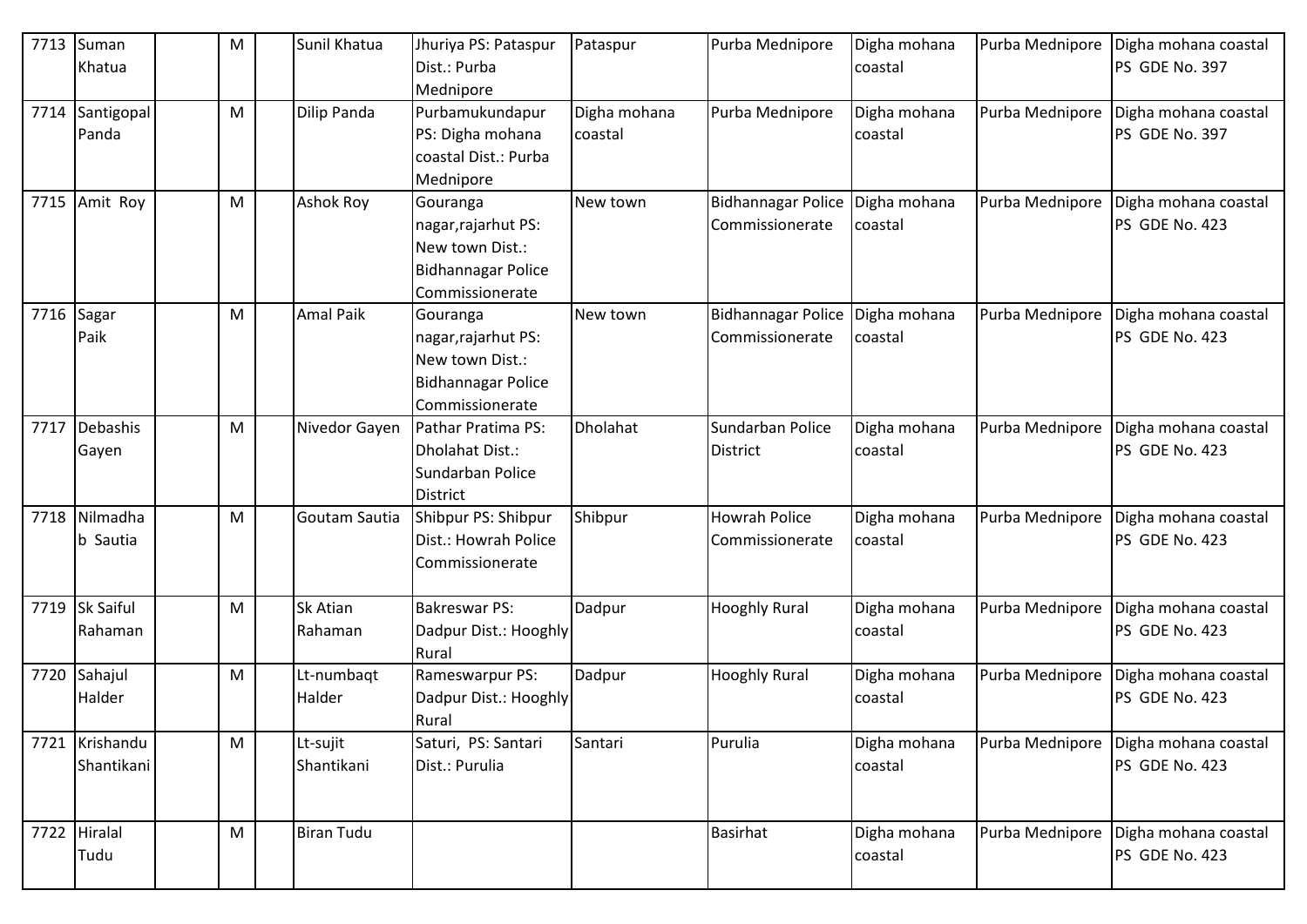| 7713 | Suman Khatua | | M | | Sunil Khatua | Jhuriya PS: Pataspur Dist.: Purba Mednipore | Pataspur | Purba Mednipore | Digha mohana coastal | Purba Mednipore | Digha mohana coastal PS GDE No. 397 |
|---|---|---|---|---|---|---|---|---|---|---|---|
| 7714 | Santigopal Panda | | M | | Dilip Panda | Purbamukundapur PS: Digha mohana coastal Dist.: Purba Mednipore | Digha mohana coastal | Purba Mednipore | Digha mohana coastal | Purba Mednipore | Digha mohana coastal PS GDE No. 397 |
| 7715 | Amit Roy | | M | | Ashok Roy | Gouranga nagar,rajarhut PS: New town Dist.: Bidhannagar Police Commissionerate | New town | Bidhannagar Police Commissionerate | Digha mohana coastal | Purba Mednipore | Digha mohana coastal PS GDE No. 423 |
| 7716 | Sagar Paik | | M | | Amal Paik | Gouranga nagar,rajarhut PS: New town Dist.: Bidhannagar Police Commissionerate | New town | Bidhannagar Police Commissionerate | Digha mohana coastal | Purba Mednipore | Digha mohana coastal PS GDE No. 423 |
| 7717 | Debashis Gayen | | M | | Nivedor Gayen | Pathar Pratima PS: Dholahat Dist.: Sundarban Police District | Dholahat | Sundarban Police District | Digha mohana coastal | Purba Mednipore | Digha mohana coastal PS GDE No. 423 |
| 7718 | Nilmadhab Sautia | | M | | Goutam Sautia | Shibpur PS: Shibpur Dist.: Howrah Police Commissionerate | Shibpur | Howrah Police Commissionerate | Digha mohana coastal | Purba Mednipore | Digha mohana coastal PS GDE No. 423 |
| 7719 | Sk Saiful Rahaman | | M | | Sk Atian Rahaman | Bakreswar PS: Dadpur Dist.: Hooghly Rural | Dadpur | Hooghly Rural | Digha mohana coastal | Purba Mednipore | Digha mohana coastal PS GDE No. 423 |
| 7720 | Sahajul Halder | | M | | Lt-numbaqt Halder | Rameswarpur PS: Dadpur Dist.: Hooghly Rural | Dadpur | Hooghly Rural | Digha mohana coastal | Purba Mednipore | Digha mohana coastal PS GDE No. 423 |
| 7721 | Krishandu Shantikani | | M | | Lt-sujit Shantikani | Saturi, PS: Santari Dist.: Purulia | Santari | Purulia | Digha mohana coastal | Purba Mednipore | Digha mohana coastal PS GDE No. 423 |
| 7722 | Hiralal Tudu | | M | | Biran Tudu | | | Basirhat | Digha mohana coastal | Purba Mednipore | Digha mohana coastal PS GDE No. 423 |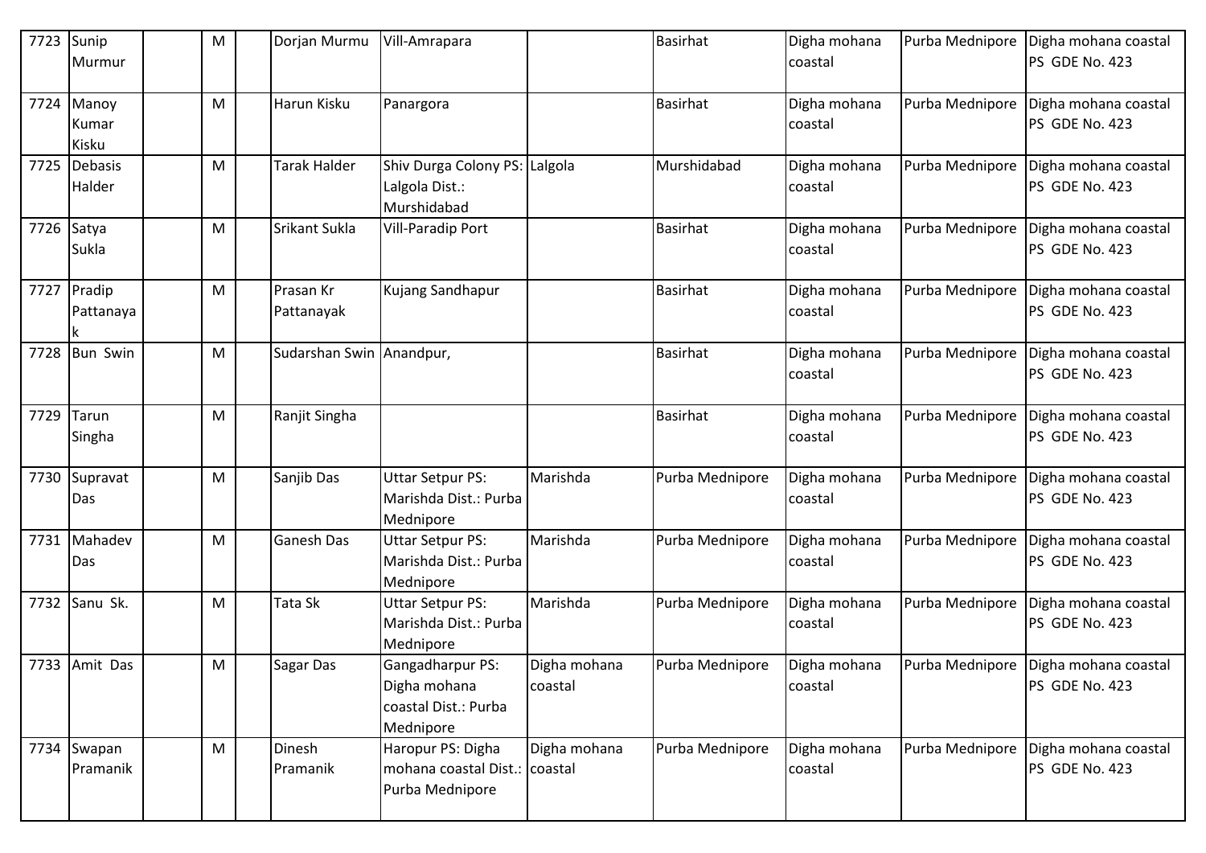| 7723 | Sunip Murmur | | M | | Dorjan Murmu | Vill-Amrapara | | Basirhat | Digha mohana coastal | Purba Mednipore | Digha mohana coastal PS GDE No. 423 |
|---|---|---|---|---|---|---|---|---|---|---|---|
| 7724 | Manoy Kumar Kisku | | M | | Harun Kisku | Panargora | | Basirhat | Digha mohana coastal | Purba Mednipore | Digha mohana coastal PS GDE No. 423 |
| 7725 | Debasis Halder | | M | | Tarak Halder | Shiv Durga Colony PS: Lalgola Dist.: Murshidabad | Lalgola | Murshidabad | Digha mohana coastal | Purba Mednipore | Digha mohana coastal PS GDE No. 423 |
| 7726 | Satya Sukla | | M | | Srikant Sukla | Vill-Paradip Port | | Basirhat | Digha mohana coastal | Purba Mednipore | Digha mohana coastal PS GDE No. 423 |
| 7727 | Pradip Pattanayak | | M | | Prasan Kr Pattanayak | Kujang Sandhapur | | Basirhat | Digha mohana coastal | Purba Mednipore | Digha mohana coastal PS GDE No. 423 |
| 7728 | Bun Swin | | M | | Sudarshan Swin | Anandpur, | | Basirhat | Digha mohana coastal | Purba Mednipore | Digha mohana coastal PS GDE No. 423 |
| 7729 | Tarun Singha | | M | | Ranjit Singha | | | Basirhat | Digha mohana coastal | Purba Mednipore | Digha mohana coastal PS GDE No. 423 |
| 7730 | Supravat Das | | M | | Sanjib Das | Uttar Setpur PS: Marishda Dist.: Purba Mednipore | Marishda | Purba Mednipore | Digha mohana coastal | Purba Mednipore | Digha mohana coastal PS GDE No. 423 |
| 7731 | Mahadev Das | | M | | Ganesh Das | Uttar Setpur PS: Marishda Dist.: Purba Mednipore | Marishda | Purba Mednipore | Digha mohana coastal | Purba Mednipore | Digha mohana coastal PS GDE No. 423 |
| 7732 | Sanu Sk. | | M | | Tata Sk | Uttar Setpur PS: Marishda Dist.: Purba Mednipore | Marishda | Purba Mednipore | Digha mohana coastal | Purba Mednipore | Digha mohana coastal PS GDE No. 423 |
| 7733 | Amit Das | | M | | Sagar Das | Gangadharpur PS: Digha mohana coastal Dist.: Purba Mednipore | Digha mohana coastal | Purba Mednipore | Digha mohana coastal | Purba Mednipore | Digha mohana coastal PS GDE No. 423 |
| 7734 | Swapan Pramanik | | M | | Dinesh Pramanik | Haropur PS: Digha mohana coastal Dist.: Purba Mednipore | Digha mohana coastal | Purba Mednipore | Digha mohana coastal | Purba Mednipore | Digha mohana coastal PS GDE No. 423 |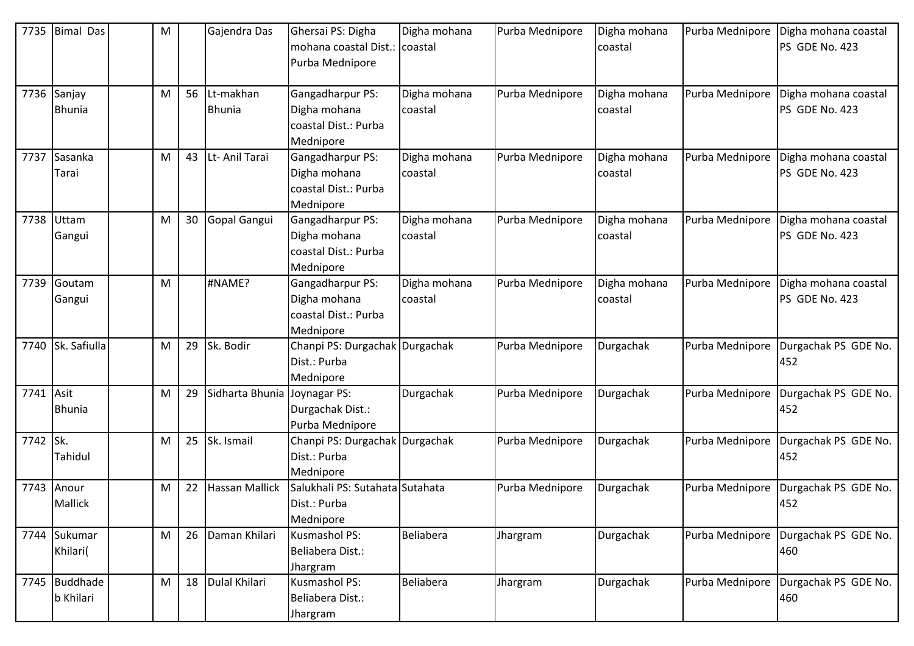| 7735 | Bimal Das | | M | | Gajendra Das | Ghersai PS: Digha mohana coastal Dist.: Purba Mednipore | Digha mohana coastal | Purba Mednipore | Digha mohana coastal | Purba Mednipore | Digha mohana coastal PS GDE No. 423 |
|---|---|---|---|---|---|---|---|---|---|---|---|
| 7736 | Sanjay Bhunia | | M | 56 | Lt-makhan Bhunia | Gangadharpur PS: Digha mohana coastal Dist.: Purba Mednipore | Digha mohana coastal | Purba Mednipore | Digha mohana coastal | Purba Mednipore | Digha mohana coastal PS GDE No. 423 |
| 7737 | Sasanka Tarai | | M | 43 | Lt- Anil Tarai | Gangadharpur PS: Digha mohana coastal Dist.: Purba Mednipore | Digha mohana coastal | Purba Mednipore | Digha mohana coastal | Purba Mednipore | Digha mohana coastal PS GDE No. 423 |
| 7738 | Uttam Gangui | | M | 30 | Gopal Gangui | Gangadharpur PS: Digha mohana coastal Dist.: Purba Mednipore | Digha mohana coastal | Purba Mednipore | Digha mohana coastal | Purba Mednipore | Digha mohana coastal PS GDE No. 423 |
| 7739 | Goutam Gangui | | M | | #NAME? | Gangadharpur PS: Digha mohana coastal Dist.: Purba Mednipore | Digha mohana coastal | Purba Mednipore | Digha mohana coastal | Purba Mednipore | Digha mohana coastal PS GDE No. 423 |
| 7740 | Sk. Safiulla | | M | 29 | Sk. Bodir | Chanpi PS: Durgachak Dist.: Purba Mednipore | Durgachak | Purba Mednipore | Durgachak | Purba Mednipore | Durgachak PS GDE No. 452 |
| 7741 | Asit Bhunia | | M | 29 | Sidharta Bhunia | Joynagar PS: Durgachak Dist.: Purba Mednipore | Durgachak | Purba Mednipore | Durgachak | Purba Mednipore | Durgachak PS GDE No. 452 |
| 7742 | Sk. Tahidul | | M | 25 | Sk. Ismail | Chanpi PS: Durgachak Dist.: Purba Mednipore | Durgachak | Purba Mednipore | Durgachak | Purba Mednipore | Durgachak PS GDE No. 452 |
| 7743 | Anour Mallick | | M | 22 | Hassan Mallick | Salukhali PS: Sutahata Dist.: Purba Mednipore | Sutahata | Purba Mednipore | Durgachak | Purba Mednipore | Durgachak PS GDE No. 452 |
| 7744 | Sukumar Khilari( | | M | 26 | Daman Khilari | Kusmashol PS: Beliabera Dist.: Jhargram | Beliabera | Jhargram | Durgachak | Purba Mednipore | Durgachak PS GDE No. 460 |
| 7745 | Buddhadeb Khilari | | M | 18 | Dulal Khilari | Kusmashol PS: Beliabera Dist.: Jhargram | Beliabera | Jhargram | Durgachak | Purba Mednipore | Durgachak PS GDE No. 460 |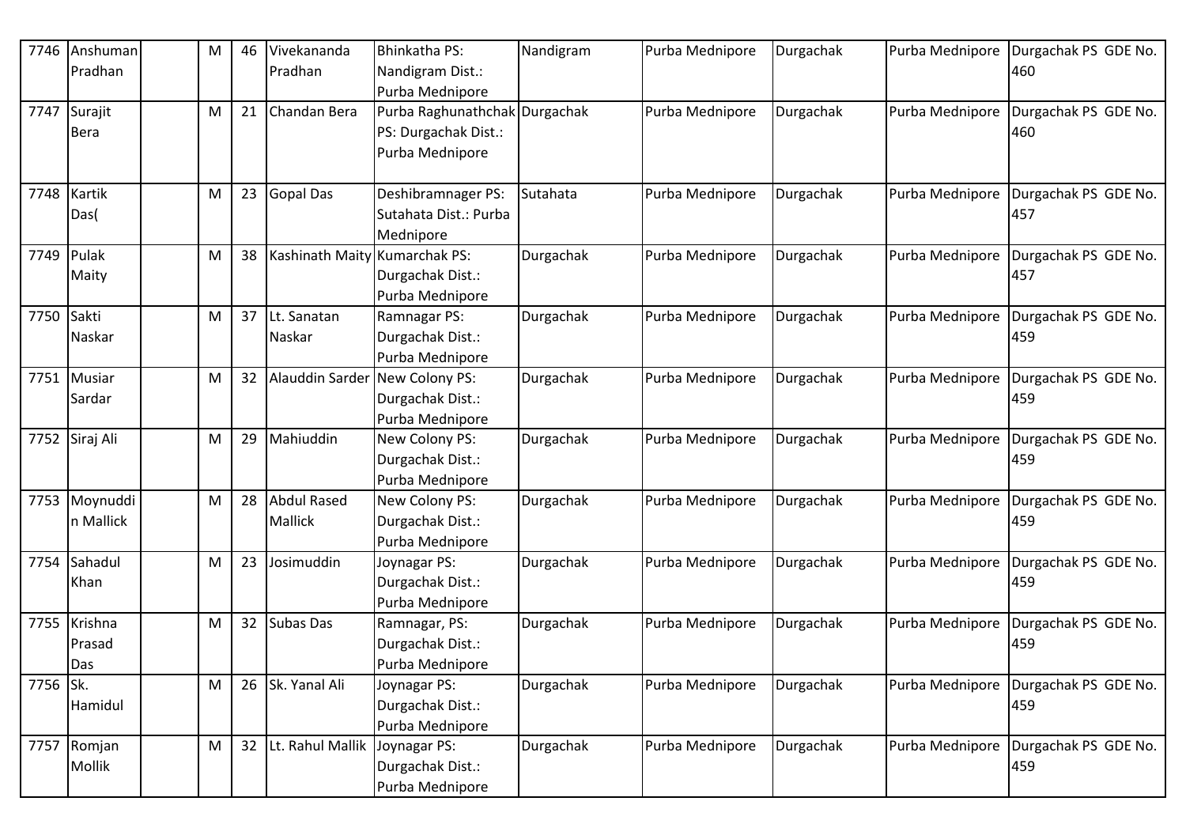| 7746 | Anshuman Pradhan | | M | 46 | Vivekananda Pradhan | Bhinkatha PS: Nandigram Dist.: Purba Mednipore | Nandigram | Purba Mednipore | Durgachak | Purba Mednipore | Durgachak PS GDE No. 460 |
|---|---|---|---|---|---|---|---|---|---|---|---|
| 7747 | Surajit Bera | | M | 21 | Chandan Bera | Purba Raghunathchak PS: Durgachak Dist.: Purba Mednipore | Durgachak | Purba Mednipore | Durgachak | Purba Mednipore | Durgachak PS GDE No. 460 |
| 7748 | Kartik Das( | | M | 23 | Gopal Das | Deshibramnager PS: Sutahata Dist.: Purba Mednipore | Sutahata | Purba Mednipore | Durgachak | Purba Mednipore | Durgachak PS GDE No. 457 |
| 7749 | Pulak Maity | | M | 38 | Kashinath Maity | Kumarchak PS: Durgachak Dist.: Purba Mednipore | Durgachak | Purba Mednipore | Durgachak | Purba Mednipore | Durgachak PS GDE No. 457 |
| 7750 | Sakti Naskar | | M | 37 | Lt. Sanatan Naskar | Ramnagar PS: Durgachak Dist.: Purba Mednipore | Durgachak | Purba Mednipore | Durgachak | Purba Mednipore | Durgachak PS GDE No. 459 |
| 7751 | Musiar Sardar | | M | 32 | Alauddin Sarder | New Colony PS: Durgachak Dist.: Purba Mednipore | Durgachak | Purba Mednipore | Durgachak | Purba Mednipore | Durgachak PS GDE No. 459 |
| 7752 | Siraj Ali | | M | 29 | Mahiuddin | New Colony PS: Durgachak Dist.: Purba Mednipore | Durgachak | Purba Mednipore | Durgachak | Purba Mednipore | Durgachak PS GDE No. 459 |
| 7753 | Moynuddin Mallick | | M | 28 | Abdul Rased Mallick | New Colony PS: Durgachak Dist.: Purba Mednipore | Durgachak | Purba Mednipore | Durgachak | Purba Mednipore | Durgachak PS GDE No. 459 |
| 7754 | Sahadul Khan | | M | 23 | Josimuddin | Joynagar PS: Durgachak Dist.: Purba Mednipore | Durgachak | Purba Mednipore | Durgachak | Purba Mednipore | Durgachak PS GDE No. 459 |
| 7755 | Krishna Prasad Das | | M | 32 | Subas Das | Ramnagar, PS: Durgachak Dist.: Purba Mednipore | Durgachak | Purba Mednipore | Durgachak | Purba Mednipore | Durgachak PS GDE No. 459 |
| 7756 | Sk. Hamidul | | M | 26 | Sk. Yanal Ali | Joynagar PS: Durgachak Dist.: Purba Mednipore | Durgachak | Purba Mednipore | Durgachak | Purba Mednipore | Durgachak PS GDE No. 459 |
| 7757 | Romjan Mollik | | M | 32 | Lt. Rahul Mallik | Joynagar PS: Durgachak Dist.: Purba Mednipore | Durgachak | Purba Mednipore | Durgachak | Purba Mednipore | Durgachak PS GDE No. 459 |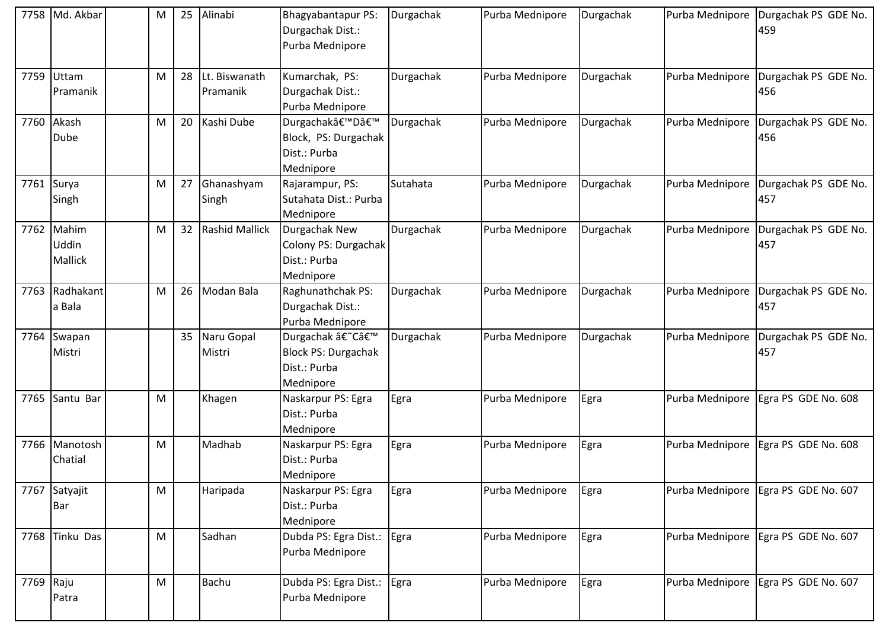| 7758 | Md. Akbar | | M | 25 | Alinabi | Bhagyabantapur PS: Durgachak Dist.: Purba Mednipore | Durgachak | Purba Mednipore | Durgachak | Purba Mednipore | Durgachak PS GDE No. 459 |
|---|---|---|---|---|---|---|---|---|---|---|---|
| 7759 | Uttam Pramanik | | M | 28 | Lt. Biswanath Pramanik | Kumarchak, PS: Durgachak Dist.: Purba Mednipore | Durgachak | Purba Mednipore | Durgachak | Purba Mednipore | Durgachak PS GDE No. 456 |
| 7760 | Akash Dube | | M | 20 | Kashi Dube | Durgachakâ€™Dâ€™ Block, PS: Durgachak Dist.: Purba Mednipore | Durgachak | Purba Mednipore | Durgachak | Purba Mednipore | Durgachak PS GDE No. 456 |
| 7761 | Surya Singh | | M | 27 | Ghanashyam Singh | Rajarampur, PS: Sutahata Dist.: Purba Mednipore | Sutahata | Purba Mednipore | Durgachak | Purba Mednipore | Durgachak PS GDE No. 457 |
| 7762 | Mahim Uddin Mallick | | M | 32 | Rashid Mallick | Durgachak New Colony PS: Durgachak Dist.: Purba Mednipore | Durgachak | Purba Mednipore | Durgachak | Purba Mednipore | Durgachak PS GDE No. 457 |
| 7763 | Radhakanta Bala | | M | 26 | Modan Bala | Raghunathchak PS: Durgachak Dist.: Purba Mednipore | Durgachak | Purba Mednipore | Durgachak | Purba Mednipore | Durgachak PS GDE No. 457 |
| 7764 | Swapan Mistri | | | 35 | Naru Gopal Mistri | Durgachak â€˜Câ€™ Block PS: Durgachak Dist.: Purba Mednipore | Durgachak | Purba Mednipore | Durgachak | Purba Mednipore | Durgachak PS GDE No. 457 |
| 7765 | Santu Bar | | M | | Khagen | Naskarpur PS: Egra Dist.: Purba Mednipore | Egra | Purba Mednipore | Egra | Purba Mednipore | Egra PS GDE No. 608 |
| 7766 | Manotosh Chatial | | M | | Madhab | Naskarpur PS: Egra Dist.: Purba Mednipore | Egra | Purba Mednipore | Egra | Purba Mednipore | Egra PS GDE No. 608 |
| 7767 | Satyajit Bar | | M | | Haripada | Naskarpur PS: Egra Dist.: Purba Mednipore | Egra | Purba Mednipore | Egra | Purba Mednipore | Egra PS GDE No. 607 |
| 7768 | Tinku Das | | M | | Sadhan | Dubda PS: Egra Dist.: Purba Mednipore | Egra | Purba Mednipore | Egra | Purba Mednipore | Egra PS GDE No. 607 |
| 7769 | Raju Patra | | M | | Bachu | Dubda PS: Egra Dist.: Purba Mednipore | Egra | Purba Mednipore | Egra | Purba Mednipore | Egra PS GDE No. 607 |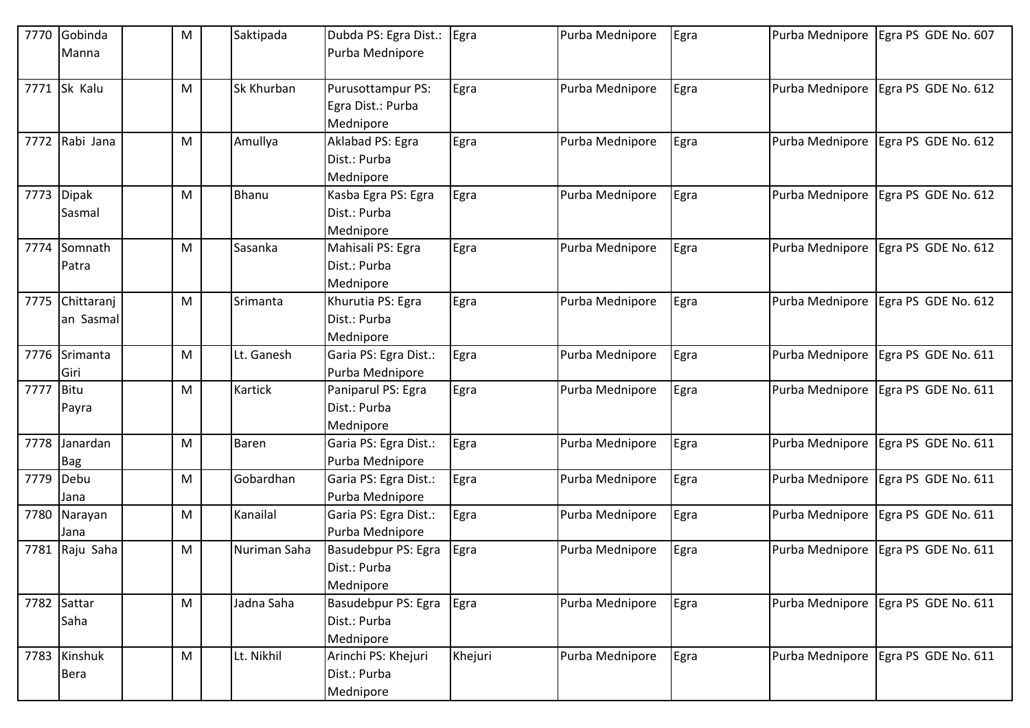| 7770 | Gobinda Manna | | M | | Saktipada | Dubda PS: Egra Dist.: Purba Mednipore | Egra | Purba Mednipore | Egra | Purba Mednipore | Egra PS GDE No. 607 |
|---|---|---|---|---|---|---|---|---|---|---|---|
| 7771 | Sk Kalu | | M | | Sk Khurban | Purusottampur PS: Egra Dist.: Purba Mednipore | Egra | Purba Mednipore | Egra | Purba Mednipore | Egra PS GDE No. 612 |
| 7772 | Rabi Jana | | M | | Amullya | Aklabad PS: Egra Dist.: Purba Mednipore | Egra | Purba Mednipore | Egra | Purba Mednipore | Egra PS GDE No. 612 |
| 7773 | Dipak Sasmal | | M | | Bhanu | Kasba Egra PS: Egra Dist.: Purba Mednipore | Egra | Purba Mednipore | Egra | Purba Mednipore | Egra PS GDE No. 612 |
| 7774 | Somnath Patra | | M | | Sasanka | Mahisali PS: Egra Dist.: Purba Mednipore | Egra | Purba Mednipore | Egra | Purba Mednipore | Egra PS GDE No. 612 |
| 7775 | Chittaranjan Sasmal | | M | | Srimanta | Khurutia PS: Egra Dist.: Purba Mednipore | Egra | Purba Mednipore | Egra | Purba Mednipore | Egra PS GDE No. 612 |
| 7776 | Srimanta Giri | | M | | Lt. Ganesh | Garia PS: Egra Dist.: Purba Mednipore | Egra | Purba Mednipore | Egra | Purba Mednipore | Egra PS GDE No. 611 |
| 7777 | Bitu Payra | | M | | Kartick | Paniparul PS: Egra Dist.: Purba Mednipore | Egra | Purba Mednipore | Egra | Purba Mednipore | Egra PS GDE No. 611 |
| 7778 | Janardan Bag | | M | | Baren | Garia PS: Egra Dist.: Purba Mednipore | Egra | Purba Mednipore | Egra | Purba Mednipore | Egra PS GDE No. 611 |
| 7779 | Debu Jana | | M | | Gobardhan | Garia PS: Egra Dist.: Purba Mednipore | Egra | Purba Mednipore | Egra | Purba Mednipore | Egra PS GDE No. 611 |
| 7780 | Narayan Jana | | M | | Kanailal | Garia PS: Egra Dist.: Purba Mednipore | Egra | Purba Mednipore | Egra | Purba Mednipore | Egra PS GDE No. 611 |
| 7781 | Raju Saha | | M | | Nuriman Saha | Basudebpur PS: Egra Dist.: Purba Mednipore | Egra | Purba Mednipore | Egra | Purba Mednipore | Egra PS GDE No. 611 |
| 7782 | Sattar Saha | | M | | Jadna Saha | Basudebpur PS: Egra Dist.: Purba Mednipore | Egra | Purba Mednipore | Egra | Purba Mednipore | Egra PS GDE No. 611 |
| 7783 | Kinshuk Bera | | M | | Lt. Nikhil | Arinchi PS: Khejuri Dist.: Purba Mednipore | Khejuri | Purba Mednipore | Egra | Purba Mednipore | Egra PS GDE No. 611 |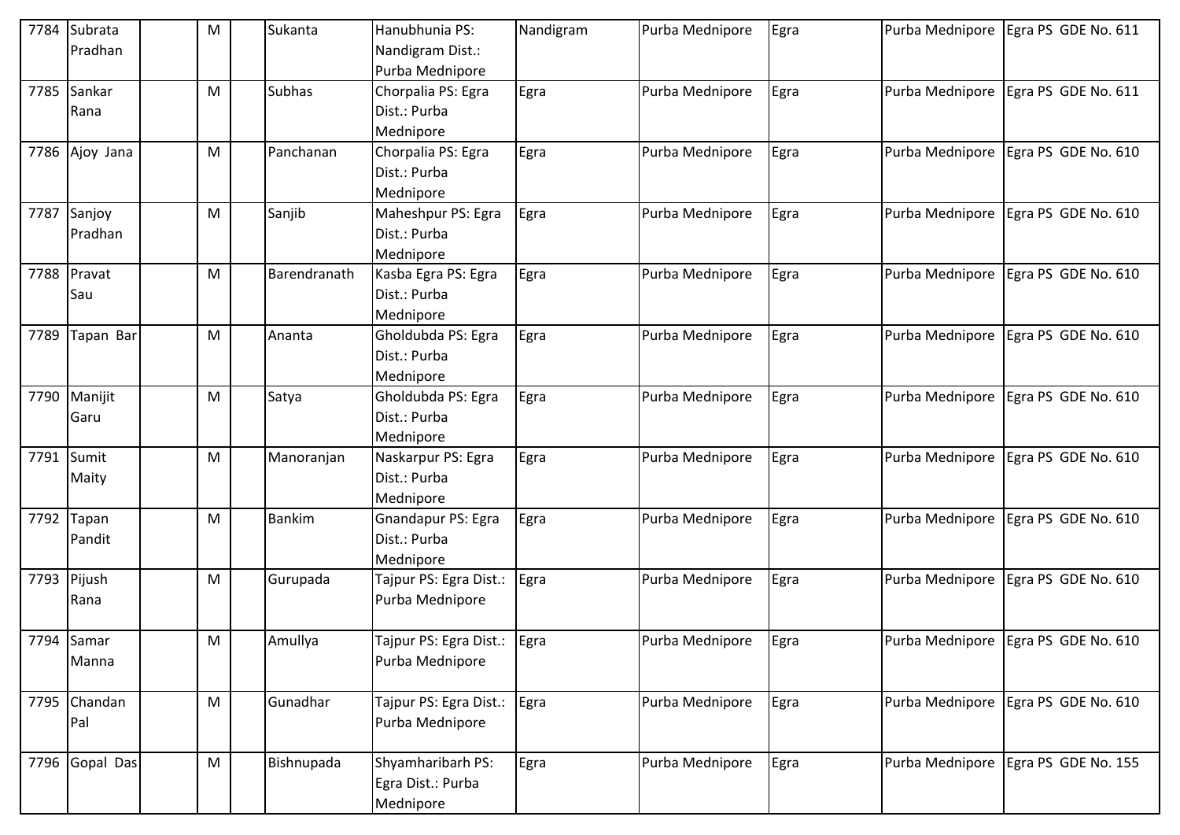| 7784 | Subrata Pradhan | | M | | Sukanta | Hanubhunia PS: Nandigram Dist.: Purba Mednipore | Nandigram | Purba Mednipore | Egra | Purba Mednipore | Egra PS GDE No. 611 |
|---|---|---|---|---|---|---|---|---|---|---|---|
| 7785 | Sankar Rana | | M | | Subhas | Chorpalia PS: Egra Dist.: Purba Mednipore | Egra | Purba Mednipore | Egra | Purba Mednipore | Egra PS GDE No. 611 |
| 7786 | Ajoy Jana | | M | | Panchanan | Chorpalia PS: Egra Dist.: Purba Mednipore | Egra | Purba Mednipore | Egra | Purba Mednipore | Egra PS GDE No. 610 |
| 7787 | Sanjoy Pradhan | | M | | Sanjib | Maheshpur PS: Egra Dist.: Purba Mednipore | Egra | Purba Mednipore | Egra | Purba Mednipore | Egra PS GDE No. 610 |
| 7788 | Pravat Sau | | M | | Barendranath | Kasba Egra PS: Egra Dist.: Purba Mednipore | Egra | Purba Mednipore | Egra | Purba Mednipore | Egra PS GDE No. 610 |
| 7789 | Tapan Bar | | M | | Ananta | Gholdubda PS: Egra Dist.: Purba Mednipore | Egra | Purba Mednipore | Egra | Purba Mednipore | Egra PS GDE No. 610 |
| 7790 | Manijit Garu | | M | | Satya | Gholdubda PS: Egra Dist.: Purba Mednipore | Egra | Purba Mednipore | Egra | Purba Mednipore | Egra PS GDE No. 610 |
| 7791 | Sumit Maity | | M | | Manoranjan | Naskarpur PS: Egra Dist.: Purba Mednipore | Egra | Purba Mednipore | Egra | Purba Mednipore | Egra PS GDE No. 610 |
| 7792 | Tapan Pandit | | M | | Bankim | Gnandapur PS: Egra Dist.: Purba Mednipore | Egra | Purba Mednipore | Egra | Purba Mednipore | Egra PS GDE No. 610 |
| 7793 | Pijush Rana | | M | | Gurupada | Tajpur PS: Egra Dist.: Purba Mednipore | Egra | Purba Mednipore | Egra | Purba Mednipore | Egra PS GDE No. 610 |
| 7794 | Samar Manna | | M | | Amullya | Tajpur PS: Egra Dist.: Purba Mednipore | Egra | Purba Mednipore | Egra | Purba Mednipore | Egra PS GDE No. 610 |
| 7795 | Chandan Pal | | M | | Gunadhar | Tajpur PS: Egra Dist.: Purba Mednipore | Egra | Purba Mednipore | Egra | Purba Mednipore | Egra PS GDE No. 610 |
| 7796 | Gopal Das | | M | | Bishnupada | Shyamharibarh PS: Egra Dist.: Purba Mednipore | Egra | Purba Mednipore | Egra | Purba Mednipore | Egra PS GDE No. 155 |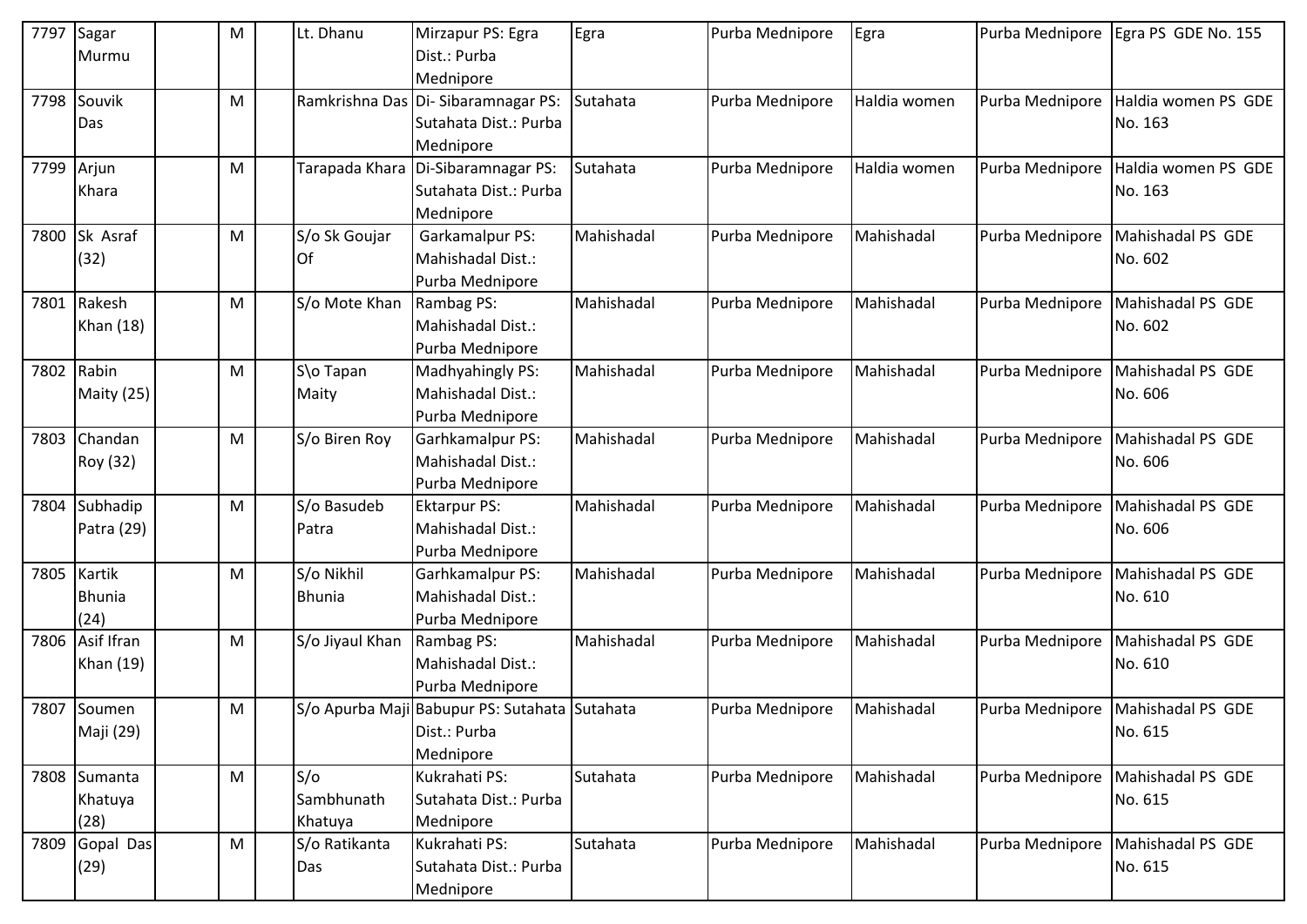| 7797 | Sagar Murmu | | M | | Lt. Dhanu | Mirzapur PS: Egra Dist.: Purba Mednipore | Egra | Purba Mednipore | Egra | Purba Mednipore | Egra PS GDE No. 155 |
|---|---|---|---|---|---|---|---|---|---|---|---|
| 7798 | Souvik Das | | M | | Ramkrishna Das | Di- Sibaramnagar PS: Sutahata Dist.: Purba Mednipore | Sutahata | Purba Mednipore | Haldia women | Purba Mednipore | Haldia women PS GDE No. 163 |
| 7799 | Arjun Khara | | M | | Tarapada Khara | Di-Sibaramnagar PS: Sutahata Dist.: Purba Mednipore | Sutahata | Purba Mednipore | Haldia women | Purba Mednipore | Haldia women PS GDE No. 163 |
| 7800 | Sk Asraf (32) | | M | | S/o Sk Goujar Of | Garkamalpur PS: Mahishadal Dist.: Purba Mednipore | Mahishadal | Purba Mednipore | Mahishadal | Purba Mednipore | Mahishadal PS GDE No. 602 |
| 7801 | Rakesh Khan (18) | | M | | S/o Mote Khan | Rambag PS: Mahishadal Dist.: Purba Mednipore | Mahishadal | Purba Mednipore | Mahishadal | Purba Mednipore | Mahishadal PS GDE No. 602 |
| 7802 | Rabin Maity (25) | | M | | S\o Tapan Maity | Madhyahingly PS: Mahishadal Dist.: Purba Mednipore | Mahishadal | Purba Mednipore | Mahishadal | Purba Mednipore | Mahishadal PS GDE No. 606 |
| 7803 | Chandan Roy (32) | | M | | S/o Biren Roy | Garhkamalpur PS: Mahishadal Dist.: Purba Mednipore | Mahishadal | Purba Mednipore | Mahishadal | Purba Mednipore | Mahishadal PS GDE No. 606 |
| 7804 | Subhadip Patra (29) | | M | | S/o Basudeb Patra | Ektarpur PS: Mahishadal Dist.: Purba Mednipore | Mahishadal | Purba Mednipore | Mahishadal | Purba Mednipore | Mahishadal PS GDE No. 606 |
| 7805 | Kartik Bhunia (24) | | M | | S/o Nikhil Bhunia | Garhkamalpur PS: Mahishadal Dist.: Purba Mednipore | Mahishadal | Purba Mednipore | Mahishadal | Purba Mednipore | Mahishadal PS GDE No. 610 |
| 7806 | Asif Ifran Khan (19) | | M | | S/o Jiyaul Khan | Rambag PS: Mahishadal Dist.: Purba Mednipore | Mahishadal | Purba Mednipore | Mahishadal | Purba Mednipore | Mahishadal PS GDE No. 610 |
| 7807 | Soumen Maji (29) | | M | | S/o Apurba Maji | Babupur PS: Sutahata Dist.: Purba Mednipore | Sutahata | Purba Mednipore | Mahishadal | Purba Mednipore | Mahishadal PS GDE No. 615 |
| 7808 | Sumanta Khatuya (28) | | M | | S/o Sambhunath Khatuya | Kukrahati PS: Sutahata Dist.: Purba Mednipore | Sutahata | Purba Mednipore | Mahishadal | Purba Mednipore | Mahishadal PS GDE No. 615 |
| 7809 | Gopal Das (29) | | M | | S/o Ratikanta Das | Kukrahati PS: Sutahata Dist.: Purba Mednipore | Sutahata | Purba Mednipore | Mahishadal | Purba Mednipore | Mahishadal PS GDE No. 615 |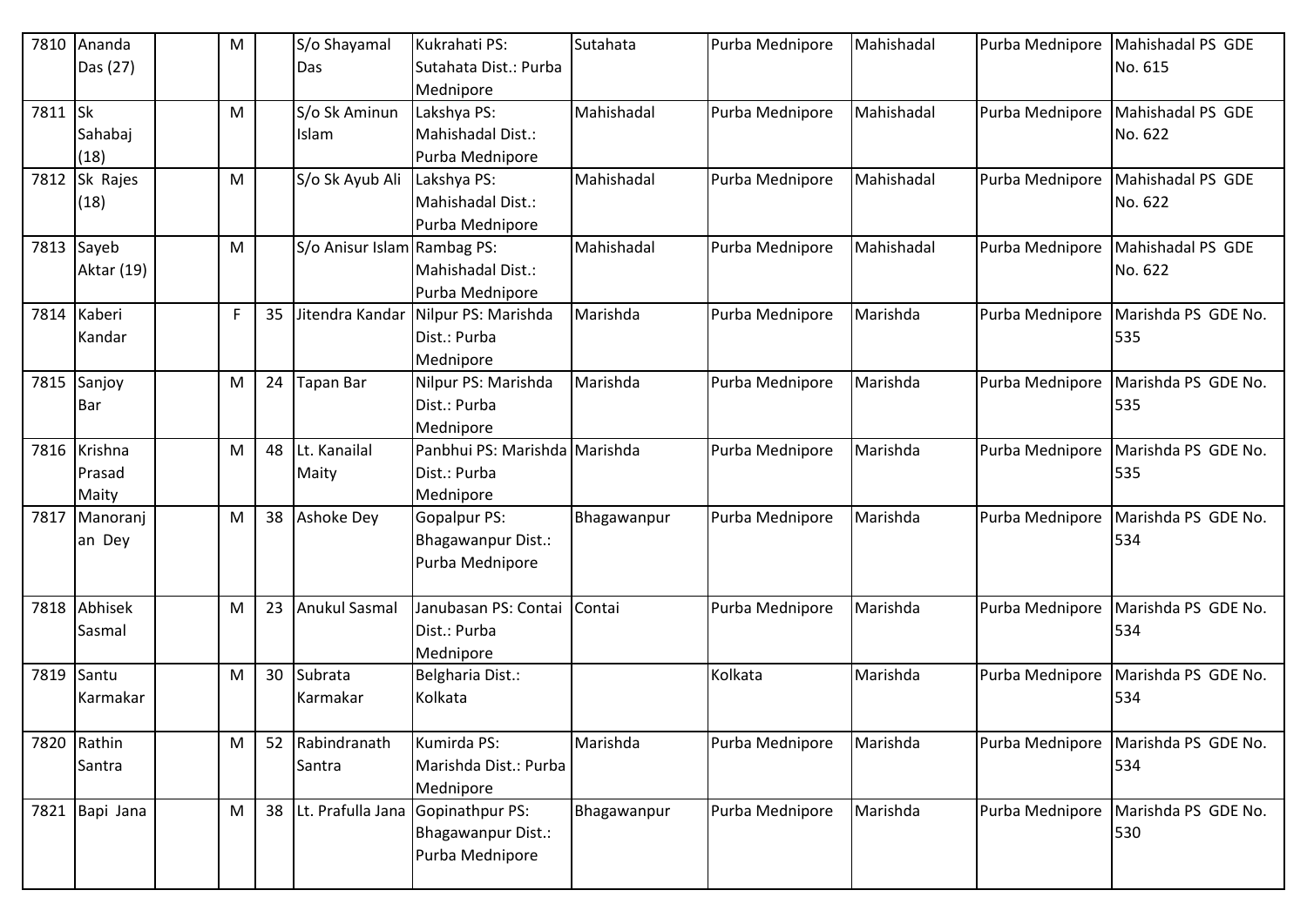| 7810 | Ananda Das (27) | | M | | S/o Shayamal Das | Kukrahati PS: Sutahata Dist.: Purba Mednipore | Sutahata | Purba Mednipore | Mahishadal | Purba Mednipore | Mahishadal PS GDE No. 615 |
|---|---|---|---|---|---|---|---|---|---|---|---|
| 7811 | Sk Sahabaj (18) | | M | | S/o Sk Aminun Islam | Lakshya PS: Mahishadal Dist.: Purba Mednipore | Mahishadal | Purba Mednipore | Mahishadal | Purba Mednipore | Mahishadal PS GDE No. 622 |
| 7812 | Sk Rajes (18) | | M | | S/o Sk Ayub Ali | Lakshya PS: Mahishadal Dist.: Purba Mednipore | Mahishadal | Purba Mednipore | Mahishadal | Purba Mednipore | Mahishadal PS GDE No. 622 |
| 7813 | Sayeb Aktar (19) | | M | | S/o Anisur Islam | Rambag PS: Mahishadal Dist.: Purba Mednipore | Mahishadal | Purba Mednipore | Mahishadal | Purba Mednipore | Mahishadal PS GDE No. 622 |
| 7814 | Kaberi Kandar | | F | 35 | Jitendra Kandar | Nilpur PS: Marishda Dist.: Purba Mednipore | Marishda | Purba Mednipore | Marishda | Purba Mednipore | Marishda PS GDE No. 535 |
| 7815 | Sanjoy Bar | | M | 24 | Tapan Bar | Nilpur PS: Marishda Dist.: Purba Mednipore | Marishda | Purba Mednipore | Marishda | Purba Mednipore | Marishda PS GDE No. 535 |
| 7816 | Krishna Prasad Maity | | M | 48 | Lt. Kanailal Maity | Panbhui PS: Marishda Dist.: Purba Mednipore | Marishda | Purba Mednipore | Marishda | Purba Mednipore | Marishda PS GDE No. 535 |
| 7817 | Manoranjan Dey | | M | 38 | Ashoke Dey | Gopalpur PS: Bhagawanpur Dist.: Purba Mednipore | Bhagawanpur | Purba Mednipore | Marishda | Purba Mednipore | Marishda PS GDE No. 534 |
| 7818 | Abhisek Sasmal | | M | 23 | Anukul Sasmal | Janubasan PS: Contai Dist.: Purba Mednipore | Contai | Purba Mednipore | Marishda | Purba Mednipore | Marishda PS GDE No. 534 |
| 7819 | Santu Karmakar | | M | 30 | Subrata Karmakar | Belgharia Dist.: Kolkata | | Kolkata | Marishda | Purba Mednipore | Marishda PS GDE No. 534 |
| 7820 | Rathin Santra | | M | 52 | Rabindranath Santra | Kumirda PS: Marishda Dist.: Purba Mednipore | Marishda | Purba Mednipore | Marishda | Purba Mednipore | Marishda PS GDE No. 534 |
| 7821 | Bapi Jana | | M | 38 | Lt. Prafulla Jana | Gopinathpur PS: Bhagawanpur Dist.: Purba Mednipore | Bhagawanpur | Purba Mednipore | Marishda | Purba Mednipore | Marishda PS GDE No. 530 |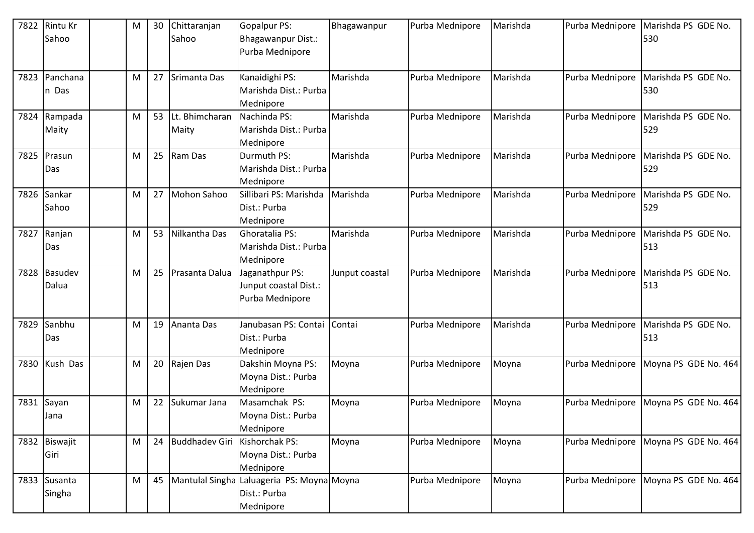| 7822 | Rintu Kr Sahoo | | M | 30 | Chittaranjan Sahoo | Gopalpur PS: Bhagawanpur Dist.: Purba Mednipore | Bhagawanpur | Purba Mednipore | Marishda | Purba Mednipore | Marishda PS GDE No. 530 |
|---|---|---|---|---|---|---|---|---|---|---|---|
| 7823 | Panchanan Das | | M | 27 | Srimanta Das | Kanaidighi PS: Marishda Dist.: Purba Mednipore | Marishda | Purba Mednipore | Marishda | Purba Mednipore | Marishda PS GDE No. 530 |
| 7824 | Rampada Maity | | M | 53 | Lt. Bhimcharan Maity | Nachinda PS: Marishda Dist.: Purba Mednipore | Marishda | Purba Mednipore | Marishda | Purba Mednipore | Marishda PS GDE No. 529 |
| 7825 | Prasun Das | | M | 25 | Ram Das | Durmuth PS: Marishda Dist.: Purba Mednipore | Marishda | Purba Mednipore | Marishda | Purba Mednipore | Marishda PS GDE No. 529 |
| 7826 | Sankar Sahoo | | M | 27 | Mohon Sahoo | Sillibari PS: Marishda Dist.: Purba Mednipore | Marishda | Purba Mednipore | Marishda | Purba Mednipore | Marishda PS GDE No. 529 |
| 7827 | Ranjan Das | | M | 53 | Nilkantha Das | Ghoratalia PS: Marishda Dist.: Purba Mednipore | Marishda | Purba Mednipore | Marishda | Purba Mednipore | Marishda PS GDE No. 513 |
| 7828 | Basudev Dalua | | M | 25 | Prasanta Dalua | Jaganathpur PS: Junput coastal Dist.: Purba Mednipore | Junput coastal | Purba Mednipore | Marishda | Purba Mednipore | Marishda PS GDE No. 513 |
| 7829 | Sanbhu Das | | M | 19 | Ananta Das | Janubasan PS: Contai Dist.: Purba Mednipore | Contai | Purba Mednipore | Marishda | Purba Mednipore | Marishda PS GDE No. 513 |
| 7830 | Kush Das | | M | 20 | Rajen Das | Dakshin Moyna PS: Moyna Dist.: Purba Mednipore | Moyna | Purba Mednipore | Moyna | Purba Mednipore | Moyna PS GDE No. 464 |
| 7831 | Sayan Jana | | M | 22 | Sukumar Jana | Masamchak PS: Moyna Dist.: Purba Mednipore | Moyna | Purba Mednipore | Moyna | Purba Mednipore | Moyna PS GDE No. 464 |
| 7832 | Biswajit Giri | | M | 24 | Buddhadev Giri | Kishorchak PS: Moyna Dist.: Purba Mednipore | Moyna | Purba Mednipore | Moyna | Purba Mednipore | Moyna PS GDE No. 464 |
| 7833 | Susanta Singha | | M | 45 | Mantulal Singha | Laluageria PS: Moyna Dist.: Purba Mednipore | Moyna | Purba Mednipore | Moyna | Purba Mednipore | Moyna PS GDE No. 464 |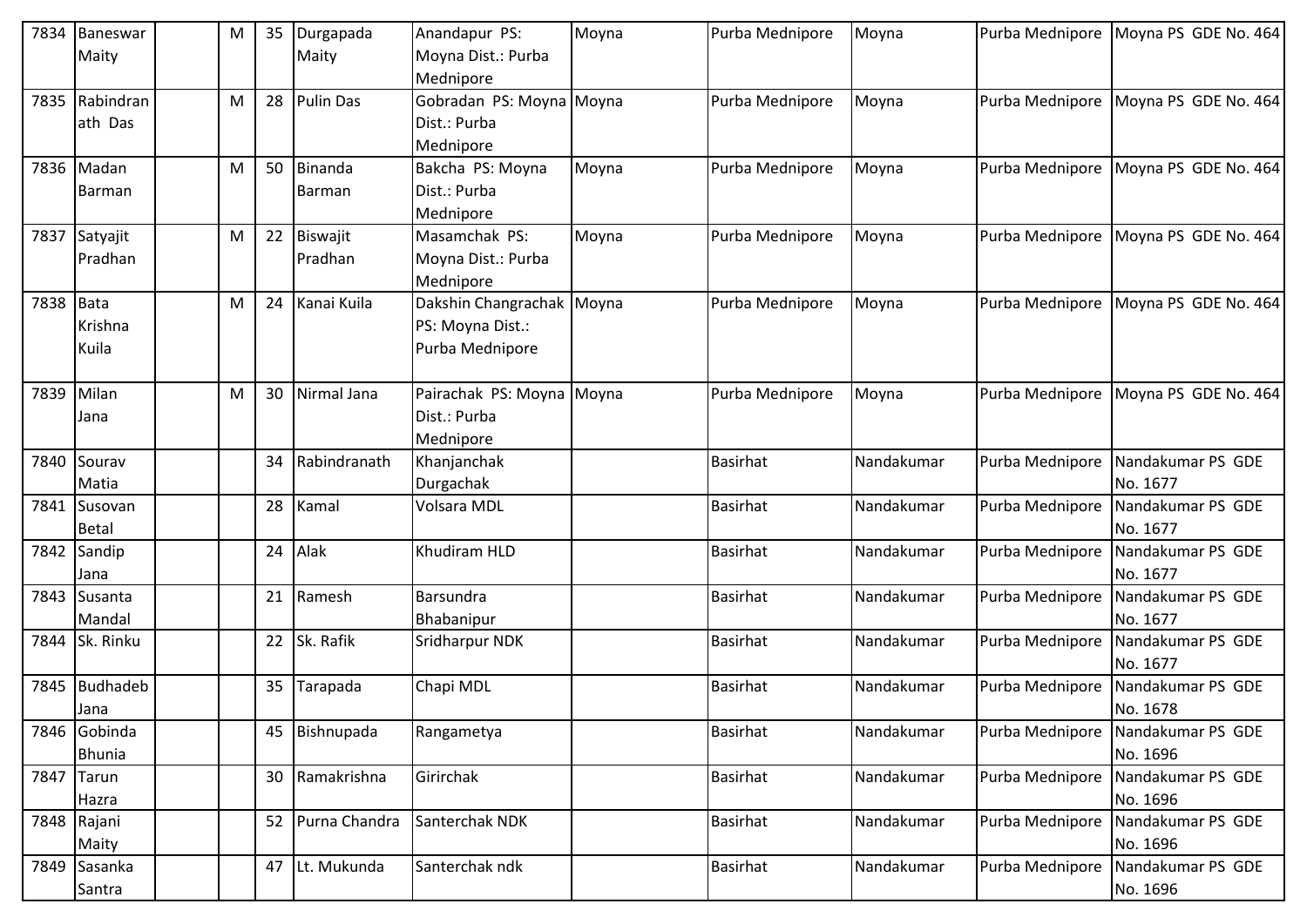| 7834 | Baneswar Maity | | M | 35 | Durgapada Maity | Anandapur PS: Moyna Dist.: Purba Mednipore | Moyna | Purba Mednipore | Moyna | Purba Mednipore | Moyna PS GDE No. 464 |
|---|---|---|---|---|---|---|---|---|---|---|---|
| 7835 | Rabindranath Das | | M | 28 | Pulin Das | Gobradan PS: Moyna Dist.: Purba Mednipore | Moyna | Purba Mednipore | Moyna | Purba Mednipore | Moyna PS GDE No. 464 |
| 7836 | Madan Barman | | M | 50 | Binanda Barman | Bakcha PS: Moyna Dist.: Purba Mednipore | Moyna | Purba Mednipore | Moyna | Purba Mednipore | Moyna PS GDE No. 464 |
| 7837 | Satyajit Pradhan | | M | 22 | Biswajit Pradhan | Masamchak PS: Moyna Dist.: Purba Mednipore | Moyna | Purba Mednipore | Moyna | Purba Mednipore | Moyna PS GDE No. 464 |
| 7838 | Bata Krishna Kuila | | M | 24 | Kanai Kuila | Dakshin Changrachak PS: Moyna Dist.: Purba Mednipore | Moyna | Purba Mednipore | Moyna | Purba Mednipore | Moyna PS GDE No. 464 |
| 7839 | Milan Jana | | M | 30 | Nirmal Jana | Pairachak PS: Moyna Dist.: Purba Mednipore | Moyna | Purba Mednipore | Moyna | Purba Mednipore | Moyna PS GDE No. 464 |
| 7840 | Sourav Matia | | | 34 | Rabindranath | Khanjanchak Durgachak | | Basirhat | Nandakumar | Purba Mednipore | Nandakumar PS GDE No. 1677 |
| 7841 | Susovan Betal | | | 28 | Kamal | Volsara MDL | | Basirhat | Nandakumar | Purba Mednipore | Nandakumar PS GDE No. 1677 |
| 7842 | Sandip Jana | | | 24 | Alak | Khudiram HLD | | Basirhat | Nandakumar | Purba Mednipore | Nandakumar PS GDE No. 1677 |
| 7843 | Susanta Mandal | | | 21 | Ramesh | Barsundra Bhabanipur | | Basirhat | Nandakumar | Purba Mednipore | Nandakumar PS GDE No. 1677 |
| 7844 | Sk. Rinku | | | 22 | Sk. Rafik | Sridharpur NDK | | Basirhat | Nandakumar | Purba Mednipore | Nandakumar PS GDE No. 1677 |
| 7845 | Budhadeb Jana | | | 35 | Tarapada | Chapi MDL | | Basirhat | Nandakumar | Purba Mednipore | Nandakumar PS GDE No. 1678 |
| 7846 | Gobinda Bhunia | | | 45 | Bishnupada | Rangametya | | Basirhat | Nandakumar | Purba Mednipore | Nandakumar PS GDE No. 1696 |
| 7847 | Tarun Hazra | | | 30 | Ramakrishna | Girirchak | | Basirhat | Nandakumar | Purba Mednipore | Nandakumar PS GDE No. 1696 |
| 7848 | Rajani Maity | | | 52 | Purna Chandra | Santerchak NDK | | Basirhat | Nandakumar | Purba Mednipore | Nandakumar PS GDE No. 1696 |
| 7849 | Sasanka Santra | | | 47 | Lt. Mukunda | Santerchak ndk | | Basirhat | Nandakumar | Purba Mednipore | Nandakumar PS GDE No. 1696 |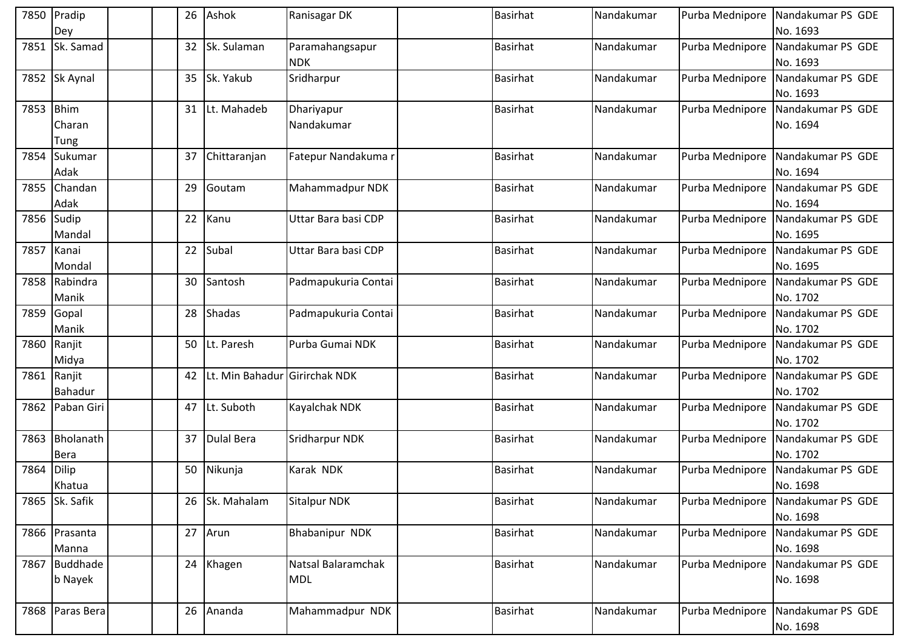| | | | | | | | | | | |
|---|---|---|---|---|---|---|---|---|---|---|
| 7850 | Pradip Dey | | | 26 | Ashok | Ranisagar DK | | Basirhat | Nandakumar | Purba Mednipore | Nandakumar PS GDE No. 1693 |
| 7851 | Sk. Samad | | | 32 | Sk. Sulaman | Paramahangsapur NDK | | Basirhat | Nandakumar | Purba Mednipore | Nandakumar PS GDE No. 1693 |
| 7852 | Sk Aynal | | | 35 | Sk. Yakub | Sridharpur | | Basirhat | Nandakumar | Purba Mednipore | Nandakumar PS GDE No. 1693 |
| 7853 | Bhim Charan Tung | | | 31 | Lt. Mahadeb | Dhariyapur Nandakumar | | Basirhat | Nandakumar | Purba Mednipore | Nandakumar PS GDE No. 1694 |
| 7854 | Sukumar Adak | | | 37 | Chittaranjan | Fatepur Nandakuma r | | Basirhat | Nandakumar | Purba Mednipore | Nandakumar PS GDE No. 1694 |
| 7855 | Chandan Adak | | | 29 | Goutam | Mahammadpur NDK | | Basirhat | Nandakumar | Purba Mednipore | Nandakumar PS GDE No. 1694 |
| 7856 | Sudip Mandal | | | 22 | Kanu | Uttar Bara basi CDP | | Basirhat | Nandakumar | Purba Mednipore | Nandakumar PS GDE No. 1695 |
| 7857 | Kanai Mondal | | | 22 | Subal | Uttar Bara basi CDP | | Basirhat | Nandakumar | Purba Mednipore | Nandakumar PS GDE No. 1695 |
| 7858 | Rabindra Manik | | | 30 | Santosh | Padmapukuria Contai | | Basirhat | Nandakumar | Purba Mednipore | Nandakumar PS GDE No. 1702 |
| 7859 | Gopal Manik | | | 28 | Shadas | Padmapukuria Contai | | Basirhat | Nandakumar | Purba Mednipore | Nandakumar PS GDE No. 1702 |
| 7860 | Ranjit Midya | | | 50 | Lt. Paresh | Purba Gumai NDK | | Basirhat | Nandakumar | Purba Mednipore | Nandakumar PS GDE No. 1702 |
| 7861 | Ranjit Bahadur | | | 42 | Lt. Min Bahadur | Girirchak NDK | | Basirhat | Nandakumar | Purba Mednipore | Nandakumar PS GDE No. 1702 |
| 7862 | Paban Giri | | | 47 | Lt. Suboth | Kayalchak NDK | | Basirhat | Nandakumar | Purba Mednipore | Nandakumar PS GDE No. 1702 |
| 7863 | Bholanath Bera | | | 37 | Dulal Bera | Sridharpur NDK | | Basirhat | Nandakumar | Purba Mednipore | Nandakumar PS GDE No. 1702 |
| 7864 | Dilip Khatua | | | 50 | Nikunja | Karak NDK | | Basirhat | Nandakumar | Purba Mednipore | Nandakumar PS GDE No. 1698 |
| 7865 | Sk. Safik | | | 26 | Sk. Mahalam | Sitalpur NDK | | Basirhat | Nandakumar | Purba Mednipore | Nandakumar PS GDE No. 1698 |
| 7866 | Prasanta Manna | | | 27 | Arun | Bhabanipur NDK | | Basirhat | Nandakumar | Purba Mednipore | Nandakumar PS GDE No. 1698 |
| 7867 | Buddhade b Nayek | | | 24 | Khagen | Natsal Balaramchak MDL | | Basirhat | Nandakumar | Purba Mednipore | Nandakumar PS GDE No. 1698 |
| 7868 | Paras Bera | | | 26 | Ananda | Mahammadpur NDK | | Basirhat | Nandakumar | Purba Mednipore | Nandakumar PS GDE No. 1698 |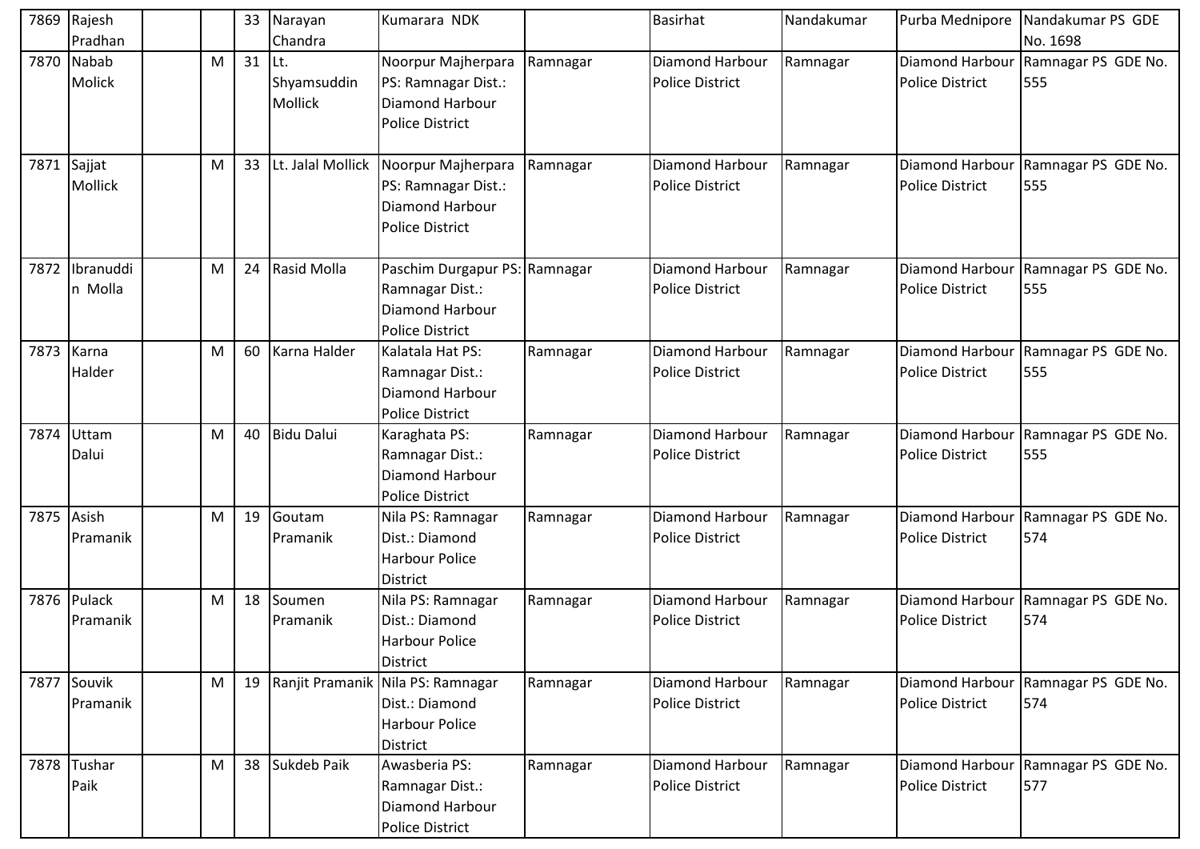| 7869 | Rajesh Pradhan | | | 33 | Narayan Chandra | Kumarara NDK | | Basirhat | Nandakumar | Purba Mednipore | Nandakumar PS GDE No. 1698 |
|---|---|---|---|---|---|---|---|---|---|---|---|
| 7870 | Nabab Molick | | M | 31 | Lt. Shyamsuddin Mollick | Noorpur Majherpara PS: Ramnagar Dist.: Diamond Harbour Police District | Ramnagar | Diamond Harbour Police District | Ramnagar | Diamond Harbour Police District | Ramnagar PS GDE No. 555 |
| 7871 | Sajjat Mollick | | M | 33 | Lt. Jalal Mollick | Noorpur Majherpara PS: Ramnagar Dist.: Diamond Harbour Police District | Ramnagar | Diamond Harbour Police District | Ramnagar | Diamond Harbour Police District | Ramnagar PS GDE No. 555 |
| 7872 | Ibranuddin Molla | | M | 24 | Rasid Molla | Paschim Durgapur PS: Ramnagar Dist.: Diamond Harbour Police District | Ramnagar | Diamond Harbour Police District | Ramnagar | Diamond Harbour Police District | Ramnagar PS GDE No. 555 |
| 7873 | Karna Halder | | M | 60 | Karna Halder | Kalatala Hat PS: Ramnagar Dist.: Diamond Harbour Police District | Ramnagar | Diamond Harbour Police District | Ramnagar | Diamond Harbour Police District | Ramnagar PS GDE No. 555 |
| 7874 | Uttam Dalui | | M | 40 | Bidu Dalui | Karaghata PS: Ramnagar Dist.: Diamond Harbour Police District | Ramnagar | Diamond Harbour Police District | Ramnagar | Diamond Harbour Police District | Ramnagar PS GDE No. 555 |
| 7875 | Asish Pramanik | | M | 19 | Goutam Pramanik | Nila PS: Ramnagar Dist.: Diamond Harbour Police District | Ramnagar | Diamond Harbour Police District | Ramnagar | Diamond Harbour Police District | Ramnagar PS GDE No. 574 |
| 7876 | Pulack Pramanik | | M | 18 | Soumen Pramanik | Nila PS: Ramnagar Dist.: Diamond Harbour Police District | Ramnagar | Diamond Harbour Police District | Ramnagar | Diamond Harbour Police District | Ramnagar PS GDE No. 574 |
| 7877 | Souvik Pramanik | | M | 19 | Ranjit Pramanik | Nila PS: Ramnagar Dist.: Diamond Harbour Police District | Ramnagar | Diamond Harbour Police District | Ramnagar | Diamond Harbour Police District | Ramnagar PS GDE No. 574 |
| 7878 | Tushar Paik | | M | 38 | Sukdeb Paik | Awasberia PS: Ramnagar Dist.: Diamond Harbour Police District | Ramnagar | Diamond Harbour Police District | Ramnagar | Diamond Harbour Police District | Ramnagar PS GDE No. 577 |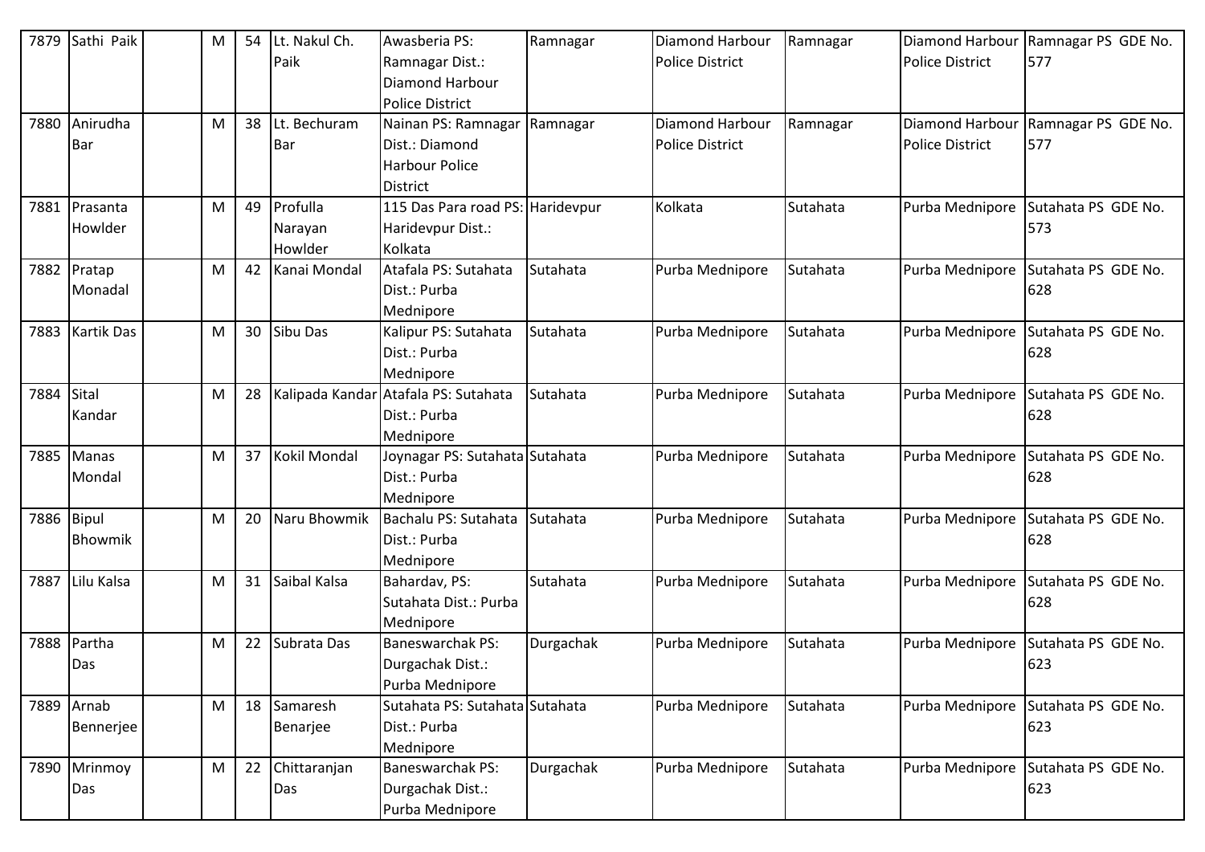| 7879 | Sathi Paik | | M | 54 | Lt. Nakul Ch. Paik | Awasberia PS: Ramnagar Dist.: Diamond Harbour Police District | Ramnagar | Diamond Harbour Police District | Ramnagar | Diamond Harbour Police District | Ramnagar PS GDE No. 577 |
|---|---|---|---|---|---|---|---|---|---|---|---|
| 7880 | Anirudha Bar | | M | 38 | Lt. Bechuram Bar | Nainan PS: Ramnagar Dist.: Diamond Harbour Police District | Ramnagar | Diamond Harbour Police District | Ramnagar | Diamond Harbour Police District | Ramnagar PS GDE No. 577 |
| 7881 | Prasanta Howlder | | M | 49 | Profulla Narayan Howlder | 115 Das Para road PS: Haridevpur Dist.: Kolkata | Haridevpur | Kolkata | Sutahata | Purba Mednipore | Sutahata PS GDE No. 573 |
| 7882 | Pratap Monadal | | M | 42 | Kanai Mondal | Atafala PS: Sutahata Dist.: Purba Mednipore | Sutahata | Purba Mednipore | Sutahata | Purba Mednipore | Sutahata PS GDE No. 628 |
| 7883 | Kartik Das | | M | 30 | Sibu Das | Kalipur PS: Sutahata Dist.: Purba Mednipore | Sutahata | Purba Mednipore | Sutahata | Purba Mednipore | Sutahata PS GDE No. 628 |
| 7884 | Sital Kandar | | M | 28 | Kalipada Kandar | Atafala PS: Sutahata Dist.: Purba Mednipore | Sutahata | Purba Mednipore | Sutahata | Purba Mednipore | Sutahata PS GDE No. 628 |
| 7885 | Manas Mondal | | M | 37 | Kokil Mondal | Joynagar PS: Sutahata Dist.: Purba Mednipore | Sutahata | Purba Mednipore | Sutahata | Purba Mednipore | Sutahata PS GDE No. 628 |
| 7886 | Bipul Bhowmik | | M | 20 | Naru Bhowmik | Bachalu PS: Sutahata Dist.: Purba Mednipore | Sutahata | Purba Mednipore | Sutahata | Purba Mednipore | Sutahata PS GDE No. 628 |
| 7887 | Lilu Kalsa | | M | 31 | Saibal Kalsa | Bahardav, PS: Sutahata Dist.: Purba Mednipore | Sutahata | Purba Mednipore | Sutahata | Purba Mednipore | Sutahata PS GDE No. 628 |
| 7888 | Partha Das | | M | 22 | Subrata Das | Baneswarchak PS: Durgachak Dist.: Purba Mednipore | Durgachak | Purba Mednipore | Sutahata | Purba Mednipore | Sutahata PS GDE No. 623 |
| 7889 | Arnab Bennerjee | | M | 18 | Samaresh Benarjee | Sutahata PS: Sutahata Dist.: Purba Mednipore | Sutahata | Purba Mednipore | Sutahata | Purba Mednipore | Sutahata PS GDE No. 623 |
| 7890 | Mrinmoy Das | | M | 22 | Chittaranjan Das | Baneswarchak PS: Durgachak Dist.: Purba Mednipore | Durgachak | Purba Mednipore | Sutahata | Purba Mednipore | Sutahata PS GDE No. 623 |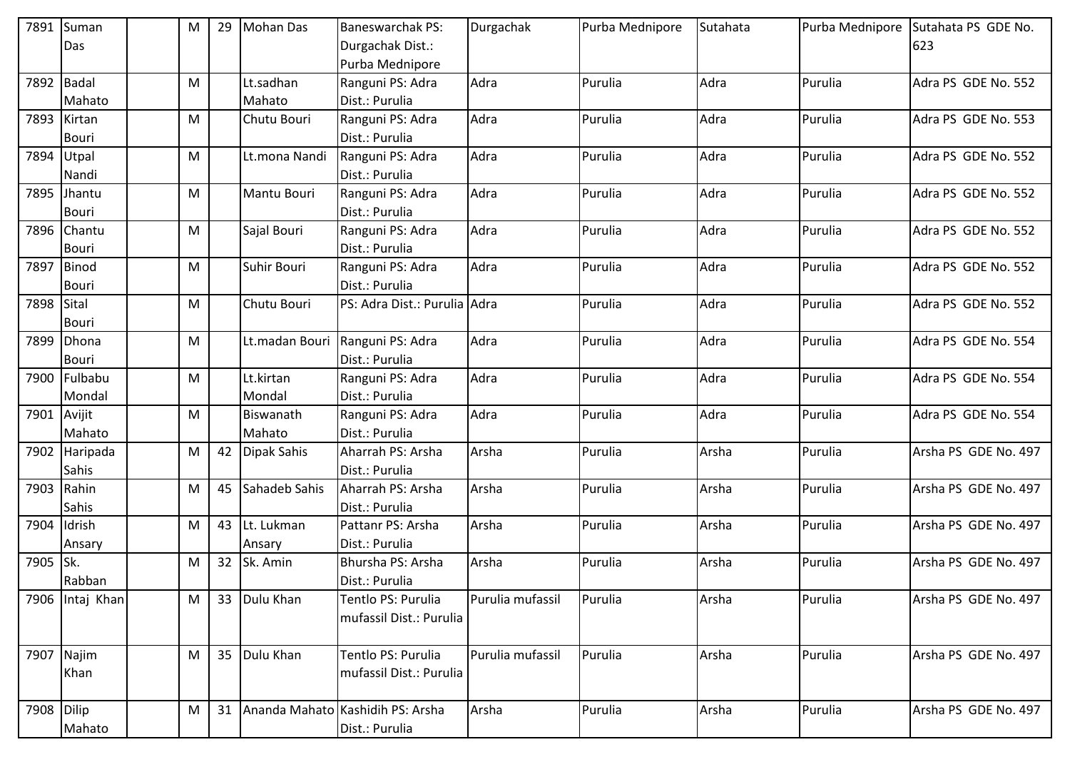| 7891 | Suman Das | | M | 29 | Mohan Das | Baneswarchak PS: Durgachak Dist.: Purba Mednipore | Durgachak | Purba Mednipore | Sutahata | Purba Mednipore | Sutahata PS GDE No. 623 |
|---|---|---|---|---|---|---|---|---|---|---|---|
| 7892 | Badal Mahato | | M | | Lt.sadhan Mahato | Ranguni PS: Adra Dist.: Purulia | Adra | Purulia | Adra | Purulia | Adra PS GDE No. 552 |
| 7893 | Kirtan Bouri | | M | | Chutu Bouri | Ranguni PS: Adra Dist.: Purulia | Adra | Purulia | Adra | Purulia | Adra PS GDE No. 553 |
| 7894 | Utpal Nandi | | M | | Lt.mona Nandi | Ranguni PS: Adra Dist.: Purulia | Adra | Purulia | Adra | Purulia | Adra PS GDE No. 552 |
| 7895 | Jhantu Bouri | | M | | Mantu Bouri | Ranguni PS: Adra Dist.: Purulia | Adra | Purulia | Adra | Purulia | Adra PS GDE No. 552 |
| 7896 | Chantu Bouri | | M | | Sajal Bouri | Ranguni PS: Adra Dist.: Purulia | Adra | Purulia | Adra | Purulia | Adra PS GDE No. 552 |
| 7897 | Binod Bouri | | M | | Suhir Bouri | Ranguni PS: Adra Dist.: Purulia | Adra | Purulia | Adra | Purulia | Adra PS GDE No. 552 |
| 7898 | Sital Bouri | | M | | Chutu Bouri | PS: Adra Dist.: Purulia | Adra | Purulia | Adra | Purulia | Adra PS GDE No. 552 |
| 7899 | Dhona Bouri | | M | | Lt.madan Bouri | Ranguni PS: Adra Dist.: Purulia | Adra | Purulia | Adra | Purulia | Adra PS GDE No. 554 |
| 7900 | Fulbabu Mondal | | M | | Lt.kirtan Mondal | Ranguni PS: Adra Dist.: Purulia | Adra | Purulia | Adra | Purulia | Adra PS GDE No. 554 |
| 7901 | Avijit Mahato | | M | | Biswanath Mahato | Ranguni PS: Adra Dist.: Purulia | Adra | Purulia | Adra | Purulia | Adra PS GDE No. 554 |
| 7902 | Haripada Sahis | | M | 42 | Dipak Sahis | Aharrah PS: Arsha Dist.: Purulia | Arsha | Purulia | Arsha | Purulia | Arsha PS GDE No. 497 |
| 7903 | Rahin Sahis | | M | 45 | Sahadeb Sahis | Aharrah PS: Arsha Dist.: Purulia | Arsha | Purulia | Arsha | Purulia | Arsha PS GDE No. 497 |
| 7904 | Idrish Ansary | | M | 43 | Lt. Lukman Ansary | Pattanr PS: Arsha Dist.: Purulia | Arsha | Purulia | Arsha | Purulia | Arsha PS GDE No. 497 |
| 7905 | Sk. Rabban | | M | 32 | Sk. Amin | Bhursha PS: Arsha Dist.: Purulia | Arsha | Purulia | Arsha | Purulia | Arsha PS GDE No. 497 |
| 7906 | Intaj Khan | | M | 33 | Dulu Khan | Tentlo PS: Purulia mufassil Dist.: Purulia | Purulia mufassil | Purulia | Arsha | Purulia | Arsha PS GDE No. 497 |
| 7907 | Najim Khan | | M | 35 | Dulu Khan | Tentlo PS: Purulia mufassil Dist.: Purulia | Purulia mufassil | Purulia | Arsha | Purulia | Arsha PS GDE No. 497 |
| 7908 | Dilip Mahato | | M | 31 | Ananda Mahato | Kashidih PS: Arsha Dist.: Purulia | Arsha | Purulia | Arsha | Purulia | Arsha PS GDE No. 497 |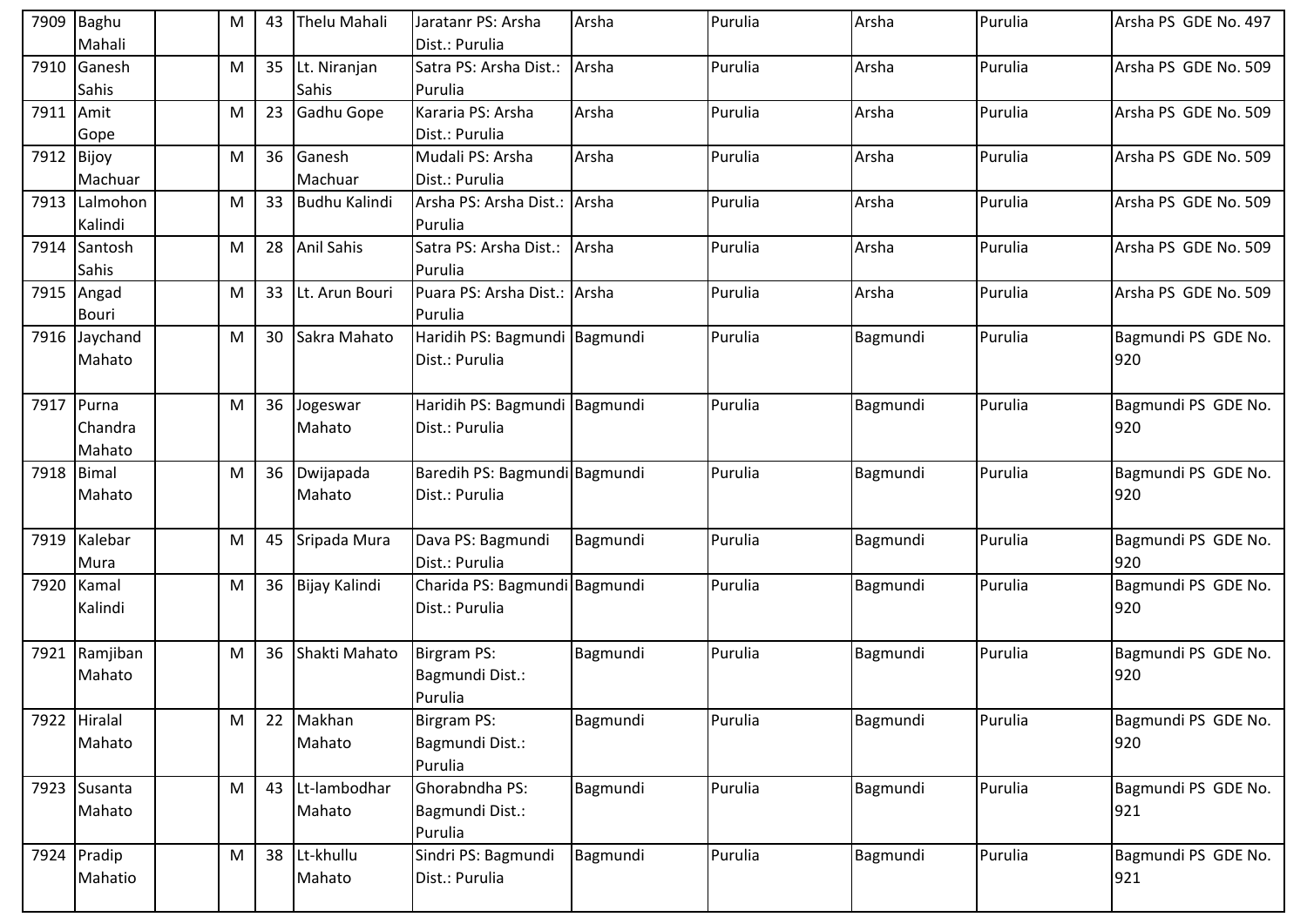| 7909 | Baghu Mahali | | M | 43 | Thelu Mahali | Jaratanr PS: Arsha Dist.: Purulia | Arsha | Purulia | Arsha | Purulia | Arsha PS GDE No. 497 |
|---|---|---|---|---|---|---|---|---|---|---|---|
| 7910 | Ganesh Sahis | | M | 35 | Lt. Niranjan Sahis | Satra PS: Arsha Dist.: Purulia | Arsha | Purulia | Arsha | Purulia | Arsha PS GDE No. 509 |
| 7911 | Amit Gope | | M | 23 | Gadhu Gope | Kararia PS: Arsha Dist.: Purulia | Arsha | Purulia | Arsha | Purulia | Arsha PS GDE No. 509 |
| 7912 | Bijoy Machuar | | M | 36 | Ganesh Machuar | Mudali PS: Arsha Dist.: Purulia | Arsha | Purulia | Arsha | Purulia | Arsha PS GDE No. 509 |
| 7913 | Lalmohon Kalindi | | M | 33 | Budhu Kalindi | Arsha PS: Arsha Dist.: Purulia | Arsha | Purulia | Arsha | Purulia | Arsha PS GDE No. 509 |
| 7914 | Santosh Sahis | | M | 28 | Anil Sahis | Satra PS: Arsha Dist.: Purulia | Arsha | Purulia | Arsha | Purulia | Arsha PS GDE No. 509 |
| 7915 | Angad Bouri | | M | 33 | Lt. Arun Bouri | Puara PS: Arsha Dist.: Purulia | Arsha | Purulia | Arsha | Purulia | Arsha PS GDE No. 509 |
| 7916 | Jaychand Mahato | | M | 30 | Sakra Mahato | Haridih PS: Bagmundi Dist.: Purulia | Bagmundi | Purulia | Bagmundi | Purulia | Bagmundi PS GDE No. 920 |
| 7917 | Purna Chandra Mahato | | M | 36 | Jogeswar Mahato | Haridih PS: Bagmundi Dist.: Purulia | Bagmundi | Purulia | Bagmundi | Purulia | Bagmundi PS GDE No. 920 |
| 7918 | Bimal Mahato | | M | 36 | Dwijapada Mahato | Baredih PS: Bagmundi Dist.: Purulia | Bagmundi | Purulia | Bagmundi | Purulia | Bagmundi PS GDE No. 920 |
| 7919 | Kalebar Mura | | M | 45 | Sripada Mura | Dava PS: Bagmundi Dist.: Purulia | Bagmundi | Purulia | Bagmundi | Purulia | Bagmundi PS GDE No. 920 |
| 7920 | Kamal Kalindi | | M | 36 | Bijay Kalindi | Charida PS: Bagmundi Dist.: Purulia | Bagmundi | Purulia | Bagmundi | Purulia | Bagmundi PS GDE No. 920 |
| 7921 | Ramjiban Mahato | | M | 36 | Shakti Mahato | Birgram PS: Bagmundi Dist.: Purulia | Bagmundi | Purulia | Bagmundi | Purulia | Bagmundi PS GDE No. 920 |
| 7922 | Hiralal Mahato | | M | 22 | Makhan Mahato | Birgram PS: Bagmundi Dist.: Purulia | Bagmundi | Purulia | Bagmundi | Purulia | Bagmundi PS GDE No. 920 |
| 7923 | Susanta Mahato | | M | 43 | Lt-lambodhar Mahato | Ghorabndha PS: Bagmundi Dist.: Purulia | Bagmundi | Purulia | Bagmundi | Purulia | Bagmundi PS GDE No. 921 |
| 7924 | Pradip Mahatio | | M | 38 | Lt-khullu Mahato | Sindri PS: Bagmundi Dist.: Purulia | Bagmundi | Purulia | Bagmundi | Purulia | Bagmundi PS GDE No. 921 |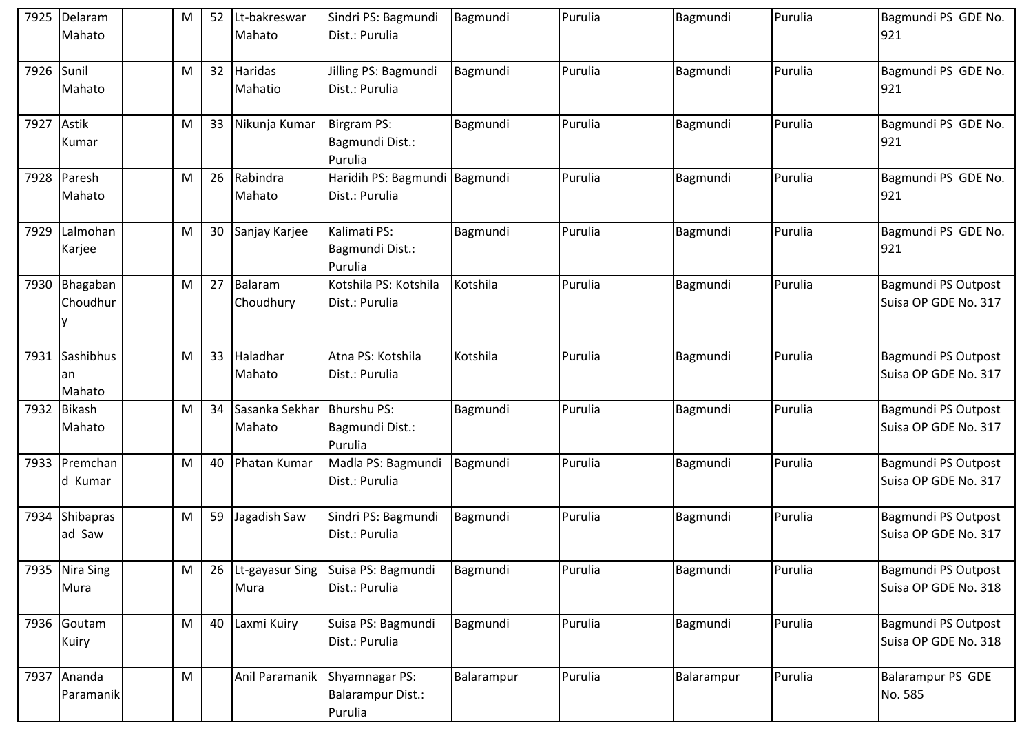| 7925 | Delaram Mahato | | M | 52 | Lt-bakreswar Mahato | Sindri PS: Bagmundi Dist.: Purulia | Bagmundi | Purulia | Bagmundi | Purulia | Bagmundi PS GDE No. 921 |
|---|---|---|---|---|---|---|---|---|---|---|---|
| 7926 | Sunil Mahato | | M | 32 | Haridas Mahatio | Jilling PS: Bagmundi Dist.: Purulia | Bagmundi | Purulia | Bagmundi | Purulia | Bagmundi PS GDE No. 921 |
| 7927 | Astik Kumar | | M | 33 | Nikunja Kumar | Birgram PS: Bagmundi Dist.: Purulia | Bagmundi | Purulia | Bagmundi | Purulia | Bagmundi PS GDE No. 921 |
| 7928 | Paresh Mahato | | M | 26 | Rabindra Mahato | Haridih PS: Bagmundi Dist.: Purulia | Bagmundi | Purulia | Bagmundi | Purulia | Bagmundi PS GDE No. 921 |
| 7929 | Lalmohan Karjee | | M | 30 | Sanjay Karjee | Kalimati PS: Bagmundi Dist.: Purulia | Bagmundi | Purulia | Bagmundi | Purulia | Bagmundi PS GDE No. 921 |
| 7930 | Bhagaban Choudhury | | M | 27 | Balaram Choudhury | Kotshila PS: Kotshila Dist.: Purulia | Kotshila | Purulia | Bagmundi | Purulia | Bagmundi PS Outpost Suisa OP GDE No. 317 |
| 7931 | Sashibhusan Mahato | | M | 33 | Haladhar Mahato | Atna PS: Kotshila Dist.: Purulia | Kotshila | Purulia | Bagmundi | Purulia | Bagmundi PS Outpost Suisa OP GDE No. 317 |
| 7932 | Bikash Mahato | | M | 34 | Sasanka Sekhar Mahato | Bhurshu PS: Bagmundi Dist.: Purulia | Bagmundi | Purulia | Bagmundi | Purulia | Bagmundi PS Outpost Suisa OP GDE No. 317 |
| 7933 | Premchand Kumar | | M | 40 | Phatan Kumar | Madla PS: Bagmundi Dist.: Purulia | Bagmundi | Purulia | Bagmundi | Purulia | Bagmundi PS Outpost Suisa OP GDE No. 317 |
| 7934 | Shibaprasad Saw | | M | 59 | Jagadish Saw | Sindri PS: Bagmundi Dist.: Purulia | Bagmundi | Purulia | Bagmundi | Purulia | Bagmundi PS Outpost Suisa OP GDE No. 317 |
| 7935 | Nira Sing Mura | | M | 26 | Lt-gayasur Sing Mura | Suisa PS: Bagmundi Dist.: Purulia | Bagmundi | Purulia | Bagmundi | Purulia | Bagmundi PS Outpost Suisa OP GDE No. 318 |
| 7936 | Goutam Kuiry | | M | 40 | Laxmi Kuiry | Suisa PS: Bagmundi Dist.: Purulia | Bagmundi | Purulia | Bagmundi | Purulia | Bagmundi PS Outpost Suisa OP GDE No. 318 |
| 7937 | Ananda Paramanik | | M | | Anil Paramanik | Shyamnagar PS: Balarampur Dist.: Purulia | Balarampur | Purulia | Balarampur | Purulia | Balarampur PS GDE No. 585 |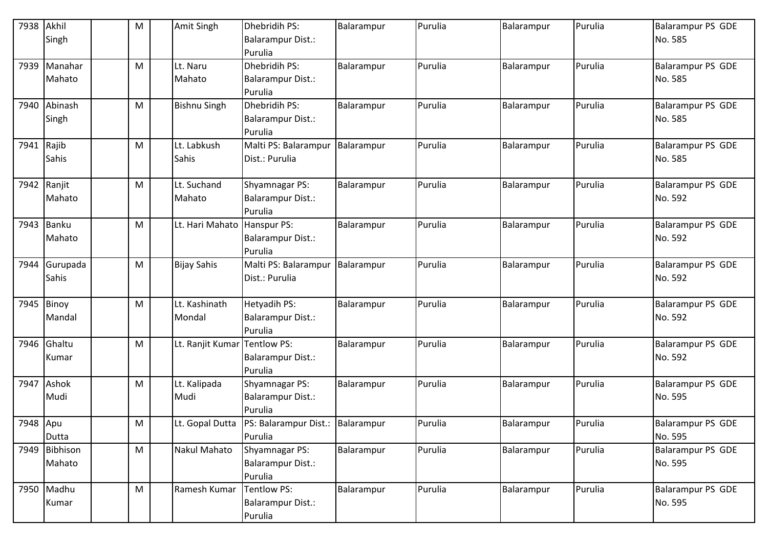| 7938 | Akhil Singh | | M | | Amit Singh | Dhebridih PS: Balarampur Dist.: Purulia | Balarampur | Purulia | Balarampur | Purulia | Balarampur PS GDE No. 585 |
|---|---|---|---|---|---|---|---|---|---|---|---|
| 7939 | Manahar Mahato | | M | | Lt. Naru Mahato | Dhebridih PS: Balarampur Dist.: Purulia | Balarampur | Purulia | Balarampur | Purulia | Balarampur PS GDE No. 585 |
| 7940 | Abinash Singh | | M | | Bishnu Singh | Dhebridih PS: Balarampur Dist.: Purulia | Balarampur | Purulia | Balarampur | Purulia | Balarampur PS GDE No. 585 |
| 7941 | Rajib Sahis | | M | | Lt. Labkush Sahis | Malti PS: Balarampur Dist.: Purulia | Balarampur | Purulia | Balarampur | Purulia | Balarampur PS GDE No. 585 |
| 7942 | Ranjit Mahato | | M | | Lt. Suchand Mahato | Shyamnagar PS: Balarampur Dist.: Purulia | Balarampur | Purulia | Balarampur | Purulia | Balarampur PS GDE No. 592 |
| 7943 | Banku Mahato | | M | | Lt. Hari Mahato | Hanspur PS: Balarampur Dist.: Purulia | Balarampur | Purulia | Balarampur | Purulia | Balarampur PS GDE No. 592 |
| 7944 | Gurupada Sahis | | M | | Bijay Sahis | Malti PS: Balarampur Dist.: Purulia | Balarampur | Purulia | Balarampur | Purulia | Balarampur PS GDE No. 592 |
| 7945 | Binoy Mandal | | M | | Lt. Kashinath Mondal | Hetyadih PS: Balarampur Dist.: Purulia | Balarampur | Purulia | Balarampur | Purulia | Balarampur PS GDE No. 592 |
| 7946 | Ghaltu Kumar | | M | | Lt. Ranjit Kumar | Tentlow PS: Balarampur Dist.: Purulia | Balarampur | Purulia | Balarampur | Purulia | Balarampur PS GDE No. 592 |
| 7947 | Ashok Mudi | | M | | Lt. Kalipada Mudi | Shyamnagar PS: Balarampur Dist.: Purulia | Balarampur | Purulia | Balarampur | Purulia | Balarampur PS GDE No. 595 |
| 7948 | Apu Dutta | | M | | Lt. Gopal Dutta | PS: Balarampur Dist.: Purulia | Balarampur | Purulia | Balarampur | Purulia | Balarampur PS GDE No. 595 |
| 7949 | Bibhison Mahato | | M | | Nakul Mahato | Shyamnagar PS: Balarampur Dist.: Purulia | Balarampur | Purulia | Balarampur | Purulia | Balarampur PS GDE No. 595 |
| 7950 | Madhu Kumar | | M | | Ramesh Kumar | Tentlow PS: Balarampur Dist.: Purulia | Balarampur | Purulia | Balarampur | Purulia | Balarampur PS GDE No. 595 |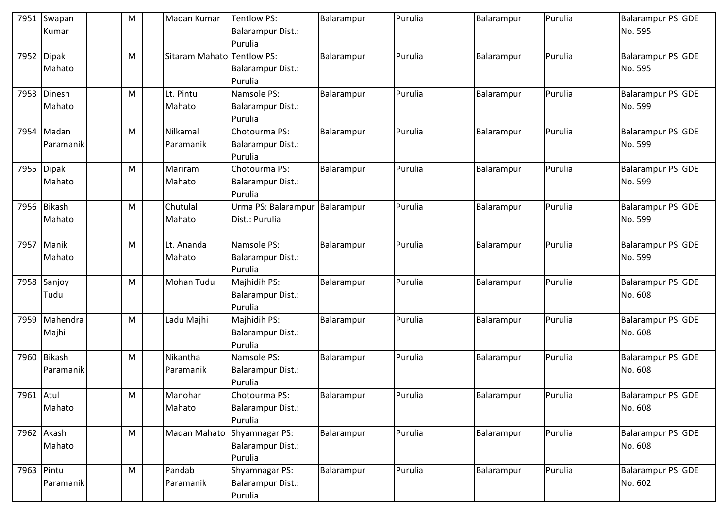| 7951 | Swapan Kumar | | M | | Madan Kumar | Tentlow PS: Balarampur Dist.: Purulia | Balarampur | Purulia | Balarampur | Purulia | Balarampur PS GDE No. 595 |
|---|---|---|---|---|---|---|---|---|---|---|---|
| 7952 | Dipak Mahato | | M | | Sitaram Mahato | Tentlow PS: Balarampur Dist.: Purulia | Balarampur | Purulia | Balarampur | Purulia | Balarampur PS GDE No. 595 |
| 7953 | Dinesh Mahato | | M | | Lt. Pintu Mahato | Namsole PS: Balarampur Dist.: Purulia | Balarampur | Purulia | Balarampur | Purulia | Balarampur PS GDE No. 599 |
| 7954 | Madan Paramanik | | M | | Nilkamal Paramanik | Chotourma PS: Balarampur Dist.: Purulia | Balarampur | Purulia | Balarampur | Purulia | Balarampur PS GDE No. 599 |
| 7955 | Dipak Mahato | | M | | Mariram Mahato | Chotourma PS: Balarampur Dist.: Purulia | Balarampur | Purulia | Balarampur | Purulia | Balarampur PS GDE No. 599 |
| 7956 | Bikash Mahato | | M | | Chutulal Mahato | Urma PS: Balarampur Dist.: Purulia | Balarampur | Purulia | Balarampur | Purulia | Balarampur PS GDE No. 599 |
| 7957 | Manik Mahato | | M | | Lt. Ananda Mahato | Namsole PS: Balarampur Dist.: Purulia | Balarampur | Purulia | Balarampur | Purulia | Balarampur PS GDE No. 599 |
| 7958 | Sanjoy Tudu | | M | | Mohan Tudu | Majhidih PS: Balarampur Dist.: Purulia | Balarampur | Purulia | Balarampur | Purulia | Balarampur PS GDE No. 608 |
| 7959 | Mahendra Majhi | | M | | Ladu Majhi | Majhidih PS: Balarampur Dist.: Purulia | Balarampur | Purulia | Balarampur | Purulia | Balarampur PS GDE No. 608 |
| 7960 | Bikash Paramanik | | M | | Nikantha Paramanik | Namsole PS: Balarampur Dist.: Purulia | Balarampur | Purulia | Balarampur | Purulia | Balarampur PS GDE No. 608 |
| 7961 | Atul Mahato | | M | | Manohar Mahato | Chotourma PS: Balarampur Dist.: Purulia | Balarampur | Purulia | Balarampur | Purulia | Balarampur PS GDE No. 608 |
| 7962 | Akash Mahato | | M | | Madan Mahato | Shyamnagar PS: Balarampur Dist.: Purulia | Balarampur | Purulia | Balarampur | Purulia | Balarampur PS GDE No. 608 |
| 7963 | Pintu Paramanik | | M | | Pandab Paramanik | Shyamnagar PS: Balarampur Dist.: Purulia | Balarampur | Purulia | Balarampur | Purulia | Balarampur PS GDE No. 602 |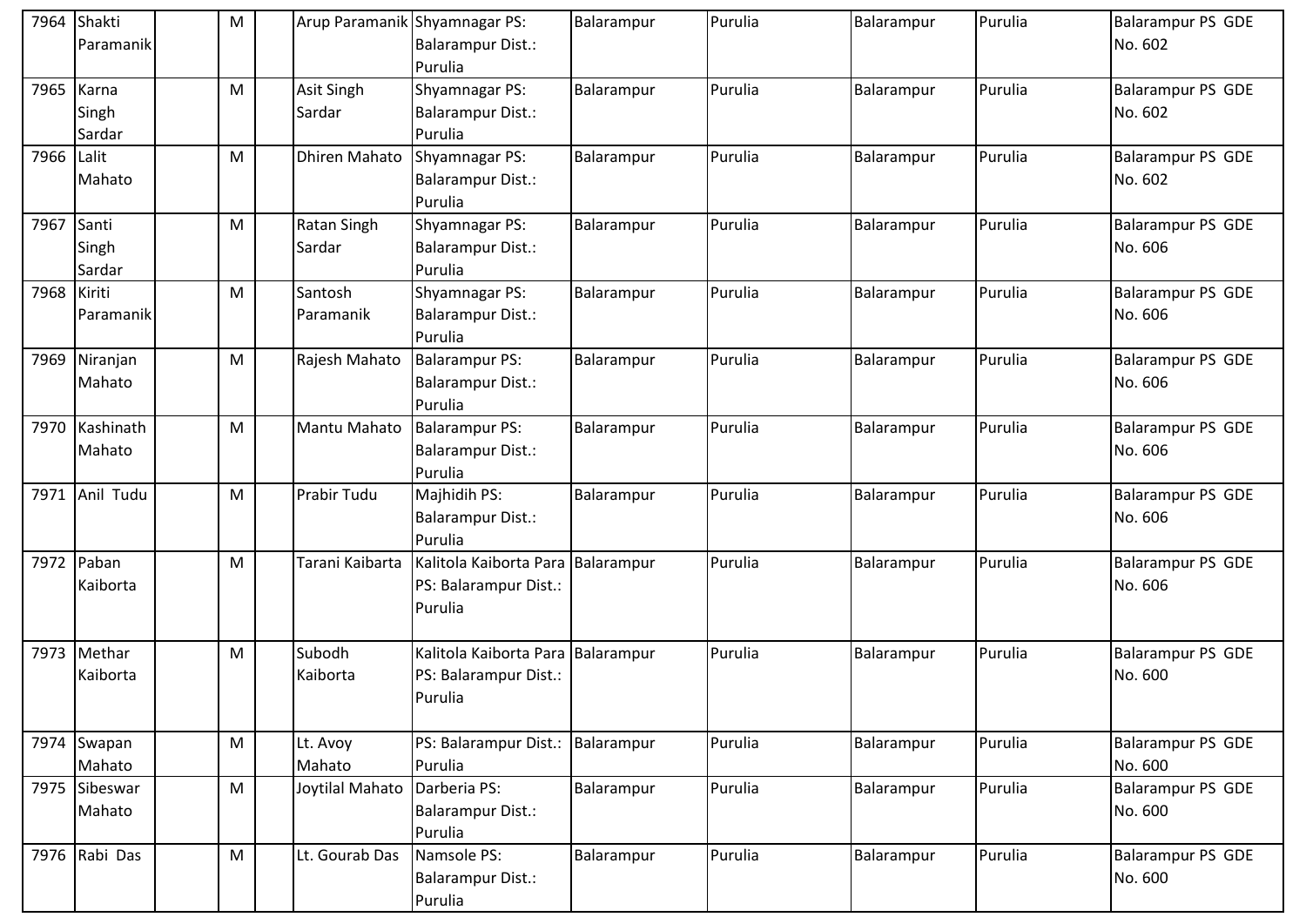| 7964 | Shakti Paramanik | | M | | Arup Paramanik | Shyamnagar PS: Balarampur Dist.: Purulia | Balarampur | Purulia | Balarampur | Purulia | Balarampur PS GDE No. 602 |
|---|---|---|---|---|---|---|---|---|---|---|---|
| 7965 | Karna Singh Sardar | | M | | Asit Singh Sardar | Shyamnagar PS: Balarampur Dist.: Purulia | Balarampur | Purulia | Balarampur | Purulia | Balarampur PS GDE No. 602 |
| 7966 | Lalit Mahato | | M | | Dhiren Mahato | Shyamnagar PS: Balarampur Dist.: Purulia | Balarampur | Purulia | Balarampur | Purulia | Balarampur PS GDE No. 602 |
| 7967 | Santi Singh Sardar | | M | | Ratan Singh Sardar | Shyamnagar PS: Balarampur Dist.: Purulia | Balarampur | Purulia | Balarampur | Purulia | Balarampur PS GDE No. 606 |
| 7968 | Kiriti Paramanik | | M | | Santosh Paramanik | Shyamnagar PS: Balarampur Dist.: Purulia | Balarampur | Purulia | Balarampur | Purulia | Balarampur PS GDE No. 606 |
| 7969 | Niranjan Mahato | | M | | Rajesh Mahato | Balarampur PS: Balarampur Dist.: Purulia | Balarampur | Purulia | Balarampur | Purulia | Balarampur PS GDE No. 606 |
| 7970 | Kashinath Mahato | | M | | Mantu Mahato | Balarampur PS: Balarampur Dist.: Purulia | Balarampur | Purulia | Balarampur | Purulia | Balarampur PS GDE No. 606 |
| 7971 | Anil Tudu | | M | | Prabir Tudu | Majhidih PS: Balarampur Dist.: Purulia | Balarampur | Purulia | Balarampur | Purulia | Balarampur PS GDE No. 606 |
| 7972 | Paban Kaiborta | | M | | Tarani Kaibarta | Kalitola Kaiborta Para PS: Balarampur Dist.: Purulia | Balarampur | Purulia | Balarampur | Purulia | Balarampur PS GDE No. 606 |
| 7973 | Methar Kaiborta | | M | | Subodh Kaiborta | Kalitola Kaiborta Para PS: Balarampur Dist.: Purulia | Balarampur | Purulia | Balarampur | Purulia | Balarampur PS GDE No. 600 |
| 7974 | Swapan Mahato | | M | | Lt. Avoy Mahato | PS: Balarampur Dist.: Purulia | Balarampur | Purulia | Balarampur | Purulia | Balarampur PS GDE No. 600 |
| 7975 | Sibeswar Mahato | | M | | Joytilal Mahato | Darberia PS: Balarampur Dist.: Purulia | Balarampur | Purulia | Balarampur | Purulia | Balarampur PS GDE No. 600 |
| 7976 | Rabi Das | | M | | Lt. Gourab Das | Namsole PS: Balarampur Dist.: Purulia | Balarampur | Purulia | Balarampur | Purulia | Balarampur PS GDE No. 600 |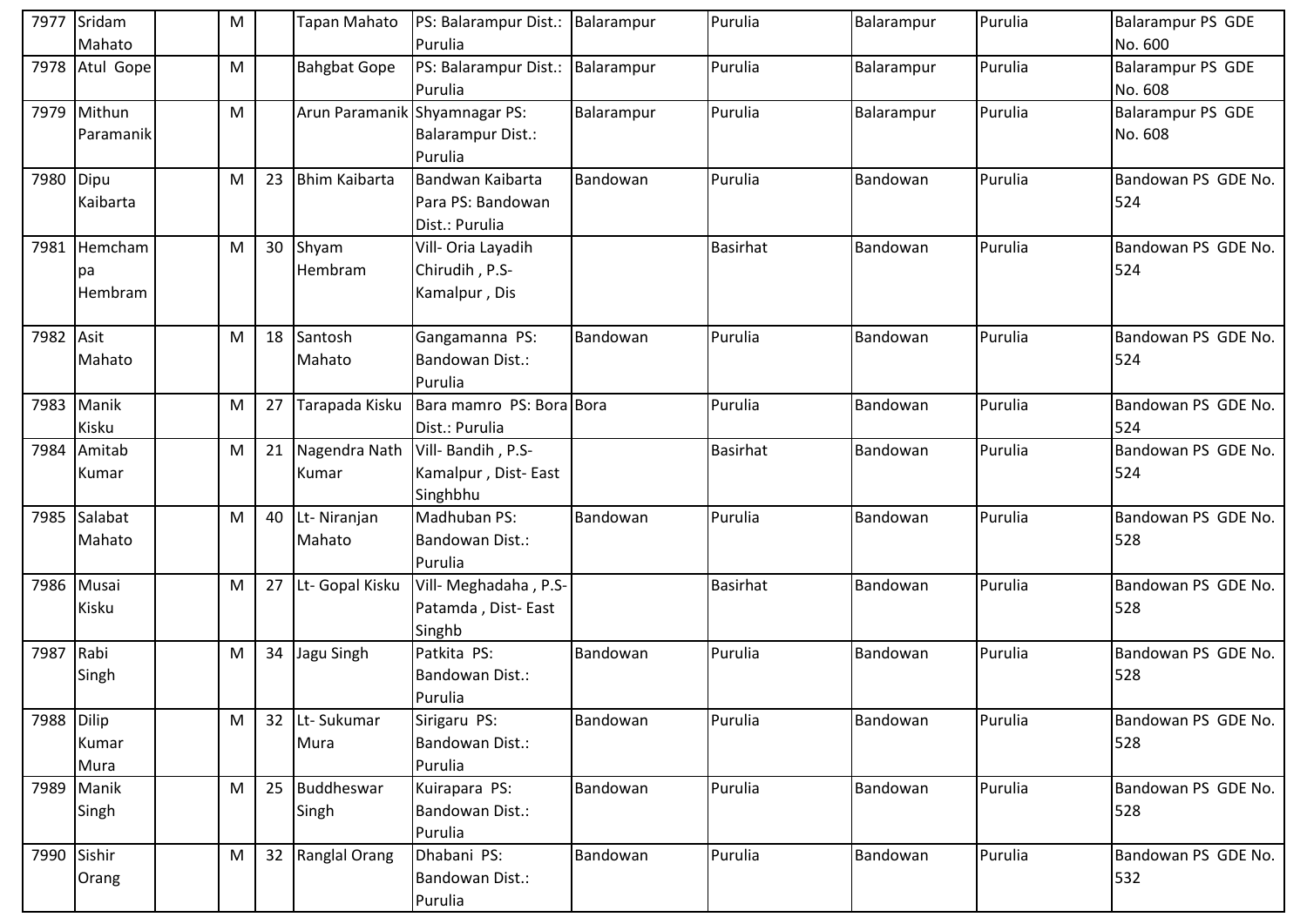| 7977 | Sridam Mahato | | M | | Tapan Mahato | PS: Balarampur Dist.: Purulia | Balarampur | Purulia | Balarampur | Purulia | Balarampur PS GDE No. 600 |
|---|---|---|---|---|---|---|---|---|---|---|---|
| 7978 | Atul Gope | | M | | Bahgbat Gope | PS: Balarampur Dist.: Purulia | Balarampur | Purulia | Balarampur | Purulia | Balarampur PS GDE No. 608 |
| 7979 | Mithun Paramanik | | M | | Arun Paramanik | Shyamnagar PS: Balarampur Dist.: Purulia | Balarampur | Purulia | Balarampur | Purulia | Balarampur PS GDE No. 608 |
| 7980 | Dipu Kaibarta | | M | 23 | Bhim Kaibarta | Bandwan Kaibarta Para PS: Bandowan Dist.: Purulia | Bandowan | Purulia | Bandowan | Purulia | Bandowan PS GDE No. 524 |
| 7981 | Hemchampa Hembram | | M | 30 | Shyam Hembram | Vill- Oria Layadih Chirudih , P.S- Kamalpur , Dis | | Basirhat | Bandowan | Purulia | Bandowan PS GDE No. 524 |
| 7982 | Asit Mahato | | M | 18 | Santosh Mahato | Gangamanna PS: Bandowan Dist.: Purulia | Bandowan | Purulia | Bandowan | Purulia | Bandowan PS GDE No. 524 |
| 7983 | Manik Kisku | | M | 27 | Tarapada Kisku | Bara mamro PS: Bora Dist.: Purulia | Bora | Purulia | Bandowan | Purulia | Bandowan PS GDE No. 524 |
| 7984 | Amitab Kumar | | M | 21 | Nagendra Nath Kumar | Vill- Bandih , P.S- Kamalpur , Dist- East Singhbhu | | Basirhat | Bandowan | Purulia | Bandowan PS GDE No. 524 |
| 7985 | Salabat Mahato | | M | 40 | Lt- Niranjan Mahato | Madhuban PS: Bandowan Dist.: Purulia | Bandowan | Purulia | Bandowan | Purulia | Bandowan PS GDE No. 528 |
| 7986 | Musai Kisku | | M | 27 | Lt- Gopal Kisku | Vill- Meghadaha , P.S- Patamda , Dist- East Singhb | | Basirhat | Bandowan | Purulia | Bandowan PS GDE No. 528 |
| 7987 | Rabi Singh | | M | 34 | Jagu Singh | Patkita PS: Bandowan Dist.: Purulia | Bandowan | Purulia | Bandowan | Purulia | Bandowan PS GDE No. 528 |
| 7988 | Dilip Kumar Mura | | M | 32 | Lt- Sukumar Mura | Sirigaru PS: Bandowan Dist.: Purulia | Bandowan | Purulia | Bandowan | Purulia | Bandowan PS GDE No. 528 |
| 7989 | Manik Singh | | M | 25 | Buddheswar Singh | Kuirapara PS: Bandowan Dist.: Purulia | Bandowan | Purulia | Bandowan | Purulia | Bandowan PS GDE No. 528 |
| 7990 | Sishir Orang | | M | 32 | Ranglal Orang | Dhabani PS: Bandowan Dist.: Purulia | Bandowan | Purulia | Bandowan | Purulia | Bandowan PS GDE No. 532 |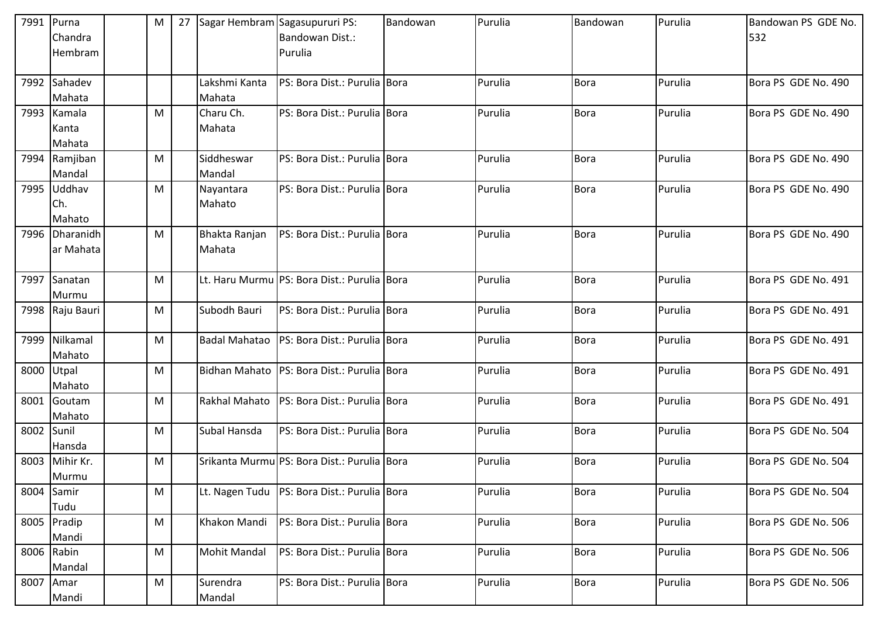| 7991 | Purna Chandra Hembram | | M | 27 | Sagar Hembram | Sagasupururi PS: Bandowan Dist.: Purulia | Bandowan | Purulia | Bandowan | Purulia | Bandowan PS GDE No. 532 |
|---|---|---|---|---|---|---|---|---|---|---|---|
| 7992 | Sahadev Mahata | | | | Lakshmi Kanta Mahata | PS: Bora Dist.: Purulia | Bora | Purulia | Bora | Purulia | Bora PS GDE No. 490 |
| 7993 | Kamala Kanta Mahata | | M | | Charu Ch. Mahata | PS: Bora Dist.: Purulia | Bora | Purulia | Bora | Purulia | Bora PS GDE No. 490 |
| 7994 | Ramjiban Mandal | | M | | Siddheswar Mandal | PS: Bora Dist.: Purulia | Bora | Purulia | Bora | Purulia | Bora PS GDE No. 490 |
| 7995 | Uddhav Ch. Mahato | | M | | Nayantara Mahato | PS: Bora Dist.: Purulia | Bora | Purulia | Bora | Purulia | Bora PS GDE No. 490 |
| 7996 | Dharanidhar Mahata | | M | | Bhakta Ranjan Mahata | PS: Bora Dist.: Purulia | Bora | Purulia | Bora | Purulia | Bora PS GDE No. 490 |
| 7997 | Sanatan Murmu | | M | | Lt. Haru Murmu | PS: Bora Dist.: Purulia | Bora | Purulia | Bora | Purulia | Bora PS GDE No. 491 |
| 7998 | Raju Bauri | | M | | Subodh Bauri | PS: Bora Dist.: Purulia | Bora | Purulia | Bora | Purulia | Bora PS GDE No. 491 |
| 7999 | Nilkamal Mahato | | M | | Badal Mahatao | PS: Bora Dist.: Purulia | Bora | Purulia | Bora | Purulia | Bora PS GDE No. 491 |
| 8000 | Utpal Mahato | | M | | Bidhan Mahato | PS: Bora Dist.: Purulia | Bora | Purulia | Bora | Purulia | Bora PS GDE No. 491 |
| 8001 | Goutam Mahato | | M | | Rakhal Mahato | PS: Bora Dist.: Purulia | Bora | Purulia | Bora | Purulia | Bora PS GDE No. 491 |
| 8002 | Sunil Hansda | | M | | Subal Hansda | PS: Bora Dist.: Purulia | Bora | Purulia | Bora | Purulia | Bora PS GDE No. 504 |
| 8003 | Mihir Kr. Murmu | | M | | Srikanta Murmu | PS: Bora Dist.: Purulia | Bora | Purulia | Bora | Purulia | Bora PS GDE No. 504 |
| 8004 | Samir Tudu | | M | | Lt. Nagen Tudu | PS: Bora Dist.: Purulia | Bora | Purulia | Bora | Purulia | Bora PS GDE No. 504 |
| 8005 | Pradip Mandi | | M | | Khakon Mandi | PS: Bora Dist.: Purulia | Bora | Purulia | Bora | Purulia | Bora PS GDE No. 506 |
| 8006 | Rabin Mandal | | M | | Mohit Mandal | PS: Bora Dist.: Purulia | Bora | Purulia | Bora | Purulia | Bora PS GDE No. 506 |
| 8007 | Amar Mandi | | M | | Surendra Mandal | PS: Bora Dist.: Purulia | Bora | Purulia | Bora | Purulia | Bora PS GDE No. 506 |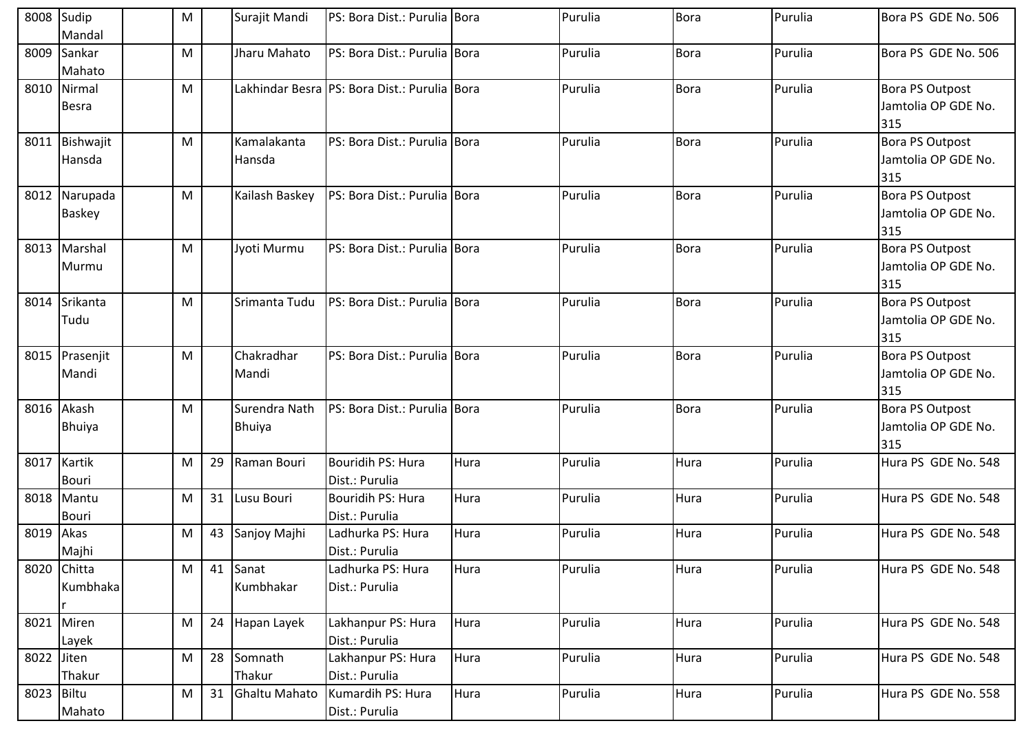| | | | | | | | | | | | |
|---|---|---|---|---|---|---|---|---|---|---|---|
| 8008 | Sudip Mandal | | M | | Surajit Mandi | PS: Bora Dist.: Purulia | Bora | Purulia | Bora | Purulia | Bora PS GDE No. 506 |
| 8009 | Sankar Mahato | | M | | Jharu Mahato | PS: Bora Dist.: Purulia | Bora | Purulia | Bora | Purulia | Bora PS GDE No. 506 |
| 8010 | Nirmal Besra | | M | | Lakhindar Besra | PS: Bora Dist.: Purulia | Bora | Purulia | Bora | Purulia | Bora PS Outpost Jamtolia OP GDE No. 315 |
| 8011 | Bishwajit Hansda | | M | | Kamalakanta Hansda | PS: Bora Dist.: Purulia | Bora | Purulia | Bora | Purulia | Bora PS Outpost Jamtolia OP GDE No. 315 |
| 8012 | Narupada Baskey | | M | | Kailash Baskey | PS: Bora Dist.: Purulia | Bora | Purulia | Bora | Purulia | Bora PS Outpost Jamtolia OP GDE No. 315 |
| 8013 | Marshal Murmu | | M | | Jyoti Murmu | PS: Bora Dist.: Purulia | Bora | Purulia | Bora | Purulia | Bora PS Outpost Jamtolia OP GDE No. 315 |
| 8014 | Srikanta Tudu | | M | | Srimanta Tudu | PS: Bora Dist.: Purulia | Bora | Purulia | Bora | Purulia | Bora PS Outpost Jamtolia OP GDE No. 315 |
| 8015 | Prasenjit Mandi | | M | | Chakradhar Mandi | PS: Bora Dist.: Purulia | Bora | Purulia | Bora | Purulia | Bora PS Outpost Jamtolia OP GDE No. 315 |
| 8016 | Akash Bhuiya | | M | | Surendra Nath Bhuiya | PS: Bora Dist.: Purulia | Bora | Purulia | Bora | Purulia | Bora PS Outpost Jamtolia OP GDE No. 315 |
| 8017 | Kartik Bouri | | M | 29 | Raman Bouri | Bouridih PS: Hura Dist.: Purulia | Hura | Purulia | Hura | Purulia | Hura PS GDE No. 548 |
| 8018 | Mantu Bouri | | M | 31 | Lusu Bouri | Bouridih PS: Hura Dist.: Purulia | Hura | Purulia | Hura | Purulia | Hura PS GDE No. 548 |
| 8019 | Akas Majhi | | M | 43 | Sanjoy Majhi | Ladhurka PS: Hura Dist.: Purulia | Hura | Purulia | Hura | Purulia | Hura PS GDE No. 548 |
| 8020 | Chitta Kumbhakar | | M | 41 | Sanat Kumbhakar | Ladhurka PS: Hura Dist.: Purulia | Hura | Purulia | Hura | Purulia | Hura PS GDE No. 548 |
| 8021 | Miren Layek | | M | 24 | Hapan Layek | Lakhanpur PS: Hura Dist.: Purulia | Hura | Purulia | Hura | Purulia | Hura PS GDE No. 548 |
| 8022 | Jiten Thakur | | M | 28 | Somnath Thakur | Lakhanpur PS: Hura Dist.: Purulia | Hura | Purulia | Hura | Purulia | Hura PS GDE No. 548 |
| 8023 | Biltu Mahato | | M | 31 | Ghaltu Mahato | Kumardih PS: Hura Dist.: Purulia | Hura | Purulia | Hura | Purulia | Hura PS GDE No. 558 |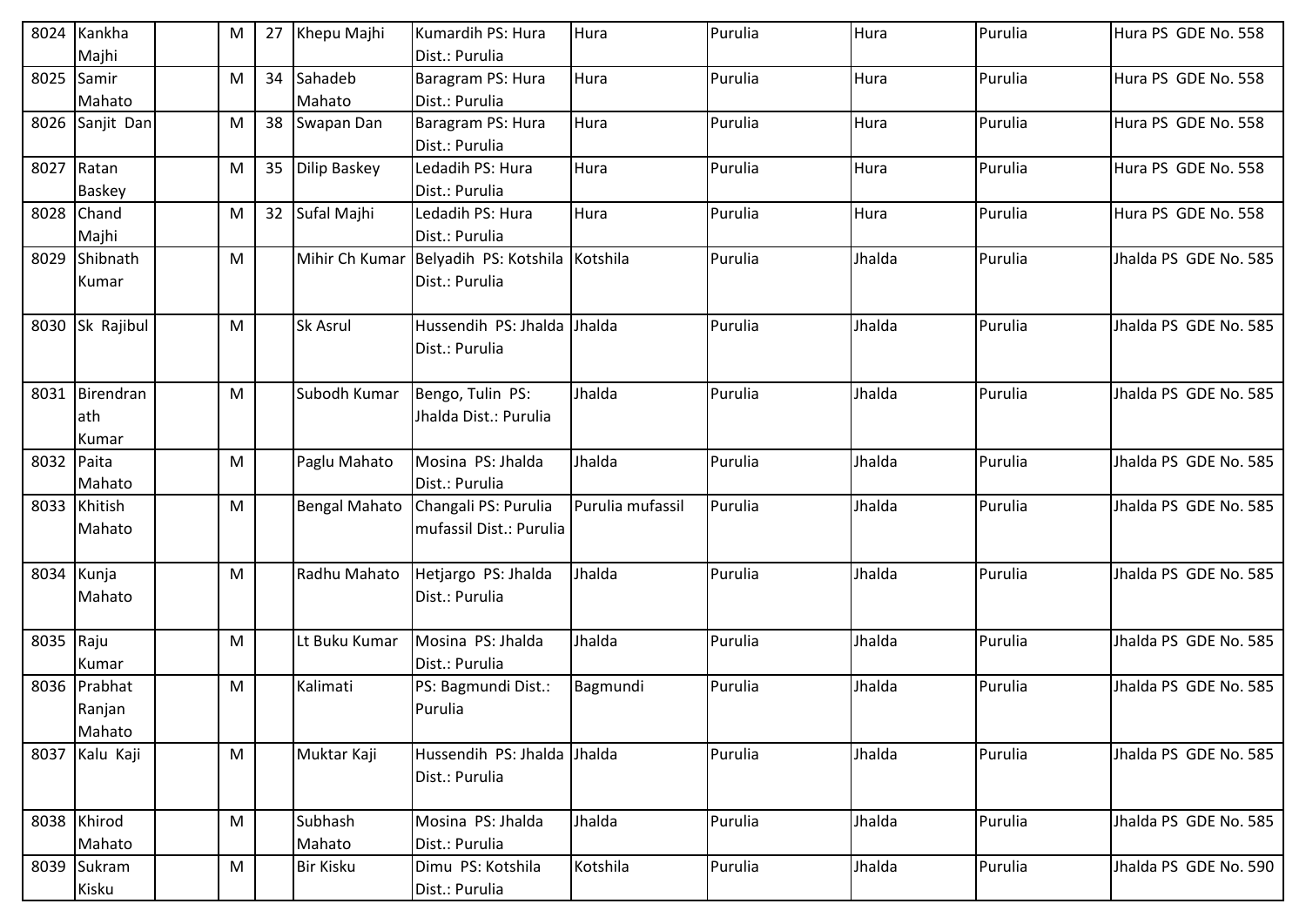| 8024 | Kankha Majhi | | M | 27 | Khepu Majhi | Kumardih PS: Hura Dist.: Purulia | Hura | Purulia | Hura | Purulia | Hura PS GDE No. 558 |
|---|---|---|---|---|---|---|---|---|---|---|---|
| 8025 | Samir Mahato | | M | 34 | Sahadeb Mahato | Baragram PS: Hura Dist.: Purulia | Hura | Purulia | Hura | Purulia | Hura PS GDE No. 558 |
| 8026 | Sanjit Dan | | M | 38 | Swapan Dan | Baragram PS: Hura Dist.: Purulia | Hura | Purulia | Hura | Purulia | Hura PS GDE No. 558 |
| 8027 | Ratan Baskey | | M | 35 | Dilip Baskey | Ledadih PS: Hura Dist.: Purulia | Hura | Purulia | Hura | Purulia | Hura PS GDE No. 558 |
| 8028 | Chand Majhi | | M | 32 | Sufal Majhi | Ledadih PS: Hura Dist.: Purulia | Hura | Purulia | Hura | Purulia | Hura PS GDE No. 558 |
| 8029 | Shibnath Kumar | | M | | Mihir Ch Kumar | Belyadih PS: Kotshila Dist.: Purulia | Kotshila | Purulia | Jhalda | Purulia | Jhalda PS GDE No. 585 |
| 8030 | Sk Rajibul | | M | | Sk Asrul | Hussendih PS: Jhalda Dist.: Purulia | Jhalda | Purulia | Jhalda | Purulia | Jhalda PS GDE No. 585 |
| 8031 | Birendranath Kumar | | M | | Subodh Kumar | Bengo, Tulin PS: Jhalda Dist.: Purulia | Jhalda | Purulia | Jhalda | Purulia | Jhalda PS GDE No. 585 |
| 8032 | Paita Mahato | | M | | Paglu Mahato | Mosina PS: Jhalda Dist.: Purulia | Jhalda | Purulia | Jhalda | Purulia | Jhalda PS GDE No. 585 |
| 8033 | Khitish Mahato | | M | | Bengal Mahato | Changali PS: Purulia mufassil Dist.: Purulia | Purulia mufassil | Purulia | Jhalda | Purulia | Jhalda PS GDE No. 585 |
| 8034 | Kunja Mahato | | M | | Radhu Mahato | Hetjargo PS: Jhalda Dist.: Purulia | Jhalda | Purulia | Jhalda | Purulia | Jhalda PS GDE No. 585 |
| 8035 | Raju Kumar | | M | | Lt Buku Kumar | Mosina PS: Jhalda Dist.: Purulia | Jhalda | Purulia | Jhalda | Purulia | Jhalda PS GDE No. 585 |
| 8036 | Prabhat Ranjan Mahato | | M | | Kalimati | PS: Bagmundi Dist.: Purulia | Bagmundi | Purulia | Jhalda | Purulia | Jhalda PS GDE No. 585 |
| 8037 | Kalu Kaji | | M | | Muktar Kaji | Hussendih PS: Jhalda Dist.: Purulia | Jhalda | Purulia | Jhalda | Purulia | Jhalda PS GDE No. 585 |
| 8038 | Khirod Mahato | | M | | Subhash Mahato | Mosina PS: Jhalda Dist.: Purulia | Jhalda | Purulia | Jhalda | Purulia | Jhalda PS GDE No. 585 |
| 8039 | Sukram Kisku | | M | | Bir Kisku | Dimu PS: Kotshila Dist.: Purulia | Kotshila | Purulia | Jhalda | Purulia | Jhalda PS GDE No. 590 |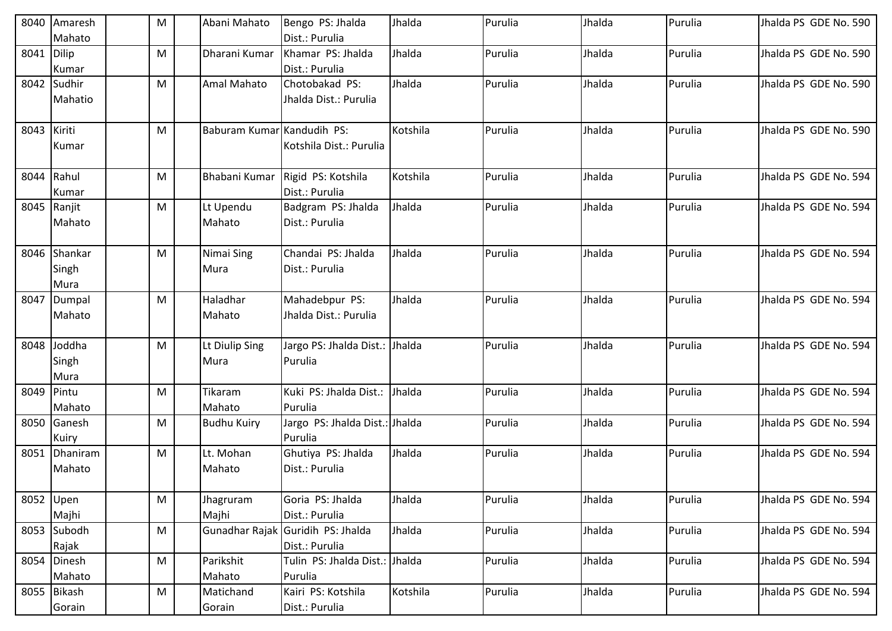| 8040 | Amaresh Mahato | | M | | Abani Mahato | Bengo PS: Jhalda Dist.: Purulia | Jhalda | Purulia | Jhalda | Purulia | Jhalda PS GDE No. 590 |
|---|---|---|---|---|---|---|---|---|---|---|---|
| 8041 | Dilip Kumar | | M | | Dharani Kumar | Khamar PS: Jhalda Dist.: Purulia | Jhalda | Purulia | Jhalda | Purulia | Jhalda PS GDE No. 590 |
| 8042 | Sudhir Mahatio | | M | | Amal Mahato | Chotobakad PS: Jhalda Dist.: Purulia | Jhalda | Purulia | Jhalda | Purulia | Jhalda PS GDE No. 590 |
| 8043 | Kiriti Kumar | | M | | Baburam Kumar | Kandudih PS: Kotshila Dist.: Purulia | Kotshila | Purulia | Jhalda | Purulia | Jhalda PS GDE No. 590 |
| 8044 | Rahul Kumar | | M | | Bhabani Kumar | Rigid PS: Kotshila Dist.: Purulia | Kotshila | Purulia | Jhalda | Purulia | Jhalda PS GDE No. 594 |
| 8045 | Ranjit Mahato | | M | | Lt Upendu Mahato | Badgram PS: Jhalda Dist.: Purulia | Jhalda | Purulia | Jhalda | Purulia | Jhalda PS GDE No. 594 |
| 8046 | Shankar Singh Mura | | M | | Nimai Sing Mura | Chandai PS: Jhalda Dist.: Purulia | Jhalda | Purulia | Jhalda | Purulia | Jhalda PS GDE No. 594 |
| 8047 | Dumpal Mahato | | M | | Haladhar Mahato | Mahadebpur PS: Jhalda Dist.: Purulia | Jhalda | Purulia | Jhalda | Purulia | Jhalda PS GDE No. 594 |
| 8048 | Joddha Singh Mura | | M | | Lt Diulip Sing Mura | Jargo PS: Jhalda Dist.: Purulia | Jhalda | Purulia | Jhalda | Purulia | Jhalda PS GDE No. 594 |
| 8049 | Pintu Mahato | | M | | Tikaram Mahato | Kuki PS: Jhalda Dist.: Purulia | Jhalda | Purulia | Jhalda | Purulia | Jhalda PS GDE No. 594 |
| 8050 | Ganesh Kuiry | | M | | Budhu Kuiry | Jargo PS: Jhalda Dist.: Purulia | Jhalda | Purulia | Jhalda | Purulia | Jhalda PS GDE No. 594 |
| 8051 | Dhaniram Mahato | | M | | Lt. Mohan Mahato | Ghutiya PS: Jhalda Dist.: Purulia | Jhalda | Purulia | Jhalda | Purulia | Jhalda PS GDE No. 594 |
| 8052 | Upen Majhi | | M | | Jhagruram Majhi | Goria PS: Jhalda Dist.: Purulia | Jhalda | Purulia | Jhalda | Purulia | Jhalda PS GDE No. 594 |
| 8053 | Subodh Rajak | | M | | Gunadhar Rajak | Guridih PS: Jhalda Dist.: Purulia | Jhalda | Purulia | Jhalda | Purulia | Jhalda PS GDE No. 594 |
| 8054 | Dinesh Mahato | | M | | Parikshit Mahato | Tulin PS: Jhalda Dist.: Purulia | Jhalda | Purulia | Jhalda | Purulia | Jhalda PS GDE No. 594 |
| 8055 | Bikash Gorain | | M | | Matichand Gorain | Kairi PS: Kotshila Dist.: Purulia | Kotshila | Purulia | Jhalda | Purulia | Jhalda PS GDE No. 594 |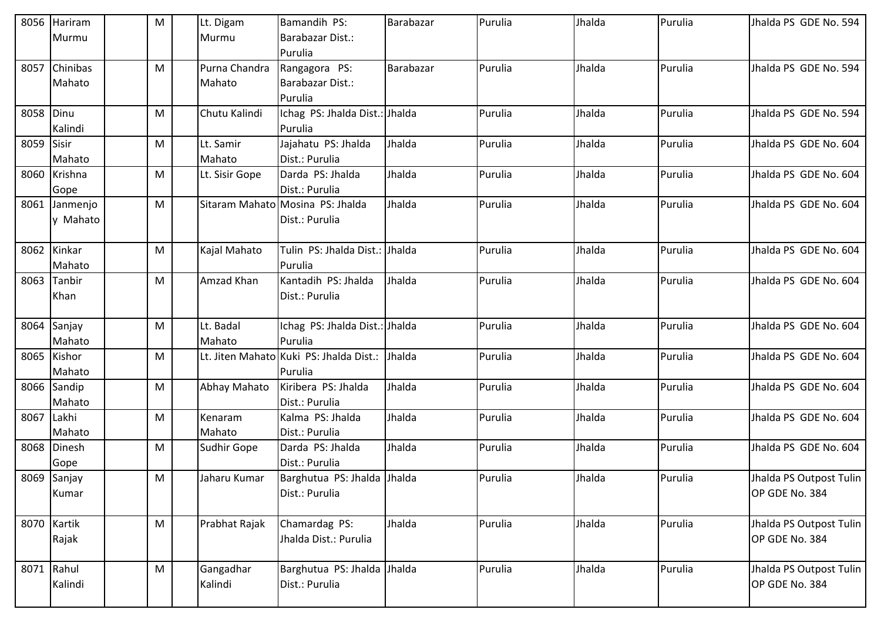| 8056 | Hariram Murmu | | M | | Lt. Digam Murmu | Bamandih PS: Barabazar Dist.: Purulia | Barabazar | Purulia | Jhalda | Purulia | Jhalda PS GDE No. 594 |
|---|---|---|---|---|---|---|---|---|---|---|---|
| 8057 | Chinibas Mahato | | M | | Purna Chandra Mahato | Rangagora PS: Barabazar Dist.: Purulia | Barabazar | Purulia | Jhalda | Purulia | Jhalda PS GDE No. 594 |
| 8058 | Dinu Kalindi | | M | | Chutu Kalindi | Ichag PS: Jhalda Dist.: Purulia | Jhalda | Purulia | Jhalda | Purulia | Jhalda PS GDE No. 594 |
| 8059 | Sisir Mahato | | M | | Lt. Samir Mahato | Jajahatu PS: Jhalda Dist.: Purulia | Jhalda | Purulia | Jhalda | Purulia | Jhalda PS GDE No. 604 |
| 8060 | Krishna Gope | | M | | Lt. Sisir Gope | Darda PS: Jhalda Dist.: Purulia | Jhalda | Purulia | Jhalda | Purulia | Jhalda PS GDE No. 604 |
| 8061 | Janmenjoy Mahato | | M | | Sitaram Mahato | Mosina PS: Jhalda Dist.: Purulia | Jhalda | Purulia | Jhalda | Purulia | Jhalda PS GDE No. 604 |
| 8062 | Kinkar Mahato | | M | | Kajal Mahato | Tulin PS: Jhalda Dist.: Purulia | Jhalda | Purulia | Jhalda | Purulia | Jhalda PS GDE No. 604 |
| 8063 | Tanbir Khan | | M | | Amzad Khan | Kantadih PS: Jhalda Dist.: Purulia | Jhalda | Purulia | Jhalda | Purulia | Jhalda PS GDE No. 604 |
| 8064 | Sanjay Mahato | | M | | Lt. Badal Mahato | Ichag PS: Jhalda Dist.: Purulia | Jhalda | Purulia | Jhalda | Purulia | Jhalda PS GDE No. 604 |
| 8065 | Kishor Mahato | | M | | Lt. Jiten Mahato | Kuki PS: Jhalda Dist.: Purulia | Jhalda | Purulia | Jhalda | Purulia | Jhalda PS GDE No. 604 |
| 8066 | Sandip Mahato | | M | | Abhay Mahato | Kiribera PS: Jhalda Dist.: Purulia | Jhalda | Purulia | Jhalda | Purulia | Jhalda PS GDE No. 604 |
| 8067 | Lakhi Mahato | | M | | Kenaram Mahato | Kalma PS: Jhalda Dist.: Purulia | Jhalda | Purulia | Jhalda | Purulia | Jhalda PS GDE No. 604 |
| 8068 | Dinesh Gope | | M | | Sudhir Gope | Darda PS: Jhalda Dist.: Purulia | Jhalda | Purulia | Jhalda | Purulia | Jhalda PS GDE No. 604 |
| 8069 | Sanjay Kumar | | M | | Jaharu Kumar | Barghutua PS: Jhalda Dist.: Purulia | Jhalda | Purulia | Jhalda | Purulia | Jhalda PS Outpost Tulin OP GDE No. 384 |
| 8070 | Kartik Rajak | | M | | Prabhat Rajak | Chamardag PS: Jhalda Dist.: Purulia | Jhalda | Purulia | Jhalda | Purulia | Jhalda PS Outpost Tulin OP GDE No. 384 |
| 8071 | Rahul Kalindi | | M | | Gangadhar Kalindi | Barghutua PS: Jhalda Dist.: Purulia | Jhalda | Purulia | Jhalda | Purulia | Jhalda PS Outpost Tulin OP GDE No. 384 |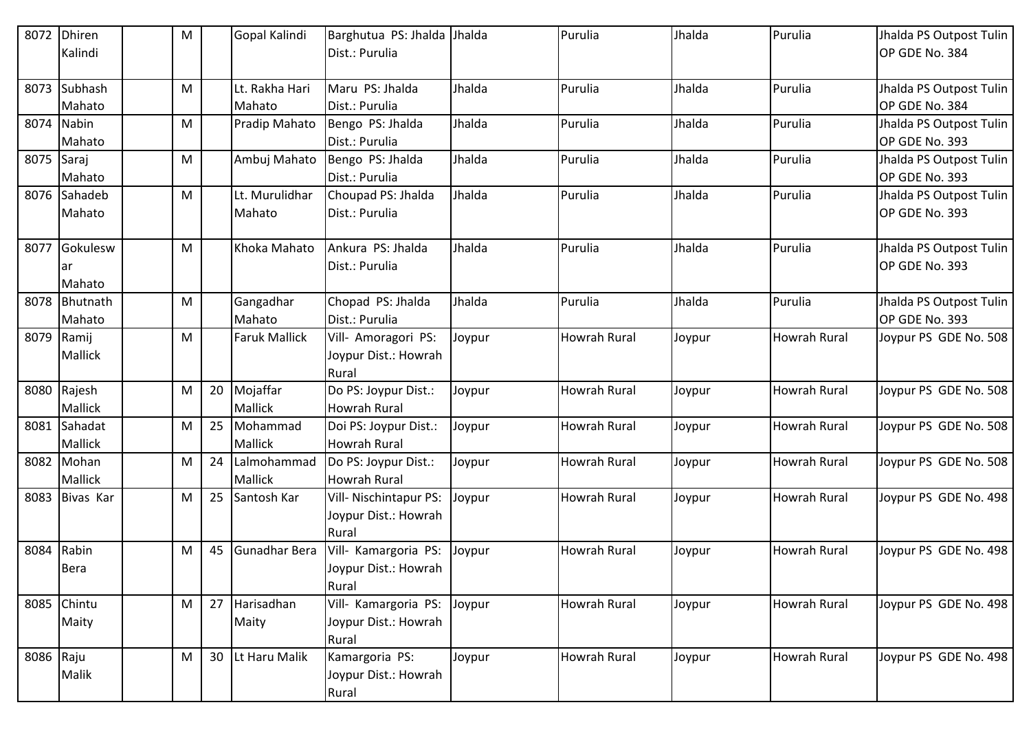| 8072 | Dhiren Kalindi | | M | | Gopal Kalindi | Barghutua PS: Jhalda Dist.: Purulia | Jhalda | Purulia | Jhalda | Purulia | Jhalda PS Outpost Tulin OP GDE No. 384 |
|---|---|---|---|---|---|---|---|---|---|---|---|
| 8073 | Subhash Mahato | | M | | Lt. Rakha Hari Mahato | Maru PS: Jhalda Dist.: Purulia | Jhalda | Purulia | Jhalda | Purulia | Jhalda PS Outpost Tulin OP GDE No. 384 |
| 8074 | Nabin Mahato | | M | | Pradip Mahato | Bengo PS: Jhalda Dist.: Purulia | Jhalda | Purulia | Jhalda | Purulia | Jhalda PS Outpost Tulin OP GDE No. 393 |
| 8075 | Saraj Mahato | | M | | Ambuj Mahato | Bengo PS: Jhalda Dist.: Purulia | Jhalda | Purulia | Jhalda | Purulia | Jhalda PS Outpost Tulin OP GDE No. 393 |
| 8076 | Sahadeb Mahato | | M | | Lt. Murulidhar Mahato | Choupad PS: Jhalda Dist.: Purulia | Jhalda | Purulia | Jhalda | Purulia | Jhalda PS Outpost Tulin OP GDE No. 393 |
| 8077 | Gokuleswar Mahato | | M | | Khoka Mahato | Ankura PS: Jhalda Dist.: Purulia | Jhalda | Purulia | Jhalda | Purulia | Jhalda PS Outpost Tulin OP GDE No. 393 |
| 8078 | Bhutnath Mahato | | M | | Gangadhar Mahato | Chopad PS: Jhalda Dist.: Purulia | Jhalda | Purulia | Jhalda | Purulia | Jhalda PS Outpost Tulin OP GDE No. 393 |
| 8079 | Ramij Mallick | | M | | Faruk Mallick | Vill- Amoragori PS: Joypur Dist.: Howrah Rural | Joypur | Howrah Rural | Joypur | Howrah Rural | Joypur PS GDE No. 508 |
| 8080 | Rajesh Mallick | | M | 20 | Mojaffar Mallick | Do PS: Joypur Dist.: Howrah Rural | Joypur | Howrah Rural | Joypur | Howrah Rural | Joypur PS GDE No. 508 |
| 8081 | Sahadat Mallick | | M | 25 | Mohammad Mallick | Doi PS: Joypur Dist.: Howrah Rural | Joypur | Howrah Rural | Joypur | Howrah Rural | Joypur PS GDE No. 508 |
| 8082 | Mohan Mallick | | M | 24 | Lalmohammad Mallick | Do PS: Joypur Dist.: Howrah Rural | Joypur | Howrah Rural | Joypur | Howrah Rural | Joypur PS GDE No. 508 |
| 8083 | Bivas Kar | | M | 25 | Santosh Kar | Vill- Nischintapur PS: Joypur Dist.: Howrah Rural | Joypur | Howrah Rural | Joypur | Howrah Rural | Joypur PS GDE No. 498 |
| 8084 | Rabin Bera | | M | 45 | Gunadhar Bera | Vill- Kamargoria PS: Joypur Dist.: Howrah Rural | Joypur | Howrah Rural | Joypur | Howrah Rural | Joypur PS GDE No. 498 |
| 8085 | Chintu Maity | | M | 27 | Harisadhan Maity | Vill- Kamargoria PS: Joypur Dist.: Howrah Rural | Joypur | Howrah Rural | Joypur | Howrah Rural | Joypur PS GDE No. 498 |
| 8086 | Raju Malik | | M | 30 | Lt Haru Malik | Kamargoria PS: Joypur Dist.: Howrah Rural | Joypur | Howrah Rural | Joypur | Howrah Rural | Joypur PS GDE No. 498 |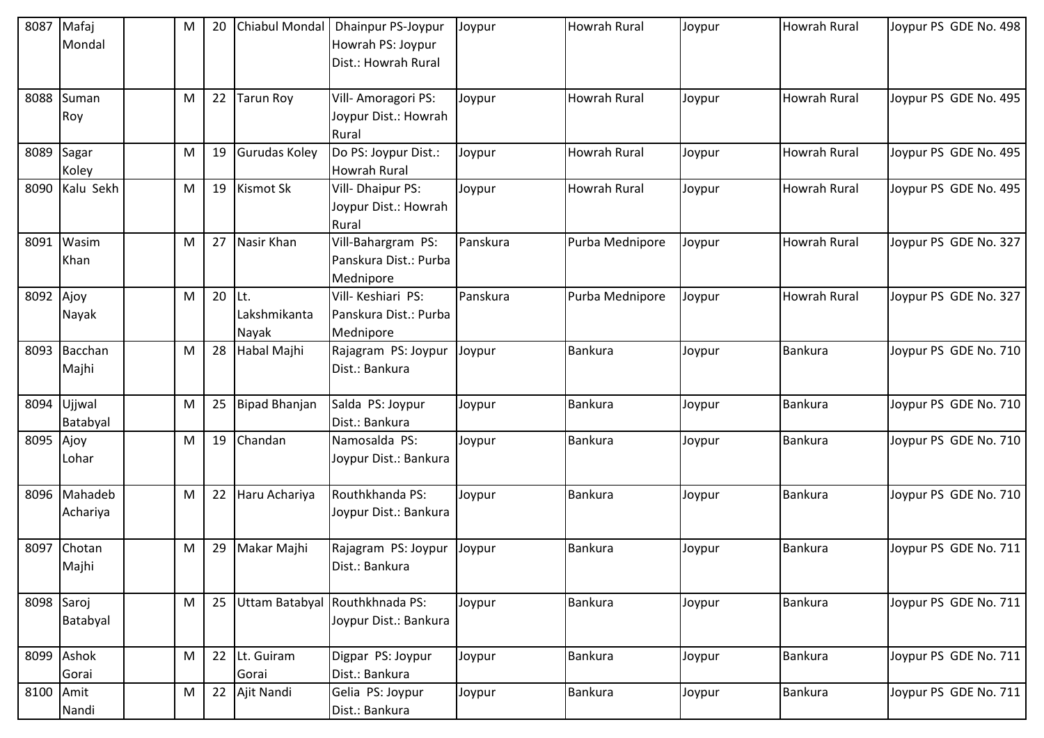| 8087 | Mafaj Mondal | | M | 20 | Chiabul Mondal | Dhainpur PS-Joypur Howrah PS: Joypur Dist.: Howrah Rural | Joypur | Howrah Rural | Joypur | Howrah Rural | Joypur PS GDE No. 498 |
|---|---|---|---|---|---|---|---|---|---|---|---|
| 8088 | Suman Roy | | M | 22 | Tarun Roy | Vill- Amoragori PS: Joypur Dist.: Howrah Rural | Joypur | Howrah Rural | Joypur | Howrah Rural | Joypur PS GDE No. 495 |
| 8089 | Sagar Koley | | M | 19 | Gurudas Koley | Do PS: Joypur Dist.: Howrah Rural | Joypur | Howrah Rural | Joypur | Howrah Rural | Joypur PS GDE No. 495 |
| 8090 | Kalu Sekh | | M | 19 | Kismot Sk | Vill- Dhaipur PS: Joypur Dist.: Howrah Rural | Joypur | Howrah Rural | Joypur | Howrah Rural | Joypur PS GDE No. 495 |
| 8091 | Wasim Khan | | M | 27 | Nasir Khan | Vill-Bahargram PS: Panskura Dist.: Purba Mednipore | Panskura | Purba Mednipore | Joypur | Howrah Rural | Joypur PS GDE No. 327 |
| 8092 | Ajoy Nayak | | M | 20 | Lt. Lakshmikanta Nayak | Vill- Keshiari PS: Panskura Dist.: Purba Mednipore | Panskura | Purba Mednipore | Joypur | Howrah Rural | Joypur PS GDE No. 327 |
| 8093 | Bacchan Majhi | | M | 28 | Habal Majhi | Rajagram PS: Joypur Dist.: Bankura | Joypur | Bankura | Joypur | Bankura | Joypur PS GDE No. 710 |
| 8094 | Ujjwal Batabyal | | M | 25 | Bipad Bhanjan | Salda PS: Joypur Dist.: Bankura | Joypur | Bankura | Joypur | Bankura | Joypur PS GDE No. 710 |
| 8095 | Ajoy Lohar | | M | 19 | Chandan | Namosalda PS: Joypur Dist.: Bankura | Joypur | Bankura | Joypur | Bankura | Joypur PS GDE No. 710 |
| 8096 | Mahadeb Achariya | | M | 22 | Haru Achariya | Routhkhanda PS: Joypur Dist.: Bankura | Joypur | Bankura | Joypur | Bankura | Joypur PS GDE No. 710 |
| 8097 | Chotan Majhi | | M | 29 | Makar Majhi | Rajagram PS: Joypur Dist.: Bankura | Joypur | Bankura | Joypur | Bankura | Joypur PS GDE No. 711 |
| 8098 | Saroj Batabyal | | M | 25 | Uttam Batabyal | Routhkhnada PS: Joypur Dist.: Bankura | Joypur | Bankura | Joypur | Bankura | Joypur PS GDE No. 711 |
| 8099 | Ashok Gorai | | M | 22 | Lt. Guiram Gorai | Digpar PS: Joypur Dist.: Bankura | Joypur | Bankura | Joypur | Bankura | Joypur PS GDE No. 711 |
| 8100 | Amit Nandi | | M | 22 | Ajit Nandi | Gelia PS: Joypur Dist.: Bankura | Joypur | Bankura | Joypur | Bankura | Joypur PS GDE No. 711 |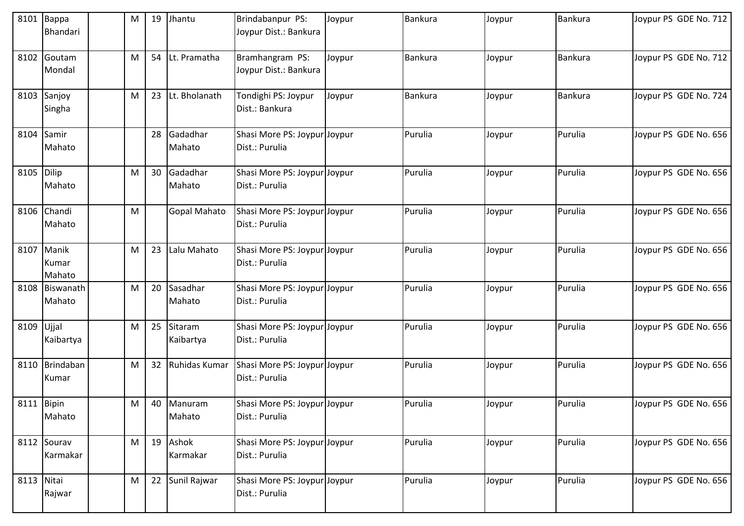| 8101 | Bappa Bhandari | | M | 19 | Jhantu | Brindabanpur PS: Joypur Dist.: Bankura | Joypur | Bankura | Joypur | Bankura | Joypur PS GDE No. 712 |
|---|---|---|---|---|---|---|---|---|---|---|---|
| 8102 | Goutam Mondal | | M | 54 | Lt. Pramatha | Bramhangram PS: Joypur Dist.: Bankura | Joypur | Bankura | Joypur | Bankura | Joypur PS GDE No. 712 |
| 8103 | Sanjoy Singha | | M | 23 | Lt. Bholanath | Tondighi PS: Joypur Dist.: Bankura | Joypur | Bankura | Joypur | Bankura | Joypur PS GDE No. 724 |
| 8104 | Samir Mahato | | | 28 | Gadadhar Mahato | Shasi More PS: Joypur Dist.: Purulia | Joypur | Purulia | Joypur | Purulia | Joypur PS GDE No. 656 |
| 8105 | Dilip Mahato | | M | 30 | Gadadhar Mahato | Shasi More PS: Joypur Dist.: Purulia | Joypur | Purulia | Joypur | Purulia | Joypur PS GDE No. 656 |
| 8106 | Chandi Mahato | | M | | Gopal Mahato | Shasi More PS: Joypur Dist.: Purulia | Joypur | Purulia | Joypur | Purulia | Joypur PS GDE No. 656 |
| 8107 | Manik Kumar Mahato | | M | 23 | Lalu Mahato | Shasi More PS: Joypur Dist.: Purulia | Joypur | Purulia | Joypur | Purulia | Joypur PS GDE No. 656 |
| 8108 | Biswanath Mahato | | M | 20 | Sasadhar Mahato | Shasi More PS: Joypur Dist.: Purulia | Joypur | Purulia | Joypur | Purulia | Joypur PS GDE No. 656 |
| 8109 | Ujjal Kaibartya | | M | 25 | Sitaram Kaibartya | Shasi More PS: Joypur Dist.: Purulia | Joypur | Purulia | Joypur | Purulia | Joypur PS GDE No. 656 |
| 8110 | Brindaban Kumar | | M | 32 | Ruhidas Kumar | Shasi More PS: Joypur Dist.: Purulia | Joypur | Purulia | Joypur | Purulia | Joypur PS GDE No. 656 |
| 8111 | Bipin Mahato | | M | 40 | Manuram Mahato | Shasi More PS: Joypur Dist.: Purulia | Joypur | Purulia | Joypur | Purulia | Joypur PS GDE No. 656 |
| 8112 | Sourav Karmakar | | M | 19 | Ashok Karmakar | Shasi More PS: Joypur Dist.: Purulia | Joypur | Purulia | Joypur | Purulia | Joypur PS GDE No. 656 |
| 8113 | Nitai Rajwar | | M | 22 | Sunil Rajwar | Shasi More PS: Joypur Dist.: Purulia | Joypur | Purulia | Joypur | Purulia | Joypur PS GDE No. 656 |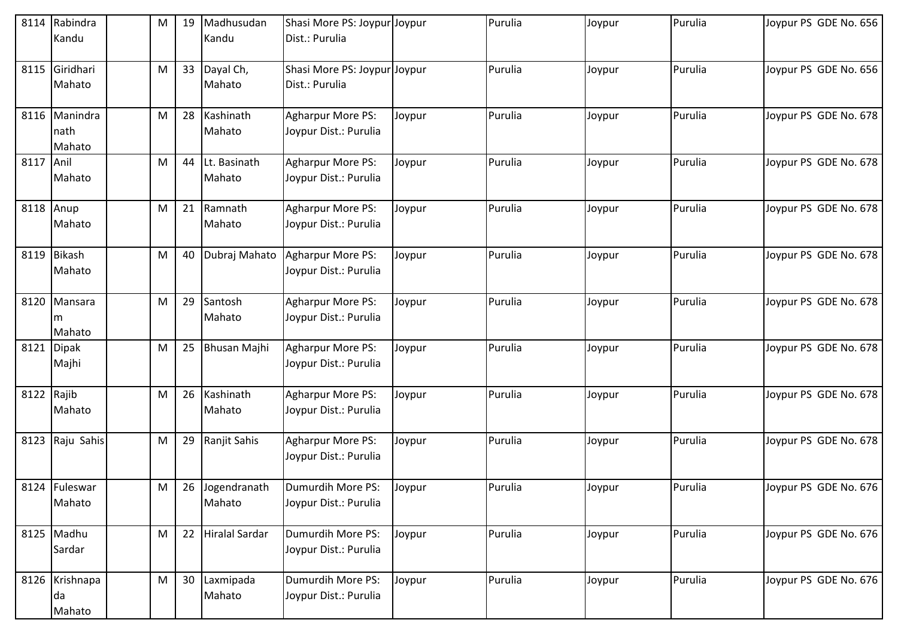| 8114 | Rabindra Kandu | | M | 19 | Madhusudan Kandu | Shasi More PS: Joypur Dist.: Purulia | Joypur | Purulia | Joypur | Purulia | Joypur PS GDE No. 656 |
|---|---|---|---|---|---|---|---|---|---|---|---|
| 8115 | Giridhari Mahato | | M | 33 | Dayal Ch, Mahato | Shasi More PS: Joypur Dist.: Purulia | Joypur | Purulia | Joypur | Purulia | Joypur PS GDE No. 656 |
| 8116 | Manindra nath Mahato | | M | 28 | Kashinath Mahato | Agharpur More PS: Joypur Dist.: Purulia | Joypur | Purulia | Joypur | Purulia | Joypur PS GDE No. 678 |
| 8117 | Anil Mahato | | M | 44 | Lt. Basinath Mahato | Agharpur More PS: Joypur Dist.: Purulia | Joypur | Purulia | Joypur | Purulia | Joypur PS GDE No. 678 |
| 8118 | Anup Mahato | | M | 21 | Ramnath Mahato | Agharpur More PS: Joypur Dist.: Purulia | Joypur | Purulia | Joypur | Purulia | Joypur PS GDE No. 678 |
| 8119 | Bikash Mahato | | M | 40 | Dubraj Mahato | Agharpur More PS: Joypur Dist.: Purulia | Joypur | Purulia | Joypur | Purulia | Joypur PS GDE No. 678 |
| 8120 | Mansaram Mahato | | M | 29 | Santosh Mahato | Agharpur More PS: Joypur Dist.: Purulia | Joypur | Purulia | Joypur | Purulia | Joypur PS GDE No. 678 |
| 8121 | Dipak Majhi | | M | 25 | Bhusan Majhi | Agharpur More PS: Joypur Dist.: Purulia | Joypur | Purulia | Joypur | Purulia | Joypur PS GDE No. 678 |
| 8122 | Rajib Mahato | | M | 26 | Kashinath Mahato | Agharpur More PS: Joypur Dist.: Purulia | Joypur | Purulia | Joypur | Purulia | Joypur PS GDE No. 678 |
| 8123 | Raju Sahis | | M | 29 | Ranjit Sahis | Agharpur More PS: Joypur Dist.: Purulia | Joypur | Purulia | Joypur | Purulia | Joypur PS GDE No. 678 |
| 8124 | Fuleswar Mahato | | M | 26 | Jogendranath Mahato | Dumurdih More PS: Joypur Dist.: Purulia | Joypur | Purulia | Joypur | Purulia | Joypur PS GDE No. 676 |
| 8125 | Madhu Sardar | | M | 22 | Hiralal Sardar | Dumurdih More PS: Joypur Dist.: Purulia | Joypur | Purulia | Joypur | Purulia | Joypur PS GDE No. 676 |
| 8126 | Krishnapada Mahato | | M | 30 | Laxmipada Mahato | Dumurdih More PS: Joypur Dist.: Purulia | Joypur | Purulia | Joypur | Purulia | Joypur PS GDE No. 676 |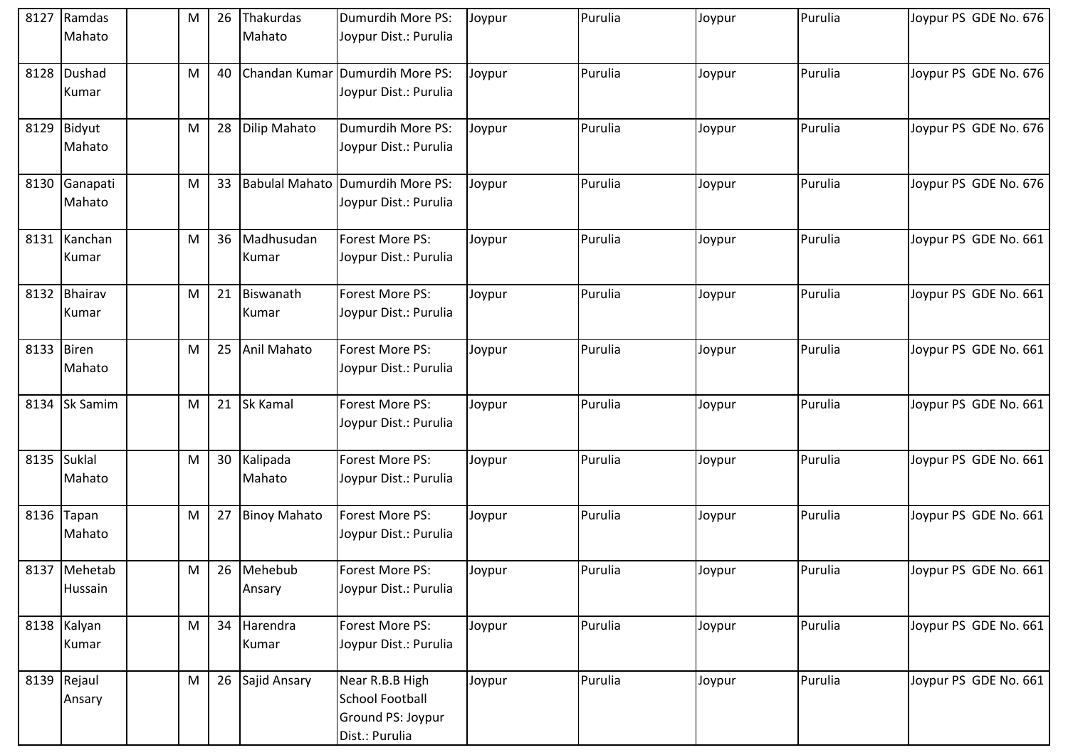| 8127 | Ramdas Mahato | | M | 26 | Thakurdas Mahato | Dumurdih More PS: Joypur Dist.: Purulia | Joypur | Purulia | Joypur | Purulia | Joypur PS GDE No. 676 |
|---|---|---|---|---|---|---|---|---|---|---|---|
| 8128 | Dushad Kumar | | M | 40 | Chandan Kumar | Dumurdih More PS: Joypur Dist.: Purulia | Joypur | Purulia | Joypur | Purulia | Joypur PS GDE No. 676 |
| 8129 | Bidyut Mahato | | M | 28 | Dilip Mahato | Dumurdih More PS: Joypur Dist.: Purulia | Joypur | Purulia | Joypur | Purulia | Joypur PS GDE No. 676 |
| 8130 | Ganapati Mahato | | M | 33 | Babulal Mahato | Dumurdih More PS: Joypur Dist.: Purulia | Joypur | Purulia | Joypur | Purulia | Joypur PS GDE No. 676 |
| 8131 | Kanchan Kumar | | M | 36 | Madhusudan Kumar | Forest More PS: Joypur Dist.: Purulia | Joypur | Purulia | Joypur | Purulia | Joypur PS GDE No. 661 |
| 8132 | Bhairav Kumar | | M | 21 | Biswanath Kumar | Forest More PS: Joypur Dist.: Purulia | Joypur | Purulia | Joypur | Purulia | Joypur PS GDE No. 661 |
| 8133 | Biren Mahato | | M | 25 | Anil Mahato | Forest More PS: Joypur Dist.: Purulia | Joypur | Purulia | Joypur | Purulia | Joypur PS GDE No. 661 |
| 8134 | Sk Samim | | M | 21 | Sk Kamal | Forest More PS: Joypur Dist.: Purulia | Joypur | Purulia | Joypur | Purulia | Joypur PS GDE No. 661 |
| 8135 | Suklal Mahato | | M | 30 | Kalipada Mahato | Forest More PS: Joypur Dist.: Purulia | Joypur | Purulia | Joypur | Purulia | Joypur PS GDE No. 661 |
| 8136 | Tapan Mahato | | M | 27 | Binoy Mahato | Forest More PS: Joypur Dist.: Purulia | Joypur | Purulia | Joypur | Purulia | Joypur PS GDE No. 661 |
| 8137 | Mehetab Hussain | | M | 26 | Mehebub Ansary | Forest More PS: Joypur Dist.: Purulia | Joypur | Purulia | Joypur | Purulia | Joypur PS GDE No. 661 |
| 8138 | Kalyan Kumar | | M | 34 | Harendra Kumar | Forest More PS: Joypur Dist.: Purulia | Joypur | Purulia | Joypur | Purulia | Joypur PS GDE No. 661 |
| 8139 | Rejaul Ansary | | M | 26 | Sajid Ansary | Near R.B.B High School Football Ground PS: Joypur Dist.: Purulia | Joypur | Purulia | Joypur | Purulia | Joypur PS GDE No. 661 |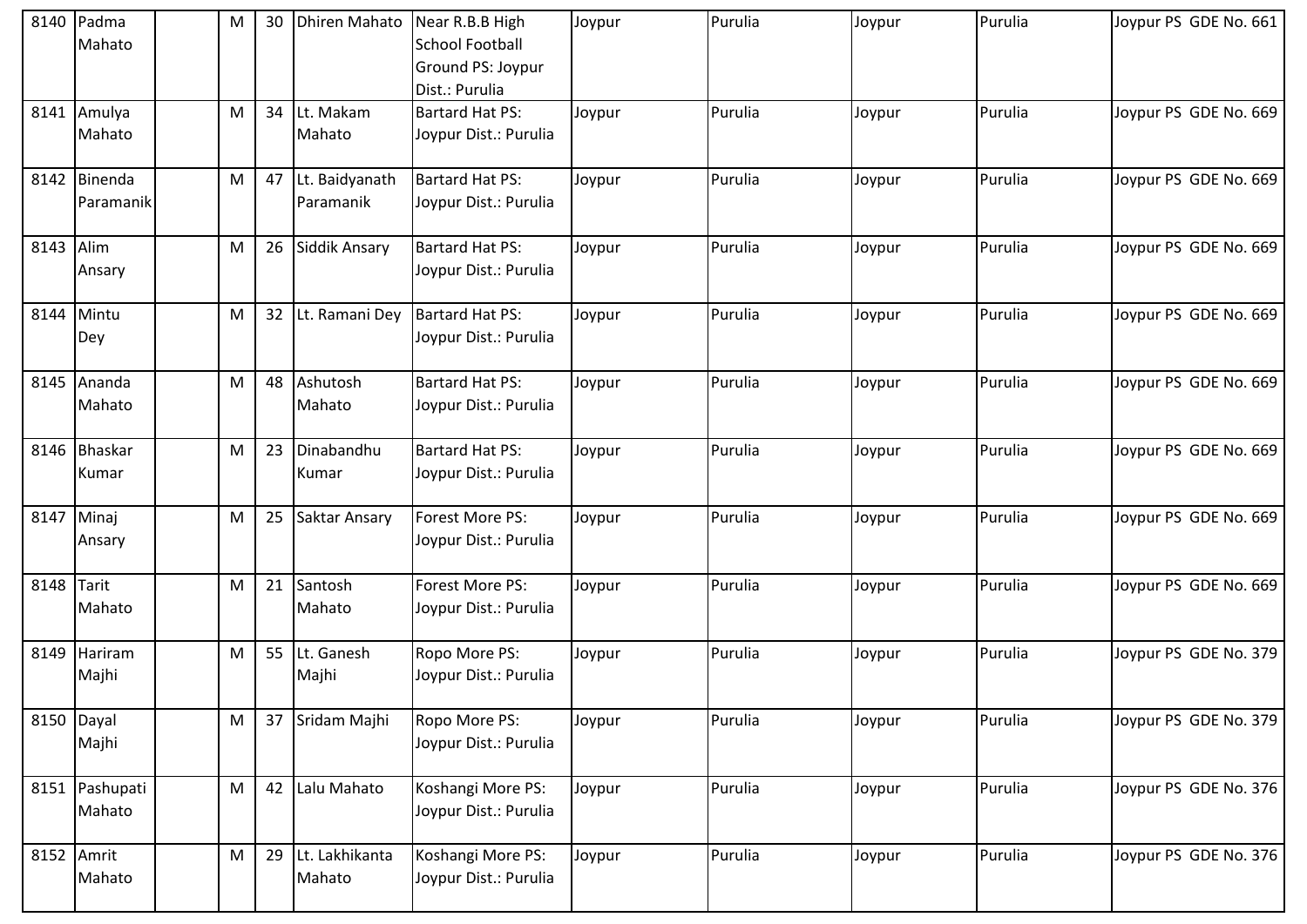| | | | | | | | | | | |
|---|---|---|---|---|---|---|---|---|---|---|
| 8140 | Padma Mahato | | M | 30 | Dhiren Mahato | Near R.B.B High School Football Ground PS: Joypur Dist.: Purulia | Joypur | Purulia | Joypur | Purulia | Joypur PS GDE No. 661 |
| 8141 | Amulya Mahato | | M | 34 | Lt. Makam Mahato | Bartard Hat PS: Joypur Dist.: Purulia | Joypur | Purulia | Joypur | Purulia | Joypur PS GDE No. 669 |
| 8142 | Binenda Paramanik | | M | 47 | Lt. Baidyanath Paramanik | Bartard Hat PS: Joypur Dist.: Purulia | Joypur | Purulia | Joypur | Purulia | Joypur PS GDE No. 669 |
| 8143 | Alim Ansary | | M | 26 | Siddik Ansary | Bartard Hat PS: Joypur Dist.: Purulia | Joypur | Purulia | Joypur | Purulia | Joypur PS GDE No. 669 |
| 8144 | Mintu Dey | | M | 32 | Lt. Ramani Dey | Bartard Hat PS: Joypur Dist.: Purulia | Joypur | Purulia | Joypur | Purulia | Joypur PS GDE No. 669 |
| 8145 | Ananda Mahato | | M | 48 | Ashutosh Mahato | Bartard Hat PS: Joypur Dist.: Purulia | Joypur | Purulia | Joypur | Purulia | Joypur PS GDE No. 669 |
| 8146 | Bhaskar Kumar | | M | 23 | Dinabandhu Kumar | Bartard Hat PS: Joypur Dist.: Purulia | Joypur | Purulia | Joypur | Purulia | Joypur PS GDE No. 669 |
| 8147 | Minaj Ansary | | M | 25 | Saktar Ansary | Forest More PS: Joypur Dist.: Purulia | Joypur | Purulia | Joypur | Purulia | Joypur PS GDE No. 669 |
| 8148 | Tarit Mahato | | M | 21 | Santosh Mahato | Forest More PS: Joypur Dist.: Purulia | Joypur | Purulia | Joypur | Purulia | Joypur PS GDE No. 669 |
| 8149 | Hariram Majhi | | M | 55 | Lt. Ganesh Majhi | Ropo More PS: Joypur Dist.: Purulia | Joypur | Purulia | Joypur | Purulia | Joypur PS GDE No. 379 |
| 8150 | Dayal Majhi | | M | 37 | Sridam Majhi | Ropo More PS: Joypur Dist.: Purulia | Joypur | Purulia | Joypur | Purulia | Joypur PS GDE No. 379 |
| 8151 | Pashupati Mahato | | M | 42 | Lalu Mahato | Koshangi More PS: Joypur Dist.: Purulia | Joypur | Purulia | Joypur | Purulia | Joypur PS GDE No. 376 |
| 8152 | Amrit Mahato | | M | 29 | Lt. Lakhikanta Mahato | Koshangi More PS: Joypur Dist.: Purulia | Joypur | Purulia | Joypur | Purulia | Joypur PS GDE No. 376 |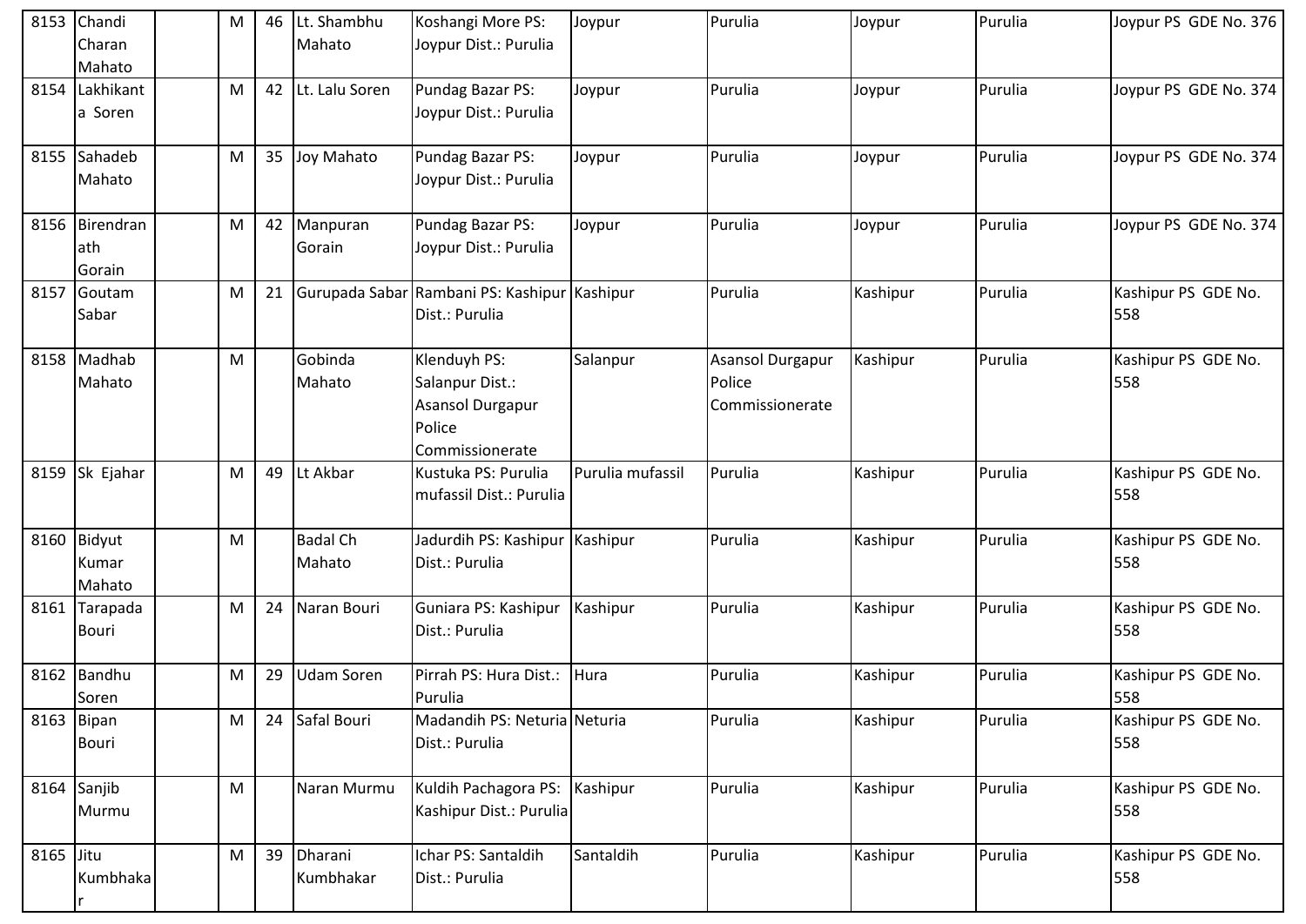| 8153 | Chandi Charan Mahato | | M | 46 | Lt. Shambhu Mahato | Koshangi More PS: Joypur Dist.: Purulia | Joypur | Purulia | Joypur | Purulia | Joypur PS GDE No. 376 |
|---|---|---|---|---|---|---|---|---|---|---|---|
| 8154 | Lakhikanta Soren | | M | 42 | Lt. Lalu Soren | Pundag Bazar PS: Joypur Dist.: Purulia | Joypur | Purulia | Joypur | Purulia | Joypur PS GDE No. 374 |
| 8155 | Sahadeb Mahato | | M | 35 | Joy Mahato | Pundag Bazar PS: Joypur Dist.: Purulia | Joypur | Purulia | Joypur | Purulia | Joypur PS GDE No. 374 |
| 8156 | Birendranath Gorain | | M | 42 | Manpuran Gorain | Pundag Bazar PS: Joypur Dist.: Purulia | Joypur | Purulia | Joypur | Purulia | Joypur PS GDE No. 374 |
| 8157 | Goutam Sabar | | M | 21 | Gurupada Sabar | Rambani PS: Kashipur Dist.: Purulia | Kashipur | Purulia | Kashipur | Purulia | Kashipur PS GDE No. 558 |
| 8158 | Madhab Mahato | | M | | Gobinda Mahato | Klenduyh PS: Salanpur Dist.: Asansol Durgapur Police Commissionerate | Salanpur | Asansol Durgapur Police Commissionerate | Kashipur | Purulia | Kashipur PS GDE No. 558 |
| 8159 | Sk Ejahar | | M | 49 | Lt Akbar | Kustuka PS: Purulia mufassil Dist.: Purulia | Purulia mufassil | Purulia | Kashipur | Purulia | Kashipur PS GDE No. 558 |
| 8160 | Bidyut Kumar Mahato | | M | | Badal Ch Mahato | Jadurdih PS: Kashipur Dist.: Purulia | Kashipur | Purulia | Kashipur | Purulia | Kashipur PS GDE No. 558 |
| 8161 | Tarapada Bouri | | M | 24 | Naran Bouri | Guniara PS: Kashipur Dist.: Purulia | Kashipur | Purulia | Kashipur | Purulia | Kashipur PS GDE No. 558 |
| 8162 | Bandhu Soren | | M | 29 | Udam Soren | Pirrah PS: Hura Dist.: Purulia | Hura | Purulia | Kashipur | Purulia | Kashipur PS GDE No. 558 |
| 8163 | Bipan Bouri | | M | 24 | Safal Bouri | Madandih PS: Neturia Dist.: Purulia | Neturia | Purulia | Kashipur | Purulia | Kashipur PS GDE No. 558 |
| 8164 | Sanjib Murmu | | M | | Naran Murmu | Kuldih Pachagora PS: Kashipur Dist.: Purulia | Kashipur | Purulia | Kashipur | Purulia | Kashipur PS GDE No. 558 |
| 8165 | Jitu Kumbhakar | | M | 39 | Dharani Kumbhakar | Ichar PS: Santaldih Dist.: Purulia | Santaldih | Purulia | Kashipur | Purulia | Kashipur PS GDE No. 558 |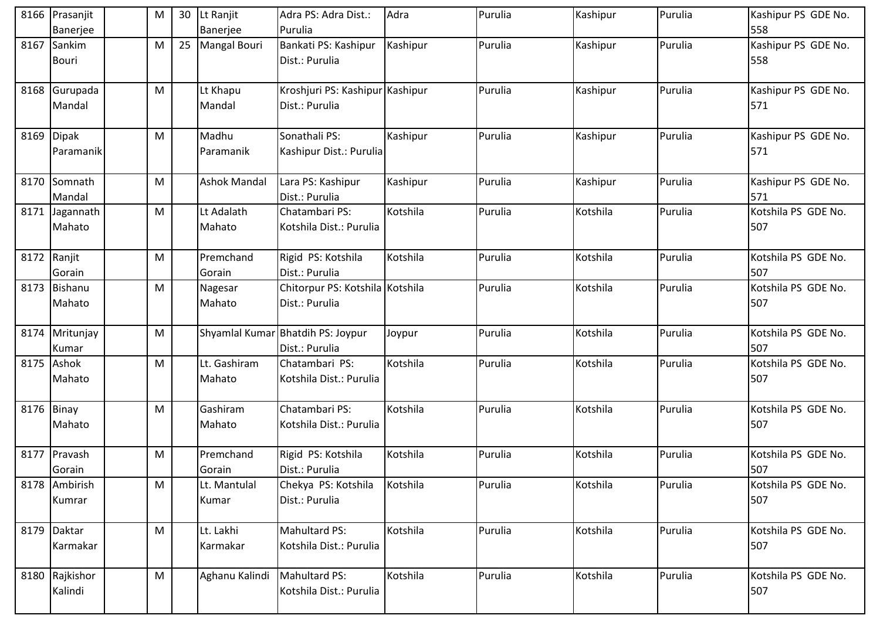| 8166 | Prasanjit Banerjee | | M | 30 | Lt Ranjit Banerjee | Adra PS: Adra Dist.: Purulia | Adra | Purulia | Kashipur | Purulia | Kashipur PS GDE No. 558 |
|---|---|---|---|---|---|---|---|---|---|---|---|
| 8167 | Sankim Bouri | | M | 25 | Mangal Bouri | Bankati PS: Kashipur Dist.: Purulia | Kashipur | Purulia | Kashipur | Purulia | Kashipur PS GDE No. 558 |
| 8168 | Gurupada Mandal | | M | | Lt Khapu Mandal | Kroshjuri PS: Kashipur Dist.: Purulia | Kashipur | Purulia | Kashipur | Purulia | Kashipur PS GDE No. 571 |
| 8169 | Dipak Paramanik | | M | | Madhu Paramanik | Sonathali PS: Kashipur Dist.: Purulia | Kashipur | Purulia | Kashipur | Purulia | Kashipur PS GDE No. 571 |
| 8170 | Somnath Mandal | | M | | Ashok Mandal | Lara PS: Kashipur Dist.: Purulia | Kashipur | Purulia | Kashipur | Purulia | Kashipur PS GDE No. 571 |
| 8171 | Jagannath Mahato | | M | | Lt Adalath Mahato | Chatambari PS: Kotshila Dist.: Purulia | Kotshila | Purulia | Kotshila | Purulia | Kotshila PS GDE No. 507 |
| 8172 | Ranjit Gorain | | M | | Premchand Gorain | Rigid PS: Kotshila Dist.: Purulia | Kotshila | Purulia | Kotshila | Purulia | Kotshila PS GDE No. 507 |
| 8173 | Bishanu Mahato | | M | | Nagesar Mahato | Chitorpur PS: Kotshila Dist.: Purulia | Kotshila | Purulia | Kotshila | Purulia | Kotshila PS GDE No. 507 |
| 8174 | Mritunjay Kumar | | M | | Shyamlal Kumar | Bhatdih PS: Joypur Dist.: Purulia | Joypur | Purulia | Kotshila | Purulia | Kotshila PS GDE No. 507 |
| 8175 | Ashok Mahato | | M | | Lt. Gashiram Mahato | Chatambari PS: Kotshila Dist.: Purulia | Kotshila | Purulia | Kotshila | Purulia | Kotshila PS GDE No. 507 |
| 8176 | Binay Mahato | | M | | Gashiram Mahato | Chatambari PS: Kotshila Dist.: Purulia | Kotshila | Purulia | Kotshila | Purulia | Kotshila PS GDE No. 507 |
| 8177 | Pravash Gorain | | M | | Premchand Gorain | Rigid PS: Kotshila Dist.: Purulia | Kotshila | Purulia | Kotshila | Purulia | Kotshila PS GDE No. 507 |
| 8178 | Ambirish Kumrar | | M | | Lt. Mantulal Kumar | Chekya PS: Kotshila Dist.: Purulia | Kotshila | Purulia | Kotshila | Purulia | Kotshila PS GDE No. 507 |
| 8179 | Daktar Karmakar | | M | | Lt. Lakhi Karmakar | Mahultard PS: Kotshila Dist.: Purulia | Kotshila | Purulia | Kotshila | Purulia | Kotshila PS GDE No. 507 |
| 8180 | Rajkishor Kalindi | | M | | Aghanu Kalindi | Mahultard PS: Kotshila Dist.: Purulia | Kotshila | Purulia | Kotshila | Purulia | Kotshila PS GDE No. 507 |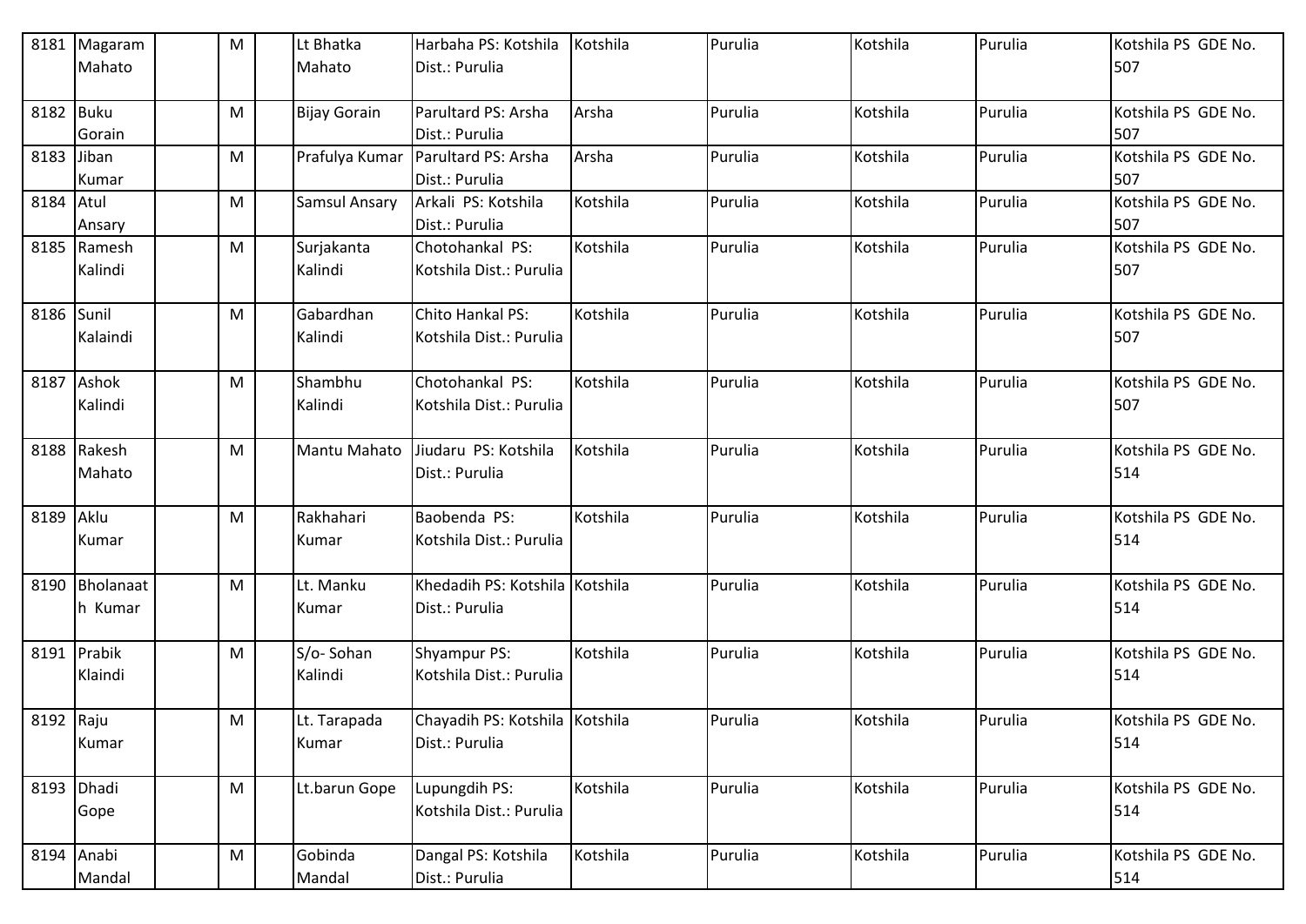| 8181 | Magaram Mahato | | M | | Lt Bhatka Mahato | Harbaha PS: Kotshila Dist.: Purulia | Kotshila | Purulia | Kotshila | Purulia | Kotshila PS GDE No. 507 |
|---|---|---|---|---|---|---|---|---|---|---|---|
| 8182 | Buku Gorain | | M | | Bijay Gorain | Parultard PS: Arsha Dist.: Purulia | Arsha | Purulia | Kotshila | Purulia | Kotshila PS GDE No. 507 |
| 8183 | Jiban Kumar | | M | | Prafulya Kumar | Parultard PS: Arsha Dist.: Purulia | Arsha | Purulia | Kotshila | Purulia | Kotshila PS GDE No. 507 |
| 8184 | Atul Ansary | | M | | Samsul Ansary | Arkali PS: Kotshila Dist.: Purulia | Kotshila | Purulia | Kotshila | Purulia | Kotshila PS GDE No. 507 |
| 8185 | Ramesh Kalindi | | M | | Surjakanta Kalindi | Chotohankal PS: Kotshila Dist.: Purulia | Kotshila | Purulia | Kotshila | Purulia | Kotshila PS GDE No. 507 |
| 8186 | Sunil Kalaindi | | M | | Gabardhan Kalindi | Chito Hankal PS: Kotshila Dist.: Purulia | Kotshila | Purulia | Kotshila | Purulia | Kotshila PS GDE No. 507 |
| 8187 | Ashok Kalindi | | M | | Shambhu Kalindi | Chotohankal PS: Kotshila Dist.: Purulia | Kotshila | Purulia | Kotshila | Purulia | Kotshila PS GDE No. 507 |
| 8188 | Rakesh Mahato | | M | | Mantu Mahato | Jiudaru PS: Kotshila Dist.: Purulia | Kotshila | Purulia | Kotshila | Purulia | Kotshila PS GDE No. 514 |
| 8189 | Aklu Kumar | | M | | Rakhahari Kumar | Baobenda PS: Kotshila Dist.: Purulia | Kotshila | Purulia | Kotshila | Purulia | Kotshila PS GDE No. 514 |
| 8190 | Bholanaath Kumar | | M | | Lt. Manku Kumar | Khedadih PS: Kotshila Dist.: Purulia | Kotshila | Purulia | Kotshila | Purulia | Kotshila PS GDE No. 514 |
| 8191 | Prabik Klaindi | | M | | S/o- Sohan Kalindi | Shyampur PS: Kotshila Dist.: Purulia | Kotshila | Purulia | Kotshila | Purulia | Kotshila PS GDE No. 514 |
| 8192 | Raju Kumar | | M | | Lt. Tarapada Kumar | Chayadih PS: Kotshila Dist.: Purulia | Kotshila | Purulia | Kotshila | Purulia | Kotshila PS GDE No. 514 |
| 8193 | Dhadi Gope | | M | | Lt.barun Gope | Lupungdih PS: Kotshila Dist.: Purulia | Kotshila | Purulia | Kotshila | Purulia | Kotshila PS GDE No. 514 |
| 8194 | Anabi Mandal | | M | | Gobinda Mandal | Dangal PS: Kotshila Dist.: Purulia | Kotshila | Purulia | Kotshila | Purulia | Kotshila PS GDE No. 514 |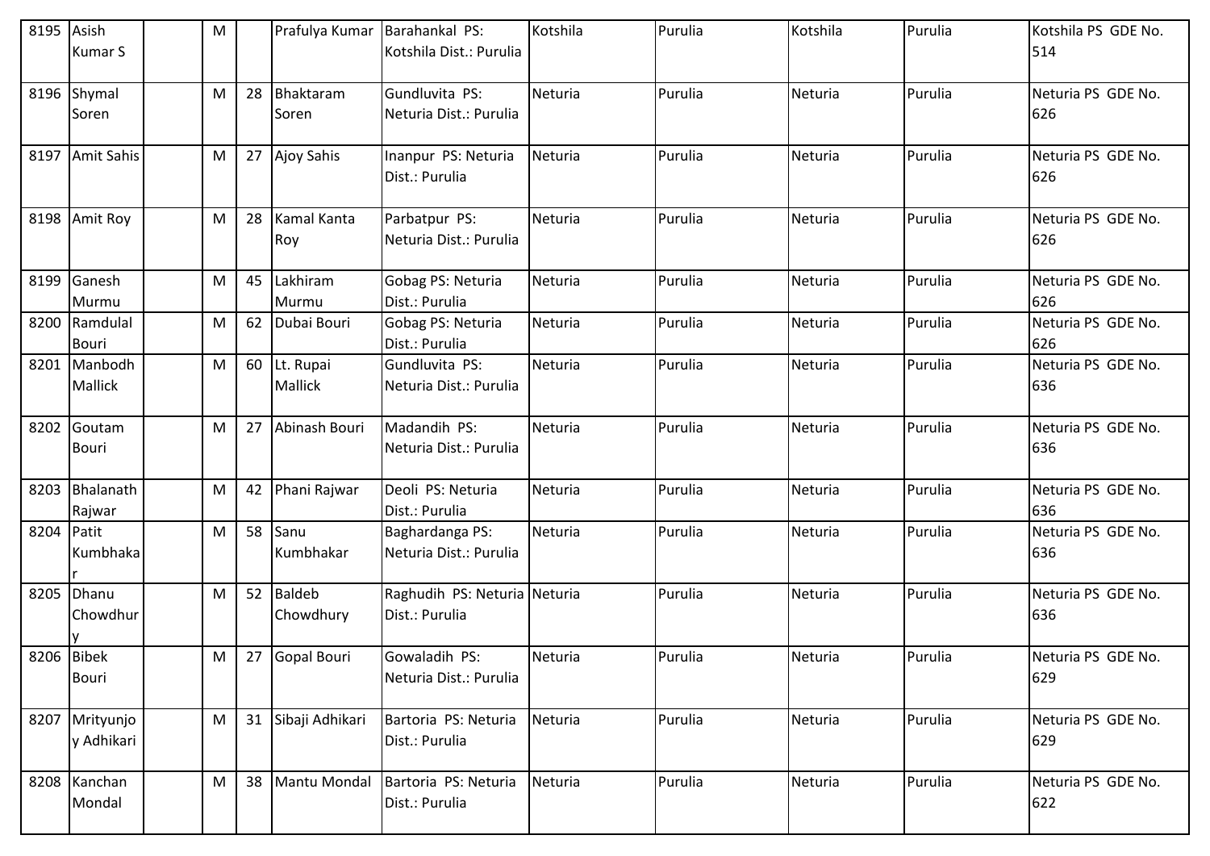| 8195 | Asish Kumar S | | M | | Prafulya Kumar | Barahankal PS: Kotshila Dist.: Purulia | Kotshila | Purulia | Kotshila | Purulia | Kotshila PS GDE No. 514 |
|---|---|---|---|---|---|---|---|---|---|---|---|
| 8196 | Shymal Soren | | M | 28 | Bhaktaram Soren | Gundluvita PS: Neturia Dist.: Purulia | Neturia | Purulia | Neturia | Purulia | Neturia PS GDE No. 626 |
| 8197 | Amit Sahis | | M | 27 | Ajoy Sahis | Inanpur PS: Neturia Dist.: Purulia | Neturia | Purulia | Neturia | Purulia | Neturia PS GDE No. 626 |
| 8198 | Amit Roy | | M | 28 | Kamal Kanta Roy | Parbatpur PS: Neturia Dist.: Purulia | Neturia | Purulia | Neturia | Purulia | Neturia PS GDE No. 626 |
| 8199 | Ganesh Murmu | | M | 45 | Lakhiram Murmu | Gobag PS: Neturia Dist.: Purulia | Neturia | Purulia | Neturia | Purulia | Neturia PS GDE No. 626 |
| 8200 | Ramdulal Bouri | | M | 62 | Dubai Bouri | Gobag PS: Neturia Dist.: Purulia | Neturia | Purulia | Neturia | Purulia | Neturia PS GDE No. 626 |
| 8201 | Manbodh Mallick | | M | 60 | Lt. Rupai Mallick | Gundluvita PS: Neturia Dist.: Purulia | Neturia | Purulia | Neturia | Purulia | Neturia PS GDE No. 636 |
| 8202 | Goutam Bouri | | M | 27 | Abinash Bouri | Madandih PS: Neturia Dist.: Purulia | Neturia | Purulia | Neturia | Purulia | Neturia PS GDE No. 636 |
| 8203 | Bhalanath Rajwar | | M | 42 | Phani Rajwar | Deoli PS: Neturia Dist.: Purulia | Neturia | Purulia | Neturia | Purulia | Neturia PS GDE No. 636 |
| 8204 | Patit Kumbhakar | | M | 58 | Sanu Kumbhakar | Baghardanga PS: Neturia Dist.: Purulia | Neturia | Purulia | Neturia | Purulia | Neturia PS GDE No. 636 |
| 8205 | Dhanu Chowdhury | | M | 52 | Baldeb Chowdhury | Raghudih PS: Neturia Dist.: Purulia | Neturia | Purulia | Neturia | Purulia | Neturia PS GDE No. 636 |
| 8206 | Bibek Bouri | | M | 27 | Gopal Bouri | Gowaladih PS: Neturia Dist.: Purulia | Neturia | Purulia | Neturia | Purulia | Neturia PS GDE No. 629 |
| 8207 | Mrityunjoy Adhikari | | M | 31 | Sibaji Adhikari | Bartoria PS: Neturia Dist.: Purulia | Neturia | Purulia | Neturia | Purulia | Neturia PS GDE No. 629 |
| 8208 | Kanchan Mondal | | M | 38 | Mantu Mondal | Bartoria PS: Neturia Dist.: Purulia | Neturia | Purulia | Neturia | Purulia | Neturia PS GDE No. 622 |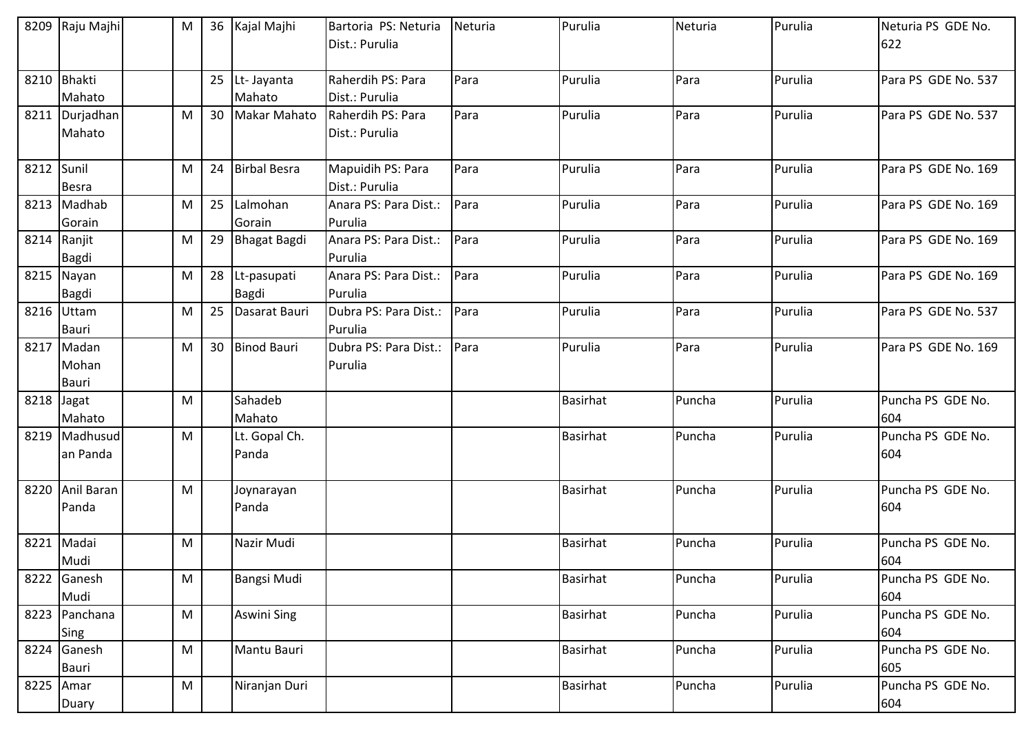| 8209 | Raju Majhi | | M | 36 | Kajal Majhi | Bartoria PS: Neturia Dist.: Purulia | Neturia | Purulia | Neturia | Purulia | Neturia PS GDE No. 622 |
|---|---|---|---|---|---|---|---|---|---|---|---|
| 8210 | Bhakti Mahato | | | 25 | Lt- Jayanta Mahato | Raherdih PS: Para Dist.: Purulia | Para | Purulia | Para | Purulia | Para PS GDE No. 537 |
| 8211 | Durjadhan Mahato | | M | 30 | Makar Mahato | Raherdih PS: Para Dist.: Purulia | Para | Purulia | Para | Purulia | Para PS GDE No. 537 |
| 8212 | Sunil Besra | | M | 24 | Birbal Besra | Mapuidih PS: Para Dist.: Purulia | Para | Purulia | Para | Purulia | Para PS GDE No. 169 |
| 8213 | Madhab Gorain | | M | 25 | Lalmohan Gorain | Anara PS: Para Dist.: Purulia | Para | Purulia | Para | Purulia | Para PS GDE No. 169 |
| 8214 | Ranjit Bagdi | | M | 29 | Bhagat Bagdi | Anara PS: Para Dist.: Purulia | Para | Purulia | Para | Purulia | Para PS GDE No. 169 |
| 8215 | Nayan Bagdi | | M | 28 | Lt-pasupati Bagdi | Anara PS: Para Dist.: Purulia | Para | Purulia | Para | Purulia | Para PS GDE No. 169 |
| 8216 | Uttam Bauri | | M | 25 | Dasarat Bauri | Dubra PS: Para Dist.: Purulia | Para | Purulia | Para | Purulia | Para PS GDE No. 537 |
| 8217 | Madan Mohan Bauri | | M | 30 | Binod Bauri | Dubra PS: Para Dist.: Purulia | Para | Purulia | Para | Purulia | Para PS GDE No. 169 |
| 8218 | Jagat Mahato | | M | | Sahadeb Mahato | | | Basirhat | Puncha | Purulia | Puncha PS GDE No. 604 |
| 8219 | Madhusudan Panda | | M | | Lt. Gopal Ch. Panda | | | Basirhat | Puncha | Purulia | Puncha PS GDE No. 604 |
| 8220 | Anil Baran Panda | | M | | Joynarayan Panda | | | Basirhat | Puncha | Purulia | Puncha PS GDE No. 604 |
| 8221 | Madai Mudi | | M | | Nazir Mudi | | | Basirhat | Puncha | Purulia | Puncha PS GDE No. 604 |
| 8222 | Ganesh Mudi | | M | | Bangsi Mudi | | | Basirhat | Puncha | Purulia | Puncha PS GDE No. 604 |
| 8223 | Panchana Sing | | M | | Aswini Sing | | | Basirhat | Puncha | Purulia | Puncha PS GDE No. 604 |
| 8224 | Ganesh Bauri | | M | | Mantu Bauri | | | Basirhat | Puncha | Purulia | Puncha PS GDE No. 605 |
| 8225 | Amar Duary | | M | | Niranjan Duri | | | Basirhat | Puncha | Purulia | Puncha PS GDE No. 604 |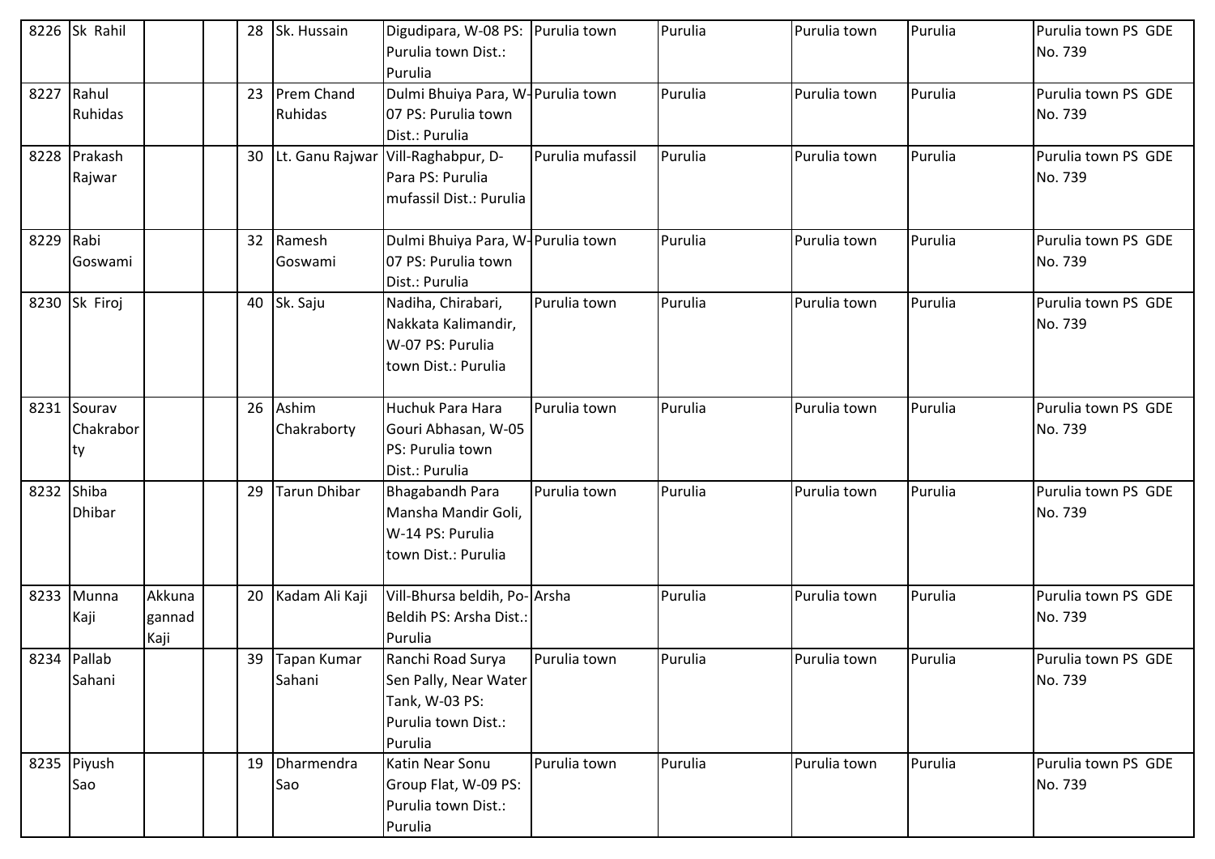| 8226 | Sk Rahil | | | 28 | Sk. Hussain | Digudipara, W-08 PS: Purulia town Dist.: Purulia | Purulia town | Purulia | Purulia town | Purulia | Purulia town PS GDE No. 739 |
|---|---|---|---|---|---|---|---|---|---|---|---|
| 8227 | Rahul Ruhidas | | | 23 | Prem Chand Ruhidas | Dulmi Bhuiya Para, W-07 PS: Purulia town Dist.: Purulia | Purulia town | Purulia | Purulia town | Purulia | Purulia town PS GDE No. 739 |
| 8228 | Prakash Rajwar | | | 30 | Lt. Ganu Rajwar | Vill-Raghabpur, D-Para PS: Purulia mufassil Dist.: Purulia | Purulia mufassil | Purulia | Purulia town | Purulia | Purulia town PS GDE No. 739 |
| 8229 | Rabi Goswami | | | 32 | Ramesh Goswami | Dulmi Bhuiya Para, W-07 PS: Purulia town Dist.: Purulia | Purulia town | Purulia | Purulia town | Purulia | Purulia town PS GDE No. 739 |
| 8230 | Sk Firoj | | | 40 | Sk. Saju | Nadiha, Chirabari, Nakkata Kalimandir, W-07 PS: Purulia town Dist.: Purulia | Purulia town | Purulia | Purulia town | Purulia | Purulia town PS GDE No. 739 |
| 8231 | Sourav Chakraborty | | | 26 | Ashim Chakraborty | Huchuk Para Hara Gouri Abhasan, W-05 PS: Purulia town Dist.: Purulia | Purulia town | Purulia | Purulia town | Purulia | Purulia town PS GDE No. 739 |
| 8232 | Shiba Dhibar | | | 29 | Tarun Dhibar | Bhagabandh Para Mansha Mandir Goli, W-14 PS: Purulia town Dist.: Purulia | Purulia town | Purulia | Purulia town | Purulia | Purulia town PS GDE No. 739 |
| 8233 | Munna Kaji | Akkunagannad Kaji | | 20 | Kadam Ali Kaji | Vill-Bhursa beldih, Po-Beldih PS: Arsha Dist.: Purulia | Arsha | Purulia | Purulia town | Purulia | Purulia town PS GDE No. 739 |
| 8234 | Pallab Sahani | | | 39 | Tapan Kumar Sahani | Ranchi Road Surya Sen Pally, Near Water Tank, W-03 PS: Purulia town Dist.: Purulia | Purulia town | Purulia | Purulia town | Purulia | Purulia town PS GDE No. 739 |
| 8235 | Piyush Sao | | | 19 | Dharmendra Sao | Katin Near Sonu Group Flat, W-09 PS: Purulia town Dist.: Purulia | Purulia town | Purulia | Purulia town | Purulia | Purulia town PS GDE No. 739 |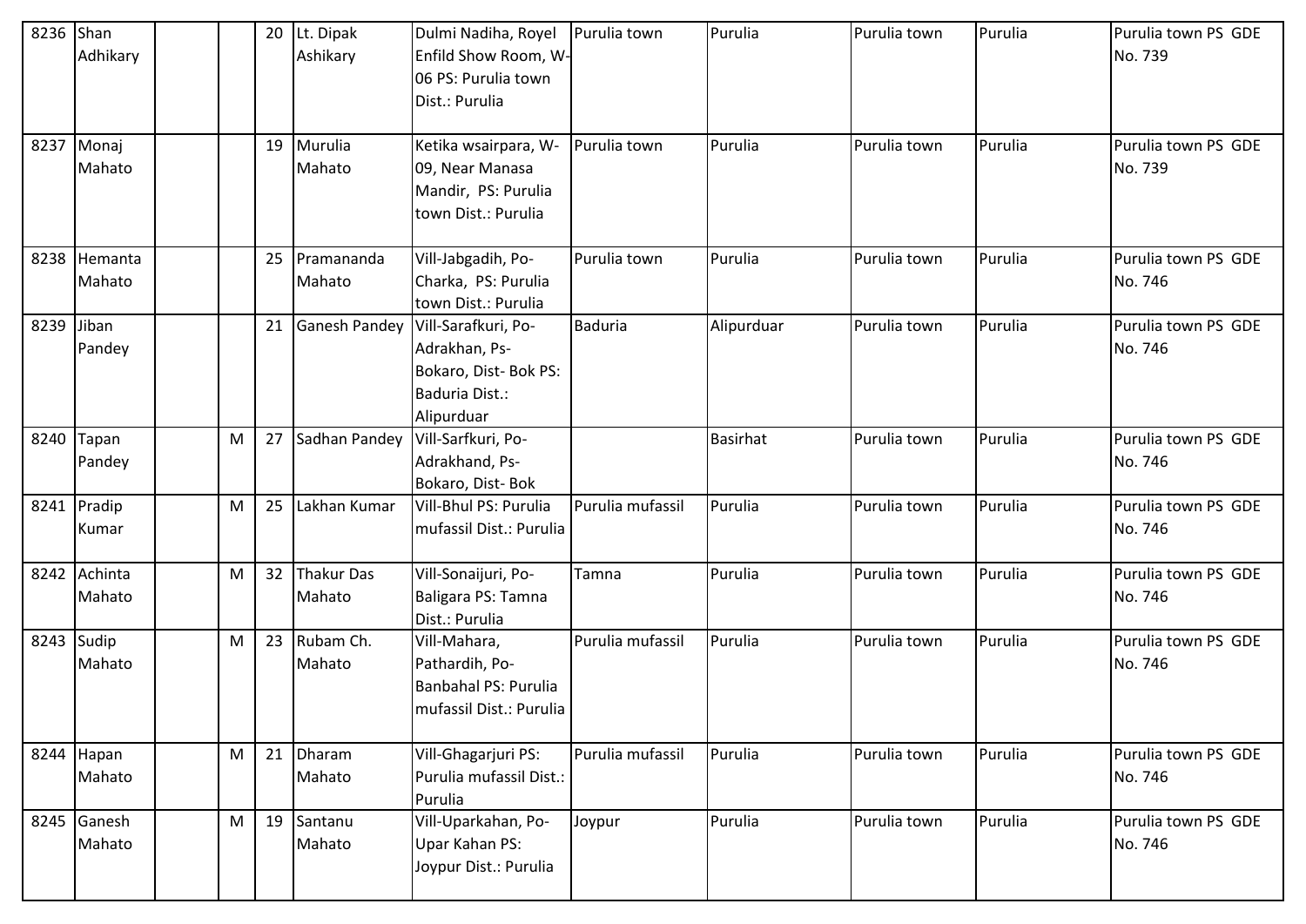| 8236 | Shan Adhikary | | | 20 | Lt. Dipak Ashikary | Dulmi Nadiha, Royel Enfild Show Room, W-06 PS: Purulia town Dist.: Purulia | Purulia town | Purulia | Purulia town | Purulia | Purulia town PS GDE No. 739 |
|---|---|---|---|---|---|---|---|---|---|---|---|
| 8237 | Monaj Mahato | | | 19 | Murulia Mahato | Ketika wsairpara, W-09, Near Manasa Mandir, PS: Purulia town Dist.: Purulia | Purulia town | Purulia | Purulia town | Purulia | Purulia town PS GDE No. 739 |
| 8238 | Hemanta Mahato | | | 25 | Pramananda Mahato | Vill-Jabgadih, Po-Charka, PS: Purulia town Dist.: Purulia | Purulia town | Purulia | Purulia town | Purulia | Purulia town PS GDE No. 746 |
| 8239 | Jiban Pandey | | | 21 | Ganesh Pandey | Vill-Sarafkuri, Po-Adrakhan, Ps-Bokaro, Dist- Bok PS: Baduria Dist.: Alipurduar | Baduria | Alipurduar | Purulia town | Purulia | Purulia town PS GDE No. 746 |
| 8240 | Tapan Pandey | | M | 27 | Sadhan Pandey | Vill-Sarfkuri, Po-Adrakhand, Ps-Bokaro, Dist- Bok | | Basirhat | Purulia town | Purulia | Purulia town PS GDE No. 746 |
| 8241 | Pradip Kumar | | M | 25 | Lakhan Kumar | Vill-Bhul PS: Purulia mufassil Dist.: Purulia | Purulia mufassil | Purulia | Purulia town | Purulia | Purulia town PS GDE No. 746 |
| 8242 | Achinta Mahato | | M | 32 | Thakur Das Mahato | Vill-Sonaijuri, Po-Baligara PS: Tamna Dist.: Purulia | Tamna | Purulia | Purulia town | Purulia | Purulia town PS GDE No. 746 |
| 8243 | Sudip Mahato | | M | 23 | Rubam Ch. Mahato | Vill-Mahara, Pathardih, Po-Banbahal PS: Purulia mufassil Dist.: Purulia | Purulia mufassil | Purulia | Purulia town | Purulia | Purulia town PS GDE No. 746 |
| 8244 | Hapan Mahato | | M | 21 | Dharam Mahato | Vill-Ghagarjuri PS: Purulia mufassil Dist.: Purulia | Purulia mufassil | Purulia | Purulia town | Purulia | Purulia town PS GDE No. 746 |
| 8245 | Ganesh Mahato | | M | 19 | Santanu Mahato | Vill-Uparkahan, Po-Upar Kahan PS: Joypur Dist.: Purulia | Joypur | Purulia | Purulia town | Purulia | Purulia town PS GDE No. 746 |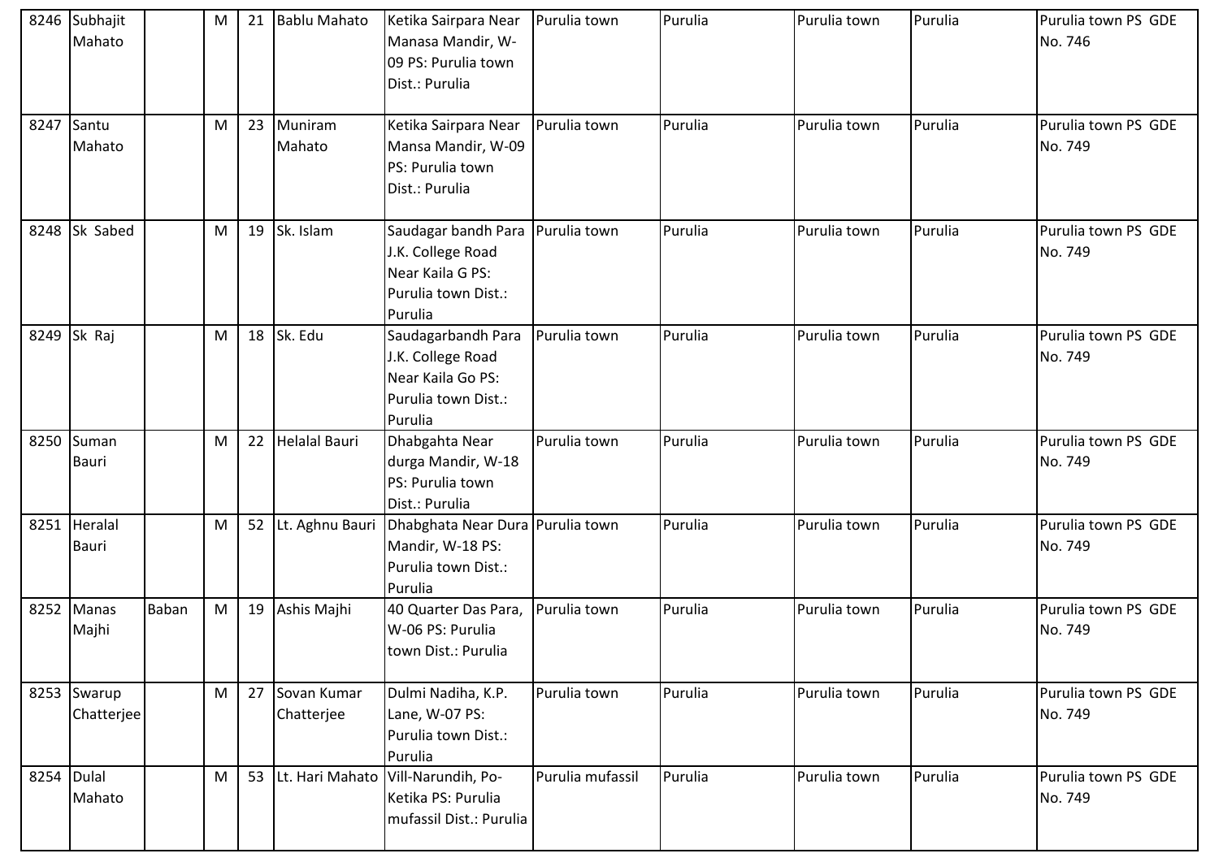| 8246 | Subhajit Mahato | | M | 21 | Bablu Mahato | Ketika Sairpara Near Manasa Mandir, W-09 PS: Purulia town Dist.: Purulia | Purulia town | Purulia | Purulia town | Purulia | Purulia town PS GDE No. 746 |
|---|---|---|---|---|---|---|---|---|---|---|---|
| 8247 | Santu Mahato | | M | 23 | Muniram Mahato | Ketika Sairpara Near Mansa Mandir, W-09 PS: Purulia town Dist.: Purulia | Purulia town | Purulia | Purulia town | Purulia | Purulia town PS GDE No. 749 |
| 8248 | Sk Sabed | | M | 19 | Sk. Islam | Saudagar bandh Para J.K. College Road Near Kaila G PS: Purulia town Dist.: Purulia | Purulia town | Purulia | Purulia town | Purulia | Purulia town PS GDE No. 749 |
| 8249 | Sk Raj | | M | 18 | Sk. Edu | Saudagarbandh Para J.K. College Road Near Kaila Go PS: Purulia town Dist.: Purulia | Purulia town | Purulia | Purulia town | Purulia | Purulia town PS GDE No. 749 |
| 8250 | Suman Bauri | | M | 22 | Helalal Bauri | Dhabgahta Near durga Mandir, W-18 PS: Purulia town Dist.: Purulia | Purulia town | Purulia | Purulia town | Purulia | Purulia town PS GDE No. 749 |
| 8251 | Heralal Bauri | | M | 52 | Lt. Aghnu Bauri | Dhabghata Near Dura Mandir, W-18 PS: Purulia town Dist.: Purulia | Purulia town | Purulia | Purulia town | Purulia | Purulia town PS GDE No. 749 |
| 8252 | Manas Majhi | Baban | M | 19 | Ashis Majhi | 40 Quarter Das Para, W-06 PS: Purulia town Dist.: Purulia | Purulia town | Purulia | Purulia town | Purulia | Purulia town PS GDE No. 749 |
| 8253 | Swarup Chatterjee | | M | 27 | Sovan Kumar Chatterjee | Dulmi Nadiha, K.P. Lane, W-07 PS: Purulia town Dist.: Purulia | Purulia town | Purulia | Purulia town | Purulia | Purulia town PS GDE No. 749 |
| 8254 | Dulal Mahato | | M | 53 | Lt. Hari Mahato | Vill-Narundih, Po-Ketika PS: Purulia mufassil Dist.: Purulia | Purulia mufassil | Purulia | Purulia town | Purulia | Purulia town PS GDE No. 749 |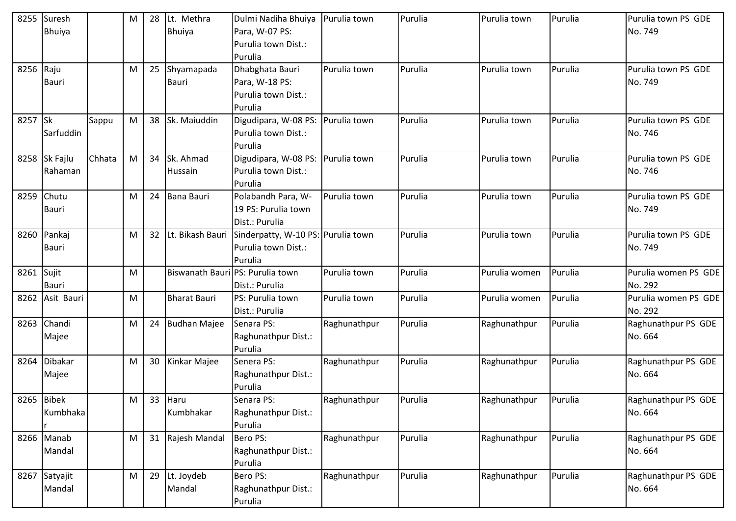| 8255 | Suresh Bhuiya | | M | 28 | Lt. Methra Bhuiya | Dulmi Nadiha Bhuiya Para, W-07 PS: Purulia town Dist.: Purulia | Purulia town | Purulia | Purulia town | Purulia | Purulia town PS GDE No. 749 |
|---|---|---|---|---|---|---|---|---|---|---|---|
| 8256 | Raju Bauri | | M | 25 | Shyamapada Bauri | Dhabghata Bauri Para, W-18 PS: Purulia town Dist.: Purulia | Purulia town | Purulia | Purulia town | Purulia | Purulia town PS GDE No. 749 |
| 8257 | Sk Sarfuddin | Sappu | M | 38 | Sk. Maiuddin | Digudipara, W-08 PS: Purulia town Dist.: Purulia | Purulia town | Purulia | Purulia town | Purulia | Purulia town PS GDE No. 746 |
| 8258 | Sk Fajlu Rahaman | Chhata | M | 34 | Sk. Ahmad Hussain | Digudipara, W-08 PS: Purulia town Dist.: Purulia | Purulia town | Purulia | Purulia town | Purulia | Purulia town PS GDE No. 746 |
| 8259 | Chutu Bauri | | M | 24 | Bana Bauri | Polabandh Para, W-19 PS: Purulia town Dist.: Purulia | Purulia town | Purulia | Purulia town | Purulia | Purulia town PS GDE No. 749 |
| 8260 | Pankaj Bauri | | M | 32 | Lt. Bikash Bauri | Sinderpatty, W-10 PS: Purulia town Dist.: Purulia | Purulia town | Purulia | Purulia town | Purulia | Purulia town PS GDE No. 749 |
| 8261 | Sujit Bauri | | M | | Biswanath Bauri | PS: Purulia town Dist.: Purulia | Purulia town | Purulia | Purulia women | Purulia | Purulia women PS GDE No. 292 |
| 8262 | Asit Bauri | | M | | Bharat Bauri | PS: Purulia town Dist.: Purulia | Purulia town | Purulia | Purulia women | Purulia | Purulia women PS GDE No. 292 |
| 8263 | Chandi Majee | | M | 24 | Budhan Majee | Senara PS: Raghunathpur Dist.: Purulia | Raghunathpur | Purulia | Raghunathpur | Purulia | Raghunathpur PS GDE No. 664 |
| 8264 | Dibakar Majee | | M | 30 | Kinkar Majee | Senera PS: Raghunathpur Dist.: Purulia | Raghunathpur | Purulia | Raghunathpur | Purulia | Raghunathpur PS GDE No. 664 |
| 8265 | Bibek Kumbhakar | | M | 33 | Haru Kumbhakar | Senara PS: Raghunathpur Dist.: Purulia | Raghunathpur | Purulia | Raghunathpur | Purulia | Raghunathpur PS GDE No. 664 |
| 8266 | Manab Mandal | | M | 31 | Rajesh Mandal | Bero PS: Raghunathpur Dist.: Purulia | Raghunathpur | Purulia | Raghunathpur | Purulia | Raghunathpur PS GDE No. 664 |
| 8267 | Satyajit Mandal | | M | 29 | Lt. Joydeb Mandal | Bero PS: Raghunathpur Dist.: Purulia | Raghunathpur | Purulia | Raghunathpur | Purulia | Raghunathpur PS GDE No. 664 |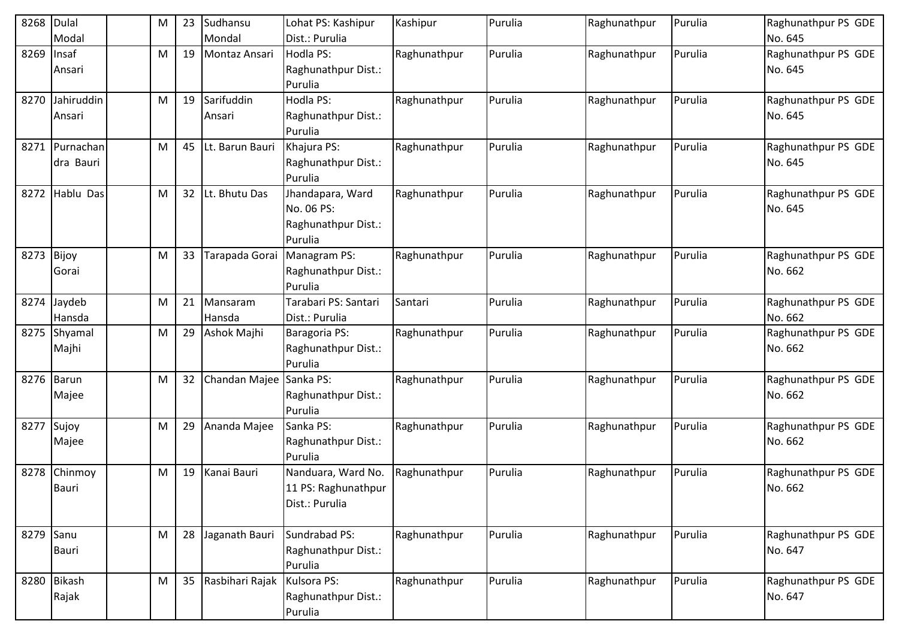| 8268 | Dulal Modal | | M | 23 | Sudhansu Mondal | Lohat PS: Kashipur Dist.: Purulia | Kashipur | Purulia | Raghunathpur | Purulia | Raghunathpur PS GDE No. 645 |
|---|---|---|---|---|---|---|---|---|---|---|---|
| 8269 | Insaf Ansari | | M | 19 | Montaz Ansari | Hodla PS: Raghunathpur Dist.: Purulia | Raghunathpur | Purulia | Raghunathpur | Purulia | Raghunathpur PS GDE No. 645 |
| 8270 | Jahiruddin Ansari | | M | 19 | Sarifuddin Ansari | Hodla PS: Raghunathpur Dist.: Purulia | Raghunathpur | Purulia | Raghunathpur | Purulia | Raghunathpur PS GDE No. 645 |
| 8271 | Purnachandra Bauri | | M | 45 | Lt. Barun Bauri | Khajura PS: Raghunathpur Dist.: Purulia | Raghunathpur | Purulia | Raghunathpur | Purulia | Raghunathpur PS GDE No. 645 |
| 8272 | Hablu Das | | M | 32 | Lt. Bhutu Das | Jhandapara, Ward No. 06 PS: Raghunathpur Dist.: Purulia | Raghunathpur | Purulia | Raghunathpur | Purulia | Raghunathpur PS GDE No. 645 |
| 8273 | Bijoy Gorai | | M | 33 | Tarapada Gorai | Managram PS: Raghunathpur Dist.: Purulia | Raghunathpur | Purulia | Raghunathpur | Purulia | Raghunathpur PS GDE No. 662 |
| 8274 | Jaydeb Hansda | | M | 21 | Mansaram Hansda | Tarabari PS: Santari Dist.: Purulia | Santari | Purulia | Raghunathpur | Purulia | Raghunathpur PS GDE No. 662 |
| 8275 | Shyamal Majhi | | M | 29 | Ashok Majhi | Baragoria PS: Raghunathpur Dist.: Purulia | Raghunathpur | Purulia | Raghunathpur | Purulia | Raghunathpur PS GDE No. 662 |
| 8276 | Barun Majee | | M | 32 | Chandan Majee | Sanka PS: Raghunathpur Dist.: Purulia | Raghunathpur | Purulia | Raghunathpur | Purulia | Raghunathpur PS GDE No. 662 |
| 8277 | Sujoy Majee | | M | 29 | Ananda Majee | Sanka PS: Raghunathpur Dist.: Purulia | Raghunathpur | Purulia | Raghunathpur | Purulia | Raghunathpur PS GDE No. 662 |
| 8278 | Chinmoy Bauri | | M | 19 | Kanai Bauri | Nanduara, Ward No. 11 PS: Raghunathpur Dist.: Purulia | Raghunathpur | Purulia | Raghunathpur | Purulia | Raghunathpur PS GDE No. 662 |
| 8279 | Sanu Bauri | | M | 28 | Jaganath Bauri | Sundrabad PS: Raghunathpur Dist.: Purulia | Raghunathpur | Purulia | Raghunathpur | Purulia | Raghunathpur PS GDE No. 647 |
| 8280 | Bikash Rajak | | M | 35 | Rasbihari Rajak | Kulsora PS: Raghunathpur Dist.: Purulia | Raghunathpur | Purulia | Raghunathpur | Purulia | Raghunathpur PS GDE No. 647 |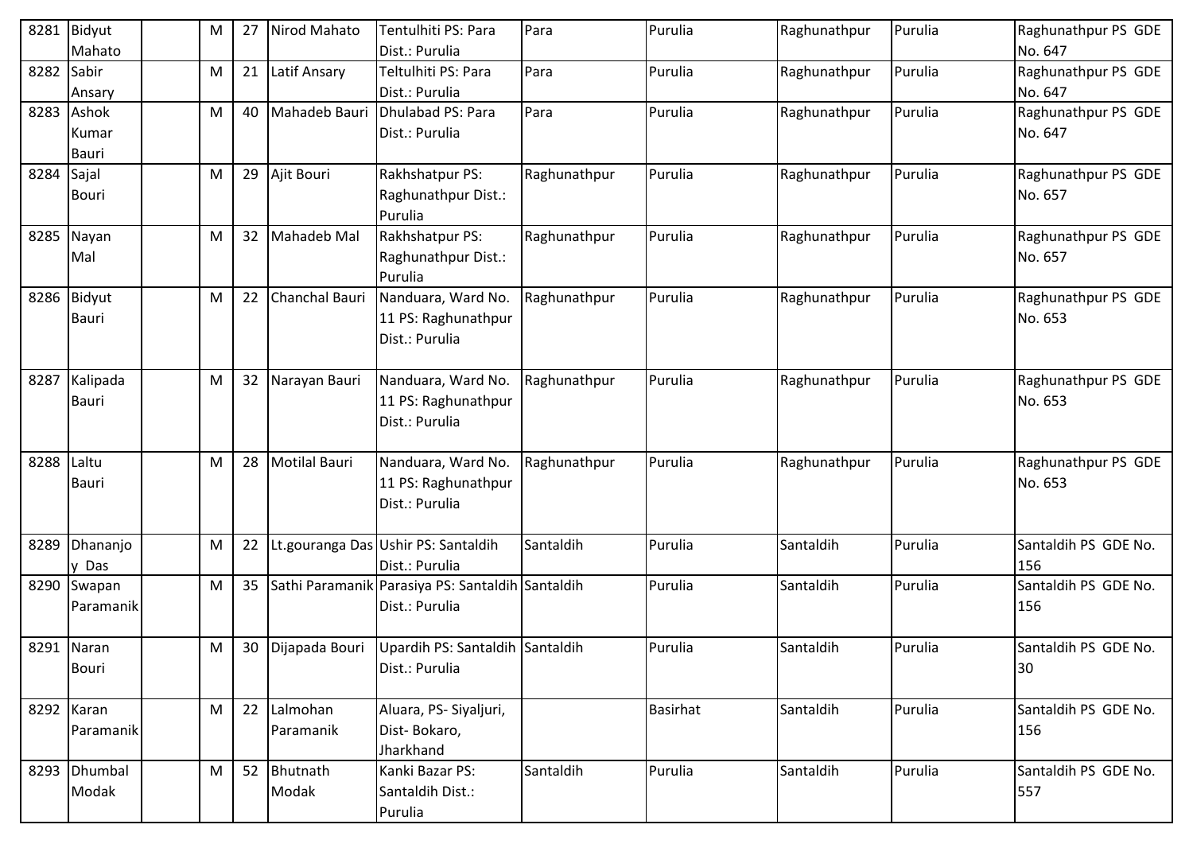| 8281 | Bidyut Mahato | | M | 27 | Nirod Mahato | Tentulhiti PS: Para Dist.: Purulia | Para | Purulia | Raghunathpur | Purulia | Raghunathpur PS GDE No. 647 |
|---|---|---|---|---|---|---|---|---|---|---|---|
| 8282 | Sabir Ansary | | M | 21 | Latif Ansary | Teltulhiti PS: Para Dist.: Purulia | Para | Purulia | Raghunathpur | Purulia | Raghunathpur PS GDE No. 647 |
| 8283 | Ashok Kumar Bauri | | M | 40 | Mahadeb Bauri | Dhulabad PS: Para Dist.: Purulia | Para | Purulia | Raghunathpur | Purulia | Raghunathpur PS GDE No. 647 |
| 8284 | Sajal Bouri | | M | 29 | Ajit Bouri | Rakhshatpur PS: Raghunathpur Dist.: Purulia | Raghunathpur | Purulia | Raghunathpur | Purulia | Raghunathpur PS GDE No. 657 |
| 8285 | Nayan Mal | | M | 32 | Mahadeb Mal | Rakhshatpur PS: Raghunathpur Dist.: Purulia | Raghunathpur | Purulia | Raghunathpur | Purulia | Raghunathpur PS GDE No. 657 |
| 8286 | Bidyut Bauri | | M | 22 | Chanchal Bauri | Nanduara, Ward No. 11 PS: Raghunathpur Dist.: Purulia | Raghunathpur | Purulia | Raghunathpur | Purulia | Raghunathpur PS GDE No. 653 |
| 8287 | Kalipada Bauri | | M | 32 | Narayan Bauri | Nanduara, Ward No. 11 PS: Raghunathpur Dist.: Purulia | Raghunathpur | Purulia | Raghunathpur | Purulia | Raghunathpur PS GDE No. 653 |
| 8288 | Laltu Bauri | | M | 28 | Motilal Bauri | Nanduara, Ward No. 11 PS: Raghunathpur Dist.: Purulia | Raghunathpur | Purulia | Raghunathpur | Purulia | Raghunathpur PS GDE No. 653 |
| 8289 | Dhananjoy Das | | M | 22 | Lt.gouranga Das | Ushir PS: Santaldih Dist.: Purulia | Santaldih | Purulia | Santaldih | Purulia | Santaldih PS GDE No. 156 |
| 8290 | Swapan Paramanik | | M | 35 | Sathi Paramanik | Parasiya PS: Santaldih Dist.: Purulia | Santaldih | Purulia | Santaldih | Purulia | Santaldih PS GDE No. 156 |
| 8291 | Naran Bouri | | M | 30 | Dijapada Bouri | Upardih PS: Santaldih Dist.: Purulia | Santaldih | Purulia | Santaldih | Purulia | Santaldih PS GDE No. 30 |
| 8292 | Karan Paramanik | | M | 22 | Lalmohan Paramanik | Aluara, PS- Siyaljuri, Dist- Bokaro, Jharkhand | | Basirhat | Santaldih | Purulia | Santaldih PS GDE No. 156 |
| 8293 | Dhumbal Modak | | M | 52 | Bhutnath Modak | Kanki Bazar PS: Santaldih Dist.: Purulia | Santaldih | Purulia | Santaldih | Purulia | Santaldih PS GDE No. 557 |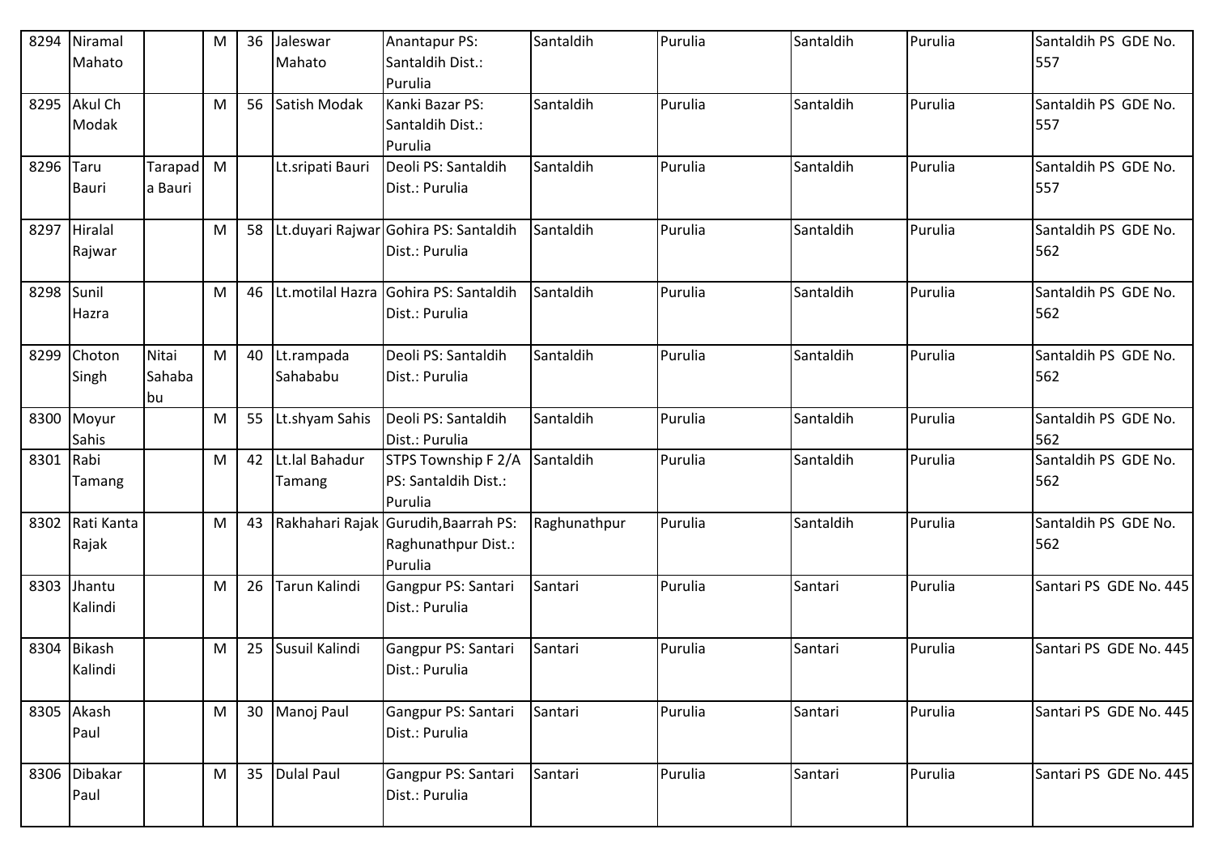| 8294 | Niramal Mahato | | M | 36 | Jaleswar Mahato | Anantapur PS: Santaldih Dist.: Purulia | Santaldih | Purulia | Santaldih | Purulia | Santaldih PS GDE No. 557 |
|---|---|---|---|---|---|---|---|---|---|---|---|
| 8295 | Akul Ch Modak | | M | 56 | Satish Modak | Kanki Bazar PS: Santaldih Dist.: Purulia | Santaldih | Purulia | Santaldih | Purulia | Santaldih PS GDE No. 557 |
| 8296 | Taru Bauri | Tarapada Bauri | M | | Lt.sripati Bauri | Deoli PS: Santaldih Dist.: Purulia | Santaldih | Purulia | Santaldih | Purulia | Santaldih PS GDE No. 557 |
| 8297 | Hiralal Rajwar | | M | 58 | Lt.duyari Rajwar | Gohira PS: Santaldih Dist.: Purulia | Santaldih | Purulia | Santaldih | Purulia | Santaldih PS GDE No. 562 |
| 8298 | Sunil Hazra | | M | 46 | Lt.motilal Hazra | Gohira PS: Santaldih Dist.: Purulia | Santaldih | Purulia | Santaldih | Purulia | Santaldih PS GDE No. 562 |
| 8299 | Choton Singh | Nitai Sahababu | M | 40 | Lt.rampada Sahababu | Deoli PS: Santaldih Dist.: Purulia | Santaldih | Purulia | Santaldih | Purulia | Santaldih PS GDE No. 562 |
| 8300 | Moyur Sahis | | M | 55 | Lt.shyam Sahis | Deoli PS: Santaldih Dist.: Purulia | Santaldih | Purulia | Santaldih | Purulia | Santaldih PS GDE No. 562 |
| 8301 | Rabi Tamang | | M | 42 | Lt.lal Bahadur Tamang | STPS Township F 2/A PS: Santaldih Dist.: Purulia | Santaldih | Purulia | Santaldih | Purulia | Santaldih PS GDE No. 562 |
| 8302 | Rati Kanta Rajak | | M | 43 | Rakhahari Rajak | Gurudih,Baarrah PS: Raghunathpur Dist.: Purulia | Raghunathpur | Purulia | Santaldih | Purulia | Santaldih PS GDE No. 562 |
| 8303 | Jhantu Kalindi | | M | 26 | Tarun Kalindi | Gangpur PS: Santari Dist.: Purulia | Santari | Purulia | Santari | Purulia | Santari PS GDE No. 445 |
| 8304 | Bikash Kalindi | | M | 25 | Susuil Kalindi | Gangpur PS: Santari Dist.: Purulia | Santari | Purulia | Santari | Purulia | Santari PS GDE No. 445 |
| 8305 | Akash Paul | | M | 30 | Manoj Paul | Gangpur PS: Santari Dist.: Purulia | Santari | Purulia | Santari | Purulia | Santari PS GDE No. 445 |
| 8306 | Dibakar Paul | | M | 35 | Dulal Paul | Gangpur PS: Santari Dist.: Purulia | Santari | Purulia | Santari | Purulia | Santari PS GDE No. 445 |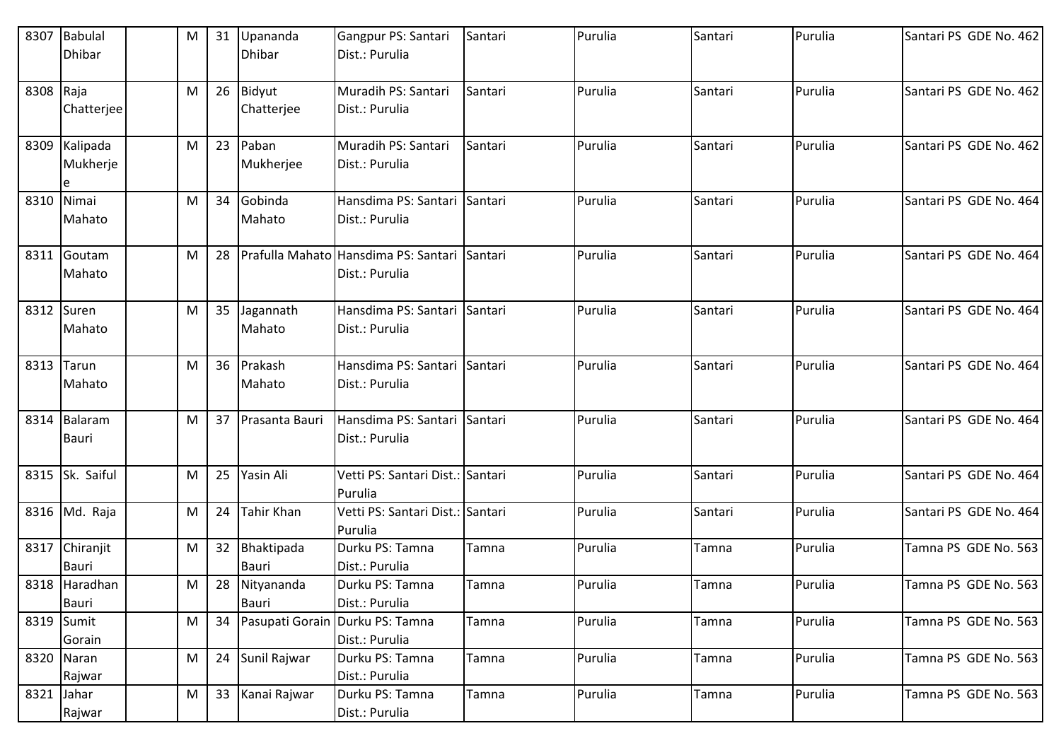| 8307 | Babulal Dhibar | | M | 31 | Upananda Dhibar | Gangpur PS: Santari Dist.: Purulia | Santari | Purulia | Santari | Purulia | Santari PS GDE No. 462 |
|---|---|---|---|---|---|---|---|---|---|---|---|
| 8308 | Raja Chatterjee | | M | 26 | Bidyut Chatterjee | Muradih PS: Santari Dist.: Purulia | Santari | Purulia | Santari | Purulia | Santari PS GDE No. 462 |
| 8309 | Kalipada Mukherjee | | M | 23 | Paban Mukherjee | Muradih PS: Santari Dist.: Purulia | Santari | Purulia | Santari | Purulia | Santari PS GDE No. 462 |
| 8310 | Nimai Mahato | | M | 34 | Gobinda Mahato | Hansdima PS: Santari Dist.: Purulia | Santari | Purulia | Santari | Purulia | Santari PS GDE No. 464 |
| 8311 | Goutam Mahato | | M | 28 | Prafulla Mahato | Hansdima PS: Santari Dist.: Purulia | Santari | Purulia | Santari | Purulia | Santari PS GDE No. 464 |
| 8312 | Suren Mahato | | M | 35 | Jagannath Mahato | Hansdima PS: Santari Dist.: Purulia | Santari | Purulia | Santari | Purulia | Santari PS GDE No. 464 |
| 8313 | Tarun Mahato | | M | 36 | Prakash Mahato | Hansdima PS: Santari Dist.: Purulia | Santari | Purulia | Santari | Purulia | Santari PS GDE No. 464 |
| 8314 | Balaram Bauri | | M | 37 | Prasanta Bauri | Hansdima PS: Santari Dist.: Purulia | Santari | Purulia | Santari | Purulia | Santari PS GDE No. 464 |
| 8315 | Sk. Saiful | | M | 25 | Yasin Ali | Vetti PS: Santari Dist.: Purulia | Santari | Purulia | Santari | Purulia | Santari PS GDE No. 464 |
| 8316 | Md. Raja | | M | 24 | Tahir Khan | Vetti PS: Santari Dist.: Purulia | Santari | Purulia | Santari | Purulia | Santari PS GDE No. 464 |
| 8317 | Chiranjit Bauri | | M | 32 | Bhaktipada Bauri | Durku PS: Tamna Dist.: Purulia | Tamna | Purulia | Tamna | Purulia | Tamna PS GDE No. 563 |
| 8318 | Haradhan Bauri | | M | 28 | Nityananda Bauri | Durku PS: Tamna Dist.: Purulia | Tamna | Purulia | Tamna | Purulia | Tamna PS GDE No. 563 |
| 8319 | Sumit Gorain | | M | 34 | Pasupati Gorain | Durku PS: Tamna Dist.: Purulia | Tamna | Purulia | Tamna | Purulia | Tamna PS GDE No. 563 |
| 8320 | Naran Rajwar | | M | 24 | Sunil Rajwar | Durku PS: Tamna Dist.: Purulia | Tamna | Purulia | Tamna | Purulia | Tamna PS GDE No. 563 |
| 8321 | Jahar Rajwar | | M | 33 | Kanai Rajwar | Durku PS: Tamna Dist.: Purulia | Tamna | Purulia | Tamna | Purulia | Tamna PS GDE No. 563 |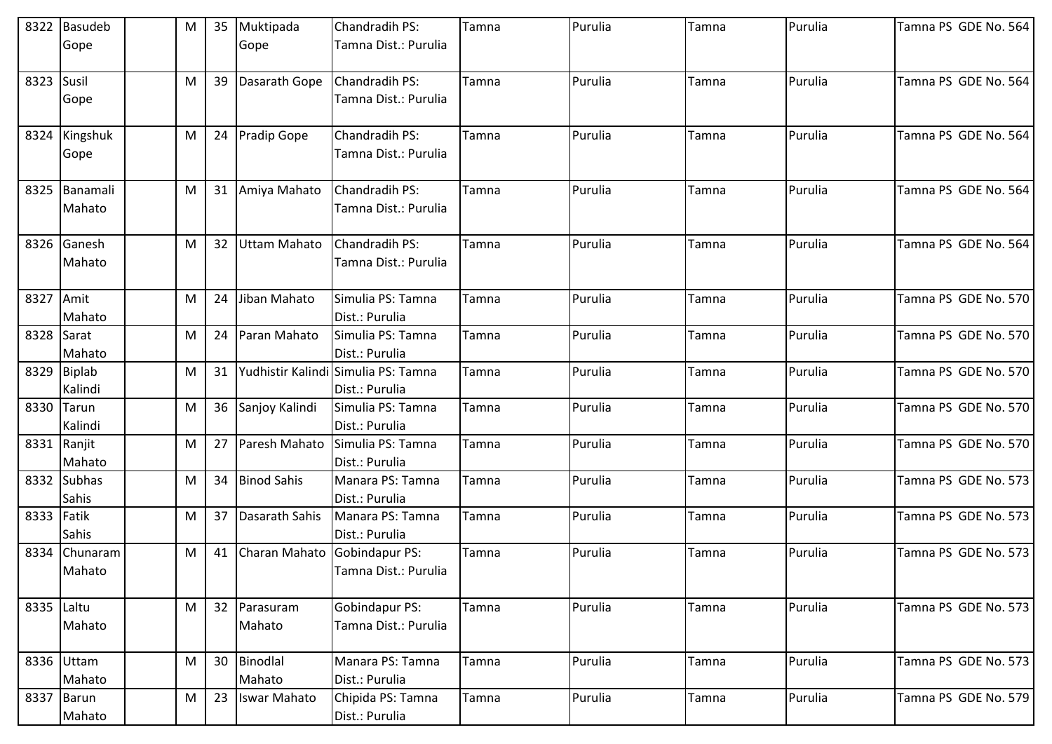| 8322 | Basudeb Gope | | M | 35 | Muktipada Gope | Chandradih PS: Tamna Dist.: Purulia | Tamna | Purulia | Tamna | Purulia | Tamna PS GDE No. 564 |
|---|---|---|---|---|---|---|---|---|---|---|---|
| 8323 | Susil Gope | | M | 39 | Dasarath Gope | Chandradih PS: Tamna Dist.: Purulia | Tamna | Purulia | Tamna | Purulia | Tamna PS GDE No. 564 |
| 8324 | Kingshuk Gope | | M | 24 | Pradip Gope | Chandradih PS: Tamna Dist.: Purulia | Tamna | Purulia | Tamna | Purulia | Tamna PS GDE No. 564 |
| 8325 | Banamali Mahato | | M | 31 | Amiya Mahato | Chandradih PS: Tamna Dist.: Purulia | Tamna | Purulia | Tamna | Purulia | Tamna PS GDE No. 564 |
| 8326 | Ganesh Mahato | | M | 32 | Uttam Mahato | Chandradih PS: Tamna Dist.: Purulia | Tamna | Purulia | Tamna | Purulia | Tamna PS GDE No. 564 |
| 8327 | Amit Mahato | | M | 24 | Jiban Mahato | Simulia PS: Tamna Dist.: Purulia | Tamna | Purulia | Tamna | Purulia | Tamna PS GDE No. 570 |
| 8328 | Sarat Mahato | | M | 24 | Paran Mahato | Simulia PS: Tamna Dist.: Purulia | Tamna | Purulia | Tamna | Purulia | Tamna PS GDE No. 570 |
| 8329 | Biplab Kalindi | | M | 31 | Yudhistir Kalindi | Simulia PS: Tamna Dist.: Purulia | Tamna | Purulia | Tamna | Purulia | Tamna PS GDE No. 570 |
| 8330 | Tarun Kalindi | | M | 36 | Sanjoy Kalindi | Simulia PS: Tamna Dist.: Purulia | Tamna | Purulia | Tamna | Purulia | Tamna PS GDE No. 570 |
| 8331 | Ranjit Mahato | | M | 27 | Paresh Mahato | Simulia PS: Tamna Dist.: Purulia | Tamna | Purulia | Tamna | Purulia | Tamna PS GDE No. 570 |
| 8332 | Subhas Sahis | | M | 34 | Binod Sahis | Manara PS: Tamna Dist.: Purulia | Tamna | Purulia | Tamna | Purulia | Tamna PS GDE No. 573 |
| 8333 | Fatik Sahis | | M | 37 | Dasarath Sahis | Manara PS: Tamna Dist.: Purulia | Tamna | Purulia | Tamna | Purulia | Tamna PS GDE No. 573 |
| 8334 | Chunaram Mahato | | M | 41 | Charan Mahato | Gobindapur PS: Tamna Dist.: Purulia | Tamna | Purulia | Tamna | Purulia | Tamna PS GDE No. 573 |
| 8335 | Laltu Mahato | | M | 32 | Parasuram Mahato | Gobindapur PS: Tamna Dist.: Purulia | Tamna | Purulia | Tamna | Purulia | Tamna PS GDE No. 573 |
| 8336 | Uttam Mahato | | M | 30 | Binodlal Mahato | Manara PS: Tamna Dist.: Purulia | Tamna | Purulia | Tamna | Purulia | Tamna PS GDE No. 573 |
| 8337 | Barun Mahato | | M | 23 | Iswar Mahato | Chipida PS: Tamna Dist.: Purulia | Tamna | Purulia | Tamna | Purulia | Tamna PS GDE No. 579 |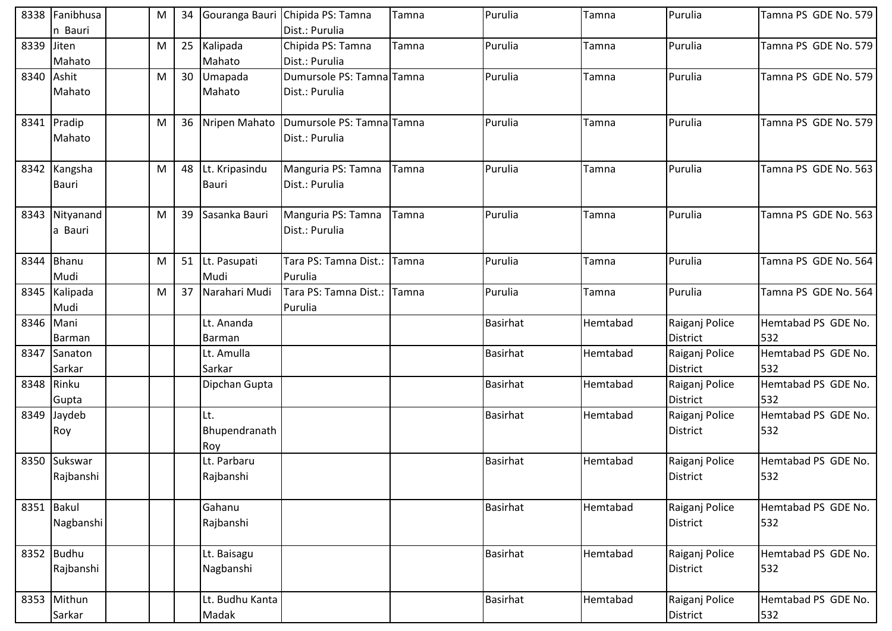| | | | | | | | | | | |
|---|---|---|---|---|---|---|---|---|---|---|
| 8338 | Fanibhusan Bauri | | M | 34 | Gouranga Bauri | Chipida PS: Tamna Dist.: Purulia | Tamna | Purulia | Tamna | Purulia | Tamna PS GDE No. 579 |
| 8339 | Jiten Mahato | | M | 25 | Kalipada Mahato | Chipida PS: Tamna Dist.: Purulia | Tamna | Purulia | Tamna | Purulia | Tamna PS GDE No. 579 |
| 8340 | Ashit Mahato | | M | 30 | Umapada Mahato | Dumursole PS: Tamna Dist.: Purulia | Tamna | Purulia | Tamna | Purulia | Tamna PS GDE No. 579 |
| 8341 | Pradip Mahato | | M | 36 | Nripen Mahato | Dumursole PS: Tamna Dist.: Purulia | Tamna | Purulia | Tamna | Purulia | Tamna PS GDE No. 579 |
| 8342 | Kangsha Bauri | | M | 48 | Lt. Kripasindu Bauri | Manguria PS: Tamna Dist.: Purulia | Tamna | Purulia | Tamna | Purulia | Tamna PS GDE No. 563 |
| 8343 | Nityananda Bauri | | M | 39 | Sasanka Bauri | Manguria PS: Tamna Dist.: Purulia | Tamna | Purulia | Tamna | Purulia | Tamna PS GDE No. 563 |
| 8344 | Bhanu Mudi | | M | 51 | Lt. Pasupati Mudi | Tara PS: Tamna Dist.: Purulia | Tamna | Purulia | Tamna | Purulia | Tamna PS GDE No. 564 |
| 8345 | Kalipada Mudi | | M | 37 | Narahari Mudi | Tara PS: Tamna Dist.: Purulia | Tamna | Purulia | Tamna | Purulia | Tamna PS GDE No. 564 |
| 8346 | Mani Barman | | | | Lt. Ananda Barman | | | Basirhat | Hemtabad | Raiganj Police District | Hemtabad PS GDE No. 532 |
| 8347 | Sanaton Sarkar | | | | Lt. Amulla Sarkar | | | Basirhat | Hemtabad | Raiganj Police District | Hemtabad PS GDE No. 532 |
| 8348 | Rinku Gupta | | | | Dipchan Gupta | | | Basirhat | Hemtabad | Raiganj Police District | Hemtabad PS GDE No. 532 |
| 8349 | Jaydeb Roy | | | | Lt. Bhupendranath Roy | | | Basirhat | Hemtabad | Raiganj Police District | Hemtabad PS GDE No. 532 |
| 8350 | Sukswar Rajbanshi | | | | Lt. Parbaru Rajbanshi | | | Basirhat | Hemtabad | Raiganj Police District | Hemtabad PS GDE No. 532 |
| 8351 | Bakul Nagbanshi | | | | Gahanu Rajbanshi | | | Basirhat | Hemtabad | Raiganj Police District | Hemtabad PS GDE No. 532 |
| 8352 | Budhu Rajbanshi | | | | Lt. Baisagu Nagbanshi | | | Basirhat | Hemtabad | Raiganj Police District | Hemtabad PS GDE No. 532 |
| 8353 | Mithun Sarkar | | | | Lt. Budhu Kanta Madak | | | Basirhat | Hemtabad | Raiganj Police District | Hemtabad PS GDE No. 532 |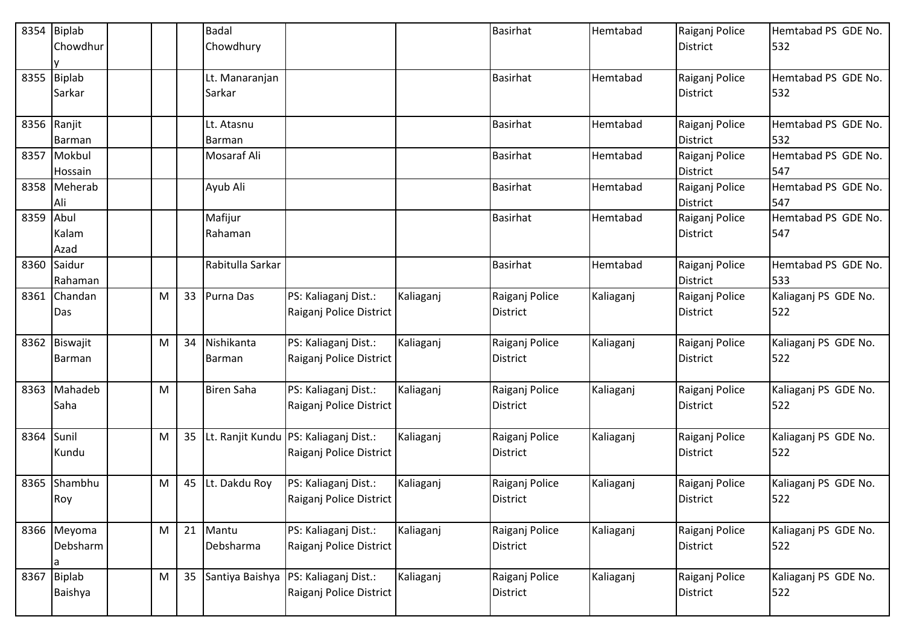| 8354 | Biplab Chowdhury | | | | Badal Chowdhury | | | Basirhat | Hemtabad | Raiganj Police District | Hemtabad PS GDE No. 532 |
|---|---|---|---|---|---|---|---|---|---|---|---|
| 8355 | Biplab Sarkar | | | | Lt. Manaranjan Sarkar | | | Basirhat | Hemtabad | Raiganj Police District | Hemtabad PS GDE No. 532 |
| 8356 | Ranjit Barman | | | | Lt. Atasnu Barman | | | Basirhat | Hemtabad | Raiganj Police District | Hemtabad PS GDE No. 532 |
| 8357 | Mokbul Hossain | | | | Mosaraf Ali | | | Basirhat | Hemtabad | Raiganj Police District | Hemtabad PS GDE No. 547 |
| 8358 | Meherab Ali | | | | Ayub Ali | | | Basirhat | Hemtabad | Raiganj Police District | Hemtabad PS GDE No. 547 |
| 8359 | Abul Kalam Azad | | | | Mafijur Rahaman | | | Basirhat | Hemtabad | Raiganj Police District | Hemtabad PS GDE No. 547 |
| 8360 | Saidur Rahaman | | | | Rabitulla Sarkar | | | Basirhat | Hemtabad | Raiganj Police District | Hemtabad PS GDE No. 533 |
| 8361 | Chandan Das | | M | 33 | Purna Das | PS: Kaliaganj Dist.: Raiganj Police District | Kaliaganj | Raiganj Police District | Kaliaganj | Raiganj Police District | Kaliaganj PS GDE No. 522 |
| 8362 | Biswajit Barman | | M | 34 | Nishikanta Barman | PS: Kaliaganj Dist.: Raiganj Police District | Kaliaganj | Raiganj Police District | Kaliaganj | Raiganj Police District | Kaliaganj PS GDE No. 522 |
| 8363 | Mahadeb Saha | | M | | Biren Saha | PS: Kaliaganj Dist.: Raiganj Police District | Kaliaganj | Raiganj Police District | Kaliaganj | Raiganj Police District | Kaliaganj PS GDE No. 522 |
| 8364 | Sunil Kundu | | M | 35 | Lt. Ranjit Kundu | PS: Kaliaganj Dist.: Raiganj Police District | Kaliaganj | Raiganj Police District | Kaliaganj | Raiganj Police District | Kaliaganj PS GDE No. 522 |
| 8365 | Shambhu Roy | | M | 45 | Lt. Dakdu Roy | PS: Kaliaganj Dist.: Raiganj Police District | Kaliaganj | Raiganj Police District | Kaliaganj | Raiganj Police District | Kaliaganj PS GDE No. 522 |
| 8366 | Meyoma Debsharma | | M | 21 | Mantu Debsharma | PS: Kaliaganj Dist.: Raiganj Police District | Kaliaganj | Raiganj Police District | Kaliaganj | Raiganj Police District | Kaliaganj PS GDE No. 522 |
| 8367 | Biplab Baishya | | M | 35 | Santiya Baishya | PS: Kaliaganj Dist.: Raiganj Police District | Kaliaganj | Raiganj Police District | Kaliaganj | Raiganj Police District | Kaliaganj PS GDE No. 522 |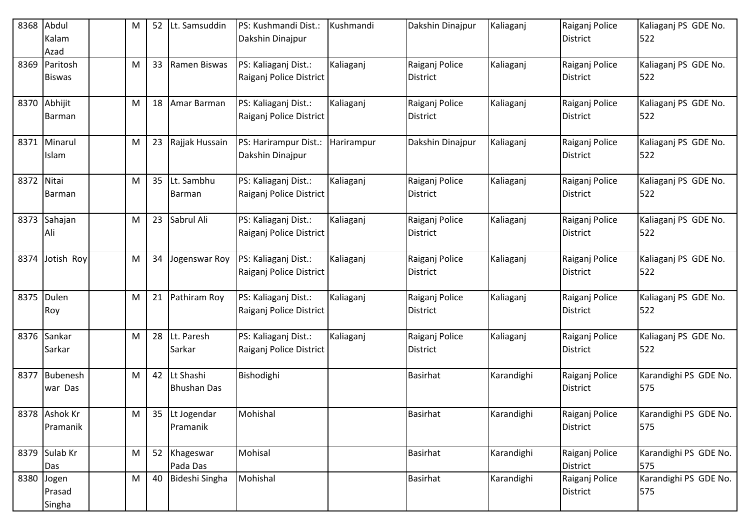| 8368 | Abdul Kalam Azad | | M | 52 | Lt. Samsuddin | PS: Kushmandi Dist.: Dakshin Dinajpur | Kushmandi | Dakshin Dinajpur | Kaliaganj | Raiganj Police District | Kaliaganj PS GDE No. 522 |
|---|---|---|---|---|---|---|---|---|---|---|---|
| 8369 | Paritosh Biswas | | M | 33 | Ramen Biswas | PS: Kaliaganj Dist.: Raiganj Police District | Kaliaganj | Raiganj Police District | Kaliaganj | Raiganj Police District | Kaliaganj PS GDE No. 522 |
| 8370 | Abhijit Barman | | M | 18 | Amar Barman | PS: Kaliaganj Dist.: Raiganj Police District | Kaliaganj | Raiganj Police District | Kaliaganj | Raiganj Police District | Kaliaganj PS GDE No. 522 |
| 8371 | Minarul Islam | | M | 23 | Rajjak Hussain | PS: Harirampur Dist.: Dakshin Dinajpur | Harirampur | Dakshin Dinajpur | Kaliaganj | Raiganj Police District | Kaliaganj PS GDE No. 522 |
| 8372 | Nitai Barman | | M | 35 | Lt. Sambhu Barman | PS: Kaliaganj Dist.: Raiganj Police District | Kaliaganj | Raiganj Police District | Kaliaganj | Raiganj Police District | Kaliaganj PS GDE No. 522 |
| 8373 | Sahajan Ali | | M | 23 | Sabrul Ali | PS: Kaliaganj Dist.: Raiganj Police District | Kaliaganj | Raiganj Police District | Kaliaganj | Raiganj Police District | Kaliaganj PS GDE No. 522 |
| 8374 | Jotish Roy | | M | 34 | Jogenswar Roy | PS: Kaliaganj Dist.: Raiganj Police District | Kaliaganj | Raiganj Police District | Kaliaganj | Raiganj Police District | Kaliaganj PS GDE No. 522 |
| 8375 | Dulen Roy | | M | 21 | Pathiram Roy | PS: Kaliaganj Dist.: Raiganj Police District | Kaliaganj | Raiganj Police District | Kaliaganj | Raiganj Police District | Kaliaganj PS GDE No. 522 |
| 8376 | Sankar Sarkar | | M | 28 | Lt. Paresh Sarkar | PS: Kaliaganj Dist.: Raiganj Police District | Kaliaganj | Raiganj Police District | Kaliaganj | Raiganj Police District | Kaliaganj PS GDE No. 522 |
| 8377 | Bubeneshwar Das | | M | 42 | Lt Shashi Bhushan Das | Bishodighi | | Basirhat | Karandighi | Raiganj Police District | Karandighi PS GDE No. 575 |
| 8378 | Ashok Kr Pramanik | | M | 35 | Lt Jogendar Pramanik | Mohishal | | Basirhat | Karandighi | Raiganj Police District | Karandighi PS GDE No. 575 |
| 8379 | Sulab Kr Das | | M | 52 | Khageswar Pada Das | Mohisal | | Basirhat | Karandighi | Raiganj Police District | Karandighi PS GDE No. 575 |
| 8380 | Jogen Prasad Singha | | M | 40 | Bideshi Singha | Mohishal | | Basirhat | Karandighi | Raiganj Police District | Karandighi PS GDE No. 575 |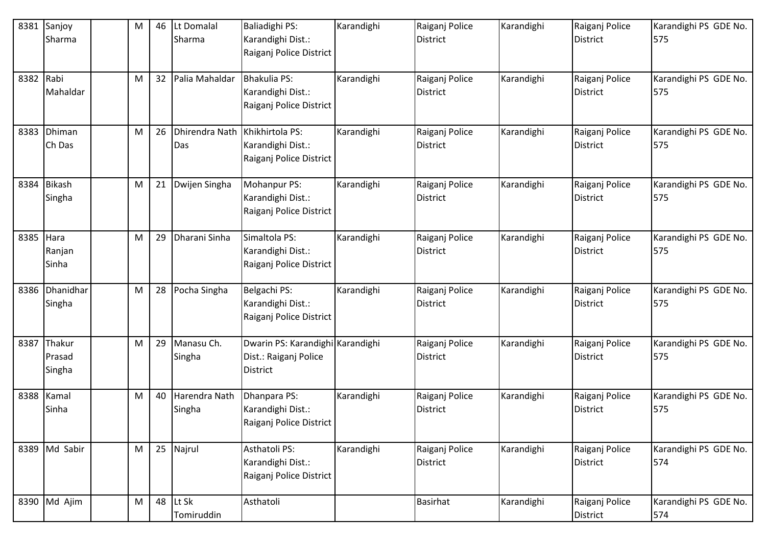| 8381 | Sanjoy Sharma | | M | 46 | Lt Domalal Sharma | Baliadighi PS: Karandighi Dist.: Raiganj Police District | Karandighi | Raiganj Police District | Karandighi | Raiganj Police District | Karandighi PS GDE No. 575 |
|---|---|---|---|---|---|---|---|---|---|---|---|
| 8382 | Rabi Mahaldar | | M | 32 | Palia Mahaldar | Bhakulia PS: Karandighi Dist.: Raiganj Police District | Karandighi | Raiganj Police District | Karandighi | Raiganj Police District | Karandighi PS GDE No. 575 |
| 8383 | Dhiman Ch Das | | M | 26 | Dhirendra Nath Das | Khikhirtola PS: Karandighi Dist.: Raiganj Police District | Karandighi | Raiganj Police District | Karandighi | Raiganj Police District | Karandighi PS GDE No. 575 |
| 8384 | Bikash Singha | | M | 21 | Dwijen Singha | Mohanpur PS: Karandighi Dist.: Raiganj Police District | Karandighi | Raiganj Police District | Karandighi | Raiganj Police District | Karandighi PS GDE No. 575 |
| 8385 | Hara Ranjan Sinha | | M | 29 | Dharani Sinha | Simaltola PS: Karandighi Dist.: Raiganj Police District | Karandighi | Raiganj Police District | Karandighi | Raiganj Police District | Karandighi PS GDE No. 575 |
| 8386 | Dhanidhar Singha | | M | 28 | Pocha Singha | Belgachi PS: Karandighi Dist.: Raiganj Police District | Karandighi | Raiganj Police District | Karandighi | Raiganj Police District | Karandighi PS GDE No. 575 |
| 8387 | Thakur Prasad Singha | | M | 29 | Manasu Ch. Singha | Dwarin PS: Karandighi Dist.: Raiganj Police District | Karandighi | Raiganj Police District | Karandighi | Raiganj Police District | Karandighi PS GDE No. 575 |
| 8388 | Kamal Sinha | | M | 40 | Harendra Nath Singha | Dhanpara PS: Karandighi Dist.: Raiganj Police District | Karandighi | Raiganj Police District | Karandighi | Raiganj Police District | Karandighi PS GDE No. 575 |
| 8389 | Md Sabir | | M | 25 | Najrul | Asthatoli PS: Karandighi Dist.: Raiganj Police District | Karandighi | Raiganj Police District | Karandighi | Raiganj Police District | Karandighi PS GDE No. 574 |
| 8390 | Md Ajim | | M | 48 | Lt Sk Tomiruddin | Asthatoli | | Basirhat | Karandighi | Raiganj Police District | Karandighi PS GDE No. 574 |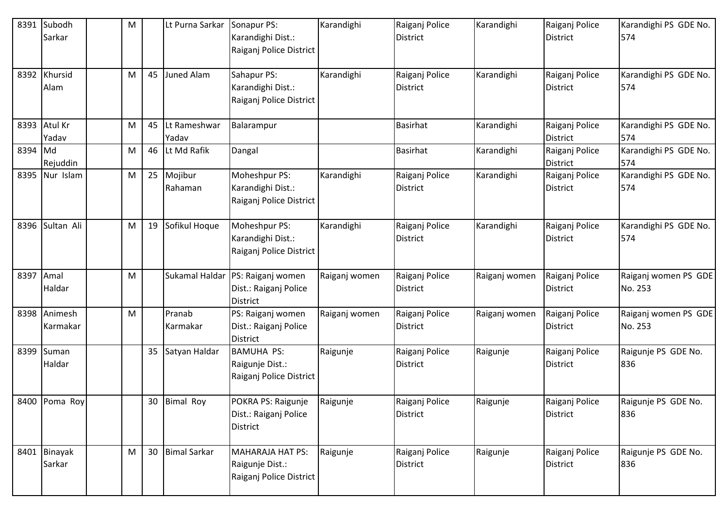| 8391 | Subodh Sarkar | | M | | Lt Purna Sarkar | Sonapur PS: Karandighi Dist.: Raiganj Police District | Karandighi | Raiganj Police District | Karandighi | Raiganj Police District | Karandighi PS GDE No. 574 |
|---|---|---|---|---|---|---|---|---|---|---|---|
| 8392 | Khursid Alam | | M | 45 | Juned Alam | Sahapur PS: Karandighi Dist.: Raiganj Police District | Karandighi | Raiganj Police District | Karandighi | Raiganj Police District | Karandighi PS GDE No. 574 |
| 8393 | Atul Kr Yadav | | M | 45 | Lt Rameshwar Yadav | Balarampur | | Basirhat | Karandighi | Raiganj Police District | Karandighi PS GDE No. 574 |
| 8394 | Md Rejuddin | | M | 46 | Lt Md Rafik | Dangal | | Basirhat | Karandighi | Raiganj Police District | Karandighi PS GDE No. 574 |
| 8395 | Nur Islam | | M | 25 | Mojibur Rahaman | Moheshpur PS: Karandighi Dist.: Raiganj Police District | Karandighi | Raiganj Police District | Karandighi | Raiganj Police District | Karandighi PS GDE No. 574 |
| 8396 | Sultan Ali | | M | 19 | Sofikul Hoque | Moheshpur PS: Karandighi Dist.: Raiganj Police District | Karandighi | Raiganj Police District | Karandighi | Raiganj Police District | Karandighi PS GDE No. 574 |
| 8397 | Amal Haldar | | M | | Sukamal Haldar | PS: Raiganj women Dist.: Raiganj Police District | Raiganj women | Raiganj Police District | Raiganj women | Raiganj Police District | Raiganj women PS GDE No. 253 |
| 8398 | Animesh Karmakar | | M | | Pranab Karmakar | PS: Raiganj women Dist.: Raiganj Police District | Raiganj women | Raiganj Police District | Raiganj women | Raiganj Police District | Raiganj women PS GDE No. 253 |
| 8399 | Suman Haldar | | | 35 | Satyan Haldar | BAMUHA PS: Raigunje Dist.: Raiganj Police District | Raigunje | Raiganj Police District | Raigunje | Raiganj Police District | Raigunje PS GDE No. 836 |
| 8400 | Poma Roy | | | 30 | Bimal Roy | POKRA PS: Raigunje Dist.: Raiganj Police District | Raigunje | Raiganj Police District | Raigunje | Raiganj Police District | Raigunje PS GDE No. 836 |
| 8401 | Binayak Sarkar | | M | 30 | Bimal Sarkar | MAHARAJA HAT PS: Raigunje Dist.: Raiganj Police District | Raigunje | Raiganj Police District | Raigunje | Raiganj Police District | Raigunje PS GDE No. 836 |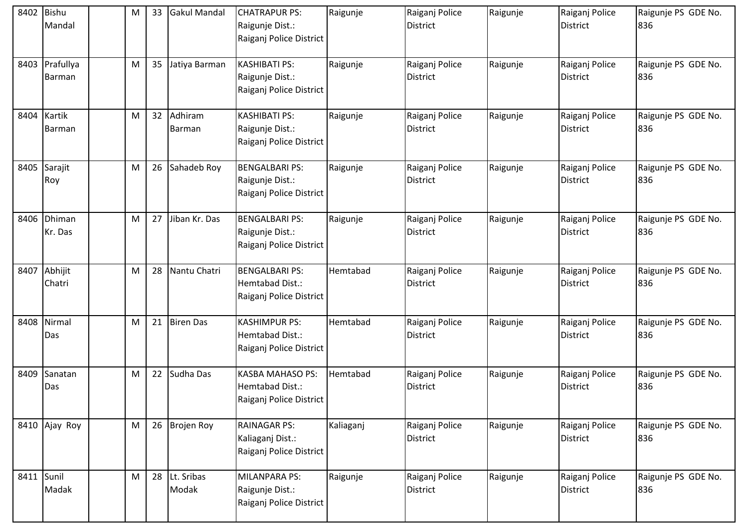| 8402 | Bishu Mandal | | M | 33 | Gakul Mandal | CHATRAPUR PS: Raigunje Dist.: Raiganj Police District | Raigunje | Raiganj Police District | Raigunje | Raiganj Police District | Raigunje PS GDE No. 836 |
|---|---|---|---|---|---|---|---|---|---|---|---|
| 8403 | Prafullya Barman | | M | 35 | Jatiya Barman | KASHIBATI PS: Raigunje Dist.: Raiganj Police District | Raigunje | Raiganj Police District | Raigunje | Raiganj Police District | Raigunje PS GDE No. 836 |
| 8404 | Kartik Barman | | M | 32 | Adhiram Barman | KASHIBATI PS: Raigunje Dist.: Raiganj Police District | Raigunje | Raiganj Police District | Raigunje | Raiganj Police District | Raigunje PS GDE No. 836 |
| 8405 | Sarajit Roy | | M | 26 | Sahadeb Roy | BENGALBARI PS: Raigunje Dist.: Raiganj Police District | Raigunje | Raiganj Police District | Raigunje | Raiganj Police District | Raigunje PS GDE No. 836 |
| 8406 | Dhiman Kr. Das | | M | 27 | Jiban Kr. Das | BENGALBARI PS: Raigunje Dist.: Raiganj Police District | Raigunje | Raiganj Police District | Raigunje | Raiganj Police District | Raigunje PS GDE No. 836 |
| 8407 | Abhijit Chatri | | M | 28 | Nantu Chatri | BENGALBARI PS: Hemtabad Dist.: Raiganj Police District | Hemtabad | Raiganj Police District | Raigunje | Raiganj Police District | Raigunje PS GDE No. 836 |
| 8408 | Nirmal Das | | M | 21 | Biren Das | KASHIMPUR PS: Hemtabad Dist.: Raiganj Police District | Hemtabad | Raiganj Police District | Raigunje | Raiganj Police District | Raigunje PS GDE No. 836 |
| 8409 | Sanatan Das | | M | 22 | Sudha Das | KASBA MAHASO PS: Hemtabad Dist.: Raiganj Police District | Hemtabad | Raiganj Police District | Raigunje | Raiganj Police District | Raigunje PS GDE No. 836 |
| 8410 | Ajay Roy | | M | 26 | Brojen Roy | RAINAGAR PS: Kaliaganj Dist.: Raiganj Police District | Kaliaganj | Raiganj Police District | Raigunje | Raiganj Police District | Raigunje PS GDE No. 836 |
| 8411 | Sunil Madak | | M | 28 | Lt. Sribas Modak | MILANPARA PS: Raigunje Dist.: Raiganj Police District | Raigunje | Raiganj Police District | Raigunje | Raiganj Police District | Raigunje PS GDE No. 836 |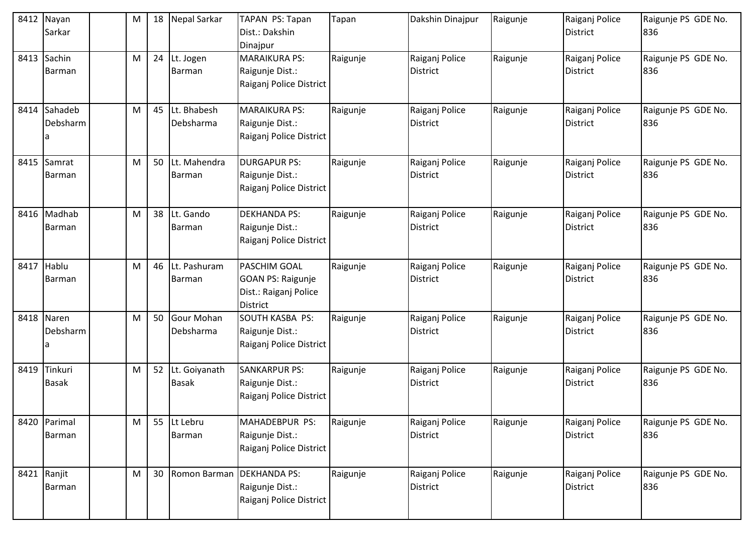| 8412 | Nayan Sarkar | | M | 18 | Nepal Sarkar | TAPAN PS: Tapan Dist.: Dakshin Dinajpur | Tapan | Dakshin Dinajpur | Raigunje | Raiganj Police District | Raigunje PS GDE No. 836 |
|---|---|---|---|---|---|---|---|---|---|---|---|
| 8413 | Sachin Barman | | M | 24 | Lt. Jogen Barman | MARAIKURA PS: Raigunje Dist.: Raiganj Police District | Raigunje | Raiganj Police District | Raigunje | Raiganj Police District | Raigunje PS GDE No. 836 |
| 8414 | Sahadeb Debsharma | | M | 45 | Lt. Bhabesh Debsharma | MARAIKURA PS: Raigunje Dist.: Raiganj Police District | Raigunje | Raiganj Police District | Raigunje | Raiganj Police District | Raigunje PS GDE No. 836 |
| 8415 | Samrat Barman | | M | 50 | Lt. Mahendra Barman | DURGAPUR PS: Raigunje Dist.: Raiganj Police District | Raigunje | Raiganj Police District | Raigunje | Raiganj Police District | Raigunje PS GDE No. 836 |
| 8416 | Madhab Barman | | M | 38 | Lt. Gando Barman | DEKHANDA PS: Raigunje Dist.: Raiganj Police District | Raigunje | Raiganj Police District | Raigunje | Raiganj Police District | Raigunje PS GDE No. 836 |
| 8417 | Hablu Barman | | M | 46 | Lt. Pashuram Barman | PASCHIM GOAL GOAN PS: Raigunje Dist.: Raiganj Police District | Raigunje | Raiganj Police District | Raigunje | Raiganj Police District | Raigunje PS GDE No. 836 |
| 8418 | Naren Debsharma | | M | 50 | Gour Mohan Debsharma | SOUTH KASBA PS: Raigunje Dist.: Raiganj Police District | Raigunje | Raiganj Police District | Raigunje | Raiganj Police District | Raigunje PS GDE No. 836 |
| 8419 | Tinkuri Basak | | M | 52 | Lt. Goiyanath Basak | SANKARPUR PS: Raigunje Dist.: Raiganj Police District | Raigunje | Raiganj Police District | Raigunje | Raiganj Police District | Raigunje PS GDE No. 836 |
| 8420 | Parimal Barman | | M | 55 | Lt Lebru Barman | MAHADEBPUR PS: Raigunje Dist.: Raiganj Police District | Raigunje | Raiganj Police District | Raigunje | Raiganj Police District | Raigunje PS GDE No. 836 |
| 8421 | Ranjit Barman | | M | 30 | Romon Barman | DEKHANDA PS: Raigunje Dist.: Raiganj Police District | Raigunje | Raiganj Police District | Raigunje | Raiganj Police District | Raigunje PS GDE No. 836 |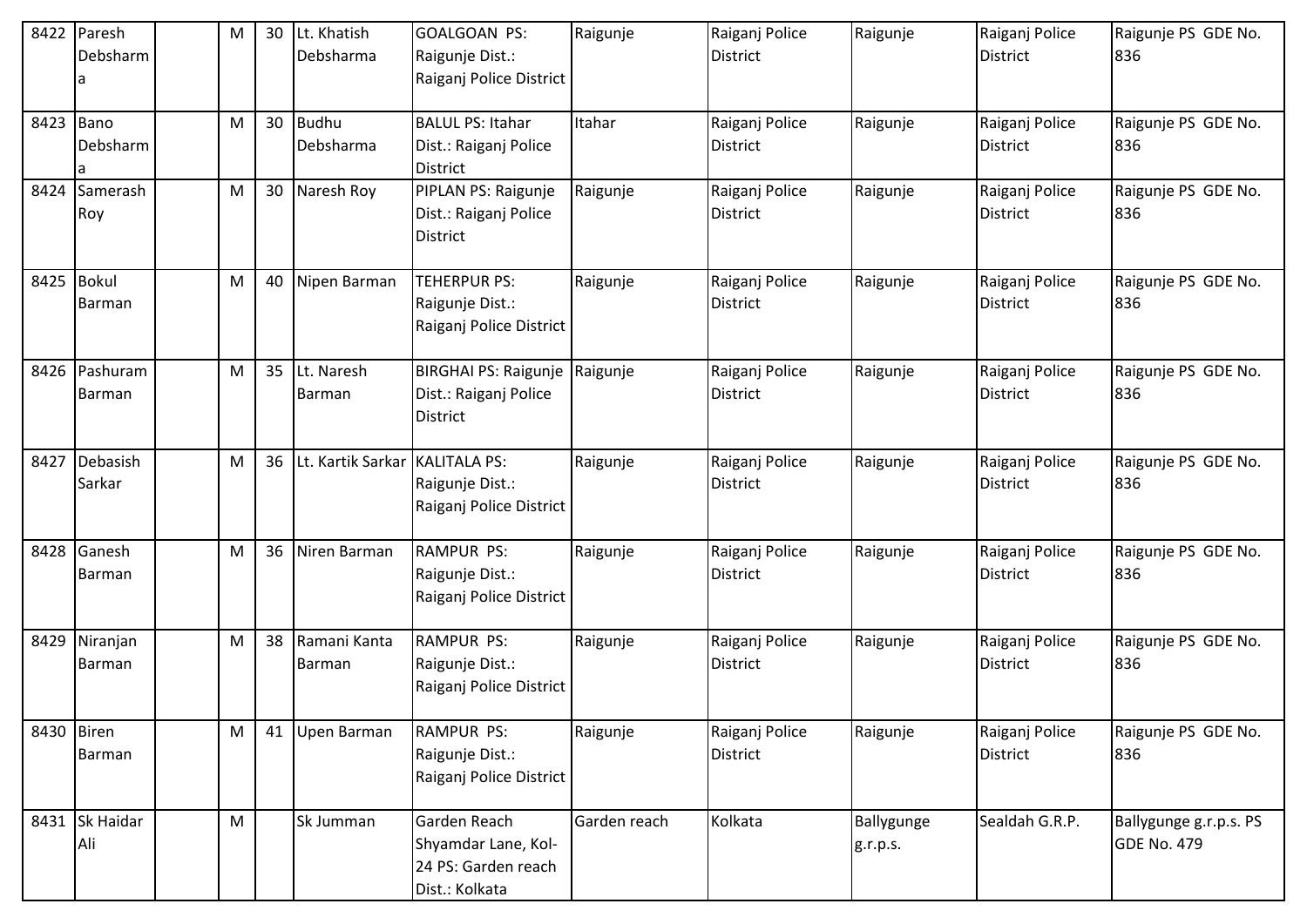| 8422 | Paresh Debsharma | | M | 30 | Lt. Khatish Debsharma | GOALGOAN PS: Raigunje Dist.: Raiganj Police District | Raigunje | Raiganj Police District | Raigunje | Raiganj Police District | Raigunje PS GDE No. 836 |
|---|---|---|---|---|---|---|---|---|---|---|---|
| 8423 | Bano Debsharma | | M | 30 | Budhu Debsharma | BALUL PS: Itahar Dist.: Raiganj Police District | Itahar | Raiganj Police District | Raigunje | Raiganj Police District | Raigunje PS GDE No. 836 |
| 8424 | Samerash Roy | | M | 30 | Naresh Roy | PIPLAN PS: Raigunje Dist.: Raiganj Police District | Raigunje | Raiganj Police District | Raigunje | Raiganj Police District | Raigunje PS GDE No. 836 |
| 8425 | Bokul Barman | | M | 40 | Nipen Barman | TEHERPUR PS: Raigunje Dist.: Raiganj Police District | Raigunje | Raiganj Police District | Raigunje | Raiganj Police District | Raigunje PS GDE No. 836 |
| 8426 | Pashuram Barman | | M | 35 | Lt. Naresh Barman | BIRGHAI PS: Raigunje Dist.: Raiganj Police District | Raigunje | Raiganj Police District | Raigunje | Raiganj Police District | Raigunje PS GDE No. 836 |
| 8427 | Debasish Sarkar | | M | 36 | Lt. Kartik Sarkar | KALITALA PS: Raigunje Dist.: Raiganj Police District | Raigunje | Raiganj Police District | Raigunje | Raiganj Police District | Raigunje PS GDE No. 836 |
| 8428 | Ganesh Barman | | M | 36 | Niren Barman | RAMPUR PS: Raigunje Dist.: Raiganj Police District | Raigunje | Raiganj Police District | Raigunje | Raiganj Police District | Raigunje PS GDE No. 836 |
| 8429 | Niranjan Barman | | M | 38 | Ramani Kanta Barman | RAMPUR PS: Raigunje Dist.: Raiganj Police District | Raigunje | Raiganj Police District | Raigunje | Raiganj Police District | Raigunje PS GDE No. 836 |
| 8430 | Biren Barman | | M | 41 | Upen Barman | RAMPUR PS: Raigunje Dist.: Raiganj Police District | Raigunje | Raiganj Police District | Raigunje | Raiganj Police District | Raigunje PS GDE No. 836 |
| 8431 | Sk Haidar Ali | | M | | Sk Jumman | Garden Reach Shyamdar Lane, Kol-24 PS: Garden reach Dist.: Kolkata | Garden reach | Kolkata | Ballygunge g.r.p.s. | Sealdah G.R.P. | Ballygunge g.r.p.s. PS GDE No. 479 |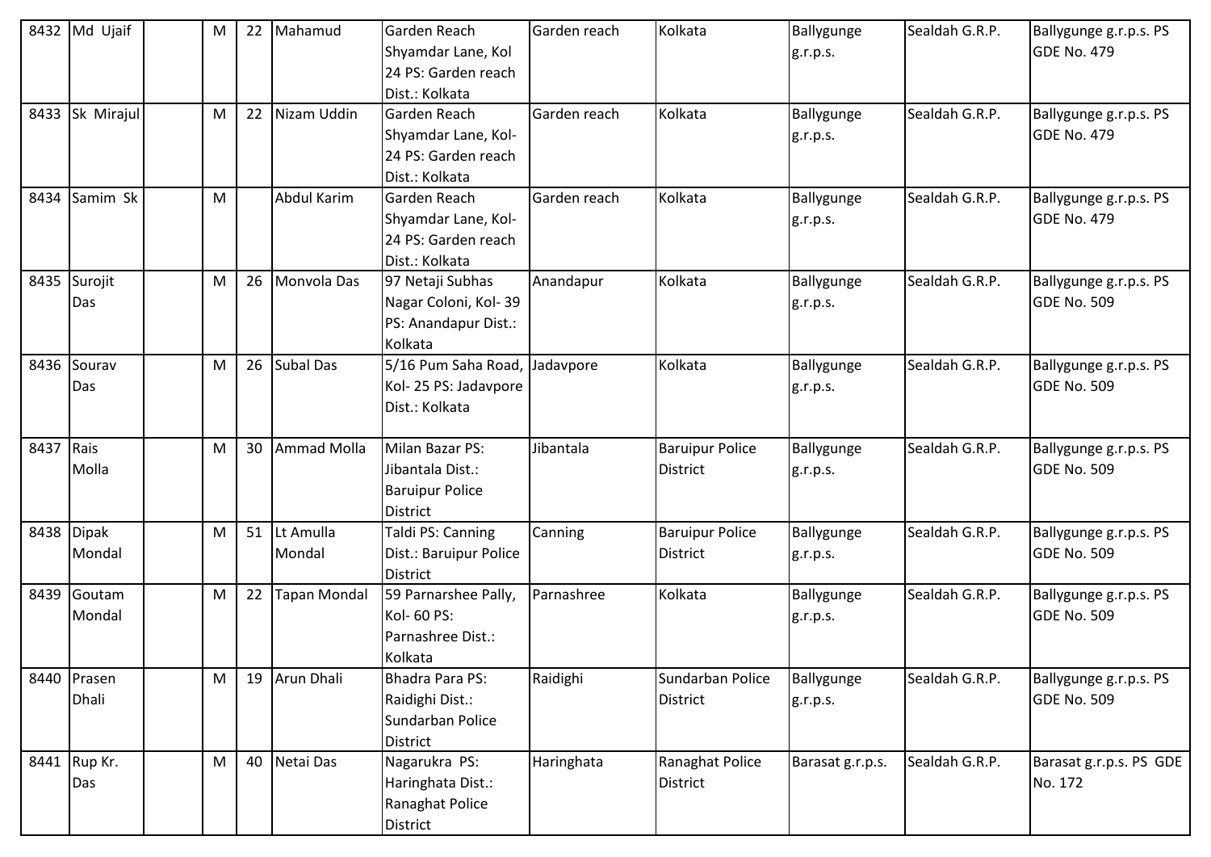| 8432 | Md Ujaif | | M | 22 | Mahamud | Garden Reach Shyamdar Lane, Kol 24 PS: Garden reach Dist.: Kolkata | Garden reach | Kolkata | Ballygunge g.r.p.s. | Sealdah G.R.P. | Ballygunge g.r.p.s. PS GDE No. 479 |
|---|---|---|---|---|---|---|---|---|---|---|---|
| 8433 | Sk Mirajul | | M | 22 | Nizam Uddin | Garden Reach Shyamdar Lane, Kol- 24 PS: Garden reach Dist.: Kolkata | Garden reach | Kolkata | Ballygunge g.r.p.s. | Sealdah G.R.P. | Ballygunge g.r.p.s. PS GDE No. 479 |
| 8434 | Samim Sk | | M | | Abdul Karim | Garden Reach Shyamdar Lane, Kol- 24 PS: Garden reach Dist.: Kolkata | Garden reach | Kolkata | Ballygunge g.r.p.s. | Sealdah G.R.P. | Ballygunge g.r.p.s. PS GDE No. 479 |
| 8435 | Surojit Das | | M | 26 | Monvola Das | 97 Netaji Subhas Nagar Coloni, Kol- 39 PS: Anandapur Dist.: Kolkata | Anandapur | Kolkata | Ballygunge g.r.p.s. | Sealdah G.R.P. | Ballygunge g.r.p.s. PS GDE No. 509 |
| 8436 | Sourav Das | | M | 26 | Subal Das | 5/16 Pum Saha Road, Kol- 25 PS: Jadavpore Dist.: Kolkata | Jadavpore | Kolkata | Ballygunge g.r.p.s. | Sealdah G.R.P. | Ballygunge g.r.p.s. PS GDE No. 509 |
| 8437 | Rais Molla | | M | 30 | Ammad Molla | Milan Bazar PS: Jibantala Dist.: Baruipur Police District | Jibantala | Baruipur Police District | Ballygunge g.r.p.s. | Sealdah G.R.P. | Ballygunge g.r.p.s. PS GDE No. 509 |
| 8438 | Dipak Mondal | | M | 51 | Lt Amulla Mondal | Taldi PS: Canning Dist.: Baruipur Police District | Canning | Baruipur Police District | Ballygunge g.r.p.s. | Sealdah G.R.P. | Ballygunge g.r.p.s. PS GDE No. 509 |
| 8439 | Goutam Mondal | | M | 22 | Tapan Mondal | 59 Parnarshee Pally, Kol- 60 PS: Parnashree Dist.: Kolkata | Parnashree | Kolkata | Ballygunge g.r.p.s. | Sealdah G.R.P. | Ballygunge g.r.p.s. PS GDE No. 509 |
| 8440 | Prasen Dhali | | M | 19 | Arun Dhali | Bhadra Para PS: Raidighi Dist.: Sundarban Police District | Raidighi | Sundarban Police District | Ballygunge g.r.p.s. | Sealdah G.R.P. | Ballygunge g.r.p.s. PS GDE No. 509 |
| 8441 | Rup Kr. Das | | M | 40 | Netai Das | Nagarukra PS: Haringhata Dist.: Ranaghat Police District | Haringhata | Ranaghat Police District | Barasat g.r.p.s. | Sealdah G.R.P. | Barasat g.r.p.s. PS GDE No. 172 |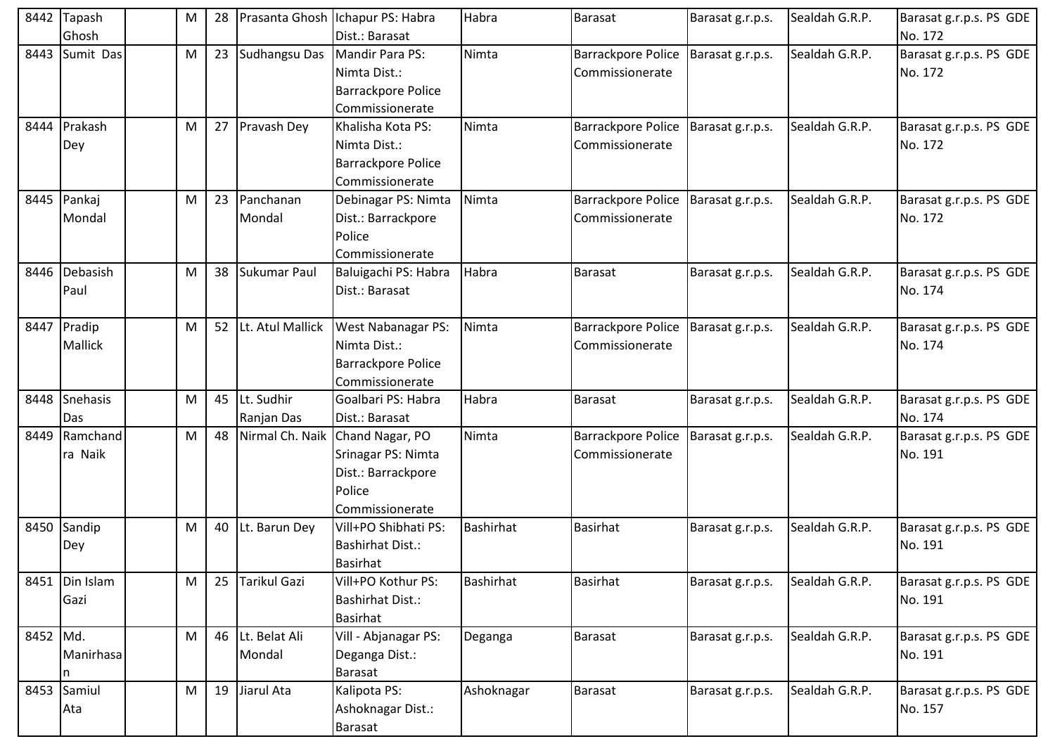| | | | | | | | | | | |
|---|---|---|---|---|---|---|---|---|---|---|
| 8442 | Tapash Ghosh | | M | 28 | Prasanta Ghosh | Ichapur PS: Habra Dist.: Barasat | Habra | Barasat | Barasat g.r.p.s. | Sealdah G.R.P. | Barasat g.r.p.s. PS GDE No. 172 |
| 8443 | Sumit Das | | M | 23 | Sudhangsu Das | Mandir Para PS: Nimta Dist.: Barrackpore Police Commissionerate | Nimta | Barrackpore Police Commissionerate | Barasat g.r.p.s. | Sealdah G.R.P. | Barasat g.r.p.s. PS GDE No. 172 |
| 8444 | Prakash Dey | | M | 27 | Pravash Dey | Khalisha Kota PS: Nimta Dist.: Barrackpore Police Commissionerate | Nimta | Barrackpore Police Commissionerate | Barasat g.r.p.s. | Sealdah G.R.P. | Barasat g.r.p.s. PS GDE No. 172 |
| 8445 | Pankaj Mondal | | M | 23 | Panchanan Mondal | Debinagar PS: Nimta Dist.: Barrackpore Police Commissionerate | Nimta | Barrackpore Police Commissionerate | Barasat g.r.p.s. | Sealdah G.R.P. | Barasat g.r.p.s. PS GDE No. 172 |
| 8446 | Debasish Paul | | M | 38 | Sukumar Paul | Baluigachi PS: Habra Dist.: Barasat | Habra | Barasat | Barasat g.r.p.s. | Sealdah G.R.P. | Barasat g.r.p.s. PS GDE No. 174 |
| 8447 | Pradip Mallick | | M | 52 | Lt. Atul Mallick | West Nabanagar PS: Nimta Dist.: Barrackpore Police Commissionerate | Nimta | Barrackpore Police Commissionerate | Barasat g.r.p.s. | Sealdah G.R.P. | Barasat g.r.p.s. PS GDE No. 174 |
| 8448 | Snehasis Das | | M | 45 | Lt. Sudhir Ranjan Das | Goalbari PS: Habra Dist.: Barasat | Habra | Barasat | Barasat g.r.p.s. | Sealdah G.R.P. | Barasat g.r.p.s. PS GDE No. 174 |
| 8449 | Ramchandra Naik | | M | 48 | Nirmal Ch. Naik | Chand Nagar, PO Srinagar PS: Nimta Dist.: Barrackpore Police Commissionerate | Nimta | Barrackpore Police Commissionerate | Barasat g.r.p.s. | Sealdah G.R.P. | Barasat g.r.p.s. PS GDE No. 191 |
| 8450 | Sandip Dey | | M | 40 | Lt. Barun Dey | Vill+PO Shibhati PS: Bashirhat Dist.: Basirhat | Bashirhat | Basirhat | Barasat g.r.p.s. | Sealdah G.R.P. | Barasat g.r.p.s. PS GDE No. 191 |
| 8451 | Din Islam Gazi | | M | 25 | Tarikul Gazi | Vill+PO Kothur PS: Bashirhat Dist.: Basirhat | Bashirhat | Basirhat | Barasat g.r.p.s. | Sealdah G.R.P. | Barasat g.r.p.s. PS GDE No. 191 |
| 8452 | Md. Manirhasan | | M | 46 | Lt. Belat Ali Mondal | Vill - Abjanagar PS: Deganga Dist.: Barasat | Deganga | Barasat | Barasat g.r.p.s. | Sealdah G.R.P. | Barasat g.r.p.s. PS GDE No. 191 |
| 8453 | Samiul Ata | | M | 19 | Jiarul Ata | Kalipota PS: Ashoknagar Dist.: Barasat | Ashoknagar | Barasat | Barasat g.r.p.s. | Sealdah G.R.P. | Barasat g.r.p.s. PS GDE No. 157 |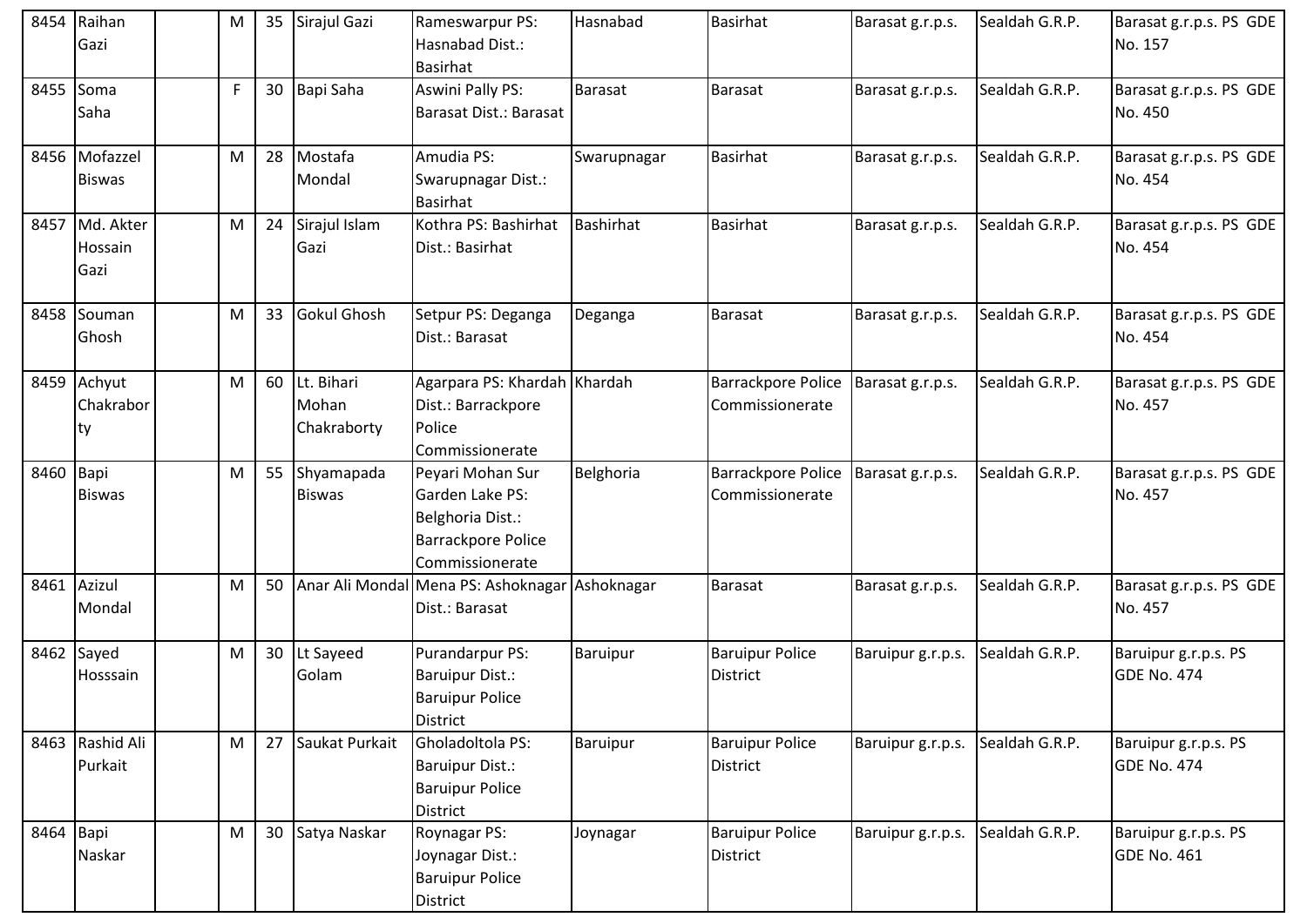| 8454 | Raihan Gazi | | M | 35 | Sirajul Gazi | Rameswarpur PS: Hasnabad Dist.: Basirhat | Hasnabad | Basirhat | Barasat g.r.p.s. | Sealdah G.R.P. | Barasat g.r.p.s. PS GDE No. 157 |
|---|---|---|---|---|---|---|---|---|---|---|---|
| 8455 | Soma Saha | | F | 30 | Bapi Saha | Aswini Pally PS: Barasat Dist.: Barasat | Barasat | Barasat | Barasat g.r.p.s. | Sealdah G.R.P. | Barasat g.r.p.s. PS GDE No. 450 |
| 8456 | Mofazzel Biswas | | M | 28 | Mostafa Mondal | Amudia PS: Swarupnagar Dist.: Basirhat | Swarupnagar | Basirhat | Barasat g.r.p.s. | Sealdah G.R.P. | Barasat g.r.p.s. PS GDE No. 454 |
| 8457 | Md. Akter Hossain Gazi | | M | 24 | Sirajul Islam Gazi | Kothra PS: Bashirhat Dist.: Basirhat | Bashirhat | Basirhat | Barasat g.r.p.s. | Sealdah G.R.P. | Barasat g.r.p.s. PS GDE No. 454 |
| 8458 | Souman Ghosh | | M | 33 | Gokul Ghosh | Setpur PS: Deganga Dist.: Barasat | Deganga | Barasat | Barasat g.r.p.s. | Sealdah G.R.P. | Barasat g.r.p.s. PS GDE No. 454 |
| 8459 | Achyut Chakraborty | | M | 60 | Lt. Bihari Mohan Chakraborty | Agarpara PS: Khardah Dist.: Barrackpore Police Commissionerate | Khardah | Barrackpore Police Commissionerate | Barasat g.r.p.s. | Sealdah G.R.P. | Barasat g.r.p.s. PS GDE No. 457 |
| 8460 | Bapi Biswas | | M | 55 | Shyamapada Biswas | Peyari Mohan Sur Garden Lake PS: Belghoria Dist.: Barrackpore Police Commissionerate | Belghoria | Barrackpore Police Commissionerate | Barasat g.r.p.s. | Sealdah G.R.P. | Barasat g.r.p.s. PS GDE No. 457 |
| 8461 | Azizul Mondal | | M | 50 | Anar Ali Mondal | Mena PS: Ashoknagar Dist.: Barasat | Ashoknagar | Barasat | Barasat g.r.p.s. | Sealdah G.R.P. | Barasat g.r.p.s. PS GDE No. 457 |
| 8462 | Sayed Hosssain | | M | 30 | Lt Sayeed Golam | Purandarpur PS: Baruipur Dist.: Baruipur Police District | Baruipur | Baruipur Police District | Baruipur g.r.p.s. | Sealdah G.R.P. | Baruipur g.r.p.s. PS GDE No. 474 |
| 8463 | Rashid Ali Purkait | | M | 27 | Saukat Purkait | Gholadoltola PS: Baruipur Dist.: Baruipur Police District | Baruipur | Baruipur Police District | Baruipur g.r.p.s. | Sealdah G.R.P. | Baruipur g.r.p.s. PS GDE No. 474 |
| 8464 | Bapi Naskar | | M | 30 | Satya Naskar | Roynagar PS: Joynagar Dist.: Baruipur Police District | Joynagar | Baruipur Police District | Baruipur g.r.p.s. | Sealdah G.R.P. | Baruipur g.r.p.s. PS GDE No. 461 |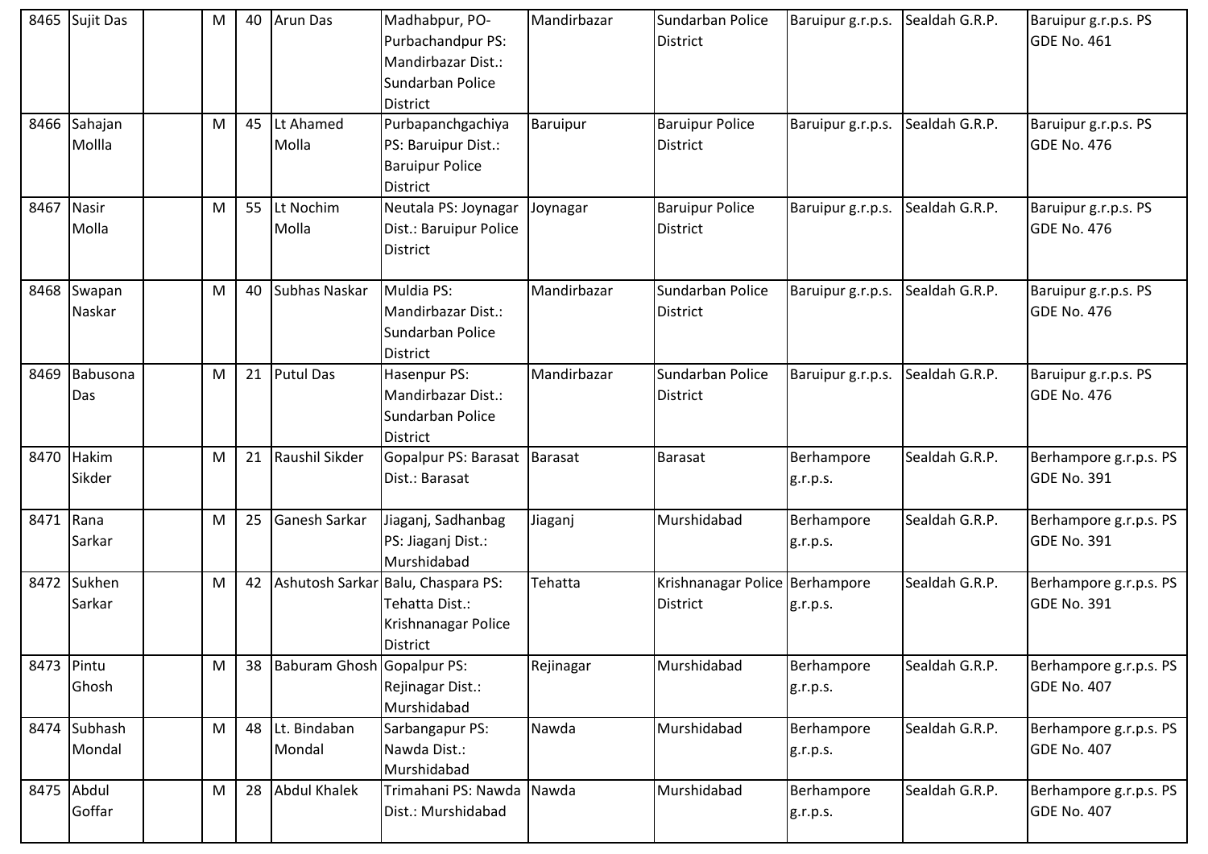| 8465 | Sujit Das | | M | 40 | Arun Das | Madhabpur, PO-Purbachandpur PS: Mandirbazar Dist.: Sundarban Police District | Mandirbazar | Sundarban Police District | Baruipur g.r.p.s. | Sealdah G.R.P. | Baruipur g.r.p.s. PS GDE No. 461 |
|---|---|---|---|---|---|---|---|---|---|---|---|
| 8466 | Sahajan Mollla | | M | 45 | Lt Ahamed Molla | Purbapanchgachiya PS: Baruipur Dist.: Baruipur Police District | Baruipur | Baruipur Police District | Baruipur g.r.p.s. | Sealdah G.R.P. | Baruipur g.r.p.s. PS GDE No. 476 |
| 8467 | Nasir Molla | | M | 55 | Lt Nochim Molla | Neutala PS: Joynagar Dist.: Baruipur Police District | Joynagar | Baruipur Police District | Baruipur g.r.p.s. | Sealdah G.R.P. | Baruipur g.r.p.s. PS GDE No. 476 |
| 8468 | Swapan Naskar | | M | 40 | Subhas Naskar | Muldia PS: Mandirbazar Dist.: Sundarban Police District | Mandirbazar | Sundarban Police District | Baruipur g.r.p.s. | Sealdah G.R.P. | Baruipur g.r.p.s. PS GDE No. 476 |
| 8469 | Babusona Das | | M | 21 | Putul Das | Hasenpur PS: Mandirbazar Dist.: Sundarban Police District | Mandirbazar | Sundarban Police District | Baruipur g.r.p.s. | Sealdah G.R.P. | Baruipur g.r.p.s. PS GDE No. 476 |
| 8470 | Hakim Sikder | | M | 21 | Raushil Sikder | Gopalpur PS: Barasat Dist.: Barasat | Barasat | Barasat | Berhampore g.r.p.s. | Sealdah G.R.P. | Berhampore g.r.p.s. PS GDE No. 391 |
| 8471 | Rana Sarkar | | M | 25 | Ganesh Sarkar | Jiaganj, Sadhanbag PS: Jiaganj Dist.: Murshidabad | Jiaganj | Murshidabad | Berhampore g.r.p.s. | Sealdah G.R.P. | Berhampore g.r.p.s. PS GDE No. 391 |
| 8472 | Sukhen Sarkar | | M | 42 | Ashutosh Sarkar | Balu, Chaspara PS: Tehatta Dist.: Krishnanagar Police District | Tehatta | Krishnanagar Police District | Berhampore g.r.p.s. | Sealdah G.R.P. | Berhampore g.r.p.s. PS GDE No. 391 |
| 8473 | Pintu Ghosh | | M | 38 | Baburam Ghosh | Gopalpur PS: Rejinagar Dist.: Murshidabad | Rejinagar | Murshidabad | Berhampore g.r.p.s. | Sealdah G.R.P. | Berhampore g.r.p.s. PS GDE No. 407 |
| 8474 | Subhash Mondal | | M | 48 | Lt. Bindaban Mondal | Sarbangapur PS: Nawda Dist.: Murshidabad | Nawda | Murshidabad | Berhampore g.r.p.s. | Sealdah G.R.P. | Berhampore g.r.p.s. PS GDE No. 407 |
| 8475 | Abdul Goffar | | M | 28 | Abdul Khalek | Trimahani PS: Nawda Dist.: Murshidabad | Nawda | Murshidabad | Berhampore g.r.p.s. | Sealdah G.R.P. | Berhampore g.r.p.s. PS GDE No. 407 |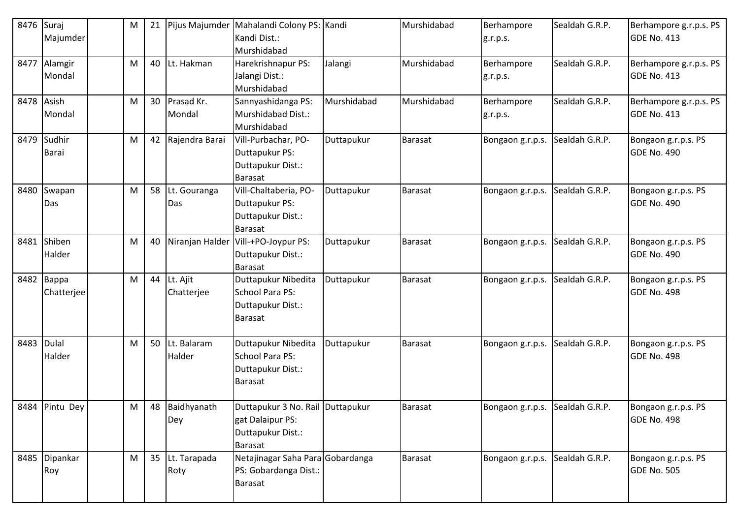| | | | | | | | | | | | |
|---|---|---|---|---|---|---|---|---|---|---|---|
| 8476 | Suraj Majumder | | M | 21 | Pijus Majumder | Mahalandi Colony PS: Kandi Dist.: Murshidabad | Kandi | Murshidabad | Berhampore g.r.p.s. | Sealdah G.R.P. | Berhampore g.r.p.s. PS GDE No. 413 |
| 8477 | Alamgir Mondal | | M | 40 | Lt. Hakman | Harekrishnapur PS: Jalangi Dist.: Murshidabad | Jalangi | Murshidabad | Berhampore g.r.p.s. | Sealdah G.R.P. | Berhampore g.r.p.s. PS GDE No. 413 |
| 8478 | Asish Mondal | | M | 30 | Prasad Kr. Mondal | Sannyashidanga PS: Murshidabad Dist.: Murshidabad | Murshidabad | Murshidabad | Berhampore g.r.p.s. | Sealdah G.R.P. | Berhampore g.r.p.s. PS GDE No. 413 |
| 8479 | Sudhir Barai | | M | 42 | Rajendra Barai | Vill-Purbachar, PO-Duttapukur PS: Duttapukur Dist.: Barasat | Duttapukur | Barasat | Bongaon g.r.p.s. | Sealdah G.R.P. | Bongaon g.r.p.s. PS GDE No. 490 |
| 8480 | Swapan Das | | M | 58 | Lt. Gouranga Das | Vill-Chaltaberia, PO-Duttapukur PS: Duttapukur Dist.: Barasat | Duttapukur | Barasat | Bongaon g.r.p.s. | Sealdah G.R.P. | Bongaon g.r.p.s. PS GDE No. 490 |
| 8481 | Shiben Halder | | M | 40 | Niranjan Halder | Vill-+PO-Joypur PS: Duttapukur Dist.: Barasat | Duttapukur | Barasat | Bongaon g.r.p.s. | Sealdah G.R.P. | Bongaon g.r.p.s. PS GDE No. 490 |
| 8482 | Bappa Chatterjee | | M | 44 | Lt. Ajit Chatterjee | Duttapukur Nibedita School Para PS: Duttapukur Dist.: Barasat | Duttapukur | Barasat | Bongaon g.r.p.s. | Sealdah G.R.P. | Bongaon g.r.p.s. PS GDE No. 498 |
| 8483 | Dulal Halder | | M | 50 | Lt. Balaram Halder | Duttapukur Nibedita School Para PS: Duttapukur Dist.: Barasat | Duttapukur | Barasat | Bongaon g.r.p.s. | Sealdah G.R.P. | Bongaon g.r.p.s. PS GDE No. 498 |
| 8484 | Pintu Dey | | M | 48 | Baidhyanath Dey | Duttapukur 3 No. Rail gat Dalaipur PS: Duttapukur Dist.: Barasat | Duttapukur | Barasat | Bongaon g.r.p.s. | Sealdah G.R.P. | Bongaon g.r.p.s. PS GDE No. 498 |
| 8485 | Dipankar Roy | | M | 35 | Lt. Tarapada Roty | Netajinagar Saha Para PS: Gobardanga Dist.: Barasat | Gobardanga | Barasat | Bongaon g.r.p.s. | Sealdah G.R.P. | Bongaon g.r.p.s. PS GDE No. 505 |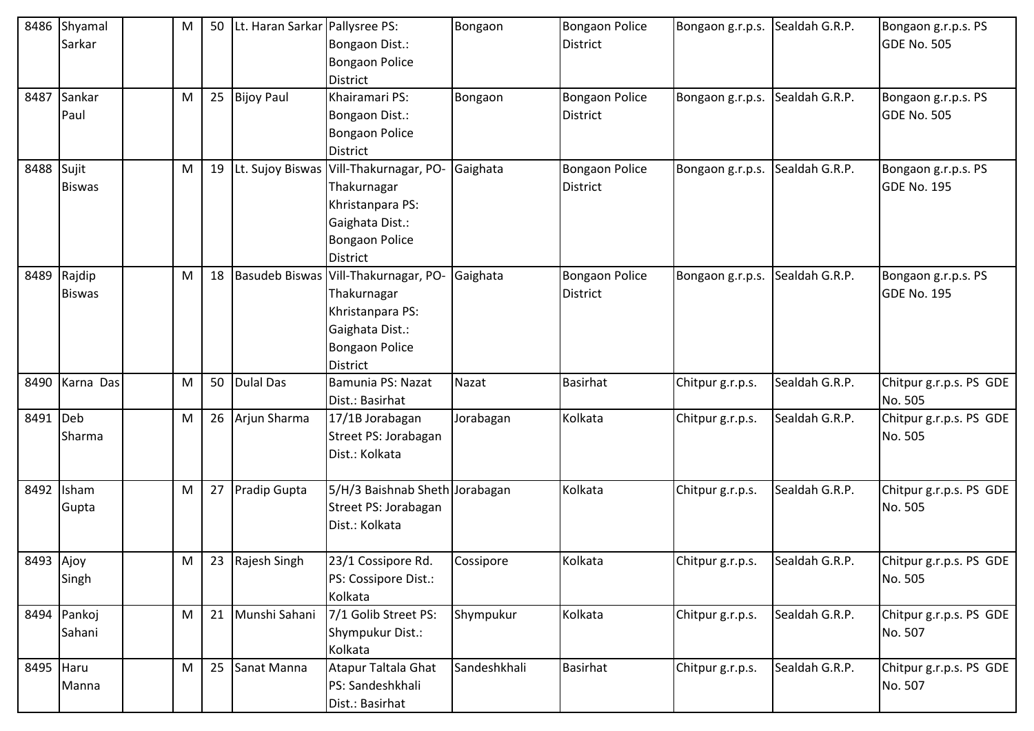| 8486 | Shyamal Sarkar | | M | 50 | Lt. Haran Sarkar | Pallysree PS: Bongaon Dist.: Bongaon Police District | Bongaon | Bongaon Police District | Bongaon g.r.p.s. | Sealdah G.R.P. | Bongaon g.r.p.s. PS GDE No. 505 |
|---|---|---|---|---|---|---|---|---|---|---|---|
| 8487 | Sankar Paul | | M | 25 | Bijoy Paul | Khairamari PS: Bongaon Dist.: Bongaon Police District | Bongaon | Bongaon Police District | Bongaon g.r.p.s. | Sealdah G.R.P. | Bongaon g.r.p.s. PS GDE No. 505 |
| 8488 | Sujit Biswas | | M | 19 | Lt. Sujoy Biswas | Vill-Thakurnagar, PO-Thakurnagar Khristanpara PS: Gaighata Dist.: Bongaon Police District | Gaighata | Bongaon Police District | Bongaon g.r.p.s. | Sealdah G.R.P. | Bongaon g.r.p.s. PS GDE No. 195 |
| 8489 | Rajdip Biswas | | M | 18 | Basudeb Biswas | Vill-Thakurnagar, PO-Thakurnagar Khristanpara PS: Gaighata Dist.: Bongaon Police District | Gaighata | Bongaon Police District | Bongaon g.r.p.s. | Sealdah G.R.P. | Bongaon g.r.p.s. PS GDE No. 195 |
| 8490 | Karna Das | | M | 50 | Dulal Das | Bamunia PS: Nazat Dist.: Basirhat | Nazat | Basirhat | Chitpur g.r.p.s. | Sealdah G.R.P. | Chitpur g.r.p.s. PS GDE No. 505 |
| 8491 | Deb Sharma | | M | 26 | Arjun Sharma | 17/1B Jorabagan Street PS: Jorabagan Dist.: Kolkata | Jorabagan | Kolkata | Chitpur g.r.p.s. | Sealdah G.R.P. | Chitpur g.r.p.s. PS GDE No. 505 |
| 8492 | Isham Gupta | | M | 27 | Pradip Gupta | 5/H/3 Baishnab Sheth Street PS: Jorabagan Dist.: Kolkata | Jorabagan | Kolkata | Chitpur g.r.p.s. | Sealdah G.R.P. | Chitpur g.r.p.s. PS GDE No. 505 |
| 8493 | Ajoy Singh | | M | 23 | Rajesh Singh | 23/1 Cossipore Rd. PS: Cossipore Dist.: Kolkata | Cossipore | Kolkata | Chitpur g.r.p.s. | Sealdah G.R.P. | Chitpur g.r.p.s. PS GDE No. 505 |
| 8494 | Pankoj Sahani | | M | 21 | Munshi Sahani | 7/1 Golib Street PS: Shympukur Dist.: Kolkata | Shympukur | Kolkata | Chitpur g.r.p.s. | Sealdah G.R.P. | Chitpur g.r.p.s. PS GDE No. 507 |
| 8495 | Haru Manna | | M | 25 | Sanat Manna | Atapur Taltala Ghat PS: Sandeshkhali Dist.: Basirhat | Sandeshkhali | Basirhat | Chitpur g.r.p.s. | Sealdah G.R.P. | Chitpur g.r.p.s. PS GDE No. 507 |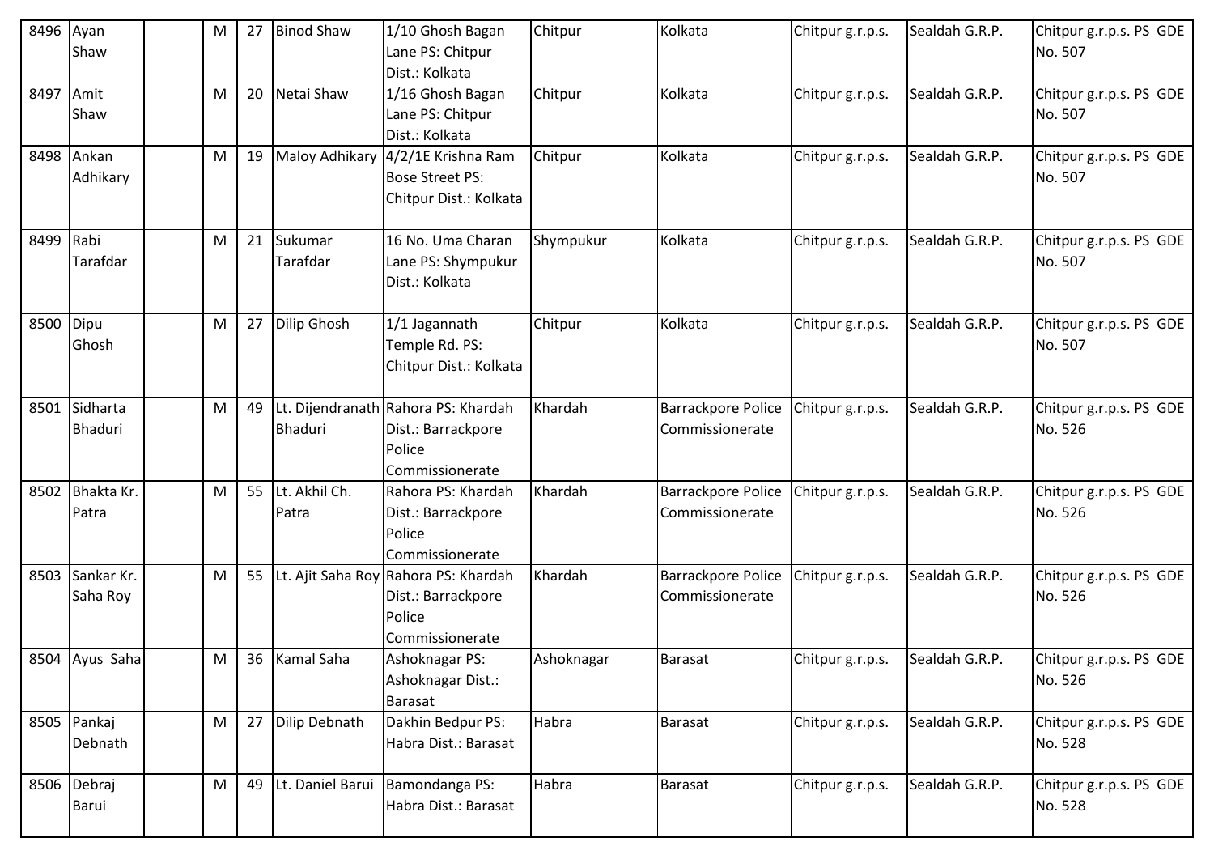| 8496 | Ayan Shaw | | M | 27 | Binod Shaw | 1/10 Ghosh Bagan Lane PS: Chitpur Dist.: Kolkata | Chitpur | Kolkata | Chitpur g.r.p.s. | Sealdah G.R.P. | Chitpur g.r.p.s. PS GDE No. 507 |
|---|---|---|---|---|---|---|---|---|---|---|---|
| 8497 | Amit Shaw | | M | 20 | Netai Shaw | 1/16 Ghosh Bagan Lane PS: Chitpur Dist.: Kolkata | Chitpur | Kolkata | Chitpur g.r.p.s. | Sealdah G.R.P. | Chitpur g.r.p.s. PS GDE No. 507 |
| 8498 | Ankan Adhikary | | M | 19 | Maloy Adhikary | 4/2/1E Krishna Ram Bose Street PS: Chitpur Dist.: Kolkata | Chitpur | Kolkata | Chitpur g.r.p.s. | Sealdah G.R.P. | Chitpur g.r.p.s. PS GDE No. 507 |
| 8499 | Rabi Tarafdar | | M | 21 | Sukumar Tarafdar | 16 No. Uma Charan Lane PS: Shympukur Dist.: Kolkata | Shympukur | Kolkata | Chitpur g.r.p.s. | Sealdah G.R.P. | Chitpur g.r.p.s. PS GDE No. 507 |
| 8500 | Dipu Ghosh | | M | 27 | Dilip Ghosh | 1/1 Jagannath Temple Rd. PS: Chitpur Dist.: Kolkata | Chitpur | Kolkata | Chitpur g.r.p.s. | Sealdah G.R.P. | Chitpur g.r.p.s. PS GDE No. 507 |
| 8501 | Sidharta Bhaduri | | M | 49 | Lt. Dijendranath Bhaduri | Rahora PS: Khardah Dist.: Barrackpore Police Commissionerate | Khardah | Barrackpore Police Commissionerate | Chitpur g.r.p.s. | Sealdah G.R.P. | Chitpur g.r.p.s. PS GDE No. 526 |
| 8502 | Bhakta Kr. Patra | | M | 55 | Lt. Akhil Ch. Patra | Rahora PS: Khardah Dist.: Barrackpore Police Commissionerate | Khardah | Barrackpore Police Commissionerate | Chitpur g.r.p.s. | Sealdah G.R.P. | Chitpur g.r.p.s. PS GDE No. 526 |
| 8503 | Sankar Kr. Saha Roy | | M | 55 | Lt. Ajit Saha Roy | Rahora PS: Khardah Dist.: Barrackpore Police Commissionerate | Khardah | Barrackpore Police Commissionerate | Chitpur g.r.p.s. | Sealdah G.R.P. | Chitpur g.r.p.s. PS GDE No. 526 |
| 8504 | Ayus Saha | | M | 36 | Kamal Saha | Ashoknagar PS: Ashoknagar Dist.: Barasat | Ashoknagar | Barasat | Chitpur g.r.p.s. | Sealdah G.R.P. | Chitpur g.r.p.s. PS GDE No. 526 |
| 8505 | Pankaj Debnath | | M | 27 | Dilip Debnath | Dakhin Bedpur PS: Habra Dist.: Barasat | Habra | Barasat | Chitpur g.r.p.s. | Sealdah G.R.P. | Chitpur g.r.p.s. PS GDE No. 528 |
| 8506 | Debraj Barui | | M | 49 | Lt. Daniel Barui | Bamondanga PS: Habra Dist.: Barasat | Habra | Barasat | Chitpur g.r.p.s. | Sealdah G.R.P. | Chitpur g.r.p.s. PS GDE No. 528 |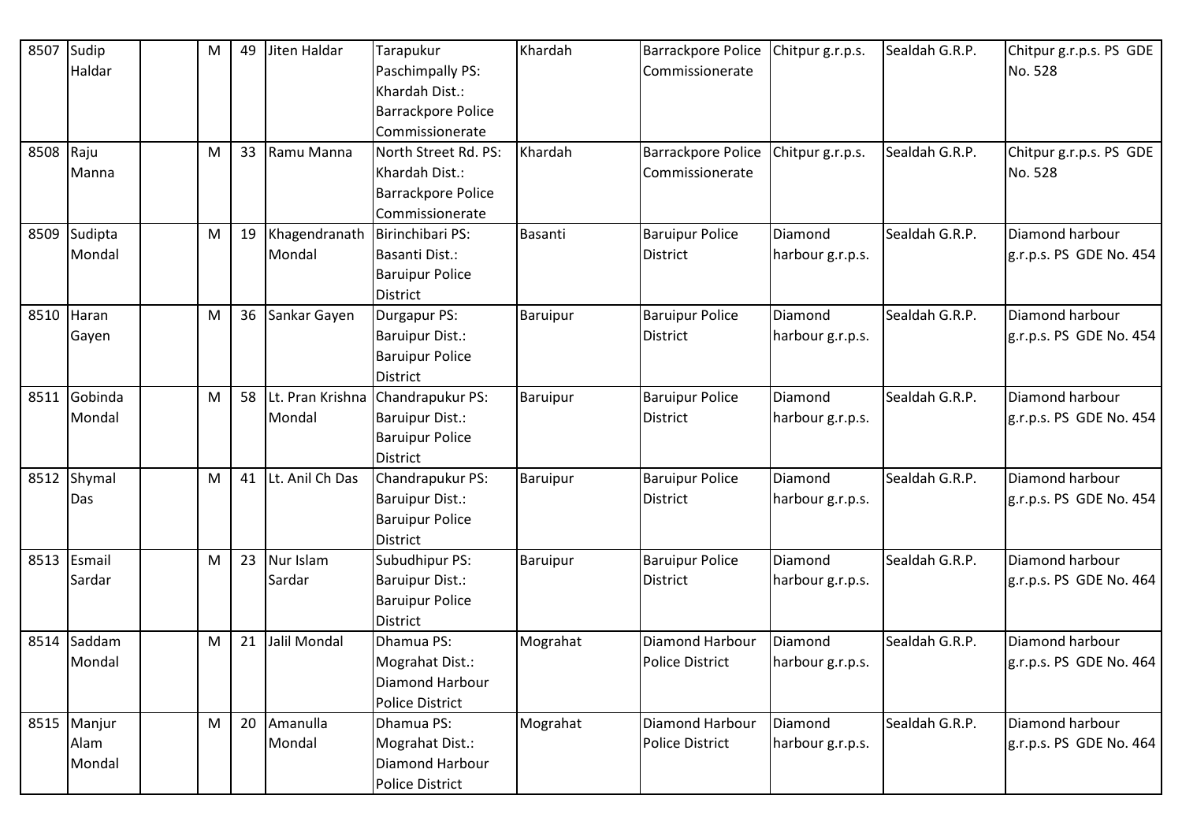| 8507 | Sudip Haldar | | M | 49 | Jiten Haldar | Tarapukur Paschimpally PS: Khardah Dist.: Barrackpore Police Commissionerate | Khardah | Barrackpore Police Commissionerate | Chitpur g.r.p.s. | Sealdah G.R.P. | Chitpur g.r.p.s. PS GDE No. 528 |
|---|---|---|---|---|---|---|---|---|---|---|---|
| 8508 | Raju Manna | | M | 33 | Ramu Manna | North Street Rd. PS: Khardah Dist.: Barrackpore Police Commissionerate | Khardah | Barrackpore Police Commissionerate | Chitpur g.r.p.s. | Sealdah G.R.P. | Chitpur g.r.p.s. PS GDE No. 528 |
| 8509 | Sudipta Mondal | | M | 19 | Khagendranath Mondal | Birinchibari PS: Basanti Dist.: Baruipur Police District | Basanti | Baruipur Police District | Diamond harbour g.r.p.s. | Sealdah G.R.P. | Diamond harbour g.r.p.s. PS GDE No. 454 |
| 8510 | Haran Gayen | | M | 36 | Sankar Gayen | Durgapur PS: Baruipur Dist.: Baruipur Police District | Baruipur | Baruipur Police District | Diamond harbour g.r.p.s. | Sealdah G.R.P. | Diamond harbour g.r.p.s. PS GDE No. 454 |
| 8511 | Gobinda Mondal | | M | 58 | Lt. Pran Krishna Mondal | Chandrapukur PS: Baruipur Dist.: Baruipur Police District | Baruipur | Baruipur Police District | Diamond harbour g.r.p.s. | Sealdah G.R.P. | Diamond harbour g.r.p.s. PS GDE No. 454 |
| 8512 | Shymal Das | | M | 41 | Lt. Anil Ch Das | Chandrapukur PS: Baruipur Dist.: Baruipur Police District | Baruipur | Baruipur Police District | Diamond harbour g.r.p.s. | Sealdah G.R.P. | Diamond harbour g.r.p.s. PS GDE No. 454 |
| 8513 | Esmail Sardar | | M | 23 | Nur Islam Sardar | Subudhipur PS: Baruipur Dist.: Baruipur Police District | Baruipur | Baruipur Police District | Diamond harbour g.r.p.s. | Sealdah G.R.P. | Diamond harbour g.r.p.s. PS GDE No. 464 |
| 8514 | Saddam Mondal | | M | 21 | Jalil Mondal | Dhamua PS: Mograhat Dist.: Diamond Harbour Police District | Mograhat | Diamond Harbour Police District | Diamond harbour g.r.p.s. | Sealdah G.R.P. | Diamond harbour g.r.p.s. PS GDE No. 464 |
| 8515 | Manjur Alam Mondal | | M | 20 | Amanulla Mondal | Dhamua PS: Mograhat Dist.: Diamond Harbour Police District | Mograhat | Diamond Harbour Police District | Diamond harbour g.r.p.s. | Sealdah G.R.P. | Diamond harbour g.r.p.s. PS GDE No. 464 |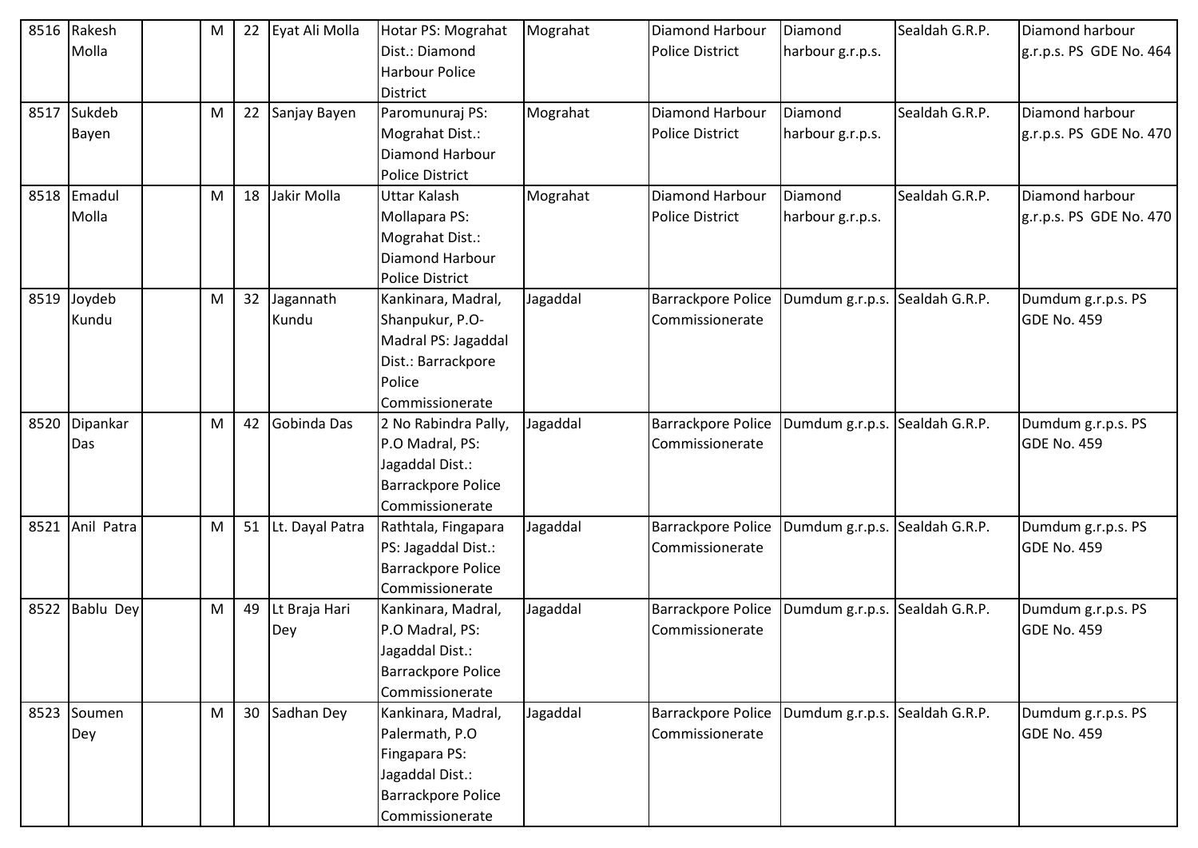| 8516 | Rakesh Molla | | M | 22 | Eyat Ali Molla | Hotar PS: Mograhat Dist.: Diamond Harbour Police District | Mograhat | Diamond Harbour Police District | Diamond harbour g.r.p.s. | Sealdah G.R.P. | Diamond harbour g.r.p.s. PS GDE No. 464 |
|---|---|---|---|---|---|---|---|---|---|---|---|
| 8517 | Sukdeb Bayen | | M | 22 | Sanjay Bayen | Paromunuraj PS: Mograhat Dist.: Diamond Harbour Police District | Mograhat | Diamond Harbour Police District | Diamond harbour g.r.p.s. | Sealdah G.R.P. | Diamond harbour g.r.p.s. PS GDE No. 470 |
| 8518 | Emadul Molla | | M | 18 | Jakir Molla | Uttar Kalash Mollapara PS: Mograhat Dist.: Diamond Harbour Police District | Mograhat | Diamond Harbour Police District | Diamond harbour g.r.p.s. | Sealdah G.R.P. | Diamond harbour g.r.p.s. PS GDE No. 470 |
| 8519 | Joydeb Kundu | | M | 32 | Jagannath Kundu | Kankinara, Madral, Shanpukur, P.O-Madral PS: Jagaddal Dist.: Barrackpore Police Commissionerate | Jagaddal | Barrackpore Police Commissionerate | Dumdum g.r.p.s. | Sealdah G.R.P. | Dumdum g.r.p.s. PS GDE No. 459 |
| 8520 | Dipankar Das | | M | 42 | Gobinda Das | 2 No Rabindra Pally, P.O Madral, PS: Jagaddal Dist.: Barrackpore Police Commissionerate | Jagaddal | Barrackpore Police Commissionerate | Dumdum g.r.p.s. | Sealdah G.R.P. | Dumdum g.r.p.s. PS GDE No. 459 |
| 8521 | Anil Patra | | M | 51 | Lt. Dayal Patra | Rathtala, Fingapara PS: Jagaddal Dist.: Barrackpore Police Commissionerate | Jagaddal | Barrackpore Police Commissionerate | Dumdum g.r.p.s. | Sealdah G.R.P. | Dumdum g.r.p.s. PS GDE No. 459 |
| 8522 | Bablu Dey | | M | 49 | Lt Braja Hari Dey | Kankinara, Madral, P.O Madral, PS: Jagaddal Dist.: Barrackpore Police Commissionerate | Jagaddal | Barrackpore Police Commissionerate | Dumdum g.r.p.s. | Sealdah G.R.P. | Dumdum g.r.p.s. PS GDE No. 459 |
| 8523 | Soumen Dey | | M | 30 | Sadhan Dey | Kankinara, Madral, Palermath, P.O Fingapara PS: Jagaddal Dist.: Barrackpore Police Commissionerate | Jagaddal | Barrackpore Police Commissionerate | Dumdum g.r.p.s. | Sealdah G.R.P. | Dumdum g.r.p.s. PS GDE No. 459 |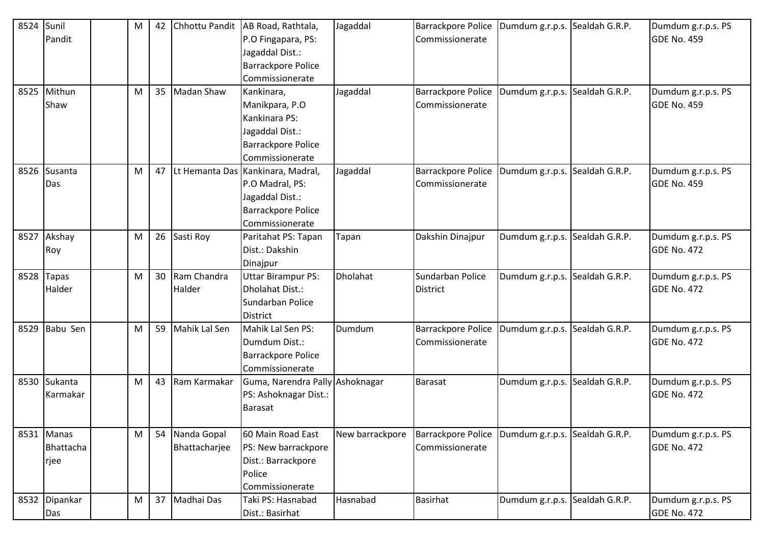| 8524 | Sunil Pandit | | M | 42 | Chhottu Pandit | AB Road, Rathtala, P.O Fingapara, PS: Jagaddal Dist.: Barrackpore Police Commissionerate | Jagaddal | Barrackpore Police Commissionerate | Dumdum g.r.p.s. | Sealdah G.R.P. | Dumdum g.r.p.s. PS GDE No. 459 |
|---|---|---|---|---|---|---|---|---|---|---|---|
| 8525 | Mithun Shaw | | M | 35 | Madan Shaw | Kankinara, Manikpara, P.O Kankinara PS: Jagaddal Dist.: Barrackpore Police Commissionerate | Jagaddal | Barrackpore Police Commissionerate | Dumdum g.r.p.s. | Sealdah G.R.P. | Dumdum g.r.p.s. PS GDE No. 459 |
| 8526 | Susanta Das | | M | 47 | Lt Hemanta Das | Kankinara, Madral, P.O Madral, PS: Jagaddal Dist.: Barrackpore Police Commissionerate | Jagaddal | Barrackpore Police Commissionerate | Dumdum g.r.p.s. | Sealdah G.R.P. | Dumdum g.r.p.s. PS GDE No. 459 |
| 8527 | Akshay Roy | | M | 26 | Sasti Roy | Paritahat PS: Tapan Dist.: Dakshin Dinajpur | Tapan | Dakshin Dinajpur | Dumdum g.r.p.s. | Sealdah G.R.P. | Dumdum g.r.p.s. PS GDE No. 472 |
| 8528 | Tapas Halder | | M | 30 | Ram Chandra Halder | Uttar Birampur PS: Dholahat Dist.: Sundarban Police District | Dholahat | Sundarban Police District | Dumdum g.r.p.s. | Sealdah G.R.P. | Dumdum g.r.p.s. PS GDE No. 472 |
| 8529 | Babu Sen | | M | 59 | Mahik Lal Sen | Mahik Lal Sen PS: Dumdum Dist.: Barrackpore Police Commissionerate | Dumdum | Barrackpore Police Commissionerate | Dumdum g.r.p.s. | Sealdah G.R.P. | Dumdum g.r.p.s. PS GDE No. 472 |
| 8530 | Sukanta Karmakar | | M | 43 | Ram Karmakar | Guma, Narendra Pally PS: Ashoknagar Dist.: Barasat | Ashoknagar | Barasat | Dumdum g.r.p.s. | Sealdah G.R.P. | Dumdum g.r.p.s. PS GDE No. 472 |
| 8531 | Manas Bhattacharjee | | M | 54 | Nanda Gopal Bhattacharjee | 60 Main Road East PS: New barrackpore Dist.: Barrackpore Police Commissionerate | New barrackpore | Barrackpore Police Commissionerate | Dumdum g.r.p.s. | Sealdah G.R.P. | Dumdum g.r.p.s. PS GDE No. 472 |
| 8532 | Dipankar Das | | M | 37 | Madhai Das | Taki PS: Hasnabad Dist.: Basirhat | Hasnabad | Basirhat | Dumdum g.r.p.s. | Sealdah G.R.P. | Dumdum g.r.p.s. PS GDE No. 472 |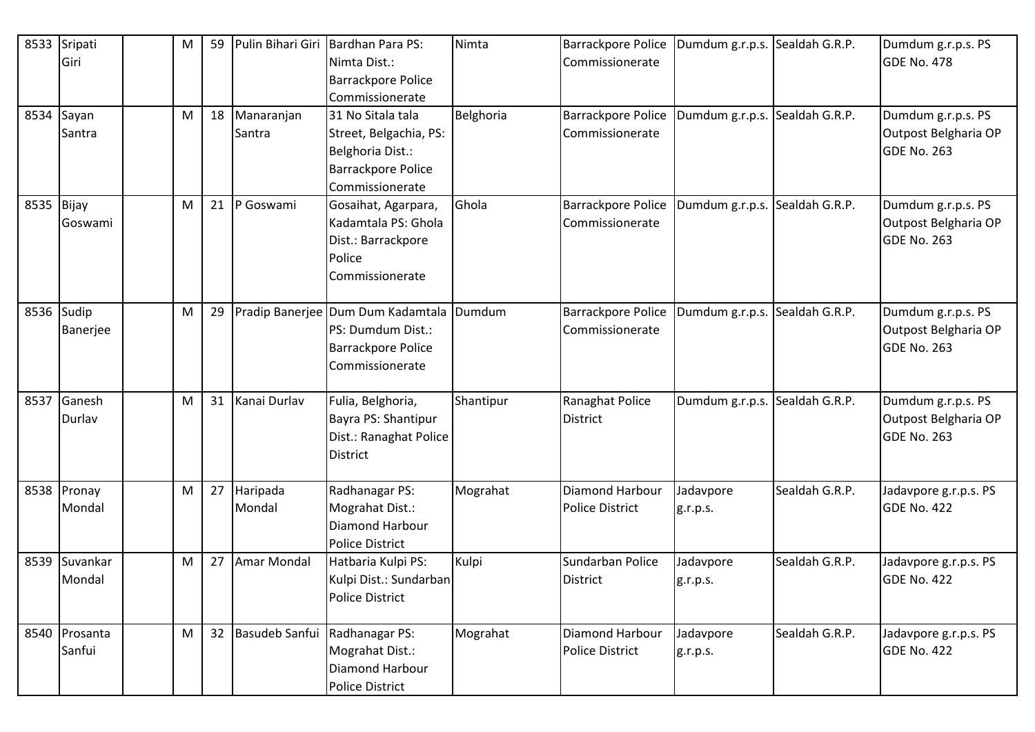| 8533 | Sripati Giri | | M | 59 | Pulin Bihari Giri | Bardhan Para PS: Nimta Dist.: Barrackpore Police Commissionerate | Nimta | Barrackpore Police Commissionerate | Dumdum g.r.p.s. | Sealdah G.R.P. | Dumdum g.r.p.s. PS GDE No. 478 |
|---|---|---|---|---|---|---|---|---|---|---|---|
| 8534 | Sayan Santra | | M | 18 | Manaranjan Santra | 31 No Sitala tala Street, Belgachia, PS: Belghoria Dist.: Barrackpore Police Commissionerate | Belghoria | Barrackpore Police Commissionerate | Dumdum g.r.p.s. | Sealdah G.R.P. | Dumdum g.r.p.s. PS Outpost Belgharia OP GDE No. 263 |
| 8535 | Bijay Goswami | | M | 21 | P Goswami | Gosaihat, Agarpara, Kadamtala PS: Ghola Dist.: Barrackpore Police Commissionerate | Ghola | Barrackpore Police Commissionerate | Dumdum g.r.p.s. | Sealdah G.R.P. | Dumdum g.r.p.s. PS Outpost Belgharia OP GDE No. 263 |
| 8536 | Sudip Banerjee | | M | 29 | Pradip Banerjee | Dum Dum Kadamtala PS: Dumdum Dist.: Barrackpore Police Commissionerate | Dumdum | Barrackpore Police Commissionerate | Dumdum g.r.p.s. | Sealdah G.R.P. | Dumdum g.r.p.s. PS Outpost Belgharia OP GDE No. 263 |
| 8537 | Ganesh Durlav | | M | 31 | Kanai Durlav | Fulia, Belghoria, Bayra PS: Shantipur Dist.: Ranaghat Police District | Shantipur | Ranaghat Police District | Dumdum g.r.p.s. | Sealdah G.R.P. | Dumdum g.r.p.s. PS Outpost Belgharia OP GDE No. 263 |
| 8538 | Pronay Mondal | | M | 27 | Haripada Mondal | Radhanagar PS: Mograhat Dist.: Diamond Harbour Police District | Mograhat | Diamond Harbour Police District | Jadavpore g.r.p.s. | Sealdah G.R.P. | Jadavpore g.r.p.s. PS GDE No. 422 |
| 8539 | Suvankar Mondal | | M | 27 | Amar Mondal | Hatbaria Kulpi PS: Kulpi Dist.: Sundarban Police District | Kulpi | Sundarban Police District | Jadavpore g.r.p.s. | Sealdah G.R.P. | Jadavpore g.r.p.s. PS GDE No. 422 |
| 8540 | Prosanta Sanfui | | M | 32 | Basudeb Sanfui | Radhanagar PS: Mograhat Dist.: Diamond Harbour Police District | Mograhat | Diamond Harbour Police District | Jadavpore g.r.p.s. | Sealdah G.R.P. | Jadavpore g.r.p.s. PS GDE No. 422 |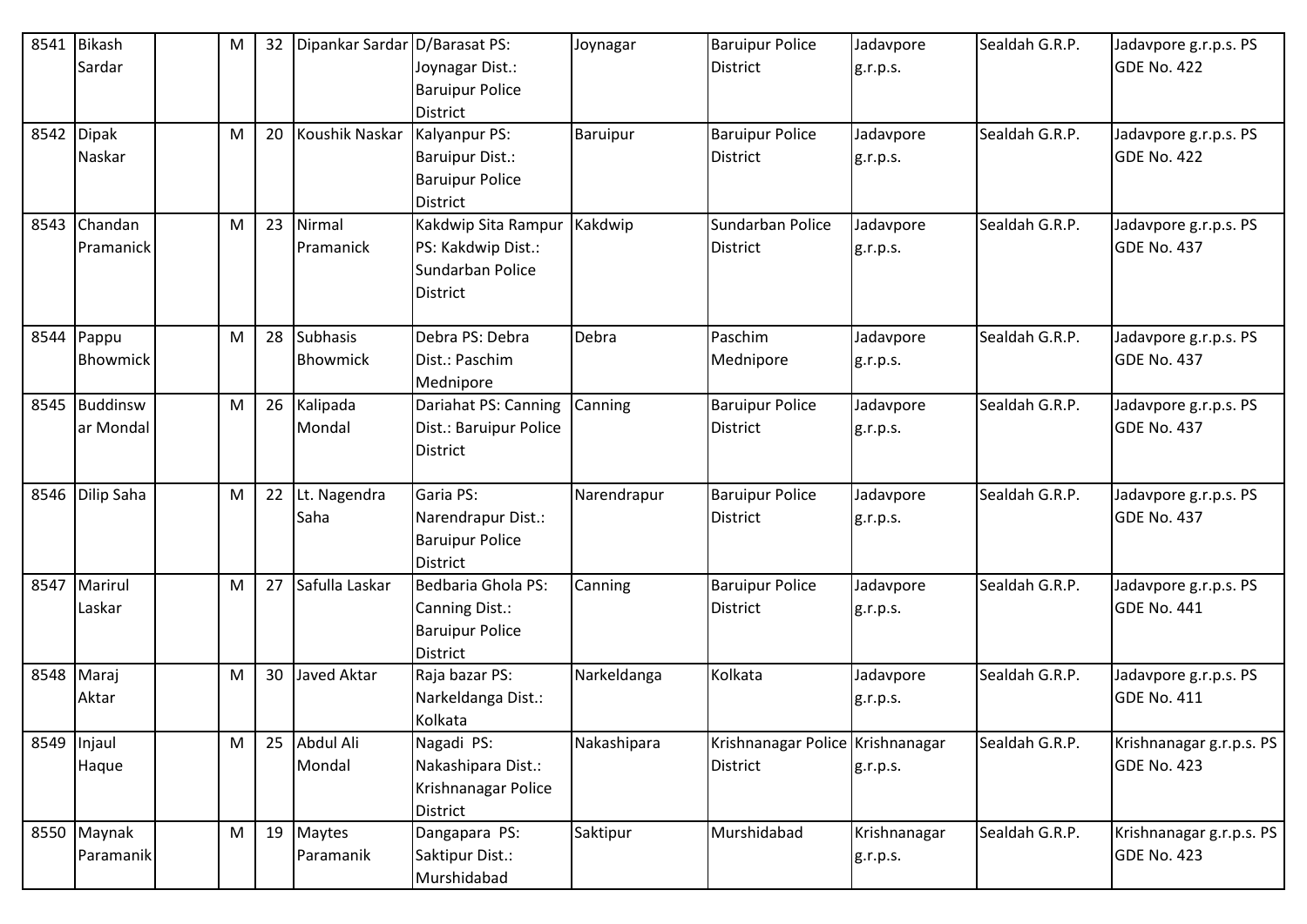| 8541 | Bikash Sardar | | M | 32 | Dipankar Sardar | D/Barasat PS: Joynagar Dist.: Baruipur Police District | Joynagar | Baruipur Police District | Jadavpore g.r.p.s. | Sealdah G.R.P. | Jadavpore g.r.p.s. PS GDE No. 422 |
|---|---|---|---|---|---|---|---|---|---|---|---|
| 8542 | Dipak Naskar | | M | 20 | Koushik Naskar | Kalyanpur PS: Baruipur Dist.: Baruipur Police District | Baruipur | Baruipur Police District | Jadavpore g.r.p.s. | Sealdah G.R.P. | Jadavpore g.r.p.s. PS GDE No. 422 |
| 8543 | Chandan Pramanick | | M | 23 | Nirmal Pramanick | Kakdwip Sita Rampur PS: Kakdwip Dist.: Sundarban Police District | Kakdwip | Sundarban Police District | Jadavpore g.r.p.s. | Sealdah G.R.P. | Jadavpore g.r.p.s. PS GDE No. 437 |
| 8544 | Pappu Bhowmick | | M | 28 | Subhasis Bhowmick | Debra PS: Debra Dist.: Paschim Mednipore | Debra | Paschim Mednipore | Jadavpore g.r.p.s. | Sealdah G.R.P. | Jadavpore g.r.p.s. PS GDE No. 437 |
| 8545 | Buddinswar Mondal | | M | 26 | Kalipada Mondal | Dariahat PS: Canning Dist.: Baruipur Police District | Canning | Baruipur Police District | Jadavpore g.r.p.s. | Sealdah G.R.P. | Jadavpore g.r.p.s. PS GDE No. 437 |
| 8546 | Dilip Saha | | M | 22 | Lt. Nagendra Saha | Garia PS: Narendrapur Dist.: Baruipur Police District | Narendrapur | Baruipur Police District | Jadavpore g.r.p.s. | Sealdah G.R.P. | Jadavpore g.r.p.s. PS GDE No. 437 |
| 8547 | Marirul Laskar | | M | 27 | Safulla Laskar | Bedbaria Ghola PS: Canning Dist.: Baruipur Police District | Canning | Baruipur Police District | Jadavpore g.r.p.s. | Sealdah G.R.P. | Jadavpore g.r.p.s. PS GDE No. 441 |
| 8548 | Maraj Aktar | | M | 30 | Javed Aktar | Raja bazar PS: Narkeldanga Dist.: Kolkata | Narkeldanga | Kolkata | Jadavpore g.r.p.s. | Sealdah G.R.P. | Jadavpore g.r.p.s. PS GDE No. 411 |
| 8549 | Injaul Haque | | M | 25 | Abdul Ali Mondal | Nagadi PS: Nakashipara Dist.: Krishnanagar Police District | Nakashipara | Krishnanagar Police District | Krishnanagar g.r.p.s. | Sealdah G.R.P. | Krishnanagar g.r.p.s. PS GDE No. 423 |
| 8550 | Maynak Paramanik | | M | 19 | Maytes Paramanik | Dangapara PS: Saktipur Dist.: Murshidabad | Saktipur | Murshidabad | Krishnanagar g.r.p.s. | Sealdah G.R.P. | Krishnanagar g.r.p.s. PS GDE No. 423 |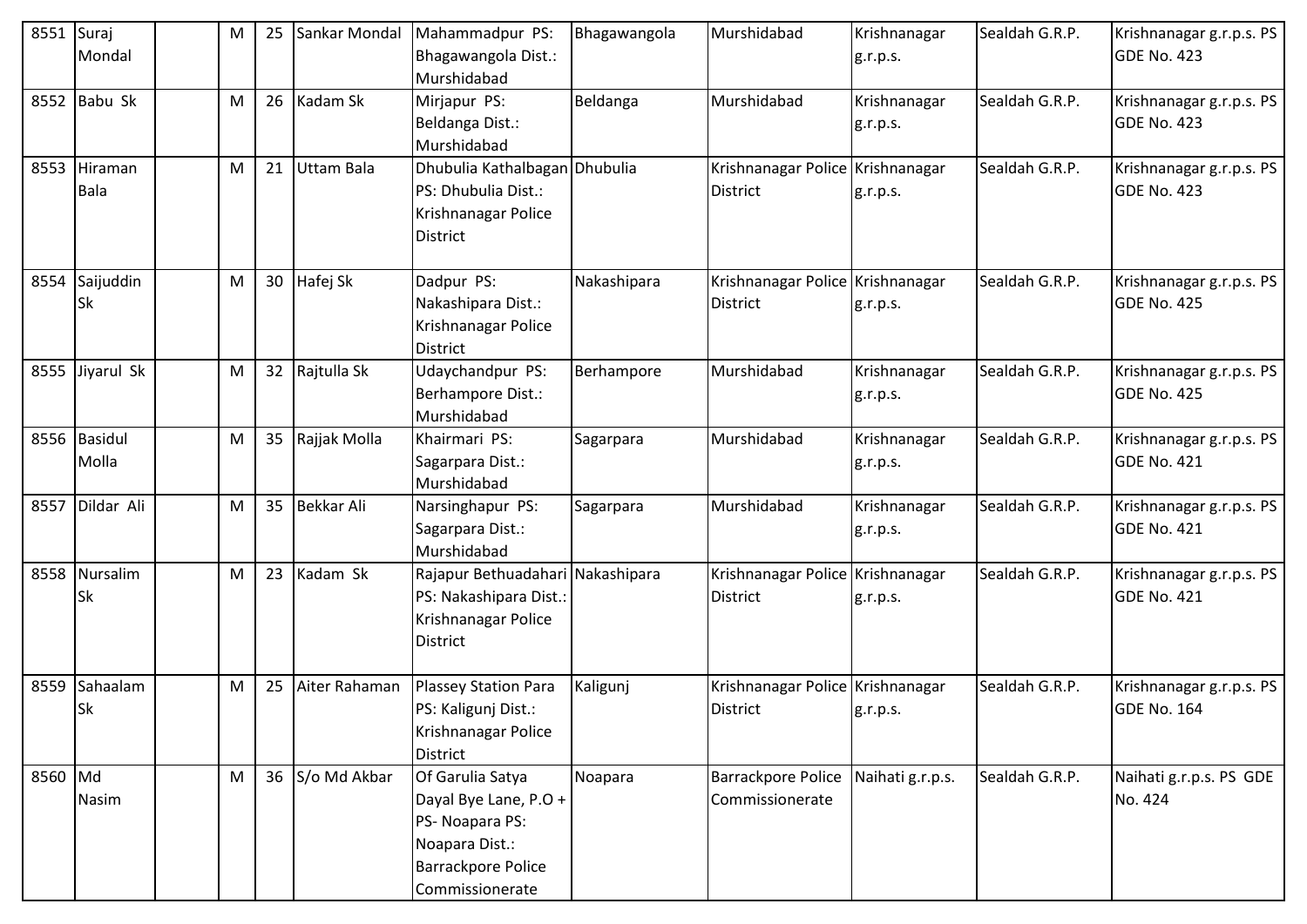| 8551 | Suraj Mondal | | M | 25 | Sankar Mondal | Mahammadpur PS: Bhagawangola Dist.: Murshidabad | Bhagawangola | Murshidabad | Krishnanagar g.r.p.s. | Sealdah G.R.P. | Krishnanagar g.r.p.s. PS GDE No. 423 |
|---|---|---|---|---|---|---|---|---|---|---|---|
| 8552 | Babu Sk | | M | 26 | Kadam Sk | Mirjapur PS: Beldanga Dist.: Murshidabad | Beldanga | Murshidabad | Krishnanagar g.r.p.s. | Sealdah G.R.P. | Krishnanagar g.r.p.s. PS GDE No. 423 |
| 8553 | Hiraman Bala | | M | 21 | Uttam Bala | Dhubulia Kathalbagan PS: Dhubulia Dist.: Krishnanagar Police District | Dhubulia | Krishnanagar Police District | Krishnanagar g.r.p.s. | Sealdah G.R.P. | Krishnanagar g.r.p.s. PS GDE No. 423 |
| 8554 | Saijuddin Sk | | M | 30 | Hafej Sk | Dadpur PS: Nakashipara Dist.: Krishnanagar Police District | Nakashipara | Krishnanagar Police District | Krishnanagar g.r.p.s. | Sealdah G.R.P. | Krishnanagar g.r.p.s. PS GDE No. 425 |
| 8555 | Jiyarul Sk | | M | 32 | Rajtulla Sk | Udaychandpur PS: Berhampore Dist.: Murshidabad | Berhampore | Murshidabad | Krishnanagar g.r.p.s. | Sealdah G.R.P. | Krishnanagar g.r.p.s. PS GDE No. 425 |
| 8556 | Basidul Molla | | M | 35 | Rajjak Molla | Khairmari PS: Sagarpara Dist.: Murshidabad | Sagarpara | Murshidabad | Krishnanagar g.r.p.s. | Sealdah G.R.P. | Krishnanagar g.r.p.s. PS GDE No. 421 |
| 8557 | Dildar Ali | | M | 35 | Bekkar Ali | Narsinghapur PS: Sagarpara Dist.: Murshidabad | Sagarpara | Murshidabad | Krishnanagar g.r.p.s. | Sealdah G.R.P. | Krishnanagar g.r.p.s. PS GDE No. 421 |
| 8558 | Nursalim Sk | | M | 23 | Kadam Sk | Rajapur Bethuadahari PS: Nakashipara Dist.: Krishnanagar Police District | Nakashipara | Krishnanagar Police District | Krishnanagar g.r.p.s. | Sealdah G.R.P. | Krishnanagar g.r.p.s. PS GDE No. 421 |
| 8559 | Sahaalam Sk | | M | 25 | Aiter Rahaman | Plassey Station Para PS: Kaligunj Dist.: Krishnanagar Police District | Kaligunj | Krishnanagar Police District | Krishnanagar g.r.p.s. | Sealdah G.R.P. | Krishnanagar g.r.p.s. PS GDE No. 164 |
| 8560 | Md Nasim | | M | 36 | S/o Md Akbar | Of Garulia Satya Dayal Bye Lane, P.O + PS- Noapara PS: Noapara Dist.: Barrackpore Police Commissionerate | Noapara | Barrackpore Police Commissionerate | Naihati g.r.p.s. | Sealdah G.R.P. | Naihati g.r.p.s. PS GDE No. 424 |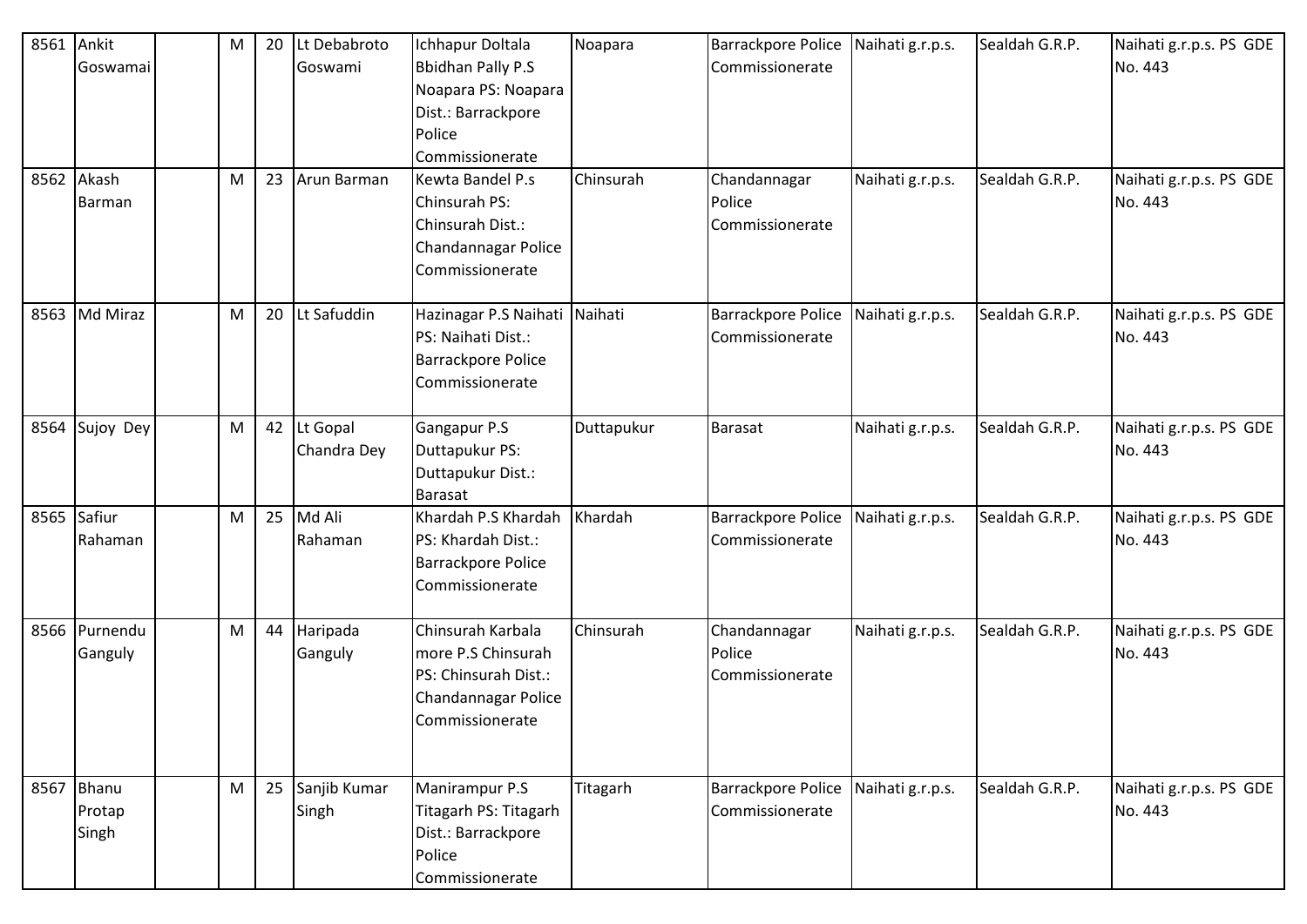| 8561 | Ankit Goswamai | | M | 20 | Lt Debabroto Goswami | Ichhapur Doltala Bbidhan Pally P.S Noapara PS: Noapara Dist.: Barrackpore Police Commissionerate | Noapara | Barrackpore Police Commissionerate | Naihati g.r.p.s. | Sealdah G.R.P. | Naihati g.r.p.s. PS GDE No. 443 |
|---|---|---|---|---|---|---|---|---|---|---|---|
| 8562 | Akash Barman | | M | 23 | Arun Barman | Kewta Bandel P.s Chinsurah PS: Chinsurah Dist.: Chandannagar Police Commissionerate | Chinsurah | Chandannagar Police Commissionerate | Naihati g.r.p.s. | Sealdah G.R.P. | Naihati g.r.p.s. PS GDE No. 443 |
| 8563 | Md Miraz | | M | 20 | Lt Safuddin | Hazinagar P.S Naihati PS: Naihati Dist.: Barrackpore Police Commissionerate | Naihati | Barrackpore Police Commissionerate | Naihati g.r.p.s. | Sealdah G.R.P. | Naihati g.r.p.s. PS GDE No. 443 |
| 8564 | Sujoy Dey | | M | 42 | Lt Gopal Chandra Dey | Gangapur P.S Duttapukur PS: Duttapukur Dist.: Barasat | Duttapukur | Barasat | Naihati g.r.p.s. | Sealdah G.R.P. | Naihati g.r.p.s. PS GDE No. 443 |
| 8565 | Safiur Rahaman | | M | 25 | Md Ali Rahaman | Khardah P.S Khardah PS: Khardah Dist.: Barrackpore Police Commissionerate | Khardah | Barrackpore Police Commissionerate | Naihati g.r.p.s. | Sealdah G.R.P. | Naihati g.r.p.s. PS GDE No. 443 |
| 8566 | Purnendu Ganguly | | M | 44 | Haripada Ganguly | Chinsurah Karbala more P.S Chinsurah PS: Chinsurah Dist.: Chandannagar Police Commissionerate | Chinsurah | Chandannagar Police Commissionerate | Naihati g.r.p.s. | Sealdah G.R.P. | Naihati g.r.p.s. PS GDE No. 443 |
| 8567 | Bhanu Protap Singh | | M | 25 | Sanjib Kumar Singh | Manirampur P.S Titagarh PS: Titagarh Dist.: Barrackpore Police Commissionerate | Titagarh | Barrackpore Police Commissionerate | Naihati g.r.p.s. | Sealdah G.R.P. | Naihati g.r.p.s. PS GDE No. 443 |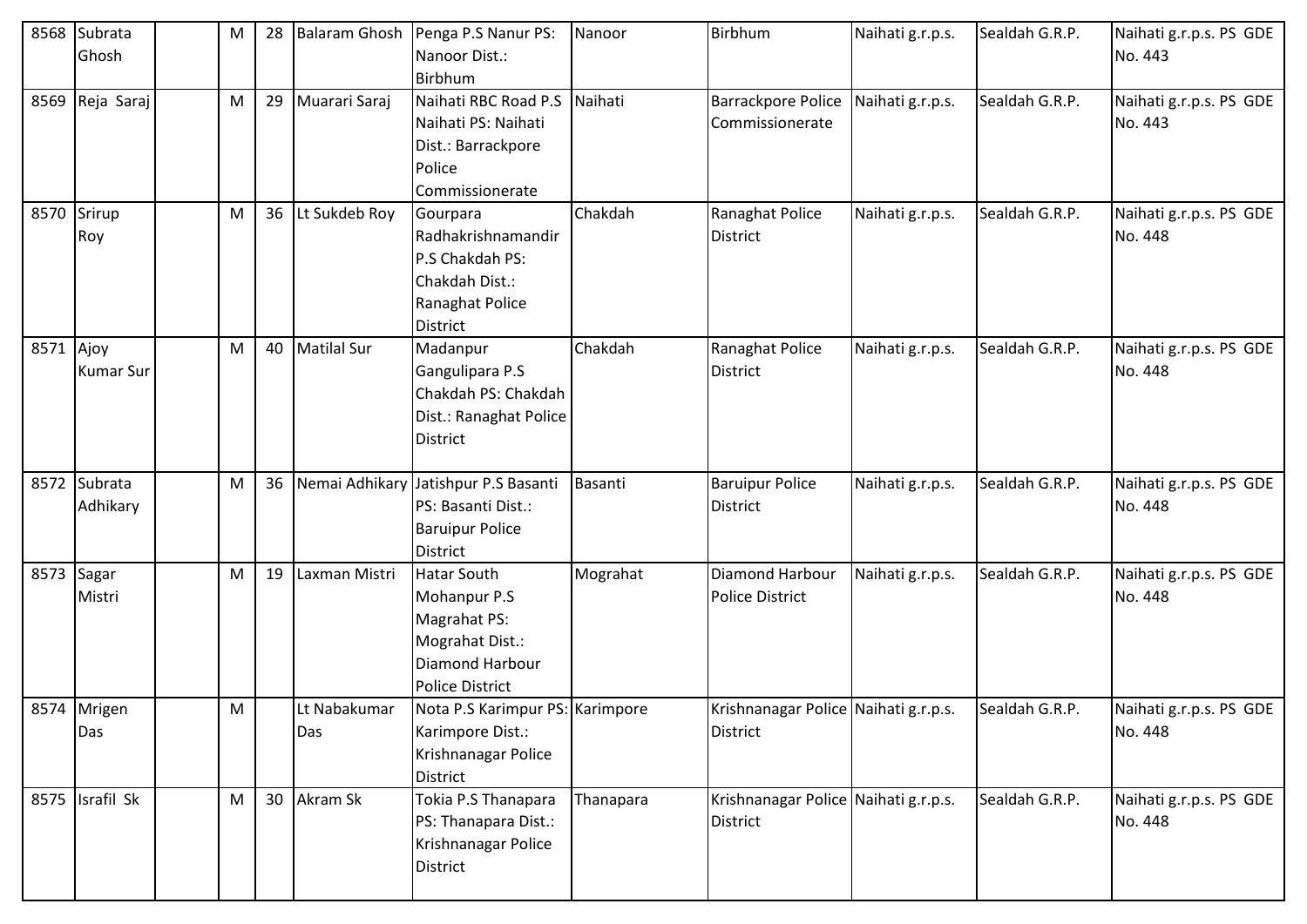| 8568 | Subrata Ghosh | | M | 28 | Balaram Ghosh | Penga P.S Nanur PS: Nanoor Dist.: Birbhum | Nanoor | Birbhum | Naihati g.r.p.s. | Sealdah G.R.P. | Naihati g.r.p.s. PS GDE No. 443 |
|---|---|---|---|---|---|---|---|---|---|---|---|
| 8569 | Reja Saraj | | M | 29 | Muarari Saraj | Naihati RBC Road P.S Naihati PS: Naihati Dist.: Barrackpore Police Commissionerate | Naihati | Barrackpore Police Commissionerate | Naihati g.r.p.s. | Sealdah G.R.P. | Naihati g.r.p.s. PS GDE No. 443 |
| 8570 | Srirup Roy | | M | 36 | Lt Sukdeb Roy | Gourpara Radhakrishnamandir P.S Chakdah PS: Chakdah Dist.: Ranaghat Police District | Chakdah | Ranaghat Police District | Naihati g.r.p.s. | Sealdah G.R.P. | Naihati g.r.p.s. PS GDE No. 448 |
| 8571 | Ajoy Kumar Sur | | M | 40 | Matilal Sur | Madanpur Gangulipara P.S Chakdah PS: Chakdah Dist.: Ranaghat Police District | Chakdah | Ranaghat Police District | Naihati g.r.p.s. | Sealdah G.R.P. | Naihati g.r.p.s. PS GDE No. 448 |
| 8572 | Subrata Adhikary | | M | 36 | Nemai Adhikary | Jatishpur P.S Basanti PS: Basanti Dist.: Baruipur Police District | Basanti | Baruipur Police District | Naihati g.r.p.s. | Sealdah G.R.P. | Naihati g.r.p.s. PS GDE No. 448 |
| 8573 | Sagar Mistri | | M | 19 | Laxman Mistri | Hatar South Mohanpur P.S Magrahat PS: Mograhat Dist.: Diamond Harbour Police District | Mograhat | Diamond Harbour Police District | Naihati g.r.p.s. | Sealdah G.R.P. | Naihati g.r.p.s. PS GDE No. 448 |
| 8574 | Mrigen Das | | M | | Lt Nabakumar Das | Nota P.S Karimpur PS: Karimpore Dist.: Krishnanagar Police District | Karimpore | Krishnanagar Police District | Naihati g.r.p.s. | Sealdah G.R.P. | Naihati g.r.p.s. PS GDE No. 448 |
| 8575 | Israfil Sk | | M | 30 | Akram Sk | Tokia P.S Thanapara PS: Thanapara Dist.: Krishnanagar Police District | Thanapara | Krishnanagar Police District | Naihati g.r.p.s. | Sealdah G.R.P. | Naihati g.r.p.s. PS GDE No. 448 |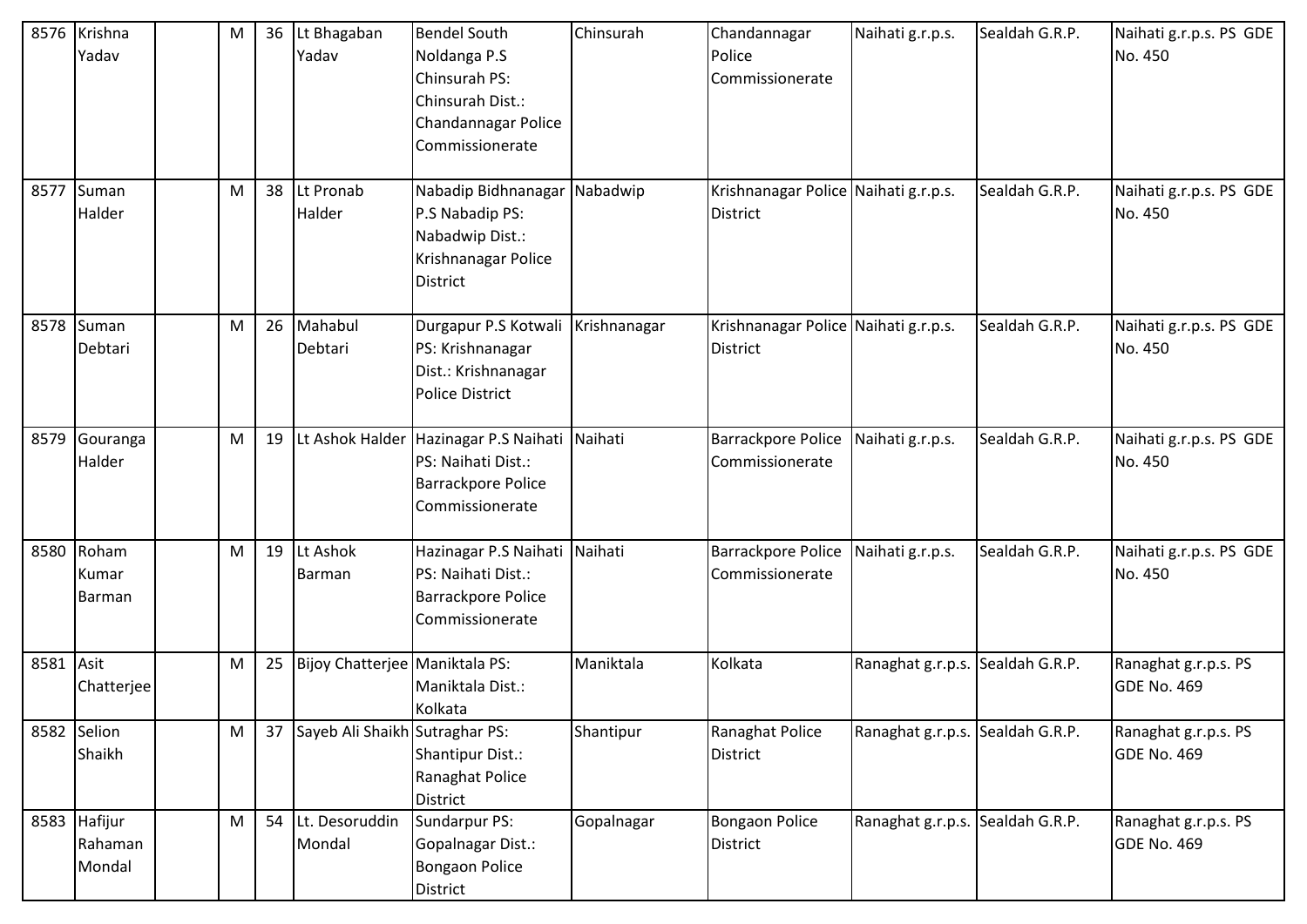| 8576 | Krishna Yadav | | M | 36 | Lt Bhagaban Yadav | Bendel South Noldanga P.S Chinsurah PS: Chinsurah Dist.: Chandannagar Police Commissionerate | Chinsurah | Chandannagar Police Commissionerate | Naihati g.r.p.s. | Sealdah G.R.P. | Naihati g.r.p.s. PS GDE No. 450 |
|---|---|---|---|---|---|---|---|---|---|---|---|
| 8577 | Suman Halder | | M | 38 | Lt Pronab Halder | Nabadip Bidhnanagar P.S Nabadip PS: Nabadwip Dist.: Krishnanagar Police District | Nabadwip | Krishnanagar Police District | Naihati g.r.p.s. | Sealdah G.R.P. | Naihati g.r.p.s. PS GDE No. 450 |
| 8578 | Suman Debtari | | M | 26 | Mahabul Debtari | Durgapur P.S Kotwali PS: Krishnanagar Dist.: Krishnanagar Police District | Krishnanagar | Krishnanagar Police District | Naihati g.r.p.s. | Sealdah G.R.P. | Naihati g.r.p.s. PS GDE No. 450 |
| 8579 | Gouranga Halder | | M | 19 | Lt Ashok Halder | Hazinagar P.S Naihati PS: Naihati Dist.: Barrackpore Police Commissionerate | Naihati | Barrackpore Police Commissionerate | Naihati g.r.p.s. | Sealdah G.R.P. | Naihati g.r.p.s. PS GDE No. 450 |
| 8580 | Roham Kumar Barman | | M | 19 | Lt Ashok Barman | Hazinagar P.S Naihati PS: Naihati Dist.: Barrackpore Police Commissionerate | Naihati | Barrackpore Police Commissionerate | Naihati g.r.p.s. | Sealdah G.R.P. | Naihati g.r.p.s. PS GDE No. 450 |
| 8581 | Asit Chatterjee | | M | 25 | Bijoy Chatterjee | Maniktala PS: Maniktala Dist.: Kolkata | Maniktala | Kolkata | Ranaghat g.r.p.s. | Sealdah G.R.P. | Ranaghat g.r.p.s. PS GDE No. 469 |
| 8582 | Selion Shaikh | | M | 37 | Sayeb Ali Shaikh | Sutraghar PS: Shantipur Dist.: Ranaghat Police District | Shantipur | Ranaghat Police District | Ranaghat g.r.p.s. | Sealdah G.R.P. | Ranaghat g.r.p.s. PS GDE No. 469 |
| 8583 | Hafijur Rahaman Mondal | | M | 54 | Lt. Desoruddin Mondal | Sundarpur PS: Gopalnagar Dist.: Bongaon Police District | Gopalnagar | Bongaon Police District | Ranaghat g.r.p.s. | Sealdah G.R.P. | Ranaghat g.r.p.s. PS GDE No. 469 |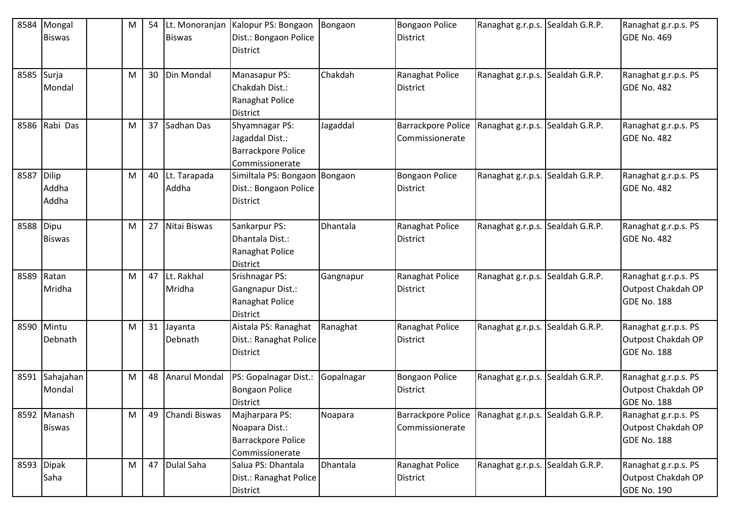| 8584 | Mongal Biswas | | M | 54 | Lt. Monoranjan Biswas | Kalopur PS: Bongaon Dist.: Bongaon Police District | Bongaon | Bongaon Police District | Ranaghat g.r.p.s. | Sealdah G.R.P. | Ranaghat g.r.p.s. PS GDE No. 469 |
|---|---|---|---|---|---|---|---|---|---|---|---|
| 8585 | Surja Mondal | | M | 30 | Din Mondal | Manasapur PS: Chakdah Dist.: Ranaghat Police District | Chakdah | Ranaghat Police District | Ranaghat g.r.p.s. | Sealdah G.R.P. | Ranaghat g.r.p.s. PS GDE No. 482 |
| 8586 | Rabi Das | | M | 37 | Sadhan Das | Shyamnagar PS: Jagaddal Dist.: Barrackpore Police Commissionerate | Jagaddal | Barrackpore Police Commissionerate | Ranaghat g.r.p.s. | Sealdah G.R.P. | Ranaghat g.r.p.s. PS GDE No. 482 |
| 8587 | Dilip Addha Addha | | M | 40 | Lt. Tarapada Addha | Similtala PS: Bongaon Dist.: Bongaon Police District | Bongaon | Bongaon Police District | Ranaghat g.r.p.s. | Sealdah G.R.P. | Ranaghat g.r.p.s. PS GDE No. 482 |
| 8588 | Dipu Biswas | | M | 27 | Nitai Biswas | Sankarpur PS: Dhantala Dist.: Ranaghat Police District | Dhantala | Ranaghat Police District | Ranaghat g.r.p.s. | Sealdah G.R.P. | Ranaghat g.r.p.s. PS GDE No. 482 |
| 8589 | Ratan Mridha | | M | 47 | Lt. Rakhal Mridha | Srishnagar PS: Gangnapur Dist.: Ranaghat Police District | Gangnapur | Ranaghat Police District | Ranaghat g.r.p.s. | Sealdah G.R.P. | Ranaghat g.r.p.s. PS Outpost Chakdah OP GDE No. 188 |
| 8590 | Mintu Debnath | | M | 31 | Jayanta Debnath | Aistala PS: Ranaghat Dist.: Ranaghat Police District | Ranaghat | Ranaghat Police District | Ranaghat g.r.p.s. | Sealdah G.R.P. | Ranaghat g.r.p.s. PS Outpost Chakdah OP GDE No. 188 |
| 8591 | Sahajahan Mondal | | M | 48 | Anarul Mondal | PS: Gopalnagar Dist.: Bongaon Police District | Gopalnagar | Bongaon Police District | Ranaghat g.r.p.s. | Sealdah G.R.P. | Ranaghat g.r.p.s. PS Outpost Chakdah OP GDE No. 188 |
| 8592 | Manash Biswas | | M | 49 | Chandi Biswas | Majharpara PS: Noapara Dist.: Barrackpore Police Commissionerate | Noapara | Barrackpore Police Commissionerate | Ranaghat g.r.p.s. | Sealdah G.R.P. | Ranaghat g.r.p.s. PS Outpost Chakdah OP GDE No. 188 |
| 8593 | Dipak Saha | | M | 47 | Dulal Saha | Salua PS: Dhantala Dist.: Ranaghat Police District | Dhantala | Ranaghat Police District | Ranaghat g.r.p.s. | Sealdah G.R.P. | Ranaghat g.r.p.s. PS Outpost Chakdah OP GDE No. 190 |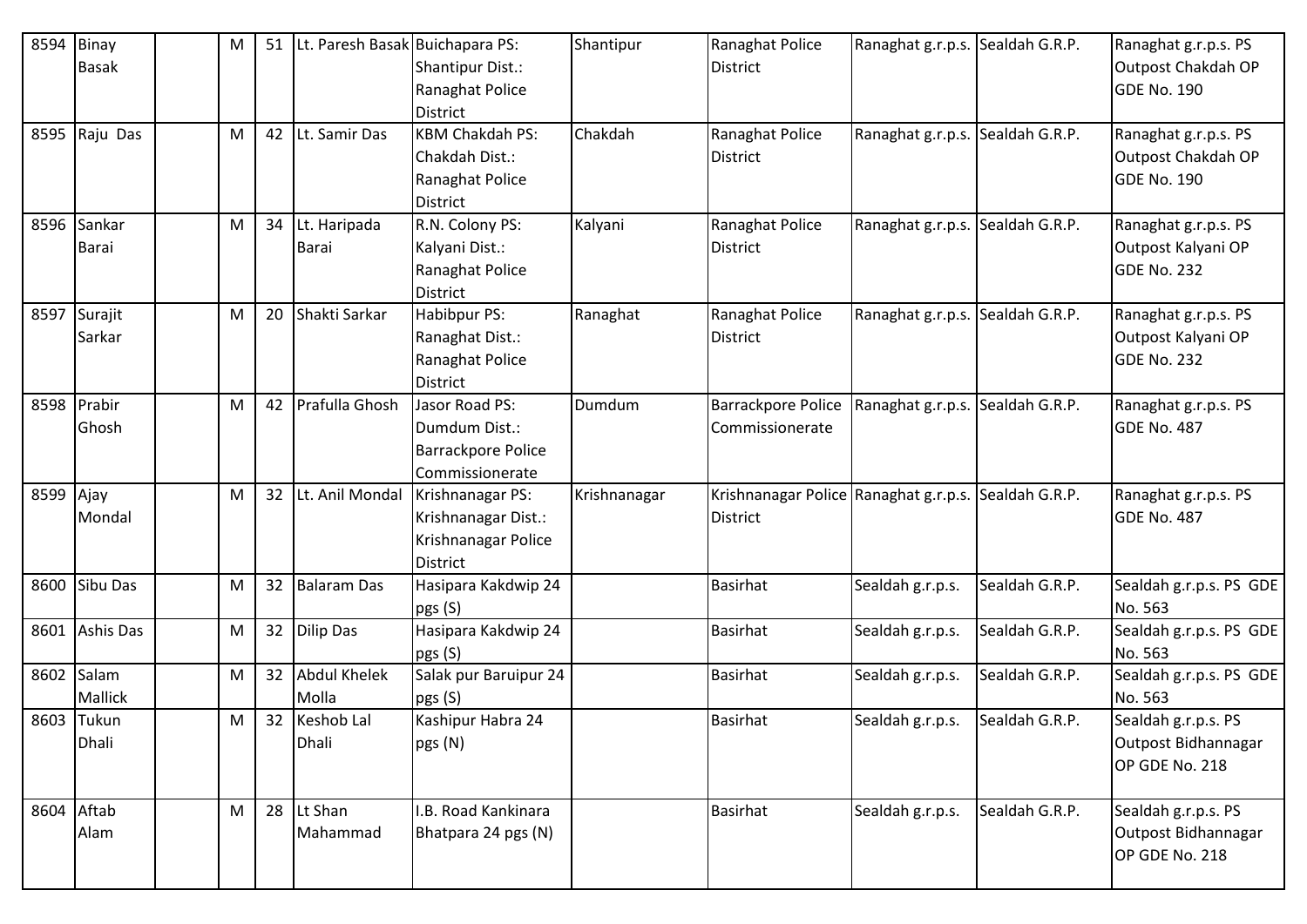| 8594 | Binay Basak | | M | 51 | Lt. Paresh Basak | Buichapara PS: Shantipur Dist.: Ranaghat Police District | Shantipur | Ranaghat Police District | Ranaghat g.r.p.s. | Sealdah G.R.P. | Ranaghat g.r.p.s. PS Outpost Chakdah OP GDE No. 190 |
|---|---|---|---|---|---|---|---|---|---|---|---|
| 8595 | Raju Das | | M | 42 | Lt. Samir Das | KBM Chakdah PS: Chakdah Dist.: Ranaghat Police District | Chakdah | Ranaghat Police District | Ranaghat g.r.p.s. | Sealdah G.R.P. | Ranaghat g.r.p.s. PS Outpost Chakdah OP GDE No. 190 |
| 8596 | Sankar Barai | | M | 34 | Lt. Haripada Barai | R.N. Colony PS: Kalyani Dist.: Ranaghat Police District | Kalyani | Ranaghat Police District | Ranaghat g.r.p.s. | Sealdah G.R.P. | Ranaghat g.r.p.s. PS Outpost Kalyani OP GDE No. 232 |
| 8597 | Surajit Sarkar | | M | 20 | Shakti Sarkar | Habibpur PS: Ranaghat Dist.: Ranaghat Police District | Ranaghat | Ranaghat Police District | Ranaghat g.r.p.s. | Sealdah G.R.P. | Ranaghat g.r.p.s. PS Outpost Kalyani OP GDE No. 232 |
| 8598 | Prabir Ghosh | | M | 42 | Prafulla Ghosh | Jasor Road PS: Dumdum Dist.: Barrackpore Police Commissionerate | Dumdum | Barrackpore Police Commissionerate | Ranaghat g.r.p.s. | Sealdah G.R.P. | Ranaghat g.r.p.s. PS GDE No. 487 |
| 8599 | Ajay Mondal | | M | 32 | Lt. Anil Mondal | Krishnanagar PS: Krishnanagar Dist.: Krishnanagar Police District | Krishnanagar | Krishnanagar Police District | Ranaghat g.r.p.s. | Sealdah G.R.P. | Ranaghat g.r.p.s. PS GDE No. 487 |
| 8600 | Sibu Das | | M | 32 | Balaram Das | Hasipara Kakdwip 24 pgs (S) | | Basirhat | Sealdah g.r.p.s. | Sealdah G.R.P. | Sealdah g.r.p.s. PS GDE No. 563 |
| 8601 | Ashis Das | | M | 32 | Dilip Das | Hasipara Kakdwip 24 pgs (S) | | Basirhat | Sealdah g.r.p.s. | Sealdah G.R.P. | Sealdah g.r.p.s. PS GDE No. 563 |
| 8602 | Salam Mallick | | M | 32 | Abdul Khelek Molla | Salak pur Baruipur 24 pgs (S) | | Basirhat | Sealdah g.r.p.s. | Sealdah G.R.P. | Sealdah g.r.p.s. PS GDE No. 563 |
| 8603 | Tukun Dhali | | M | 32 | Keshob Lal Dhali | Kashipur Habra 24 pgs (N) | | Basirhat | Sealdah g.r.p.s. | Sealdah G.R.P. | Sealdah g.r.p.s. PS Outpost Bidhannagar OP GDE No. 218 |
| 8604 | Aftab Alam | | M | 28 | Lt Shan Mahammad | I.B. Road Kankinara Bhatpara 24 pgs (N) | | Basirhat | Sealdah g.r.p.s. | Sealdah G.R.P. | Sealdah g.r.p.s. PS Outpost Bidhannagar OP GDE No. 218 |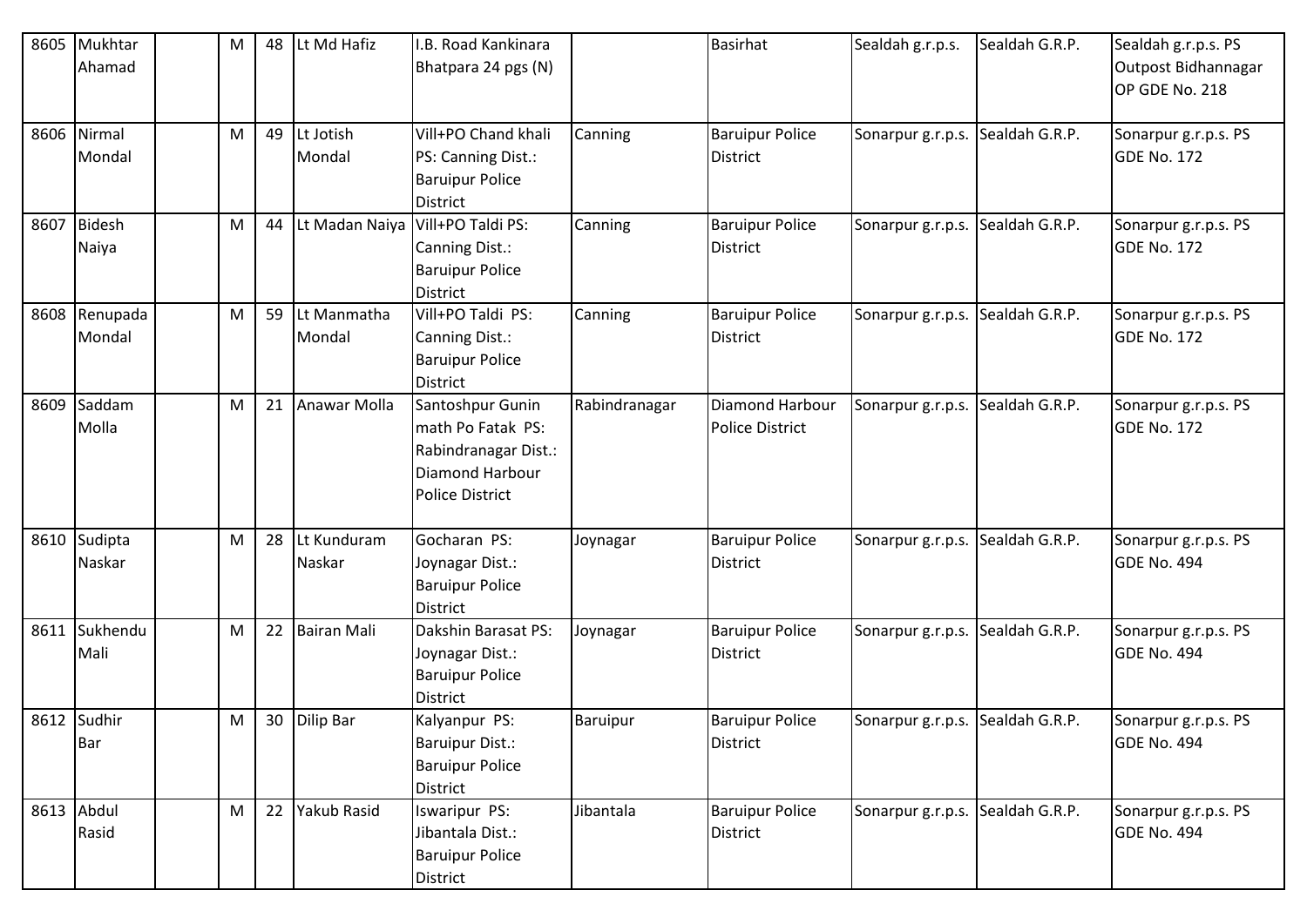| 8605 | Mukhtar Ahamad | | M | 48 | Lt Md Hafiz | I.B. Road Kankinara Bhatpara 24 pgs (N) | | Basirhat | Sealdah g.r.p.s. | Sealdah G.R.P. | Sealdah g.r.p.s. PS Outpost Bidhannagar OP GDE No. 218 |
|---|---|---|---|---|---|---|---|---|---|---|---|
| 8606 | Nirmal Mondal | | M | 49 | Lt Jotish Mondal | Vill+PO Chand khali PS: Canning Dist.: Baruipur Police District | Canning | Baruipur Police District | Sonarpur g.r.p.s. | Sealdah G.R.P. | Sonarpur g.r.p.s. PS GDE No. 172 |
| 8607 | Bidesh Naiya | | M | 44 | Lt Madan Naiya | Vill+PO Taldi PS: Canning Dist.: Baruipur Police District | Canning | Baruipur Police District | Sonarpur g.r.p.s. | Sealdah G.R.P. | Sonarpur g.r.p.s. PS GDE No. 172 |
| 8608 | Renupada Mondal | | M | 59 | Lt Manmatha Mondal | Vill+PO Taldi PS: Canning Dist.: Baruipur Police District | Canning | Baruipur Police District | Sonarpur g.r.p.s. | Sealdah G.R.P. | Sonarpur g.r.p.s. PS GDE No. 172 |
| 8609 | Saddam Molla | | M | 21 | Anawar Molla | Santoshpur Gunin math Po Fatak PS: Rabindranagar Dist.: Diamond Harbour Police District | Rabindranagar | Diamond Harbour Police District | Sonarpur g.r.p.s. | Sealdah G.R.P. | Sonarpur g.r.p.s. PS GDE No. 172 |
| 8610 | Sudipta Naskar | | M | 28 | Lt Kunduram Naskar | Gocharan PS: Joynagar Dist.: Baruipur Police District | Joynagar | Baruipur Police District | Sonarpur g.r.p.s. | Sealdah G.R.P. | Sonarpur g.r.p.s. PS GDE No. 494 |
| 8611 | Sukhendu Mali | | M | 22 | Bairan Mali | Dakshin Barasat PS: Joynagar Dist.: Baruipur Police District | Joynagar | Baruipur Police District | Sonarpur g.r.p.s. | Sealdah G.R.P. | Sonarpur g.r.p.s. PS GDE No. 494 |
| 8612 | Sudhir Bar | | M | 30 | Dilip Bar | Kalyanpur PS: Baruipur Dist.: Baruipur Police District | Baruipur | Baruipur Police District | Sonarpur g.r.p.s. | Sealdah G.R.P. | Sonarpur g.r.p.s. PS GDE No. 494 |
| 8613 | Abdul Rasid | | M | 22 | Yakub Rasid | Iswaripur PS: Jibantala Dist.: Baruipur Police District | Jibantala | Baruipur Police District | Sonarpur g.r.p.s. | Sealdah G.R.P. | Sonarpur g.r.p.s. PS GDE No. 494 |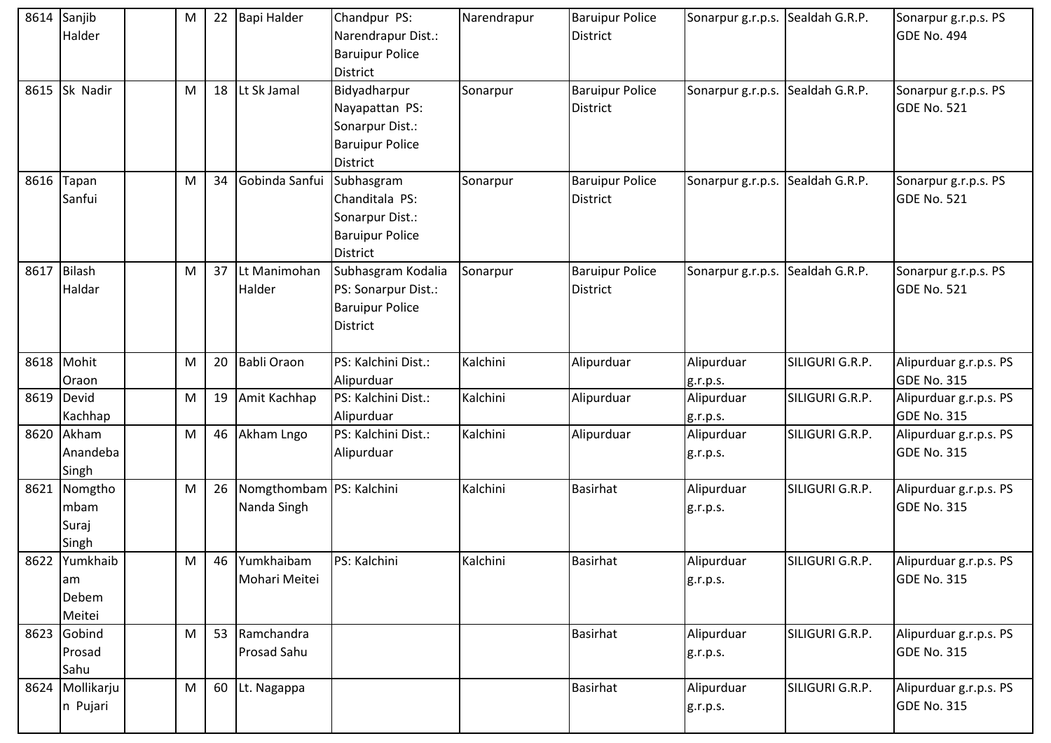| 8614 | Sanjib Halder | | M | 22 | Bapi Halder | Chandpur PS: Narendrapur Dist.: Baruipur Police District | Narendrapur | Baruipur Police District | Sonarpur g.r.p.s. | Sealdah G.R.P. | Sonarpur g.r.p.s. PS GDE No. 494 |
|---|---|---|---|---|---|---|---|---|---|---|---|
| 8615 | Sk Nadir | | M | 18 | Lt Sk Jamal | Bidyadharpur Nayapattan PS: Sonarpur Dist.: Baruipur Police District | Sonarpur | Baruipur Police District | Sonarpur g.r.p.s. | Sealdah G.R.P. | Sonarpur g.r.p.s. PS GDE No. 521 |
| 8616 | Tapan Sanfui | | M | 34 | Gobinda Sanfui | Subhasgram Chanditala PS: Sonarpur Dist.: Baruipur Police District | Sonarpur | Baruipur Police District | Sonarpur g.r.p.s. | Sealdah G.R.P. | Sonarpur g.r.p.s. PS GDE No. 521 |
| 8617 | Bilash Haldar | | M | 37 | Lt Manimohan Halder | Subhasgram Kodalia PS: Sonarpur Dist.: Baruipur Police District | Sonarpur | Baruipur Police District | Sonarpur g.r.p.s. | Sealdah G.R.P. | Sonarpur g.r.p.s. PS GDE No. 521 |
| 8618 | Mohit Oraon | | M | 20 | Babli Oraon | PS: Kalchini Dist.: Alipurduar | Kalchini | Alipurduar | Alipurduar g.r.p.s. | SILIGURI G.R.P. | Alipurduar g.r.p.s. PS GDE No. 315 |
| 8619 | Devid Kachhap | | M | 19 | Amit Kachhap | PS: Kalchini Dist.: Alipurduar | Kalchini | Alipurduar | Alipurduar g.r.p.s. | SILIGURI G.R.P. | Alipurduar g.r.p.s. PS GDE No. 315 |
| 8620 | Akham Anandeba Singh | | M | 46 | Akham Lngo | PS: Kalchini Dist.: Alipurduar | Kalchini | Alipurduar | Alipurduar g.r.p.s. | SILIGURI G.R.P. | Alipurduar g.r.p.s. PS GDE No. 315 |
| 8621 | Nomgthombam Suraj Singh | | M | 26 | Nomgthombam Nanda Singh | PS: Kalchini | Kalchini | Basirhat | Alipurduar g.r.p.s. | SILIGURI G.R.P. | Alipurduar g.r.p.s. PS GDE No. 315 |
| 8622 | Yumkhaibam Debem Meitei | | M | 46 | Yumkhaibam Mohari Meitei | PS: Kalchini | Kalchini | Basirhat | Alipurduar g.r.p.s. | SILIGURI G.R.P. | Alipurduar g.r.p.s. PS GDE No. 315 |
| 8623 | Gobind Prosad Sahu | | M | 53 | Ramchandra Prosad Sahu | | | Basirhat | Alipurduar g.r.p.s. | SILIGURI G.R.P. | Alipurduar g.r.p.s. PS GDE No. 315 |
| 8624 | Mollikarjun Pujari | | M | 60 | Lt. Nagappa | | | Basirhat | Alipurduar g.r.p.s. | SILIGURI G.R.P. | Alipurduar g.r.p.s. PS GDE No. 315 |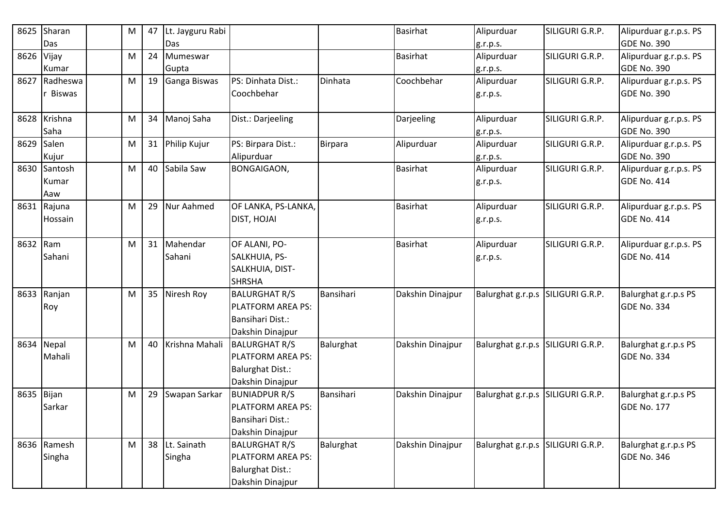| 8625 | Sharan Das | | M | 47 | Lt. Jayguru Rabi Das | | | Basirhat | Alipurduar g.r.p.s. | SILIGURI G.R.P. | Alipurduar g.r.p.s. PS GDE No. 390 |
|---|---|---|---|---|---|---|---|---|---|---|---|
| 8626 | Vijay Kumar | | M | 24 | Mumeswar Gupta | | | Basirhat | Alipurduar g.r.p.s. | SILIGURI G.R.P. | Alipurduar g.r.p.s. PS GDE No. 390 |
| 8627 | Radheswar Biswas | | M | 19 | Ganga Biswas | PS: Dinhata Dist.: Coochbehar | Dinhata | Coochbehar | Alipurduar g.r.p.s. | SILIGURI G.R.P. | Alipurduar g.r.p.s. PS GDE No. 390 |
| 8628 | Krishna Saha | | M | 34 | Manoj Saha | Dist.: Darjeeling | | Darjeeling | Alipurduar g.r.p.s. | SILIGURI G.R.P. | Alipurduar g.r.p.s. PS GDE No. 390 |
| 8629 | Salen Kujur | | M | 31 | Philip Kujur | PS: Birpara Dist.: Alipurduar | Birpara | Alipurduar | Alipurduar g.r.p.s. | SILIGURI G.R.P. | Alipurduar g.r.p.s. PS GDE No. 390 |
| 8630 | Santosh Kumar Aaw | | M | 40 | Sabila Saw | BONGAIGAON, | | Basirhat | Alipurduar g.r.p.s. | SILIGURI G.R.P. | Alipurduar g.r.p.s. PS GDE No. 414 |
| 8631 | Rajuna Hossain | | M | 29 | Nur Aahmed | OF LANKA, PS-LANKA, DIST, HOJAI | | Basirhat | Alipurduar g.r.p.s. | SILIGURI G.R.P. | Alipurduar g.r.p.s. PS GDE No. 414 |
| 8632 | Ram Sahani | | M | 31 | Mahendar Sahani | OF ALANI, PO-SALKHUIA, PS-SALKHUIA, DIST-SHRSHA | | Basirhat | Alipurduar g.r.p.s. | SILIGURI G.R.P. | Alipurduar g.r.p.s. PS GDE No. 414 |
| 8633 | Ranjan Roy | | M | 35 | Niresh Roy | BALURGHAT R/S PLATFORM AREA PS: Bansihari Dist.: Dakshin Dinajpur | Bansihari | Dakshin Dinajpur | Balurghat g.r.p.s | SILIGURI G.R.P. | Balurghat g.r.p.s PS GDE No. 334 |
| 8634 | Nepal Mahali | | M | 40 | Krishna Mahali | BALURGHAT R/S PLATFORM AREA PS: Balurghat Dist.: Dakshin Dinajpur | Balurghat | Dakshin Dinajpur | Balurghat g.r.p.s | SILIGURI G.R.P. | Balurghat g.r.p.s PS GDE No. 334 |
| 8635 | Bijan Sarkar | | M | 29 | Swapan Sarkar | BUNIADPUR R/S PLATFORM AREA PS: Bansihari Dist.: Dakshin Dinajpur | Bansihari | Dakshin Dinajpur | Balurghat g.r.p.s | SILIGURI G.R.P. | Balurghat g.r.p.s PS GDE No. 177 |
| 8636 | Ramesh Singha | | M | 38 | Lt. Sainath Singha | BALURGHAT R/S PLATFORM AREA PS: Balurghat Dist.: Dakshin Dinajpur | Balurghat | Dakshin Dinajpur | Balurghat g.r.p.s | SILIGURI G.R.P. | Balurghat g.r.p.s PS GDE No. 346 |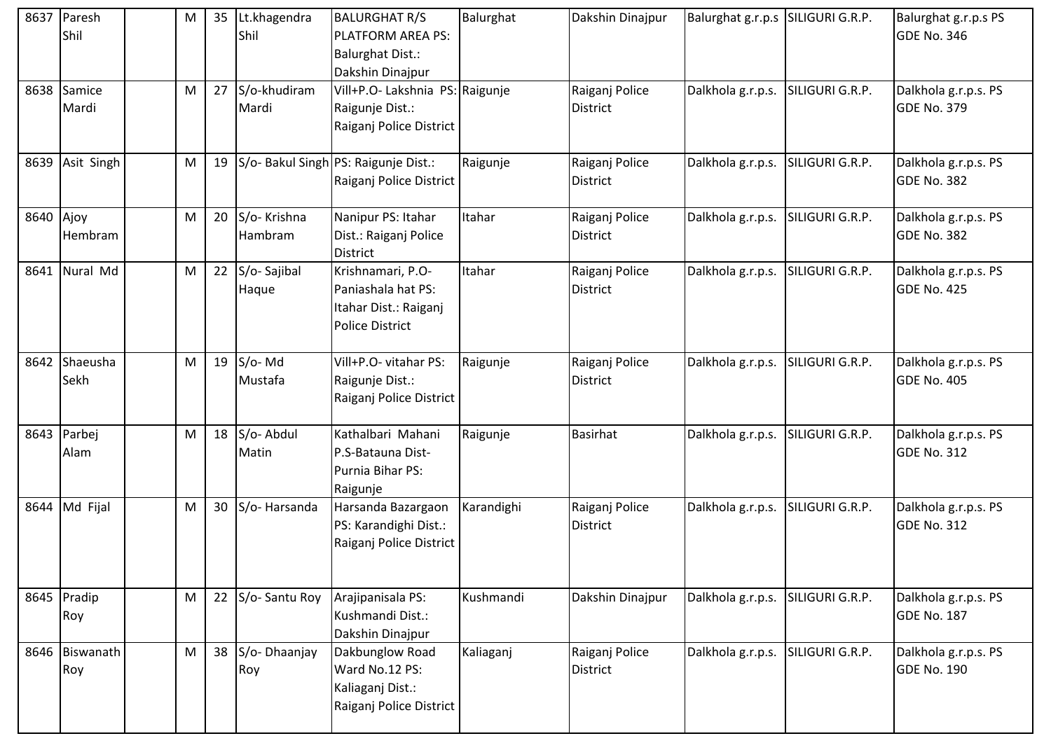| 8637 | Paresh Shil | | M | 35 | Lt.khagendra Shil | BALURGHAT R/S PLATFORM AREA PS: Balurghat Dist.: Dakshin Dinajpur | Balurghat | Dakshin Dinajpur | Balurghat g.r.p.s | SILIGURI G.R.P. | Balurghat g.r.p.s PS GDE No. 346 |
|---|---|---|---|---|---|---|---|---|---|---|---|
| 8638 | Samice Mardi | | M | 27 | S/o-khudiram Mardi | Vill+P.O- Lakshnia PS: Raigunje Dist.: Raiganj Police District | Raigunje | Raiganj Police District | Dalkhola g.r.p.s. | SILIGURI G.R.P. | Dalkhola g.r.p.s. PS GDE No. 379 |
| 8639 | Asit Singh | | M | 19 | S/o- Bakul Singh | PS: Raigunje Dist.: Raiganj Police District | Raigunje | Raiganj Police District | Dalkhola g.r.p.s. | SILIGURI G.R.P. | Dalkhola g.r.p.s. PS GDE No. 382 |
| 8640 | Ajoy Hembram | | M | 20 | S/o- Krishna Hambram | Nanipur PS: Itahar Dist.: Raiganj Police District | Itahar | Raiganj Police District | Dalkhola g.r.p.s. | SILIGURI G.R.P. | Dalkhola g.r.p.s. PS GDE No. 382 |
| 8641 | Nural Md | | M | 22 | S/o- Sajibal Haque | Krishnamari, P.O- Paniashala hat PS: Itahar Dist.: Raiganj Police District | Itahar | Raiganj Police District | Dalkhola g.r.p.s. | SILIGURI G.R.P. | Dalkhola g.r.p.s. PS GDE No. 425 |
| 8642 | Shaeusha Sekh | | M | 19 | S/o- Md Mustafa | Vill+P.O- vitahar PS: Raigunje Dist.: Raiganj Police District | Raigunje | Raiganj Police District | Dalkhola g.r.p.s. | SILIGURI G.R.P. | Dalkhola g.r.p.s. PS GDE No. 405 |
| 8643 | Parbej Alam | | M | 18 | S/o- Abdul Matin | Kathalbari Mahani P.S-Batauna Dist-Purnia Bihar PS: Raigunje | Raigunje | Basirhat | Dalkhola g.r.p.s. | SILIGURI G.R.P. | Dalkhola g.r.p.s. PS GDE No. 312 |
| 8644 | Md Fijal | | M | 30 | S/o- Harsanda | Harsanda Bazargaon PS: Karandighi Dist.: Raiganj Police District | Karandighi | Raiganj Police District | Dalkhola g.r.p.s. | SILIGURI G.R.P. | Dalkhola g.r.p.s. PS GDE No. 312 |
| 8645 | Pradip Roy | | M | 22 | S/o- Santu Roy | Arajipanisala PS: Kushmandi Dist.: Dakshin Dinajpur | Kushmandi | Dakshin Dinajpur | Dalkhola g.r.p.s. | SILIGURI G.R.P. | Dalkhola g.r.p.s. PS GDE No. 187 |
| 8646 | Biswanath Roy | | M | 38 | S/o- Dhaanjay Roy | Dakbunglow Road Ward No.12 PS: Kaliaganj Dist.: Raiganj Police District | Kaliaganj | Raiganj Police District | Dalkhola g.r.p.s. | SILIGURI G.R.P. | Dalkhola g.r.p.s. PS GDE No. 190 |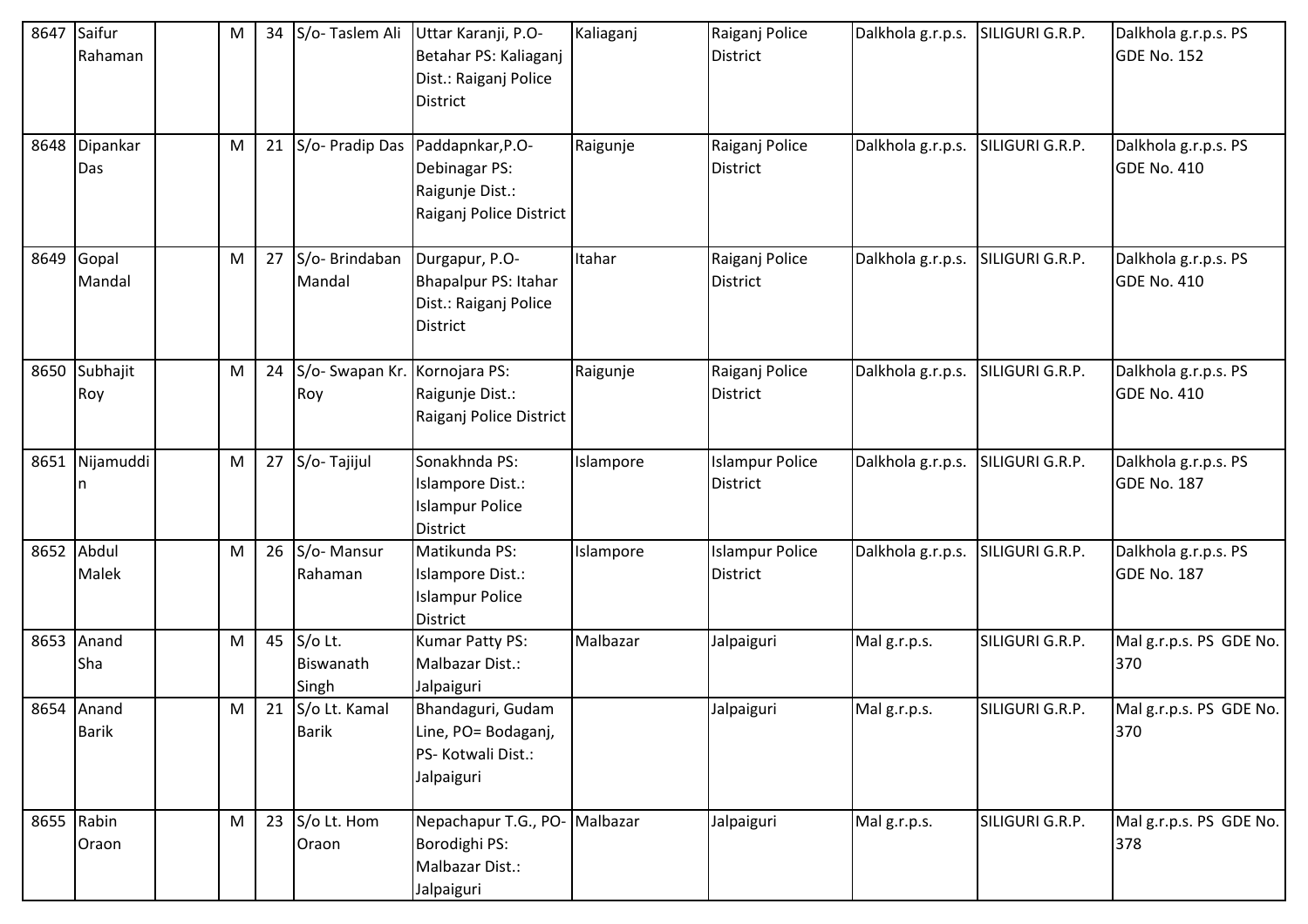| 8647 | Saifur Rahaman | | M | 34 | S/o- Taslem Ali | Uttar Karanji, P.O- Betahar PS: Kaliaganj Dist.: Raiganj Police District | Kaliaganj | Raiganj Police District | Dalkhola g.r.p.s. | SILIGURI G.R.P. | Dalkhola g.r.p.s. PS GDE No. 152 |
|---|---|---|---|---|---|---|---|---|---|---|---|
| 8648 | Dipankar Das | | M | 21 | S/o- Pradip Das | Paddapnkar,P.O- Debinagar PS: Raigunje Dist.: Raiganj Police District | Raigunje | Raiganj Police District | Dalkhola g.r.p.s. | SILIGURI G.R.P. | Dalkhola g.r.p.s. PS GDE No. 410 |
| 8649 | Gopal Mandal | | M | 27 | S/o- Brindaban Mandal | Durgapur, P.O- Bhapalpur PS: Itahar Dist.: Raiganj Police District | Itahar | Raiganj Police District | Dalkhola g.r.p.s. | SILIGURI G.R.P. | Dalkhola g.r.p.s. PS GDE No. 410 |
| 8650 | Subhajit Roy | | M | 24 | S/o- Swapan Kr. Roy | Kornojara PS: Raigunje Dist.: Raiganj Police District | Raigunje | Raiganj Police District | Dalkhola g.r.p.s. | SILIGURI G.R.P. | Dalkhola g.r.p.s. PS GDE No. 410 |
| 8651 | Nijamuddin | | M | 27 | S/o- Tajijul | Sonakhnda PS: Islampore Dist.: Islampur Police District | Islampore | Islampur Police District | Dalkhola g.r.p.s. | SILIGURI G.R.P. | Dalkhola g.r.p.s. PS GDE No. 187 |
| 8652 | Abdul Malek | | M | 26 | S/o- Mansur Rahaman | Matikunda PS: Islampore Dist.: Islampur Police District | Islampore | Islampur Police District | Dalkhola g.r.p.s. | SILIGURI G.R.P. | Dalkhola g.r.p.s. PS GDE No. 187 |
| 8653 | Anand Sha | | M | 45 | S/o Lt. Biswanath Singh | Kumar Patty PS: Malbazar Dist.: Jalpaiguri | Malbazar | Jalpaiguri | Mal g.r.p.s. | SILIGURI G.R.P. | Mal g.r.p.s. PS GDE No. 370 |
| 8654 | Anand Barik | | M | 21 | S/o Lt. Kamal Barik | Bhandaguri, Gudam Line, PO= Bodaganj, PS- Kotwali Dist.: Jalpaiguri | | Jalpaiguri | Mal g.r.p.s. | SILIGURI G.R.P. | Mal g.r.p.s. PS GDE No. 370 |
| 8655 | Rabin Oraon | | M | 23 | S/o Lt. Hom Oraon | Nepachapur T.G., PO- Borodighi PS: Malbazar Dist.: Jalpaiguri | Malbazar | Jalpaiguri | Mal g.r.p.s. | SILIGURI G.R.P. | Mal g.r.p.s. PS GDE No. 378 |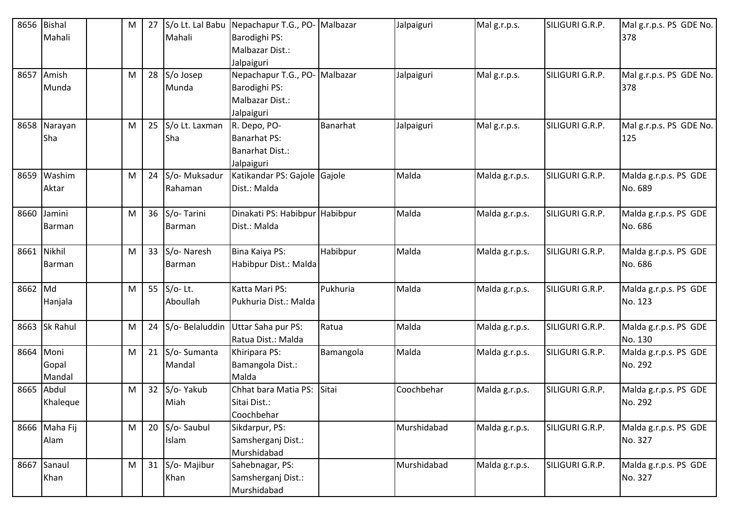| 8656 | Bishal Mahali | | M | 27 | S/o Lt. Lal Babu Mahali | Nepachapur T.G., PO- Barodighi PS: Malbazar Dist.: Jalpaiguri | Malbazar | Jalpaiguri | Mal g.r.p.s. | SILIGURI G.R.P. | Mal g.r.p.s. PS GDE No. 378 |
|---|---|---|---|---|---|---|---|---|---|---|---|
| 8657 | Amish Munda | | M | 28 | S/o Josep Munda | Nepachapur T.G., PO- Barodighi PS: Malbazar Dist.: Jalpaiguri | Malbazar | Jalpaiguri | Mal g.r.p.s. | SILIGURI G.R.P. | Mal g.r.p.s. PS GDE No. 378 |
| 8658 | Narayan Sha | | M | 25 | S/o Lt. Laxman Sha | R. Depo, PO- Banarhat PS: Banarhat Dist.: Jalpaiguri | Banarhat | Jalpaiguri | Mal g.r.p.s. | SILIGURI G.R.P. | Mal g.r.p.s. PS GDE No. 125 |
| 8659 | Washim Aktar | | M | 24 | S/o- Muksadur Rahaman | Katikandar PS: Gajole Dist.: Malda | Gajole | Malda | Malda g.r.p.s. | SILIGURI G.R.P. | Malda g.r.p.s. PS GDE No. 689 |
| 8660 | Jamini Barman | | M | 36 | S/o- Tarini Barman | Dinakati PS: Habibpur Dist.: Malda | Habibpur | Malda | Malda g.r.p.s. | SILIGURI G.R.P. | Malda g.r.p.s. PS GDE No. 686 |
| 8661 | Nikhil Barman | | M | 33 | S/o- Naresh Barman | Bina Kaiya PS: Habibpur Dist.: Malda | Habibpur | Malda | Malda g.r.p.s. | SILIGURI G.R.P. | Malda g.r.p.s. PS GDE No. 686 |
| 8662 | Md Hanjala | | M | 55 | S/o- Lt. Aboullah | Katta Mari PS: Pukhuria Dist.: Malda | Pukhuria | Malda | Malda g.r.p.s. | SILIGURI G.R.P. | Malda g.r.p.s. PS GDE No. 123 |
| 8663 | Sk Rahul | | M | 24 | S/o- Belaluddin | Uttar Saha pur PS: Ratua Dist.: Malda | Ratua | Malda | Malda g.r.p.s. | SILIGURI G.R.P. | Malda g.r.p.s. PS GDE No. 130 |
| 8664 | Moni Gopal Mandal | | M | 21 | S/o- Sumanta Mandal | Khiripara PS: Bamangola Dist.: Malda | Bamangola | Malda | Malda g.r.p.s. | SILIGURI G.R.P. | Malda g.r.p.s. PS GDE No. 292 |
| 8665 | Abdul Khaleque | | M | 32 | S/o- Yakub Miah | Chhat bara Matia PS: Sitai Dist.: Coochbehar | Sitai | Coochbehar | Malda g.r.p.s. | SILIGURI G.R.P. | Malda g.r.p.s. PS GDE No. 292 |
| 8666 | Maha Fij Alam | | M | 20 | S/o- Saubul Islam | Sikdarpur, PS: Samsherganj Dist.: Murshidabad | | Murshidabad | Malda g.r.p.s. | SILIGURI G.R.P. | Malda g.r.p.s. PS GDE No. 327 |
| 8667 | Sanaul Khan | | M | 31 | S/o- Majibur Khan | Sahebnagar, PS: Samsherganj Dist.: Murshidabad | | Murshidabad | Malda g.r.p.s. | SILIGURI G.R.P. | Malda g.r.p.s. PS GDE No. 327 |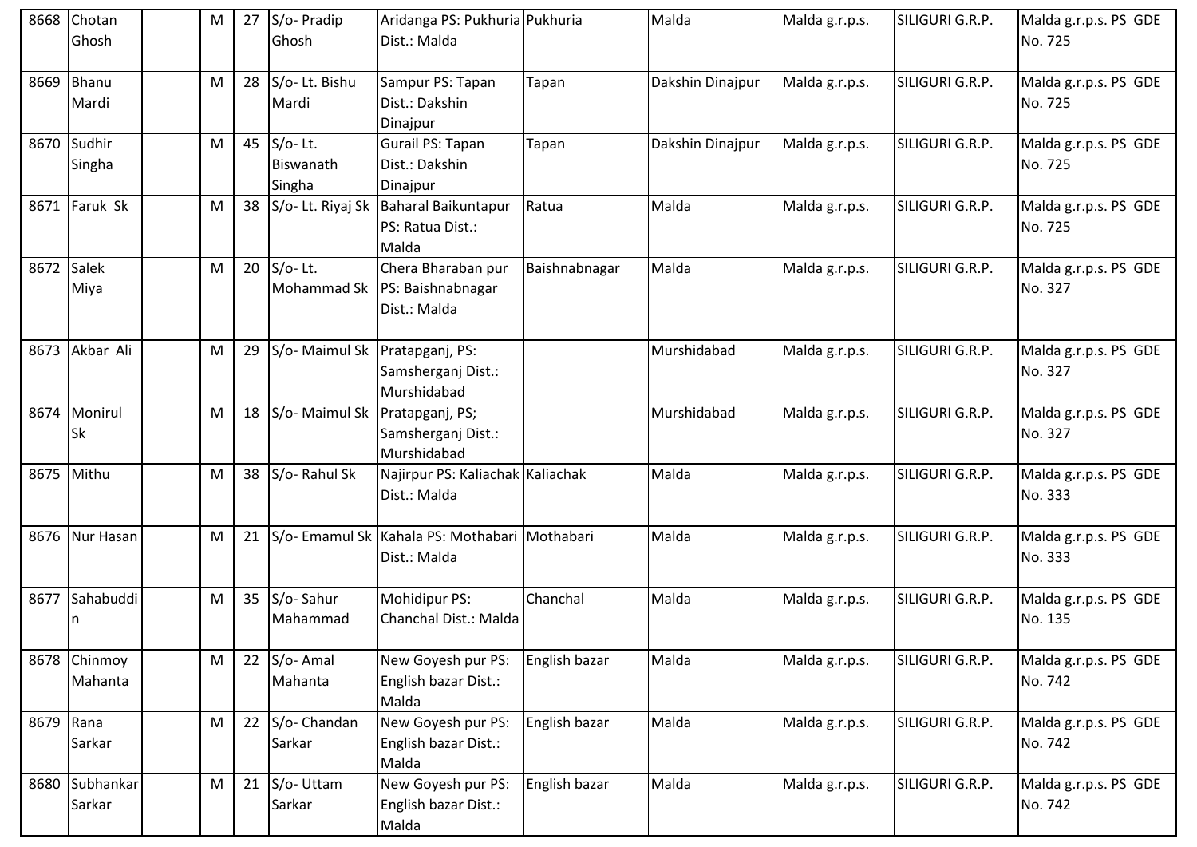| | | | | | | | | | | |
|---|---|---|---|---|---|---|---|---|---|---|
| 8668 | Chotan Ghosh | | M | 27 | S/o- Pradip Ghosh | Aridanga PS: Pukhuria Dist.: Malda | Pukhuria | Malda | Malda g.r.p.s. | SILIGURI G.R.P. | Malda g.r.p.s. PS GDE No. 725 |
| 8669 | Bhanu Mardi | | M | 28 | S/o- Lt. Bishu Mardi | Sampur PS: Tapan Dist.: Dakshin Dinajpur | Tapan | Dakshin Dinajpur | Malda g.r.p.s. | SILIGURI G.R.P. | Malda g.r.p.s. PS GDE No. 725 |
| 8670 | Sudhir Singha | | M | 45 | S/o- Lt. Biswanath Singha | Gurail PS: Tapan Dist.: Dakshin Dinajpur | Tapan | Dakshin Dinajpur | Malda g.r.p.s. | SILIGURI G.R.P. | Malda g.r.p.s. PS GDE No. 725 |
| 8671 | Faruk Sk | | M | 38 | S/o- Lt. Riyaj Sk | Baharal Baikuntapur PS: Ratua Dist.: Malda | Ratua | Malda | Malda g.r.p.s. | SILIGURI G.R.P. | Malda g.r.p.s. PS GDE No. 725 |
| 8672 | Salek Miya | | M | 20 | S/o- Lt. Mohammad Sk | Chera Bharaban pur PS: Baishnabnagar Dist.: Malda | Baishnabnagar | Malda | Malda g.r.p.s. | SILIGURI G.R.P. | Malda g.r.p.s. PS GDE No. 327 |
| 8673 | Akbar Ali | | M | 29 | S/o- Maimul Sk | Pratapganj, PS: Samsherganj Dist.: Murshidabad | | Murshidabad | Malda g.r.p.s. | SILIGURI G.R.P. | Malda g.r.p.s. PS GDE No. 327 |
| 8674 | Monirul Sk | | M | 18 | S/o- Maimul Sk | Pratapganj, PS; Samsherganj Dist.: Murshidabad | | Murshidabad | Malda g.r.p.s. | SILIGURI G.R.P. | Malda g.r.p.s. PS GDE No. 327 |
| 8675 | Mithu | | M | 38 | S/o- Rahul Sk | Najirpur PS: Kaliachak Dist.: Malda | Kaliachak | Malda | Malda g.r.p.s. | SILIGURI G.R.P. | Malda g.r.p.s. PS GDE No. 333 |
| 8676 | Nur Hasan | | M | 21 | S/o- Emamul Sk | Kahala PS: Mothabari Dist.: Malda | Mothabari | Malda | Malda g.r.p.s. | SILIGURI G.R.P. | Malda g.r.p.s. PS GDE No. 333 |
| 8677 | Sahabuddin | | M | 35 | S/o- Sahur Mahammad | Mohidipur PS: Chanchal Dist.: Malda | Chanchal | Malda | Malda g.r.p.s. | SILIGURI G.R.P. | Malda g.r.p.s. PS GDE No. 135 |
| 8678 | Chinmoy Mahanta | | M | 22 | S/o- Amal Mahanta | New Goyesh pur PS: English bazar Dist.: Malda | English bazar | Malda | Malda g.r.p.s. | SILIGURI G.R.P. | Malda g.r.p.s. PS GDE No. 742 |
| 8679 | Rana Sarkar | | M | 22 | S/o- Chandan Sarkar | New Goyesh pur PS: English bazar Dist.: Malda | English bazar | Malda | Malda g.r.p.s. | SILIGURI G.R.P. | Malda g.r.p.s. PS GDE No. 742 |
| 8680 | Subhankar Sarkar | | M | 21 | S/o- Uttam Sarkar | New Goyesh pur PS: English bazar Dist.: Malda | English bazar | Malda | Malda g.r.p.s. | SILIGURI G.R.P. | Malda g.r.p.s. PS GDE No. 742 |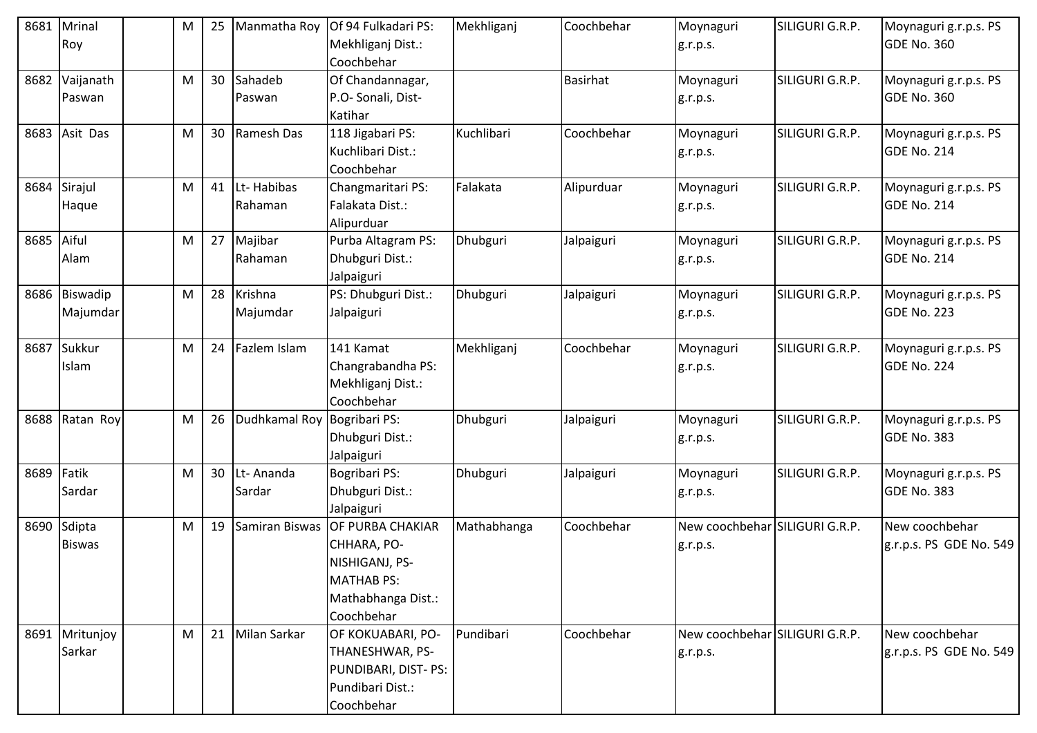| 8681 | Mrinal Roy | | M | 25 | Manmatha Roy | Of 94 Fulkadari PS: Mekhliganj Dist.: Coochbehar | Mekhliganj | Coochbehar | Moynaguri g.r.p.s. | SILIGURI G.R.P. | Moynaguri g.r.p.s. PS GDE No. 360 |
|---|---|---|---|---|---|---|---|---|---|---|---|
| 8682 | Vaijanath Paswan | | M | 30 | Sahadeb Paswan | Of Chandannagar, P.O- Sonali, Dist- Katihar | | Basirhat | Moynaguri g.r.p.s. | SILIGURI G.R.P. | Moynaguri g.r.p.s. PS GDE No. 360 |
| 8683 | Asit Das | | M | 30 | Ramesh Das | 118 Jigabari PS: Kuchlibari Dist.: Coochbehar | Kuchlibari | Coochbehar | Moynaguri g.r.p.s. | SILIGURI G.R.P. | Moynaguri g.r.p.s. PS GDE No. 214 |
| 8684 | Sirajul Haque | | M | 41 | Lt- Habibas Rahaman | Changmaritari PS: Falakata Dist.: Alipurduar | Falakata | Alipurduar | Moynaguri g.r.p.s. | SILIGURI G.R.P. | Moynaguri g.r.p.s. PS GDE No. 214 |
| 8685 | Aiful Alam | | M | 27 | Majibar Rahaman | Purba Altagram PS: Dhubguri Dist.: Jalpaiguri | Dhubguri | Jalpaiguri | Moynaguri g.r.p.s. | SILIGURI G.R.P. | Moynaguri g.r.p.s. PS GDE No. 214 |
| 8686 | Biswadip Majumdar | | M | 28 | Krishna Majumdar | PS: Dhubguri Dist.: Jalpaiguri | Dhubguri | Jalpaiguri | Moynaguri g.r.p.s. | SILIGURI G.R.P. | Moynaguri g.r.p.s. PS GDE No. 223 |
| 8687 | Sukkur Islam | | M | 24 | Fazlem Islam | 141 Kamat Changrabandha PS: Mekhliganj Dist.: Coochbehar | Mekhliganj | Coochbehar | Moynaguri g.r.p.s. | SILIGURI G.R.P. | Moynaguri g.r.p.s. PS GDE No. 224 |
| 8688 | Ratan Roy | | M | 26 | Dudhkamal Roy | Bogribari PS: Dhubguri Dist.: Jalpaiguri | Dhubguri | Jalpaiguri | Moynaguri g.r.p.s. | SILIGURI G.R.P. | Moynaguri g.r.p.s. PS GDE No. 383 |
| 8689 | Fatik Sardar | | M | 30 | Lt- Ananda Sardar | Bogribari PS: Dhubguri Dist.: Jalpaiguri | Dhubguri | Jalpaiguri | Moynaguri g.r.p.s. | SILIGURI G.R.P. | Moynaguri g.r.p.s. PS GDE No. 383 |
| 8690 | Sdipta Biswas | | M | 19 | Samiran Biswas | OF PURBA CHAKIAR CHHARA, PO- NISHIGANJ, PS- MATHAB PS: Mathabhanga Dist.: Coochbehar | Mathabhanga | Coochbehar | New coochbehar g.r.p.s. | SILIGURI G.R.P. | New coochbehar g.r.p.s. PS GDE No. 549 |
| 8691 | Mritunjoy Sarkar | | M | 21 | Milan Sarkar | OF KOKUABARI, PO- THANESHWAR, PS- PUNDIBARI, DIST- PS: Pundibari Dist.: Coochbehar | Pundibari | Coochbehar | New coochbehar g.r.p.s. | SILIGURI G.R.P. | New coochbehar g.r.p.s. PS GDE No. 549 |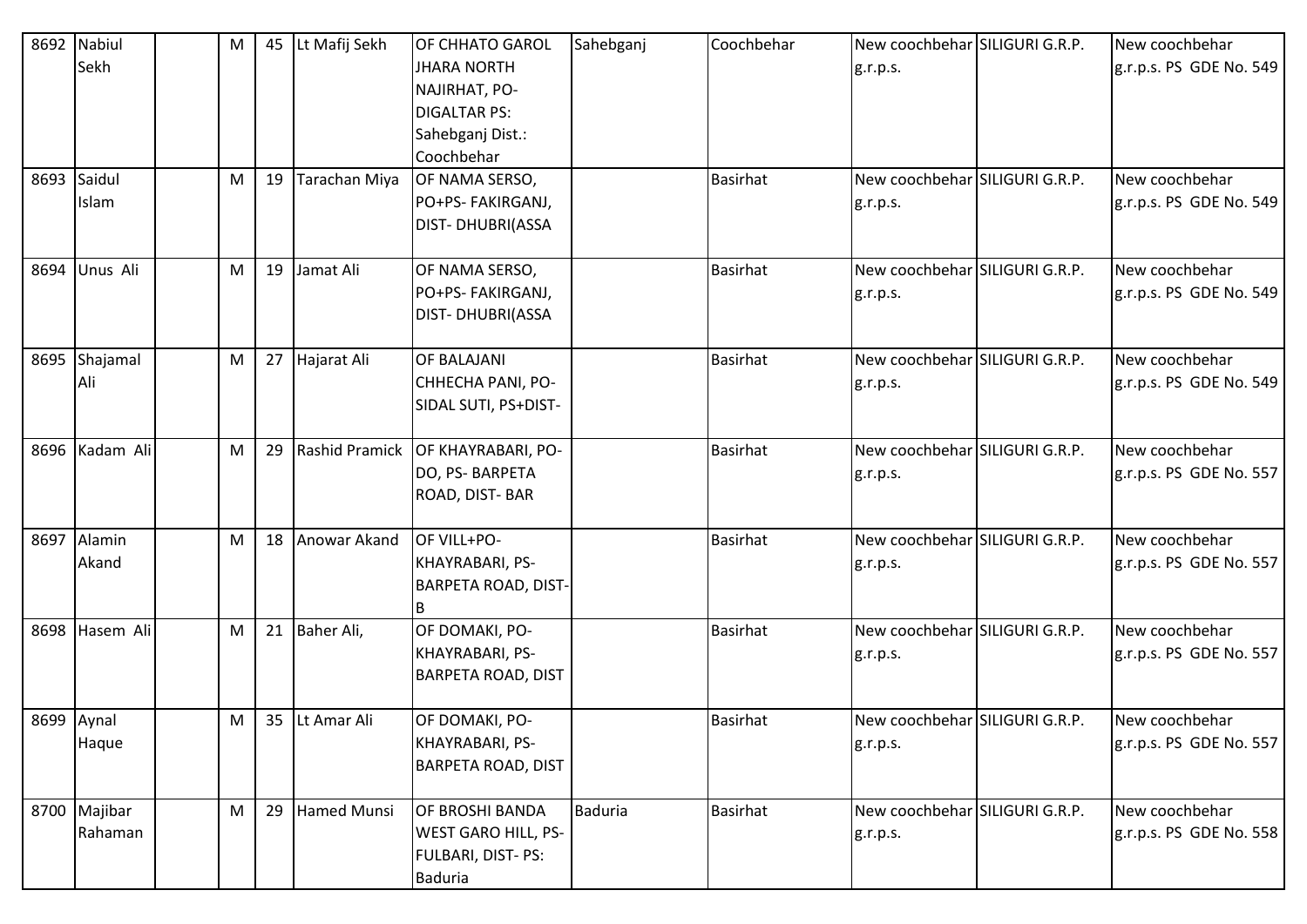| 8692 | Nabiul Sekh | | M | 45 | Lt Mafij Sekh | OF CHHATO GAROL JHARA NORTH NAJIRHAT, PO-DIGALTAR PS: Sahebganj Dist.: Coochbehar | Sahebganj | Coochbehar | New coochbehar g.r.p.s. | SILIGURI G.R.P. | New coochbehar g.r.p.s. PS GDE No. 549 |
|---|---|---|---|---|---|---|---|---|---|---|---|
| 8693 | Saidul Islam | | M | 19 | Tarachan Miya | OF NAMA SERSO, PO+PS- FAKIRGANJ, DIST- DHUBRI(ASSA | | Basirhat | New coochbehar g.r.p.s. | SILIGURI G.R.P. | New coochbehar g.r.p.s. PS GDE No. 549 |
| 8694 | Unus Ali | | M | 19 | Jamat Ali | OF NAMA SERSO, PO+PS- FAKIRGANJ, DIST- DHUBRI(ASSA | | Basirhat | New coochbehar g.r.p.s. | SILIGURI G.R.P. | New coochbehar g.r.p.s. PS GDE No. 549 |
| 8695 | Shajamal Ali | | M | 27 | Hajarat Ali | OF BALAJANI CHHECHA PANI, PO-SIDAL SUTI, PS+DIST- | | Basirhat | New coochbehar g.r.p.s. | SILIGURI G.R.P. | New coochbehar g.r.p.s. PS GDE No. 549 |
| 8696 | Kadam Ali | | M | 29 | Rashid Pramick | OF KHAYRABARI, PO-DO, PS- BARPETA ROAD, DIST- BAR | | Basirhat | New coochbehar g.r.p.s. | SILIGURI G.R.P. | New coochbehar g.r.p.s. PS GDE No. 557 |
| 8697 | Alamin Akand | | M | 18 | Anowar Akand | OF VILL+PO-KHAYRABARI, PS-BARPETA ROAD, DIST-B | | Basirhat | New coochbehar g.r.p.s. | SILIGURI G.R.P. | New coochbehar g.r.p.s. PS GDE No. 557 |
| 8698 | Hasem Ali | | M | 21 | Baher Ali, | OF DOMAKI, PO-KHAYRABARI, PS-BARPETA ROAD, DIST | | Basirhat | New coochbehar g.r.p.s. | SILIGURI G.R.P. | New coochbehar g.r.p.s. PS GDE No. 557 |
| 8699 | Aynal Haque | | M | 35 | Lt Amar Ali | OF DOMAKI, PO-KHAYRABARI, PS-BARPETA ROAD, DIST | | Basirhat | New coochbehar g.r.p.s. | SILIGURI G.R.P. | New coochbehar g.r.p.s. PS GDE No. 557 |
| 8700 | Majibar Rahaman | | M | 29 | Hamed Munsi | OF BROSHI BANDA WEST GARO HILL, PS-FULBARI, DIST- PS: Baduria | Baduria | Basirhat | New coochbehar g.r.p.s. | SILIGURI G.R.P. | New coochbehar g.r.p.s. PS GDE No. 558 |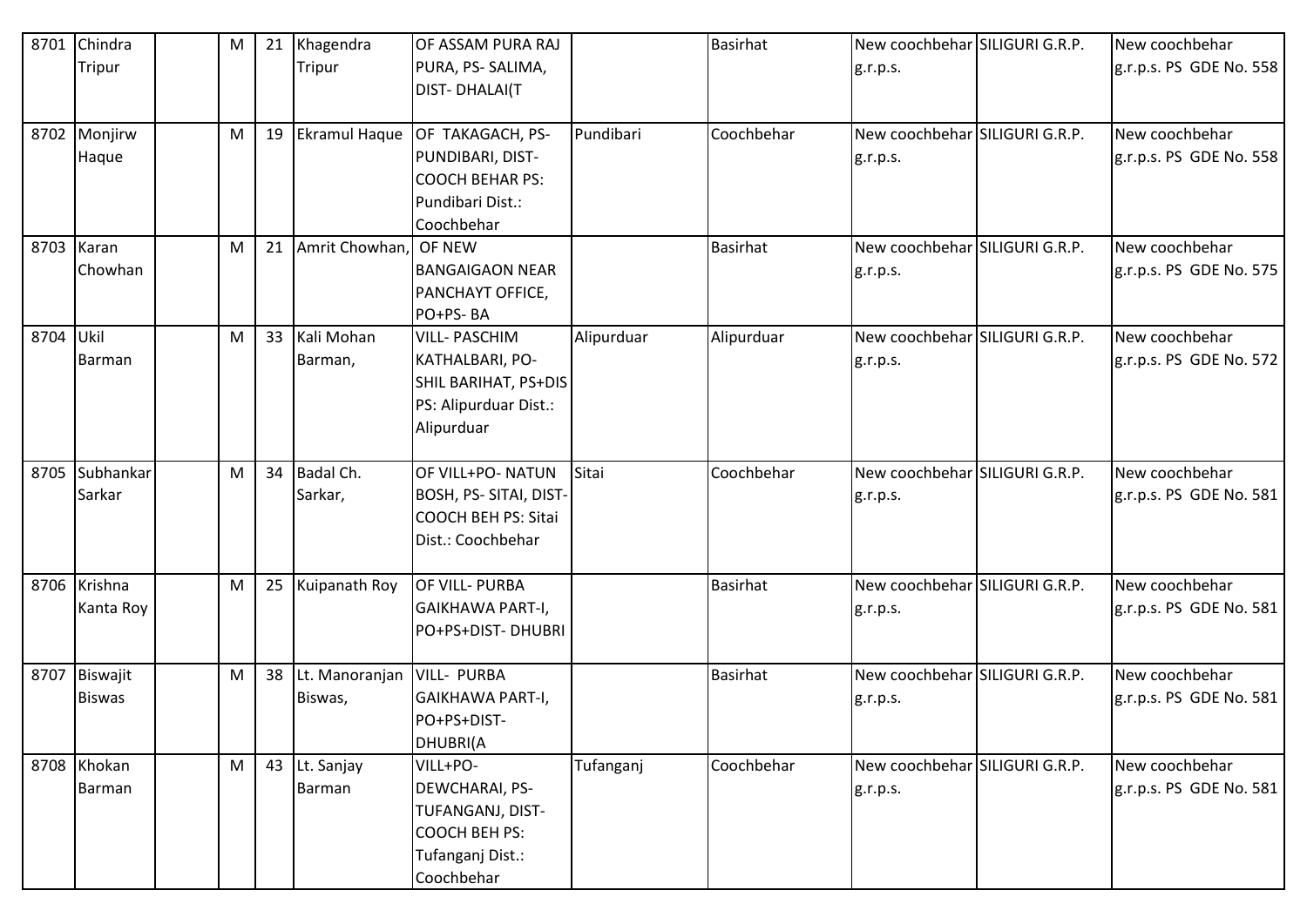| 8701 | Chindra Tripur | | M | 21 | Khagendra Tripur | OF ASSAM PURA RAJ PURA, PS- SALIMA, DIST- DHALAI(T | | Basirhat | New coochbehar g.r.p.s. | SILIGURI G.R.P. | New coochbehar g.r.p.s. PS GDE No. 558 |
|---|---|---|---|---|---|---|---|---|---|---|---|
| 8702 | Monjirw Haque | | M | 19 | Ekramul Haque | OF TAKAGACH, PS- PUNDIBARI, DIST- COOCH BEHAR PS: Pundibari Dist.: Coochbehar | Pundibari | Coochbehar | New coochbehar g.r.p.s. | SILIGURI G.R.P. | New coochbehar g.r.p.s. PS GDE No. 558 |
| 8703 | Karan Chowhan | | M | 21 | Amrit Chowhan, | OF NEW BANGAIGAON NEAR PANCHAYT OFFICE, PO+PS- BA | | Basirhat | New coochbehar g.r.p.s. | SILIGURI G.R.P. | New coochbehar g.r.p.s. PS GDE No. 575 |
| 8704 | Ukil Barman | | M | 33 | Kali Mohan Barman, | VILL- PASCHIM KATHALBARI, PO- SHIL BARIHAT, PS+DIS PS: Alipurduar Dist.: Alipurduar | Alipurduar | Alipurduar | New coochbehar g.r.p.s. | SILIGURI G.R.P. | New coochbehar g.r.p.s. PS GDE No. 572 |
| 8705 | Subhankar Sarkar | | M | 34 | Badal Ch. Sarkar, | OF VILL+PO- NATUN BOSH, PS- SITAI, DIST- COOCH BEH PS: Sitai Dist.: Coochbehar | Sitai | Coochbehar | New coochbehar g.r.p.s. | SILIGURI G.R.P. | New coochbehar g.r.p.s. PS GDE No. 581 |
| 8706 | Krishna Kanta Roy | | M | 25 | Kuipanath Roy | OF VILL- PURBA GAIKHAWA PART-I, PO+PS+DIST- DHUBRI | | Basirhat | New coochbehar g.r.p.s. | SILIGURI G.R.P. | New coochbehar g.r.p.s. PS GDE No. 581 |
| 8707 | Biswajit Biswas | | M | 38 | Lt. Manoranjan Biswas, | VILL- PURBA GAIKHAWA PART-I, PO+PS+DIST- DHUBRI(A | | Basirhat | New coochbehar g.r.p.s. | SILIGURI G.R.P. | New coochbehar g.r.p.s. PS GDE No. 581 |
| 8708 | Khokan Barman | | M | 43 | Lt. Sanjay Barman | VILL+PO- DEWCHARAI, PS- TUFANGANJ, DIST- COOCH BEH PS: Tufanganj Dist.: Coochbehar | Tufanganj | Coochbehar | New coochbehar g.r.p.s. | SILIGURI G.R.P. | New coochbehar g.r.p.s. PS GDE No. 581 |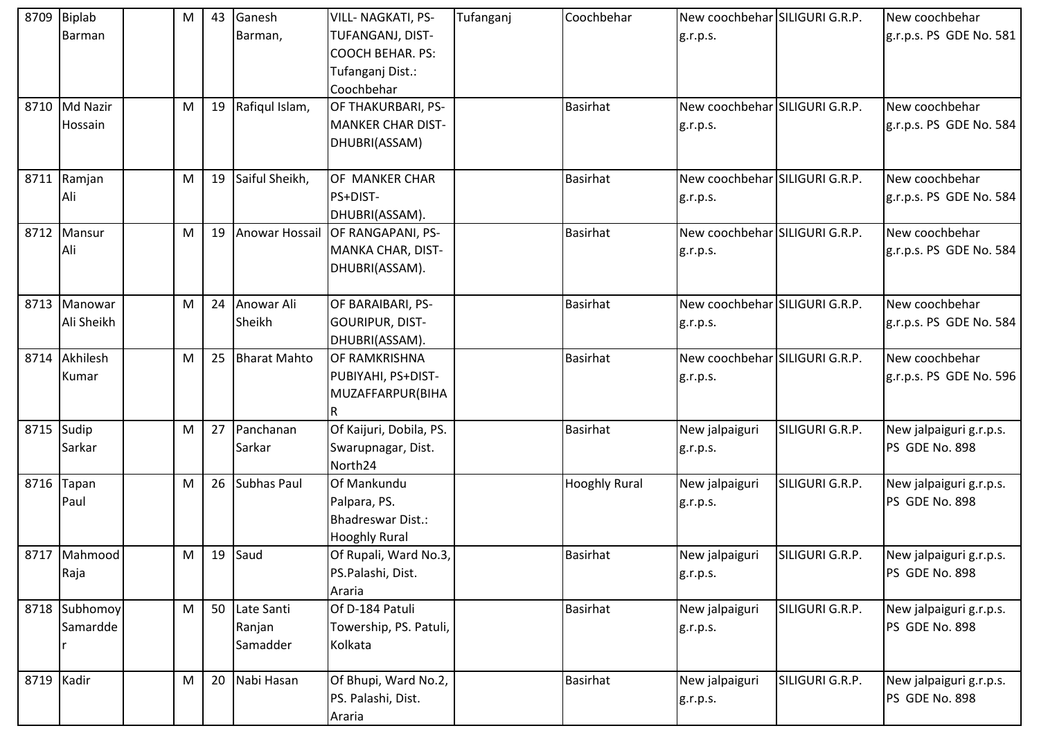| 8709 | Biplab Barman | | M | 43 | Ganesh Barman, | VILL- NAGKATI, PS-TUFANGANJ, DIST-COOCH BEHAR. PS: Tufanganj Dist.: Coochbehar | Tufanganj | Coochbehar | New coochbehar g.r.p.s. | SILIGURI G.R.P. | New coochbehar g.r.p.s. PS GDE No. 581 |
|---|---|---|---|---|---|---|---|---|---|---|---|
| 8710 | Md Nazir Hossain | | M | 19 | Rafiqul Islam, | OF THAKURBARI, PS-MANKER CHAR DIST-DHUBRI(ASSAM) | | Basirhat | New coochbehar g.r.p.s. | SILIGURI G.R.P. | New coochbehar g.r.p.s. PS GDE No. 584 |
| 8711 | Ramjan Ali | | M | 19 | Saiful Sheikh, | OF MANKER CHAR PS+DIST-DHUBRI(ASSAM). | | Basirhat | New coochbehar g.r.p.s. | SILIGURI G.R.P. | New coochbehar g.r.p.s. PS GDE No. 584 |
| 8712 | Mansur Ali | | M | 19 | Anowar Hossail | OF RANGAPANI, PS-MANKA CHAR, DIST-DHUBRI(ASSAM). | | Basirhat | New coochbehar g.r.p.s. | SILIGURI G.R.P. | New coochbehar g.r.p.s. PS GDE No. 584 |
| 8713 | Manowar Ali Sheikh | | M | 24 | Anowar Ali Sheikh | OF BARAIBARI, PS-GOURIPUR, DIST-DHUBRI(ASSAM). | | Basirhat | New coochbehar g.r.p.s. | SILIGURI G.R.P. | New coochbehar g.r.p.s. PS GDE No. 584 |
| 8714 | Akhilesh Kumar | | M | 25 | Bharat Mahto | OF RAMKRISHNA PUBIYAHI, PS+DIST-MUZAFFARPUR(BIHAR | | Basirhat | New coochbehar g.r.p.s. | SILIGURI G.R.P. | New coochbehar g.r.p.s. PS GDE No. 596 |
| 8715 | Sudip Sarkar | | M | 27 | Panchanan Sarkar | Of Kaijuri, Dobila, PS. Swarupnagar, Dist. North24 | | Basirhat | New jalpaiguri g.r.p.s. | SILIGURI G.R.P. | New jalpaiguri g.r.p.s. PS GDE No. 898 |
| 8716 | Tapan Paul | | M | 26 | Subhas Paul | Of Mankundu Palpara, PS. Bhadreswar Dist.: Hooghly Rural | | Hooghly Rural | New jalpaiguri g.r.p.s. | SILIGURI G.R.P. | New jalpaiguri g.r.p.s. PS GDE No. 898 |
| 8717 | Mahmood Raja | | M | 19 | Saud | Of Rupali, Ward No.3, PS.Palashi, Dist. Araria | | Basirhat | New jalpaiguri g.r.p.s. | SILIGURI G.R.P. | New jalpaiguri g.r.p.s. PS GDE No. 898 |
| 8718 | Subhomoy Samardder | | M | 50 | Late Santi Ranjan Samadder | Of D-184 Patuli Towership, PS. Patuli, Kolkata | | Basirhat | New jalpaiguri g.r.p.s. | SILIGURI G.R.P. | New jalpaiguri g.r.p.s. PS GDE No. 898 |
| 8719 | Kadir | | M | 20 | Nabi Hasan | Of Bhupi, Ward No.2, PS. Palashi, Dist. Araria | | Basirhat | New jalpaiguri g.r.p.s. | SILIGURI G.R.P. | New jalpaiguri g.r.p.s. PS GDE No. 898 |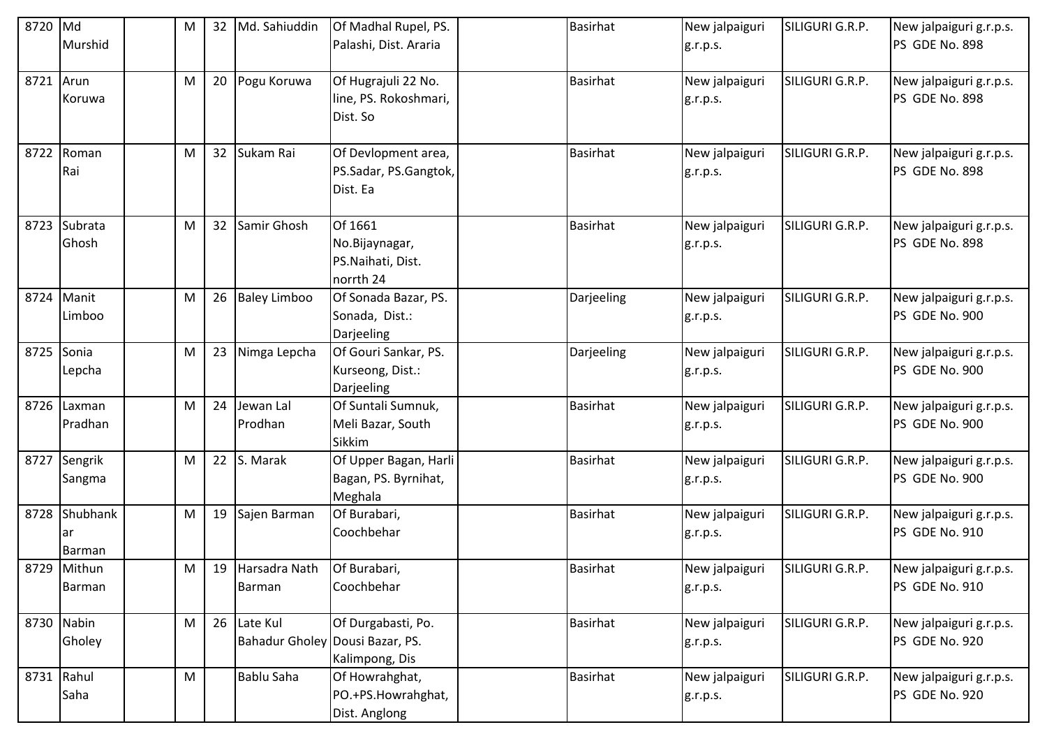| 8720 | Md Murshid | | M | 32 | Md. Sahiuddin | Of Madhal Rupel, PS. Palashi, Dist. Araria | | Basirhat | New jalpaiguri g.r.p.s. | SILIGURI G.R.P. | New jalpaiguri g.r.p.s. PS GDE No. 898 |
|---|---|---|---|---|---|---|---|---|---|---|---|
| 8721 | Arun Koruwa | | M | 20 | Pogu Koruwa | Of Hugrajuli 22 No. line, PS. Rokoshmari, Dist. So | | Basirhat | New jalpaiguri g.r.p.s. | SILIGURI G.R.P. | New jalpaiguri g.r.p.s. PS GDE No. 898 |
| 8722 | Roman Rai | | M | 32 | Sukam Rai | Of Devlopment area, PS.Sadar, PS.Gangtok, Dist. Ea | | Basirhat | New jalpaiguri g.r.p.s. | SILIGURI G.R.P. | New jalpaiguri g.r.p.s. PS GDE No. 898 |
| 8723 | Subrata Ghosh | | M | 32 | Samir Ghosh | Of 1661 No.Bijaynagar, PS.Naihati, Dist. norrth 24 | | Basirhat | New jalpaiguri g.r.p.s. | SILIGURI G.R.P. | New jalpaiguri g.r.p.s. PS GDE No. 898 |
| 8724 | Manit Limboo | | M | 26 | Baley Limboo | Of Sonada Bazar, PS. Sonada, Dist.: Darjeeling | | Darjeeling | New jalpaiguri g.r.p.s. | SILIGURI G.R.P. | New jalpaiguri g.r.p.s. PS GDE No. 900 |
| 8725 | Sonia Lepcha | | M | 23 | Nimga Lepcha | Of Gouri Sankar, PS. Kurseong, Dist.: Darjeeling | | Darjeeling | New jalpaiguri g.r.p.s. | SILIGURI G.R.P. | New jalpaiguri g.r.p.s. PS GDE No. 900 |
| 8726 | Laxman Pradhan | | M | 24 | Jewan Lal Prodhan | Of Suntali Sumnuk, Meli Bazar, South Sikkim | | Basirhat | New jalpaiguri g.r.p.s. | SILIGURI G.R.P. | New jalpaiguri g.r.p.s. PS GDE No. 900 |
| 8727 | Sengrik Sangma | | M | 22 | S. Marak | Of Upper Bagan, Harli Bagan, PS. Byrnihat, Meghala | | Basirhat | New jalpaiguri g.r.p.s. | SILIGURI G.R.P. | New jalpaiguri g.r.p.s. PS GDE No. 900 |
| 8728 | Shubhankar Barman | | M | 19 | Sajen Barman | Of Burabari, Coochbehar | | Basirhat | New jalpaiguri g.r.p.s. | SILIGURI G.R.P. | New jalpaiguri g.r.p.s. PS GDE No. 910 |
| 8729 | Mithun Barman | | M | 19 | Harsadra Nath Barman | Of Burabari, Coochbehar | | Basirhat | New jalpaiguri g.r.p.s. | SILIGURI G.R.P. | New jalpaiguri g.r.p.s. PS GDE No. 910 |
| 8730 | Nabin Gholey | | M | 26 | Late Kul Bahadur Gholey | Of Durgabasti, Po. Dousi Bazar, PS. Kalimpong, Dis | | Basirhat | New jalpaiguri g.r.p.s. | SILIGURI G.R.P. | New jalpaiguri g.r.p.s. PS GDE No. 920 |
| 8731 | Rahul Saha | | M | | Bablu Saha | Of Howrahghat, PO.+PS.Howrahghat, Dist. Anglong | | Basirhat | New jalpaiguri g.r.p.s. | SILIGURI G.R.P. | New jalpaiguri g.r.p.s. PS GDE No. 920 |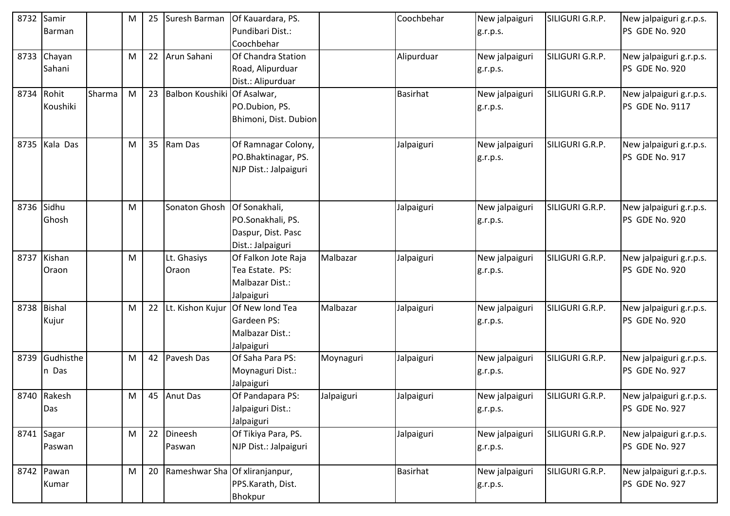| 8732 | Samir Barman | | M | 25 | Suresh Barman | Of Kauardara, PS. Pundibari Dist.: Coochbehar | | Coochbehar | New jalpaiguri g.r.p.s. | SILIGURI G.R.P. | New jalpaiguri g.r.p.s. PS GDE No. 920 |
|---|---|---|---|---|---|---|---|---|---|---|---|
| 8733 | Chayan Sahani | | M | 22 | Arun Sahani | Of Chandra Station Road, Alipurduar Dist.: Alipurduar | | Alipurduar | New jalpaiguri g.r.p.s. | SILIGURI G.R.P. | New jalpaiguri g.r.p.s. PS GDE No. 920 |
| 8734 | Rohit Koushiki | Sharma | M | 23 | Balbon Koushiki | Of Asalwar, PO.Dubion, PS. Bhimoni, Dist. Dubion | | Basirhat | New jalpaiguri g.r.p.s. | SILIGURI G.R.P. | New jalpaiguri g.r.p.s. PS GDE No. 9117 |
| 8735 | Kala Das | | M | 35 | Ram Das | Of Ramnagar Colony, PO.Bhaktinagar, PS. NJP Dist.: Jalpaiguri | | Jalpaiguri | New jalpaiguri g.r.p.s. | SILIGURI G.R.P. | New jalpaiguri g.r.p.s. PS GDE No. 917 |
| 8736 | Sidhu Ghosh | | M | | Sonaton Ghosh | Of Sonakhali, PO.Sonakhali, PS. Daspur, Dist. Pasc Dist.: Jalpaiguri | | Jalpaiguri | New jalpaiguri g.r.p.s. | SILIGURI G.R.P. | New jalpaiguri g.r.p.s. PS GDE No. 920 |
| 8737 | Kishan Oraon | | M | | Lt. Ghasiys Oraon | Of Falkon Jote Raja Tea Estate. PS: Malbazar Dist.: Jalpaiguri | Malbazar | Jalpaiguri | New jalpaiguri g.r.p.s. | SILIGURI G.R.P. | New jalpaiguri g.r.p.s. PS GDE No. 920 |
| 8738 | Bishal Kujur | | M | 22 | Lt. Kishon Kujur | Of New lond Tea Gardeen PS: Malbazar Dist.: Jalpaiguri | Malbazar | Jalpaiguri | New jalpaiguri g.r.p.s. | SILIGURI G.R.P. | New jalpaiguri g.r.p.s. PS GDE No. 920 |
| 8739 | Gudhisthen Das | | M | 42 | Pavesh Das | Of Saha Para PS: Moynaguri Dist.: Jalpaiguri | Moynaguri | Jalpaiguri | New jalpaiguri g.r.p.s. | SILIGURI G.R.P. | New jalpaiguri g.r.p.s. PS GDE No. 927 |
| 8740 | Rakesh Das | | M | 45 | Anut Das | Of Pandapara PS: Jalpaiguri Dist.: Jalpaiguri | Jalpaiguri | Jalpaiguri | New jalpaiguri g.r.p.s. | SILIGURI G.R.P. | New jalpaiguri g.r.p.s. PS GDE No. 927 |
| 8741 | Sagar Paswan | | M | 22 | Dineesh Paswan | Of Tikiya Para, PS. NJP Dist.: Jalpaiguri | | Jalpaiguri | New jalpaiguri g.r.p.s. | SILIGURI G.R.P. | New jalpaiguri g.r.p.s. PS GDE No. 927 |
| 8742 | Pawan Kumar | | M | 20 | Rameshwar Sha | Of xliranjanpur, PPS.Karath, Dist. Bhokpur | | Basirhat | New jalpaiguri g.r.p.s. | SILIGURI G.R.P. | New jalpaiguri g.r.p.s. PS GDE No. 927 |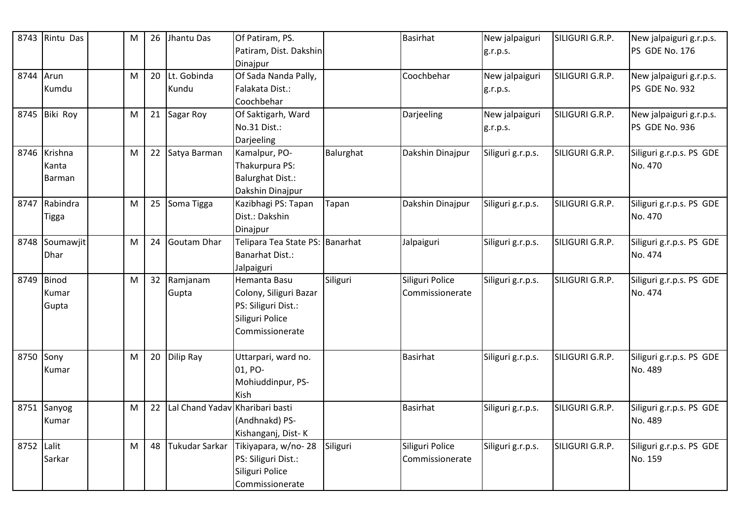| 8743 | Rintu Das | | M | 26 | Jhantu Das | Of Patiram, PS. Patiram, Dist. Dakshin Dinajpur | | Basirhat | New jalpaiguri g.r.p.s. | SILIGURI G.R.P. | New jalpaiguri g.r.p.s. PS GDE No. 176 |
|---|---|---|---|---|---|---|---|---|---|---|---|
| 8744 | Arun Kumdu | | M | 20 | Lt. Gobinda Kundu | Of Sada Nanda Pally, Falakata Dist.: Coochbehar | | Coochbehar | New jalpaiguri g.r.p.s. | SILIGURI G.R.P. | New jalpaiguri g.r.p.s. PS GDE No. 932 |
| 8745 | Biki Roy | | M | 21 | Sagar Roy | Of Saktigarh, Ward No.31 Dist.: Darjeeling | | Darjeeling | New jalpaiguri g.r.p.s. | SILIGURI G.R.P. | New jalpaiguri g.r.p.s. PS GDE No. 936 |
| 8746 | Krishna Kanta Barman | | M | 22 | Satya Barman | Kamalpur, PO- Thakurpura PS: Balurghat Dist.: Dakshin Dinajpur | Balurghat | Dakshin Dinajpur | Siliguri g.r.p.s. | SILIGURI G.R.P. | Siliguri g.r.p.s. PS GDE No. 470 |
| 8747 | Rabindra Tigga | | M | 25 | Soma Tigga | Kazibhagi PS: Tapan Dist.: Dakshin Dinajpur | Tapan | Dakshin Dinajpur | Siliguri g.r.p.s. | SILIGURI G.R.P. | Siliguri g.r.p.s. PS GDE No. 470 |
| 8748 | Soumawjit Dhar | | M | 24 | Goutam Dhar | Telipara Tea State PS: Banarhat Dist.: Jalpaiguri | Banarhat | Jalpaiguri | Siliguri g.r.p.s. | SILIGURI G.R.P. | Siliguri g.r.p.s. PS GDE No. 474 |
| 8749 | Binod Kumar Gupta | | M | 32 | Ramjanam Gupta | Hemanta Basu Colony, Siliguri Bazar PS: Siliguri Dist.: Siliguri Police Commissionerate | Siliguri | Siliguri Police Commissionerate | Siliguri g.r.p.s. | SILIGURI G.R.P. | Siliguri g.r.p.s. PS GDE No. 474 |
| 8750 | Sony Kumar | | M | 20 | Dilip Ray | Uttarpari, ward no. 01, PO- Mohiuddinpur, PS- Kish | | Basirhat | Siliguri g.r.p.s. | SILIGURI G.R.P. | Siliguri g.r.p.s. PS GDE No. 489 |
| 8751 | Sanyog Kumar | | M | 22 | Lal Chand Yadav | Kharibari basti (Andhnakd) PS- Kishanganj, Dist- K | | Basirhat | Siliguri g.r.p.s. | SILIGURI G.R.P. | Siliguri g.r.p.s. PS GDE No. 489 |
| 8752 | Lalit Sarkar | | M | 48 | Tukudar Sarkar | Tikiyapara, w/no- 28 PS: Siliguri Dist.: Siliguri Police Commissionerate | Siliguri | Siliguri Police Commissionerate | Siliguri g.r.p.s. | SILIGURI G.R.P. | Siliguri g.r.p.s. PS GDE No. 159 |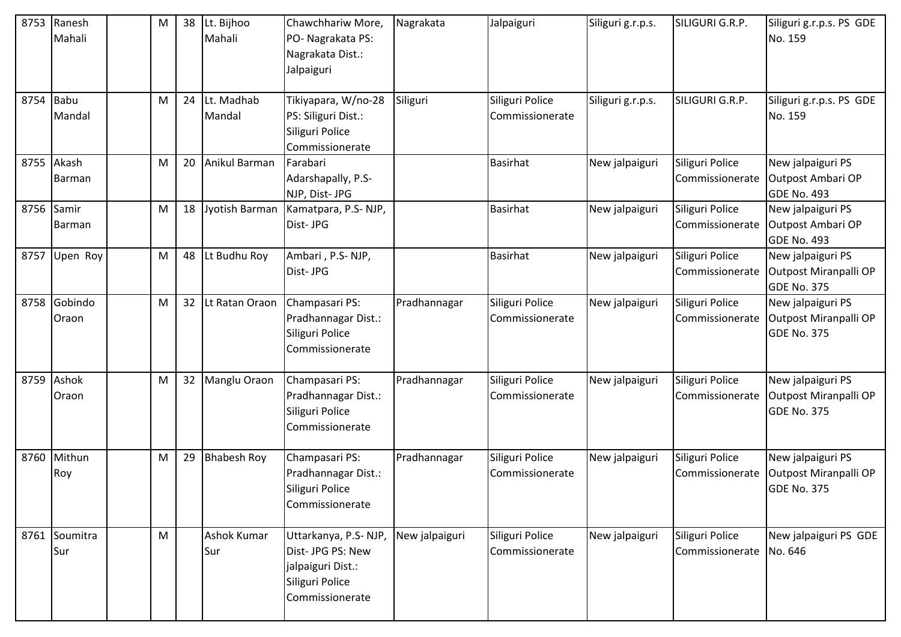| 8753 | Ranesh Mahali | | M | 38 | Lt. Bijhoo Mahali | Chawchhariw More, PO- Nagrakata PS: Nagrakata Dist.: Jalpaiguri | Nagrakata | Jalpaiguri | Siliguri g.r.p.s. | SILIGURI G.R.P. | Siliguri g.r.p.s. PS GDE No. 159 |
|---|---|---|---|---|---|---|---|---|---|---|---|
| 8754 | Babu Mandal | | M | 24 | Lt. Madhab Mandal | Tikiyapara, W/no-28 PS: Siliguri Dist.: Siliguri Police Commissionerate | Siliguri | Siliguri Police Commissionerate | Siliguri g.r.p.s. | SILIGURI G.R.P. | Siliguri g.r.p.s. PS GDE No. 159 |
| 8755 | Akash Barman | | M | 20 | Anikul Barman | Farabari Adarshapally, P.S- NJP, Dist- JPG | | Basirhat | New jalpaiguri | Siliguri Police Commissionerate | New jalpaiguri PS Outpost Ambari OP GDE No. 493 |
| 8756 | Samir Barman | | M | 18 | Jyotish Barman | Kamatpara, P.S- NJP, Dist- JPG | | Basirhat | New jalpaiguri | Siliguri Police Commissionerate | New jalpaiguri PS Outpost Ambari OP GDE No. 493 |
| 8757 | Upen Roy | | M | 48 | Lt Budhu Roy | Ambari , P.S- NJP, Dist- JPG | | Basirhat | New jalpaiguri | Siliguri Police Commissionerate | New jalpaiguri PS Outpost Miranpalli OP GDE No. 375 |
| 8758 | Gobindo Oraon | | M | 32 | Lt Ratan Oraon | Champasari PS: Pradhannagar Dist.: Siliguri Police Commissionerate | Pradhannagar | Siliguri Police Commissionerate | New jalpaiguri | Siliguri Police Commissionerate | New jalpaiguri PS Outpost Miranpalli OP GDE No. 375 |
| 8759 | Ashok Oraon | | M | 32 | Manglu Oraon | Champasari PS: Pradhannagar Dist.: Siliguri Police Commissionerate | Pradhannagar | Siliguri Police Commissionerate | New jalpaiguri | Siliguri Police Commissionerate | New jalpaiguri PS Outpost Miranpalli OP GDE No. 375 |
| 8760 | Mithun Roy | | M | 29 | Bhabesh Roy | Champasari PS: Pradhannagar Dist.: Siliguri Police Commissionerate | Pradhannagar | Siliguri Police Commissionerate | New jalpaiguri | Siliguri Police Commissionerate | New jalpaiguri PS Outpost Miranpalli OP GDE No. 375 |
| 8761 | Soumitra Sur | | M | | Ashok Kumar Sur | Uttarkanya, P.S- NJP, Dist- JPG PS: New jalpaiguri Dist.: Siliguri Police Commissionerate | New jalpaiguri | Siliguri Police Commissionerate | New jalpaiguri | Siliguri Police Commissionerate | New jalpaiguri PS GDE No. 646 |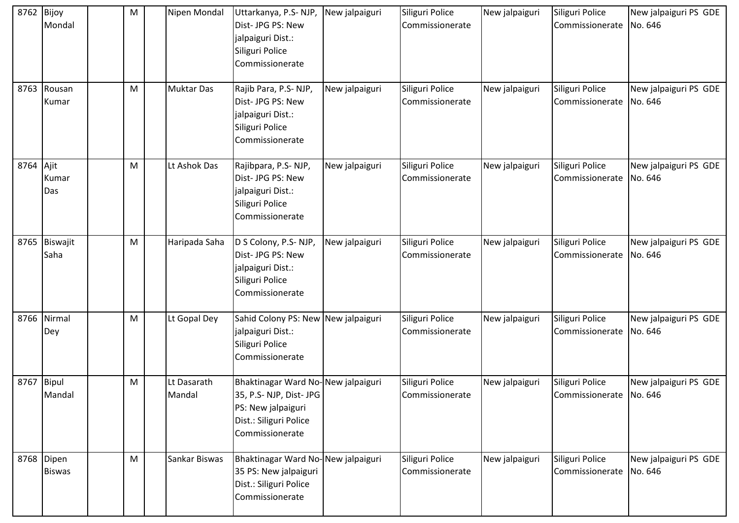| | | | | | | | | | | | |
|---|---|---|---|---|---|---|---|---|---|---|---|
| 8762 | Bijoy Mondal | | M | | Nipen Mondal | Uttarkanya, P.S- NJP, Dist- JPG PS: New jalpaiguri Dist.: Siliguri Police Commissionerate | New jalpaiguri | Siliguri Police Commissionerate | New jalpaiguri | Siliguri Police Commissionerate | New jalpaiguri PS GDE No. 646 |
| 8763 | Rousan Kumar | | M | | Muktar Das | Rajib Para, P.S- NJP, Dist- JPG PS: New jalpaiguri Dist.: Siliguri Police Commissionerate | New jalpaiguri | Siliguri Police Commissionerate | New jalpaiguri | Siliguri Police Commissionerate | New jalpaiguri PS GDE No. 646 |
| 8764 | Ajit Kumar Das | | M | | Lt Ashok Das | Rajibpara, P.S- NJP, Dist- JPG PS: New jalpaiguri Dist.: Siliguri Police Commissionerate | New jalpaiguri | Siliguri Police Commissionerate | New jalpaiguri | Siliguri Police Commissionerate | New jalpaiguri PS GDE No. 646 |
| 8765 | Biswajit Saha | | M | | Haripada Saha | D S Colony, P.S- NJP, Dist- JPG PS: New jalpaiguri Dist.: Siliguri Police Commissionerate | New jalpaiguri | Siliguri Police Commissionerate | New jalpaiguri | Siliguri Police Commissionerate | New jalpaiguri PS GDE No. 646 |
| 8766 | Nirmal Dey | | M | | Lt Gopal Dey | Sahid Colony PS: New jalpaiguri Dist.: Siliguri Police Commissionerate | New jalpaiguri | Siliguri Police Commissionerate | New jalpaiguri | Siliguri Police Commissionerate | New jalpaiguri PS GDE No. 646 |
| 8767 | Bipul Mandal | | M | | Lt Dasarath Mandal | Bhaktinagar Ward No-35, P.S- NJP, Dist- JPG PS: New jalpaiguri Dist.: Siliguri Police Commissionerate | New jalpaiguri | Siliguri Police Commissionerate | New jalpaiguri | Siliguri Police Commissionerate | New jalpaiguri PS GDE No. 646 |
| 8768 | Dipen Biswas | | M | | Sankar Biswas | Bhaktinagar Ward No-35 PS: New jalpaiguri Dist.: Siliguri Police Commissionerate | New jalpaiguri | Siliguri Police Commissionerate | New jalpaiguri | Siliguri Police Commissionerate | New jalpaiguri PS GDE No. 646 |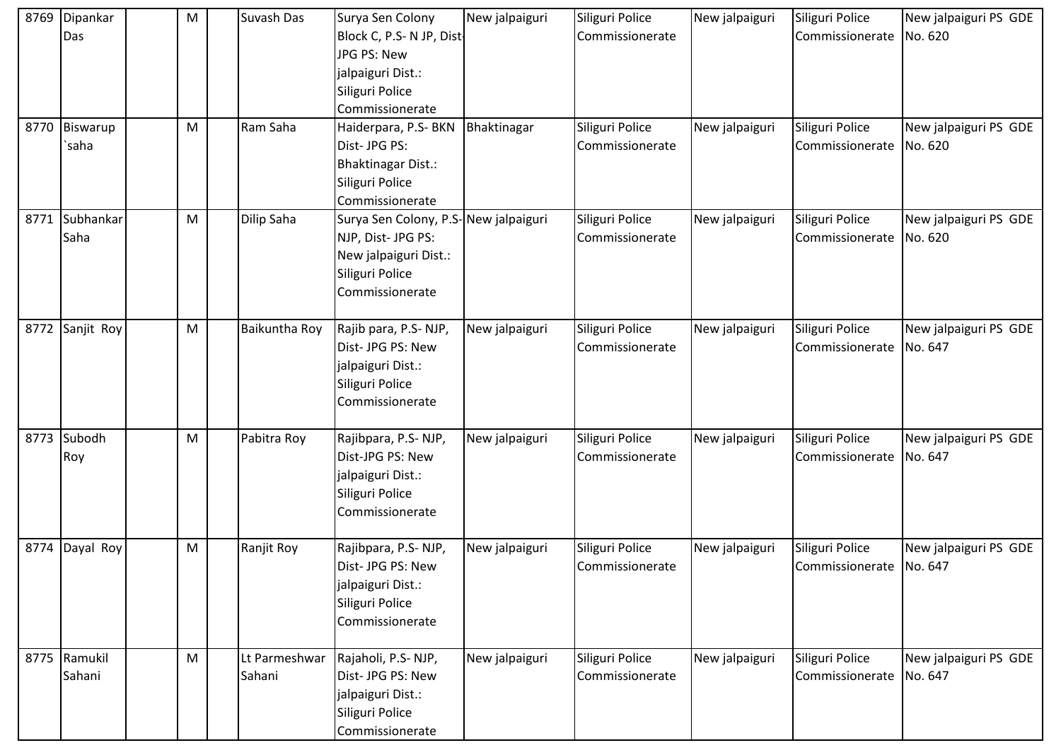| 8769 | Dipankar Das | | M | | Suvash Das | Surya Sen Colony Block C, P.S- N JP, Dist- JPG PS: New jalpaiguri Dist.: Siliguri Police Commissionerate | New jalpaiguri | Siliguri Police Commissionerate | New jalpaiguri | Siliguri Police Commissionerate | New jalpaiguri PS GDE No. 620 |
|---|---|---|---|---|---|---|---|---|---|---|---|
| 8770 | Biswarup `saha | | M | | Ram Saha | Haiderpara, P.S- BKN Dist- JPG PS: Bhaktinagar Dist.: Siliguri Police Commissionerate | Bhaktinagar | Siliguri Police Commissionerate | New jalpaiguri | Siliguri Police Commissionerate | New jalpaiguri PS GDE No. 620 |
| 8771 | Subhankar Saha | | M | | Dilip Saha | Surya Sen Colony, P.S- NJP, Dist- JPG PS: New jalpaiguri Dist.: Siliguri Police Commissionerate | New jalpaiguri | Siliguri Police Commissionerate | New jalpaiguri | Siliguri Police Commissionerate | New jalpaiguri PS GDE No. 620 |
| 8772 | Sanjit Roy | | M | | Baikuntha Roy | Rajib para, P.S- NJP, Dist- JPG PS: New jalpaiguri Dist.: Siliguri Police Commissionerate | New jalpaiguri | Siliguri Police Commissionerate | New jalpaiguri | Siliguri Police Commissionerate | New jalpaiguri PS GDE No. 647 |
| 8773 | Subodh Roy | | M | | Pabitra Roy | Rajibpara, P.S- NJP, Dist-JPG PS: New jalpaiguri Dist.: Siliguri Police Commissionerate | New jalpaiguri | Siliguri Police Commissionerate | New jalpaiguri | Siliguri Police Commissionerate | New jalpaiguri PS GDE No. 647 |
| 8774 | Dayal Roy | | M | | Ranjit Roy | Rajibpara, P.S- NJP, Dist- JPG PS: New jalpaiguri Dist.: Siliguri Police Commissionerate | New jalpaiguri | Siliguri Police Commissionerate | New jalpaiguri | Siliguri Police Commissionerate | New jalpaiguri PS GDE No. 647 |
| 8775 | Ramukil Sahani | | M | | Lt Parmeshwar Sahani | Rajaholi, P.S- NJP, Dist- JPG PS: New jalpaiguri Dist.: Siliguri Police Commissionerate | New jalpaiguri | Siliguri Police Commissionerate | New jalpaiguri | Siliguri Police Commissionerate | New jalpaiguri PS GDE No. 647 |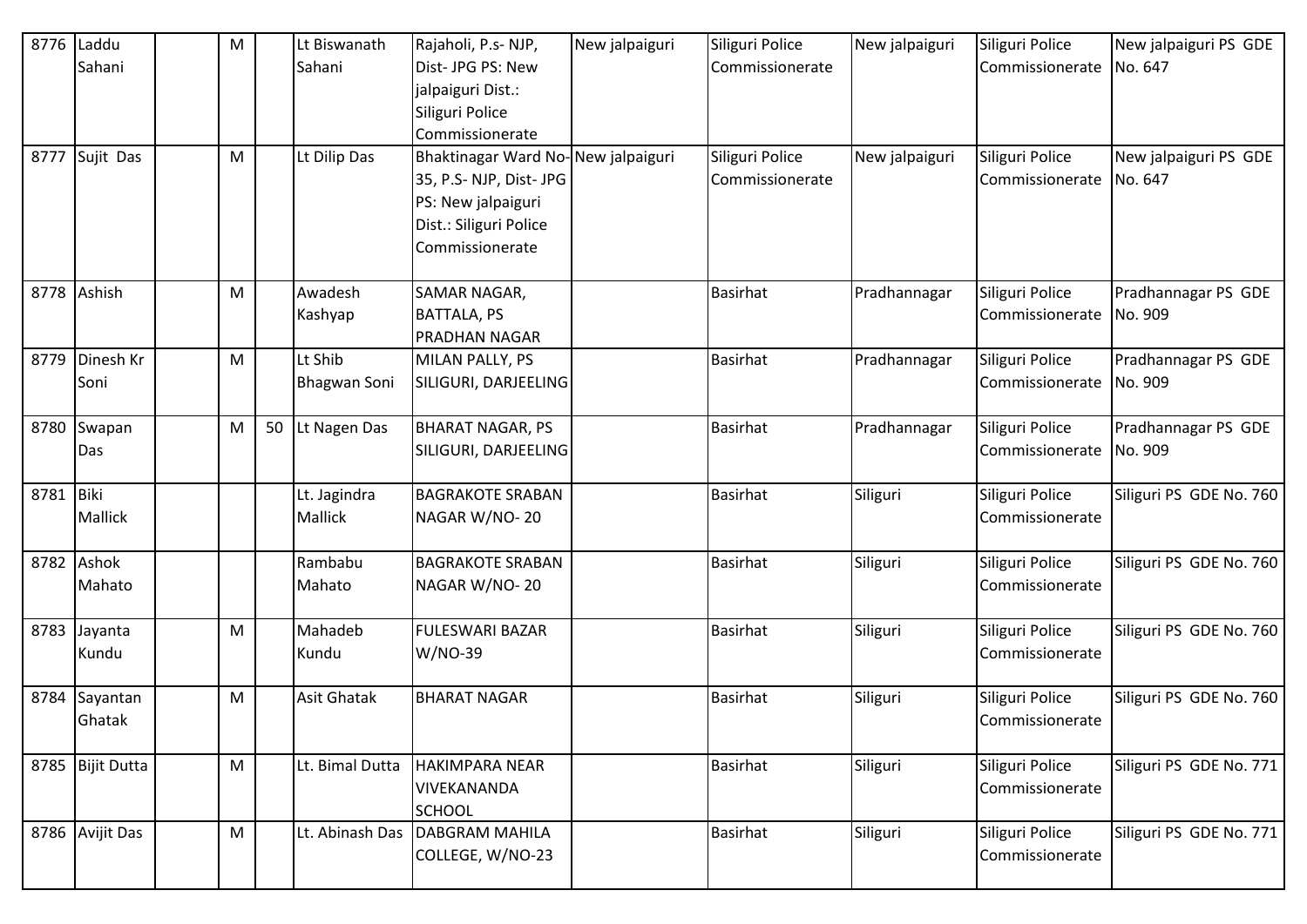| 8776 | Laddu Sahani | | M | | Lt Biswanath Sahani | Rajaholi, P.s- NJP, Dist- JPG PS: New jalpaiguri Dist.: Siliguri Police Commissionerate | New jalpaiguri | Siliguri Police Commissionerate | New jalpaiguri | Siliguri Police Commissionerate | New jalpaiguri PS GDE No. 647 |
|---|---|---|---|---|---|---|---|---|---|---|---|
| 8777 | Sujit Das | | M | | Lt Dilip Das | Bhaktinagar Ward No-35, P.S- NJP, Dist- JPG PS: New jalpaiguri Dist.: Siliguri Police Commissionerate | New jalpaiguri | Siliguri Police Commissionerate | New jalpaiguri | Siliguri Police Commissionerate | New jalpaiguri PS GDE No. 647 |
| 8778 | Ashish | | M | | Awadesh Kashyap | SAMAR NAGAR, BATTALA, PS PRADHAN NAGAR | | Basirhat | Pradhannagar | Siliguri Police Commissionerate | Pradhannagar PS GDE No. 909 |
| 8779 | Dinesh Kr Soni | | M | | Lt Shib Bhagwan Soni | MILAN PALLY, PS SILIGURI, DARJEELING | | Basirhat | Pradhannagar | Siliguri Police Commissionerate | Pradhannagar PS GDE No. 909 |
| 8780 | Swapan Das | | M | 50 | Lt Nagen Das | BHARAT NAGAR, PS SILIGURI, DARJEELING | | Basirhat | Pradhannagar | Siliguri Police Commissionerate | Pradhannagar PS GDE No. 909 |
| 8781 | Biki Mallick | | | | Lt. Jagindra Mallick | BAGRAKOTE SRABAN NAGAR W/NO- 20 | | Basirhat | Siliguri | Siliguri Police Commissionerate | Siliguri PS GDE No. 760 |
| 8782 | Ashok Mahato | | | | Rambabu Mahato | BAGRAKOTE SRABAN NAGAR W/NO- 20 | | Basirhat | Siliguri | Siliguri Police Commissionerate | Siliguri PS GDE No. 760 |
| 8783 | Jayanta Kundu | | M | | Mahadeb Kundu | FULESWARI BAZAR W/NO-39 | | Basirhat | Siliguri | Siliguri Police Commissionerate | Siliguri PS GDE No. 760 |
| 8784 | Sayantan Ghatak | | M | | Asit Ghatak | BHARAT NAGAR | | Basirhat | Siliguri | Siliguri Police Commissionerate | Siliguri PS GDE No. 760 |
| 8785 | Bijit Dutta | | M | | Lt. Bimal Dutta | HAKIMPARA NEAR VIVEKANANDA SCHOOL | | Basirhat | Siliguri | Siliguri Police Commissionerate | Siliguri PS GDE No. 771 |
| 8786 | Avijit Das | | M | | Lt. Abinash Das | DABGRAM MAHILA COLLEGE, W/NO-23 | | Basirhat | Siliguri | Siliguri Police Commissionerate | Siliguri PS GDE No. 771 |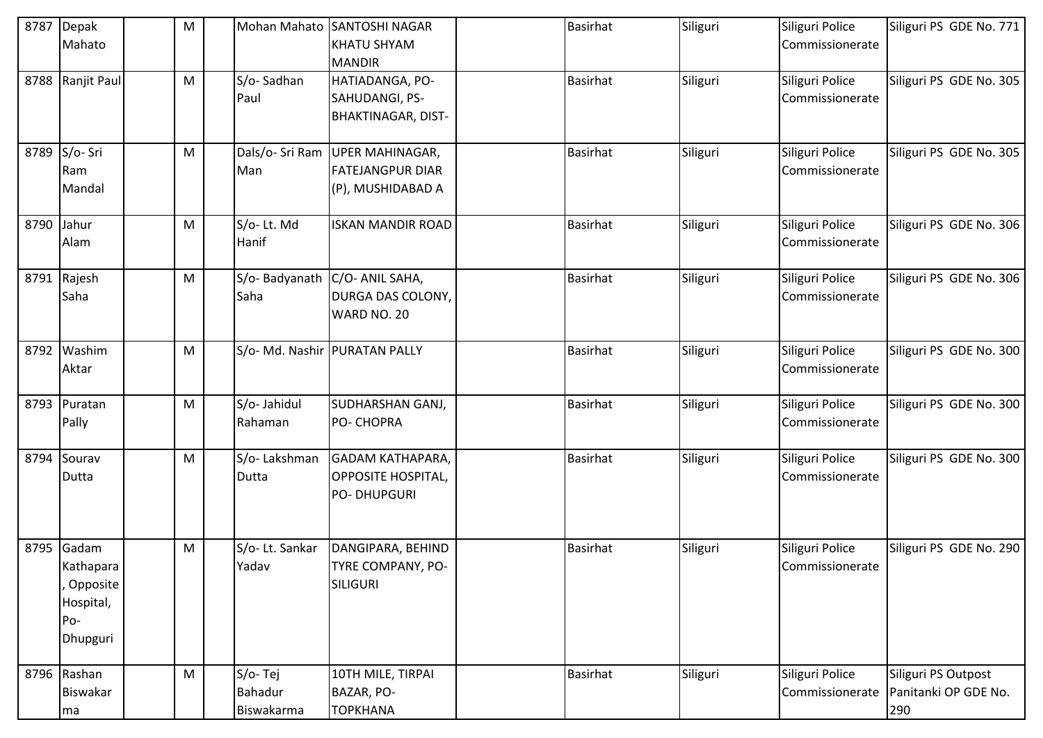| 8787 | Depak Mahato | | M | | Mohan Mahato | SANTOSHI NAGAR KHATU SHYAM MANDIR | | Basirhat | Siliguri | Siliguri Police Commissionerate | Siliguri PS GDE No. 771 |
|---|---|---|---|---|---|---|---|---|---|---|---|
| 8788 | Ranjit Paul | | M | | S/o- Sadhan Paul | HATIADANGA, PO-SAHUDANGI, PS-BHAKTINAGAR, DIST- | | Basirhat | Siliguri | Siliguri Police Commissionerate | Siliguri PS GDE No. 305 |
| 8789 | S/o- Sri Ram Mandal | | M | | Dals/o- Sri Ram Man | UPER MAHINAGAR, FATEJANGPUR DIAR (P), MUSHIDABAD A | | Basirhat | Siliguri | Siliguri Police Commissionerate | Siliguri PS GDE No. 305 |
| 8790 | Jahur Alam | | M | | S/o- Lt. Md Hanif | ISKAN MANDIR ROAD | | Basirhat | Siliguri | Siliguri Police Commissionerate | Siliguri PS GDE No. 306 |
| 8791 | Rajesh Saha | | M | | S/o- Badyanath Saha | C/O- ANIL SAHA, DURGA DAS COLONY, WARD NO. 20 | | Basirhat | Siliguri | Siliguri Police Commissionerate | Siliguri PS GDE No. 306 |
| 8792 | Washim Aktar | | M | | S/o- Md. Nashir | PURATAN PALLY | | Basirhat | Siliguri | Siliguri Police Commissionerate | Siliguri PS GDE No. 300 |
| 8793 | Puratan Pally | | M | | S/o- Jahidul Rahaman | SUDHARSHAN GANJ, PO- CHOPRA | | Basirhat | Siliguri | Siliguri Police Commissionerate | Siliguri PS GDE No. 300 |
| 8794 | Sourav Dutta | | M | | S/o- Lakshman Dutta | GADAM KATHAPARA, OPPOSITE HOSPITAL, PO- DHUPGURI | | Basirhat | Siliguri | Siliguri Police Commissionerate | Siliguri PS GDE No. 300 |
| 8795 | Gadam Kathapara, Opposite Hospital, Po-Dhupguri | | M | | S/o- Lt. Sankar Yadav | DANGIPARA, BEHIND TYRE COMPANY, PO-SILIGURI | | Basirhat | Siliguri | Siliguri Police Commissionerate | Siliguri PS GDE No. 290 |
| 8796 | Rashan Biswakarma | | M | | S/o- Tej Bahadur Biswakarma | 10TH MILE, TIRPAI BAZAR, PO-TOPKHANA | | Basirhat | Siliguri | Siliguri Police Commissionerate | Siliguri PS Outpost Panitanki OP GDE No. 290 |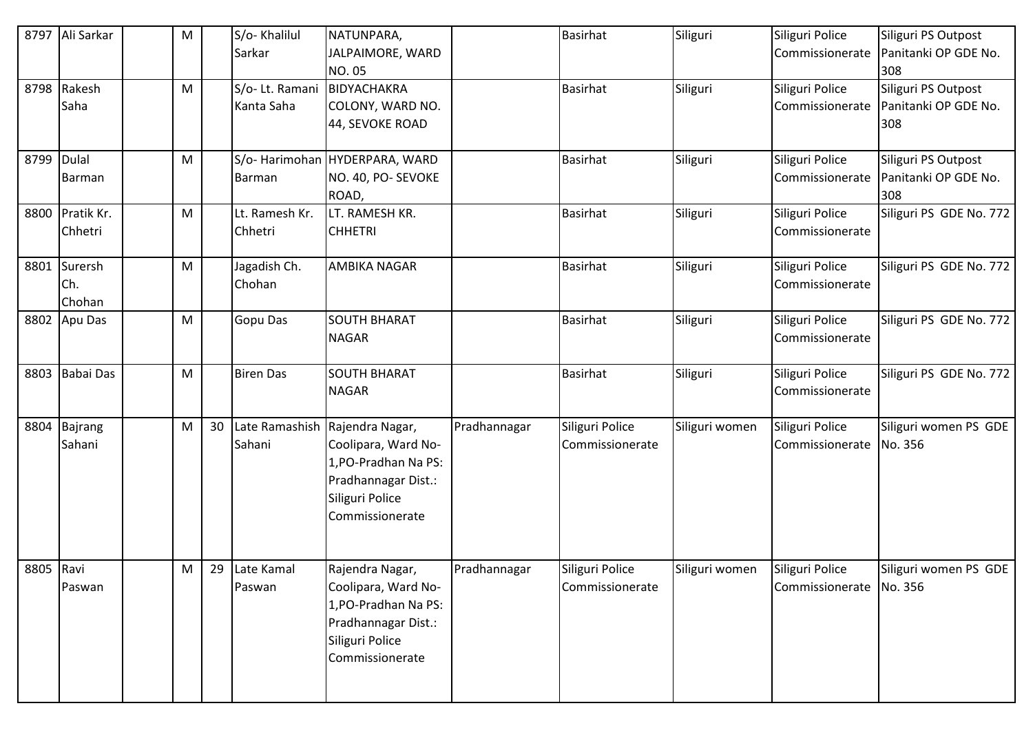| 8797 | Ali Sarkar | | M | | S/o- Khalilul Sarkar | NATUNPARA, JALPAIMORE, WARD NO. 05 | | Basirhat | Siliguri | Siliguri Police Commissionerate | Siliguri PS Outpost Panitanki OP GDE No. 308 |
|---|---|---|---|---|---|---|---|---|---|---|---|
| 8798 | Rakesh Saha | | M | | S/o- Lt. Ramani Kanta Saha | BIDYACHAKRA COLONY, WARD NO. 44, SEVOKE ROAD | | Basirhat | Siliguri | Siliguri Police Commissionerate | Siliguri PS Outpost Panitanki OP GDE No. 308 |
| 8799 | Dulal Barman | | M | | S/o- Harimohan Barman | HYDERPARA, WARD NO. 40, PO- SEVOKE ROAD, | | Basirhat | Siliguri | Siliguri Police Commissionerate | Siliguri PS Outpost Panitanki OP GDE No. 308 |
| 8800 | Pratik Kr. Chhetri | | M | | Lt. Ramesh Kr. Chhetri | LT. RAMESH KR. CHHETRI | | Basirhat | Siliguri | Siliguri Police Commissionerate | Siliguri PS GDE No. 772 |
| 8801 | Surersh Ch. Chohan | | M | | Jagadish Ch. Chohan | AMBIKA NAGAR | | Basirhat | Siliguri | Siliguri Police Commissionerate | Siliguri PS GDE No. 772 |
| 8802 | Apu Das | | M | | Gopu Das | SOUTH BHARAT NAGAR | | Basirhat | Siliguri | Siliguri Police Commissionerate | Siliguri PS GDE No. 772 |
| 8803 | Babai Das | | M | | Biren Das | SOUTH BHARAT NAGAR | | Basirhat | Siliguri | Siliguri Police Commissionerate | Siliguri PS GDE No. 772 |
| 8804 | Bajrang Sahani | | M | 30 | Late Ramashish Sahani | Rajendra Nagar, Coolipara, Ward No-1,PO-Pradhan Na PS: Pradhannagar Dist.: Siliguri Police Commissionerate | Pradhannagar | Siliguri Police Commissionerate | Siliguri women | Siliguri Police Commissionerate | Siliguri women PS GDE No. 356 |
| 8805 | Ravi Paswan | | M | 29 | Late Kamal Paswan | Rajendra Nagar, Coolipara, Ward No-1,PO-Pradhan Na PS: Pradhannagar Dist.: Siliguri Police Commissionerate | Pradhannagar | Siliguri Police Commissionerate | Siliguri women | Siliguri Police Commissionerate | Siliguri women PS GDE No. 356 |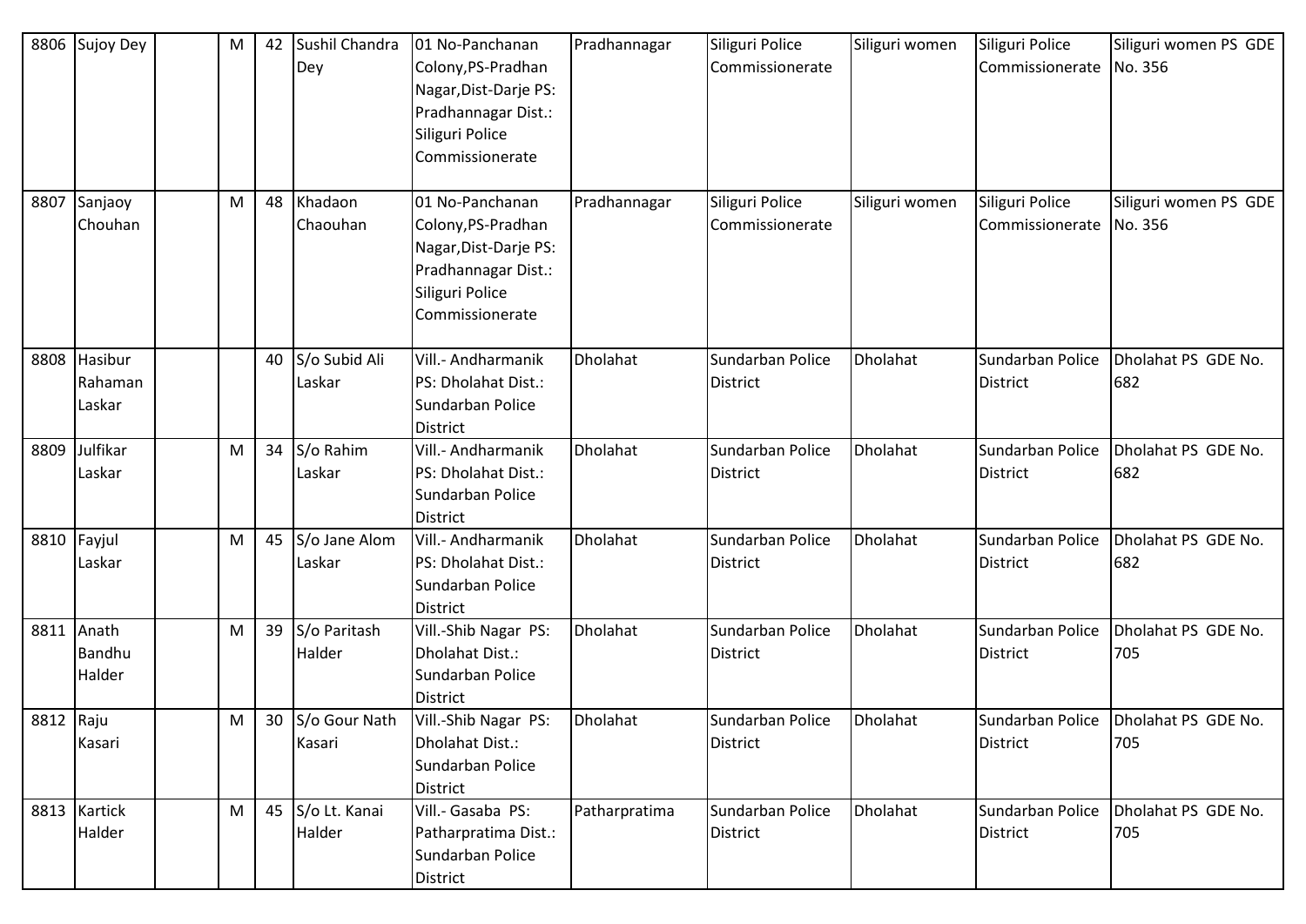| 8806 | Sujoy Dey | | M | 42 | Sushil Chandra Dey | 01 No-Panchanan Colony,PS-Pradhan Nagar,Dist-Darje PS: Pradhannagar Dist.: Siliguri Police Commissionerate | Pradhannagar | Siliguri Police Commissionerate | Siliguri women | Siliguri Police Commissionerate | Siliguri women PS GDE No. 356 |
|---|---|---|---|---|---|---|---|---|---|---|---|
| 8807 | Sanjaoy Chouhan | | M | 48 | Khadaon Chaouhan | 01 No-Panchanan Colony,PS-Pradhan Nagar,Dist-Darje PS: Pradhannagar Dist.: Siliguri Police Commissionerate | Pradhannagar | Siliguri Police Commissionerate | Siliguri women | Siliguri Police Commissionerate | Siliguri women PS GDE No. 356 |
| 8808 | Hasibur Rahaman Laskar | | | 40 | S/o Subid Ali Laskar | Vill.- Andharmanik PS: Dholahat Dist.: Sundarban Police District | Dholahat | Sundarban Police District | Dholahat | Sundarban Police District | Dholahat PS GDE No. 682 |
| 8809 | Julfikar Laskar | | M | 34 | S/o Rahim Laskar | Vill.- Andharmanik PS: Dholahat Dist.: Sundarban Police District | Dholahat | Sundarban Police District | Dholahat | Sundarban Police District | Dholahat PS GDE No. 682 |
| 8810 | Fayjul Laskar | | M | 45 | S/o Jane Alom Laskar | Vill.- Andharmanik PS: Dholahat Dist.: Sundarban Police District | Dholahat | Sundarban Police District | Dholahat | Sundarban Police District | Dholahat PS GDE No. 682 |
| 8811 | Anath Bandhu Halder | | M | 39 | S/o Paritash Halder | Vill.-Shib Nagar PS: Dholahat Dist.: Sundarban Police District | Dholahat | Sundarban Police District | Dholahat | Sundarban Police District | Dholahat PS GDE No. 705 |
| 8812 | Raju Kasari | | M | 30 | S/o Gour Nath Kasari | Vill.-Shib Nagar PS: Dholahat Dist.: Sundarban Police District | Dholahat | Sundarban Police District | Dholahat | Sundarban Police District | Dholahat PS GDE No. 705 |
| 8813 | Kartick Halder | | M | 45 | S/o Lt. Kanai Halder | Vill.- Gasaba PS: Patharpratima Dist.: Sundarban Police District | Patharpratima | Sundarban Police District | Dholahat | Sundarban Police District | Dholahat PS GDE No. 705 |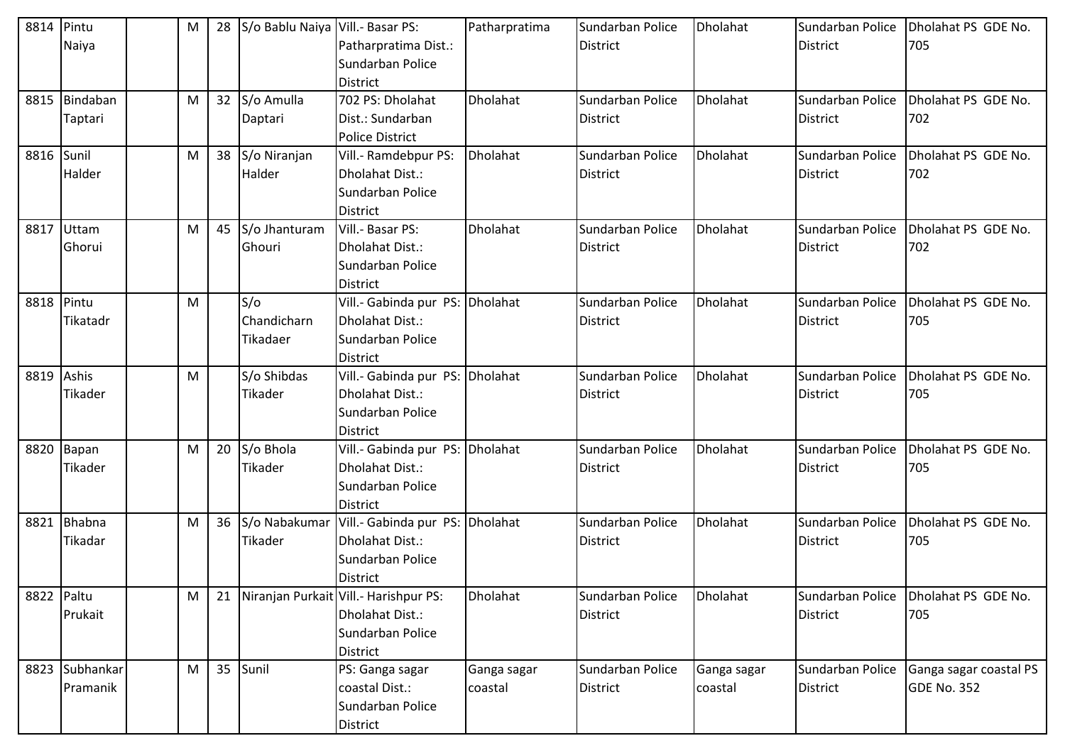| 8814 | Pintu Naiya | | M | 28 | S/o Bablu Naiya | Vill.- Basar PS: Patharpratima Dist.: Sundarban Police District | Patharpratima | Sundarban Police District | Dholahat | Sundarban Police District | Dholahat PS GDE No. 705 |
|---|---|---|---|---|---|---|---|---|---|---|---|
| 8815 | Bindaban Taptari | | M | 32 | S/o Amulla Daptari | 702 PS: Dholahat Dist.: Sundarban Police District | Dholahat | Sundarban Police District | Dholahat | Sundarban Police District | Dholahat PS GDE No. 702 |
| 8816 | Sunil Halder | | M | 38 | S/o Niranjan Halder | Vill.- Ramdebpur PS: Dholahat Dist.: Sundarban Police District | Dholahat | Sundarban Police District | Dholahat | Sundarban Police District | Dholahat PS GDE No. 702 |
| 8817 | Uttam Ghorui | | M | 45 | S/o Jhanturam Ghouri | Vill.- Basar PS: Dholahat Dist.: Sundarban Police District | Dholahat | Sundarban Police District | Dholahat | Sundarban Police District | Dholahat PS GDE No. 702 |
| 8818 | Pintu Tikatadr | | M | | S/o Chandicharn Tikadaer | Vill.- Gabinda pur PS: Dholahat Dist.: Sundarban Police District | Dholahat | Sundarban Police District | Dholahat | Sundarban Police District | Dholahat PS GDE No. 705 |
| 8819 | Ashis Tikader | | M | | S/o Shibdas Tikader | Vill.- Gabinda pur PS: Dholahat Dist.: Sundarban Police District | Dholahat | Sundarban Police District | Dholahat | Sundarban Police District | Dholahat PS GDE No. 705 |
| 8820 | Bapan Tikader | | M | 20 | S/o Bhola Tikader | Vill.- Gabinda pur PS: Dholahat Dist.: Sundarban Police District | Dholahat | Sundarban Police District | Dholahat | Sundarban Police District | Dholahat PS GDE No. 705 |
| 8821 | Bhabna Tikadar | | M | 36 | S/o Nabakumar Tikader | Vill.- Gabinda pur PS: Dholahat Dist.: Sundarban Police District | Dholahat | Sundarban Police District | Dholahat | Sundarban Police District | Dholahat PS GDE No. 705 |
| 8822 | Paltu Prukait | | M | 21 | Niranjan Purkait | Vill.- Harishpur PS: Dholahat Dist.: Sundarban Police District | Dholahat | Sundarban Police District | Dholahat | Sundarban Police District | Dholahat PS GDE No. 705 |
| 8823 | Subhankar Pramanik | | M | 35 | Sunil | PS: Ganga sagar coastal Dist.: Sundarban Police District | Ganga sagar coastal | Sundarban Police District | Ganga sagar coastal | Sundarban Police District | Ganga sagar coastal PS GDE No. 352 |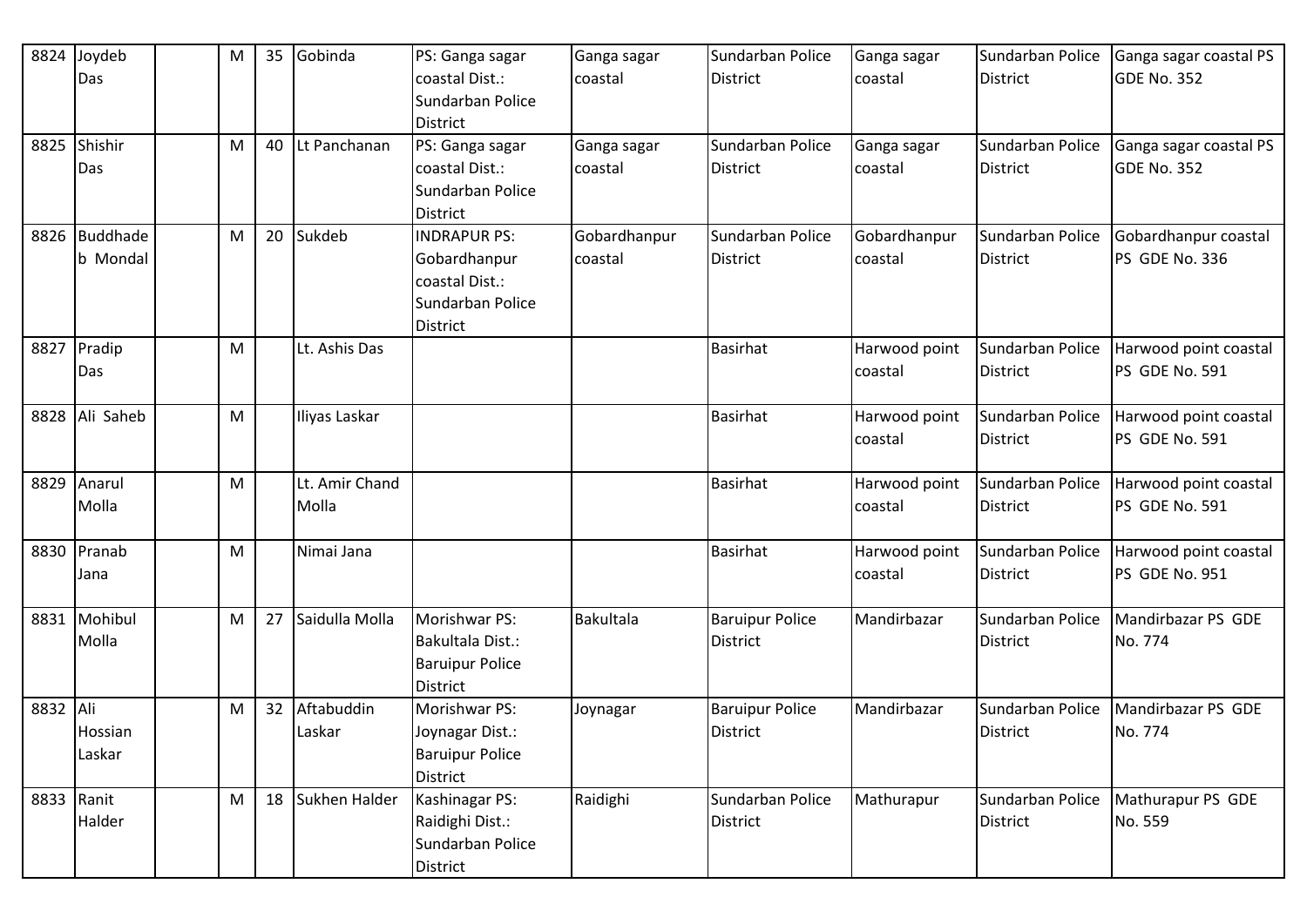| 8824 | Joydeb Das | | M | 35 | Gobinda | PS: Ganga sagar coastal Dist.: Sundarban Police District | Ganga sagar coastal | Sundarban Police District | Ganga sagar coastal | Sundarban Police District | Ganga sagar coastal PS GDE No. 352 |
|---|---|---|---|---|---|---|---|---|---|---|---|
| 8825 | Shishir Das | | M | 40 | Lt Panchanan | PS: Ganga sagar coastal Dist.: Sundarban Police District | Ganga sagar coastal | Sundarban Police District | Ganga sagar coastal | Sundarban Police District | Ganga sagar coastal PS GDE No. 352 |
| 8826 | Buddhadeb Mondal | | M | 20 | Sukdeb | INDRAPUR PS: Gobardhanpur coastal Dist.: Sundarban Police District | Gobardhanpur coastal | Sundarban Police District | Gobardhanpur coastal | Sundarban Police District | Gobardhanpur coastal PS GDE No. 336 |
| 8827 | Pradip Das | | M | | Lt. Ashis Das | | | Basirhat | Harwood point coastal | Sundarban Police District | Harwood point coastal PS GDE No. 591 |
| 8828 | Ali Saheb | | M | | Iliyas Laskar | | | Basirhat | Harwood point coastal | Sundarban Police District | Harwood point coastal PS GDE No. 591 |
| 8829 | Anarul Molla | | M | | Lt. Amir Chand Molla | | | Basirhat | Harwood point coastal | Sundarban Police District | Harwood point coastal PS GDE No. 591 |
| 8830 | Pranab Jana | | M | | Nimai Jana | | | Basirhat | Harwood point coastal | Sundarban Police District | Harwood point coastal PS GDE No. 951 |
| 8831 | Mohibul Molla | | M | 27 | Saidulla Molla | Morishwar PS: Bakultala Dist.: Baruipur Police District | Bakultala | Baruipur Police District | Mandirbazar | Sundarban Police District | Mandirbazar PS GDE No. 774 |
| 8832 | Ali Hossian Laskar | | M | 32 | Aftabuddin Laskar | Morishwar PS: Joynagar Dist.: Baruipur Police District | Joynagar | Baruipur Police District | Mandirbazar | Sundarban Police District | Mandirbazar PS GDE No. 774 |
| 8833 | Ranit Halder | | M | 18 | Sukhen Halder | Kashinagar PS: Raidighi Dist.: Sundarban Police District | Raidighi | Sundarban Police District | Mathurapur | Sundarban Police District | Mathurapur PS GDE No. 559 |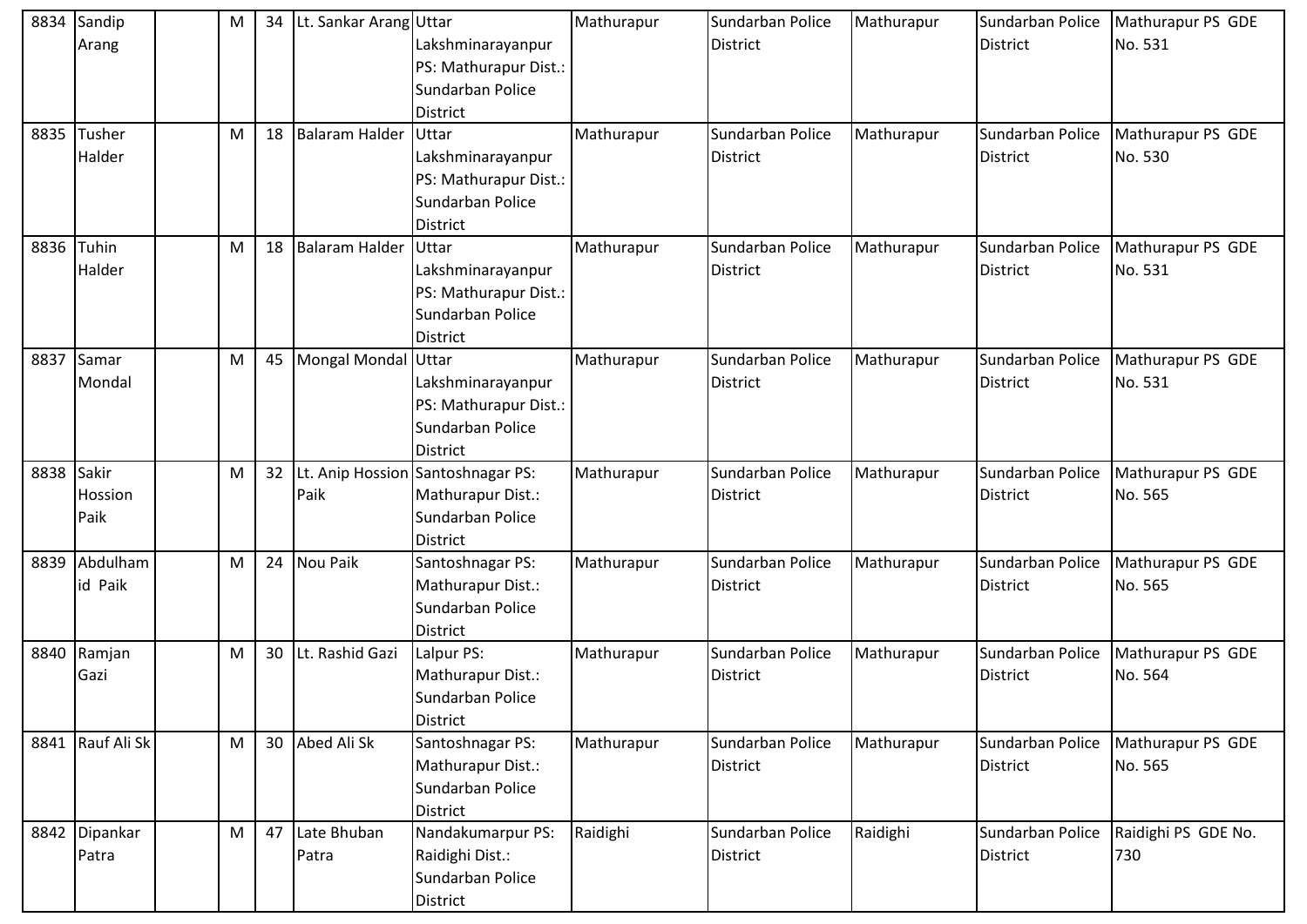| 8834 | Sandip Arang | | M | 34 | Lt. Sankar Arang | Uttar Lakshminarayanpur PS: Mathurapur Dist.: Sundarban Police District | Mathurapur | Sundarban Police District | Mathurapur | Sundarban Police District | Mathurapur PS GDE No. 531 |
|---|---|---|---|---|---|---|---|---|---|---|---|
| 8835 | Tusher Halder | | M | 18 | Balaram Halder | Uttar Lakshminarayanpur PS: Mathurapur Dist.: Sundarban Police District | Mathurapur | Sundarban Police District | Mathurapur | Sundarban Police District | Mathurapur PS GDE No. 530 |
| 8836 | Tuhin Halder | | M | 18 | Balaram Halder | Uttar Lakshminarayanpur PS: Mathurapur Dist.: Sundarban Police District | Mathurapur | Sundarban Police District | Mathurapur | Sundarban Police District | Mathurapur PS GDE No. 531 |
| 8837 | Samar Mondal | | M | 45 | Mongal Mondal | Uttar Lakshminarayanpur PS: Mathurapur Dist.: Sundarban Police District | Mathurapur | Sundarban Police District | Mathurapur | Sundarban Police District | Mathurapur PS GDE No. 531 |
| 8838 | Sakir Hossion Paik | | M | 32 | Lt. Anip Hossion Paik | Santoshnagar PS: Mathurapur Dist.: Sundarban Police District | Mathurapur | Sundarban Police District | Mathurapur | Sundarban Police District | Mathurapur PS GDE No. 565 |
| 8839 | Abdulhamid Paik | | M | 24 | Nou Paik | Santoshnagar PS: Mathurapur Dist.: Sundarban Police District | Mathurapur | Sundarban Police District | Mathurapur | Sundarban Police District | Mathurapur PS GDE No. 565 |
| 8840 | Ramjan Gazi | | M | 30 | Lt. Rashid Gazi | Lalpur PS: Mathurapur Dist.: Sundarban Police District | Mathurapur | Sundarban Police District | Mathurapur | Sundarban Police District | Mathurapur PS GDE No. 564 |
| 8841 | Rauf Ali Sk | | M | 30 | Abed Ali Sk | Santoshnagar PS: Mathurapur Dist.: Sundarban Police District | Mathurapur | Sundarban Police District | Mathurapur | Sundarban Police District | Mathurapur PS GDE No. 565 |
| 8842 | Dipankar Patra | | M | 47 | Late Bhuban Patra | Nandakumarpur PS: Raidighi Dist.: Sundarban Police District | Raidighi | Sundarban Police District | Raidighi | Sundarban Police District | Raidighi PS GDE No. 730 |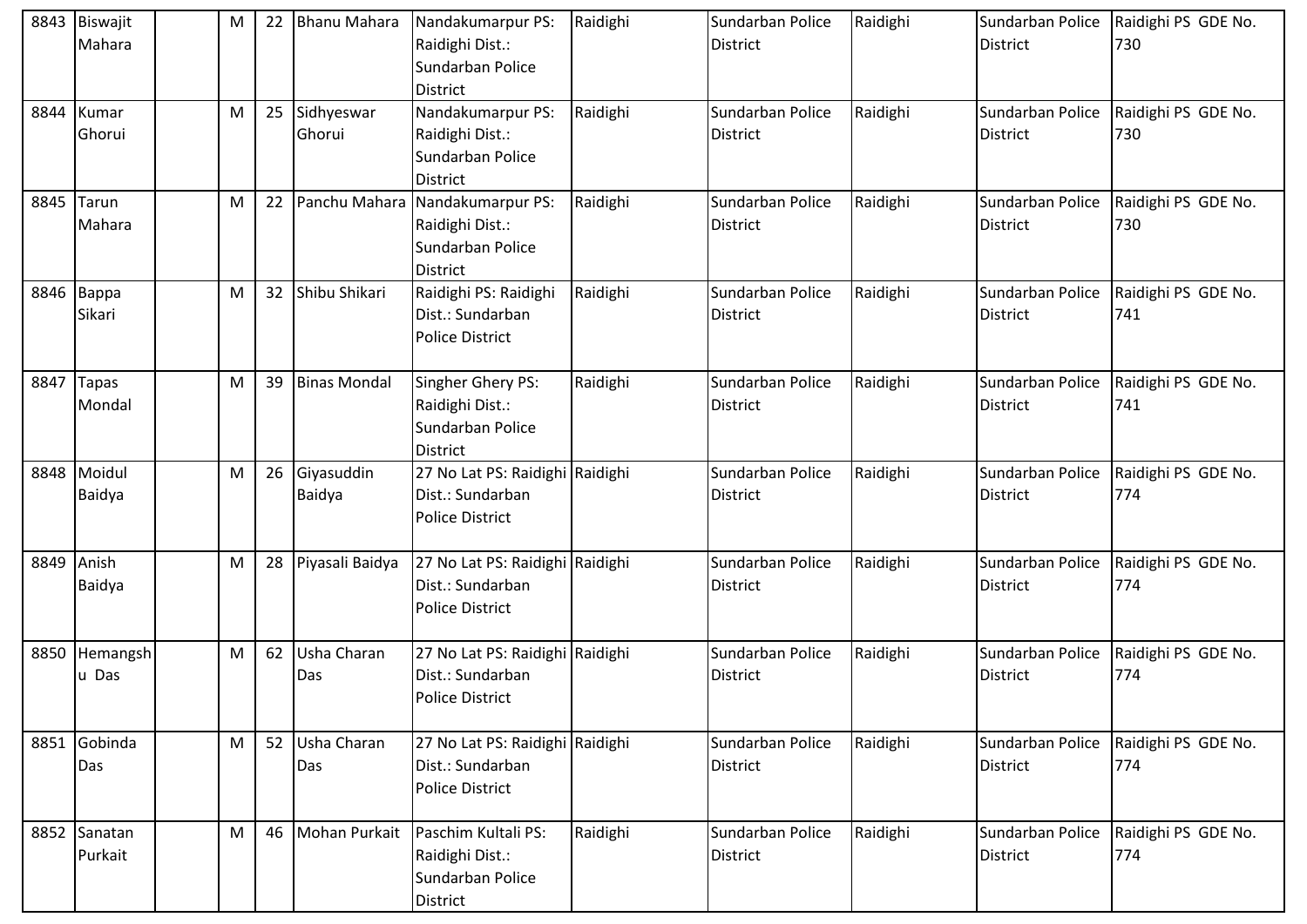| 8843 | Biswajit Mahara | | M | 22 | Bhanu Mahara | Nandakumarpur PS: Raidighi Dist.: Sundarban Police District | Raidighi | Sundarban Police District | Raidighi | Sundarban Police District | Raidighi PS GDE No. 730 |
|---|---|---|---|---|---|---|---|---|---|---|---|
| 8844 | Kumar Ghorui | | M | 25 | Sidhyeswar Ghorui | Nandakumarpur PS: Raidighi Dist.: Sundarban Police District | Raidighi | Sundarban Police District | Raidighi | Sundarban Police District | Raidighi PS GDE No. 730 |
| 8845 | Tarun Mahara | | M | 22 | Panchu Mahara | Nandakumarpur PS: Raidighi Dist.: Sundarban Police District | Raidighi | Sundarban Police District | Raidighi | Sundarban Police District | Raidighi PS GDE No. 730 |
| 8846 | Bappa Sikari | | M | 32 | Shibu Shikari | Raidighi PS: Raidighi Dist.: Sundarban Police District | Raidighi | Sundarban Police District | Raidighi | Sundarban Police District | Raidighi PS GDE No. 741 |
| 8847 | Tapas Mondal | | M | 39 | Binas Mondal | Singher Ghery PS: Raidighi Dist.: Sundarban Police District | Raidighi | Sundarban Police District | Raidighi | Sundarban Police District | Raidighi PS GDE No. 741 |
| 8848 | Moidul Baidya | | M | 26 | Giyasuddin Baidya | 27 No Lat PS: Raidighi Dist.: Sundarban Police District | Raidighi | Sundarban Police District | Raidighi | Sundarban Police District | Raidighi PS GDE No. 774 |
| 8849 | Anish Baidya | | M | 28 | Piyasali Baidya | 27 No Lat PS: Raidighi Dist.: Sundarban Police District | Raidighi | Sundarban Police District | Raidighi | Sundarban Police District | Raidighi PS GDE No. 774 |
| 8850 | Hemangshu Das | | M | 62 | Usha Charan Das | 27 No Lat PS: Raidighi Dist.: Sundarban Police District | Raidighi | Sundarban Police District | Raidighi | Sundarban Police District | Raidighi PS GDE No. 774 |
| 8851 | Gobinda Das | | M | 52 | Usha Charan Das | 27 No Lat PS: Raidighi Dist.: Sundarban Police District | Raidighi | Sundarban Police District | Raidighi | Sundarban Police District | Raidighi PS GDE No. 774 |
| 8852 | Sanatan Purkait | | M | 46 | Mohan Purkait | Paschim Kultali PS: Raidighi Dist.: Sundarban Police District | Raidighi | Sundarban Police District | Raidighi | Sundarban Police District | Raidighi PS GDE No. 774 |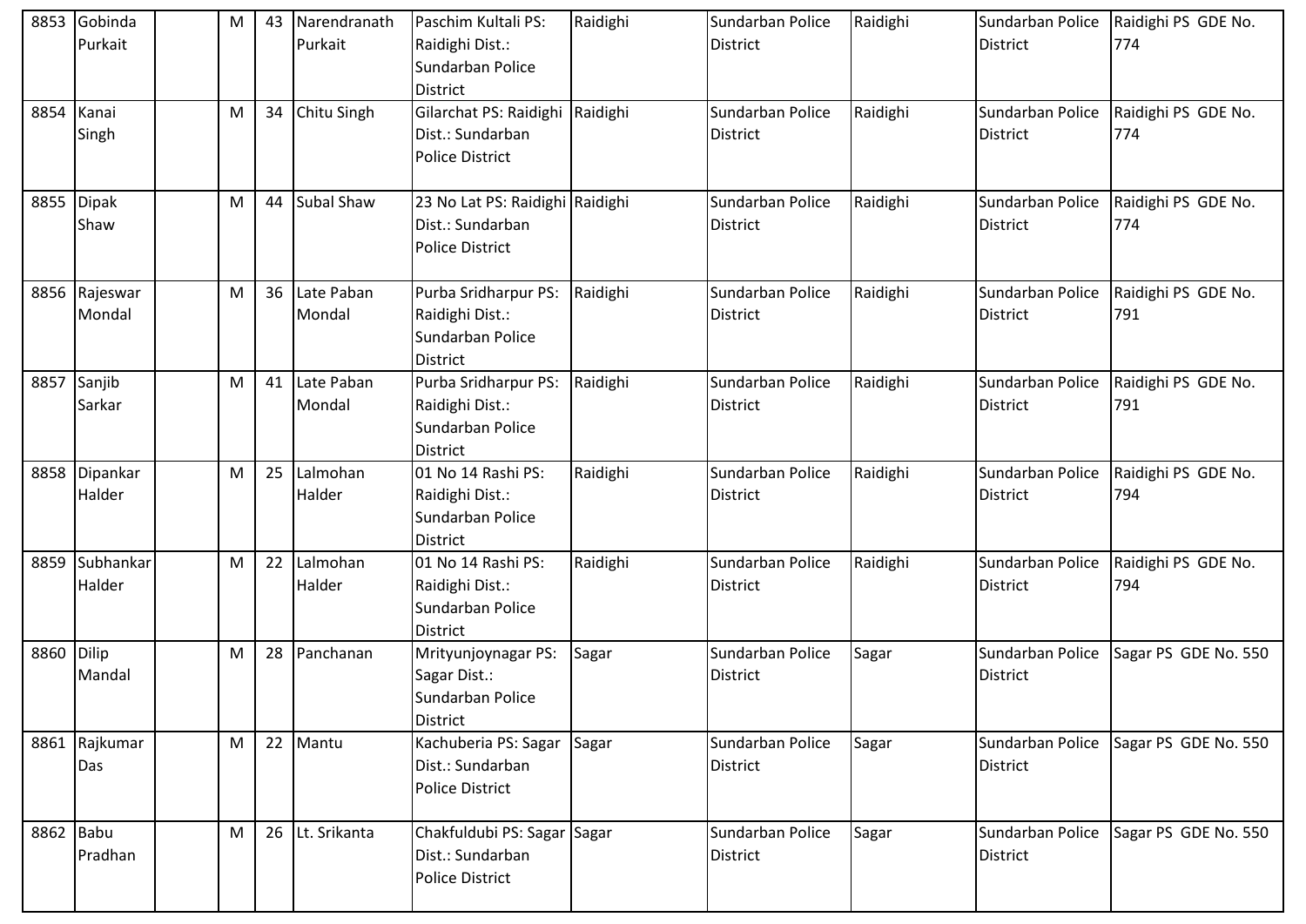| | | | | | | | | | | |
|---|---|---|---|---|---|---|---|---|---|---|
| 8853 | Gobinda Purkait | | M | 43 | Narendranath Purkait | Paschim Kultali PS: Raidighi Dist.: Sundarban Police District | Raidighi | Sundarban Police District | Raidighi | Sundarban Police District | Raidighi PS GDE No. 774 |
| 8854 | Kanai Singh | | M | 34 | Chitu Singh | Gilarchat PS: Raidighi Dist.: Sundarban Police District | Raidighi | Sundarban Police District | Raidighi | Sundarban Police District | Raidighi PS GDE No. 774 |
| 8855 | Dipak Shaw | | M | 44 | Subal Shaw | 23 No Lat PS: Raidighi Dist.: Sundarban Police District | Raidighi | Sundarban Police District | Raidighi | Sundarban Police District | Raidighi PS GDE No. 774 |
| 8856 | Rajeswar Mondal | | M | 36 | Late Paban Mondal | Purba Sridharpur PS: Raidighi Dist.: Sundarban Police District | Raidighi | Sundarban Police District | Raidighi | Sundarban Police District | Raidighi PS GDE No. 791 |
| 8857 | Sanjib Sarkar | | M | 41 | Late Paban Mondal | Purba Sridharpur PS: Raidighi Dist.: Sundarban Police District | Raidighi | Sundarban Police District | Raidighi | Sundarban Police District | Raidighi PS GDE No. 791 |
| 8858 | Dipankar Halder | | M | 25 | Lalmohan Halder | 01 No 14 Rashi PS: Raidighi Dist.: Sundarban Police District | Raidighi | Sundarban Police District | Raidighi | Sundarban Police District | Raidighi PS GDE No. 794 |
| 8859 | Subhankar Halder | | M | 22 | Lalmohan Halder | 01 No 14 Rashi PS: Raidighi Dist.: Sundarban Police District | Raidighi | Sundarban Police District | Raidighi | Sundarban Police District | Raidighi PS GDE No. 794 |
| 8860 | Dilip Mandal | | M | 28 | Panchanan | Mrityunjoynagar PS: Sagar Dist.: Sundarban Police District | Sagar | Sundarban Police District | Sagar | Sundarban Police District | Sagar PS GDE No. 550 |
| 8861 | Rajkumar Das | | M | 22 | Mantu | Kachuberia PS: Sagar Dist.: Sundarban Police District | Sagar | Sundarban Police District | Sagar | Sundarban Police District | Sagar PS GDE No. 550 |
| 8862 | Babu Pradhan | | M | 26 | Lt. Srikanta | Chakfuldubi PS: Sagar Dist.: Sundarban Police District | Sagar | Sundarban Police District | Sagar | Sundarban Police District | Sagar PS GDE No. 550 |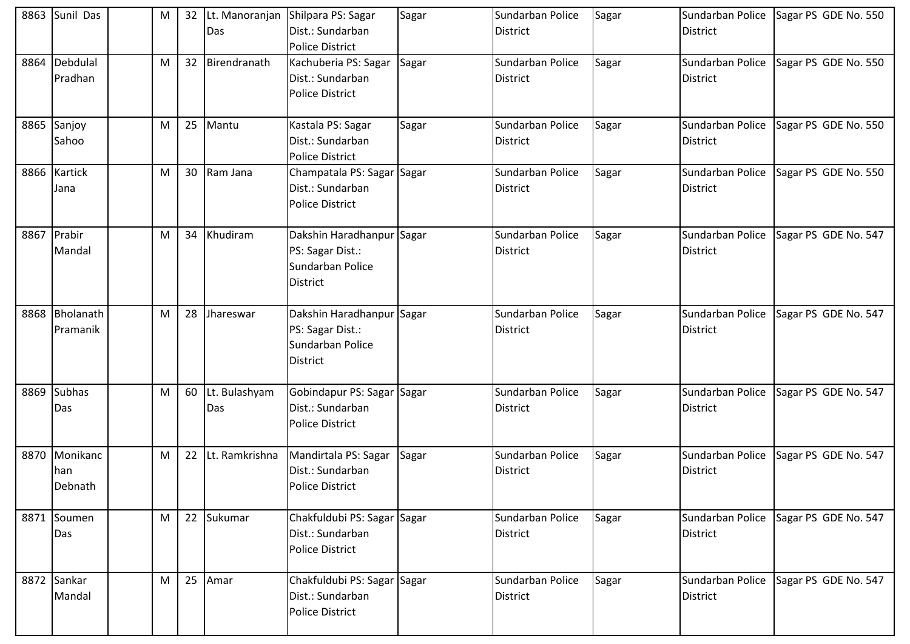| 8863 | Sunil Das | | M | 32 | Lt. Manoranjan Das | Shilpara PS: Sagar Dist.: Sundarban Police District | Sagar | Sundarban Police District | Sagar | Sundarban Police District | Sagar PS GDE No. 550 |
|---|---|---|---|---|---|---|---|---|---|---|---|
| 8864 | Debdulal Pradhan | | M | 32 | Birendranath | Kachuberia PS: Sagar Dist.: Sundarban Police District | Sagar | Sundarban Police District | Sagar | Sundarban Police District | Sagar PS GDE No. 550 |
| 8865 | Sanjoy Sahoo | | M | 25 | Mantu | Kastala PS: Sagar Dist.: Sundarban Police District | Sagar | Sundarban Police District | Sagar | Sundarban Police District | Sagar PS GDE No. 550 |
| 8866 | Kartick Jana | | M | 30 | Ram Jana | Champatala PS: Sagar Dist.: Sundarban Police District | Sagar | Sundarban Police District | Sagar | Sundarban Police District | Sagar PS GDE No. 550 |
| 8867 | Prabir Mandal | | M | 34 | Khudiram | Dakshin Haradhanpur PS: Sagar Dist.: Sundarban Police District | Sagar | Sundarban Police District | Sagar | Sundarban Police District | Sagar PS GDE No. 547 |
| 8868 | Bholanath Pramanik | | M | 28 | Jhareswar | Dakshin Haradhanpur PS: Sagar Dist.: Sundarban Police District | Sagar | Sundarban Police District | Sagar | Sundarban Police District | Sagar PS GDE No. 547 |
| 8869 | Subhas Das | | M | 60 | Lt. Bulashyam Das | Gobindapur PS: Sagar Dist.: Sundarban Police District | Sagar | Sundarban Police District | Sagar | Sundarban Police District | Sagar PS GDE No. 547 |
| 8870 | Monikanchan Debnath | | M | 22 | Lt. Ramkrishna | Mandirtala PS: Sagar Dist.: Sundarban Police District | Sagar | Sundarban Police District | Sagar | Sundarban Police District | Sagar PS GDE No. 547 |
| 8871 | Soumen Das | | M | 22 | Sukumar | Chakfuldubi PS: Sagar Dist.: Sundarban Police District | Sagar | Sundarban Police District | Sagar | Sundarban Police District | Sagar PS GDE No. 547 |
| 8872 | Sankar Mandal | | M | 25 | Amar | Chakfuldubi PS: Sagar Dist.: Sundarban Police District | Sagar | Sundarban Police District | Sagar | Sundarban Police District | Sagar PS GDE No. 547 |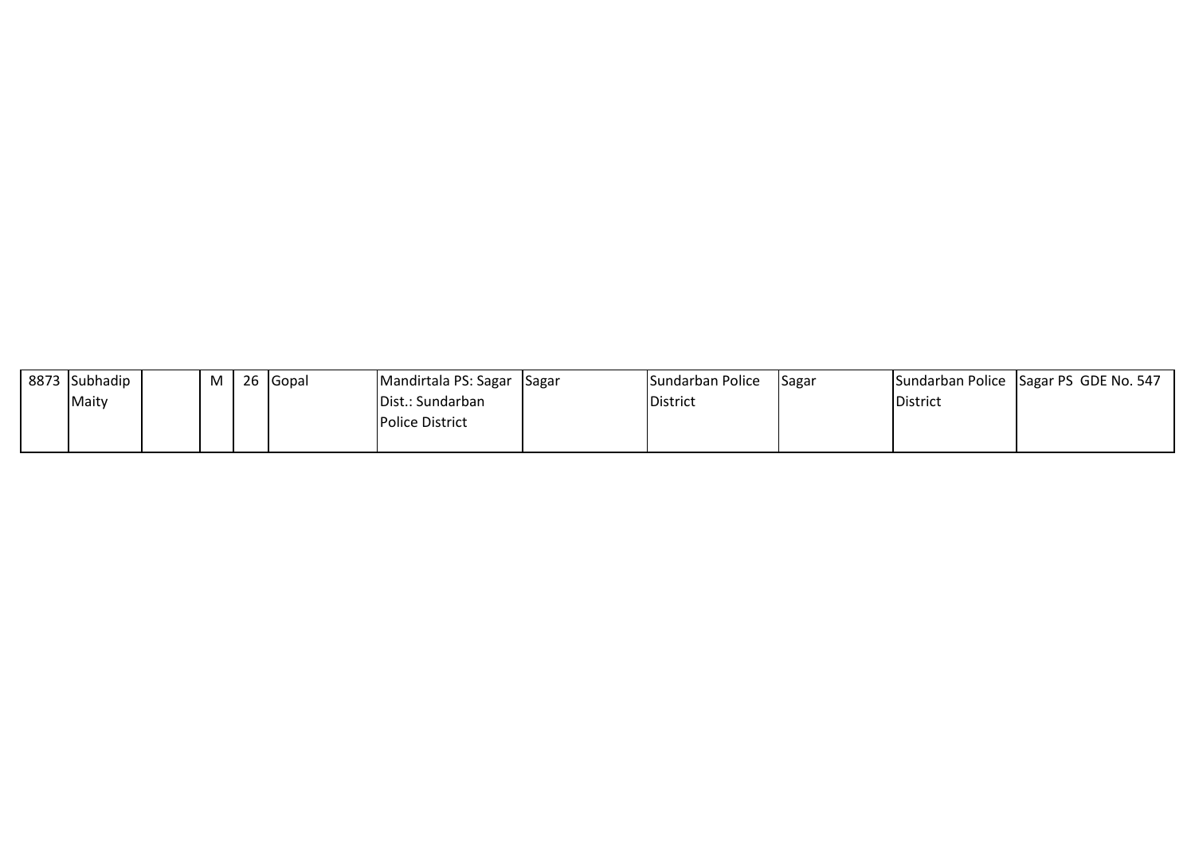| | | | | | | | | | | | |
|---|---|---|---|---|---|---|---|---|---|---|---|
| 8873 | Subhadip Maity | | M | 26 | Gopal | Mandirtala PS: Sagar Dist.: Sundarban Police District | Sagar | Sundarban Police District | Sagar | Sundarban Police District | Sagar PS GDE No. 547 |